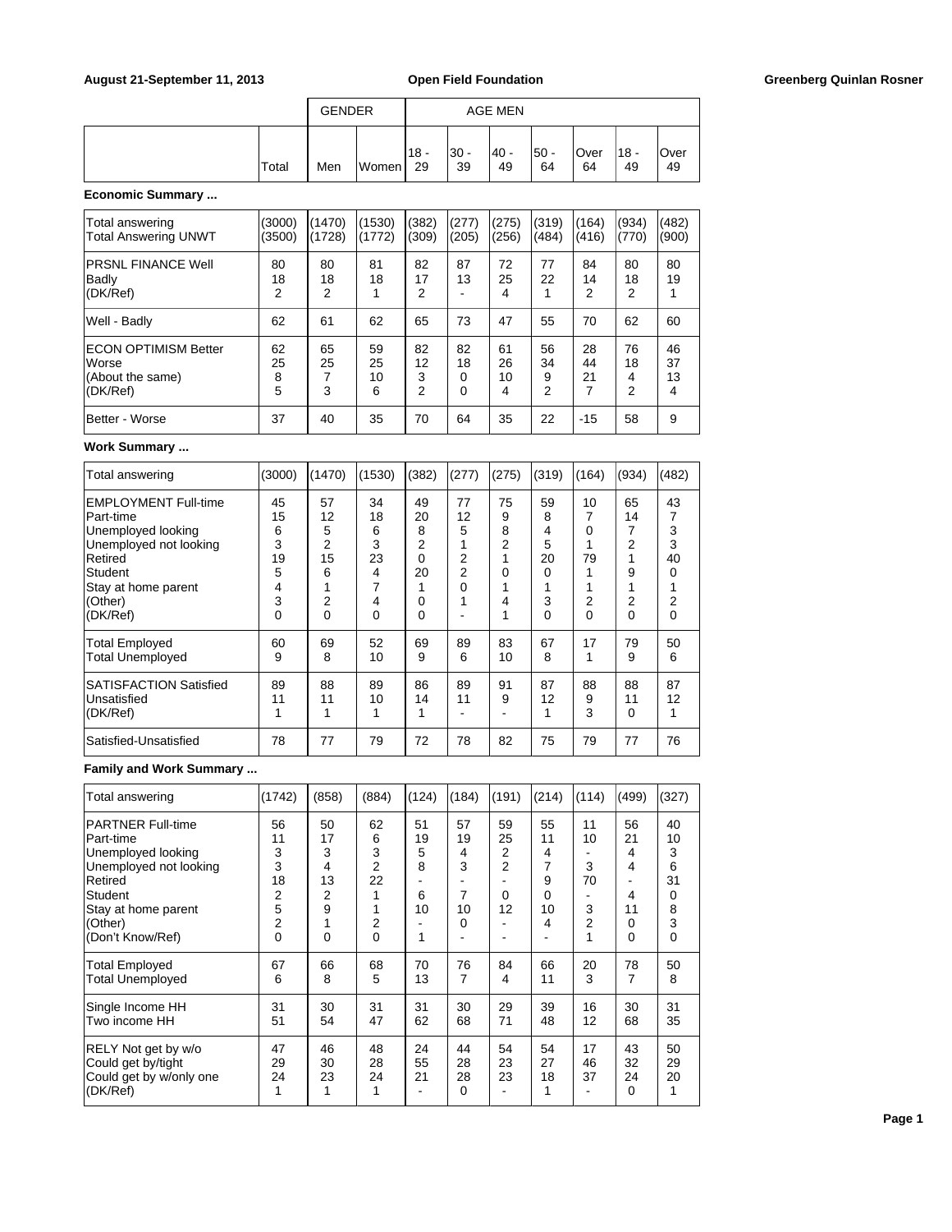| | Total | GENDER | | AGE MEN | | | | | | |
|---|---|---|---|---|---|---|---|---|---|---|
| | | Men | Women | 18 - 29 | 30 - 39 | 40 - 49 | 50 - 64 | Over 64 | 18 - 49 | Over 49 |

**Economic Summary ...**

| | Total | Men | Women | 18 - 29 | 30 - 39 | 40 - 49 | 50 - 64 | Over 64 | 18 - 49 | Over 49 |
|---|---|---|---|---|---|---|---|---|---|---|
| Total answering | (3000) | (1470) | (1530) | (382) | (277) | (275) | (319) | (164) | (934) | (482) |
| Total Answering UNWT | (3500) | (1728) | (1772) | (309) | (205) | (256) | (484) | (416) | (770) | (900) |
| PRSNL FINANCE Well | 80 | 80 | 81 | 82 | 87 | 72 | 77 | 84 | 80 | 80 |
| Badly | 18 | 18 | 18 | 17 | 13 | 25 | 22 | 14 | 18 | 19 |
| (DK/Ref) | 2 | 2 | 1 | 2 | - | 4 | 1 | 2 | 2 | 1 |
| Well - Badly | 62 | 61 | 62 | 65 | 73 | 47 | 55 | 70 | 62 | 60 |
| ECON OPTIMISM Better | 62 | 65 | 59 | 82 | 82 | 61 | 56 | 28 | 76 | 46 |
| Worse | 25 | 25 | 25 | 12 | 18 | 26 | 34 | 44 | 18 | 37 |
| (About the same) | 8 | 7 | 10 | 3 | 0 | 10 | 9 | 21 | 4 | 13 |
| (DK/Ref) | 5 | 3 | 6 | 2 | 0 | 4 | 2 | 7 | 2 | 4 |
| Better - Worse | 37 | 40 | 35 | 70 | 64 | 35 | 22 | -15 | 58 | 9 |

**Work Summary ...**

| | Total | Men | Women | 18 - 29 | 30 - 39 | 40 - 49 | 50 - 64 | Over 64 | 18 - 49 | Over 49 |
|---|---|---|---|---|---|---|---|---|---|---|
| Total answering | (3000) | (1470) | (1530) | (382) | (277) | (275) | (319) | (164) | (934) | (482) |
| EMPLOYMENT Full-time | 45 | 57 | 34 | 49 | 77 | 75 | 59 | 10 | 65 | 43 |
| Part-time | 15 | 12 | 18 | 20 | 12 | 9 | 8 | 7 | 14 | 7 |
| Unemployed looking | 6 | 5 | 6 | 8 | 5 | 8 | 4 | 0 | 7 | 3 |
| Unemployed not looking | 3 | 2 | 3 | 2 | 1 | 2 | 5 | 1 | 2 | 3 |
| Retired | 19 | 15 | 23 | 0 | 2 | 1 | 20 | 79 | 1 | 40 |
| Student | 5 | 6 | 4 | 20 | 2 | 0 | 0 | 1 | 9 | 0 |
| Stay at home parent | 4 | 1 | 7 | 1 | 0 | 1 | 1 | 1 | 1 | 1 |
| (Other) | 3 | 2 | 4 | 0 | 1 | 4 | 3 | 2 | 2 | 2 |
| (DK/Ref) | 0 | 0 | 0 | 0 | - | 1 | 0 | 0 | 0 | 0 |
| Total Employed | 60 | 69 | 52 | 69 | 89 | 83 | 67 | 17 | 79 | 50 |
| Total Unemployed | 9 | 8 | 10 | 9 | 6 | 10 | 8 | 1 | 9 | 6 |
| SATISFACTION Satisfied | 89 | 88 | 89 | 86 | 89 | 91 | 87 | 88 | 88 | 87 |
| Unsatisfied | 11 | 11 | 10 | 14 | 11 | 9 | 12 | 9 | 11 | 12 |
| (DK/Ref) | 1 | 1 | 1 | 1 | - | - | 1 | 3 | 0 | 1 |
| Satisfied-Unsatisfied | 78 | 77 | 79 | 72 | 78 | 82 | 75 | 79 | 77 | 76 |

**Family and Work Summary ...**

| | Total | Men | Women | 18 - 29 | 30 - 39 | 40 - 49 | 50 - 64 | Over 64 | 18 - 49 | Over 49 |
|---|---|---|---|---|---|---|---|---|---|---|
| Total answering | (1742) | (858) | (884) | (124) | (184) | (191) | (214) | (114) | (499) | (327) |
| PARTNER Full-time | 56 | 50 | 62 | 51 | 57 | 59 | 55 | 11 | 56 | 40 |
| Part-time | 11 | 17 | 6 | 19 | 19 | 25 | 11 | 10 | 21 | 10 |
| Unemployed looking | 3 | 3 | 3 | 5 | 4 | 2 | 4 | - | 4 | 3 |
| Unemployed not looking | 3 | 4 | 2 | 8 | 3 | 2 | 7 | 3 | 4 | 6 |
| Retired | 18 | 13 | 22 | - | - | - | 9 | 70 | - | 31 |
| Student | 2 | 2 | 1 | 6 | 7 | 0 | 0 | - | 4 | 0 |
| Stay at home parent | 5 | 9 | 1 | 10 | 10 | 12 | 10 | 3 | 11 | 8 |
| (Other) | 2 | 1 | 2 | - | 0 | - | 4 | 2 | 0 | 3 |
| (Don't Know/Ref) | 0 | 0 | 0 | 1 | - | - | - | 1 | 0 | 0 |
| Total Employed | 67 | 66 | 68 | 70 | 76 | 84 | 66 | 20 | 78 | 50 |
| Total Unemployed | 6 | 8 | 5 | 13 | 7 | 4 | 11 | 3 | 7 | 8 |
| Single Income HH | 31 | 30 | 31 | 31 | 30 | 29 | 39 | 16 | 30 | 31 |
| Two income HH | 51 | 54 | 47 | 62 | 68 | 71 | 48 | 12 | 68 | 35 |
| RELY Not get by w/o | 47 | 46 | 48 | 24 | 44 | 54 | 54 | 17 | 43 | 50 |
| Could get by/tight | 29 | 30 | 28 | 55 | 28 | 23 | 27 | 46 | 32 | 29 |
| Could get by w/only one | 24 | 23 | 24 | 21 | 28 | 23 | 18 | 37 | 24 | 20 |
| (DK/Ref) | 1 | 1 | 1 | - | 0 | - | 1 | - | 0 | 1 |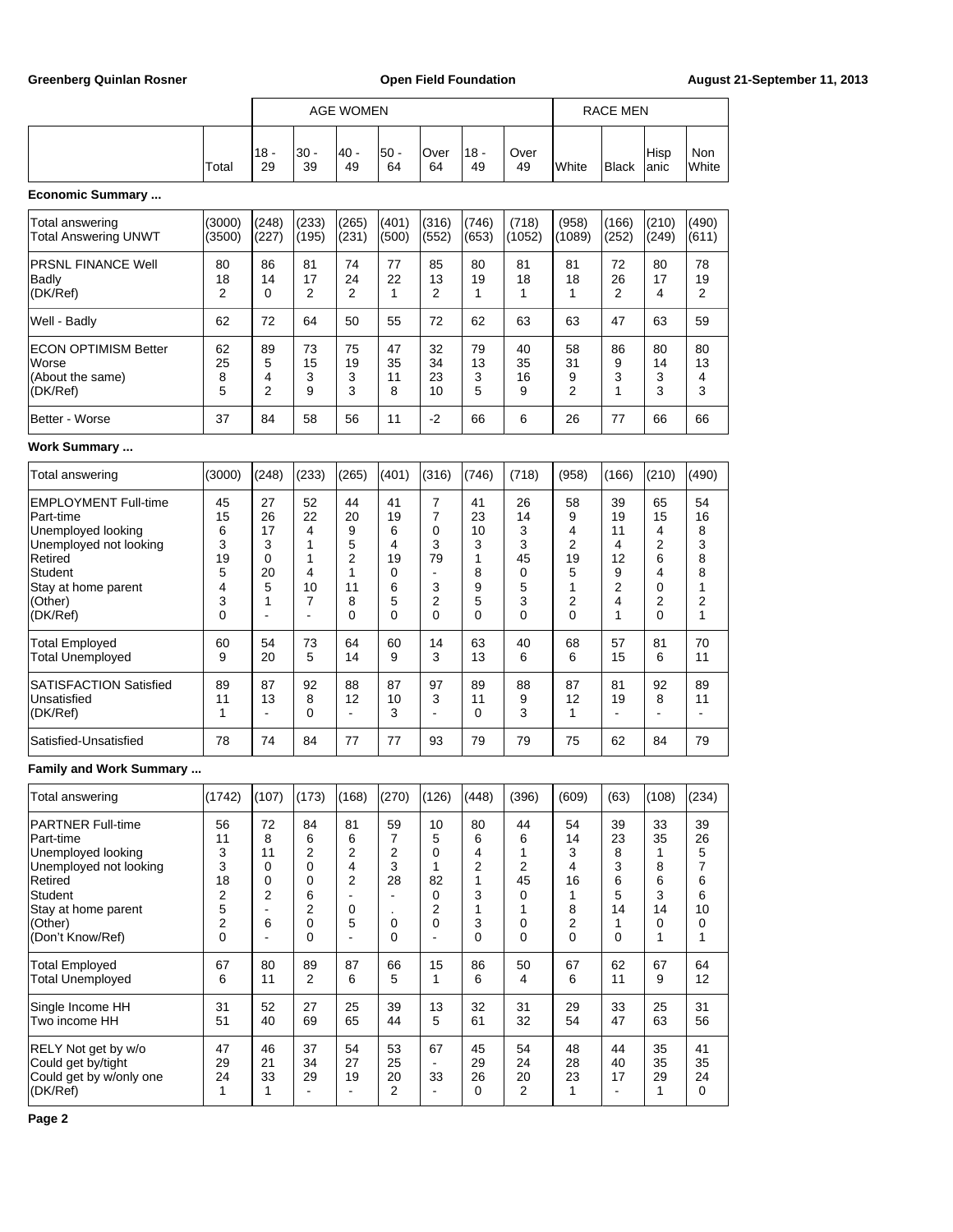| | | AGE WOMEN | | | | | | | RACE MEN | | | |
|---|---|---|---|---|---|---|---|---|---|---|---|---|
| | Total | 18 - 29 | 30 - 39 | 40 - 49 | 50 - 64 | Over 64 | 18 - 49 | Over 49 | White | Black | Hispanic | Non White |
| **Economic Summary ...** | | | | | | | | | | | | |
| Total answering | (3000) | (248) | (233) | (265) | (401) | (316) | (746) | (718) | (958) | (166) | (210) | (490) |
| Total Answering UNWT | (3500) | (227) | (195) | (231) | (500) | (552) | (653) | (1052) | (1089) | (252) | (249) | (611) |
| PRSNL FINANCE Well | 80 | 86 | 81 | 74 | 77 | 85 | 80 | 81 | 81 | 72 | 80 | 78 |
| Badly | 18 | 14 | 17 | 24 | 22 | 13 | 19 | 18 | 18 | 26 | 17 | 19 |
| (DK/Ref) | 2 | 0 | 2 | 2 | 1 | 2 | 1 | 1 | 1 | 2 | 4 | 2 |
| Well - Badly | 62 | 72 | 64 | 50 | 55 | 72 | 62 | 63 | 63 | 47 | 63 | 59 |
| ECON OPTIMISM Better | 62 | 89 | 73 | 75 | 47 | 32 | 79 | 40 | 58 | 86 | 80 | 80 |
| Worse | 25 | 5 | 15 | 19 | 35 | 34 | 13 | 35 | 31 | 9 | 14 | 13 |
| (About the same) | 8 | 4 | 3 | 3 | 11 | 23 | 3 | 16 | 9 | 3 | 3 | 4 |
| (DK/Ref) | 5 | 2 | 9 | 3 | 8 | 10 | 5 | 9 | 2 | 1 | 3 | 3 |
| Better - Worse | 37 | 84 | 58 | 56 | 11 | -2 | 66 | 6 | 26 | 77 | 66 | 66 |
| **Work Summary ...** | | | | | | | | | | | | |
| Total answering | (3000) | (248) | (233) | (265) | (401) | (316) | (746) | (718) | (958) | (166) | (210) | (490) |
| EMPLOYMENT Full-time | 45 | 27 | 52 | 44 | 41 | 7 | 41 | 26 | 58 | 39 | 65 | 54 |
| Part-time | 15 | 26 | 22 | 20 | 19 | 7 | 23 | 14 | 9 | 19 | 15 | 16 |
| Unemployed looking | 6 | 17 | 4 | 9 | 6 | 0 | 10 | 3 | 4 | 11 | 4 | 8 |
| Unemployed not looking | 3 | 3 | 1 | 5 | 4 | 3 | 3 | 3 | 2 | 4 | 2 | 3 |
| Retired | 19 | 0 | 1 | 2 | 19 | 79 | 1 | 45 | 19 | 12 | 6 | 8 |
| Student | 5 | 20 | 4 | 1 | 0 | - | 8 | 0 | 5 | 9 | 4 | 8 |
| Stay at home parent | 4 | 5 | 10 | 11 | 6 | 3 | 9 | 5 | 1 | 2 | 0 | 1 |
| (Other) | 3 | 1 | 7 | 8 | 5 | 2 | 5 | 3 | 2 | 4 | 2 | 2 |
| (DK/Ref) | 0 | - | - | 0 | 0 | 0 | 0 | 0 | 0 | 1 | 0 | 1 |
| Total Employed | 60 | 54 | 73 | 64 | 60 | 14 | 63 | 40 | 68 | 57 | 81 | 70 |
| Total Unemployed | 9 | 20 | 5 | 14 | 9 | 3 | 13 | 6 | 6 | 15 | 6 | 11 |
| SATISFACTION Satisfied | 89 | 87 | 92 | 88 | 87 | 97 | 89 | 88 | 87 | 81 | 92 | 89 |
| Unsatisfied | 11 | 13 | 8 | 12 | 10 | 3 | 11 | 9 | 12 | 19 | 8 | 11 |
| (DK/Ref) | 1 | - | 0 | - | 3 | - | 0 | 3 | 1 | - | - | - |
| Satisfied-Unsatisfied | 78 | 74 | 84 | 77 | 77 | 93 | 79 | 79 | 75 | 62 | 84 | 79 |
| **Family and Work Summary ...** | | | | | | | | | | | | |
| Total answering | (1742) | (107) | (173) | (168) | (270) | (126) | (448) | (396) | (609) | (63) | (108) | (234) |
| PARTNER Full-time | 56 | 72 | 84 | 81 | 59 | 10 | 80 | 44 | 54 | 39 | 33 | 39 |
| Part-time | 11 | 8 | 6 | 6 | 7 | 5 | 6 | 6 | 14 | 23 | 35 | 26 |
| Unemployed looking | 3 | 11 | 2 | 2 | 2 | 0 | 4 | 1 | 3 | 8 | 1 | 5 |
| Unemployed not looking | 3 | 0 | 0 | 4 | 3 | 1 | 2 | 2 | 4 | 3 | 8 | 7 |
| Retired | 18 | 0 | 0 | 2 | 28 | 82 | 1 | 45 | 16 | 6 | 6 | 6 |
| Student | 2 | 2 | 6 | - | - | 0 | 3 | 0 | 1 | 5 | 3 | 6 |
| Stay at home parent | 5 | - | 2 | 0 | . | 2 | 1 | 1 | 8 | 14 | 14 | 10 |
| (Other) | 2 | 6 | 0 | 5 | 0 | 0 | 3 | 0 | 2 | 1 | 0 | 0 |
| (Don't Know/Ref) | 0 | - | 0 | - | 0 | - | 0 | 0 | 0 | 0 | 1 | 1 |
| Total Employed | 67 | 80 | 89 | 87 | 66 | 15 | 86 | 50 | 67 | 62 | 67 | 64 |
| Total Unemployed | 6 | 11 | 2 | 6 | 5 | 1 | 6 | 4 | 6 | 11 | 9 | 12 |
| Single Income HH | 31 | 52 | 27 | 25 | 39 | 13 | 32 | 31 | 29 | 33 | 25 | 31 |
| Two income HH | 51 | 40 | 69 | 65 | 44 | 5 | 61 | 32 | 54 | 47 | 63 | 56 |
| RELY Not get by w/o | 47 | 46 | 37 | 54 | 53 | 67 | 45 | 54 | 48 | 44 | 35 | 41 |
| Could get by/tight | 29 | 21 | 34 | 27 | 25 | - | 29 | 24 | 28 | 40 | 35 | 35 |
| Could get by w/only one | 24 | 33 | 29 | 19 | 20 | 33 | 26 | 20 | 23 | 17 | 29 | 24 |
| (DK/Ref) | 1 | 1 | - | - | 2 | - | 0 | 2 | 1 | - | 1 | 0 |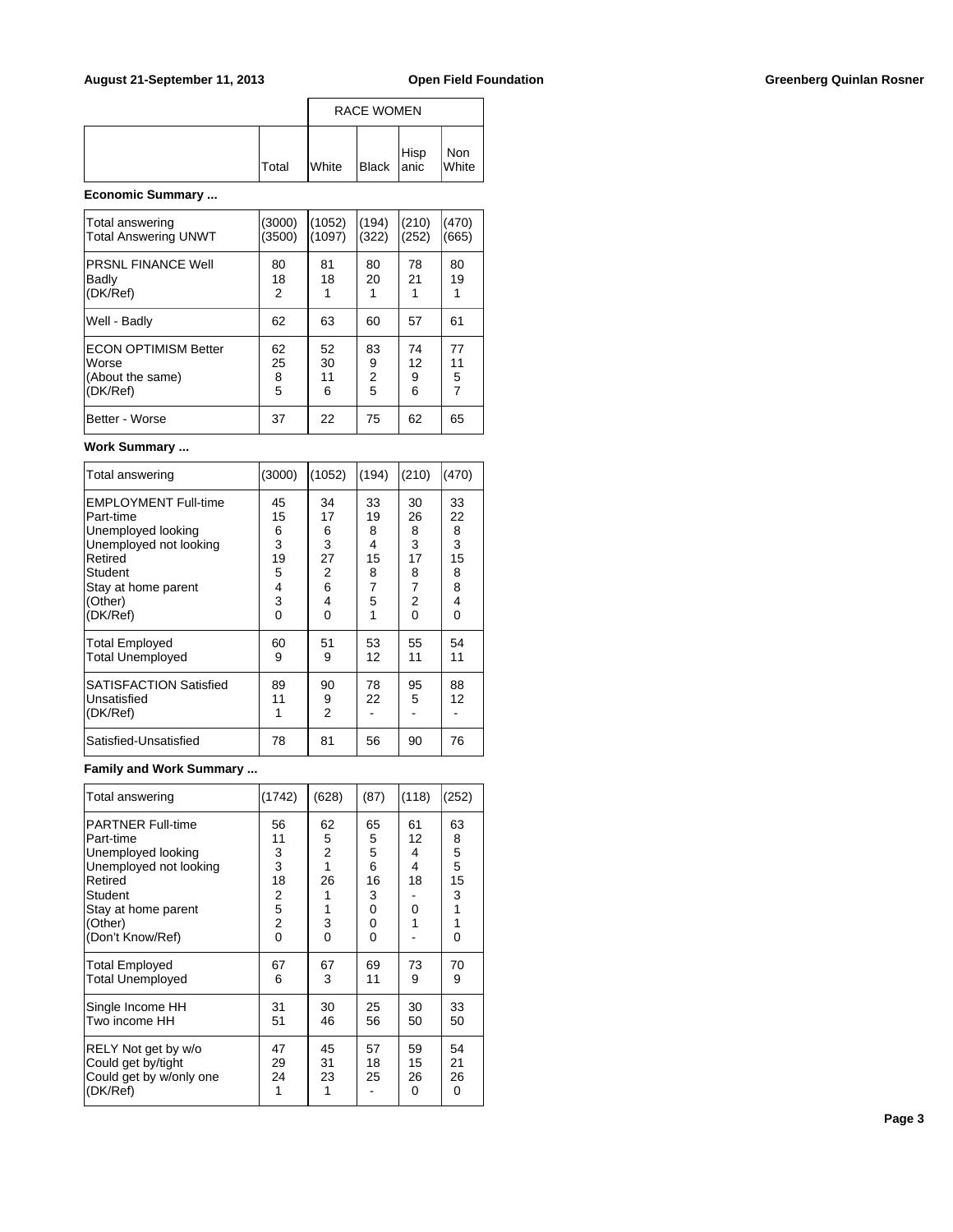| | Total | RACE WOMEN White | Black | Hispanic | Non White |
|---|---|---|---|---|---|

**Economic Summary ...**

| | Total | White | Black | Hispanic | Non White |
|---|---|---|---|---|---|
| Total answering | (3000) | (1052) | (194) | (210) | (470) |
| Total Answering UNWT | (3500) | (1097) | (322) | (252) | (665) |
| PRSNL FINANCE Well | 80 | 81 | 80 | 78 | 80 |
| Badly | 18 | 18 | 20 | 21 | 19 |
| (DK/Ref) | 2 | 1 | 1 | 1 | 1 |
| Well - Badly | 62 | 63 | 60 | 57 | 61 |
| ECON OPTIMISM Better | 62 | 52 | 83 | 74 | 77 |
| Worse | 25 | 30 | 9 | 12 | 11 |
| (About the same) | 8 | 11 | 2 | 9 | 5 |
| (DK/Ref) | 5 | 6 | 5 | 6 | 7 |
| Better - Worse | 37 | 22 | 75 | 62 | 65 |

**Work Summary ...**

| | Total | White | Black | Hispanic | Non White |
|---|---|---|---|---|---|
| Total answering | (3000) | (1052) | (194) | (210) | (470) |
| EMPLOYMENT Full-time | 45 | 34 | 33 | 30 | 33 |
| Part-time | 15 | 17 | 19 | 26 | 22 |
| Unemployed looking | 6 | 6 | 8 | 8 | 8 |
| Unemployed not looking | 3 | 3 | 4 | 3 | 3 |
| Retired | 19 | 27 | 15 | 17 | 15 |
| Student | 5 | 2 | 8 | 8 | 8 |
| Stay at home parent | 4 | 6 | 7 | 7 | 8 |
| (Other) | 3 | 4 | 5 | 2 | 4 |
| (DK/Ref) | 0 | 0 | 1 | 0 | 0 |
| Total Employed | 60 | 51 | 53 | 55 | 54 |
| Total Unemployed | 9 | 9 | 12 | 11 | 11 |
| SATISFACTION Satisfied | 89 | 90 | 78 | 95 | 88 |
| Unsatisfied | 11 | 9 | 22 | 5 | 12 |
| (DK/Ref) | 1 | 2 | - | - | - |
| Satisfied-Unsatisfied | 78 | 81 | 56 | 90 | 76 |

**Family and Work Summary ...**

| | Total | White | Black | Hispanic | Non White |
|---|---|---|---|---|---|
| Total answering | (1742) | (628) | (87) | (118) | (252) |
| PARTNER Full-time | 56 | 62 | 65 | 61 | 63 |
| Part-time | 11 | 5 | 5 | 12 | 8 |
| Unemployed looking | 3 | 2 | 5 | 4 | 5 |
| Unemployed not looking | 3 | 1 | 6 | 4 | 5 |
| Retired | 18 | 26 | 16 | 18 | 15 |
| Student | 2 | 1 | 3 | - | 3 |
| Stay at home parent | 5 | 1 | 0 | 0 | 1 |
| (Other) | 2 | 3 | 0 | 1 | 1 |
| (Don't Know/Ref) | 0 | 0 | 0 | - | 0 |
| Total Employed | 67 | 67 | 69 | 73 | 70 |
| Total Unemployed | 6 | 3 | 11 | 9 | 9 |
| Single Income HH | 31 | 30 | 25 | 30 | 33 |
| Two income HH | 51 | 46 | 56 | 50 | 50 |
| RELY Not get by w/o | 47 | 45 | 57 | 59 | 54 |
| Could get by/tight | 29 | 31 | 18 | 15 | 21 |
| Could get by w/only one | 24 | 23 | 25 | 26 | 26 |
| (DK/Ref) | 1 | 1 | - | 0 | 0 |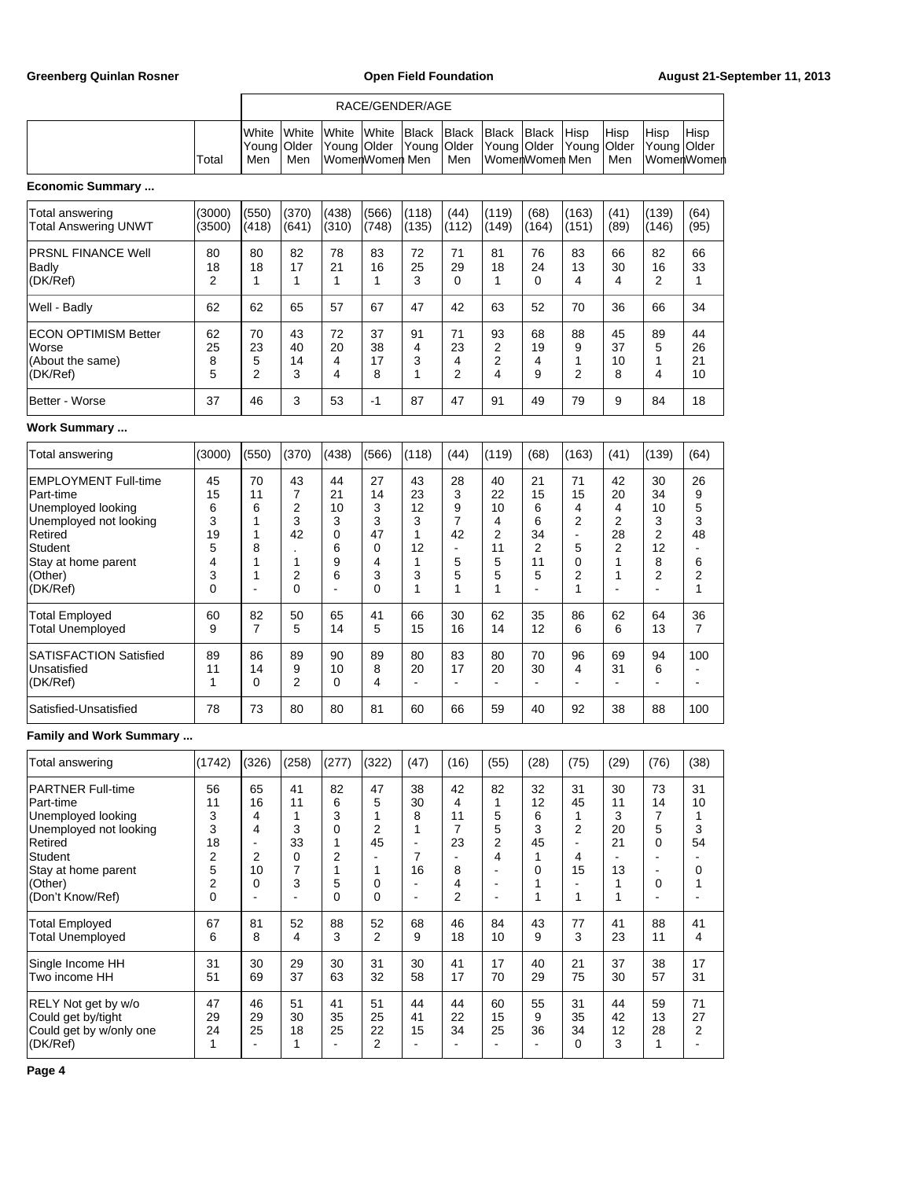| | | RACE/GENDER/AGE | | | | | | | | | | | |
|---|---|---|---|---|---|---|---|---|---|---|---|---|---|
| | Total | White Young Men | White Older Men | White Young Women | White Older Women | Black Young Men | Black Older Men | Black Young Women | Black Older Women | Hisp Young Men | Hisp Older Men | Hisp Young Women | Hisp Older Women |

**Economic Summary ...**

| | Total | White Young Men | White Older Men | White Young Women | White Older Women | Black Young Men | Black Older Men | Black Young Women | Black Older Women | Hisp Young Men | Hisp Older Men | Hisp Young Women | Hisp Older Women |
|---|---|---|---|---|---|---|---|---|---|---|---|---|---|
| Total answering | (3000) | (550) | (370) | (438) | (566) | (118) | (44) | (119) | (68) | (163) | (41) | (139) | (64) |
| Total Answering UNWT | (3500) | (418) | (641) | (310) | (748) | (135) | (112) | (149) | (164) | (151) | (89) | (146) | (95) |
| PRSNL FINANCE Well | 80 | 80 | 82 | 78 | 83 | 72 | 71 | 81 | 76 | 83 | 66 | 82 | 66 |
| Badly | 18 | 18 | 17 | 21 | 16 | 25 | 29 | 18 | 24 | 13 | 30 | 16 | 33 |
| (DK/Ref) | 2 | 1 | 1 | 1 | 1 | 3 | 0 | 1 | 0 | 4 | 4 | 2 | 1 |
| Well - Badly | 62 | 62 | 65 | 57 | 67 | 47 | 42 | 63 | 52 | 70 | 36 | 66 | 34 |
| ECON OPTIMISM Better | 62 | 70 | 43 | 72 | 37 | 91 | 71 | 93 | 68 | 88 | 45 | 89 | 44 |
| Worse | 25 | 23 | 40 | 20 | 38 | 4 | 23 | 2 | 19 | 9 | 37 | 5 | 26 |
| (About the same) | 8 | 5 | 14 | 4 | 17 | 3 | 4 | 2 | 4 | 1 | 10 | 1 | 21 |
| (DK/Ref) | 5 | 2 | 3 | 4 | 8 | 1 | 2 | 4 | 9 | 2 | 8 | 4 | 10 |
| Better - Worse | 37 | 46 | 3 | 53 | -1 | 87 | 47 | 91 | 49 | 79 | 9 | 84 | 18 |

**Work Summary ...**

| | Total | White Young Men | White Older Men | White Young Women | White Older Women | Black Young Men | Black Older Men | Black Young Women | Black Older Women | Hisp Young Men | Hisp Older Men | Hisp Young Women | Hisp Older Women |
|---|---|---|---|---|---|---|---|---|---|---|---|---|---|
| Total answering | (3000) | (550) | (370) | (438) | (566) | (118) | (44) | (119) | (68) | (163) | (41) | (139) | (64) |
| EMPLOYMENT Full-time | 45 | 70 | 43 | 44 | 27 | 43 | 28 | 40 | 21 | 71 | 42 | 30 | 26 |
| Part-time | 15 | 11 | 7 | 21 | 14 | 23 | 3 | 22 | 15 | 15 | 20 | 34 | 9 |
| Unemployed looking | 6 | 6 | 2 | 10 | 3 | 12 | 9 | 10 | 6 | 4 | 4 | 10 | 5 |
| Unemployed not looking | 3 | 1 | 3 | 3 | 3 | 3 | 7 | 4 | 6 | 2 | 2 | 3 | 3 |
| Retired | 19 | 1 | 42 | 0 | 47 | 1 | 42 | 2 | 34 | - | 28 | 2 | 48 |
| Student | 5 | 8 | . | 6 | 0 | 12 | - | 11 | 2 | 5 | 2 | 12 | - |
| Stay at home parent | 4 | 1 | 1 | 9 | 4 | 1 | 5 | 5 | 11 | 0 | 1 | 8 | 6 |
| (Other) | 3 | 1 | 2 | 6 | 3 | 3 | 5 | 5 | 5 | 2 | 1 | 2 | 2 |
| (DK/Ref) | 0 | - | 0 | - | 0 | 1 | 1 | 1 | - | 1 | - | - | 1 |
| Total Employed | 60 | 82 | 50 | 65 | 41 | 66 | 30 | 62 | 35 | 86 | 62 | 64 | 36 |
| Total Unemployed | 9 | 7 | 5 | 14 | 5 | 15 | 16 | 14 | 12 | 6 | 6 | 13 | 7 |
| SATISFACTION Satisfied | 89 | 86 | 89 | 90 | 89 | 80 | 83 | 80 | 70 | 96 | 69 | 94 | 100 |
| Unsatisfied | 11 | 14 | 9 | 10 | 8 | 20 | 17 | 20 | 30 | 4 | 31 | 6 | - |
| (DK/Ref) | 1 | 0 | 2 | 0 | 4 | - | - | - | - | - | - | - | - |
| Satisfied-Unsatisfied | 78 | 73 | 80 | 80 | 81 | 60 | 66 | 59 | 40 | 92 | 38 | 88 | 100 |

**Family and Work Summary ...**

| | Total | White Young Men | White Older Men | White Young Women | White Older Women | Black Young Men | Black Older Men | Black Young Women | Black Older Women | Hisp Young Men | Hisp Older Men | Hisp Young Women | Hisp Older Women |
|---|---|---|---|---|---|---|---|---|---|---|---|---|---|
| Total answering | (1742) | (326) | (258) | (277) | (322) | (47) | (16) | (55) | (28) | (75) | (29) | (76) | (38) |
| PARTNER Full-time | 56 | 65 | 41 | 82 | 47 | 38 | 42 | 82 | 32 | 31 | 30 | 73 | 31 |
| Part-time | 11 | 16 | 11 | 6 | 5 | 30 | 4 | 1 | 12 | 45 | 11 | 14 | 10 |
| Unemployed looking | 3 | 4 | 1 | 3 | 1 | 8 | 11 | 5 | 6 | 1 | 3 | 7 | 1 |
| Unemployed not looking | 3 | 4 | 3 | 0 | 2 | 1 | 7 | 5 | 3 | 2 | 20 | 5 | 3 |
| Retired | 18 | - | 33 | 1 | 45 | - | 23 | 2 | 45 | - | 21 | 0 | 54 |
| Student | 2 | 2 | 0 | 2 | - | 7 | - | 4 | 1 | 4 | - | - | - |
| Stay at home parent | 5 | 10 | 7 | 1 | 1 | 16 | 8 | - | 0 | 15 | 13 | - | 0 |
| (Other) | 2 | 0 | 3 | 5 | 0 | - | 4 | - | 1 | - | 1 | 0 | 1 |
| (Don't Know/Ref) | 0 | - | - | 0 | 0 | - | 2 | - | 1 | 1 | 1 | - | - |
| Total Employed | 67 | 81 | 52 | 88 | 52 | 68 | 46 | 84 | 43 | 77 | 41 | 88 | 41 |
| Total Unemployed | 6 | 8 | 4 | 3 | 2 | 9 | 18 | 10 | 9 | 3 | 23 | 11 | 4 |
| Single Income HH | 31 | 30 | 29 | 30 | 31 | 30 | 41 | 17 | 40 | 21 | 37 | 38 | 17 |
| Two income HH | 51 | 69 | 37 | 63 | 32 | 58 | 17 | 70 | 29 | 75 | 30 | 57 | 31 |
| RELY Not get by w/o | 47 | 46 | 51 | 41 | 51 | 44 | 44 | 60 | 55 | 31 | 44 | 59 | 71 |
| Could get by/tight | 29 | 29 | 30 | 35 | 25 | 41 | 22 | 15 | 9 | 35 | 42 | 13 | 27 |
| Could get by w/only one | 24 | 25 | 18 | 25 | 22 | 15 | 34 | 25 | 36 | 34 | 12 | 28 | 2 |
| (DK/Ref) | 1 | - | 1 | - | 2 | - | - | - | - | 0 | 3 | 1 | - |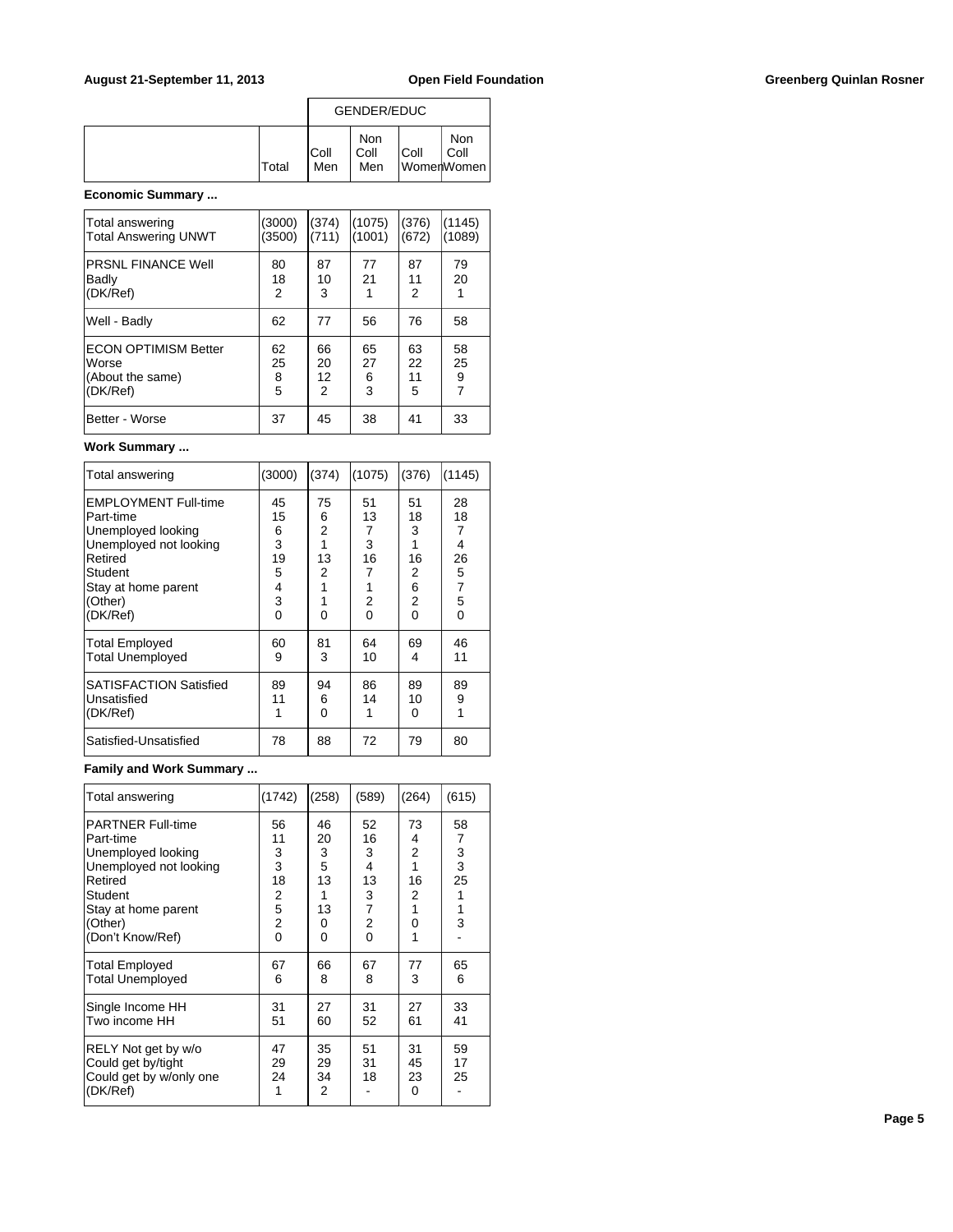| | Total | GENDER/EDUC Coll Men | Non Coll Men | Coll Women | Non Coll Women |
|---|---|---|---|---|---|

**Economic Summary ...**

| | Total | Coll Men | Non Coll Men | Coll Women | Non Coll Women |
|---|---|---|---|---|---|
| Total answering | (3000) | (374) | (1075) | (376) | (1145) |
| Total Answering UNWT | (3500) | (711) | (1001) | (672) | (1089) |
| PRSNL FINANCE Well | 80 | 87 | 77 | 87 | 79 |
| Badly | 18 | 10 | 21 | 11 | 20 |
| (DK/Ref) | 2 | 3 | 1 | 2 | 1 |
| Well - Badly | 62 | 77 | 56 | 76 | 58 |
| ECON OPTIMISM Better | 62 | 66 | 65 | 63 | 58 |
| Worse | 25 | 20 | 27 | 22 | 25 |
| (About the same) | 8 | 12 | 6 | 11 | 9 |
| (DK/Ref) | 5 | 2 | 3 | 5 | 7 |
| Better - Worse | 37 | 45 | 38 | 41 | 33 |

**Work Summary ...**

| | Total | Coll Men | Non Coll Men | Coll Women | Non Coll Women |
|---|---|---|---|---|---|
| Total answering | (3000) | (374) | (1075) | (376) | (1145) |
| EMPLOYMENT Full-time | 45 | 75 | 51 | 51 | 28 |
| Part-time | 15 | 6 | 13 | 18 | 18 |
| Unemployed looking | 6 | 2 | 7 | 3 | 7 |
| Unemployed not looking | 3 | 1 | 3 | 1 | 4 |
| Retired | 19 | 13 | 16 | 16 | 26 |
| Student | 5 | 2 | 7 | 2 | 5 |
| Stay at home parent | 4 | 1 | 1 | 6 | 7 |
| (Other) | 3 | 1 | 2 | 2 | 5 |
| (DK/Ref) | 0 | 0 | 0 | 0 | 0 |
| Total Employed | 60 | 81 | 64 | 69 | 46 |
| Total Unemployed | 9 | 3 | 10 | 4 | 11 |
| SATISFACTION Satisfied | 89 | 94 | 86 | 89 | 89 |
| Unsatisfied | 11 | 6 | 14 | 10 | 9 |
| (DK/Ref) | 1 | 0 | 1 | 0 | 1 |
| Satisfied-Unsatisfied | 78 | 88 | 72 | 79 | 80 |

**Family and Work Summary ...**

| | Total | Coll Men | Non Coll Men | Coll Women | Non Coll Women |
|---|---|---|---|---|---|
| Total answering | (1742) | (258) | (589) | (264) | (615) |
| PARTNER Full-time | 56 | 46 | 52 | 73 | 58 |
| Part-time | 11 | 20 | 16 | 4 | 7 |
| Unemployed looking | 3 | 3 | 3 | 2 | 3 |
| Unemployed not looking | 3 | 5 | 4 | 1 | 3 |
| Retired | 18 | 13 | 13 | 16 | 25 |
| Student | 2 | 1 | 3 | 2 | 1 |
| Stay at home parent | 5 | 13 | 7 | 1 | 1 |
| (Other) | 2 | 0 | 2 | 0 | 3 |
| (Don't Know/Ref) | 0 | 0 | 0 | 1 | - |
| Total Employed | 67 | 66 | 67 | 77 | 65 |
| Total Unemployed | 6 | 8 | 8 | 3 | 6 |
| Single Income HH | 31 | 27 | 31 | 27 | 33 |
| Two income HH | 51 | 60 | 52 | 61 | 41 |
| RELY Not get by w/o | 47 | 35 | 51 | 31 | 59 |
| Could get by/tight | 29 | 29 | 31 | 45 | 17 |
| Could get by w/only one | 24 | 34 | 18 | 23 | 25 |
| (DK/Ref) | 1 | 2 | - | 0 | - |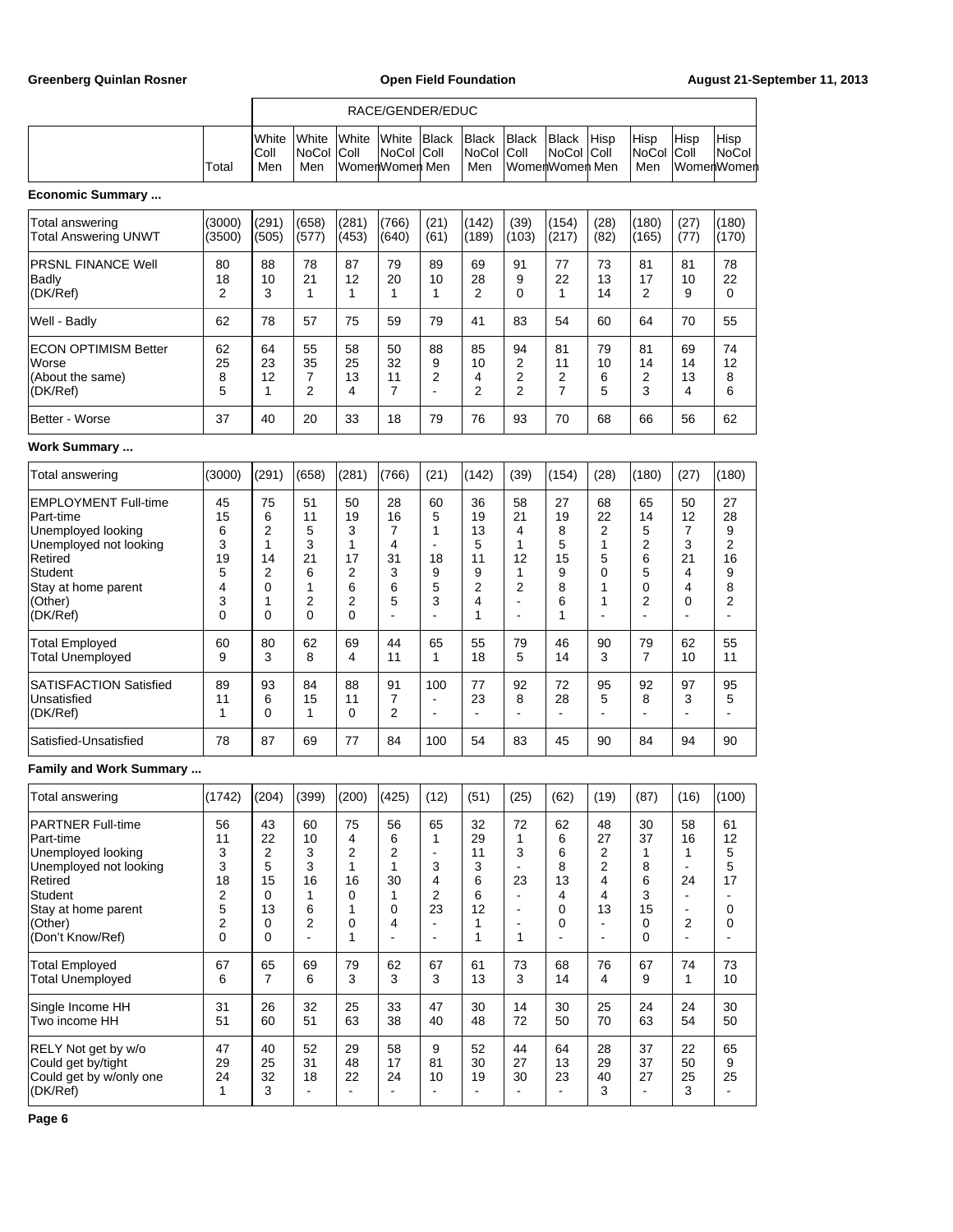| | | RACE/GENDER/EDUC | | | | | | | | | | | |
|---|---|---|---|---|---|---|---|---|---|---|---|---|---|
| | Total | White Coll Men | White NoCol Men | White Coll Women | White NoCol Women | Black Coll Men | Black NoCol Men | Black Coll Women | Black NoCol Women | Hisp Coll Men | Hisp NoCol Men | Hisp Coll Women | Hisp NoCol Women |

**Economic Summary ...**

| | Total | White Coll Men | White NoCol Men | White Coll Women | White NoCol Women | Black Coll Men | Black NoCol Men | Black Coll Women | Black NoCol Women | Hisp Coll Men | Hisp NoCol Men | Hisp Coll Women | Hisp NoCol Women |
|---|---|---|---|---|---|---|---|---|---|---|---|---|---|
| Total answering | (3000) | (291) | (658) | (281) | (766) | (21) | (142) | (39) | (154) | (28) | (180) | (27) | (180) |
| Total Answering UNWT | (3500) | (505) | (577) | (453) | (640) | (61) | (189) | (103) | (217) | (82) | (165) | (77) | (170) |
| PRSNL FINANCE Well | 80 | 88 | 78 | 87 | 79 | 89 | 69 | 91 | 77 | 73 | 81 | 81 | 78 |
| Badly | 18 | 10 | 21 | 12 | 20 | 10 | 28 | 9 | 22 | 13 | 17 | 10 | 22 |
| (DK/Ref) | 2 | 3 | 1 | 1 | 1 | 1 | 2 | 0 | 1 | 14 | 2 | 9 | 0 |
| Well - Badly | 62 | 78 | 57 | 75 | 59 | 79 | 41 | 83 | 54 | 60 | 64 | 70 | 55 |
| ECON OPTIMISM Better | 62 | 64 | 55 | 58 | 50 | 88 | 85 | 94 | 81 | 79 | 81 | 69 | 74 |
| Worse | 25 | 23 | 35 | 25 | 32 | 9 | 10 | 2 | 11 | 10 | 14 | 14 | 12 |
| (About the same) | 8 | 12 | 7 | 13 | 11 | 2 | 4 | 2 | 2 | 6 | 2 | 13 | 8 |
| (DK/Ref) | 5 | 1 | 2 | 4 | 7 | - | 2 | 2 | 7 | 5 | 3 | 4 | 6 |
| Better - Worse | 37 | 40 | 20 | 33 | 18 | 79 | 76 | 93 | 70 | 68 | 66 | 56 | 62 |

**Work Summary ...**

| | Total | White Coll Men | White NoCol Men | White Coll Women | White NoCol Women | Black Coll Men | Black NoCol Men | Black Coll Women | Black NoCol Women | Hisp Coll Men | Hisp NoCol Men | Hisp Coll Women | Hisp NoCol Women |
|---|---|---|---|---|---|---|---|---|---|---|---|---|---|
| Total answering | (3000) | (291) | (658) | (281) | (766) | (21) | (142) | (39) | (154) | (28) | (180) | (27) | (180) |
| EMPLOYMENT Full-time | 45 | 75 | 51 | 50 | 28 | 60 | 36 | 58 | 27 | 68 | 65 | 50 | 27 |
| Part-time | 15 | 6 | 11 | 19 | 16 | 5 | 19 | 21 | 19 | 22 | 14 | 12 | 28 |
| Unemployed looking | 6 | 2 | 5 | 3 | 7 | 1 | 13 | 4 | 8 | 2 | 5 | 7 | 9 |
| Unemployed not looking | 3 | 1 | 3 | 1 | 4 | - | 5 | 1 | 5 | 1 | 2 | 3 | 2 |
| Retired | 19 | 14 | 21 | 17 | 31 | 18 | 11 | 12 | 15 | 5 | 6 | 21 | 16 |
| Student | 5 | 2 | 6 | 2 | 3 | 9 | 9 | 1 | 9 | 0 | 5 | 4 | 9 |
| Stay at home parent | 4 | 0 | 1 | 6 | 6 | 5 | 2 | 2 | 8 | 1 | 0 | 4 | 8 |
| (Other) | 3 | 1 | 2 | 2 | 5 | 3 | 4 | - | 6 | 1 | 2 | 0 | 2 |
| (DK/Ref) | 0 | 0 | 0 | 0 | - | - | 1 | - | 1 | - | - | - | - |
| Total Employed | 60 | 80 | 62 | 69 | 44 | 65 | 55 | 79 | 46 | 90 | 79 | 62 | 55 |
| Total Unemployed | 9 | 3 | 8 | 4 | 11 | 1 | 18 | 5 | 14 | 3 | 7 | 10 | 11 |
| SATISFACTION Satisfied | 89 | 93 | 84 | 88 | 91 | 100 | 77 | 92 | 72 | 95 | 92 | 97 | 95 |
| Unsatisfied | 11 | 6 | 15 | 11 | 7 | - | 23 | 8 | 28 | 5 | 8 | 3 | 5 |
| (DK/Ref) | 1 | 0 | 1 | 0 | 2 | - | - | - | - | - | - | - | - |
| Satisfied-Unsatisfied | 78 | 87 | 69 | 77 | 84 | 100 | 54 | 83 | 45 | 90 | 84 | 94 | 90 |

**Family and Work Summary ...**

| | Total | White Coll Men | White NoCol Men | White Coll Women | White NoCol Women | Black Coll Men | Black NoCol Men | Black Coll Women | Black NoCol Women | Hisp Coll Men | Hisp NoCol Men | Hisp Coll Women | Hisp NoCol Women |
|---|---|---|---|---|---|---|---|---|---|---|---|---|---|
| Total answering | (1742) | (204) | (399) | (200) | (425) | (12) | (51) | (25) | (62) | (19) | (87) | (16) | (100) |
| PARTNER Full-time | 56 | 43 | 60 | 75 | 56 | 65 | 32 | 72 | 62 | 48 | 30 | 58 | 61 |
| Part-time | 11 | 22 | 10 | 4 | 6 | 1 | 29 | 1 | 6 | 27 | 37 | 16 | 12 |
| Unemployed looking | 3 | 2 | 3 | 2 | 2 | - | 11 | 3 | 6 | 2 | 1 | 1 | 5 |
| Unemployed not looking | 3 | 5 | 3 | 1 | 1 | 3 | 3 | - | 8 | 2 | 8 | - | 5 |
| Retired | 18 | 15 | 16 | 16 | 30 | 4 | 6 | 23 | 13 | 4 | 6 | 24 | 17 |
| Student | 2 | 0 | 1 | 0 | 1 | 2 | 6 | - | 4 | 4 | 3 | - | - |
| Stay at home parent | 5 | 13 | 6 | 1 | 0 | 23 | 12 | - | 0 | 13 | 15 | - | 0 |
| (Other) | 2 | 0 | 2 | 0 | 4 | - | 1 | - | 0 | - | 0 | 2 | 0 |
| (Don't Know/Ref) | 0 | 0 | - | 1 | - | - | 1 | 1 | - | - | 0 | - | - |
| Total Employed | 67 | 65 | 69 | 79 | 62 | 67 | 61 | 73 | 68 | 76 | 67 | 74 | 73 |
| Total Unemployed | 6 | 7 | 6 | 3 | 3 | 3 | 13 | 3 | 14 | 4 | 9 | 1 | 10 |
| Single Income HH | 31 | 26 | 32 | 25 | 33 | 47 | 30 | 14 | 30 | 25 | 24 | 24 | 30 |
| Two income HH | 51 | 60 | 51 | 63 | 38 | 40 | 48 | 72 | 50 | 70 | 63 | 54 | 50 |
| RELY Not get by w/o | 47 | 40 | 52 | 29 | 58 | 9 | 52 | 44 | 64 | 28 | 37 | 22 | 65 |
| Could get by/tight | 29 | 25 | 31 | 48 | 17 | 81 | 30 | 27 | 13 | 29 | 37 | 50 | 9 |
| Could get by w/only one | 24 | 32 | 18 | 22 | 24 | 10 | 19 | 30 | 23 | 40 | 27 | 25 | 25 |
| (DK/Ref) | 1 | 3 | - | - | - | - | - | - | - | 3 | - | 3 | - |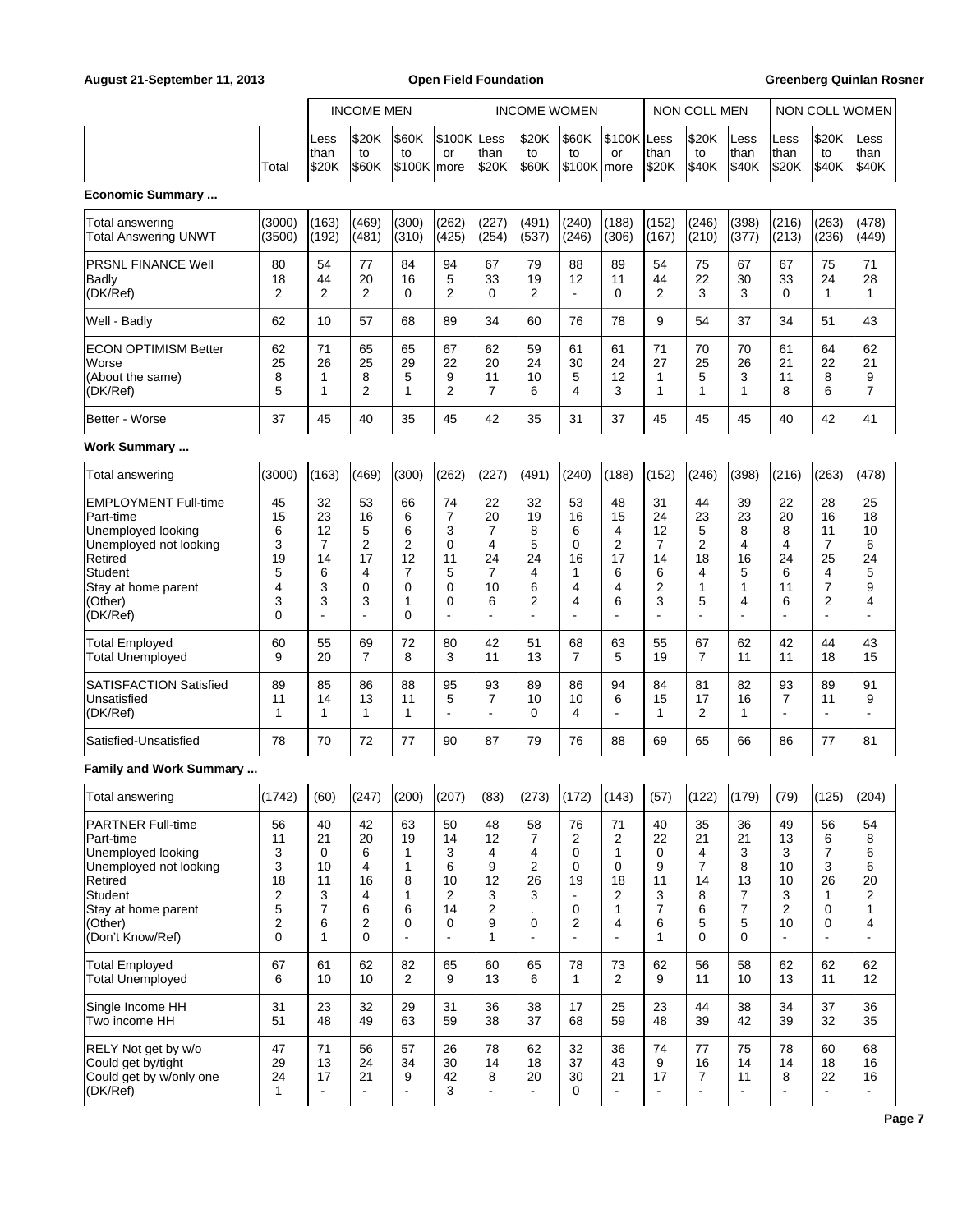| | Total | INCOME MEN Less than $20K | $20K to $60K | $60K to $100K | $100K or more | INCOME WOMEN Less than $20K | $20K to $60K | $60K to $100K | $100K or more | NON COLL MEN Less than $20K | $20K to $40K | Less than $40K | NON COLL WOMEN Less than $20K | $20K to $40K | Less than $40K |
|---|---|---|---|---|---|---|---|---|---|---|---|---|---|---|---|
| **Economic Summary ...** | | | | | | | | | | | | | | | |
| Total answering | (3000) | (163) | (469) | (300) | (262) | (227) | (491) | (240) | (188) | (152) | (246) | (398) | (216) | (263) | (478) |
| Total Answering UNWT | (3500) | (192) | (481) | (310) | (425) | (254) | (537) | (246) | (306) | (167) | (210) | (377) | (213) | (236) | (449) |
| PRSNL FINANCE Well | 80 | 54 | 77 | 84 | 94 | 67 | 79 | 88 | 89 | 54 | 75 | 67 | 67 | 75 | 71 |
| Badly | 18 | 44 | 20 | 16 | 5 | 33 | 19 | 12 | 11 | 44 | 22 | 30 | 33 | 24 | 28 |
| (DK/Ref) | 2 | 2 | 2 | 0 | 2 | 0 | 2 | - | 0 | 2 | 3 | 3 | 0 | 1 | 1 |
| Well - Badly | 62 | 10 | 57 | 68 | 89 | 34 | 60 | 76 | 78 | 9 | 54 | 37 | 34 | 51 | 43 |
| ECON OPTIMISM Better | 62 | 71 | 65 | 65 | 67 | 62 | 59 | 61 | 61 | 71 | 70 | 70 | 61 | 64 | 62 |
| Worse | 25 | 26 | 25 | 29 | 22 | 20 | 24 | 30 | 24 | 27 | 25 | 26 | 21 | 22 | 21 |
| (About the same) | 8 | 1 | 8 | 5 | 9 | 11 | 10 | 5 | 12 | 1 | 5 | 3 | 11 | 8 | 9 |
| (DK/Ref) | 5 | 1 | 2 | 1 | 2 | 7 | 6 | 4 | 3 | 1 | 1 | 1 | 8 | 6 | 7 |
| Better - Worse | 37 | 45 | 40 | 35 | 45 | 42 | 35 | 31 | 37 | 45 | 45 | 45 | 40 | 42 | 41 |
| **Work Summary ...** | | | | | | | | | | | | | | | |
| Total answering | (3000) | (163) | (469) | (300) | (262) | (227) | (491) | (240) | (188) | (152) | (246) | (398) | (216) | (263) | (478) |
| EMPLOYMENT Full-time | 45 | 32 | 53 | 66 | 74 | 22 | 32 | 53 | 48 | 31 | 44 | 39 | 22 | 28 | 25 |
| Part-time | 15 | 23 | 16 | 6 | 7 | 20 | 19 | 16 | 15 | 24 | 23 | 23 | 20 | 16 | 18 |
| Unemployed looking | 6 | 12 | 5 | 6 | 3 | 7 | 8 | 6 | 4 | 12 | 5 | 8 | 8 | 11 | 10 |
| Unemployed not looking | 3 | 7 | 2 | 2 | 0 | 4 | 5 | 0 | 2 | 7 | 2 | 4 | 4 | 7 | 6 |
| Retired | 19 | 14 | 17 | 12 | 11 | 24 | 24 | 16 | 17 | 14 | 18 | 16 | 24 | 25 | 24 |
| Student | 5 | 6 | 4 | 7 | 5 | 7 | 4 | 1 | 6 | 6 | 4 | 5 | 6 | 4 | 5 |
| Stay at home parent | 4 | 3 | 0 | 0 | 0 | 10 | 6 | 4 | 4 | 2 | 1 | 1 | 11 | 7 | 9 |
| (Other) | 3 | 3 | 3 | 1 | 0 | 6 | 2 | 4 | 6 | 3 | 5 | 4 | 6 | 2 | 4 |
| (DK/Ref) | 0 | - | - | 0 | - | - | - | - | - | - | - | - | - | - | - |
| Total Employed | 60 | 55 | 69 | 72 | 80 | 42 | 51 | 68 | 63 | 55 | 67 | 62 | 42 | 44 | 43 |
| Total Unemployed | 9 | 20 | 7 | 8 | 3 | 11 | 13 | 7 | 5 | 19 | 7 | 11 | 11 | 18 | 15 |
| SATISFACTION Satisfied | 89 | 85 | 86 | 88 | 95 | 93 | 89 | 86 | 94 | 84 | 81 | 82 | 93 | 89 | 91 |
| Unsatisfied | 11 | 14 | 13 | 11 | 5 | 7 | 10 | 10 | 6 | 15 | 17 | 16 | 7 | 11 | 9 |
| (DK/Ref) | 1 | 1 | 1 | 1 | - | - | 0 | 4 | - | 1 | 2 | 1 | - | - | - |
| Satisfied-Unsatisfied | 78 | 70 | 72 | 77 | 90 | 87 | 79 | 76 | 88 | 69 | 65 | 66 | 86 | 77 | 81 |
| **Family and Work Summary ...** | | | | | | | | | | | | | | | |
| Total answering | (1742) | (60) | (247) | (200) | (207) | (83) | (273) | (172) | (143) | (57) | (122) | (179) | (79) | (125) | (204) |
| PARTNER Full-time | 56 | 40 | 42 | 63 | 50 | 48 | 58 | 76 | 71 | 40 | 35 | 36 | 49 | 56 | 54 |
| Part-time | 11 | 21 | 20 | 19 | 14 | 12 | 7 | 2 | 2 | 22 | 21 | 21 | 13 | 6 | 8 |
| Unemployed looking | 3 | 0 | 6 | 1 | 3 | 4 | 4 | 0 | 1 | 0 | 4 | 3 | 3 | 7 | 6 |
| Unemployed not looking | 3 | 10 | 4 | 1 | 6 | 9 | 2 | 0 | 0 | 9 | 7 | 8 | 10 | 3 | 6 |
| Retired | 18 | 11 | 16 | 8 | 10 | 12 | 26 | 19 | 18 | 11 | 14 | 13 | 10 | 26 | 20 |
| Student | 2 | 3 | 4 | 1 | 2 | 3 | 3 | - | 2 | 3 | 8 | 7 | 3 | 1 | 2 |
| Stay at home parent | 5 | 7 | 6 | 6 | 14 | 2 | . | 0 | 1 | 7 | 6 | 7 | 2 | 0 | 1 |
| (Other) | 2 | 6 | 2 | 0 | 0 | 9 | 0 | 2 | 4 | 6 | 5 | 5 | 10 | 0 | 4 |
| (Don't Know/Ref) | 0 | 1 | 0 | - | - | 1 | - | - | - | 1 | 0 | 0 | - | - | - |
| Total Employed | 67 | 61 | 62 | 82 | 65 | 60 | 65 | 78 | 73 | 62 | 56 | 58 | 62 | 62 | 62 |
| Total Unemployed | 6 | 10 | 10 | 2 | 9 | 13 | 6 | 1 | 2 | 9 | 11 | 10 | 13 | 11 | 12 |
| Single Income HH | 31 | 23 | 32 | 29 | 31 | 36 | 38 | 17 | 25 | 23 | 44 | 38 | 34 | 37 | 36 |
| Two income HH | 51 | 48 | 49 | 63 | 59 | 38 | 37 | 68 | 59 | 48 | 39 | 42 | 39 | 32 | 35 |
| RELY Not get by w/o | 47 | 71 | 56 | 57 | 26 | 78 | 62 | 32 | 36 | 74 | 77 | 75 | 78 | 60 | 68 |
| Could get by/tight | 29 | 13 | 24 | 34 | 30 | 14 | 18 | 37 | 43 | 9 | 16 | 14 | 14 | 18 | 16 |
| Could get by w/only one | 24 | 17 | 21 | 9 | 42 | 8 | 20 | 30 | 21 | 17 | 7 | 11 | 8 | 22 | 16 |
| (DK/Ref) | 1 | - | - | - | 3 | - | - | 0 | - | - | - | - | - | - | - |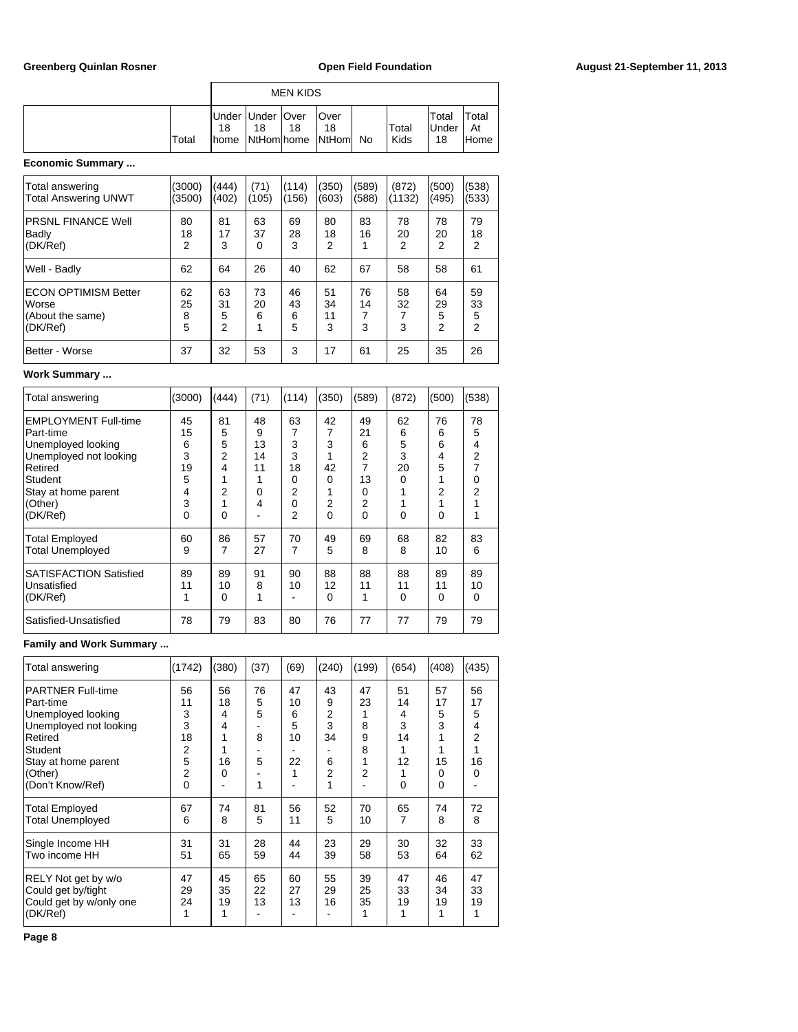| | | MEN KIDS | | | | | | | |
|---|---|---|---|---|---|---|---|---|---|
| | Total | Under 18 home | Under 18 NtHom | Over 18 home | Over 18 NtHom | No | Total Kids | Total Under 18 | Total At Home |

**Economic Summary ...**

| | Total | Under 18 home | Under 18 NtHom | Over 18 home | Over 18 NtHom | No | Total Kids | Total Under 18 | Total At Home |
|---|---|---|---|---|---|---|---|---|---|
| Total answering | (3000) | (444) | (71) | (114) | (350) | (589) | (872) | (500) | (538) |
| Total Answering UNWT | (3500) | (402) | (105) | (156) | (603) | (588) | (1132) | (495) | (533) |
| PRSNL FINANCE Well | 80 | 81 | 63 | 69 | 80 | 83 | 78 | 78 | 79 |
| Badly | 18 | 17 | 37 | 28 | 18 | 16 | 20 | 20 | 18 |
| (DK/Ref) | 2 | 3 | 0 | 3 | 2 | 1 | 2 | 2 | 2 |
| Well - Badly | 62 | 64 | 26 | 40 | 62 | 67 | 58 | 58 | 61 |
| ECON OPTIMISM Better | 62 | 63 | 73 | 46 | 51 | 76 | 58 | 64 | 59 |
| Worse | 25 | 31 | 20 | 43 | 34 | 14 | 32 | 29 | 33 |
| (About the same) | 8 | 5 | 6 | 6 | 11 | 7 | 7 | 5 | 5 |
| (DK/Ref) | 5 | 2 | 1 | 5 | 3 | 3 | 3 | 2 | 2 |
| Better - Worse | 37 | 32 | 53 | 3 | 17 | 61 | 25 | 35 | 26 |

**Work Summary ...**

| | Total | Under 18 home | Under 18 NtHom | Over 18 home | Over 18 NtHom | No | Total Kids | Total Under 18 | Total At Home |
|---|---|---|---|---|---|---|---|---|---|
| Total answering | (3000) | (444) | (71) | (114) | (350) | (589) | (872) | (500) | (538) |
| EMPLOYMENT Full-time | 45 | 81 | 48 | 63 | 42 | 49 | 62 | 76 | 78 |
| Part-time | 15 | 5 | 9 | 7 | 7 | 21 | 6 | 6 | 5 |
| Unemployed looking | 6 | 5 | 13 | 3 | 3 | 6 | 5 | 6 | 4 |
| Unemployed not looking | 3 | 2 | 14 | 3 | 1 | 2 | 3 | 4 | 2 |
| Retired | 19 | 4 | 11 | 18 | 42 | 7 | 20 | 5 | 7 |
| Student | 5 | 1 | 1 | 0 | 0 | 13 | 0 | 1 | 0 |
| Stay at home parent | 4 | 2 | 0 | 2 | 1 | 0 | 1 | 2 | 2 |
| (Other) | 3 | 1 | 4 | 0 | 2 | 2 | 1 | 1 | 1 |
| (DK/Ref) | 0 | 0 | - | 2 | 0 | 0 | 0 | 0 | 1 |
| Total Employed | 60 | 86 | 57 | 70 | 49 | 69 | 68 | 82 | 83 |
| Total Unemployed | 9 | 7 | 27 | 7 | 5 | 8 | 8 | 10 | 6 |
| SATISFACTION Satisfied | 89 | 89 | 91 | 90 | 88 | 88 | 88 | 89 | 89 |
| Unsatisfied | 11 | 10 | 8 | 10 | 12 | 11 | 11 | 11 | 10 |
| (DK/Ref) | 1 | 0 | 1 | - | 0 | 1 | 0 | 0 | 0 |
| Satisfied-Unsatisfied | 78 | 79 | 83 | 80 | 76 | 77 | 77 | 79 | 79 |

**Family and Work Summary ...**

| | Total | Under 18 home | Under 18 NtHom | Over 18 home | Over 18 NtHom | No | Total Kids | Total Under 18 | Total At Home |
|---|---|---|---|---|---|---|---|---|---|
| Total answering | (1742) | (380) | (37) | (69) | (240) | (199) | (654) | (408) | (435) |
| PARTNER Full-time | 56 | 56 | 76 | 47 | 43 | 47 | 51 | 57 | 56 |
| Part-time | 11 | 18 | 5 | 10 | 9 | 23 | 14 | 17 | 17 |
| Unemployed looking | 3 | 4 | 5 | 6 | 2 | 1 | 4 | 5 | 5 |
| Unemployed not looking | 3 | 4 | - | 5 | 3 | 8 | 3 | 3 | 4 |
| Retired | 18 | 1 | 8 | 10 | 34 | 9 | 14 | 1 | 2 |
| Student | 2 | 1 | - | - | - | 8 | 1 | 1 | 1 |
| Stay at home parent | 5 | 16 | 5 | 22 | 6 | 1 | 12 | 15 | 16 |
| (Other) | 2 | 0 | - | 1 | 2 | 2 | 1 | 0 | 0 |
| (Don't Know/Ref) | 0 | - | 1 | - | 1 | - | 0 | 0 | - |
| Total Employed | 67 | 74 | 81 | 56 | 52 | 70 | 65 | 74 | 72 |
| Total Unemployed | 6 | 8 | 5 | 11 | 5 | 10 | 7 | 8 | 8 |
| Single Income HH | 31 | 31 | 28 | 44 | 23 | 29 | 30 | 32 | 33 |
| Two income HH | 51 | 65 | 59 | 44 | 39 | 58 | 53 | 64 | 62 |
| RELY Not get by w/o | 47 | 45 | 65 | 60 | 55 | 39 | 47 | 46 | 47 |
| Could get by/tight | 29 | 35 | 22 | 27 | 29 | 25 | 33 | 34 | 33 |
| Could get by w/only one | 24 | 19 | 13 | 13 | 16 | 35 | 19 | 19 | 19 |
| (DK/Ref) | 1 | 1 | - | - | - | 1 | 1 | 1 | 1 |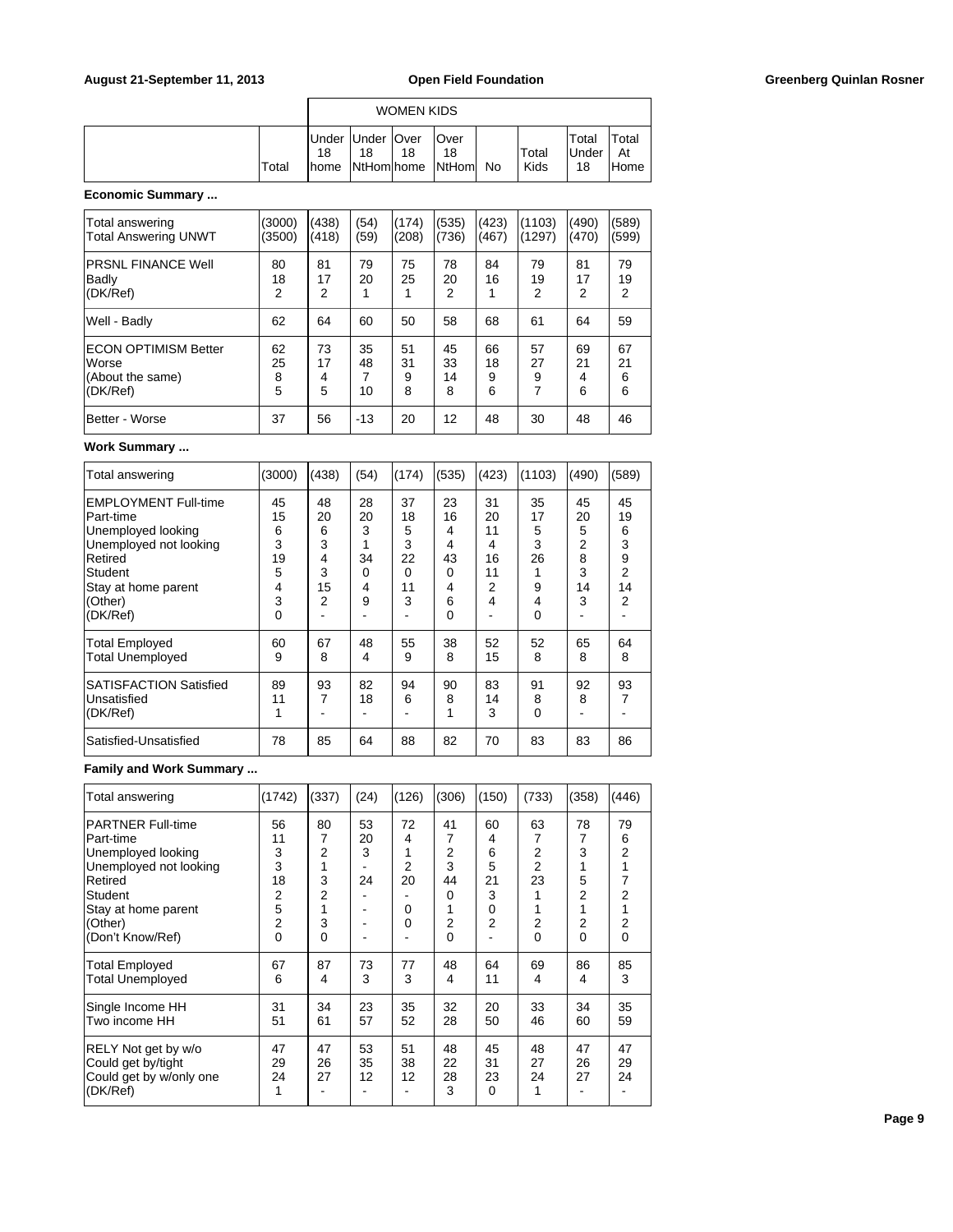| | | WOMEN KIDS | | | | | | | |
|---|---|---|---|---|---|---|---|---|---|
| | Total | Under 18 home | Under 18 NtHom | Over 18 home | Over 18 NtHom | No | Total Kids | Total Under 18 | Total At Home |

**Economic Summary ...**

| | Total | Under 18 home | Under 18 NtHom | Over 18 home | Over 18 NtHom | No | Total Kids | Total Under 18 | Total At Home |
|---|---|---|---|---|---|---|---|---|---|
| Total answering | (3000) | (438) | (54) | (174) | (535) | (423) | (1103) | (490) | (589) |
| Total Answering UNWT | (3500) | (418) | (59) | (208) | (736) | (467) | (1297) | (470) | (599) |
| PRSNL FINANCE Well | 80 | 81 | 79 | 75 | 78 | 84 | 79 | 81 | 79 |
| Badly | 18 | 17 | 20 | 25 | 20 | 16 | 19 | 17 | 19 |
| (DK/Ref) | 2 | 2 | 1 | 1 | 2 | 1 | 2 | 2 | 2 |
| Well - Badly | 62 | 64 | 60 | 50 | 58 | 68 | 61 | 64 | 59 |
| ECON OPTIMISM Better | 62 | 73 | 35 | 51 | 45 | 66 | 57 | 69 | 67 |
| Worse | 25 | 17 | 48 | 31 | 33 | 18 | 27 | 21 | 21 |
| (About the same) | 8 | 4 | 7 | 9 | 14 | 9 | 9 | 4 | 6 |
| (DK/Ref) | 5 | 5 | 10 | 8 | 8 | 6 | 7 | 6 | 6 |
| Better - Worse | 37 | 56 | -13 | 20 | 12 | 48 | 30 | 48 | 46 |

**Work Summary ...**

| | Total | Under 18 home | Under 18 NtHom | Over 18 home | Over 18 NtHom | No | Total Kids | Total Under 18 | Total At Home |
|---|---|---|---|---|---|---|---|---|---|
| Total answering | (3000) | (438) | (54) | (174) | (535) | (423) | (1103) | (490) | (589) |
| EMPLOYMENT Full-time | 45 | 48 | 28 | 37 | 23 | 31 | 35 | 45 | 45 |
| Part-time | 15 | 20 | 20 | 18 | 16 | 20 | 17 | 20 | 19 |
| Unemployed looking | 6 | 6 | 3 | 5 | 4 | 11 | 5 | 5 | 6 |
| Unemployed not looking | 3 | 3 | 1 | 3 | 4 | 4 | 3 | 2 | 3 |
| Retired | 19 | 4 | 34 | 22 | 43 | 16 | 26 | 8 | 9 |
| Student | 5 | 3 | 0 | 0 | 0 | 11 | 1 | 3 | 2 |
| Stay at home parent | 4 | 15 | 4 | 11 | 4 | 2 | 9 | 14 | 14 |
| (Other) | 3 | 2 | 9 | 3 | 6 | 4 | 4 | 3 | 2 |
| (DK/Ref) | 0 | - | - | - | 0 | - | 0 | - | - |
| Total Employed | 60 | 67 | 48 | 55 | 38 | 52 | 52 | 65 | 64 |
| Total Unemployed | 9 | 8 | 4 | 9 | 8 | 15 | 8 | 8 | 8 |
| SATISFACTION Satisfied | 89 | 93 | 82 | 94 | 90 | 83 | 91 | 92 | 93 |
| Unsatisfied | 11 | 7 | 18 | 6 | 8 | 14 | 8 | 8 | 7 |
| (DK/Ref) | 1 | - | - | - | 1 | 3 | 0 | - | - |
| Satisfied-Unsatisfied | 78 | 85 | 64 | 88 | 82 | 70 | 83 | 83 | 86 |

**Family and Work Summary ...**

| | Total | Under 18 home | Under 18 NtHom | Over 18 home | Over 18 NtHom | No | Total Kids | Total Under 18 | Total At Home |
|---|---|---|---|---|---|---|---|---|---|
| Total answering | (1742) | (337) | (24) | (126) | (306) | (150) | (733) | (358) | (446) |
| PARTNER Full-time | 56 | 80 | 53 | 72 | 41 | 60 | 63 | 78 | 79 |
| Part-time | 11 | 7 | 20 | 4 | 7 | 4 | 7 | 7 | 6 |
| Unemployed looking | 3 | 2 | 3 | 1 | 2 | 6 | 2 | 3 | 2 |
| Unemployed not looking | 3 | 1 | - | 2 | 3 | 5 | 2 | 1 | 1 |
| Retired | 18 | 3 | 24 | 20 | 44 | 21 | 23 | 5 | 7 |
| Student | 2 | 2 | - | - | 0 | 3 | 1 | 2 | 2 |
| Stay at home parent | 5 | 1 | - | 0 | 1 | 0 | 1 | 1 | 1 |
| (Other) | 2 | 3 | - | 0 | 2 | 2 | 2 | 2 | 2 |
| (Don't Know/Ref) | 0 | 0 | - | - | 0 | - | 0 | 0 | 0 |
| Total Employed | 67 | 87 | 73 | 77 | 48 | 64 | 69 | 86 | 85 |
| Total Unemployed | 6 | 4 | 3 | 3 | 4 | 11 | 4 | 4 | 3 |
| Single Income HH | 31 | 34 | 23 | 35 | 32 | 20 | 33 | 34 | 35 |
| Two income HH | 51 | 61 | 57 | 52 | 28 | 50 | 46 | 60 | 59 |
| RELY Not get by w/o | 47 | 47 | 53 | 51 | 48 | 45 | 48 | 47 | 47 |
| Could get by/tight | 29 | 26 | 35 | 38 | 22 | 31 | 27 | 26 | 29 |
| Could get by w/only one | 24 | 27 | 12 | 12 | 28 | 23 | 24 | 27 | 24 |
| (DK/Ref) | 1 | - | - | - | 3 | 0 | 1 | - | - |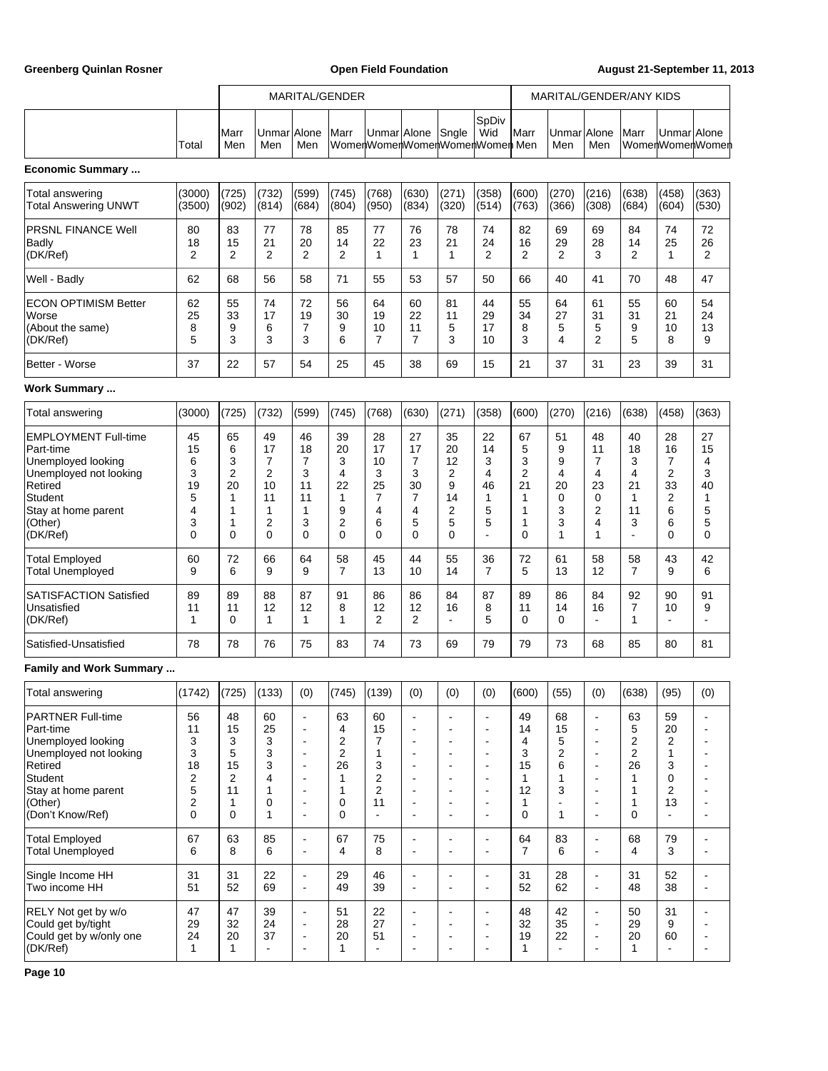| | Total | MARITAL/GENDER | | | | | | | | MARITAL/GENDER/ANY KIDS | | | | | |
|---|---|---|---|---|---|---|---|---|---|---|---|---|---|---|---|
| | | Marr Men | Unmar Men | Alone Men | Marr Women | Unmar Women | Alone Women | Sngle Women | SpDiv Wid Women | Marr Men | Unmar Men | Alone Men | Marr Women | Unmar Women | Alone Women |
| **Economic Summary ...** | | | | | | | | | | | | | | | |
| Total answering | (3000) | (725) | (732) | (599) | (745) | (768) | (630) | (271) | (358) | (600) | (270) | (216) | (638) | (458) | (363) |
| Total Answering UNWT | (3500) | (902) | (814) | (684) | (804) | (950) | (834) | (320) | (514) | (763) | (366) | (308) | (684) | (604) | (530) |
| PRSNL FINANCE Well | 80 | 83 | 77 | 78 | 85 | 77 | 76 | 78 | 74 | 82 | 69 | 69 | 84 | 74 | 72 |
| Badly | 18 | 15 | 21 | 20 | 14 | 22 | 23 | 21 | 24 | 16 | 29 | 28 | 14 | 25 | 26 |
| (DK/Ref) | 2 | 2 | 2 | 2 | 2 | 1 | 1 | 1 | 2 | 2 | 2 | 3 | 2 | 1 | 2 |
| Well - Badly | 62 | 68 | 56 | 58 | 71 | 55 | 53 | 57 | 50 | 66 | 40 | 41 | 70 | 48 | 47 |
| ECON OPTIMISM Better | 62 | 55 | 74 | 72 | 56 | 64 | 60 | 81 | 44 | 55 | 64 | 61 | 55 | 60 | 54 |
| Worse | 25 | 33 | 17 | 19 | 30 | 19 | 22 | 11 | 29 | 34 | 27 | 31 | 31 | 21 | 24 |
| (About the same) | 8 | 9 | 6 | 7 | 9 | 10 | 11 | 5 | 17 | 8 | 5 | 5 | 9 | 10 | 13 |
| (DK/Ref) | 5 | 3 | 3 | 3 | 6 | 7 | 7 | 3 | 10 | 3 | 4 | 2 | 5 | 8 | 9 |
| Better - Worse | 37 | 22 | 57 | 54 | 25 | 45 | 38 | 69 | 15 | 21 | 37 | 31 | 23 | 39 | 31 |
| **Work Summary ...** | | | | | | | | | | | | | | | |
| Total answering | (3000) | (725) | (732) | (599) | (745) | (768) | (630) | (271) | (358) | (600) | (270) | (216) | (638) | (458) | (363) |
| EMPLOYMENT Full-time | 45 | 65 | 49 | 46 | 39 | 28 | 27 | 35 | 22 | 67 | 51 | 48 | 40 | 28 | 27 |
| Part-time | 15 | 6 | 17 | 18 | 20 | 17 | 17 | 20 | 14 | 5 | 9 | 11 | 18 | 16 | 15 |
| Unemployed looking | 6 | 3 | 7 | 7 | 3 | 10 | 7 | 12 | 3 | 3 | 9 | 7 | 3 | 7 | 4 |
| Unemployed not looking | 3 | 2 | 2 | 3 | 4 | 3 | 3 | 2 | 4 | 2 | 4 | 4 | 4 | 2 | 3 |
| Retired | 19 | 20 | 10 | 11 | 22 | 25 | 30 | 9 | 46 | 21 | 20 | 23 | 21 | 33 | 40 |
| Student | 5 | 1 | 11 | 11 | 1 | 7 | 7 | 14 | 1 | 1 | 0 | 0 | 1 | 2 | 1 |
| Stay at home parent | 4 | 1 | 1 | 1 | 9 | 4 | 4 | 2 | 5 | 1 | 3 | 2 | 11 | 6 | 5 |
| (Other) | 3 | 1 | 2 | 3 | 2 | 6 | 5 | 5 | 5 | 1 | 3 | 4 | 3 | 6 | 5 |
| (DK/Ref) | 0 | 0 | 0 | 0 | 0 | 0 | 0 | 0 | - | 0 | 1 | 1 | - | 0 | 0 |
| Total Employed | 60 | 72 | 66 | 64 | 58 | 45 | 44 | 55 | 36 | 72 | 61 | 58 | 58 | 43 | 42 |
| Total Unemployed | 9 | 6 | 9 | 9 | 7 | 13 | 10 | 14 | 7 | 5 | 13 | 12 | 7 | 9 | 6 |
| SATISFACTION Satisfied | 89 | 89 | 88 | 87 | 91 | 86 | 86 | 84 | 87 | 89 | 86 | 84 | 92 | 90 | 91 |
| Unsatisfied | 11 | 11 | 12 | 12 | 8 | 12 | 12 | 16 | 8 | 11 | 14 | 16 | 7 | 10 | 9 |
| (DK/Ref) | 1 | 0 | 1 | 1 | 1 | 2 | 2 | - | 5 | 0 | 0 | - | 1 | - | - |
| Satisfied-Unsatisfied | 78 | 78 | 76 | 75 | 83 | 74 | 73 | 69 | 79 | 79 | 73 | 68 | 85 | 80 | 81 |
| **Family and Work Summary ...** | | | | | | | | | | | | | | | |
| Total answering | (1742) | (725) | (133) | (0) | (745) | (139) | (0) | (0) | (0) | (600) | (55) | (0) | (638) | (95) | (0) |
| PARTNER Full-time | 56 | 48 | 60 | - | 63 | 60 | - | - | - | 49 | 68 | - | 63 | 59 | - |
| Part-time | 11 | 15 | 25 | - | 4 | 15 | - | - | - | 14 | 15 | - | 5 | 20 | - |
| Unemployed looking | 3 | 3 | 3 | - | 2 | 7 | - | - | - | 4 | 5 | - | 2 | 2 | - |
| Unemployed not looking | 3 | 5 | 3 | - | 2 | 1 | - | - | - | 3 | 2 | - | 2 | 1 | - |
| Retired | 18 | 15 | 3 | - | 26 | 3 | - | - | - | 15 | 6 | - | 26 | 3 | - |
| Student | 2 | 2 | 4 | - | 1 | 2 | - | - | - | 1 | 1 | - | 1 | 0 | - |
| Stay at home parent | 5 | 11 | 1 | - | 1 | 2 | - | - | - | 12 | 3 | - | 1 | 2 | - |
| (Other) | 2 | 1 | 0 | - | 0 | 11 | - | - | - | 1 | - | - | 1 | 13 | - |
| (Don't Know/Ref) | 0 | 0 | 1 | - | 0 | - | - | - | - | 0 | 1 | - | 0 | - | - |
| Total Employed | 67 | 63 | 85 | - | 67 | 75 | - | - | - | 64 | 83 | - | 68 | 79 | - |
| Total Unemployed | 6 | 8 | 6 | - | 4 | 8 | - | - | - | 7 | 6 | - | 4 | 3 | - |
| Single Income HH | 31 | 31 | 22 | - | 29 | 46 | - | - | - | 31 | 28 | - | 31 | 52 | - |
| Two income HH | 51 | 52 | 69 | - | 49 | 39 | - | - | - | 52 | 62 | - | 48 | 38 | - |
| RELY Not get by w/o | 47 | 47 | 39 | - | 51 | 22 | - | - | - | 48 | 42 | - | 50 | 31 | - |
| Could get by/tight | 29 | 32 | 24 | - | 28 | 27 | - | - | - | 32 | 35 | - | 29 | 9 | - |
| Could get by w/only one | 24 | 20 | 37 | - | 20 | 51 | - | - | - | 19 | 22 | - | 20 | 60 | - |
| (DK/Ref) | 1 | 1 | - | - | 1 | - | - | - | - | 1 | - | - | 1 | - | - |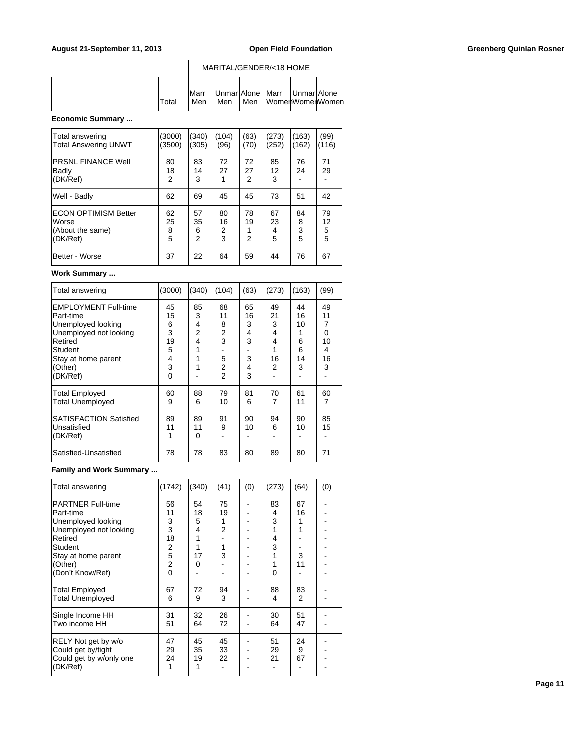| | Total | MARITAL/GENDER/<18 HOME | | | | | |
|---|---|---|---|---|---|---|---|
| | | Marr Men | Unmar Men | Alone Men | Marr Women | Unmar Women | Alone Women |

**Economic Summary ...**

| | Total | Marr Men | Unmar Men | Alone Men | Marr Women | Unmar Women | Alone Women |
|---|---|---|---|---|---|---|---|
| Total answering | (3000) | (340) | (104) | (63) | (273) | (163) | (99) |
| Total Answering UNWT | (3500) | (305) | (96) | (70) | (252) | (162) | (116) |
| PRSNL FINANCE Well | 80 | 83 | 72 | 72 | 85 | 76 | 71 |
| Badly | 18 | 14 | 27 | 27 | 12 | 24 | 29 |
| (DK/Ref) | 2 | 3 | 1 | 2 | 3 | - | - |
| Well - Badly | 62 | 69 | 45 | 45 | 73 | 51 | 42 |
| ECON OPTIMISM Better | 62 | 57 | 80 | 78 | 67 | 84 | 79 |
| Worse | 25 | 35 | 16 | 19 | 23 | 8 | 12 |
| (About the same) | 8 | 6 | 2 | 1 | 4 | 3 | 5 |
| (DK/Ref) | 5 | 2 | 3 | 2 | 5 | 5 | 5 |
| Better - Worse | 37 | 22 | 64 | 59 | 44 | 76 | 67 |

**Work Summary ...**

| | Total | Marr Men | Unmar Men | Alone Men | Marr Women | Unmar Women | Alone Women |
|---|---|---|---|---|---|---|---|
| Total answering | (3000) | (340) | (104) | (63) | (273) | (163) | (99) |
| EMPLOYMENT Full-time | 45 | 85 | 68 | 65 | 49 | 44 | 49 |
| Part-time | 15 | 3 | 11 | 16 | 21 | 16 | 11 |
| Unemployed looking | 6 | 4 | 8 | 3 | 3 | 10 | 7 |
| Unemployed not looking | 3 | 2 | 2 | 4 | 4 | 1 | 0 |
| Retired | 19 | 4 | 3 | 3 | 4 | 6 | 10 |
| Student | 5 | 1 | - | - | 1 | 6 | 4 |
| Stay at home parent | 4 | 1 | 5 | 3 | 16 | 14 | 16 |
| (Other) | 3 | 1 | 2 | 4 | 2 | 3 | 3 |
| (DK/Ref) | 0 | - | 2 | 3 | - | - | - |
| Total Employed | 60 | 88 | 79 | 81 | 70 | 61 | 60 |
| Total Unemployed | 9 | 6 | 10 | 6 | 7 | 11 | 7 |
| SATISFACTION Satisfied | 89 | 89 | 91 | 90 | 94 | 90 | 85 |
| Unsatisfied | 11 | 11 | 9 | 10 | 6 | 10 | 15 |
| (DK/Ref) | 1 | 0 | - | - | - | - | - |
| Satisfied-Unsatisfied | 78 | 78 | 83 | 80 | 89 | 80 | 71 |

**Family and Work Summary ...**

| | Total | Marr Men | Unmar Men | Alone Men | Marr Women | Unmar Women | Alone Women |
|---|---|---|---|---|---|---|---|
| Total answering | (1742) | (340) | (41) | (0) | (273) | (64) | (0) |
| PARTNER Full-time | 56 | 54 | 75 | - | 83 | 67 | - |
| Part-time | 11 | 18 | 19 | - | 4 | 16 | - |
| Unemployed looking | 3 | 5 | 1 | - | 3 | 1 | - |
| Unemployed not looking | 3 | 4 | 2 | - | 1 | 1 | - |
| Retired | 18 | 1 | - | - | 4 | - | - |
| Student | 2 | 1 | 1 | - | 3 | - | - |
| Stay at home parent | 5 | 17 | 3 | - | 1 | 3 | - |
| (Other) | 2 | 0 | - | - | 1 | 11 | - |
| (Don't Know/Ref) | 0 | - | - | - | 0 | - | - |
| Total Employed | 67 | 72 | 94 | - | 88 | 83 | - |
| Total Unemployed | 6 | 9 | 3 | - | 4 | 2 | - |
| Single Income HH | 31 | 32 | 26 | - | 30 | 51 | - |
| Two income HH | 51 | 64 | 72 | - | 64 | 47 | - |
| RELY Not get by w/o | 47 | 45 | 45 | - | 51 | 24 | - |
| Could get by/tight | 29 | 35 | 33 | - | 29 | 9 | - |
| Could get by w/only one | 24 | 19 | 22 | - | 21 | 67 | - |
| (DK/Ref) | 1 | 1 | - | - | - | - | - |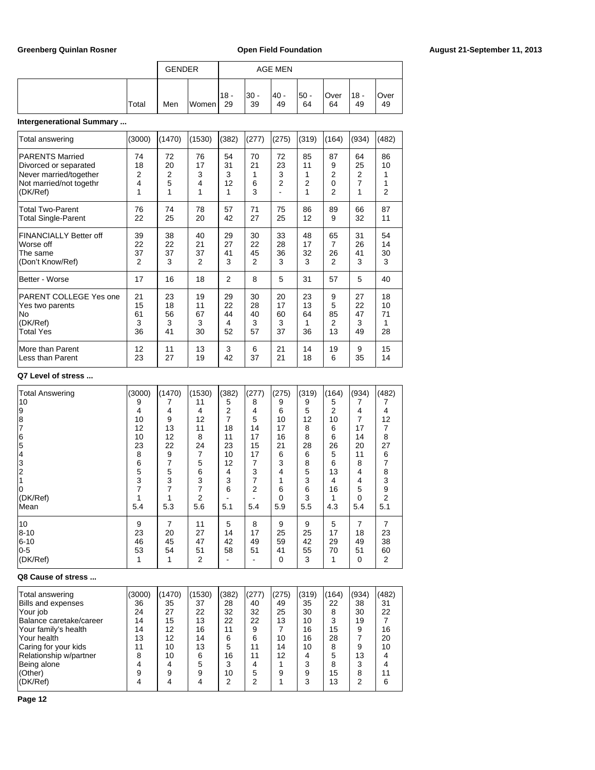| | | GENDER | | AGE MEN | | | | | | |
|---|---|---|---|---|---|---|---|---|---|---|
| | Total | Men | Women | 18 - 29 | 30 - 39 | 40 - 49 | 50 - 64 | Over 64 | 18 - 49 | Over 49 |

**Intergenerational Summary ...**

| | Total | Men | Women | 18 - 29 | 30 - 39 | 40 - 49 | 50 - 64 | Over 64 | 18 - 49 | Over 49 |
|---|---|---|---|---|---|---|---|---|---|---|
| Total answering | (3000) | (1470) | (1530) | (382) | (277) | (275) | (319) | (164) | (934) | (482) |
| PARENTS Married | 74 | 72 | 76 | 54 | 70 | 72 | 85 | 87 | 64 | 86 |
| Divorced or separated | 18 | 20 | 17 | 31 | 21 | 23 | 11 | 9 | 25 | 10 |
| Never married/together | 2 | 2 | 3 | 3 | 1 | 3 | 1 | 2 | 2 | 1 |
| Not married/not togethr | 4 | 5 | 4 | 12 | 6 | 2 | 2 | 0 | 7 | 1 |
| (DK/Ref) | 1 | 1 | 1 | 1 | 3 | - | 1 | 2 | 1 | 2 |
| Total Two-Parent | 76 | 74 | 78 | 57 | 71 | 75 | 86 | 89 | 66 | 87 |
| Total Single-Parent | 22 | 25 | 20 | 42 | 27 | 25 | 12 | 9 | 32 | 11 |
| FINANCIALLY Better off | 39 | 38 | 40 | 29 | 30 | 33 | 48 | 65 | 31 | 54 |
| Worse off | 22 | 22 | 21 | 27 | 22 | 28 | 17 | 7 | 26 | 14 |
| The same | 37 | 37 | 37 | 41 | 45 | 36 | 32 | 26 | 41 | 30 |
| (Don't Know/Ref) | 2 | 3 | 2 | 3 | 2 | 3 | 3 | 2 | 3 | 3 |
| Better - Worse | 17 | 16 | 18 | 2 | 8 | 5 | 31 | 57 | 5 | 40 |
| PARENT COLLEGE Yes one | 21 | 23 | 19 | 29 | 30 | 20 | 23 | 9 | 27 | 18 |
| Yes two parents | 15 | 18 | 11 | 22 | 28 | 17 | 13 | 5 | 22 | 10 |
| No | 61 | 56 | 67 | 44 | 40 | 60 | 64 | 85 | 47 | 71 |
| (DK/Ref) | 3 | 3 | 3 | 4 | 3 | 3 | 1 | 2 | 3 | 1 |
| Total Yes | 36 | 41 | 30 | 52 | 57 | 37 | 36 | 13 | 49 | 28 |
| More than Parent | 12 | 11 | 13 | 3 | 6 | 21 | 14 | 19 | 9 | 15 |
| Less than Parent | 23 | 27 | 19 | 42 | 37 | 21 | 18 | 6 | 35 | 14 |

**Q7 Level of stress ...**

| | Total | Men | Women | 18 - 29 | 30 - 39 | 40 - 49 | 50 - 64 | Over 64 | 18 - 49 | Over 49 |
|---|---|---|---|---|---|---|---|---|---|---|
| Total Answering | (3000) | (1470) | (1530) | (382) | (277) | (275) | (319) | (164) | (934) | (482) |
| 10 | 9 | 7 | 11 | 5 | 8 | 9 | 9 | 5 | 7 | 7 |
| 9 | 4 | 4 | 4 | 2 | 4 | 6 | 5 | 2 | 4 | 4 |
| 8 | 10 | 9 | 12 | 7 | 5 | 10 | 12 | 10 | 7 | 12 |
| 7 | 12 | 13 | 11 | 18 | 14 | 17 | 8 | 6 | 17 | 7 |
| 6 | 10 | 12 | 8 | 11 | 17 | 16 | 8 | 6 | 14 | 8 |
| 5 | 23 | 22 | 24 | 23 | 15 | 21 | 28 | 26 | 20 | 27 |
| 4 | 8 | 9 | 7 | 10 | 17 | 6 | 6 | 5 | 11 | 6 |
| 3 | 6 | 7 | 5 | 12 | 7 | 3 | 8 | 6 | 8 | 7 |
| 2 | 5 | 5 | 6 | 4 | 3 | 4 | 5 | 13 | 4 | 8 |
| 1 | 3 | 3 | 3 | 3 | 7 | 1 | 3 | 4 | 4 | 3 |
| 0 | 7 | 7 | 7 | 6 | 2 | 6 | 6 | 16 | 5 | 9 |
| (DK/Ref) | 1 | 1 | 2 | - | - | 0 | 3 | 1 | 0 | 2 |
| Mean | 5.4 | 5.3 | 5.6 | 5.1 | 5.4 | 5.9 | 5.5 | 4.3 | 5.4 | 5.1 |
| 10 | 9 | 7 | 11 | 5 | 8 | 9 | 9 | 5 | 7 | 7 |
| 8-10 | 23 | 20 | 27 | 14 | 17 | 25 | 25 | 17 | 18 | 23 |
| 6-10 | 46 | 45 | 47 | 42 | 49 | 59 | 42 | 29 | 49 | 38 |
| 0-5 | 53 | 54 | 51 | 58 | 51 | 41 | 55 | 70 | 51 | 60 |
| (DK/Ref) | 1 | 1 | 2 | - | - | 0 | 3 | 1 | 0 | 2 |

**Q8 Cause of stress ...**

| | Total | Men | Women | 18 - 29 | 30 - 39 | 40 - 49 | 50 - 64 | Over 64 | 18 - 49 | Over 49 |
|---|---|---|---|---|---|---|---|---|---|---|
| Total answering | (3000) | (1470) | (1530) | (382) | (277) | (275) | (319) | (164) | (934) | (482) |
| Bills and expenses | 36 | 35 | 37 | 28 | 40 | 49 | 35 | 22 | 38 | 31 |
| Your job | 24 | 27 | 22 | 32 | 32 | 25 | 30 | 8 | 30 | 22 |
| Balance caretake/career | 14 | 15 | 13 | 22 | 22 | 13 | 10 | 3 | 19 | 7 |
| Your family's health | 14 | 12 | 16 | 11 | 9 | 7 | 16 | 15 | 9 | 16 |
| Your health | 13 | 12 | 14 | 6 | 6 | 10 | 16 | 28 | 7 | 20 |
| Caring for your kids | 11 | 10 | 13 | 5 | 11 | 14 | 10 | 8 | 9 | 10 |
| Relationship w/partner | 8 | 10 | 6 | 16 | 11 | 12 | 4 | 5 | 13 | 4 |
| Being alone | 4 | 4 | 5 | 3 | 4 | 1 | 3 | 8 | 3 | 4 |
| (Other) | 9 | 9 | 9 | 10 | 5 | 9 | 9 | 15 | 8 | 11 |
| (DK/Ref) | 4 | 4 | 4 | 2 | 2 | 1 | 3 | 13 | 2 | 6 |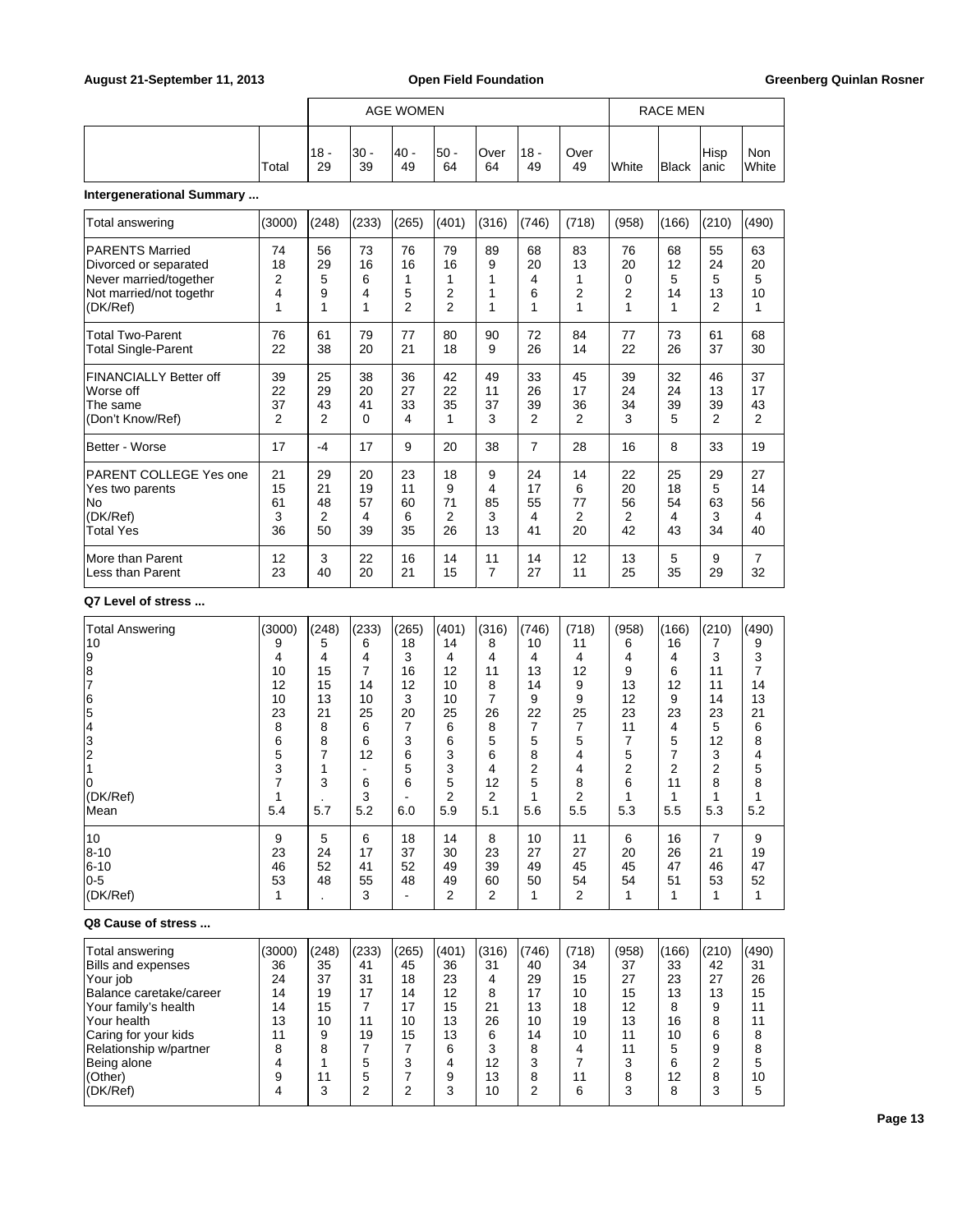| | Total | AGE WOMEN 18 - 29 | 30 - 39 | 40 - 49 | 50 - 64 | Over 64 | 18 - 49 | Over 49 | RACE MEN White | Black | Hispanic | Non White |
|---|---|---|---|---|---|---|---|---|---|---|---|---|
| **Intergenerational Summary ...** | | | | | | | | | | | | |
| Total answering | (3000) | (248) | (233) | (265) | (401) | (316) | (746) | (718) | (958) | (166) | (210) | (490) |
| PARENTS Married | 74 | 56 | 73 | 76 | 79 | 89 | 68 | 83 | 76 | 68 | 55 | 63 |
| Divorced or separated | 18 | 29 | 16 | 16 | 16 | 9 | 20 | 13 | 20 | 12 | 24 | 20 |
| Never married/together | 2 | 5 | 6 | 1 | 1 | 1 | 4 | 1 | 0 | 5 | 5 | 5 |
| Not married/not togethr | 4 | 9 | 4 | 5 | 2 | 1 | 6 | 2 | 2 | 14 | 13 | 10 |
| (DK/Ref) | 1 | 1 | 1 | 2 | 2 | 1 | 1 | 1 | 1 | 1 | 2 | 1 |
| Total Two-Parent | 76 | 61 | 79 | 77 | 80 | 90 | 72 | 84 | 77 | 73 | 61 | 68 |
| Total Single-Parent | 22 | 38 | 20 | 21 | 18 | 9 | 26 | 14 | 22 | 26 | 37 | 30 |
| FINANCIALLY Better off | 39 | 25 | 38 | 36 | 42 | 49 | 33 | 45 | 39 | 32 | 46 | 37 |
| Worse off | 22 | 29 | 20 | 27 | 22 | 11 | 26 | 17 | 24 | 24 | 13 | 17 |
| The same | 37 | 43 | 41 | 33 | 35 | 37 | 39 | 36 | 34 | 39 | 39 | 43 |
| (Don't Know/Ref) | 2 | 2 | 0 | 4 | 1 | 3 | 2 | 2 | 3 | 5 | 2 | 2 |
| Better - Worse | 17 | -4 | 17 | 9 | 20 | 38 | 7 | 28 | 16 | 8 | 33 | 19 |
| PARENT COLLEGE Yes one | 21 | 29 | 20 | 23 | 18 | 9 | 24 | 14 | 22 | 25 | 29 | 27 |
| Yes two parents | 15 | 21 | 19 | 11 | 9 | 4 | 17 | 6 | 20 | 18 | 5 | 14 |
| No | 61 | 48 | 57 | 60 | 71 | 85 | 55 | 77 | 56 | 54 | 63 | 56 |
| (DK/Ref) | 3 | 2 | 4 | 6 | 2 | 3 | 4 | 2 | 2 | 4 | 3 | 4 |
| Total Yes | 36 | 50 | 39 | 35 | 26 | 13 | 41 | 20 | 42 | 43 | 34 | 40 |
| More than Parent | 12 | 3 | 22 | 16 | 14 | 11 | 14 | 12 | 13 | 5 | 9 | 7 |
| Less than Parent | 23 | 40 | 20 | 21 | 15 | 7 | 27 | 11 | 25 | 35 | 29 | 32 |
| **Q7 Level of stress ...** | | | | | | | | | | | | |
| Total Answering | (3000) | (248) | (233) | (265) | (401) | (316) | (746) | (718) | (958) | (166) | (210) | (490) |
| 10 | 9 | 5 | 6 | 18 | 14 | 8 | 10 | 11 | 6 | 16 | 7 | 9 |
| 9 | 4 | 4 | 4 | 3 | 4 | 4 | 4 | 4 | 4 | 4 | 3 | 3 |
| 8 | 10 | 15 | 7 | 16 | 12 | 11 | 13 | 12 | 9 | 6 | 11 | 7 |
| 7 | 12 | 15 | 14 | 12 | 10 | 8 | 14 | 9 | 13 | 12 | 11 | 14 |
| 6 | 10 | 13 | 10 | 3 | 10 | 7 | 9 | 9 | 12 | 9 | 14 | 13 |
| 5 | 23 | 21 | 25 | 20 | 25 | 26 | 22 | 25 | 23 | 23 | 23 | 21 |
| 4 | 8 | 8 | 6 | 7 | 6 | 8 | 7 | 7 | 11 | 4 | 5 | 6 |
| 3 | 6 | 8 | 6 | 3 | 6 | 5 | 5 | 5 | 7 | 5 | 12 | 8 |
| 2 | 5 | 7 | 12 | 6 | 3 | 6 | 8 | 4 | 5 | 7 | 3 | 4 |
| 1 | 3 | 1 | - | 5 | 3 | 4 | 2 | 4 | 2 | 2 | 2 | 5 |
| 0 | 7 | 3 | 6 | 6 | 5 | 12 | 5 | 8 | 6 | 11 | 8 | 8 |
| (DK/Ref) | 1 | . | 3 | - | 2 | 2 | 1 | 2 | 1 | 1 | 1 | 1 |
| Mean | 5.4 | 5.7 | 5.2 | 6.0 | 5.9 | 5.1 | 5.6 | 5.5 | 5.3 | 5.5 | 5.3 | 5.2 |
| 10 | 9 | 5 | 6 | 18 | 14 | 8 | 10 | 11 | 6 | 16 | 7 | 9 |
| 8-10 | 23 | 24 | 17 | 37 | 30 | 23 | 27 | 27 | 20 | 26 | 21 | 19 |
| 6-10 | 46 | 52 | 41 | 52 | 49 | 39 | 49 | 45 | 45 | 47 | 46 | 47 |
| 0-5 | 53 | 48 | 55 | 48 | 49 | 60 | 50 | 54 | 54 | 51 | 53 | 52 |
| (DK/Ref) | 1 | . | 3 | - | 2 | 2 | 1 | 2 | 1 | 1 | 1 | 1 |
| **Q8 Cause of stress ...** | | | | | | | | | | | | |
| Total answering | (3000) | (248) | (233) | (265) | (401) | (316) | (746) | (718) | (958) | (166) | (210) | (490) |
| Bills and expenses | 36 | 35 | 41 | 45 | 36 | 31 | 40 | 34 | 37 | 33 | 42 | 31 |
| Your job | 24 | 37 | 31 | 18 | 23 | 4 | 29 | 15 | 27 | 23 | 27 | 26 |
| Balance caretake/career | 14 | 19 | 17 | 14 | 12 | 8 | 17 | 10 | 15 | 13 | 13 | 15 |
| Your family's health | 14 | 15 | 7 | 17 | 15 | 21 | 13 | 18 | 12 | 8 | 9 | 11 |
| Your health | 13 | 10 | 11 | 10 | 13 | 26 | 10 | 19 | 13 | 16 | 8 | 11 |
| Caring for your kids | 11 | 9 | 19 | 15 | 13 | 6 | 14 | 10 | 11 | 10 | 6 | 8 |
| Relationship w/partner | 8 | 8 | 7 | 7 | 6 | 3 | 8 | 4 | 11 | 5 | 9 | 8 |
| Being alone | 4 | 1 | 5 | 3 | 4 | 12 | 3 | 7 | 3 | 6 | 2 | 5 |
| (Other) | 9 | 11 | 5 | 7 | 9 | 13 | 8 | 11 | 8 | 12 | 8 | 10 |
| (DK/Ref) | 4 | 3 | 2 | 2 | 3 | 10 | 2 | 6 | 3 | 8 | 3 | 5 |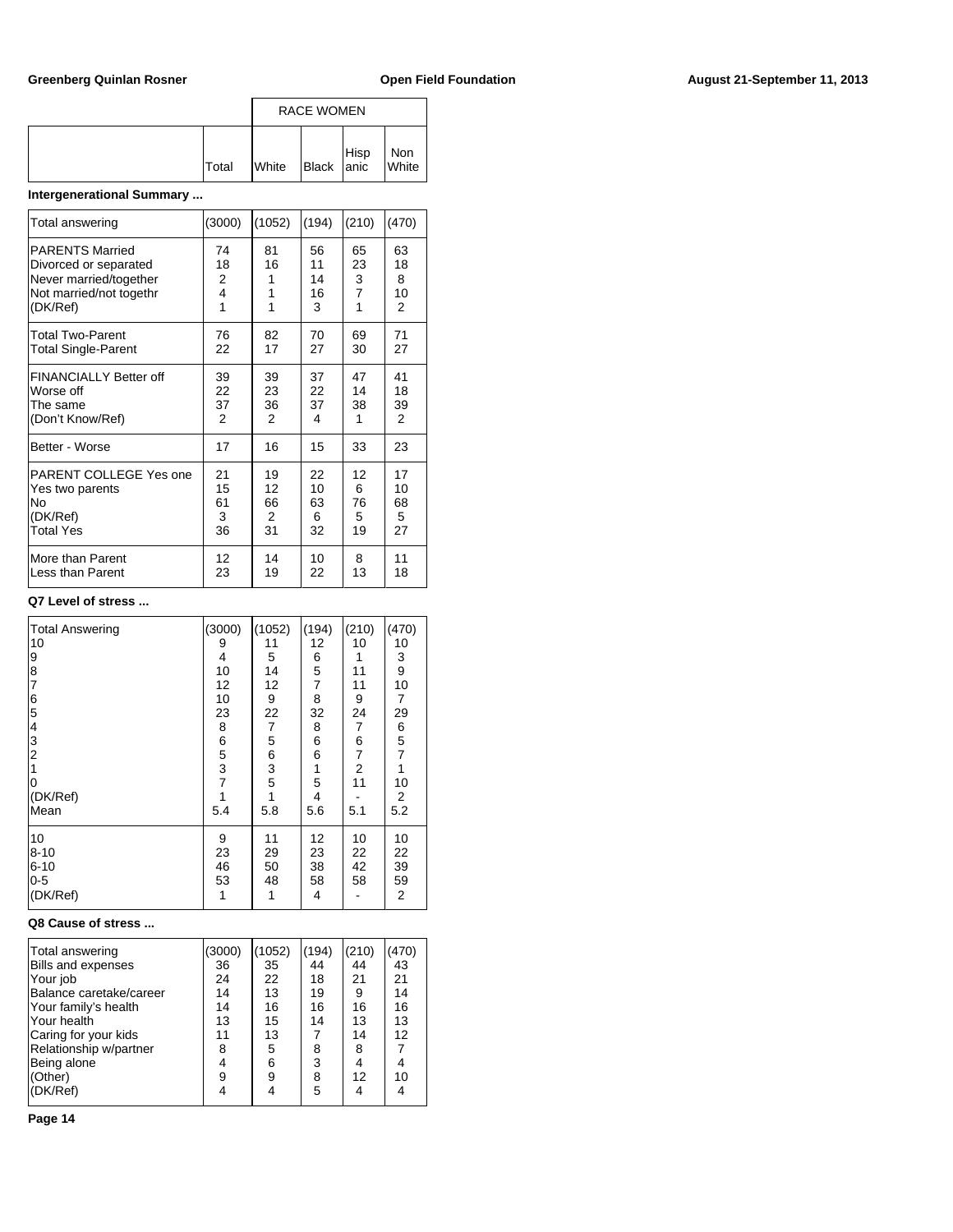| | Total | RACE WOMEN White | Black | Hispanic | Non White |
|---|---|---|---|---|---|

**Intergenerational Summary ...**

| | Total | White | Black | Hispanic | Non White |
|---|---|---|---|---|---|
| Total answering | (3000) | (1052) | (194) | (210) | (470) |
| PARENTS Married | 74 | 81 | 56 | 65 | 63 |
| Divorced or separated | 18 | 16 | 11 | 23 | 18 |
| Never married/together | 2 | 1 | 14 | 3 | 8 |
| Not married/not togethr | 4 | 1 | 16 | 7 | 10 |
| (DK/Ref) | 1 | 1 | 3 | 1 | 2 |
| Total Two-Parent | 76 | 82 | 70 | 69 | 71 |
| Total Single-Parent | 22 | 17 | 27 | 30 | 27 |
| FINANCIALLY Better off | 39 | 39 | 37 | 47 | 41 |
| Worse off | 22 | 23 | 22 | 14 | 18 |
| The same | 37 | 36 | 37 | 38 | 39 |
| (Don't Know/Ref) | 2 | 2 | 4 | 1 | 2 |
| Better - Worse | 17 | 16 | 15 | 33 | 23 |
| PARENT COLLEGE Yes one | 21 | 19 | 22 | 12 | 17 |
| Yes two parents | 15 | 12 | 10 | 6 | 10 |
| No | 61 | 66 | 63 | 76 | 68 |
| (DK/Ref) | 3 | 2 | 6 | 5 | 5 |
| Total Yes | 36 | 31 | 32 | 19 | 27 |
| More than Parent | 12 | 14 | 10 | 8 | 11 |
| Less than Parent | 23 | 19 | 22 | 13 | 18 |

**Q7 Level of stress ...**

| | Total | White | Black | Hispanic | Non White |
|---|---|---|---|---|---|
| Total Answering | (3000) | (1052) | (194) | (210) | (470) |
| 10 | 9 | 11 | 12 | 10 | 10 |
| 9 | 4 | 5 | 6 | 1 | 3 |
| 8 | 10 | 14 | 5 | 11 | 9 |
| 7 | 12 | 12 | 7 | 11 | 10 |
| 6 | 10 | 9 | 8 | 9 | 7 |
| 5 | 23 | 22 | 32 | 24 | 29 |
| 4 | 8 | 7 | 8 | 7 | 6 |
| 3 | 6 | 5 | 6 | 6 | 5 |
| 2 | 5 | 6 | 6 | 7 | 7 |
| 1 | 3 | 3 | 1 | 2 | 1 |
| 0 | 7 | 5 | 5 | 11 | 10 |
| (DK/Ref) | 1 | 1 | 4 | - | 2 |
| Mean | 5.4 | 5.8 | 5.6 | 5.1 | 5.2 |
| 10 | 9 | 11 | 12 | 10 | 10 |
| 8-10 | 23 | 29 | 23 | 22 | 22 |
| 6-10 | 46 | 50 | 38 | 42 | 39 |
| 0-5 | 53 | 48 | 58 | 58 | 59 |
| (DK/Ref) | 1 | 1 | 4 | - | 2 |

**Q8 Cause of stress ...**

| | Total | White | Black | Hispanic | Non White |
|---|---|---|---|---|---|
| Total answering | (3000) | (1052) | (194) | (210) | (470) |
| Bills and expenses | 36 | 35 | 44 | 44 | 43 |
| Your job | 24 | 22 | 18 | 21 | 21 |
| Balance caretake/career | 14 | 13 | 19 | 9 | 14 |
| Your family's health | 14 | 16 | 16 | 16 | 16 |
| Your health | 13 | 15 | 14 | 13 | 13 |
| Caring for your kids | 11 | 13 | 7 | 14 | 12 |
| Relationship w/partner | 8 | 5 | 8 | 8 | 7 |
| Being alone | 4 | 6 | 3 | 4 | 4 |
| (Other) | 9 | 9 | 8 | 12 | 10 |
| (DK/Ref) | 4 | 4 | 5 | 4 | 4 |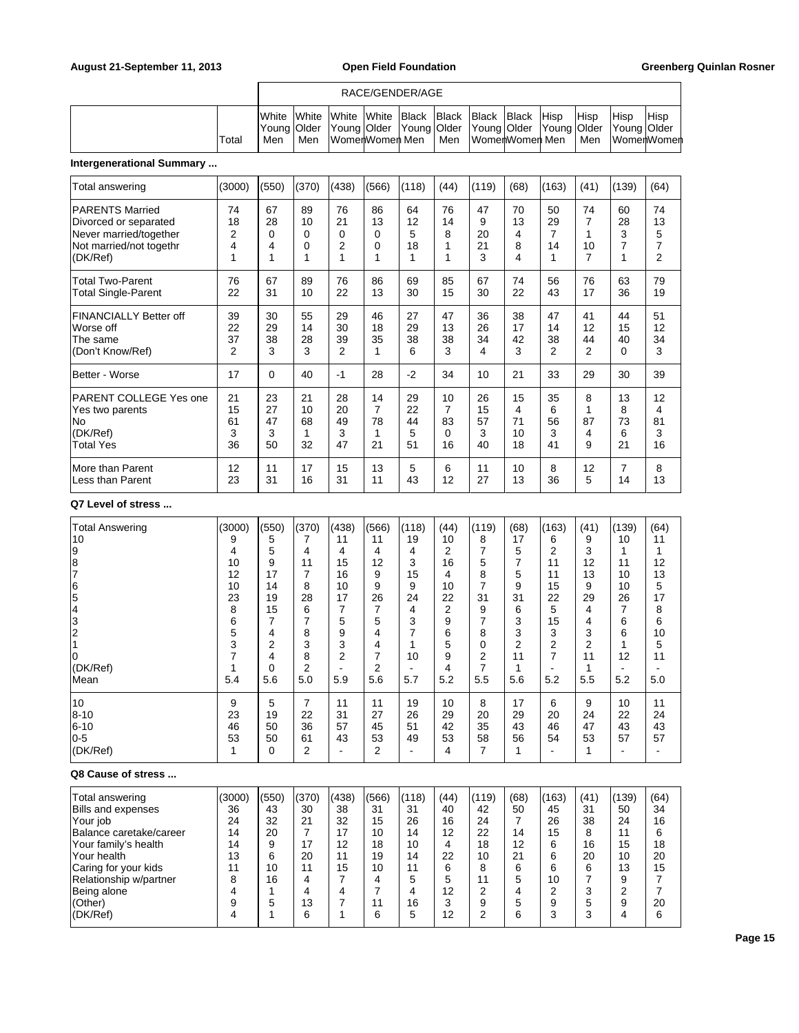| | Total | White Young Men | White Older Men | White Young Women | White Older Women | Black Young Men | Black Older Men | Black Young Women | Black Older Women | Hisp Young Men | Hisp Older Men | Hisp Young Women | Hisp Older Women |
|---|---|---|---|---|---|---|---|---|---|---|---|---|---|
| | | RACE/GENDER/AGE | | | | | | | | | | | |

**Intergenerational Summary ...**

| | Total | White Young Men | White Older Men | White Young Women | White Older Women | Black Young Men | Black Older Men | Black Young Women | Black Older Women | Hisp Young Men | Hisp Older Men | Hisp Young Women | Hisp Older Women |
|---|---|---|---|---|---|---|---|---|---|---|---|---|---|
| Total answering | (3000) | (550) | (370) | (438) | (566) | (118) | (44) | (119) | (68) | (163) | (41) | (139) | (64) |
| PARENTS Married | 74 | 67 | 89 | 76 | 86 | 64 | 76 | 47 | 70 | 50 | 74 | 60 | 74 |
| Divorced or separated | 18 | 28 | 10 | 21 | 13 | 12 | 14 | 9 | 13 | 29 | 7 | 28 | 13 |
| Never married/together | 2 | 0 | 0 | 0 | 0 | 5 | 8 | 20 | 4 | 7 | 1 | 3 | 5 |
| Not married/not togethr | 4 | 4 | 0 | 2 | 0 | 18 | 1 | 21 | 8 | 14 | 10 | 7 | 7 |
| (DK/Ref) | 1 | 1 | 1 | 1 | 1 | 1 | 1 | 3 | 4 | 1 | 7 | 1 | 2 |
| Total Two-Parent | 76 | 67 | 89 | 76 | 86 | 69 | 85 | 67 | 74 | 56 | 76 | 63 | 79 |
| Total Single-Parent | 22 | 31 | 10 | 22 | 13 | 30 | 15 | 30 | 22 | 43 | 17 | 36 | 19 |
| FINANCIALLY Better off | 39 | 30 | 55 | 29 | 46 | 27 | 47 | 36 | 38 | 47 | 41 | 44 | 51 |
| Worse off | 22 | 29 | 14 | 30 | 18 | 29 | 13 | 26 | 17 | 14 | 12 | 15 | 12 |
| The same | 37 | 38 | 28 | 39 | 35 | 38 | 38 | 34 | 42 | 38 | 44 | 40 | 34 |
| (Don't Know/Ref) | 2 | 3 | 3 | 2 | 1 | 6 | 3 | 4 | 3 | 2 | 2 | 0 | 3 |
| Better - Worse | 17 | 0 | 40 | -1 | 28 | -2 | 34 | 10 | 21 | 33 | 29 | 30 | 39 |
| PARENT COLLEGE Yes one | 21 | 23 | 21 | 28 | 14 | 29 | 10 | 26 | 15 | 35 | 8 | 13 | 12 |
| Yes two parents | 15 | 27 | 10 | 20 | 7 | 22 | 7 | 15 | 4 | 6 | 1 | 8 | 4 |
| No | 61 | 47 | 68 | 49 | 78 | 44 | 83 | 57 | 71 | 56 | 87 | 73 | 81 |
| (DK/Ref) | 3 | 3 | 1 | 3 | 1 | 5 | 0 | 3 | 10 | 3 | 4 | 6 | 3 |
| Total Yes | 36 | 50 | 32 | 47 | 21 | 51 | 16 | 40 | 18 | 41 | 9 | 21 | 16 |
| More than Parent | 12 | 11 | 17 | 15 | 13 | 5 | 6 | 11 | 10 | 8 | 12 | 7 | 8 |
| Less than Parent | 23 | 31 | 16 | 31 | 11 | 43 | 12 | 27 | 13 | 36 | 5 | 14 | 13 |

**Q7 Level of stress ...**

| | Total | White Young Men | White Older Men | White Young Women | White Older Women | Black Young Men | Black Older Men | Black Young Women | Black Older Women | Hisp Young Men | Hisp Older Men | Hisp Young Women | Hisp Older Women |
|---|---|---|---|---|---|---|---|---|---|---|---|---|---|
| Total Answering | (3000) | (550) | (370) | (438) | (566) | (118) | (44) | (119) | (68) | (163) | (41) | (139) | (64) |
| 10 | 9 | 5 | 7 | 11 | 11 | 19 | 10 | 8 | 17 | 6 | 9 | 10 | 11 |
| 9 | 4 | 5 | 4 | 4 | 4 | 4 | 2 | 7 | 5 | 2 | 3 | 1 | 1 |
| 8 | 10 | 9 | 11 | 15 | 12 | 3 | 16 | 5 | 7 | 11 | 12 | 11 | 12 |
| 7 | 12 | 17 | 7 | 16 | 9 | 15 | 4 | 8 | 5 | 11 | 13 | 10 | 13 |
| 6 | 10 | 14 | 8 | 10 | 9 | 9 | 10 | 7 | 9 | 15 | 9 | 10 | 5 |
| 5 | 23 | 19 | 28 | 17 | 26 | 24 | 22 | 31 | 31 | 22 | 29 | 26 | 17 |
| 4 | 8 | 15 | 6 | 7 | 7 | 4 | 2 | 9 | 6 | 5 | 4 | 7 | 8 |
| 3 | 6 | 7 | 7 | 5 | 5 | 3 | 9 | 7 | 3 | 15 | 4 | 6 | 6 |
| 2 | 5 | 4 | 8 | 9 | 4 | 7 | 6 | 8 | 3 | 3 | 3 | 6 | 10 |
| 1 | 3 | 2 | 3 | 3 | 4 | 1 | 5 | 0 | 2 | 2 | 2 | 1 | 5 |
| 0 | 7 | 4 | 8 | 2 | 7 | 10 | 9 | 2 | 11 | 7 | 11 | 12 | 11 |
| (DK/Ref) | 1 | 0 | 2 | - | 2 | - | 4 | 7 | 1 | - | 1 | - | - |
| Mean | 5.4 | 5.6 | 5.0 | 5.9 | 5.6 | 5.7 | 5.2 | 5.5 | 5.6 | 5.2 | 5.5 | 5.2 | 5.0 |
| 10 | 9 | 5 | 7 | 11 | 11 | 19 | 10 | 8 | 17 | 6 | 9 | 10 | 11 |
| 8-10 | 23 | 19 | 22 | 31 | 27 | 26 | 29 | 20 | 29 | 20 | 24 | 22 | 24 |
| 6-10 | 46 | 50 | 36 | 57 | 45 | 51 | 42 | 35 | 43 | 46 | 47 | 43 | 43 |
| 0-5 | 53 | 50 | 61 | 43 | 53 | 49 | 53 | 58 | 56 | 54 | 53 | 57 | 57 |
| (DK/Ref) | 1 | 0 | 2 | - | 2 | - | 4 | 7 | 1 | - | 1 | - | - |

**Q8 Cause of stress ...**

| | Total | White Young Men | White Older Men | White Young Women | White Older Women | Black Young Men | Black Older Men | Black Young Women | Black Older Women | Hisp Young Men | Hisp Older Men | Hisp Young Women | Hisp Older Women |
|---|---|---|---|---|---|---|---|---|---|---|---|---|---|
| Total answering | (3000) | (550) | (370) | (438) | (566) | (118) | (44) | (119) | (68) | (163) | (41) | (139) | (64) |
| Bills and expenses | 36 | 43 | 30 | 38 | 31 | 31 | 40 | 42 | 50 | 45 | 31 | 50 | 34 |
| Your job | 24 | 32 | 21 | 32 | 15 | 26 | 16 | 24 | 7 | 26 | 38 | 24 | 16 |
| Balance caretake/career | 14 | 20 | 7 | 17 | 10 | 14 | 12 | 22 | 14 | 15 | 8 | 11 | 6 |
| Your family's health | 14 | 9 | 17 | 12 | 18 | 10 | 4 | 18 | 12 | 6 | 16 | 15 | 18 |
| Your health | 13 | 6 | 20 | 11 | 19 | 14 | 22 | 10 | 21 | 6 | 20 | 10 | 20 |
| Caring for your kids | 11 | 10 | 11 | 15 | 10 | 11 | 6 | 8 | 6 | 6 | 6 | 13 | 15 |
| Relationship w/partner | 8 | 16 | 4 | 7 | 4 | 5 | 5 | 11 | 5 | 10 | 7 | 9 | 7 |
| Being alone | 4 | 1 | 4 | 4 | 7 | 4 | 12 | 2 | 4 | 2 | 3 | 2 | 7 |
| (Other) | 9 | 5 | 13 | 7 | 11 | 16 | 3 | 9 | 5 | 9 | 5 | 9 | 20 |
| (DK/Ref) | 4 | 1 | 6 | 1 | 6 | 5 | 12 | 2 | 6 | 3 | 3 | 4 | 6 |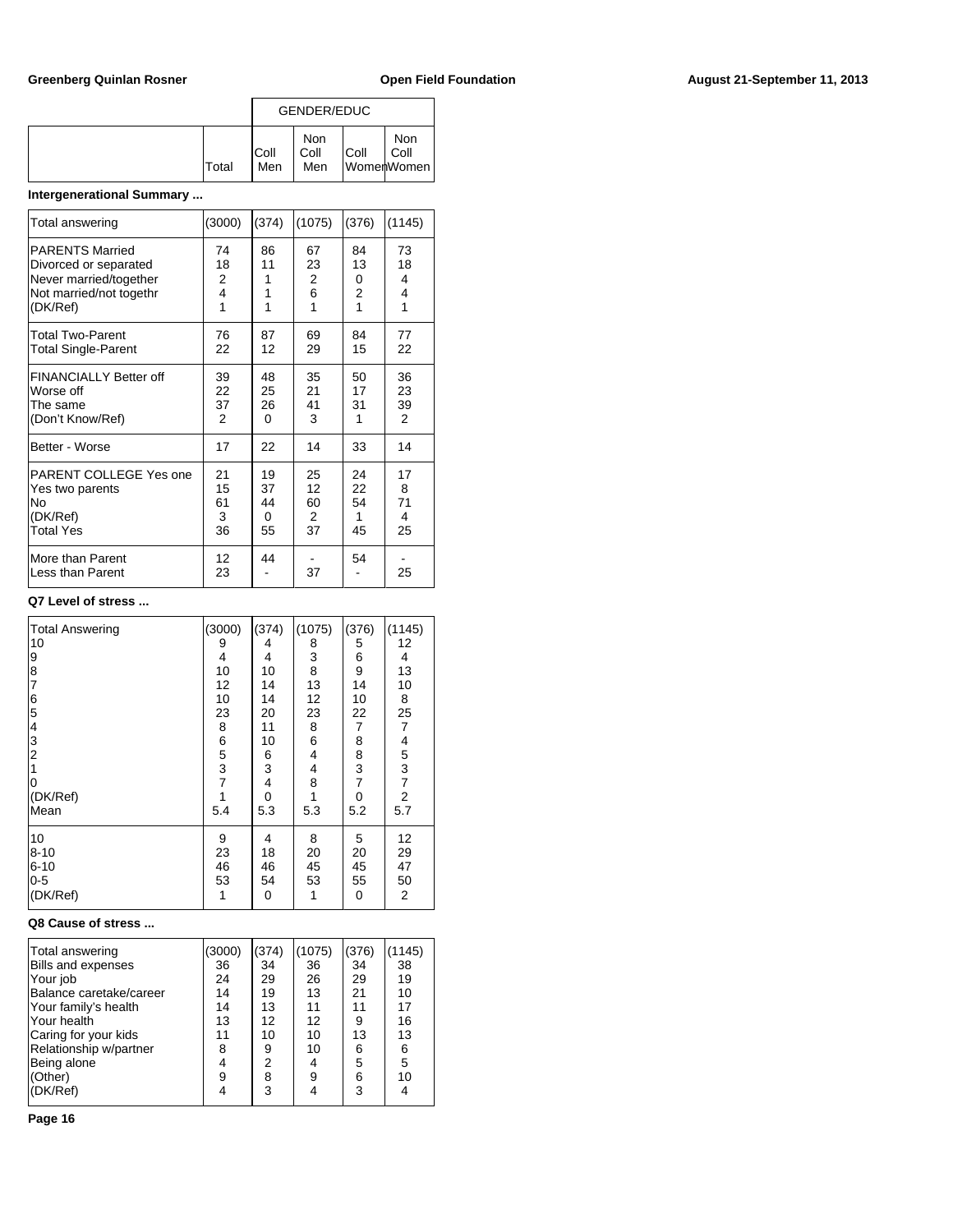| | | GENDER/EDUC | | | |
|---|---|---|---|---|---|
| | Total | Coll Men | Non Coll Men | Coll Women | Non Coll Women |

**Intergenerational Summary ...**

| | Total | Coll Men | Non Coll Men | Coll Women | Non Coll Women |
|---|---|---|---|---|---|
| Total answering | (3000) | (374) | (1075) | (376) | (1145) |
| PARENTS Married | 74 | 86 | 67 | 84 | 73 |
| Divorced or separated | 18 | 11 | 23 | 13 | 18 |
| Never married/together | 2 | 1 | 2 | 0 | 4 |
| Not married/not togethr | 4 | 1 | 6 | 2 | 4 |
| (DK/Ref) | 1 | 1 | 1 | 1 | 1 |
| Total Two-Parent | 76 | 87 | 69 | 84 | 77 |
| Total Single-Parent | 22 | 12 | 29 | 15 | 22 |
| FINANCIALLY Better off | 39 | 48 | 35 | 50 | 36 |
| Worse off | 22 | 25 | 21 | 17 | 23 |
| The same | 37 | 26 | 41 | 31 | 39 |
| (Don't Know/Ref) | 2 | 0 | 3 | 1 | 2 |
| Better - Worse | 17 | 22 | 14 | 33 | 14 |
| PARENT COLLEGE Yes one | 21 | 19 | 25 | 24 | 17 |
| Yes two parents | 15 | 37 | 12 | 22 | 8 |
| No | 61 | 44 | 60 | 54 | 71 |
| (DK/Ref) | 3 | 0 | 2 | 1 | 4 |
| Total Yes | 36 | 55 | 37 | 45 | 25 |
| More than Parent | 12 | 44 | - | 54 | - |
| Less than Parent | 23 | - | 37 | - | 25 |

**Q7 Level of stress ...**

| | Total | Coll Men | Non Coll Men | Coll Women | Non Coll Women |
|---|---|---|---|---|---|
| Total Answering | (3000) | (374) | (1075) | (376) | (1145) |
| 10 | 9 | 4 | 8 | 5 | 12 |
| 9 | 4 | 4 | 3 | 6 | 4 |
| 8 | 10 | 10 | 8 | 9 | 13 |
| 7 | 12 | 14 | 13 | 14 | 10 |
| 6 | 10 | 14 | 12 | 10 | 8 |
| 5 | 23 | 20 | 23 | 22 | 25 |
| 4 | 8 | 11 | 8 | 7 | 7 |
| 3 | 6 | 10 | 6 | 8 | 4 |
| 2 | 5 | 6 | 4 | 8 | 5 |
| 1 | 3 | 3 | 4 | 3 | 3 |
| 0 | 7 | 4 | 8 | 7 | 7 |
| (DK/Ref) | 1 | 0 | 1 | 0 | 2 |
| Mean | 5.4 | 5.3 | 5.3 | 5.2 | 5.7 |
| 10 | 9 | 4 | 8 | 5 | 12 |
| 8-10 | 23 | 18 | 20 | 20 | 29 |
| 6-10 | 46 | 46 | 45 | 45 | 47 |
| 0-5 | 53 | 54 | 53 | 55 | 50 |
| (DK/Ref) | 1 | 0 | 1 | 0 | 2 |

**Q8 Cause of stress ...**

| | Total | Coll Men | Non Coll Men | Coll Women | Non Coll Women |
|---|---|---|---|---|---|
| Total answering | (3000) | (374) | (1075) | (376) | (1145) |
| Bills and expenses | 36 | 34 | 36 | 34 | 38 |
| Your job | 24 | 29 | 26 | 29 | 19 |
| Balance caretake/career | 14 | 19 | 13 | 21 | 10 |
| Your family's health | 14 | 13 | 11 | 11 | 17 |
| Your health | 13 | 12 | 12 | 9 | 16 |
| Caring for your kids | 11 | 10 | 10 | 13 | 13 |
| Relationship w/partner | 8 | 9 | 10 | 6 | 6 |
| Being alone | 4 | 2 | 4 | 5 | 5 |
| (Other) | 9 | 8 | 9 | 6 | 10 |
| (DK/Ref) | 4 | 3 | 4 | 3 | 4 |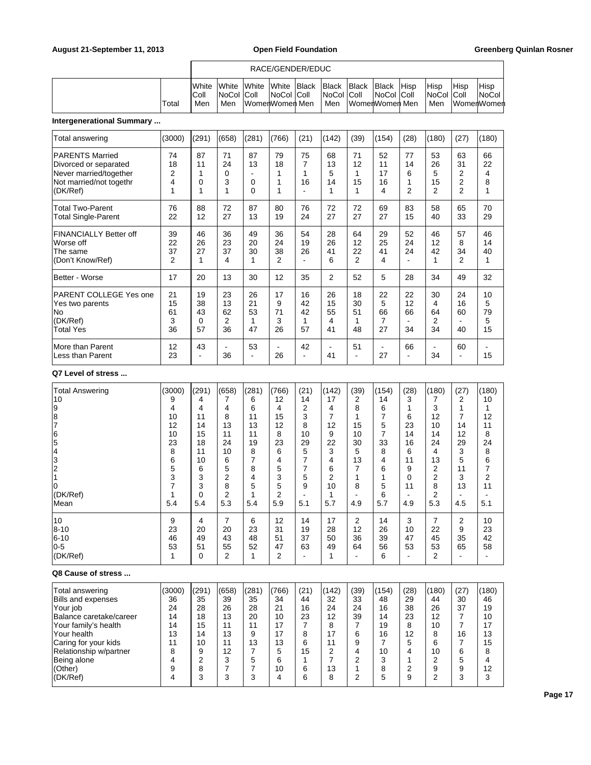| | Total | White Coll Men | White NoCol Men | White Coll Women | White NoCol Women | Black Coll Men | Black NoCol Men | Black Coll Women | Black NoCol Women | Hisp Coll Men | Hisp NoCol Men | Hisp Coll Women | Hisp NoCol Women |
|---|---|---|---|---|---|---|---|---|---|---|---|---|---|
| | | RACE/GENDER/EDUC | | | | | | | | | | | |

**Intergenerational Summary ...**

| | Total | White Coll Men | White NoCol Men | White Coll Women | White NoCol Women | Black Coll Men | Black NoCol Men | Black Coll Women | Black NoCol Women | Hisp Coll Men | Hisp NoCol Men | Hisp Coll Women | Hisp NoCol Women |
|---|---|---|---|---|---|---|---|---|---|---|---|---|---|
| Total answering | (3000) | (291) | (658) | (281) | (766) | (21) | (142) | (39) | (154) | (28) | (180) | (27) | (180) |
| PARENTS Married | 74 | 87 | 71 | 87 | 79 | 75 | 68 | 71 | 52 | 77 | 53 | 63 | 66 |
| Divorced or separated | 18 | 11 | 24 | 13 | 18 | 7 | 13 | 12 | 11 | 14 | 26 | 31 | 22 |
| Never married/together | 2 | 1 | 0 | - | 1 | 1 | 5 | 1 | 17 | 6 | 5 | 2 | 4 |
| Not married/not togethr | 4 | 0 | 3 | 0 | 1 | 16 | 14 | 15 | 16 | 1 | 15 | 2 | 8 |
| (DK/Ref) | 1 | 1 | 1 | 0 | 1 | - | 1 | 1 | 4 | 2 | 2 | 2 | 1 |
| Total Two-Parent | 76 | 88 | 72 | 87 | 80 | 76 | 72 | 72 | 69 | 83 | 58 | 65 | 70 |
| Total Single-Parent | 22 | 12 | 27 | 13 | 19 | 24 | 27 | 27 | 27 | 15 | 40 | 33 | 29 |
| FINANCIALLY Better off | 39 | 46 | 36 | 49 | 36 | 54 | 28 | 64 | 29 | 52 | 46 | 57 | 46 |
| Worse off | 22 | 26 | 23 | 20 | 24 | 19 | 26 | 12 | 25 | 24 | 12 | 8 | 14 |
| The same | 37 | 27 | 37 | 30 | 38 | 26 | 41 | 22 | 41 | 24 | 42 | 34 | 40 |
| (Don't Know/Ref) | 2 | 1 | 4 | 1 | 2 | - | 6 | 2 | 4 | - | 1 | 2 | 1 |
| Better - Worse | 17 | 20 | 13 | 30 | 12 | 35 | 2 | 52 | 5 | 28 | 34 | 49 | 32 |
| PARENT COLLEGE Yes one | 21 | 19 | 23 | 26 | 17 | 16 | 26 | 18 | 22 | 22 | 30 | 24 | 10 |
| Yes two parents | 15 | 38 | 13 | 21 | 9 | 42 | 15 | 30 | 5 | 12 | 4 | 16 | 5 |
| No | 61 | 43 | 62 | 53 | 71 | 42 | 55 | 51 | 66 | 66 | 64 | 60 | 79 |
| (DK/Ref) | 3 | 0 | 2 | 1 | 3 | 1 | 4 | 1 | 7 | - | 2 | - | 5 |
| Total Yes | 36 | 57 | 36 | 47 | 26 | 57 | 41 | 48 | 27 | 34 | 34 | 40 | 15 |
| More than Parent | 12 | 43 | - | 53 | - | 42 | - | 51 | - | 66 | - | 60 | - |
| Less than Parent | 23 | - | 36 | - | 26 | - | 41 | - | 27 | - | 34 | - | 15 |

**Q7 Level of stress ...**

| | Total | White Coll Men | White NoCol Men | White Coll Women | White NoCol Women | Black Coll Men | Black NoCol Men | Black Coll Women | Black NoCol Women | Hisp Coll Men | Hisp NoCol Men | Hisp Coll Women | Hisp NoCol Women |
|---|---|---|---|---|---|---|---|---|---|---|---|---|---|
| Total Answering | (3000) | (291) | (658) | (281) | (766) | (21) | (142) | (39) | (154) | (28) | (180) | (27) | (180) |
| 10 | 9 | 4 | 7 | 6 | 12 | 14 | 17 | 2 | 14 | 3 | 7 | 2 | 10 |
| 9 | 4 | 4 | 4 | 6 | 4 | 2 | 4 | 8 | 6 | 1 | 3 | 1 | 1 |
| 8 | 10 | 11 | 8 | 11 | 15 | 3 | 7 | 1 | 7 | 6 | 12 | 7 | 12 |
| 7 | 12 | 14 | 13 | 13 | 12 | 8 | 12 | 15 | 5 | 23 | 10 | 14 | 11 |
| 6 | 10 | 15 | 11 | 11 | 8 | 10 | 9 | 10 | 7 | 14 | 14 | 12 | 8 |
| 5 | 23 | 18 | 24 | 19 | 23 | 29 | 22 | 30 | 33 | 16 | 24 | 29 | 24 |
| 4 | 8 | 11 | 10 | 8 | 6 | 5 | 3 | 5 | 8 | 6 | 4 | 3 | 8 |
| 3 | 6 | 10 | 6 | 7 | 4 | 7 | 4 | 13 | 4 | 11 | 13 | 5 | 6 |
| 2 | 5 | 6 | 5 | 8 | 5 | 7 | 6 | 7 | 6 | 9 | 2 | 11 | 7 |
| 1 | 3 | 3 | 2 | 4 | 3 | 5 | 2 | 1 | 1 | 0 | 2 | 3 | 2 |
| 0 | 7 | 3 | 8 | 5 | 5 | 9 | 10 | 8 | 5 | 11 | 8 | 13 | 11 |
| (DK/Ref) | 1 | 0 | 2 | 1 | 2 | - | 1 | - | 6 | - | 2 | - | - |
| Mean | 5.4 | 5.4 | 5.3 | 5.4 | 5.9 | 5.1 | 5.7 | 4.9 | 5.7 | 4.9 | 5.3 | 4.5 | 5.1 |
| 10 | 9 | 4 | 7 | 6 | 12 | 14 | 17 | 2 | 14 | 3 | 7 | 2 | 10 |
| 8-10 | 23 | 20 | 20 | 23 | 31 | 19 | 28 | 12 | 26 | 10 | 22 | 9 | 23 |
| 6-10 | 46 | 49 | 43 | 48 | 51 | 37 | 50 | 36 | 39 | 47 | 45 | 35 | 42 |
| 0-5 | 53 | 51 | 55 | 52 | 47 | 63 | 49 | 64 | 56 | 53 | 53 | 65 | 58 |
| (DK/Ref) | 1 | 0 | 2 | 1 | 2 | - | 1 | - | 6 | - | 2 | - | - |

**Q8 Cause of stress ...**

| | Total | White Coll Men | White NoCol Men | White Coll Women | White NoCol Women | Black Coll Men | Black NoCol Men | Black Coll Women | Black NoCol Women | Hisp Coll Men | Hisp NoCol Men | Hisp Coll Women | Hisp NoCol Women |
|---|---|---|---|---|---|---|---|---|---|---|---|---|---|
| Total answering | (3000) | (291) | (658) | (281) | (766) | (21) | (142) | (39) | (154) | (28) | (180) | (27) | (180) |
| Bills and expenses | 36 | 35 | 39 | 35 | 34 | 44 | 32 | 33 | 48 | 29 | 44 | 30 | 46 |
| Your job | 24 | 28 | 26 | 28 | 21 | 16 | 24 | 24 | 16 | 38 | 26 | 37 | 19 |
| Balance caretake/career | 14 | 18 | 13 | 20 | 10 | 23 | 12 | 39 | 14 | 23 | 12 | 7 | 10 |
| Your family's health | 14 | 15 | 11 | 11 | 17 | 7 | 8 | 7 | 19 | 8 | 10 | 7 | 17 |
| Your health | 13 | 14 | 13 | 9 | 17 | 8 | 17 | 6 | 16 | 12 | 8 | 16 | 13 |
| Caring for your kids | 11 | 10 | 11 | 13 | 13 | 6 | 11 | 9 | 7 | 5 | 6 | 7 | 15 |
| Relationship w/partner | 8 | 9 | 12 | 7 | 5 | 15 | 2 | 4 | 10 | 4 | 10 | 6 | 8 |
| Being alone | 4 | 2 | 3 | 5 | 6 | 1 | 7 | 2 | 3 | 1 | 2 | 5 | 4 |
| (Other) | 9 | 8 | 7 | 7 | 10 | 6 | 13 | 1 | 8 | 2 | 9 | 9 | 12 |
| (DK/Ref) | 4 | 3 | 3 | 3 | 4 | 6 | 8 | 2 | 5 | 9 | 2 | 3 | 3 |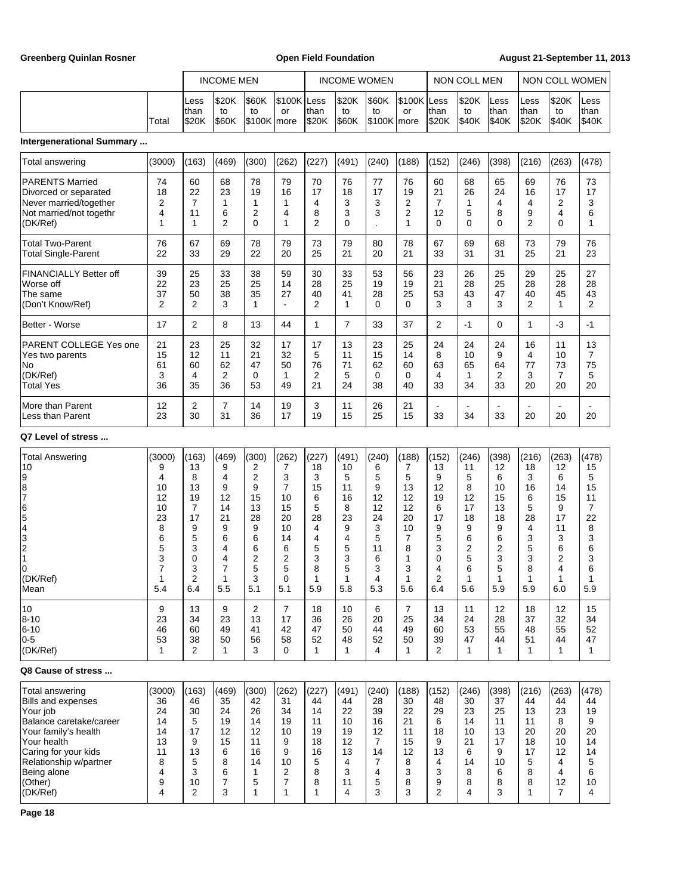| | | INCOME MEN | | | | INCOME WOMEN | | | | NON COLL MEN | | | NON COLL WOMEN | | |
|---|---|---|---|---|---|---|---|---|---|---|---|---|---|---|---|
| | Total | Less than $20K | $20K to $60K | $60K to $100K | $100K or more | Less than $20K | $20K to $60K | $60K to $100K | $100K or more | Less than $20K | $20K to $40K | Less than $40K | Less than $20K | $20K to $40K | Less than $40K |

**Intergenerational Summary ...**

| | Total | Men <$20K | Men $20K-$60K | Men $60K-$100K | Men $100K+ | Women <$20K | Women $20K-$60K | Women $60K-$100K | Women $100K+ | NC Men <$20K | NC Men $20K-$40K | NC Men <$40K | NC Women <$20K | NC Women $20K-$40K | NC Women <$40K |
|---|---|---|---|---|---|---|---|---|---|---|---|---|---|---|---|
| Total answering | (3000) | (163) | (469) | (300) | (262) | (227) | (491) | (240) | (188) | (152) | (246) | (398) | (216) | (263) | (478) |
| PARENTS Married | 74 | 60 | 68 | 78 | 79 | 70 | 76 | 77 | 76 | 60 | 68 | 65 | 69 | 76 | 73 |
| Divorced or separated | 18 | 22 | 23 | 19 | 16 | 17 | 18 | 17 | 19 | 21 | 26 | 24 | 16 | 17 | 17 |
| Never married/together | 2 | 7 | 1 | 1 | 1 | 4 | 3 | 3 | 2 | 7 | 1 | 4 | 4 | 2 | 3 |
| Not married/not togethr | 4 | 11 | 6 | 2 | 4 | 8 | 3 | 3 | 2 | 12 | 5 | 8 | 9 | 4 | 6 |
| (DK/Ref) | 1 | 1 | 2 | 0 | 1 | 2 | 0 | . | 1 | 0 | 0 | 0 | 2 | 0 | 1 |
| Total Two-Parent | 76 | 67 | 69 | 78 | 79 | 73 | 79 | 80 | 78 | 67 | 69 | 68 | 73 | 79 | 76 |
| Total Single-Parent | 22 | 33 | 29 | 22 | 20 | 25 | 21 | 20 | 21 | 33 | 31 | 31 | 25 | 21 | 23 |
| FINANCIALLY Better off | 39 | 25 | 33 | 38 | 59 | 30 | 33 | 53 | 56 | 23 | 26 | 25 | 29 | 25 | 27 |
| Worse off | 22 | 23 | 25 | 25 | 14 | 28 | 25 | 19 | 19 | 21 | 28 | 25 | 28 | 28 | 28 |
| The same | 37 | 50 | 38 | 35 | 27 | 40 | 41 | 28 | 25 | 53 | 43 | 47 | 40 | 45 | 43 |
| (Don't Know/Ref) | 2 | 2 | 3 | 1 | - | 2 | 1 | 0 | 0 | 3 | 3 | 3 | 2 | 1 | 2 |
| Better - Worse | 17 | 2 | 8 | 13 | 44 | 1 | 7 | 33 | 37 | 2 | -1 | 0 | 1 | -3 | -1 |
| PARENT COLLEGE Yes one | 21 | 23 | 25 | 32 | 17 | 17 | 13 | 23 | 25 | 24 | 24 | 24 | 16 | 11 | 13 |
| Yes two parents | 15 | 12 | 11 | 21 | 32 | 5 | 11 | 15 | 14 | 8 | 10 | 9 | 4 | 10 | 7 |
| No | 61 | 60 | 62 | 47 | 50 | 76 | 71 | 62 | 60 | 63 | 65 | 64 | 77 | 73 | 75 |
| (DK/Ref) | 3 | 4 | 2 | 0 | 1 | 2 | 5 | 0 | 0 | 4 | 1 | 2 | 3 | 7 | 5 |
| Total Yes | 36 | 35 | 36 | 53 | 49 | 21 | 24 | 38 | 40 | 33 | 34 | 33 | 20 | 20 | 20 |
| More than Parent | 12 | 2 | 7 | 14 | 19 | 3 | 11 | 26 | 21 | - | - | - | - | - | - |
| Less than Parent | 23 | 30 | 31 | 36 | 17 | 19 | 15 | 25 | 15 | 33 | 34 | 33 | 20 | 20 | 20 |

**Q7 Level of stress ...**

| | Total | Men <$20K | Men $20K-$60K | Men $60K-$100K | Men $100K+ | Women <$20K | Women $20K-$60K | Women $60K-$100K | Women $100K+ | NC Men <$20K | NC Men $20K-$40K | NC Men <$40K | NC Women <$20K | NC Women $20K-$40K | NC Women <$40K |
|---|---|---|---|---|---|---|---|---|---|---|---|---|---|---|---|
| Total Answering | (3000) | (163) | (469) | (300) | (262) | (227) | (491) | (240) | (188) | (152) | (246) | (398) | (216) | (263) | (478) |
| 10 | 9 | 13 | 9 | 2 | 7 | 18 | 10 | 6 | 7 | 13 | 11 | 12 | 18 | 12 | 15 |
| 9 | 4 | 8 | 4 | 2 | 3 | 3 | 5 | 5 | 5 | 9 | 5 | 6 | 3 | 6 | 5 |
| 8 | 10 | 13 | 9 | 9 | 7 | 15 | 11 | 9 | 13 | 12 | 8 | 10 | 16 | 14 | 15 |
| 7 | 12 | 19 | 12 | 15 | 10 | 6 | 16 | 12 | 12 | 19 | 12 | 15 | 6 | 15 | 11 |
| 6 | 10 | 7 | 14 | 13 | 15 | 5 | 8 | 12 | 12 | 6 | 17 | 13 | 5 | 9 | 7 |
| 5 | 23 | 17 | 21 | 28 | 20 | 28 | 23 | 24 | 20 | 17 | 18 | 18 | 28 | 17 | 22 |
| 4 | 8 | 9 | 9 | 9 | 10 | 4 | 9 | 3 | 10 | 9 | 9 | 9 | 4 | 11 | 8 |
| 3 | 6 | 5 | 6 | 6 | 14 | 4 | 4 | 5 | 7 | 5 | 6 | 6 | 3 | 3 | 3 |
| 2 | 5 | 3 | 4 | 6 | 6 | 5 | 5 | 11 | 8 | 3 | 2 | 2 | 5 | 6 | 6 |
| 1 | 3 | 0 | 4 | 2 | 2 | 3 | 3 | 6 | 1 | 0 | 5 | 3 | 3 | 2 | 3 |
| 0 | 7 | 3 | 7 | 5 | 5 | 8 | 5 | 3 | 3 | 4 | 6 | 5 | 8 | 4 | 6 |
| (DK/Ref) | 1 | 2 | 1 | 3 | 0 | 1 | 1 | 4 | 1 | 2 | 1 | 1 | 1 | 1 | 1 |
| Mean | 5.4 | 6.4 | 5.5 | 5.1 | 5.1 | 5.9 | 5.8 | 5.3 | 5.6 | 6.4 | 5.6 | 5.9 | 5.9 | 6.0 | 5.9 |
| 10 | 9 | 13 | 9 | 2 | 7 | 18 | 10 | 6 | 7 | 13 | 11 | 12 | 18 | 12 | 15 |
| 8-10 | 23 | 34 | 23 | 13 | 17 | 36 | 26 | 20 | 25 | 34 | 24 | 28 | 37 | 32 | 34 |
| 6-10 | 46 | 60 | 49 | 41 | 42 | 47 | 50 | 44 | 49 | 60 | 53 | 55 | 48 | 55 | 52 |
| 0-5 | 53 | 38 | 50 | 56 | 58 | 52 | 48 | 52 | 50 | 39 | 47 | 44 | 51 | 44 | 47 |
| (DK/Ref) | 1 | 2 | 1 | 3 | 0 | 1 | 1 | 4 | 1 | 2 | 1 | 1 | 1 | 1 | 1 |

**Q8 Cause of stress ...**

| | Total | Men <$20K | Men $20K-$60K | Men $60K-$100K | Men $100K+ | Women <$20K | Women $20K-$60K | Women $60K-$100K | Women $100K+ | NC Men <$20K | NC Men $20K-$40K | NC Men <$40K | NC Women <$20K | NC Women $20K-$40K | NC Women <$40K |
|---|---|---|---|---|---|---|---|---|---|---|---|---|---|---|---|
| Total answering | (3000) | (163) | (469) | (300) | (262) | (227) | (491) | (240) | (188) | (152) | (246) | (398) | (216) | (263) | (478) |
| Bills and expenses | 36 | 46 | 35 | 42 | 31 | 44 | 44 | 28 | 30 | 48 | 30 | 37 | 44 | 44 | 44 |
| Your job | 24 | 30 | 24 | 26 | 34 | 14 | 22 | 39 | 22 | 29 | 23 | 25 | 13 | 23 | 19 |
| Balance caretake/career | 14 | 5 | 19 | 14 | 19 | 11 | 10 | 16 | 21 | 6 | 14 | 11 | 11 | 8 | 9 |
| Your family's health | 14 | 17 | 12 | 12 | 10 | 19 | 19 | 12 | 11 | 18 | 10 | 13 | 20 | 20 | 20 |
| Your health | 13 | 9 | 15 | 11 | 9 | 18 | 12 | 7 | 15 | 9 | 21 | 17 | 18 | 10 | 14 |
| Caring for your kids | 11 | 13 | 6 | 16 | 9 | 16 | 13 | 14 | 12 | 13 | 6 | 9 | 17 | 12 | 14 |
| Relationship w/partner | 8 | 5 | 8 | 14 | 10 | 5 | 4 | 7 | 8 | 4 | 14 | 10 | 5 | 4 | 5 |
| Being alone | 4 | 3 | 6 | 1 | 2 | 8 | 3 | 4 | 3 | 3 | 8 | 6 | 8 | 4 | 6 |
| (Other) | 9 | 10 | 7 | 5 | 7 | 8 | 11 | 5 | 8 | 9 | 8 | 8 | 8 | 12 | 10 |
| (DK/Ref) | 4 | 2 | 3 | 1 | 1 | 1 | 4 | 3 | 3 | 2 | 4 | 3 | 1 | 7 | 4 |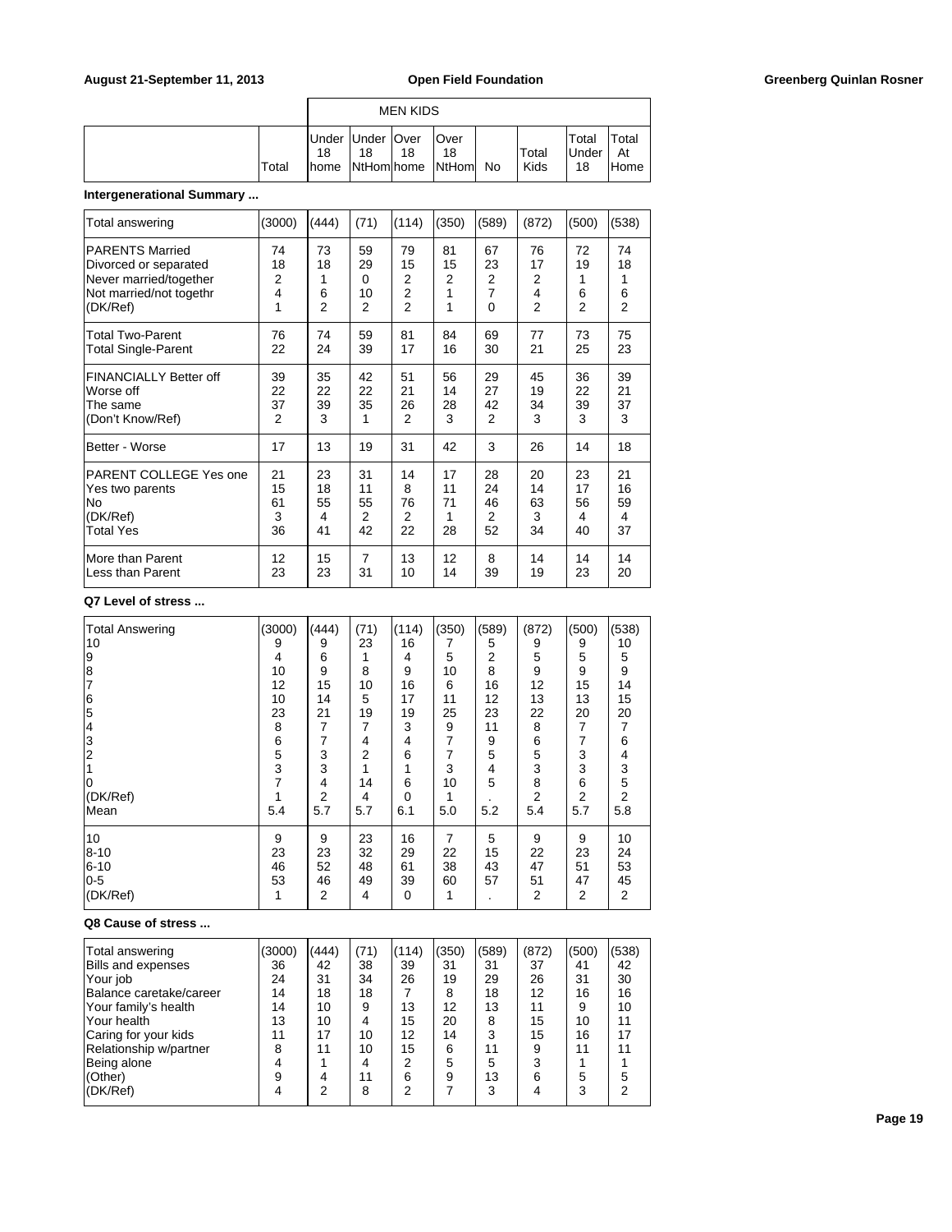| | | MEN KIDS | | | | | | | |
|---|---|---|---|---|---|---|---|---|---|
| | Total | Under 18 home | Under 18 NtHom | Over 18 home | Over 18 NtHom | No | Total Kids | Total Under 18 | Total At Home |

**Intergenerational Summary ...**

| | Total | Under 18 home | Under 18 NtHom | Over 18 home | Over 18 NtHom | No | Total Kids | Total Under 18 | Total At Home |
|---|---|---|---|---|---|---|---|---|---|
| Total answering | (3000) | (444) | (71) | (114) | (350) | (589) | (872) | (500) | (538) |
| PARENTS Married | 74 | 73 | 59 | 79 | 81 | 67 | 76 | 72 | 74 |
| Divorced or separated | 18 | 18 | 29 | 15 | 15 | 23 | 17 | 19 | 18 |
| Never married/together | 2 | 1 | 0 | 2 | 2 | 2 | 2 | 1 | 1 |
| Not married/not togethr | 4 | 6 | 10 | 2 | 1 | 7 | 4 | 6 | 6 |
| (DK/Ref) | 1 | 2 | 2 | 2 | 1 | 0 | 2 | 2 | 2 |
| Total Two-Parent | 76 | 74 | 59 | 81 | 84 | 69 | 77 | 73 | 75 |
| Total Single-Parent | 22 | 24 | 39 | 17 | 16 | 30 | 21 | 25 | 23 |
| FINANCIALLY Better off | 39 | 35 | 42 | 51 | 56 | 29 | 45 | 36 | 39 |
| Worse off | 22 | 22 | 22 | 21 | 14 | 27 | 19 | 22 | 21 |
| The same | 37 | 39 | 35 | 26 | 28 | 42 | 34 | 39 | 37 |
| (Don't Know/Ref) | 2 | 3 | 1 | 2 | 3 | 2 | 3 | 3 | 3 |
| Better - Worse | 17 | 13 | 19 | 31 | 42 | 3 | 26 | 14 | 18 |
| PARENT COLLEGE Yes one | 21 | 23 | 31 | 14 | 17 | 28 | 20 | 23 | 21 |
| Yes two parents | 15 | 18 | 11 | 8 | 11 | 24 | 14 | 17 | 16 |
| No | 61 | 55 | 55 | 76 | 71 | 46 | 63 | 56 | 59 |
| (DK/Ref) | 3 | 4 | 2 | 2 | 1 | 2 | 3 | 4 | 4 |
| Total Yes | 36 | 41 | 42 | 22 | 28 | 52 | 34 | 40 | 37 |
| More than Parent | 12 | 15 | 7 | 13 | 12 | 8 | 14 | 14 | 14 |
| Less than Parent | 23 | 23 | 31 | 10 | 14 | 39 | 19 | 23 | 20 |

**Q7 Level of stress ...**

| | Total | Under 18 home | Under 18 NtHom | Over 18 home | Over 18 NtHom | No | Total Kids | Total Under 18 | Total At Home |
|---|---|---|---|---|---|---|---|---|---|
| Total Answering | (3000) | (444) | (71) | (114) | (350) | (589) | (872) | (500) | (538) |
| 10 | 9 | 9 | 23 | 16 | 7 | 5 | 9 | 9 | 10 |
| 9 | 4 | 6 | 1 | 4 | 5 | 2 | 5 | 5 | 5 |
| 8 | 10 | 9 | 8 | 9 | 10 | 8 | 9 | 9 | 9 |
| 7 | 12 | 15 | 10 | 16 | 6 | 16 | 12 | 15 | 14 |
| 6 | 10 | 14 | 5 | 17 | 11 | 12 | 13 | 13 | 15 |
| 5 | 23 | 21 | 19 | 19 | 25 | 23 | 22 | 20 | 20 |
| 4 | 8 | 7 | 7 | 3 | 9 | 11 | 8 | 7 | 7 |
| 3 | 6 | 7 | 4 | 4 | 7 | 9 | 6 | 7 | 6 |
| 2 | 5 | 3 | 2 | 6 | 7 | 5 | 5 | 3 | 4 |
| 1 | 3 | 3 | 1 | 1 | 3 | 4 | 3 | 3 | 3 |
| 0 | 7 | 4 | 14 | 6 | 10 | 5 | 8 | 6 | 5 |
| (DK/Ref) | 1 | 2 | 4 | 0 | 1 | . | 2 | 2 | 2 |
| Mean | 5.4 | 5.7 | 5.7 | 6.1 | 5.0 | 5.2 | 5.4 | 5.7 | 5.8 |
| 10 | 9 | 9 | 23 | 16 | 7 | 5 | 9 | 9 | 10 |
| 8-10 | 23 | 23 | 32 | 29 | 22 | 15 | 22 | 23 | 24 |
| 6-10 | 46 | 52 | 48 | 61 | 38 | 43 | 47 | 51 | 53 |
| 0-5 | 53 | 46 | 49 | 39 | 60 | 57 | 51 | 47 | 45 |
| (DK/Ref) | 1 | 2 | 4 | 0 | 1 | . | 2 | 2 | 2 |

**Q8 Cause of stress ...**

| | Total | Under 18 home | Under 18 NtHom | Over 18 home | Over 18 NtHom | No | Total Kids | Total Under 18 | Total At Home |
|---|---|---|---|---|---|---|---|---|---|
| Total answering | (3000) | (444) | (71) | (114) | (350) | (589) | (872) | (500) | (538) |
| Bills and expenses | 36 | 42 | 38 | 39 | 31 | 31 | 37 | 41 | 42 |
| Your job | 24 | 31 | 34 | 26 | 19 | 29 | 26 | 31 | 30 |
| Balance caretake/career | 14 | 18 | 18 | 7 | 8 | 18 | 12 | 16 | 16 |
| Your family's health | 14 | 10 | 9 | 13 | 12 | 13 | 11 | 9 | 10 |
| Your health | 13 | 10 | 4 | 15 | 20 | 8 | 15 | 10 | 11 |
| Caring for your kids | 11 | 17 | 10 | 12 | 14 | 3 | 15 | 16 | 17 |
| Relationship w/partner | 8 | 11 | 10 | 15 | 6 | 11 | 9 | 11 | 11 |
| Being alone | 4 | 1 | 4 | 2 | 5 | 5 | 3 | 1 | 1 |
| (Other) | 9 | 4 | 11 | 6 | 9 | 13 | 6 | 5 | 5 |
| (DK/Ref) | 4 | 2 | 8 | 2 | 7 | 3 | 4 | 3 | 2 |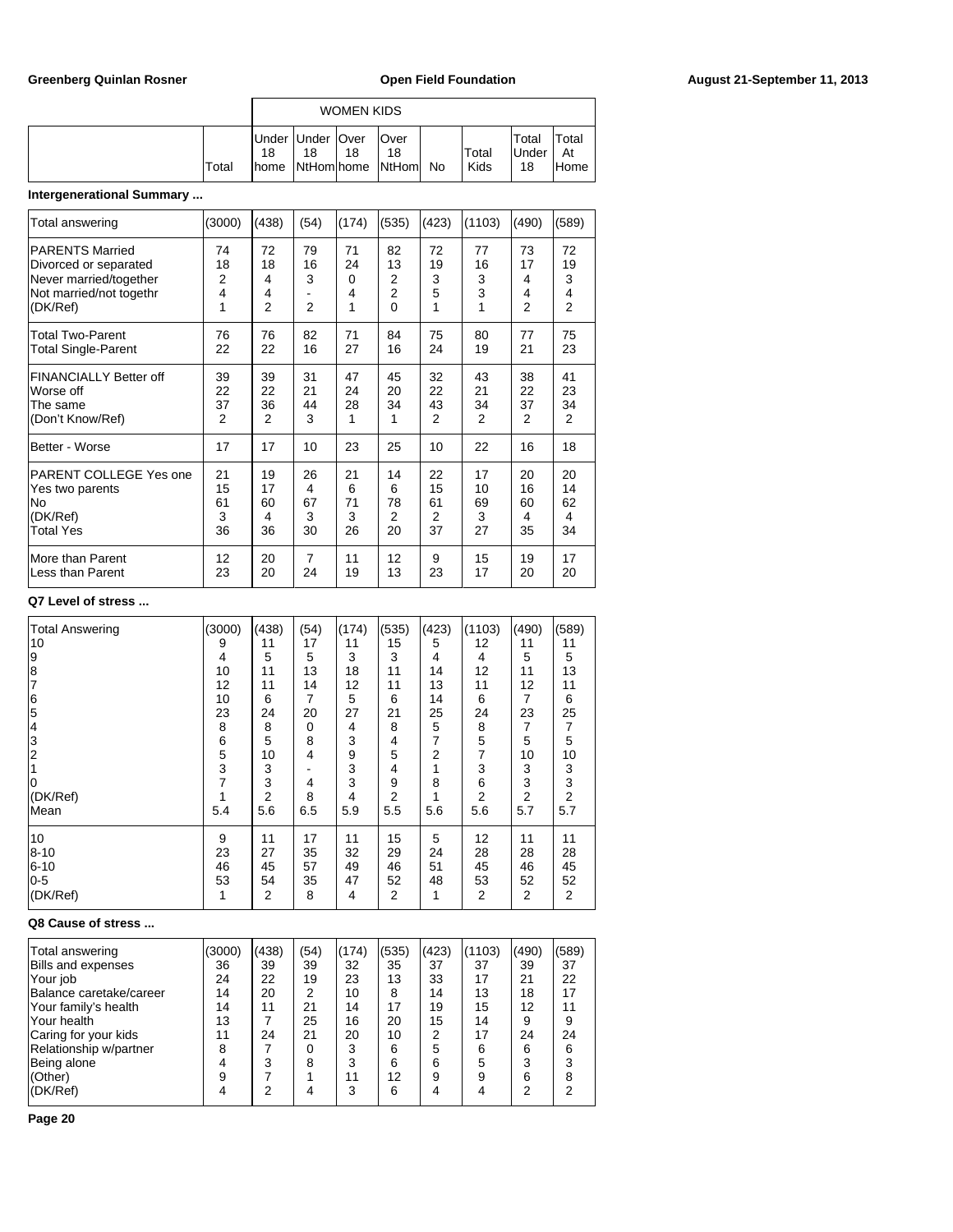| | | WOMEN KIDS | | | | | | | |
|---|---|---|---|---|---|---|---|---|---|
| | Total | Under 18 home | Under 18 NtHom | Over 18 home | Over 18 NtHom | No | Total Kids | Total Under 18 | Total At Home |

**Intergenerational Summary ...**

| | Total | Under 18 home | Under 18 NtHom | Over 18 home | Over 18 NtHom | No | Total Kids | Total Under 18 | Total At Home |
|---|---|---|---|---|---|---|---|---|---|
| Total answering | (3000) | (438) | (54) | (174) | (535) | (423) | (1103) | (490) | (589) |
| PARENTS Married | 74 | 72 | 79 | 71 | 82 | 72 | 77 | 73 | 72 |
| Divorced or separated | 18 | 18 | 16 | 24 | 13 | 19 | 16 | 17 | 19 |
| Never married/together | 2 | 4 | 3 | 0 | 2 | 3 | 3 | 4 | 3 |
| Not married/not togethr | 4 | 4 | - | 4 | 2 | 5 | 3 | 4 | 4 |
| (DK/Ref) | 1 | 2 | 2 | 1 | 0 | 1 | 1 | 2 | 2 |
| Total Two-Parent | 76 | 76 | 82 | 71 | 84 | 75 | 80 | 77 | 75 |
| Total Single-Parent | 22 | 22 | 16 | 27 | 16 | 24 | 19 | 21 | 23 |
| FINANCIALLY Better off | 39 | 39 | 31 | 47 | 45 | 32 | 43 | 38 | 41 |
| Worse off | 22 | 22 | 21 | 24 | 20 | 22 | 21 | 22 | 23 |
| The same | 37 | 36 | 44 | 28 | 34 | 43 | 34 | 37 | 34 |
| (Don't Know/Ref) | 2 | 2 | 3 | 1 | 1 | 2 | 2 | 2 | 2 |
| Better - Worse | 17 | 17 | 10 | 23 | 25 | 10 | 22 | 16 | 18 |
| PARENT COLLEGE Yes one | 21 | 19 | 26 | 21 | 14 | 22 | 17 | 20 | 20 |
| Yes two parents | 15 | 17 | 4 | 6 | 6 | 15 | 10 | 16 | 14 |
| No | 61 | 60 | 67 | 71 | 78 | 61 | 69 | 60 | 62 |
| (DK/Ref) | 3 | 4 | 3 | 3 | 2 | 2 | 3 | 4 | 4 |
| Total Yes | 36 | 36 | 30 | 26 | 20 | 37 | 27 | 35 | 34 |
| More than Parent | 12 | 20 | 7 | 11 | 12 | 9 | 15 | 19 | 17 |
| Less than Parent | 23 | 20 | 24 | 19 | 13 | 23 | 17 | 20 | 20 |

**Q7 Level of stress ...**

| | Total | Under 18 home | Under 18 NtHom | Over 18 home | Over 18 NtHom | No | Total Kids | Total Under 18 | Total At Home |
|---|---|---|---|---|---|---|---|---|---|
| Total Answering | (3000) | (438) | (54) | (174) | (535) | (423) | (1103) | (490) | (589) |
| 10 | 9 | 11 | 17 | 11 | 15 | 5 | 12 | 11 | 11 |
| 9 | 4 | 5 | 5 | 3 | 3 | 4 | 4 | 5 | 5 |
| 8 | 10 | 11 | 13 | 18 | 11 | 14 | 12 | 11 | 13 |
| 7 | 12 | 11 | 14 | 12 | 11 | 13 | 11 | 12 | 11 |
| 6 | 10 | 6 | 7 | 5 | 6 | 14 | 6 | 7 | 6 |
| 5 | 23 | 24 | 20 | 27 | 21 | 25 | 24 | 23 | 25 |
| 4 | 8 | 8 | 0 | 4 | 8 | 5 | 8 | 7 | 7 |
| 3 | 6 | 5 | 8 | 3 | 4 | 7 | 5 | 5 | 5 |
| 2 | 5 | 10 | 4 | 9 | 5 | 2 | 7 | 10 | 10 |
| 1 | 3 | 3 | - | 3 | 4 | 1 | 3 | 3 | 3 |
| 0 | 7 | 3 | 4 | 3 | 9 | 8 | 6 | 3 | 3 |
| (DK/Ref) | 1 | 2 | 8 | 4 | 2 | 1 | 2 | 2 | 2 |
| Mean | 5.4 | 5.6 | 6.5 | 5.9 | 5.5 | 5.6 | 5.6 | 5.7 | 5.7 |
| 10 | 9 | 11 | 17 | 11 | 15 | 5 | 12 | 11 | 11 |
| 8-10 | 23 | 27 | 35 | 32 | 29 | 24 | 28 | 28 | 28 |
| 6-10 | 46 | 45 | 57 | 49 | 46 | 51 | 45 | 46 | 45 |
| 0-5 | 53 | 54 | 35 | 47 | 52 | 48 | 53 | 52 | 52 |
| (DK/Ref) | 1 | 2 | 8 | 4 | 2 | 1 | 2 | 2 | 2 |

**Q8 Cause of stress ...**

| | Total | Under 18 home | Under 18 NtHom | Over 18 home | Over 18 NtHom | No | Total Kids | Total Under 18 | Total At Home |
|---|---|---|---|---|---|---|---|---|---|
| Total answering | (3000) | (438) | (54) | (174) | (535) | (423) | (1103) | (490) | (589) |
| Bills and expenses | 36 | 39 | 39 | 32 | 35 | 37 | 37 | 39 | 37 |
| Your job | 24 | 22 | 19 | 23 | 13 | 33 | 17 | 21 | 22 |
| Balance caretake/career | 14 | 20 | 2 | 10 | 8 | 14 | 13 | 18 | 17 |
| Your family's health | 14 | 11 | 21 | 14 | 17 | 19 | 15 | 12 | 11 |
| Your health | 13 | 7 | 25 | 16 | 20 | 15 | 14 | 9 | 9 |
| Caring for your kids | 11 | 24 | 21 | 20 | 10 | 2 | 17 | 24 | 24 |
| Relationship w/partner | 8 | 7 | 0 | 3 | 6 | 5 | 6 | 6 | 6 |
| Being alone | 4 | 3 | 8 | 3 | 6 | 6 | 5 | 3 | 3 |
| (Other) | 9 | 7 | 1 | 11 | 12 | 9 | 9 | 6 | 8 |
| (DK/Ref) | 4 | 2 | 4 | 3 | 6 | 4 | 4 | 2 | 2 |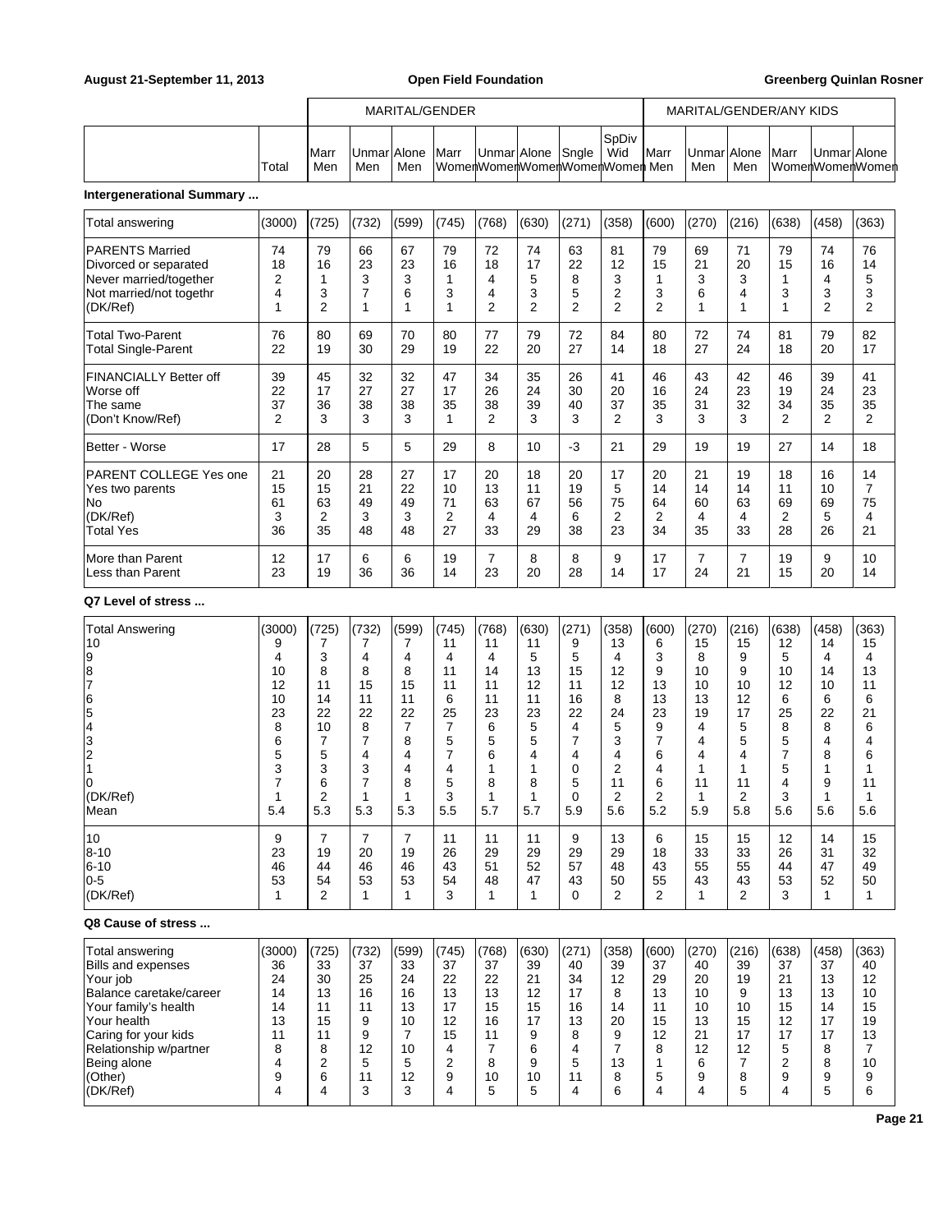August 21-September 11, 2013 | Open Field Foundation | Greenberg Quinlan Rosner

| | Total | MARITAL/GENDER | | | | | | | | MARITAL/GENDER/ANY KIDS | | | | | |
|---|---|---|---|---|---|---|---|---|---|---|---|---|---|---|---|
| | | Marr Men | Unmar Men | Alone Men | Marr Women | Unmar Women | Alone Women | Sngle Women | SpDiv Wid Women | Marr Men | Unmar Men | Alone Men | Marr Women | Unmar Women | Alone Women |

**Intergenerational Summary ...**

| | Total | Marr Men | Unmar Men | Alone Men | Marr Women | Unmar Women | Alone Women | Sngle Women | SpDiv Wid Women | Marr Men | Unmar Men | Alone Men | Marr Women | Unmar Women | Alone Women |
|---|---|---|---|---|---|---|---|---|---|---|---|---|---|---|---|
| Total answering | (3000) | (725) | (732) | (599) | (745) | (768) | (630) | (271) | (358) | (600) | (270) | (216) | (638) | (458) | (363) |
| PARENTS Married | 74 | 79 | 66 | 67 | 79 | 72 | 74 | 63 | 81 | 79 | 69 | 71 | 79 | 74 | 76 |
| Divorced or separated | 18 | 16 | 23 | 23 | 16 | 18 | 17 | 22 | 12 | 15 | 21 | 20 | 15 | 16 | 14 |
| Never married/together | 2 | 1 | 3 | 3 | 1 | 4 | 5 | 8 | 3 | 1 | 3 | 3 | 1 | 4 | 5 |
| Not married/not togethr | 4 | 3 | 7 | 6 | 3 | 4 | 3 | 5 | 2 | 3 | 6 | 4 | 3 | 3 | 3 |
| (DK/Ref) | 1 | 2 | 1 | 1 | 1 | 2 | 2 | 2 | 2 | 2 | 1 | 1 | 1 | 2 | 2 |
| Total Two-Parent | 76 | 80 | 69 | 70 | 80 | 77 | 79 | 72 | 84 | 80 | 72 | 74 | 81 | 79 | 82 |
| Total Single-Parent | 22 | 19 | 30 | 29 | 19 | 22 | 20 | 27 | 14 | 18 | 27 | 24 | 18 | 20 | 17 |
| FINANCIALLY Better off | 39 | 45 | 32 | 32 | 47 | 34 | 35 | 26 | 41 | 46 | 43 | 42 | 46 | 39 | 41 |
| Worse off | 22 | 17 | 27 | 27 | 17 | 26 | 24 | 30 | 20 | 16 | 24 | 23 | 19 | 24 | 23 |
| The same | 37 | 36 | 38 | 38 | 35 | 38 | 39 | 40 | 37 | 35 | 31 | 32 | 34 | 35 | 35 |
| (Don't Know/Ref) | 2 | 3 | 3 | 3 | 1 | 2 | 3 | 3 | 2 | 3 | 3 | 3 | 2 | 2 | 2 |
| Better - Worse | 17 | 28 | 5 | 5 | 29 | 8 | 10 | -3 | 21 | 29 | 19 | 19 | 27 | 14 | 18 |
| PARENT COLLEGE Yes one | 21 | 20 | 28 | 27 | 17 | 20 | 18 | 20 | 17 | 20 | 21 | 19 | 18 | 16 | 14 |
| Yes two parents | 15 | 15 | 21 | 22 | 10 | 13 | 11 | 19 | 5 | 14 | 14 | 14 | 11 | 10 | 7 |
| No | 61 | 63 | 49 | 49 | 71 | 63 | 67 | 56 | 75 | 64 | 60 | 63 | 69 | 69 | 75 |
| (DK/Ref) | 3 | 2 | 3 | 3 | 2 | 4 | 4 | 6 | 2 | 2 | 4 | 4 | 2 | 5 | 4 |
| Total Yes | 36 | 35 | 48 | 48 | 27 | 33 | 29 | 38 | 23 | 34 | 35 | 33 | 28 | 26 | 21 |
| More than Parent | 12 | 17 | 6 | 6 | 19 | 7 | 8 | 8 | 9 | 17 | 7 | 7 | 19 | 9 | 10 |
| Less than Parent | 23 | 19 | 36 | 36 | 14 | 23 | 20 | 28 | 14 | 17 | 24 | 21 | 15 | 20 | 14 |

**Q7 Level of stress ...**

| | Total | Marr Men | Unmar Men | Alone Men | Marr Women | Unmar Women | Alone Women | Sngle Women | SpDiv Wid Women | Marr Men | Unmar Men | Alone Men | Marr Women | Unmar Women | Alone Women |
|---|---|---|---|---|---|---|---|---|---|---|---|---|---|---|---|
| Total Answering | (3000) | (725) | (732) | (599) | (745) | (768) | (630) | (271) | (358) | (600) | (270) | (216) | (638) | (458) | (363) |
| 10 | 9 | 7 | 7 | 7 | 11 | 11 | 11 | 9 | 13 | 6 | 15 | 15 | 12 | 14 | 15 |
| 9 | 4 | 3 | 4 | 4 | 4 | 4 | 5 | 5 | 4 | 3 | 8 | 9 | 5 | 4 | 4 |
| 8 | 10 | 8 | 8 | 8 | 11 | 14 | 13 | 15 | 12 | 9 | 10 | 9 | 10 | 14 | 13 |
| 7 | 12 | 11 | 15 | 15 | 11 | 11 | 12 | 11 | 12 | 13 | 10 | 10 | 12 | 10 | 11 |
| 6 | 10 | 14 | 11 | 11 | 6 | 11 | 11 | 16 | 8 | 13 | 13 | 12 | 6 | 6 | 6 |
| 5 | 23 | 22 | 22 | 22 | 25 | 23 | 23 | 22 | 24 | 23 | 19 | 17 | 25 | 22 | 21 |
| 4 | 8 | 10 | 8 | 7 | 7 | 6 | 5 | 4 | 5 | 9 | 4 | 5 | 8 | 8 | 6 |
| 3 | 6 | 7 | 7 | 8 | 5 | 5 | 5 | 7 | 3 | 7 | 4 | 5 | 5 | 4 | 4 |
| 2 | 5 | 5 | 4 | 4 | 7 | 6 | 4 | 4 | 4 | 6 | 4 | 4 | 7 | 8 | 6 |
| 1 | 3 | 3 | 3 | 4 | 4 | 1 | 1 | 0 | 2 | 4 | 1 | 1 | 5 | 1 | 1 |
| 0 | 7 | 6 | 7 | 8 | 5 | 8 | 8 | 5 | 11 | 6 | 11 | 11 | 4 | 9 | 11 |
| (DK/Ref) | 1 | 2 | 1 | 1 | 3 | 1 | 1 | 0 | 2 | 2 | 1 | 2 | 3 | 1 | 1 |
| Mean | 5.4 | 5.3 | 5.3 | 5.3 | 5.5 | 5.7 | 5.7 | 5.9 | 5.6 | 5.2 | 5.9 | 5.8 | 5.6 | 5.6 | 5.6 |
| 10 | 9 | 7 | 7 | 7 | 11 | 11 | 11 | 9 | 13 | 6 | 15 | 15 | 12 | 14 | 15 |
| 8-10 | 23 | 19 | 20 | 19 | 26 | 29 | 29 | 29 | 29 | 18 | 33 | 33 | 26 | 31 | 32 |
| 6-10 | 46 | 44 | 46 | 46 | 43 | 51 | 52 | 57 | 48 | 43 | 55 | 55 | 44 | 47 | 49 |
| 0-5 | 53 | 54 | 53 | 53 | 54 | 48 | 47 | 43 | 50 | 55 | 43 | 43 | 53 | 52 | 50 |
| (DK/Ref) | 1 | 2 | 1 | 1 | 3 | 1 | 1 | 0 | 2 | 2 | 1 | 2 | 3 | 1 | 1 |

**Q8 Cause of stress ...**

| | Total | Marr Men | Unmar Men | Alone Men | Marr Women | Unmar Women | Alone Women | Sngle Women | SpDiv Wid Women | Marr Men | Unmar Men | Alone Men | Marr Women | Unmar Women | Alone Women |
|---|---|---|---|---|---|---|---|---|---|---|---|---|---|---|---|
| Total answering | (3000) | (725) | (732) | (599) | (745) | (768) | (630) | (271) | (358) | (600) | (270) | (216) | (638) | (458) | (363) |
| Bills and expenses | 36 | 33 | 37 | 33 | 37 | 37 | 39 | 40 | 39 | 37 | 40 | 39 | 37 | 37 | 40 |
| Your job | 24 | 30 | 25 | 24 | 22 | 22 | 21 | 34 | 12 | 29 | 20 | 19 | 21 | 13 | 12 |
| Balance caretake/career | 14 | 13 | 16 | 16 | 13 | 13 | 12 | 17 | 8 | 13 | 10 | 9 | 13 | 13 | 10 |
| Your family's health | 14 | 11 | 11 | 13 | 17 | 15 | 15 | 16 | 14 | 11 | 10 | 10 | 15 | 14 | 15 |
| Your health | 13 | 15 | 9 | 10 | 12 | 16 | 17 | 13 | 20 | 15 | 13 | 15 | 12 | 17 | 19 |
| Caring for your kids | 11 | 11 | 9 | 7 | 15 | 11 | 9 | 8 | 9 | 12 | 21 | 17 | 17 | 17 | 13 |
| Relationship w/partner | 8 | 8 | 12 | 10 | 4 | 7 | 6 | 4 | 7 | 8 | 12 | 12 | 5 | 8 | 7 |
| Being alone | 4 | 2 | 5 | 5 | 2 | 8 | 9 | 5 | 13 | 1 | 6 | 7 | 2 | 8 | 10 |
| (Other) | 9 | 6 | 11 | 12 | 9 | 10 | 10 | 11 | 8 | 5 | 9 | 8 | 9 | 9 | 9 |
| (DK/Ref) | 4 | 4 | 3 | 3 | 4 | 5 | 5 | 4 | 6 | 4 | 4 | 5 | 4 | 5 | 6 |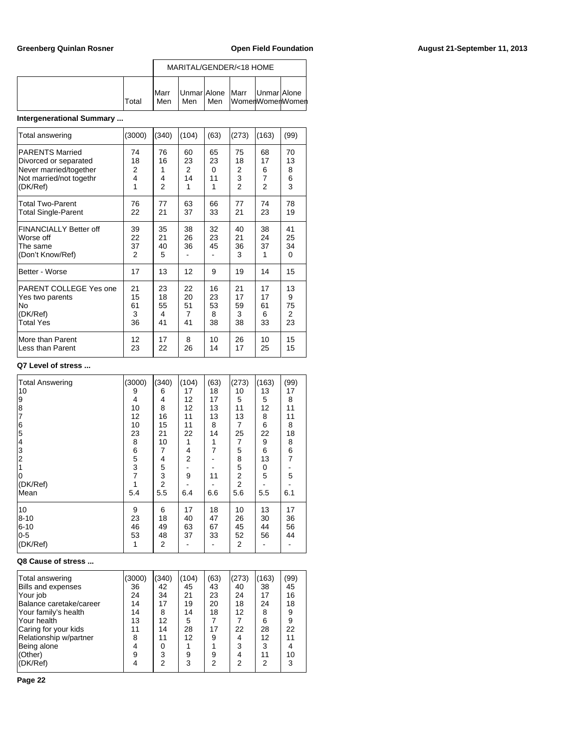| | | MARITAL/GENDER/<18 HOME | | | | | |
|---|---|---|---|---|---|---|---|
| | Total | Marr Men | Unmar Men | Alone Men | Marr Women | Unmar Women | Alone Women |

**Intergenerational Summary ...**

| | Total | Marr Men | Unmar Men | Alone Men | Marr Women | Unmar Women | Alone Women |
|---|---|---|---|---|---|---|---|
| Total answering | (3000) | (340) | (104) | (63) | (273) | (163) | (99) |
| PARENTS Married | 74 | 76 | 60 | 65 | 75 | 68 | 70 |
| Divorced or separated | 18 | 16 | 23 | 23 | 18 | 17 | 13 |
| Never married/together | 2 | 1 | 2 | 0 | 2 | 6 | 8 |
| Not married/not togethr | 4 | 4 | 14 | 11 | 3 | 7 | 6 |
| (DK/Ref) | 1 | 2 | 1 | 1 | 2 | 2 | 3 |
| Total Two-Parent | 76 | 77 | 63 | 66 | 77 | 74 | 78 |
| Total Single-Parent | 22 | 21 | 37 | 33 | 21 | 23 | 19 |
| FINANCIALLY Better off | 39 | 35 | 38 | 32 | 40 | 38 | 41 |
| Worse off | 22 | 21 | 26 | 23 | 21 | 24 | 25 |
| The same | 37 | 40 | 36 | 45 | 36 | 37 | 34 |
| (Don't Know/Ref) | 2 | 5 | - | - | 3 | 1 | 0 |
| Better - Worse | 17 | 13 | 12 | 9 | 19 | 14 | 15 |
| PARENT COLLEGE Yes one | 21 | 23 | 22 | 16 | 21 | 17 | 13 |
| Yes two parents | 15 | 18 | 20 | 23 | 17 | 17 | 9 |
| No | 61 | 55 | 51 | 53 | 59 | 61 | 75 |
| (DK/Ref) | 3 | 4 | 7 | 8 | 3 | 6 | 2 |
| Total Yes | 36 | 41 | 41 | 38 | 38 | 33 | 23 |
| More than Parent | 12 | 17 | 8 | 10 | 26 | 10 | 15 |
| Less than Parent | 23 | 22 | 26 | 14 | 17 | 25 | 15 |

**Q7 Level of stress ...**

| | Total | Marr Men | Unmar Men | Alone Men | Marr Women | Unmar Women | Alone Women |
|---|---|---|---|---|---|---|---|
| Total Answering | (3000) | (340) | (104) | (63) | (273) | (163) | (99) |
| 10 | 9 | 6 | 17 | 18 | 10 | 13 | 17 |
| 9 | 4 | 4 | 12 | 17 | 5 | 5 | 8 |
| 8 | 10 | 8 | 12 | 13 | 11 | 12 | 11 |
| 7 | 12 | 16 | 11 | 13 | 13 | 8 | 11 |
| 6 | 10 | 15 | 11 | 8 | 7 | 6 | 8 |
| 5 | 23 | 21 | 22 | 14 | 25 | 22 | 18 |
| 4 | 8 | 10 | 1 | 1 | 7 | 9 | 8 |
| 3 | 6 | 7 | 4 | 7 | 5 | 6 | 6 |
| 2 | 5 | 4 | 2 | - | 8 | 13 | 7 |
| 1 | 3 | 5 | - | - | 5 | 0 | - |
| 0 | 7 | 3 | 9 | 11 | 2 | 5 | 5 |
| (DK/Ref) | 1 | 2 | - | - | 2 | - | - |
| Mean | 5.4 | 5.5 | 6.4 | 6.6 | 5.6 | 5.5 | 6.1 |
| 10 | 9 | 6 | 17 | 18 | 10 | 13 | 17 |
| 8-10 | 23 | 18 | 40 | 47 | 26 | 30 | 36 |
| 6-10 | 46 | 49 | 63 | 67 | 45 | 44 | 56 |
| 0-5 | 53 | 48 | 37 | 33 | 52 | 56 | 44 |
| (DK/Ref) | 1 | 2 | - | - | 2 | - | - |

**Q8 Cause of stress ...**

| | Total | Marr Men | Unmar Men | Alone Men | Marr Women | Unmar Women | Alone Women |
|---|---|---|---|---|---|---|---|
| Total answering | (3000) | (340) | (104) | (63) | (273) | (163) | (99) |
| Bills and expenses | 36 | 42 | 45 | 43 | 40 | 38 | 45 |
| Your job | 24 | 34 | 21 | 23 | 24 | 17 | 16 |
| Balance caretake/career | 14 | 17 | 19 | 20 | 18 | 24 | 18 |
| Your family's health | 14 | 8 | 14 | 18 | 12 | 8 | 9 |
| Your health | 13 | 12 | 5 | 7 | 7 | 6 | 9 |
| Caring for your kids | 11 | 14 | 28 | 17 | 22 | 28 | 22 |
| Relationship w/partner | 8 | 11 | 12 | 9 | 4 | 12 | 11 |
| Being alone | 4 | 0 | 1 | 1 | 3 | 3 | 4 |
| (Other) | 9 | 3 | 9 | 9 | 4 | 11 | 10 |
| (DK/Ref) | 4 | 2 | 3 | 2 | 2 | 2 | 3 |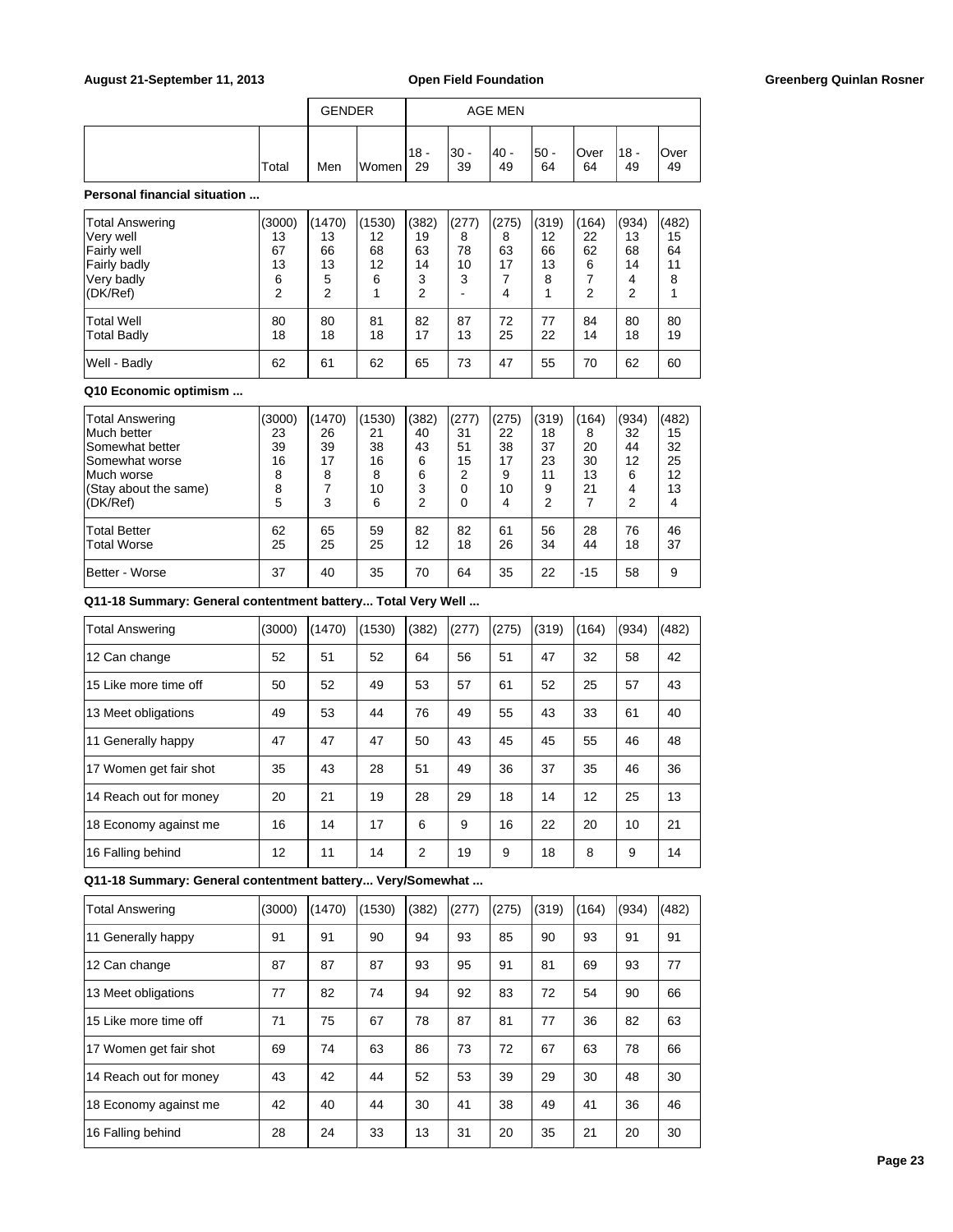| | Total | GENDER Men | Women | AGE MEN 18 - 29 | 30 - 39 | 40 - 49 | 50 - 64 | Over 64 | 18 - 49 | Over 49 |
|---|---|---|---|---|---|---|---|---|---|---|

**Personal financial situation ...**

| | Total | Men | Women | 18 - 29 | 30 - 39 | 40 - 49 | 50 - 64 | Over 64 | 18 - 49 | Over 49 |
|---|---|---|---|---|---|---|---|---|---|---|
| Total Answering | (3000) | (1470) | (1530) | (382) | (277) | (275) | (319) | (164) | (934) | (482) |
| Very well | 13 | 13 | 12 | 19 | 8 | 8 | 12 | 22 | 13 | 15 |
| Fairly well | 67 | 66 | 68 | 63 | 78 | 63 | 66 | 62 | 68 | 64 |
| Fairly badly | 13 | 13 | 12 | 14 | 10 | 17 | 13 | 6 | 14 | 11 |
| Very badly | 6 | 5 | 6 | 3 | 3 | 7 | 8 | 7 | 4 | 8 |
| (DK/Ref) | 2 | 2 | 1 | 2 | - | 4 | 1 | 2 | 2 | 1 |
| Total Well | 80 | 80 | 81 | 82 | 87 | 72 | 77 | 84 | 80 | 80 |
| Total Badly | 18 | 18 | 18 | 17 | 13 | 25 | 22 | 14 | 18 | 19 |
| Well - Badly | 62 | 61 | 62 | 65 | 73 | 47 | 55 | 70 | 62 | 60 |

**Q10 Economic optimism ...**

| | Total | Men | Women | 18 - 29 | 30 - 39 | 40 - 49 | 50 - 64 | Over 64 | 18 - 49 | Over 49 |
|---|---|---|---|---|---|---|---|---|---|---|
| Total Answering | (3000) | (1470) | (1530) | (382) | (277) | (275) | (319) | (164) | (934) | (482) |
| Much better | 23 | 26 | 21 | 40 | 31 | 22 | 18 | 8 | 32 | 15 |
| Somewhat better | 39 | 39 | 38 | 43 | 51 | 38 | 37 | 20 | 44 | 32 |
| Somewhat worse | 16 | 17 | 16 | 6 | 15 | 17 | 23 | 30 | 12 | 25 |
| Much worse | 8 | 8 | 8 | 6 | 2 | 9 | 11 | 13 | 6 | 12 |
| (Stay about the same) | 8 | 7 | 10 | 3 | 0 | 10 | 9 | 21 | 4 | 13 |
| (DK/Ref) | 5 | 3 | 6 | 2 | 0 | 4 | 2 | 7 | 2 | 4 |
| Total Better | 62 | 65 | 59 | 82 | 82 | 61 | 56 | 28 | 76 | 46 |
| Total Worse | 25 | 25 | 25 | 12 | 18 | 26 | 34 | 44 | 18 | 37 |
| Better - Worse | 37 | 40 | 35 | 70 | 64 | 35 | 22 | -15 | 58 | 9 |

**Q11-18 Summary: General contentment battery... Total Very Well ...**

| | Total | Men | Women | 18 - 29 | 30 - 39 | 40 - 49 | 50 - 64 | Over 64 | 18 - 49 | Over 49 |
|---|---|---|---|---|---|---|---|---|---|---|
| Total Answering | (3000) | (1470) | (1530) | (382) | (277) | (275) | (319) | (164) | (934) | (482) |
| 12 Can change | 52 | 51 | 52 | 64 | 56 | 51 | 47 | 32 | 58 | 42 |
| 15 Like more time off | 50 | 52 | 49 | 53 | 57 | 61 | 52 | 25 | 57 | 43 |
| 13 Meet obligations | 49 | 53 | 44 | 76 | 49 | 55 | 43 | 33 | 61 | 40 |
| 11 Generally happy | 47 | 47 | 47 | 50 | 43 | 45 | 45 | 55 | 46 | 48 |
| 17 Women get fair shot | 35 | 43 | 28 | 51 | 49 | 36 | 37 | 35 | 46 | 36 |
| 14 Reach out for money | 20 | 21 | 19 | 28 | 29 | 18 | 14 | 12 | 25 | 13 |
| 18 Economy against me | 16 | 14 | 17 | 6 | 9 | 16 | 22 | 20 | 10 | 21 |
| 16 Falling behind | 12 | 11 | 14 | 2 | 19 | 9 | 18 | 8 | 9 | 14 |

**Q11-18 Summary: General contentment battery... Very/Somewhat ...**

| | Total | Men | Women | 18 - 29 | 30 - 39 | 40 - 49 | 50 - 64 | Over 64 | 18 - 49 | Over 49 |
|---|---|---|---|---|---|---|---|---|---|---|
| Total Answering | (3000) | (1470) | (1530) | (382) | (277) | (275) | (319) | (164) | (934) | (482) |
| 11 Generally happy | 91 | 91 | 90 | 94 | 93 | 85 | 90 | 93 | 91 | 91 |
| 12 Can change | 87 | 87 | 87 | 93 | 95 | 91 | 81 | 69 | 93 | 77 |
| 13 Meet obligations | 77 | 82 | 74 | 94 | 92 | 83 | 72 | 54 | 90 | 66 |
| 15 Like more time off | 71 | 75 | 67 | 78 | 87 | 81 | 77 | 36 | 82 | 63 |
| 17 Women get fair shot | 69 | 74 | 63 | 86 | 73 | 72 | 67 | 63 | 78 | 66 |
| 14 Reach out for money | 43 | 42 | 44 | 52 | 53 | 39 | 29 | 30 | 48 | 30 |
| 18 Economy against me | 42 | 40 | 44 | 30 | 41 | 38 | 49 | 41 | 36 | 46 |
| 16 Falling behind | 28 | 24 | 33 | 13 | 31 | 20 | 35 | 21 | 20 | 30 |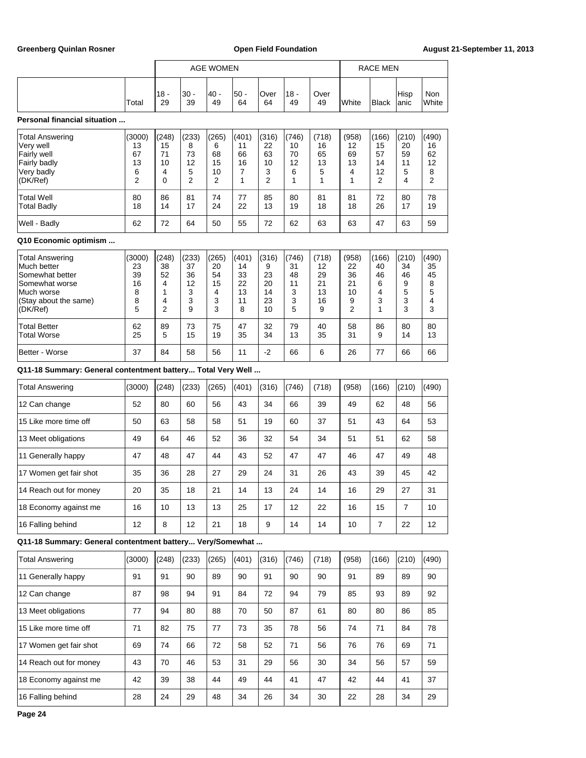| | | AGE WOMEN | | | | | | | RACE MEN | | | |
|---|---|---|---|---|---|---|---|---|---|---|---|---|
| | Total | 18 - 29 | 30 - 39 | 40 - 49 | 50 - 64 | Over 64 | 18 - 49 | Over 49 | White | Black | Hispanic | Non White |

**Personal financial situation ...**

| | Total | 18 - 29 | 30 - 39 | 40 - 49 | 50 - 64 | Over 64 | 18 - 49 | Over 49 | White | Black | Hispanic | Non White |
|---|---|---|---|---|---|---|---|---|---|---|---|---|
| Total Answering | (3000) | (248) | (233) | (265) | (401) | (316) | (746) | (718) | (958) | (166) | (210) | (490) |
| Very well | 13 | 15 | 8 | 6 | 11 | 22 | 10 | 16 | 12 | 15 | 20 | 16 |
| Fairly well | 67 | 71 | 73 | 68 | 66 | 63 | 70 | 65 | 69 | 57 | 59 | 62 |
| Fairly badly | 13 | 10 | 12 | 15 | 16 | 10 | 12 | 13 | 13 | 14 | 11 | 12 |
| Very badly | 6 | 4 | 5 | 10 | 7 | 3 | 6 | 5 | 4 | 12 | 5 | 8 |
| (DK/Ref) | 2 | 0 | 2 | 2 | 1 | 2 | 1 | 1 | 1 | 2 | 4 | 2 |
| Total Well | 80 | 86 | 81 | 74 | 77 | 85 | 80 | 81 | 81 | 72 | 80 | 78 |
| Total Badly | 18 | 14 | 17 | 24 | 22 | 13 | 19 | 18 | 18 | 26 | 17 | 19 |
| Well - Badly | 62 | 72 | 64 | 50 | 55 | 72 | 62 | 63 | 63 | 47 | 63 | 59 |

**Q10 Economic optimism ...**

| | Total | 18 - 29 | 30 - 39 | 40 - 49 | 50 - 64 | Over 64 | 18 - 49 | Over 49 | White | Black | Hispanic | Non White |
|---|---|---|---|---|---|---|---|---|---|---|---|---|
| Total Answering | (3000) | (248) | (233) | (265) | (401) | (316) | (746) | (718) | (958) | (166) | (210) | (490) |
| Much better | 23 | 38 | 37 | 20 | 14 | 9 | 31 | 12 | 22 | 40 | 34 | 35 |
| Somewhat better | 39 | 52 | 36 | 54 | 33 | 23 | 48 | 29 | 36 | 46 | 46 | 45 |
| Somewhat worse | 16 | 4 | 12 | 15 | 22 | 20 | 11 | 21 | 21 | 6 | 9 | 8 |
| Much worse | 8 | 1 | 3 | 4 | 13 | 14 | 3 | 13 | 10 | 4 | 5 | 5 |
| (Stay about the same) | 8 | 4 | 3 | 3 | 11 | 23 | 3 | 16 | 9 | 3 | 3 | 4 |
| (DK/Ref) | 5 | 2 | 9 | 3 | 8 | 10 | 5 | 9 | 2 | 1 | 3 | 3 |
| Total Better | 62 | 89 | 73 | 75 | 47 | 32 | 79 | 40 | 58 | 86 | 80 | 80 |
| Total Worse | 25 | 5 | 15 | 19 | 35 | 34 | 13 | 35 | 31 | 9 | 14 | 13 |
| Better - Worse | 37 | 84 | 58 | 56 | 11 | -2 | 66 | 6 | 26 | 77 | 66 | 66 |

**Q11-18 Summary: General contentment battery... Total Very Well ...**

| | Total | 18 - 29 | 30 - 39 | 40 - 49 | 50 - 64 | Over 64 | 18 - 49 | Over 49 | White | Black | Hispanic | Non White |
|---|---|---|---|---|---|---|---|---|---|---|---|---|
| Total Answering | (3000) | (248) | (233) | (265) | (401) | (316) | (746) | (718) | (958) | (166) | (210) | (490) |
| 12 Can change | 52 | 80 | 60 | 56 | 43 | 34 | 66 | 39 | 49 | 62 | 48 | 56 |
| 15 Like more time off | 50 | 63 | 58 | 58 | 51 | 19 | 60 | 37 | 51 | 43 | 64 | 53 |
| 13 Meet obligations | 49 | 64 | 46 | 52 | 36 | 32 | 54 | 34 | 51 | 51 | 62 | 58 |
| 11 Generally happy | 47 | 48 | 47 | 44 | 43 | 52 | 47 | 47 | 46 | 47 | 49 | 48 |
| 17 Women get fair shot | 35 | 36 | 28 | 27 | 29 | 24 | 31 | 26 | 43 | 39 | 45 | 42 |
| 14 Reach out for money | 20 | 35 | 18 | 21 | 14 | 13 | 24 | 14 | 16 | 29 | 27 | 31 |
| 18 Economy against me | 16 | 10 | 13 | 13 | 25 | 17 | 12 | 22 | 16 | 15 | 7 | 10 |
| 16 Falling behind | 12 | 8 | 12 | 21 | 18 | 9 | 14 | 14 | 10 | 7 | 22 | 12 |

**Q11-18 Summary: General contentment battery... Very/Somewhat ...**

| | Total | 18 - 29 | 30 - 39 | 40 - 49 | 50 - 64 | Over 64 | 18 - 49 | Over 49 | White | Black | Hispanic | Non White |
|---|---|---|---|---|---|---|---|---|---|---|---|---|
| Total Answering | (3000) | (248) | (233) | (265) | (401) | (316) | (746) | (718) | (958) | (166) | (210) | (490) |
| 11 Generally happy | 91 | 91 | 90 | 89 | 90 | 91 | 90 | 90 | 91 | 89 | 89 | 90 |
| 12 Can change | 87 | 98 | 94 | 91 | 84 | 72 | 94 | 79 | 85 | 93 | 89 | 92 |
| 13 Meet obligations | 77 | 94 | 80 | 88 | 70 | 50 | 87 | 61 | 80 | 80 | 86 | 85 |
| 15 Like more time off | 71 | 82 | 75 | 77 | 73 | 35 | 78 | 56 | 74 | 71 | 84 | 78 |
| 17 Women get fair shot | 69 | 74 | 66 | 72 | 58 | 52 | 71 | 56 | 76 | 76 | 69 | 71 |
| 14 Reach out for money | 43 | 70 | 46 | 53 | 31 | 29 | 56 | 30 | 34 | 56 | 57 | 59 |
| 18 Economy against me | 42 | 39 | 38 | 44 | 49 | 44 | 41 | 47 | 42 | 44 | 41 | 37 |
| 16 Falling behind | 28 | 24 | 29 | 48 | 34 | 26 | 34 | 30 | 22 | 28 | 34 | 29 |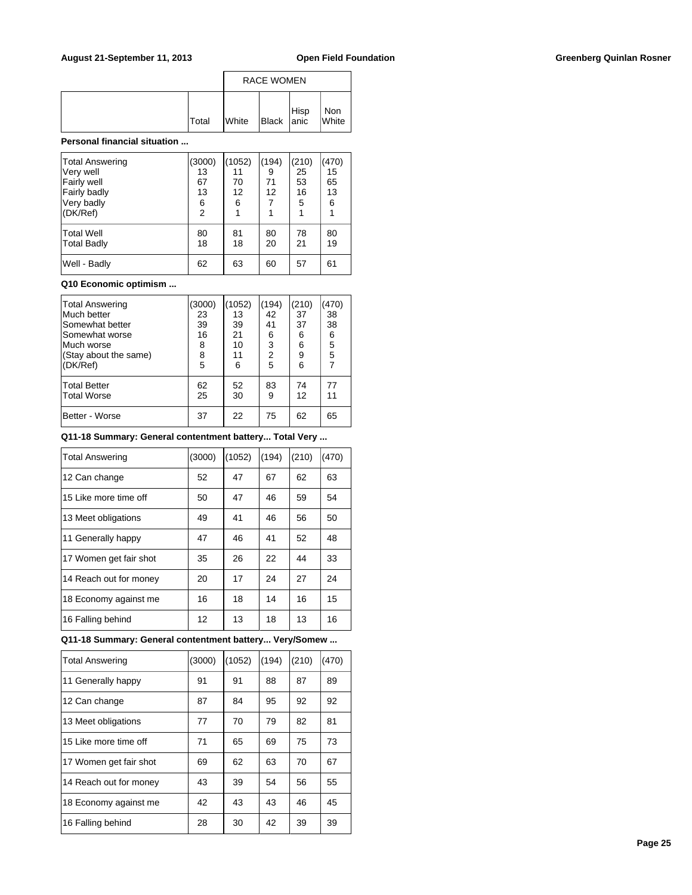| | | RACE WOMEN | | | |
|---|---|---|---|---|---|
| | Total | White | Black | Hispanic | Non White |

**Personal financial situation ...**

| | Total | White | Black | Hispanic | Non White |
|---|---|---|---|---|---|
| Total Answering | (3000) | (1052) | (194) | (210) | (470) |
| Very well | 13 | 11 | 9 | 25 | 15 |
| Fairly well | 67 | 70 | 71 | 53 | 65 |
| Fairly badly | 13 | 12 | 12 | 16 | 13 |
| Very badly | 6 | 6 | 7 | 5 | 6 |
| (DK/Ref) | 2 | 1 | 1 | 1 | 1 |
| Total Well | 80 | 81 | 80 | 78 | 80 |
| Total Badly | 18 | 18 | 20 | 21 | 19 |
| Well - Badly | 62 | 63 | 60 | 57 | 61 |

**Q10 Economic optimism ...**

| | Total | White | Black | Hispanic | Non White |
|---|---|---|---|---|---|
| Total Answering | (3000) | (1052) | (194) | (210) | (470) |
| Much better | 23 | 13 | 42 | 37 | 38 |
| Somewhat better | 39 | 39 | 41 | 37 | 38 |
| Somewhat worse | 16 | 21 | 6 | 6 | 6 |
| Much worse | 8 | 10 | 3 | 6 | 5 |
| (Stay about the same) | 8 | 11 | 2 | 9 | 5 |
| (DK/Ref) | 5 | 6 | 5 | 6 | 7 |
| Total Better | 62 | 52 | 83 | 74 | 77 |
| Total Worse | 25 | 30 | 9 | 12 | 11 |
| Better - Worse | 37 | 22 | 75 | 62 | 65 |

**Q11-18 Summary: General contentment battery... Total Very ...**

| | Total | White | Black | Hispanic | Non White |
|---|---|---|---|---|---|
| Total Answering | (3000) | (1052) | (194) | (210) | (470) |
| 12 Can change | 52 | 47 | 67 | 62 | 63 |
| 15 Like more time off | 50 | 47 | 46 | 59 | 54 |
| 13 Meet obligations | 49 | 41 | 46 | 56 | 50 |
| 11 Generally happy | 47 | 46 | 41 | 52 | 48 |
| 17 Women get fair shot | 35 | 26 | 22 | 44 | 33 |
| 14 Reach out for money | 20 | 17 | 24 | 27 | 24 |
| 18 Economy against me | 16 | 18 | 14 | 16 | 15 |
| 16 Falling behind | 12 | 13 | 18 | 13 | 16 |

**Q11-18 Summary: General contentment battery... Very/Somew ...**

| | Total | White | Black | Hispanic | Non White |
|---|---|---|---|---|---|
| Total Answering | (3000) | (1052) | (194) | (210) | (470) |
| 11 Generally happy | 91 | 91 | 88 | 87 | 89 |
| 12 Can change | 87 | 84 | 95 | 92 | 92 |
| 13 Meet obligations | 77 | 70 | 79 | 82 | 81 |
| 15 Like more time off | 71 | 65 | 69 | 75 | 73 |
| 17 Women get fair shot | 69 | 62 | 63 | 70 | 67 |
| 14 Reach out for money | 43 | 39 | 54 | 56 | 55 |
| 18 Economy against me | 42 | 43 | 43 | 46 | 45 |
| 16 Falling behind | 28 | 30 | 42 | 39 | 39 |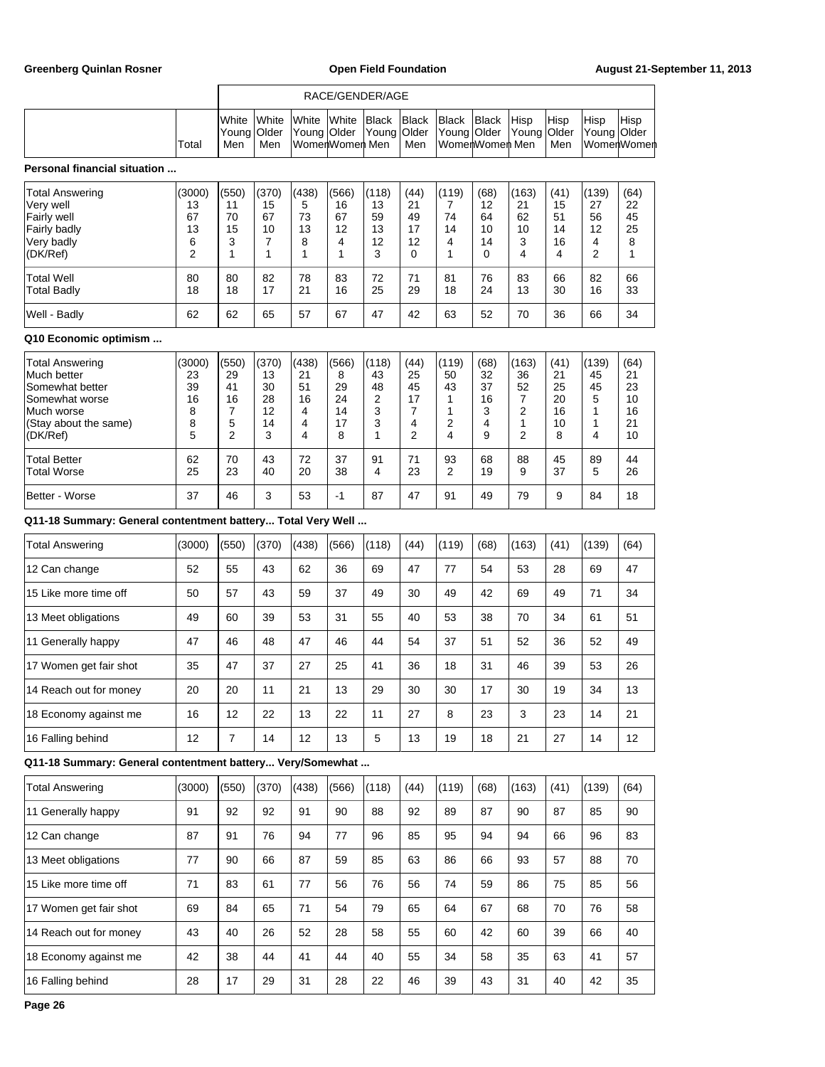| | | RACE/GENDER/AGE | | | | | | | | | | | |
|---|---|---|---|---|---|---|---|---|---|---|---|---|---|
| | Total | White Young Men | White Older Men | White Young Women | White Older Women | Black Young Men | Black Older Men | Black Young Women | Black Older Women | Hisp Young Men | Hisp Older Men | Hisp Young Women | Hisp Older Women |

**Personal financial situation ...**

| | Total | White Young Men | White Older Men | White Young Women | White Older Women | Black Young Men | Black Older Men | Black Young Women | Black Older Women | Hisp Young Men | Hisp Older Men | Hisp Young Women | Hisp Older Women |
|---|---|---|---|---|---|---|---|---|---|---|---|---|---|
| Total Answering | (3000) | (550) | (370) | (438) | (566) | (118) | (44) | (119) | (68) | (163) | (41) | (139) | (64) |
| Very well | 13 | 11 | 15 | 5 | 16 | 13 | 21 | 7 | 12 | 21 | 15 | 27 | 22 |
| Fairly well | 67 | 70 | 67 | 73 | 67 | 59 | 49 | 74 | 64 | 62 | 51 | 56 | 45 |
| Fairly badly | 13 | 15 | 10 | 13 | 12 | 13 | 17 | 14 | 10 | 10 | 14 | 12 | 25 |
| Very badly | 6 | 3 | 7 | 8 | 4 | 12 | 12 | 4 | 14 | 3 | 16 | 4 | 8 |
| (DK/Ref) | 2 | 1 | 1 | 1 | 1 | 3 | 0 | 1 | 0 | 4 | 4 | 2 | 1 |
| Total Well | 80 | 80 | 82 | 78 | 83 | 72 | 71 | 81 | 76 | 83 | 66 | 82 | 66 |
| Total Badly | 18 | 18 | 17 | 21 | 16 | 25 | 29 | 18 | 24 | 13 | 30 | 16 | 33 |
| Well - Badly | 62 | 62 | 65 | 57 | 67 | 47 | 42 | 63 | 52 | 70 | 36 | 66 | 34 |

**Q10 Economic optimism ...**

| | Total | White Young Men | White Older Men | White Young Women | White Older Women | Black Young Men | Black Older Men | Black Young Women | Black Older Women | Hisp Young Men | Hisp Older Men | Hisp Young Women | Hisp Older Women |
|---|---|---|---|---|---|---|---|---|---|---|---|---|---|
| Total Answering | (3000) | (550) | (370) | (438) | (566) | (118) | (44) | (119) | (68) | (163) | (41) | (139) | (64) |
| Much better | 23 | 29 | 13 | 21 | 8 | 43 | 25 | 50 | 32 | 36 | 21 | 45 | 21 |
| Somewhat better | 39 | 41 | 30 | 51 | 29 | 48 | 45 | 43 | 37 | 52 | 25 | 45 | 23 |
| Somewhat worse | 16 | 16 | 28 | 16 | 24 | 2 | 17 | 1 | 16 | 7 | 20 | 5 | 10 |
| Much worse | 8 | 7 | 12 | 4 | 14 | 3 | 7 | 1 | 3 | 2 | 16 | 1 | 16 |
| (Stay about the same) | 8 | 5 | 14 | 4 | 17 | 3 | 4 | 2 | 4 | 1 | 10 | 1 | 21 |
| (DK/Ref) | 5 | 2 | 3 | 4 | 8 | 1 | 2 | 4 | 9 | 2 | 8 | 4 | 10 |
| Total Better | 62 | 70 | 43 | 72 | 37 | 91 | 71 | 93 | 68 | 88 | 45 | 89 | 44 |
| Total Worse | 25 | 23 | 40 | 20 | 38 | 4 | 23 | 2 | 19 | 9 | 37 | 5 | 26 |
| Better - Worse | 37 | 46 | 3 | 53 | -1 | 87 | 47 | 91 | 49 | 79 | 9 | 84 | 18 |

**Q11-18 Summary: General contentment battery... Total Very Well ...**

| | Total | White Young Men | White Older Men | White Young Women | White Older Women | Black Young Men | Black Older Men | Black Young Women | Black Older Women | Hisp Young Men | Hisp Older Men | Hisp Young Women | Hisp Older Women |
|---|---|---|---|---|---|---|---|---|---|---|---|---|---|
| Total Answering | (3000) | (550) | (370) | (438) | (566) | (118) | (44) | (119) | (68) | (163) | (41) | (139) | (64) |
| 12 Can change | 52 | 55 | 43 | 62 | 36 | 69 | 47 | 77 | 54 | 53 | 28 | 69 | 47 |
| 15 Like more time off | 50 | 57 | 43 | 59 | 37 | 49 | 30 | 49 | 42 | 69 | 49 | 71 | 34 |
| 13 Meet obligations | 49 | 60 | 39 | 53 | 31 | 55 | 40 | 53 | 38 | 70 | 34 | 61 | 51 |
| 11 Generally happy | 47 | 46 | 48 | 47 | 46 | 44 | 54 | 37 | 51 | 52 | 36 | 52 | 49 |
| 17 Women get fair shot | 35 | 47 | 37 | 27 | 25 | 41 | 36 | 18 | 31 | 46 | 39 | 53 | 26 |
| 14 Reach out for money | 20 | 20 | 11 | 21 | 13 | 29 | 30 | 30 | 17 | 30 | 19 | 34 | 13 |
| 18 Economy against me | 16 | 12 | 22 | 13 | 22 | 11 | 27 | 8 | 23 | 3 | 23 | 14 | 21 |
| 16 Falling behind | 12 | 7 | 14 | 12 | 13 | 5 | 13 | 19 | 18 | 21 | 27 | 14 | 12 |

**Q11-18 Summary: General contentment battery... Very/Somewhat ...**

| | Total | White Young Men | White Older Men | White Young Women | White Older Women | Black Young Men | Black Older Men | Black Young Women | Black Older Women | Hisp Young Men | Hisp Older Men | Hisp Young Women | Hisp Older Women |
|---|---|---|---|---|---|---|---|---|---|---|---|---|---|
| Total Answering | (3000) | (550) | (370) | (438) | (566) | (118) | (44) | (119) | (68) | (163) | (41) | (139) | (64) |
| 11 Generally happy | 91 | 92 | 92 | 91 | 90 | 88 | 92 | 89 | 87 | 90 | 87 | 85 | 90 |
| 12 Can change | 87 | 91 | 76 | 94 | 77 | 96 | 85 | 95 | 94 | 94 | 66 | 96 | 83 |
| 13 Meet obligations | 77 | 90 | 66 | 87 | 59 | 85 | 63 | 86 | 66 | 93 | 57 | 88 | 70 |
| 15 Like more time off | 71 | 83 | 61 | 77 | 56 | 76 | 56 | 74 | 59 | 86 | 75 | 85 | 56 |
| 17 Women get fair shot | 69 | 84 | 65 | 71 | 54 | 79 | 65 | 64 | 67 | 68 | 70 | 76 | 58 |
| 14 Reach out for money | 43 | 40 | 26 | 52 | 28 | 58 | 55 | 60 | 42 | 60 | 39 | 66 | 40 |
| 18 Economy against me | 42 | 38 | 44 | 41 | 44 | 40 | 55 | 34 | 58 | 35 | 63 | 41 | 57 |
| 16 Falling behind | 28 | 17 | 29 | 31 | 28 | 22 | 46 | 39 | 43 | 31 | 40 | 42 | 35 |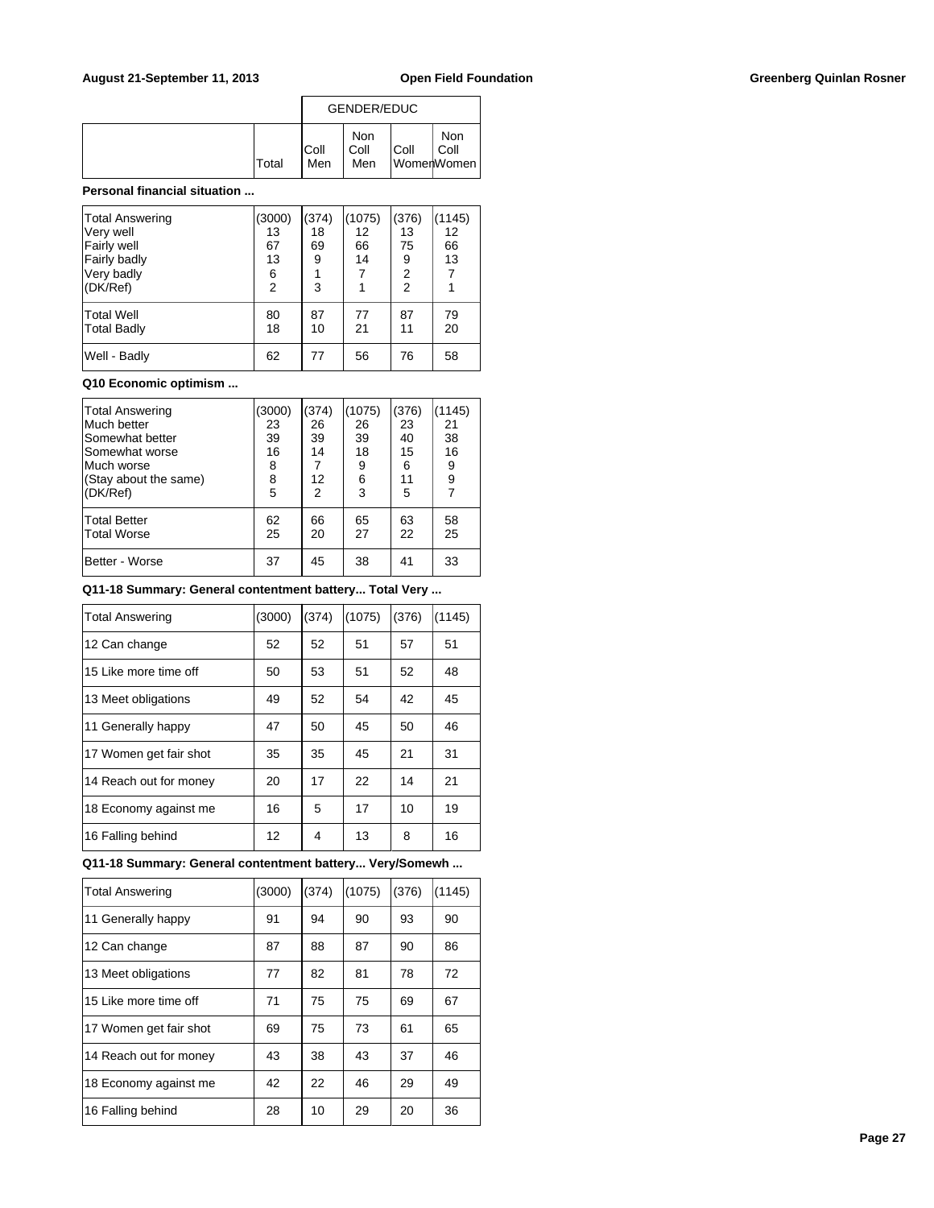| | Total | GENDER/EDUC Coll Men | Non Coll Men | Coll Women | Non Coll Women |
|---|---|---|---|---|---|

**Personal financial situation ...**

| | Total | Coll Men | Non Coll Men | Coll Women | Non Coll Women |
|---|---|---|---|---|---|
| Total Answering | (3000) | (374) | (1075) | (376) | (1145) |
| Very well | 13 | 18 | 12 | 13 | 12 |
| Fairly well | 67 | 69 | 66 | 75 | 66 |
| Fairly badly | 13 | 9 | 14 | 9 | 13 |
| Very badly | 6 | 1 | 7 | 2 | 7 |
| (DK/Ref) | 2 | 3 | 1 | 2 | 1 |
| Total Well | 80 | 87 | 77 | 87 | 79 |
| Total Badly | 18 | 10 | 21 | 11 | 20 |
| Well - Badly | 62 | 77 | 56 | 76 | 58 |

**Q10 Economic optimism ...**

| | Total | Coll Men | Non Coll Men | Coll Women | Non Coll Women |
|---|---|---|---|---|---|
| Total Answering | (3000) | (374) | (1075) | (376) | (1145) |
| Much better | 23 | 26 | 26 | 23 | 21 |
| Somewhat better | 39 | 39 | 39 | 40 | 38 |
| Somewhat worse | 16 | 14 | 18 | 15 | 16 |
| Much worse | 8 | 7 | 9 | 6 | 9 |
| (Stay about the same) | 8 | 12 | 6 | 11 | 9 |
| (DK/Ref) | 5 | 2 | 3 | 5 | 7 |
| Total Better | 62 | 66 | 65 | 63 | 58 |
| Total Worse | 25 | 20 | 27 | 22 | 25 |
| Better - Worse | 37 | 45 | 38 | 41 | 33 |

**Q11-18 Summary: General contentment battery... Total Very ...**

| | Total | Coll Men | Non Coll Men | Coll Women | Non Coll Women |
|---|---|---|---|---|---|
| Total Answering | (3000) | (374) | (1075) | (376) | (1145) |
| 12 Can change | 52 | 52 | 51 | 57 | 51 |
| 15 Like more time off | 50 | 53 | 51 | 52 | 48 |
| 13 Meet obligations | 49 | 52 | 54 | 42 | 45 |
| 11 Generally happy | 47 | 50 | 45 | 50 | 46 |
| 17 Women get fair shot | 35 | 35 | 45 | 21 | 31 |
| 14 Reach out for money | 20 | 17 | 22 | 14 | 21 |
| 18 Economy against me | 16 | 5 | 17 | 10 | 19 |
| 16 Falling behind | 12 | 4 | 13 | 8 | 16 |

**Q11-18 Summary: General contentment battery... Very/Somewh ...**

| | Total | Coll Men | Non Coll Men | Coll Women | Non Coll Women |
|---|---|---|---|---|---|
| Total Answering | (3000) | (374) | (1075) | (376) | (1145) |
| 11 Generally happy | 91 | 94 | 90 | 93 | 90 |
| 12 Can change | 87 | 88 | 87 | 90 | 86 |
| 13 Meet obligations | 77 | 82 | 81 | 78 | 72 |
| 15 Like more time off | 71 | 75 | 75 | 69 | 67 |
| 17 Women get fair shot | 69 | 75 | 73 | 61 | 65 |
| 14 Reach out for money | 43 | 38 | 43 | 37 | 46 |
| 18 Economy against me | 42 | 22 | 46 | 29 | 49 |
| 16 Falling behind | 28 | 10 | 29 | 20 | 36 |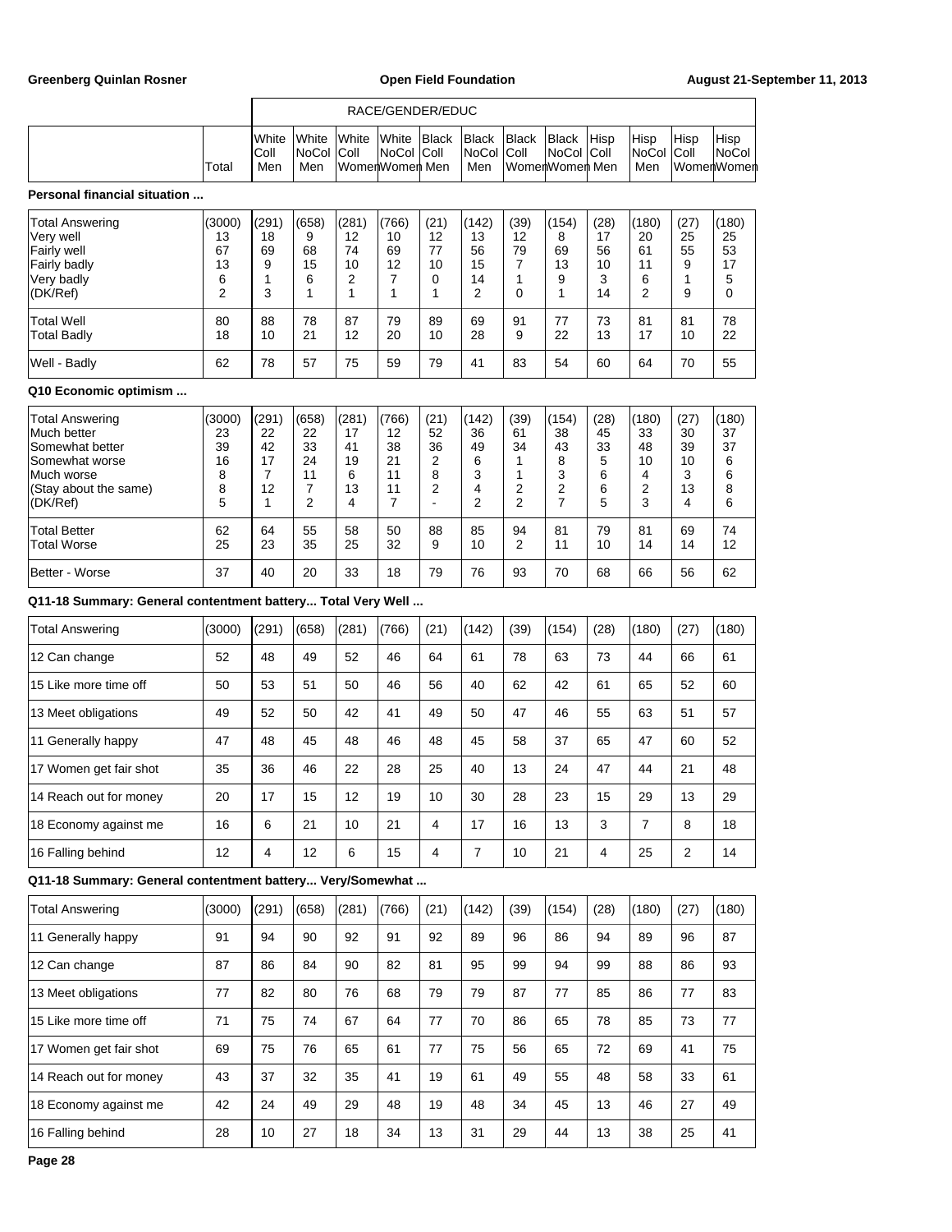| | | RACE/GENDER/EDUC | | | | | | | | | | | |
|---|---|---|---|---|---|---|---|---|---|---|---|---|---|
| | Total | White Coll Men | White NoCol Men | White Coll Women | White NoCol Women | Black Coll Men | Black NoCol Men | Black Coll Women | Black NoCol Women | Hisp Coll Men | Hisp NoCol Men | Hisp Coll Women | Hisp NoCol Women |

**Personal financial situation ...**

| | Total | White Coll Men | White NoCol Men | White Coll Women | White NoCol Women | Black Coll Men | Black NoCol Men | Black Coll Women | Black NoCol Women | Hisp Coll Men | Hisp NoCol Men | Hisp Coll Women | Hisp NoCol Women |
|---|---|---|---|---|---|---|---|---|---|---|---|---|---|
| Total Answering | (3000) | (291) | (658) | (281) | (766) | (21) | (142) | (39) | (154) | (28) | (180) | (27) | (180) |
| Very well | 13 | 18 | 9 | 12 | 10 | 12 | 13 | 12 | 8 | 17 | 20 | 25 | 25 |
| Fairly well | 67 | 69 | 68 | 74 | 69 | 77 | 56 | 79 | 69 | 56 | 61 | 55 | 53 |
| Fairly badly | 13 | 9 | 15 | 10 | 12 | 10 | 15 | 7 | 13 | 10 | 11 | 9 | 17 |
| Very badly | 6 | 1 | 6 | 2 | 7 | 0 | 14 | 1 | 9 | 3 | 6 | 1 | 5 |
| (DK/Ref) | 2 | 3 | 1 | 1 | 1 | 1 | 2 | 0 | 1 | 14 | 2 | 9 | 0 |
| Total Well | 80 | 88 | 78 | 87 | 79 | 89 | 69 | 91 | 77 | 73 | 81 | 81 | 78 |
| Total Badly | 18 | 10 | 21 | 12 | 20 | 10 | 28 | 9 | 22 | 13 | 17 | 10 | 22 |
| Well - Badly | 62 | 78 | 57 | 75 | 59 | 79 | 41 | 83 | 54 | 60 | 64 | 70 | 55 |

**Q10 Economic optimism ...**

| | Total | White Coll Men | White NoCol Men | White Coll Women | White NoCol Women | Black Coll Men | Black NoCol Men | Black Coll Women | Black NoCol Women | Hisp Coll Men | Hisp NoCol Men | Hisp Coll Women | Hisp NoCol Women |
|---|---|---|---|---|---|---|---|---|---|---|---|---|---|
| Total Answering | (3000) | (291) | (658) | (281) | (766) | (21) | (142) | (39) | (154) | (28) | (180) | (27) | (180) |
| Much better | 23 | 22 | 22 | 17 | 12 | 52 | 36 | 61 | 38 | 45 | 33 | 30 | 37 |
| Somewhat better | 39 | 42 | 33 | 41 | 38 | 36 | 49 | 34 | 43 | 33 | 48 | 39 | 37 |
| Somewhat worse | 16 | 17 | 24 | 19 | 21 | 2 | 6 | 1 | 8 | 5 | 10 | 10 | 6 |
| Much worse | 8 | 7 | 11 | 6 | 11 | 8 | 3 | 1 | 3 | 6 | 4 | 3 | 6 |
| (Stay about the same) | 8 | 12 | 7 | 13 | 11 | 2 | 4 | 2 | 2 | 6 | 2 | 13 | 8 |
| (DK/Ref) | 5 | 1 | 2 | 4 | 7 | - | 2 | 2 | 7 | 5 | 3 | 4 | 6 |
| Total Better | 62 | 64 | 55 | 58 | 50 | 88 | 85 | 94 | 81 | 79 | 81 | 69 | 74 |
| Total Worse | 25 | 23 | 35 | 25 | 32 | 9 | 10 | 2 | 11 | 10 | 14 | 14 | 12 |
| Better - Worse | 37 | 40 | 20 | 33 | 18 | 79 | 76 | 93 | 70 | 68 | 66 | 56 | 62 |

**Q11-18 Summary: General contentment battery... Total Very Well ...**

| | Total | White Coll Men | White NoCol Men | White Coll Women | White NoCol Women | Black Coll Men | Black NoCol Men | Black Coll Women | Black NoCol Women | Hisp Coll Men | Hisp NoCol Men | Hisp Coll Women | Hisp NoCol Women |
|---|---|---|---|---|---|---|---|---|---|---|---|---|---|
| Total Answering | (3000) | (291) | (658) | (281) | (766) | (21) | (142) | (39) | (154) | (28) | (180) | (27) | (180) |
| 12 Can change | 52 | 48 | 49 | 52 | 46 | 64 | 61 | 78 | 63 | 73 | 44 | 66 | 61 |
| 15 Like more time off | 50 | 53 | 51 | 50 | 46 | 56 | 40 | 62 | 42 | 61 | 65 | 52 | 60 |
| 13 Meet obligations | 49 | 52 | 50 | 42 | 41 | 49 | 50 | 47 | 46 | 55 | 63 | 51 | 57 |
| 11 Generally happy | 47 | 48 | 45 | 48 | 46 | 48 | 45 | 58 | 37 | 65 | 47 | 60 | 52 |
| 17 Women get fair shot | 35 | 36 | 46 | 22 | 28 | 25 | 40 | 13 | 24 | 47 | 44 | 21 | 48 |
| 14 Reach out for money | 20 | 17 | 15 | 12 | 19 | 10 | 30 | 28 | 23 | 15 | 29 | 13 | 29 |
| 18 Economy against me | 16 | 6 | 21 | 10 | 21 | 4 | 17 | 16 | 13 | 3 | 7 | 8 | 18 |
| 16 Falling behind | 12 | 4 | 12 | 6 | 15 | 4 | 7 | 10 | 21 | 4 | 25 | 2 | 14 |

**Q11-18 Summary: General contentment battery... Very/Somewhat ...**

| | Total | White Coll Men | White NoCol Men | White Coll Women | White NoCol Women | Black Coll Men | Black NoCol Men | Black Coll Women | Black NoCol Women | Hisp Coll Men | Hisp NoCol Men | Hisp Coll Women | Hisp NoCol Women |
|---|---|---|---|---|---|---|---|---|---|---|---|---|---|
| Total Answering | (3000) | (291) | (658) | (281) | (766) | (21) | (142) | (39) | (154) | (28) | (180) | (27) | (180) |
| 11 Generally happy | 91 | 94 | 90 | 92 | 91 | 92 | 89 | 96 | 86 | 94 | 89 | 96 | 87 |
| 12 Can change | 87 | 86 | 84 | 90 | 82 | 81 | 95 | 99 | 94 | 99 | 88 | 86 | 93 |
| 13 Meet obligations | 77 | 82 | 80 | 76 | 68 | 79 | 79 | 87 | 77 | 85 | 86 | 77 | 83 |
| 15 Like more time off | 71 | 75 | 74 | 67 | 64 | 77 | 70 | 86 | 65 | 78 | 85 | 73 | 77 |
| 17 Women get fair shot | 69 | 75 | 76 | 65 | 61 | 77 | 75 | 56 | 65 | 72 | 69 | 41 | 75 |
| 14 Reach out for money | 43 | 37 | 32 | 35 | 41 | 19 | 61 | 49 | 55 | 48 | 58 | 33 | 61 |
| 18 Economy against me | 42 | 24 | 49 | 29 | 48 | 19 | 48 | 34 | 45 | 13 | 46 | 27 | 49 |
| 16 Falling behind | 28 | 10 | 27 | 18 | 34 | 13 | 31 | 29 | 44 | 13 | 38 | 25 | 41 |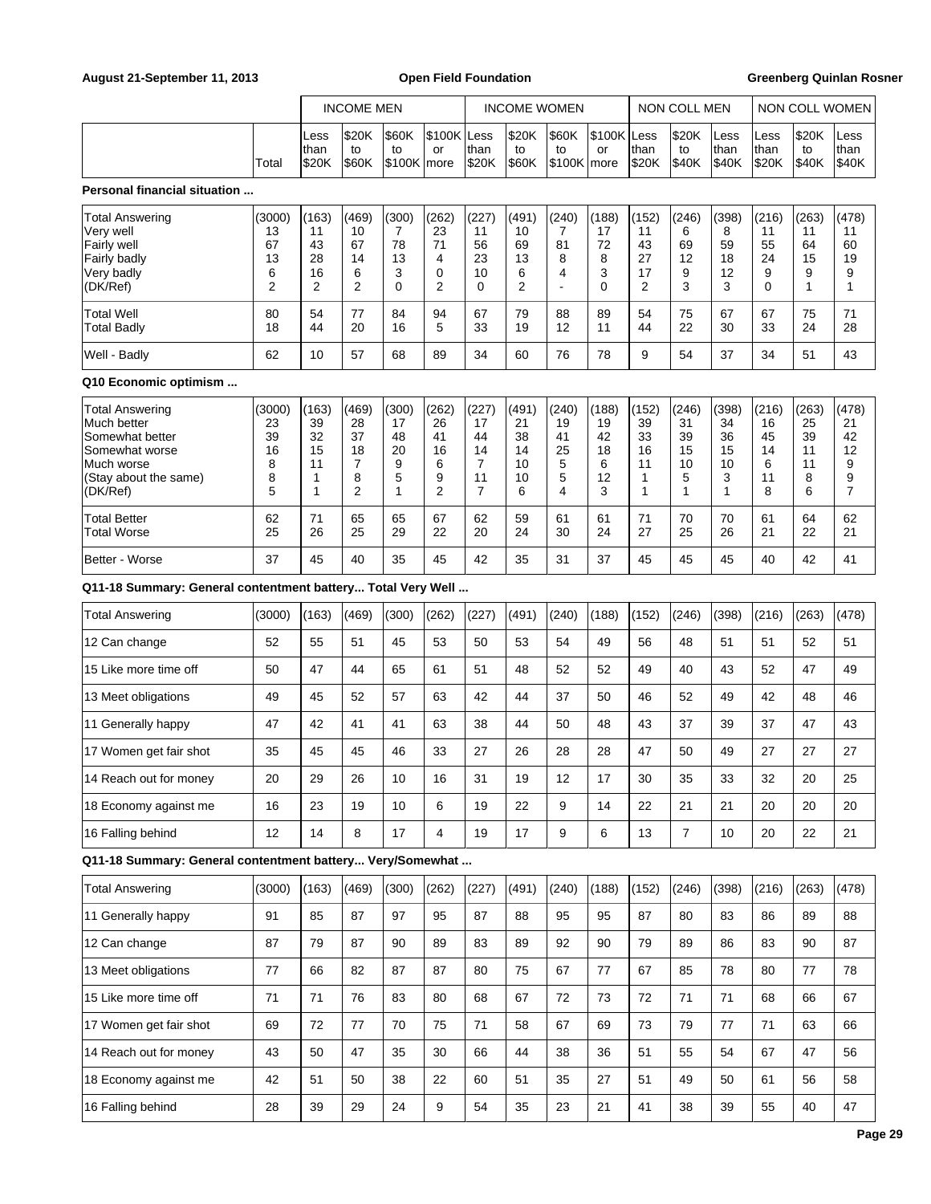| | Total | INCOME MEN Less than $20K | INCOME MEN $20K to $60K | INCOME MEN $60K to $100K | INCOME MEN $100K or more | INCOME WOMEN Less than $20K | INCOME WOMEN $20K to $60K | INCOME WOMEN $60K to $100K | INCOME WOMEN $100K or more | NON COLL MEN Less than $20K | NON COLL MEN $20K to $40K | NON COLL MEN Less than $40K | NON COLL WOMEN Less than $20K | NON COLL WOMEN $20K to $40K | NON COLL WOMEN Less than $40K |
|---|---|---|---|---|---|---|---|---|---|---|---|---|---|---|---|
| **Personal financial situation ...** | | | | | | | | | | | | | | | |
| Total Answering | (3000) | (163) | (469) | (300) | (262) | (227) | (491) | (240) | (188) | (152) | (246) | (398) | (216) | (263) | (478) |
| Very well | 13 | 11 | 10 | 7 | 23 | 11 | 10 | 7 | 17 | 11 | 6 | 8 | 11 | 11 | 11 |
| Fairly well | 67 | 43 | 67 | 78 | 71 | 56 | 69 | 81 | 72 | 43 | 69 | 59 | 55 | 64 | 60 |
| Fairly badly | 13 | 28 | 14 | 13 | 4 | 23 | 13 | 8 | 8 | 27 | 12 | 18 | 24 | 15 | 19 |
| Very badly | 6 | 16 | 6 | 3 | 0 | 10 | 6 | 4 | 3 | 17 | 9 | 12 | 9 | 9 | 9 |
| (DK/Ref) | 2 | 2 | 2 | 0 | 2 | 0 | 2 | - | 0 | 2 | 3 | 3 | 0 | 1 | 1 |
| Total Well | 80 | 54 | 77 | 84 | 94 | 67 | 79 | 88 | 89 | 54 | 75 | 67 | 67 | 75 | 71 |
| Total Badly | 18 | 44 | 20 | 16 | 5 | 33 | 19 | 12 | 11 | 44 | 22 | 30 | 33 | 24 | 28 |
| Well - Badly | 62 | 10 | 57 | 68 | 89 | 34 | 60 | 76 | 78 | 9 | 54 | 37 | 34 | 51 | 43 |
| **Q10 Economic optimism ...** | | | | | | | | | | | | | | | |
| Total Answering | (3000) | (163) | (469) | (300) | (262) | (227) | (491) | (240) | (188) | (152) | (246) | (398) | (216) | (263) | (478) |
| Much better | 23 | 39 | 28 | 17 | 26 | 17 | 21 | 19 | 19 | 39 | 31 | 34 | 16 | 25 | 21 |
| Somewhat better | 39 | 32 | 37 | 48 | 41 | 44 | 38 | 41 | 42 | 33 | 39 | 36 | 45 | 39 | 42 |
| Somewhat worse | 16 | 15 | 18 | 20 | 16 | 14 | 14 | 25 | 18 | 16 | 15 | 15 | 14 | 11 | 12 |
| Much worse | 8 | 11 | 7 | 9 | 6 | 7 | 10 | 5 | 6 | 11 | 10 | 10 | 6 | 11 | 9 |
| (Stay about the same) | 8 | 1 | 8 | 5 | 9 | 11 | 10 | 5 | 12 | 1 | 5 | 3 | 11 | 8 | 9 |
| (DK/Ref) | 5 | 1 | 2 | 1 | 2 | 7 | 6 | 4 | 3 | 1 | 1 | 1 | 8 | 6 | 7 |
| Total Better | 62 | 71 | 65 | 65 | 67 | 62 | 59 | 61 | 61 | 71 | 70 | 70 | 61 | 64 | 62 |
| Total Worse | 25 | 26 | 25 | 29 | 22 | 20 | 24 | 30 | 24 | 27 | 25 | 26 | 21 | 22 | 21 |
| Better - Worse | 37 | 45 | 40 | 35 | 45 | 42 | 35 | 31 | 37 | 45 | 45 | 45 | 40 | 42 | 41 |
| **Q11-18 Summary: General contentment battery... Total Very Well ...** | | | | | | | | | | | | | | | |
| Total Answering | (3000) | (163) | (469) | (300) | (262) | (227) | (491) | (240) | (188) | (152) | (246) | (398) | (216) | (263) | (478) |
| 12 Can change | 52 | 55 | 51 | 45 | 53 | 50 | 53 | 54 | 49 | 56 | 48 | 51 | 51 | 52 | 51 |
| 15 Like more time off | 50 | 47 | 44 | 65 | 61 | 51 | 48 | 52 | 52 | 49 | 40 | 43 | 52 | 47 | 49 |
| 13 Meet obligations | 49 | 45 | 52 | 57 | 63 | 42 | 44 | 37 | 50 | 46 | 52 | 49 | 42 | 48 | 46 |
| 11 Generally happy | 47 | 42 | 41 | 41 | 63 | 38 | 44 | 50 | 48 | 43 | 37 | 39 | 37 | 47 | 43 |
| 17 Women get fair shot | 35 | 45 | 45 | 46 | 33 | 27 | 26 | 28 | 28 | 47 | 50 | 49 | 27 | 27 | 27 |
| 14 Reach out for money | 20 | 29 | 26 | 10 | 16 | 31 | 19 | 12 | 17 | 30 | 35 | 33 | 32 | 20 | 25 |
| 18 Economy against me | 16 | 23 | 19 | 10 | 6 | 19 | 22 | 9 | 14 | 22 | 21 | 21 | 20 | 20 | 20 |
| 16 Falling behind | 12 | 14 | 8 | 17 | 4 | 19 | 17 | 9 | 6 | 13 | 7 | 10 | 20 | 22 | 21 |
| **Q11-18 Summary: General contentment battery... Very/Somewhat ...** | | | | | | | | | | | | | | | |
| Total Answering | (3000) | (163) | (469) | (300) | (262) | (227) | (491) | (240) | (188) | (152) | (246) | (398) | (216) | (263) | (478) |
| 11 Generally happy | 91 | 85 | 87 | 97 | 95 | 87 | 88 | 95 | 95 | 87 | 80 | 83 | 86 | 89 | 88 |
| 12 Can change | 87 | 79 | 87 | 90 | 89 | 83 | 89 | 92 | 90 | 79 | 89 | 86 | 83 | 90 | 87 |
| 13 Meet obligations | 77 | 66 | 82 | 87 | 87 | 80 | 75 | 67 | 77 | 67 | 85 | 78 | 80 | 77 | 78 |
| 15 Like more time off | 71 | 71 | 76 | 83 | 80 | 68 | 67 | 72 | 73 | 72 | 71 | 71 | 68 | 66 | 67 |
| 17 Women get fair shot | 69 | 72 | 77 | 70 | 75 | 71 | 58 | 67 | 69 | 73 | 79 | 77 | 71 | 63 | 66 |
| 14 Reach out for money | 43 | 50 | 47 | 35 | 30 | 66 | 44 | 38 | 36 | 51 | 55 | 54 | 67 | 47 | 56 |
| 18 Economy against me | 42 | 51 | 50 | 38 | 22 | 60 | 51 | 35 | 27 | 51 | 49 | 50 | 61 | 56 | 58 |
| 16 Falling behind | 28 | 39 | 29 | 24 | 9 | 54 | 35 | 23 | 21 | 41 | 38 | 39 | 55 | 40 | 47 |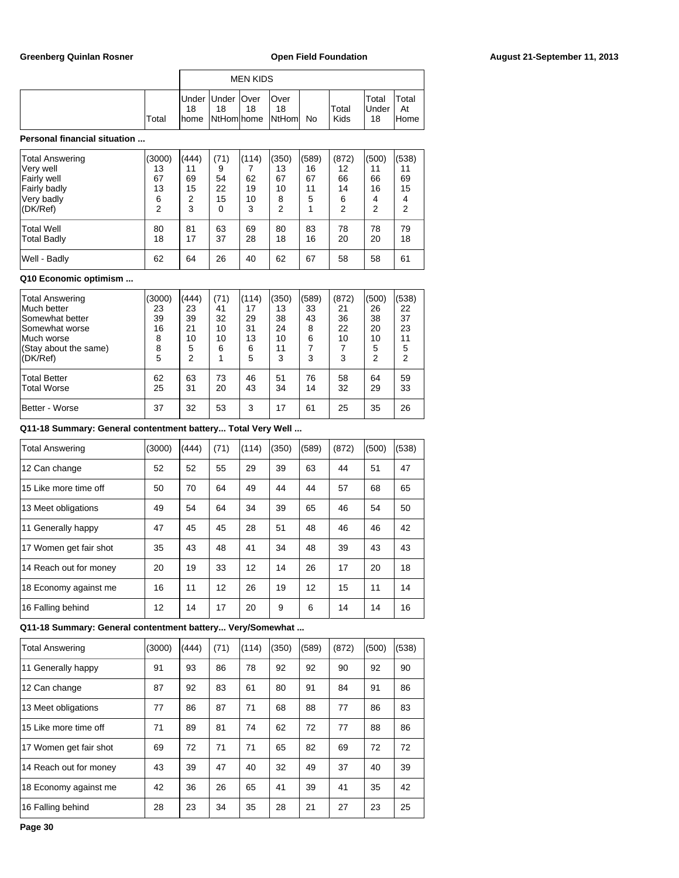| | | MEN KIDS | | | | | | | |
|---|---|---|---|---|---|---|---|---|---|
| | Total | Under 18 home | Under 18 NtHom | Over 18 home | Over 18 NtHom | No | Total Kids | Total Under 18 | Total At Home |

**Personal financial situation ...**

| | Total | Under 18 home | Under 18 NtHom | Over 18 home | Over 18 NtHom | No | Total Kids | Total Under 18 | Total At Home |
|---|---|---|---|---|---|---|---|---|---|
| Total Answering | (3000) | (444) | (71) | (114) | (350) | (589) | (872) | (500) | (538) |
| Very well | 13 | 11 | 9 | 7 | 13 | 16 | 12 | 11 | 11 |
| Fairly well | 67 | 69 | 54 | 62 | 67 | 67 | 66 | 66 | 69 |
| Fairly badly | 13 | 15 | 22 | 19 | 10 | 11 | 14 | 16 | 15 |
| Very badly | 6 | 2 | 15 | 10 | 8 | 5 | 6 | 4 | 4 |
| (DK/Ref) | 2 | 3 | 0 | 3 | 2 | 1 | 2 | 2 | 2 |
| Total Well | 80 | 81 | 63 | 69 | 80 | 83 | 78 | 78 | 79 |
| Total Badly | 18 | 17 | 37 | 28 | 18 | 16 | 20 | 20 | 18 |
| Well - Badly | 62 | 64 | 26 | 40 | 62 | 67 | 58 | 58 | 61 |

**Q10 Economic optimism ...**

| | Total | Under 18 home | Under 18 NtHom | Over 18 home | Over 18 NtHom | No | Total Kids | Total Under 18 | Total At Home |
|---|---|---|---|---|---|---|---|---|---|
| Total Answering | (3000) | (444) | (71) | (114) | (350) | (589) | (872) | (500) | (538) |
| Much better | 23 | 23 | 41 | 17 | 13 | 33 | 21 | 26 | 22 |
| Somewhat better | 39 | 39 | 32 | 29 | 38 | 43 | 36 | 38 | 37 |
| Somewhat worse | 16 | 21 | 10 | 31 | 24 | 8 | 22 | 20 | 23 |
| Much worse | 8 | 10 | 10 | 13 | 10 | 6 | 10 | 10 | 11 |
| (Stay about the same) | 8 | 5 | 6 | 6 | 11 | 7 | 7 | 5 | 5 |
| (DK/Ref) | 5 | 2 | 1 | 5 | 3 | 3 | 3 | 2 | 2 |
| Total Better | 62 | 63 | 73 | 46 | 51 | 76 | 58 | 64 | 59 |
| Total Worse | 25 | 31 | 20 | 43 | 34 | 14 | 32 | 29 | 33 |
| Better - Worse | 37 | 32 | 53 | 3 | 17 | 61 | 25 | 35 | 26 |

**Q11-18 Summary: General contentment battery... Total Very Well ...**

| | Total | Under 18 home | Under 18 NtHom | Over 18 home | Over 18 NtHom | No | Total Kids | Total Under 18 | Total At Home |
|---|---|---|---|---|---|---|---|---|---|
| Total Answering | (3000) | (444) | (71) | (114) | (350) | (589) | (872) | (500) | (538) |
| 12 Can change | 52 | 52 | 55 | 29 | 39 | 63 | 44 | 51 | 47 |
| 15 Like more time off | 50 | 70 | 64 | 49 | 44 | 44 | 57 | 68 | 65 |
| 13 Meet obligations | 49 | 54 | 64 | 34 | 39 | 65 | 46 | 54 | 50 |
| 11 Generally happy | 47 | 45 | 45 | 28 | 51 | 48 | 46 | 46 | 42 |
| 17 Women get fair shot | 35 | 43 | 48 | 41 | 34 | 48 | 39 | 43 | 43 |
| 14 Reach out for money | 20 | 19 | 33 | 12 | 14 | 26 | 17 | 20 | 18 |
| 18 Economy against me | 16 | 11 | 12 | 26 | 19 | 12 | 15 | 11 | 14 |
| 16 Falling behind | 12 | 14 | 17 | 20 | 9 | 6 | 14 | 14 | 16 |

**Q11-18 Summary: General contentment battery... Very/Somewhat ...**

| | Total | Under 18 home | Under 18 NtHom | Over 18 home | Over 18 NtHom | No | Total Kids | Total Under 18 | Total At Home |
|---|---|---|---|---|---|---|---|---|---|
| Total Answering | (3000) | (444) | (71) | (114) | (350) | (589) | (872) | (500) | (538) |
| 11 Generally happy | 91 | 93 | 86 | 78 | 92 | 92 | 90 | 92 | 90 |
| 12 Can change | 87 | 92 | 83 | 61 | 80 | 91 | 84 | 91 | 86 |
| 13 Meet obligations | 77 | 86 | 87 | 71 | 68 | 88 | 77 | 86 | 83 |
| 15 Like more time off | 71 | 89 | 81 | 74 | 62 | 72 | 77 | 88 | 86 |
| 17 Women get fair shot | 69 | 72 | 71 | 71 | 65 | 82 | 69 | 72 | 72 |
| 14 Reach out for money | 43 | 39 | 47 | 40 | 32 | 49 | 37 | 40 | 39 |
| 18 Economy against me | 42 | 36 | 26 | 65 | 41 | 39 | 41 | 35 | 42 |
| 16 Falling behind | 28 | 23 | 34 | 35 | 28 | 21 | 27 | 23 | 25 |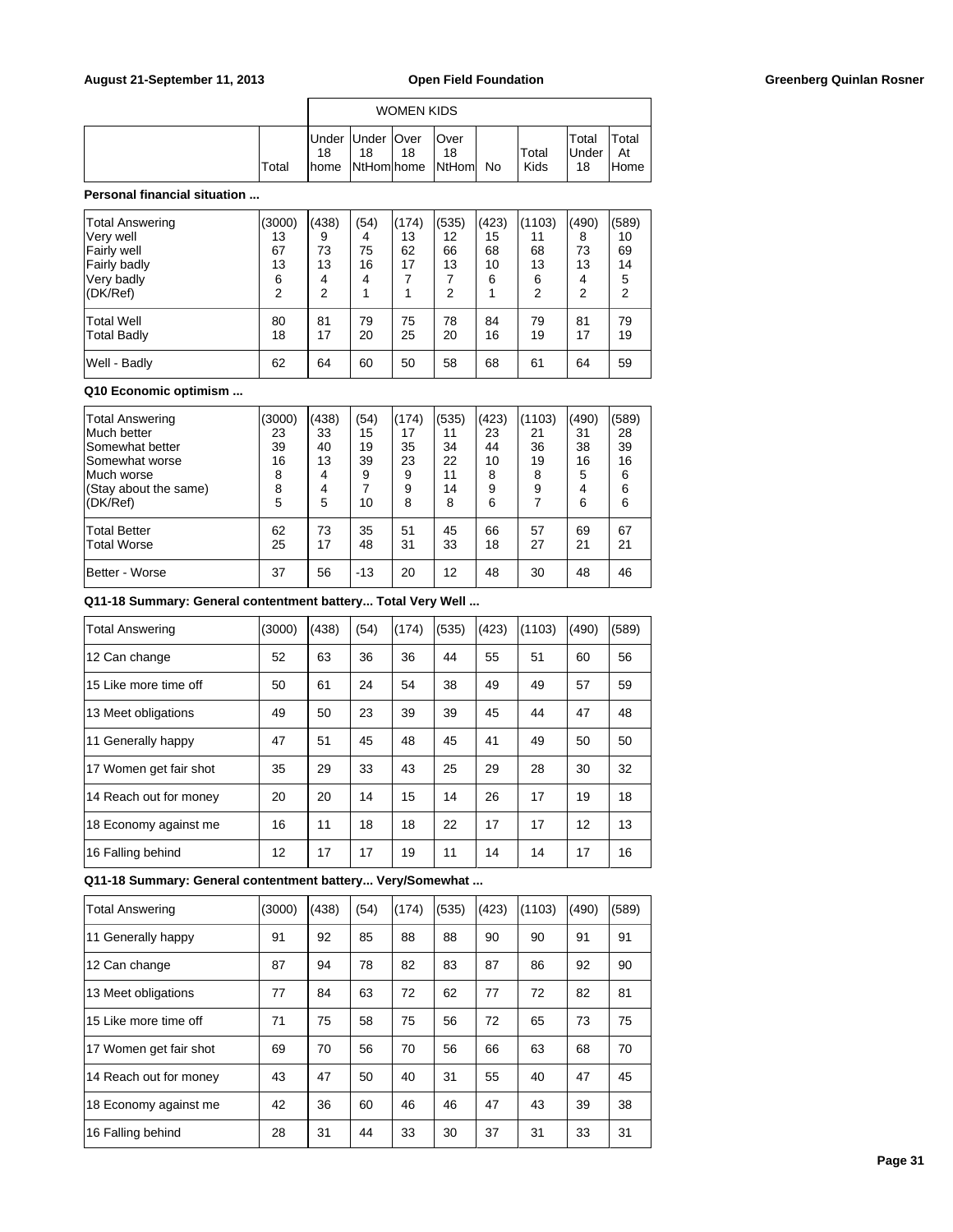| | Total | WOMEN KIDS Under 18 home | Under 18 NtHom | Over 18 home | Over 18 NtHom | No | Total Kids | Total Under 18 | Total At Home |
|---|---|---|---|---|---|---|---|---|---|

**Personal financial situation ...**

| | Total | Under 18 home | Under 18 NtHom | Over 18 home | Over 18 NtHom | No | Total Kids | Total Under 18 | Total At Home |
|---|---|---|---|---|---|---|---|---|---|
| Total Answering | (3000) | (438) | (54) | (174) | (535) | (423) | (1103) | (490) | (589) |
| Very well | 13 | 9 | 4 | 13 | 12 | 15 | 11 | 8 | 10 |
| Fairly well | 67 | 73 | 75 | 62 | 66 | 68 | 68 | 73 | 69 |
| Fairly badly | 13 | 13 | 16 | 17 | 13 | 10 | 13 | 13 | 14 |
| Very badly | 6 | 4 | 4 | 7 | 7 | 6 | 6 | 4 | 5 |
| (DK/Ref) | 2 | 2 | 1 | 1 | 2 | 1 | 2 | 2 | 2 |
| Total Well | 80 | 81 | 79 | 75 | 78 | 84 | 79 | 81 | 79 |
| Total Badly | 18 | 17 | 20 | 25 | 20 | 16 | 19 | 17 | 19 |
| Well - Badly | 62 | 64 | 60 | 50 | 58 | 68 | 61 | 64 | 59 |

**Q10 Economic optimism ...**

| | Total | Under 18 home | Under 18 NtHom | Over 18 home | Over 18 NtHom | No | Total Kids | Total Under 18 | Total At Home |
|---|---|---|---|---|---|---|---|---|---|
| Total Answering | (3000) | (438) | (54) | (174) | (535) | (423) | (1103) | (490) | (589) |
| Much better | 23 | 33 | 15 | 17 | 11 | 23 | 21 | 31 | 28 |
| Somewhat better | 39 | 40 | 19 | 35 | 34 | 44 | 36 | 38 | 39 |
| Somewhat worse | 16 | 13 | 39 | 23 | 22 | 10 | 19 | 16 | 16 |
| Much worse | 8 | 4 | 9 | 9 | 11 | 8 | 8 | 5 | 6 |
| (Stay about the same) | 8 | 4 | 7 | 9 | 14 | 9 | 9 | 4 | 6 |
| (DK/Ref) | 5 | 5 | 10 | 8 | 8 | 6 | 7 | 6 | 6 |
| Total Better | 62 | 73 | 35 | 51 | 45 | 66 | 57 | 69 | 67 |
| Total Worse | 25 | 17 | 48 | 31 | 33 | 18 | 27 | 21 | 21 |
| Better - Worse | 37 | 56 | -13 | 20 | 12 | 48 | 30 | 48 | 46 |

**Q11-18 Summary: General contentment battery... Total Very Well ...**

| | Total | Under 18 home | Under 18 NtHom | Over 18 home | Over 18 NtHom | No | Total Kids | Total Under 18 | Total At Home |
|---|---|---|---|---|---|---|---|---|---|
| Total Answering | (3000) | (438) | (54) | (174) | (535) | (423) | (1103) | (490) | (589) |
| 12 Can change | 52 | 63 | 36 | 36 | 44 | 55 | 51 | 60 | 56 |
| 15 Like more time off | 50 | 61 | 24 | 54 | 38 | 49 | 49 | 57 | 59 |
| 13 Meet obligations | 49 | 50 | 23 | 39 | 39 | 45 | 44 | 47 | 48 |
| 11 Generally happy | 47 | 51 | 45 | 48 | 45 | 41 | 49 | 50 | 50 |
| 17 Women get fair shot | 35 | 29 | 33 | 43 | 25 | 29 | 28 | 30 | 32 |
| 14 Reach out for money | 20 | 20 | 14 | 15 | 14 | 26 | 17 | 19 | 18 |
| 18 Economy against me | 16 | 11 | 18 | 18 | 22 | 17 | 17 | 12 | 13 |
| 16 Falling behind | 12 | 17 | 17 | 19 | 11 | 14 | 14 | 17 | 16 |

**Q11-18 Summary: General contentment battery... Very/Somewhat ...**

| | Total | Under 18 home | Under 18 NtHom | Over 18 home | Over 18 NtHom | No | Total Kids | Total Under 18 | Total At Home |
|---|---|---|---|---|---|---|---|---|---|
| Total Answering | (3000) | (438) | (54) | (174) | (535) | (423) | (1103) | (490) | (589) |
| 11 Generally happy | 91 | 92 | 85 | 88 | 88 | 90 | 90 | 91 | 91 |
| 12 Can change | 87 | 94 | 78 | 82 | 83 | 87 | 86 | 92 | 90 |
| 13 Meet obligations | 77 | 84 | 63 | 72 | 62 | 77 | 72 | 82 | 81 |
| 15 Like more time off | 71 | 75 | 58 | 75 | 56 | 72 | 65 | 73 | 75 |
| 17 Women get fair shot | 69 | 70 | 56 | 70 | 56 | 66 | 63 | 68 | 70 |
| 14 Reach out for money | 43 | 47 | 50 | 40 | 31 | 55 | 40 | 47 | 45 |
| 18 Economy against me | 42 | 36 | 60 | 46 | 46 | 47 | 43 | 39 | 38 |
| 16 Falling behind | 28 | 31 | 44 | 33 | 30 | 37 | 31 | 33 | 31 |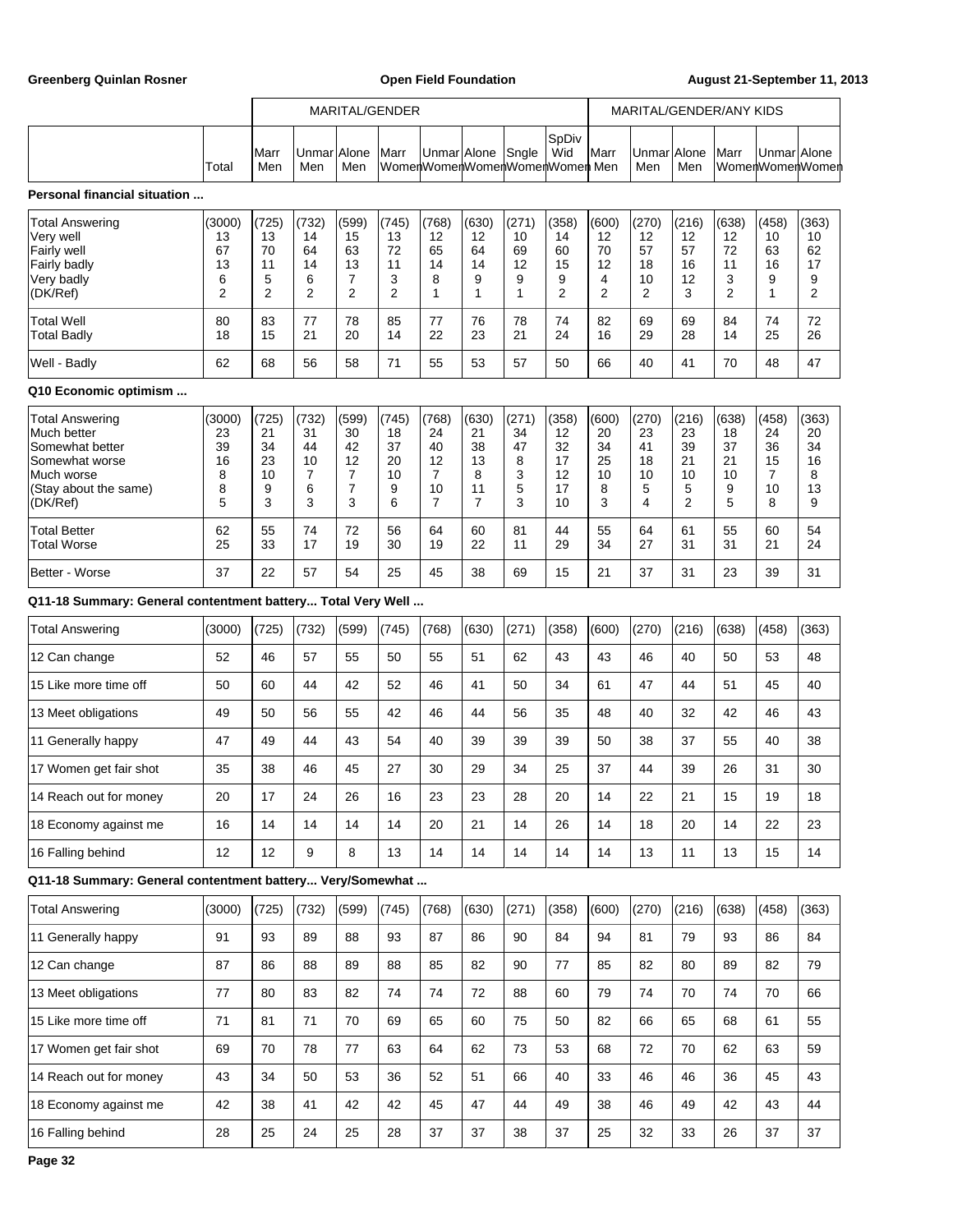| | | MARITAL/GENDER | | | | | | | | MARITAL/GENDER/ANY KIDS | | | | | |
|---|---|---|---|---|---|---|---|---|---|---|---|---|---|---|---|
| | Total | Marr Men | Unmar Men | Alone Men | Marr Women | Unmar Women | Alone Women | Sngle Women | SpDiv Wid Women | Marr Men | Unmar Men | Alone Men | Marr Women | Unmar Women | Alone Women |

**Personal financial situation ...**

| | Total | Marr Men | Unmar Men | Alone Men | Marr Women | Unmar Women | Alone Women | Sngle Women | SpDiv Wid Women | Marr Men | Unmar Men | Alone Men | Marr Women | Unmar Women | Alone Women |
|---|---|---|---|---|---|---|---|---|---|---|---|---|---|---|---|
| Total Answering | (3000) | (725) | (732) | (599) | (745) | (768) | (630) | (271) | (358) | (600) | (270) | (216) | (638) | (458) | (363) |
| Very well | 13 | 13 | 14 | 15 | 13 | 12 | 12 | 10 | 14 | 12 | 12 | 12 | 12 | 10 | 10 |
| Fairly well | 67 | 70 | 64 | 63 | 72 | 65 | 64 | 69 | 60 | 70 | 57 | 57 | 72 | 63 | 62 |
| Fairly badly | 13 | 11 | 14 | 13 | 11 | 14 | 14 | 12 | 15 | 12 | 18 | 16 | 11 | 16 | 17 |
| Very badly | 6 | 5 | 6 | 7 | 3 | 8 | 9 | 9 | 9 | 4 | 10 | 12 | 3 | 9 | 9 |
| (DK/Ref) | 2 | 2 | 2 | 2 | 2 | 1 | 1 | 1 | 2 | 2 | 2 | 3 | 2 | 1 | 2 |
| Total Well | 80 | 83 | 77 | 78 | 85 | 77 | 76 | 78 | 74 | 82 | 69 | 69 | 84 | 74 | 72 |
| Total Badly | 18 | 15 | 21 | 20 | 14 | 22 | 23 | 21 | 24 | 16 | 29 | 28 | 14 | 25 | 26 |
| Well - Badly | 62 | 68 | 56 | 58 | 71 | 55 | 53 | 57 | 50 | 66 | 40 | 41 | 70 | 48 | 47 |

**Q10 Economic optimism ...**

| | Total | Marr Men | Unmar Men | Alone Men | Marr Women | Unmar Women | Alone Women | Sngle Women | SpDiv Wid Women | Marr Men | Unmar Men | Alone Men | Marr Women | Unmar Women | Alone Women |
|---|---|---|---|---|---|---|---|---|---|---|---|---|---|---|---|
| Total Answering | (3000) | (725) | (732) | (599) | (745) | (768) | (630) | (271) | (358) | (600) | (270) | (216) | (638) | (458) | (363) |
| Much better | 23 | 21 | 31 | 30 | 18 | 24 | 21 | 34 | 12 | 20 | 23 | 23 | 18 | 24 | 20 |
| Somewhat better | 39 | 34 | 44 | 42 | 37 | 40 | 38 | 47 | 32 | 34 | 41 | 39 | 37 | 36 | 34 |
| Somewhat worse | 16 | 23 | 10 | 12 | 20 | 12 | 13 | 8 | 17 | 25 | 18 | 21 | 21 | 15 | 16 |
| Much worse | 8 | 10 | 7 | 7 | 10 | 7 | 8 | 3 | 12 | 10 | 10 | 10 | 10 | 7 | 8 |
| (Stay about the same) | 8 | 9 | 6 | 7 | 9 | 10 | 11 | 5 | 17 | 8 | 5 | 5 | 9 | 10 | 13 |
| (DK/Ref) | 5 | 3 | 3 | 3 | 6 | 7 | 7 | 3 | 10 | 3 | 4 | 2 | 5 | 8 | 9 |
| Total Better | 62 | 55 | 74 | 72 | 56 | 64 | 60 | 81 | 44 | 55 | 64 | 61 | 55 | 60 | 54 |
| Total Worse | 25 | 33 | 17 | 19 | 30 | 19 | 22 | 11 | 29 | 34 | 27 | 31 | 31 | 21 | 24 |
| Better - Worse | 37 | 22 | 57 | 54 | 25 | 45 | 38 | 69 | 15 | 21 | 37 | 31 | 23 | 39 | 31 |

**Q11-18 Summary: General contentment battery... Total Very Well ...**

| | Total | Marr Men | Unmar Men | Alone Men | Marr Women | Unmar Women | Alone Women | Sngle Women | SpDiv Wid Women | Marr Men | Unmar Men | Alone Men | Marr Women | Unmar Women | Alone Women |
|---|---|---|---|---|---|---|---|---|---|---|---|---|---|---|---|
| Total Answering | (3000) | (725) | (732) | (599) | (745) | (768) | (630) | (271) | (358) | (600) | (270) | (216) | (638) | (458) | (363) |
| 12 Can change | 52 | 46 | 57 | 55 | 50 | 55 | 51 | 62 | 43 | 43 | 46 | 40 | 50 | 53 | 48 |
| 15 Like more time off | 50 | 60 | 44 | 42 | 52 | 46 | 41 | 50 | 34 | 61 | 47 | 44 | 51 | 45 | 40 |
| 13 Meet obligations | 49 | 50 | 56 | 55 | 42 | 46 | 44 | 56 | 35 | 48 | 40 | 32 | 42 | 46 | 43 |
| 11 Generally happy | 47 | 49 | 44 | 43 | 54 | 40 | 39 | 39 | 39 | 50 | 38 | 37 | 55 | 40 | 38 |
| 17 Women get fair shot | 35 | 38 | 46 | 45 | 27 | 30 | 29 | 34 | 25 | 37 | 44 | 39 | 26 | 31 | 30 |
| 14 Reach out for money | 20 | 17 | 24 | 26 | 16 | 23 | 23 | 28 | 20 | 14 | 22 | 21 | 15 | 19 | 18 |
| 18 Economy against me | 16 | 14 | 14 | 14 | 14 | 20 | 21 | 14 | 26 | 14 | 18 | 20 | 14 | 22 | 23 |
| 16 Falling behind | 12 | 12 | 9 | 8 | 13 | 14 | 14 | 14 | 14 | 14 | 13 | 11 | 13 | 15 | 14 |

**Q11-18 Summary: General contentment battery... Very/Somewhat ...**

| | Total | Marr Men | Unmar Men | Alone Men | Marr Women | Unmar Women | Alone Women | Sngle Women | SpDiv Wid Women | Marr Men | Unmar Men | Alone Men | Marr Women | Unmar Women | Alone Women |
|---|---|---|---|---|---|---|---|---|---|---|---|---|---|---|---|
| Total Answering | (3000) | (725) | (732) | (599) | (745) | (768) | (630) | (271) | (358) | (600) | (270) | (216) | (638) | (458) | (363) |
| 11 Generally happy | 91 | 93 | 89 | 88 | 93 | 87 | 86 | 90 | 84 | 94 | 81 | 79 | 93 | 86 | 84 |
| 12 Can change | 87 | 86 | 88 | 89 | 88 | 85 | 82 | 90 | 77 | 85 | 82 | 80 | 89 | 82 | 79 |
| 13 Meet obligations | 77 | 80 | 83 | 82 | 74 | 74 | 72 | 88 | 60 | 79 | 74 | 70 | 74 | 70 | 66 |
| 15 Like more time off | 71 | 81 | 71 | 70 | 69 | 65 | 60 | 75 | 50 | 82 | 66 | 65 | 68 | 61 | 55 |
| 17 Women get fair shot | 69 | 70 | 78 | 77 | 63 | 64 | 62 | 73 | 53 | 68 | 72 | 70 | 62 | 63 | 59 |
| 14 Reach out for money | 43 | 34 | 50 | 53 | 36 | 52 | 51 | 66 | 40 | 33 | 46 | 46 | 36 | 45 | 43 |
| 18 Economy against me | 42 | 38 | 41 | 42 | 42 | 45 | 47 | 44 | 49 | 38 | 46 | 49 | 42 | 43 | 44 |
| 16 Falling behind | 28 | 25 | 24 | 25 | 28 | 37 | 37 | 38 | 37 | 25 | 32 | 33 | 26 | 37 | 37 |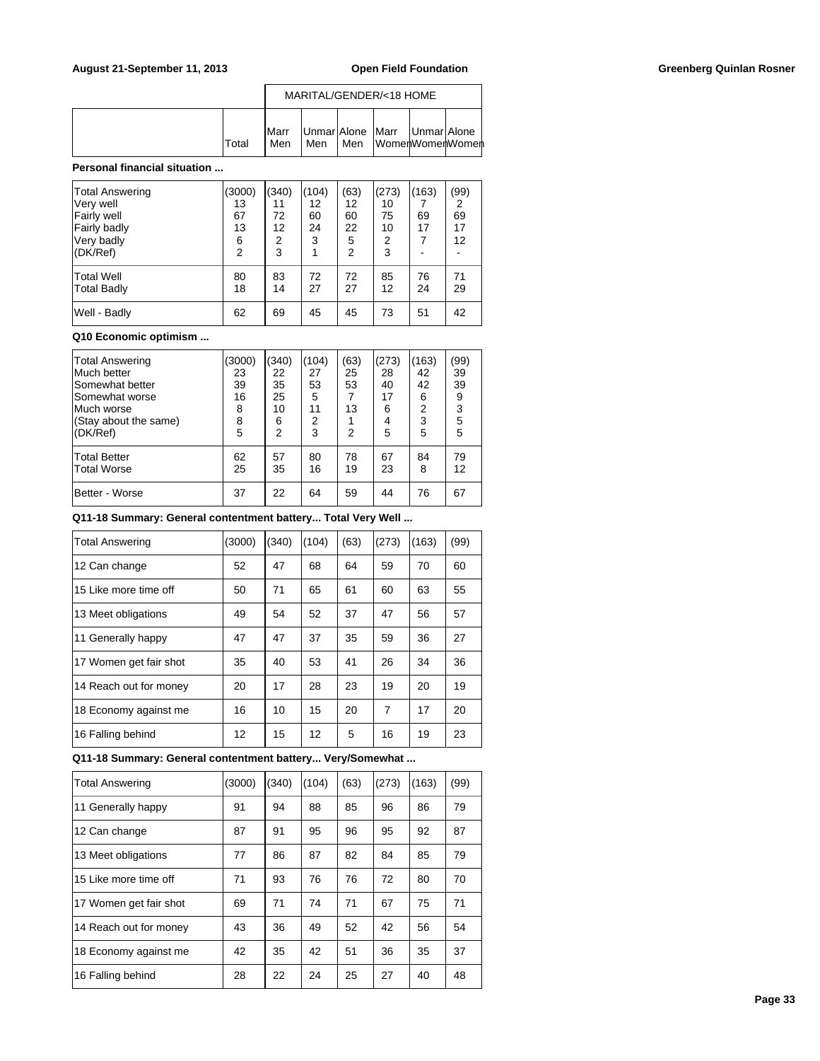|  | Total | MARITAL/GENDER/<18 HOME |  |  |  |  |  |
|---|---|---|---|---|---|---|---|
|  |  | Marr Men | Unmar Men | Alone Men | Marr Women | Unmar Women | Alone Women |

**Personal financial situation ...**

|  | Total | Marr Men | Unmar Men | Alone Men | Marr Women | Unmar Women | Alone Women |
|---|---|---|---|---|---|---|---|
| Total Answering | (3000) | (340) | (104) | (63) | (273) | (163) | (99) |
| Very well | 13 | 11 | 12 | 12 | 10 | 7 | 2 |
| Fairly well | 67 | 72 | 60 | 60 | 75 | 69 | 69 |
| Fairly badly | 13 | 12 | 24 | 22 | 10 | 17 | 17 |
| Very badly | 6 | 2 | 3 | 5 | 2 | 7 | 12 |
| (DK/Ref) | 2 | 3 | 1 | 2 | 3 | - | - |
| Total Well | 80 | 83 | 72 | 72 | 85 | 76 | 71 |
| Total Badly | 18 | 14 | 27 | 27 | 12 | 24 | 29 |
| Well - Badly | 62 | 69 | 45 | 45 | 73 | 51 | 42 |

**Q10 Economic optimism ...**

|  | Total | Marr Men | Unmar Men | Alone Men | Marr Women | Unmar Women | Alone Women |
|---|---|---|---|---|---|---|---|
| Total Answering | (3000) | (340) | (104) | (63) | (273) | (163) | (99) |
| Much better | 23 | 22 | 27 | 25 | 28 | 42 | 39 |
| Somewhat better | 39 | 35 | 53 | 53 | 40 | 42 | 39 |
| Somewhat worse | 16 | 25 | 5 | 7 | 17 | 6 | 9 |
| Much worse | 8 | 10 | 11 | 13 | 6 | 2 | 3 |
| (Stay about the same) | 8 | 6 | 2 | 1 | 4 | 3 | 5 |
| (DK/Ref) | 5 | 2 | 3 | 2 | 5 | 5 | 5 |
| Total Better | 62 | 57 | 80 | 78 | 67 | 84 | 79 |
| Total Worse | 25 | 35 | 16 | 19 | 23 | 8 | 12 |
| Better - Worse | 37 | 22 | 64 | 59 | 44 | 76 | 67 |

**Q11-18 Summary: General contentment battery... Total Very Well ...**

|  | Total | Marr Men | Unmar Men | Alone Men | Marr Women | Unmar Women | Alone Women |
|---|---|---|---|---|---|---|---|
| Total Answering | (3000) | (340) | (104) | (63) | (273) | (163) | (99) |
| 12 Can change | 52 | 47 | 68 | 64 | 59 | 70 | 60 |
| 15 Like more time off | 50 | 71 | 65 | 61 | 60 | 63 | 55 |
| 13 Meet obligations | 49 | 54 | 52 | 37 | 47 | 56 | 57 |
| 11 Generally happy | 47 | 47 | 37 | 35 | 59 | 36 | 27 |
| 17 Women get fair shot | 35 | 40 | 53 | 41 | 26 | 34 | 36 |
| 14 Reach out for money | 20 | 17 | 28 | 23 | 19 | 20 | 19 |
| 18 Economy against me | 16 | 10 | 15 | 20 | 7 | 17 | 20 |
| 16 Falling behind | 12 | 15 | 12 | 5 | 16 | 19 | 23 |

**Q11-18 Summary: General contentment battery... Very/Somewhat ...**

|  | Total | Marr Men | Unmar Men | Alone Men | Marr Women | Unmar Women | Alone Women |
|---|---|---|---|---|---|---|---|
| Total Answering | (3000) | (340) | (104) | (63) | (273) | (163) | (99) |
| 11 Generally happy | 91 | 94 | 88 | 85 | 96 | 86 | 79 |
| 12 Can change | 87 | 91 | 95 | 96 | 95 | 92 | 87 |
| 13 Meet obligations | 77 | 86 | 87 | 82 | 84 | 85 | 79 |
| 15 Like more time off | 71 | 93 | 76 | 76 | 72 | 80 | 70 |
| 17 Women get fair shot | 69 | 71 | 74 | 71 | 67 | 75 | 71 |
| 14 Reach out for money | 43 | 36 | 49 | 52 | 42 | 56 | 54 |
| 18 Economy against me | 42 | 35 | 42 | 51 | 36 | 35 | 37 |
| 16 Falling behind | 28 | 22 | 24 | 25 | 27 | 40 | 48 |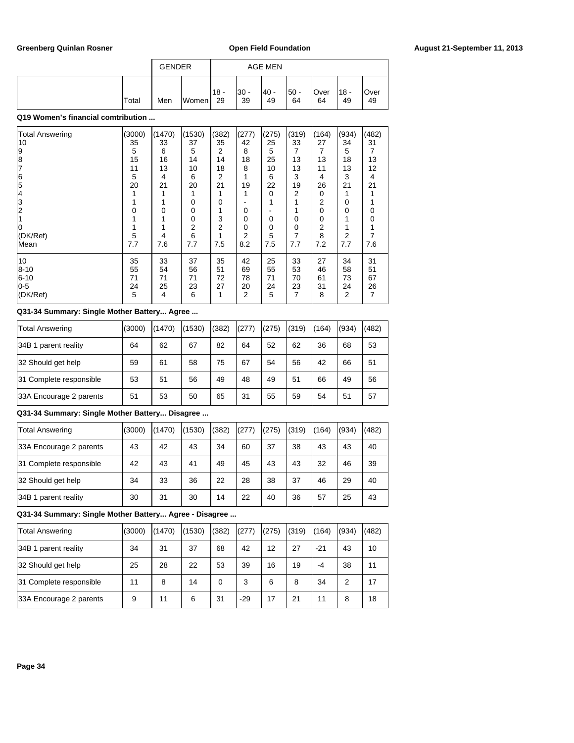| | Total | GENDER Men | Women | AGE MEN 18 - 29 | 30 - 39 | 40 - 49 | 50 - 64 | Over 64 | 18 - 49 | Over 49 |
|---|---|---|---|---|---|---|---|---|---|---|

**Q19 Women's financial comtribution ...**

| | Total | Men | Women | 18 - 29 | 30 - 39 | 40 - 49 | 50 - 64 | Over 64 | 18 - 49 | Over 49 |
|---|---|---|---|---|---|---|---|---|---|---|
| Total Answering | (3000) | (1470) | (1530) | (382) | (277) | (275) | (319) | (164) | (934) | (482) |
| 10 | 35 | 33 | 37 | 35 | 42 | 25 | 33 | 27 | 34 | 31 |
| 9 | 5 | 6 | 5 | 2 | 8 | 5 | 7 | 7 | 5 | 7 |
| 8 | 15 | 16 | 14 | 14 | 18 | 25 | 13 | 13 | 18 | 13 |
| 7 | 11 | 13 | 10 | 18 | 8 | 10 | 13 | 11 | 13 | 12 |
| 6 | 5 | 4 | 6 | 2 | 1 | 6 | 3 | 4 | 3 | 4 |
| 5 | 20 | 21 | 20 | 21 | 19 | 22 | 19 | 26 | 21 | 21 |
| 4 | 1 | 1 | 1 | 1 | 1 | 0 | 2 | 0 | 1 | 1 |
| 3 | 1 | 1 | 0 | 0 | - | 1 | 1 | 2 | 0 | 1 |
| 2 | 0 | 0 | 0 | 1 | 0 | - | 1 | 0 | 0 | 0 |
| 1 | 1 | 1 | 0 | 3 | 0 | 0 | 0 | 0 | 1 | 0 |
| 0 | 1 | 1 | 2 | 2 | 0 | 0 | 0 | 2 | 1 | 1 |
| (DK/Ref) | 5 | 4 | 6 | 1 | 2 | 5 | 7 | 8 | 2 | 7 |
| Mean | 7.7 | 7.6 | 7.7 | 7.5 | 8.2 | 7.5 | 7.7 | 7.2 | 7.7 | 7.6 |
| 10 | 35 | 33 | 37 | 35 | 42 | 25 | 33 | 27 | 34 | 31 |
| 8-10 | 55 | 54 | 56 | 51 | 69 | 55 | 53 | 46 | 58 | 51 |
| 6-10 | 71 | 71 | 71 | 72 | 78 | 71 | 70 | 61 | 73 | 67 |
| 0-5 | 24 | 25 | 23 | 27 | 20 | 24 | 23 | 31 | 24 | 26 |
| (DK/Ref) | 5 | 4 | 6 | 1 | 2 | 5 | 7 | 8 | 2 | 7 |

**Q31-34 Summary: Single Mother Battery... Agree ...**

| | Total | Men | Women | 18 - 29 | 30 - 39 | 40 - 49 | 50 - 64 | Over 64 | 18 - 49 | Over 49 |
|---|---|---|---|---|---|---|---|---|---|---|
| Total Answering | (3000) | (1470) | (1530) | (382) | (277) | (275) | (319) | (164) | (934) | (482) |
| 34B 1 parent reality | 64 | 62 | 67 | 82 | 64 | 52 | 62 | 36 | 68 | 53 |
| 32 Should get help | 59 | 61 | 58 | 75 | 67 | 54 | 56 | 42 | 66 | 51 |
| 31 Complete responsible | 53 | 51 | 56 | 49 | 48 | 49 | 51 | 66 | 49 | 56 |
| 33A Encourage 2 parents | 51 | 53 | 50 | 65 | 31 | 55 | 59 | 54 | 51 | 57 |

**Q31-34 Summary: Single Mother Battery... Disagree ...**

| | Total | Men | Women | 18 - 29 | 30 - 39 | 40 - 49 | 50 - 64 | Over 64 | 18 - 49 | Over 49 |
|---|---|---|---|---|---|---|---|---|---|---|
| Total Answering | (3000) | (1470) | (1530) | (382) | (277) | (275) | (319) | (164) | (934) | (482) |
| 33A Encourage 2 parents | 43 | 42 | 43 | 34 | 60 | 37 | 38 | 43 | 43 | 40 |
| 31 Complete responsible | 42 | 43 | 41 | 49 | 45 | 43 | 43 | 32 | 46 | 39 |
| 32 Should get help | 34 | 33 | 36 | 22 | 28 | 38 | 37 | 46 | 29 | 40 |
| 34B 1 parent reality | 30 | 31 | 30 | 14 | 22 | 40 | 36 | 57 | 25 | 43 |

**Q31-34 Summary: Single Mother Battery... Agree - Disagree ...**

| | Total | Men | Women | 18 - 29 | 30 - 39 | 40 - 49 | 50 - 64 | Over 64 | 18 - 49 | Over 49 |
|---|---|---|---|---|---|---|---|---|---|---|
| Total Answering | (3000) | (1470) | (1530) | (382) | (277) | (275) | (319) | (164) | (934) | (482) |
| 34B 1 parent reality | 34 | 31 | 37 | 68 | 42 | 12 | 27 | -21 | 43 | 10 |
| 32 Should get help | 25 | 28 | 22 | 53 | 39 | 16 | 19 | -4 | 38 | 11 |
| 31 Complete responsible | 11 | 8 | 14 | 0 | 3 | 6 | 8 | 34 | 2 | 17 |
| 33A Encourage 2 parents | 9 | 11 | 6 | 31 | -29 | 17 | 21 | 11 | 8 | 18 |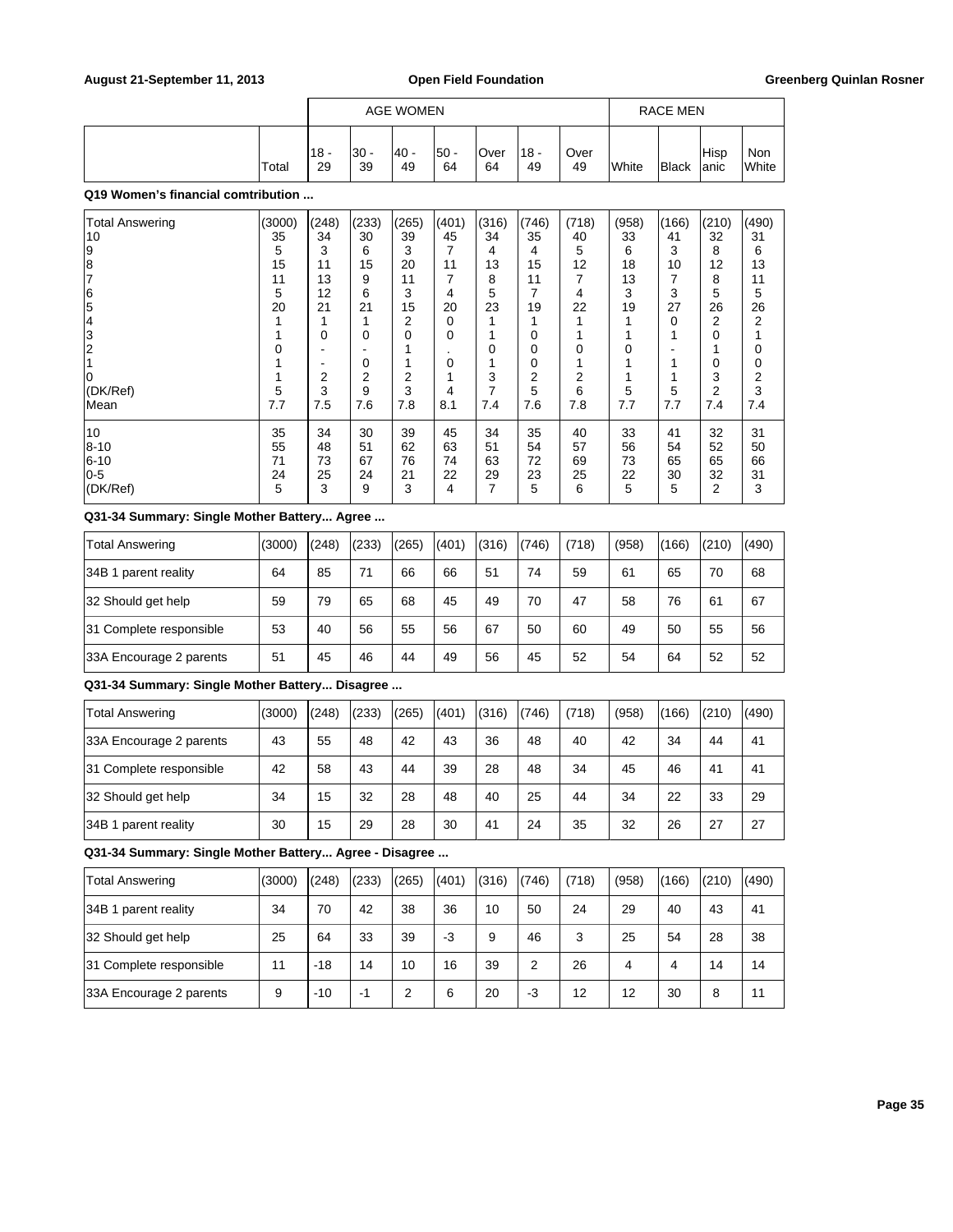| | Total | AGE WOMEN | | | | | | | RACE MEN | | | |
|---|---|---|---|---|---|---|---|---|---|---|---|---|
| | | 18 - 29 | 30 - 39 | 40 - 49 | 50 - 64 | Over 64 | 18 - 49 | Over 49 | White | Black | Hispanic | Non White |

**Q19 Women's financial comtribution ...**

| | Total | 18 - 29 | 30 - 39 | 40 - 49 | 50 - 64 | Over 64 | 18 - 49 | Over 49 | White | Black | Hispanic | Non White |
|---|---|---|---|---|---|---|---|---|---|---|---|---|
| Total Answering | (3000) | (248) | (233) | (265) | (401) | (316) | (746) | (718) | (958) | (166) | (210) | (490) |
| 10 | 35 | 34 | 30 | 39 | 45 | 34 | 35 | 40 | 33 | 41 | 32 | 31 |
| 9 | 5 | 3 | 6 | 3 | 7 | 4 | 4 | 5 | 6 | 3 | 8 | 6 |
| 8 | 15 | 11 | 15 | 20 | 11 | 13 | 15 | 12 | 18 | 10 | 12 | 13 |
| 7 | 11 | 13 | 9 | 11 | 7 | 8 | 11 | 7 | 13 | 7 | 8 | 11 |
| 6 | 5 | 12 | 6 | 3 | 4 | 5 | 7 | 4 | 3 | 3 | 5 | 5 |
| 5 | 20 | 21 | 21 | 15 | 20 | 23 | 19 | 22 | 19 | 27 | 26 | 26 |
| 4 | 1 | 1 | 1 | 2 | 0 | 1 | 1 | 1 | 1 | 0 | 2 | 2 |
| 3 | 1 | 0 | 0 | 0 | 0 | 1 | 0 | 1 | 1 | 1 | 0 | 1 |
| 2 | 0 | - | - | 1 | . | 0 | 0 | 0 | 0 | - | 1 | 0 |
| 1 | 1 | - | 0 | 1 | 0 | 1 | 0 | 1 | 1 | 1 | 0 | 0 |
| 0 | 1 | 2 | 2 | 2 | 1 | 3 | 2 | 2 | 1 | 1 | 3 | 2 |
| (DK/Ref) | 5 | 3 | 9 | 3 | 4 | 7 | 5 | 6 | 5 | 5 | 2 | 3 |
| Mean | 7.7 | 7.5 | 7.6 | 7.8 | 8.1 | 7.4 | 7.6 | 7.8 | 7.7 | 7.7 | 7.4 | 7.4 |
| 10 | 35 | 34 | 30 | 39 | 45 | 34 | 35 | 40 | 33 | 41 | 32 | 31 |
| 8-10 | 55 | 48 | 51 | 62 | 63 | 51 | 54 | 57 | 56 | 54 | 52 | 50 |
| 6-10 | 71 | 73 | 67 | 76 | 74 | 63 | 72 | 69 | 73 | 65 | 65 | 66 |
| 0-5 | 24 | 25 | 24 | 21 | 22 | 29 | 23 | 25 | 22 | 30 | 32 | 31 |
| (DK/Ref) | 5 | 3 | 9 | 3 | 4 | 7 | 5 | 6 | 5 | 5 | 2 | 3 |

**Q31-34 Summary: Single Mother Battery... Agree ...**

| | Total | 18 - 29 | 30 - 39 | 40 - 49 | 50 - 64 | Over 64 | 18 - 49 | Over 49 | White | Black | Hispanic | Non White |
|---|---|---|---|---|---|---|---|---|---|---|---|---|
| Total Answering | (3000) | (248) | (233) | (265) | (401) | (316) | (746) | (718) | (958) | (166) | (210) | (490) |
| 34B 1 parent reality | 64 | 85 | 71 | 66 | 66 | 51 | 74 | 59 | 61 | 65 | 70 | 68 |
| 32 Should get help | 59 | 79 | 65 | 68 | 45 | 49 | 70 | 47 | 58 | 76 | 61 | 67 |
| 31 Complete responsible | 53 | 40 | 56 | 55 | 56 | 67 | 50 | 60 | 49 | 50 | 55 | 56 |
| 33A Encourage 2 parents | 51 | 45 | 46 | 44 | 49 | 56 | 45 | 52 | 54 | 64 | 52 | 52 |

**Q31-34 Summary: Single Mother Battery... Disagree ...**

| | Total | 18 - 29 | 30 - 39 | 40 - 49 | 50 - 64 | Over 64 | 18 - 49 | Over 49 | White | Black | Hispanic | Non White |
|---|---|---|---|---|---|---|---|---|---|---|---|---|
| Total Answering | (3000) | (248) | (233) | (265) | (401) | (316) | (746) | (718) | (958) | (166) | (210) | (490) |
| 33A Encourage 2 parents | 43 | 55 | 48 | 42 | 43 | 36 | 48 | 40 | 42 | 34 | 44 | 41 |
| 31 Complete responsible | 42 | 58 | 43 | 44 | 39 | 28 | 48 | 34 | 45 | 46 | 41 | 41 |
| 32 Should get help | 34 | 15 | 32 | 28 | 48 | 40 | 25 | 44 | 34 | 22 | 33 | 29 |
| 34B 1 parent reality | 30 | 15 | 29 | 28 | 30 | 41 | 24 | 35 | 32 | 26 | 27 | 27 |

**Q31-34 Summary: Single Mother Battery... Agree - Disagree ...**

| | Total | 18 - 29 | 30 - 39 | 40 - 49 | 50 - 64 | Over 64 | 18 - 49 | Over 49 | White | Black | Hispanic | Non White |
|---|---|---|---|---|---|---|---|---|---|---|---|---|
| Total Answering | (3000) | (248) | (233) | (265) | (401) | (316) | (746) | (718) | (958) | (166) | (210) | (490) |
| 34B 1 parent reality | 34 | 70 | 42 | 38 | 36 | 10 | 50 | 24 | 29 | 40 | 43 | 41 |
| 32 Should get help | 25 | 64 | 33 | 39 | -3 | 9 | 46 | 3 | 25 | 54 | 28 | 38 |
| 31 Complete responsible | 11 | -18 | 14 | 10 | 16 | 39 | 2 | 26 | 4 | 4 | 14 | 14 |
| 33A Encourage 2 parents | 9 | -10 | -1 | 2 | 6 | 20 | -3 | 12 | 12 | 30 | 8 | 11 |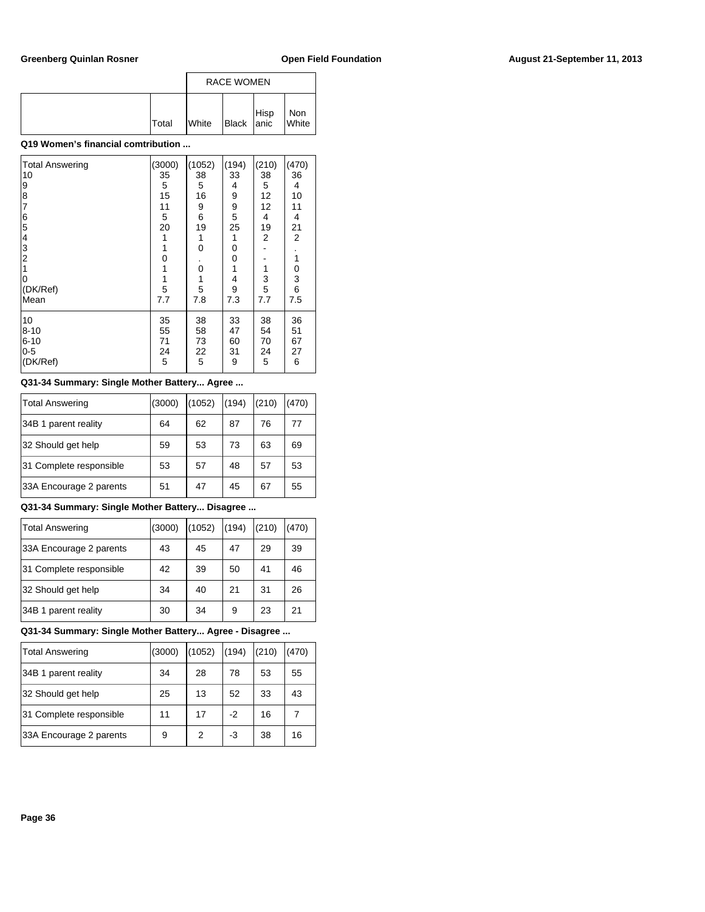| | | RACE WOMEN | | | |
|---|---|---|---|---|---|
| | Total | White | Black | Hispanic | Non White |

**Q19 Women's financial comtribution ...**

| | Total | White | Black | Hispanic | Non White |
|---|---|---|---|---|---|
| Total Answering | (3000) | (1052) | (194) | (210) | (470) |
| 10 | 35 | 38 | 33 | 38 | 36 |
| 9 | 5 | 5 | 4 | 5 | 4 |
| 8 | 15 | 16 | 9 | 12 | 10 |
| 7 | 11 | 9 | 9 | 12 | 11 |
| 6 | 5 | 6 | 5 | 4 | 4 |
| 5 | 20 | 19 | 25 | 19 | 21 |
| 4 | 1 | 1 | 1 | 2 | 2 |
| 3 | 1 | 0 | 0 | - | . |
| 2 | 0 | . | 0 | - | 1 |
| 1 | 1 | 0 | 1 | 1 | 0 |
| 0 | 1 | 1 | 4 | 3 | 3 |
| (DK/Ref) | 5 | 5 | 9 | 5 | 6 |
| Mean | 7.7 | 7.8 | 7.3 | 7.7 | 7.5 |
| 10 | 35 | 38 | 33 | 38 | 36 |
| 8-10 | 55 | 58 | 47 | 54 | 51 |
| 6-10 | 71 | 73 | 60 | 70 | 67 |
| 0-5 | 24 | 22 | 31 | 24 | 27 |
| (DK/Ref) | 5 | 5 | 9 | 5 | 6 |

**Q31-34 Summary: Single Mother Battery... Agree ...**

| | Total | White | Black | Hispanic | Non White |
|---|---|---|---|---|---|
| Total Answering | (3000) | (1052) | (194) | (210) | (470) |
| 34B 1 parent reality | 64 | 62 | 87 | 76 | 77 |
| 32 Should get help | 59 | 53 | 73 | 63 | 69 |
| 31 Complete responsible | 53 | 57 | 48 | 57 | 53 |
| 33A Encourage 2 parents | 51 | 47 | 45 | 67 | 55 |

**Q31-34 Summary: Single Mother Battery... Disagree ...**

| | Total | White | Black | Hispanic | Non White |
|---|---|---|---|---|---|
| Total Answering | (3000) | (1052) | (194) | (210) | (470) |
| 33A Encourage 2 parents | 43 | 45 | 47 | 29 | 39 |
| 31 Complete responsible | 42 | 39 | 50 | 41 | 46 |
| 32 Should get help | 34 | 40 | 21 | 31 | 26 |
| 34B 1 parent reality | 30 | 34 | 9 | 23 | 21 |

**Q31-34 Summary: Single Mother Battery... Agree - Disagree ...**

| | Total | White | Black | Hispanic | Non White |
|---|---|---|---|---|---|
| Total Answering | (3000) | (1052) | (194) | (210) | (470) |
| 34B 1 parent reality | 34 | 28 | 78 | 53 | 55 |
| 32 Should get help | 25 | 13 | 52 | 33 | 43 |
| 31 Complete responsible | 11 | 17 | -2 | 16 | 7 |
| 33A Encourage 2 parents | 9 | 2 | -3 | 38 | 16 |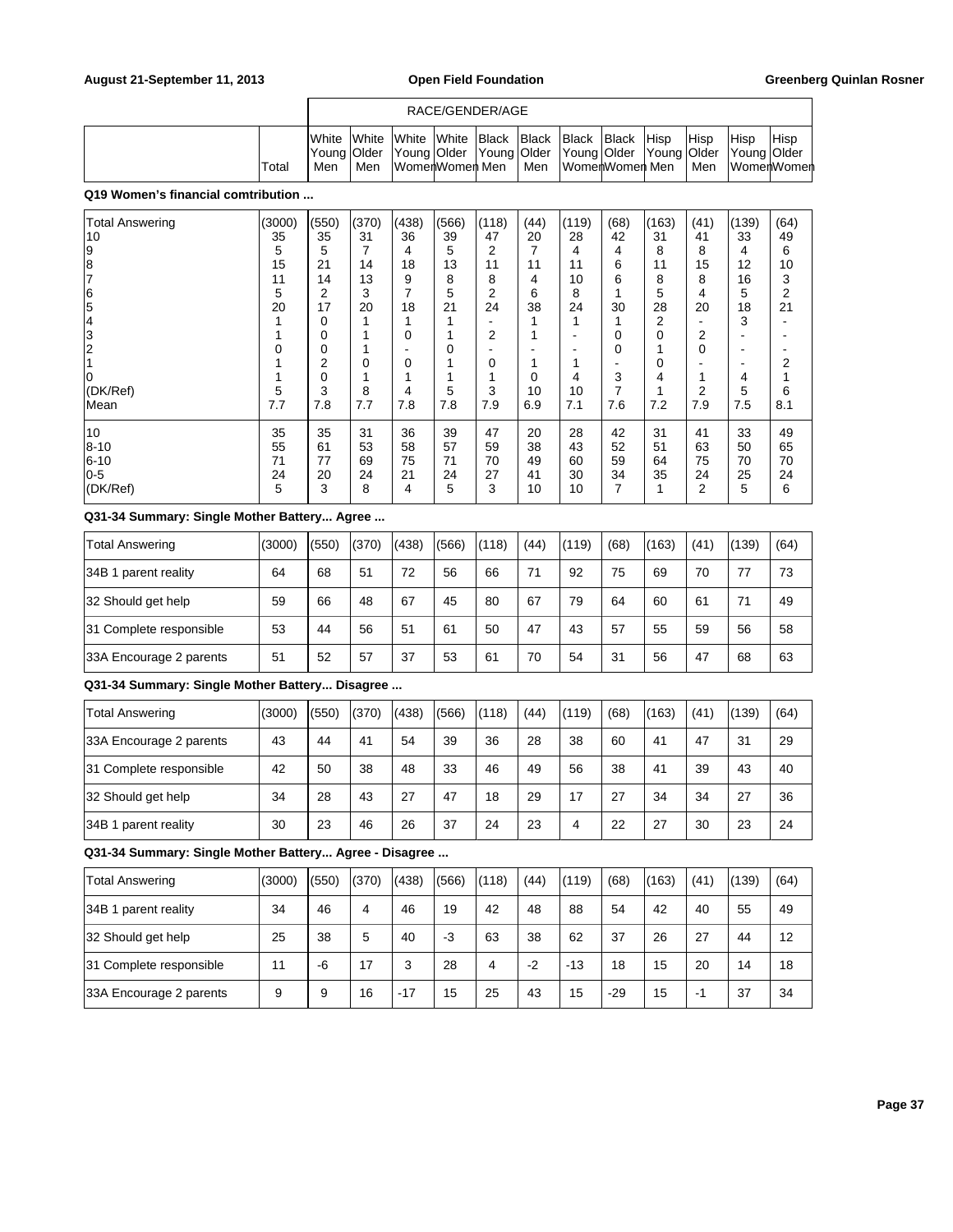| | | RACE/GENDER/AGE | | | | | | | | | | | |
|---|---|---|---|---|---|---|---|---|---|---|---|---|---|
| | Total | White Young Men | White Older Men | White Young Women | White Older Women | Black Young Men | Black Older Men | Black Young Women | Black Older Women | Hisp Young Men | Hisp Older Men | Hisp Young Women | Hisp Older Women |

**Q19 Women's financial comtribution ...**

| | Total | White Young Men | White Older Men | White Young Women | White Older Women | Black Young Men | Black Older Men | Black Young Women | Black Older Women | Hisp Young Men | Hisp Older Men | Hisp Young Women | Hisp Older Women |
|---|---|---|---|---|---|---|---|---|---|---|---|---|---|
| Total Answering | (3000) | (550) | (370) | (438) | (566) | (118) | (44) | (119) | (68) | (163) | (41) | (139) | (64) |
| 10 | 35 | 35 | 31 | 36 | 39 | 47 | 20 | 28 | 42 | 31 | 41 | 33 | 49 |
| 9 | 5 | 5 | 7 | 4 | 5 | 2 | 7 | 4 | 4 | 8 | 8 | 4 | 6 |
| 8 | 15 | 21 | 14 | 18 | 13 | 11 | 11 | 11 | 6 | 11 | 15 | 12 | 10 |
| 7 | 11 | 14 | 13 | 9 | 8 | 8 | 4 | 10 | 6 | 8 | 8 | 16 | 3 |
| 6 | 5 | 2 | 3 | 7 | 5 | 2 | 6 | 8 | 1 | 5 | 4 | 5 | 2 |
| 5 | 20 | 17 | 20 | 18 | 21 | 24 | 38 | 24 | 30 | 28 | 20 | 18 | 21 |
| 4 | 1 | 0 | 1 | 1 | 1 | - | 1 | 1 | 1 | 2 | - | 3 | - |
| 3 | 1 | 0 | 1 | 0 | 1 | 2 | 1 | - | 0 | 0 | 2 | - | - |
| 2 | 0 | 0 | 1 | - | 0 | - | - | - | 0 | 1 | 0 | - | - |
| 1 | 1 | 2 | 0 | 0 | 1 | 0 | 1 | 1 | - | 0 | - | - | 2 |
| 0 | 1 | 0 | 1 | 1 | 1 | 1 | 0 | 4 | 3 | 4 | 1 | 4 | 1 |
| (DK/Ref) | 5 | 3 | 8 | 4 | 5 | 3 | 10 | 10 | 7 | 1 | 2 | 5 | 6 |
| Mean | 7.7 | 7.8 | 7.7 | 7.8 | 7.8 | 7.9 | 6.9 | 7.1 | 7.6 | 7.2 | 7.9 | 7.5 | 8.1 |
| 10 | 35 | 35 | 31 | 36 | 39 | 47 | 20 | 28 | 42 | 31 | 41 | 33 | 49 |
| 8-10 | 55 | 61 | 53 | 58 | 57 | 59 | 38 | 43 | 52 | 51 | 63 | 50 | 65 |
| 6-10 | 71 | 77 | 69 | 75 | 71 | 70 | 49 | 60 | 59 | 64 | 75 | 70 | 70 |
| 0-5 | 24 | 20 | 24 | 21 | 24 | 27 | 41 | 30 | 34 | 35 | 24 | 25 | 24 |
| (DK/Ref) | 5 | 3 | 8 | 4 | 5 | 3 | 10 | 10 | 7 | 1 | 2 | 5 | 6 |

**Q31-34 Summary: Single Mother Battery... Agree ...**

| | Total | White Young Men | White Older Men | White Young Women | White Older Women | Black Young Men | Black Older Men | Black Young Women | Black Older Women | Hisp Young Men | Hisp Older Men | Hisp Young Women | Hisp Older Women |
|---|---|---|---|---|---|---|---|---|---|---|---|---|---|
| Total Answering | (3000) | (550) | (370) | (438) | (566) | (118) | (44) | (119) | (68) | (163) | (41) | (139) | (64) |
| 34B 1 parent reality | 64 | 68 | 51 | 72 | 56 | 66 | 71 | 92 | 75 | 69 | 70 | 77 | 73 |
| 32 Should get help | 59 | 66 | 48 | 67 | 45 | 80 | 67 | 79 | 64 | 60 | 61 | 71 | 49 |
| 31 Complete responsible | 53 | 44 | 56 | 51 | 61 | 50 | 47 | 43 | 57 | 55 | 59 | 56 | 58 |
| 33A Encourage 2 parents | 51 | 52 | 57 | 37 | 53 | 61 | 70 | 54 | 31 | 56 | 47 | 68 | 63 |

**Q31-34 Summary: Single Mother Battery... Disagree ...**

| | Total | White Young Men | White Older Men | White Young Women | White Older Women | Black Young Men | Black Older Men | Black Young Women | Black Older Women | Hisp Young Men | Hisp Older Men | Hisp Young Women | Hisp Older Women |
|---|---|---|---|---|---|---|---|---|---|---|---|---|---|
| Total Answering | (3000) | (550) | (370) | (438) | (566) | (118) | (44) | (119) | (68) | (163) | (41) | (139) | (64) |
| 33A Encourage 2 parents | 43 | 44 | 41 | 54 | 39 | 36 | 28 | 38 | 60 | 41 | 47 | 31 | 29 |
| 31 Complete responsible | 42 | 50 | 38 | 48 | 33 | 46 | 49 | 56 | 38 | 41 | 39 | 43 | 40 |
| 32 Should get help | 34 | 28 | 43 | 27 | 47 | 18 | 29 | 17 | 27 | 34 | 34 | 27 | 36 |
| 34B 1 parent reality | 30 | 23 | 46 | 26 | 37 | 24 | 23 | 4 | 22 | 27 | 30 | 23 | 24 |

**Q31-34 Summary: Single Mother Battery... Agree - Disagree ...**

| | Total | White Young Men | White Older Men | White Young Women | White Older Women | Black Young Men | Black Older Men | Black Young Women | Black Older Women | Hisp Young Men | Hisp Older Men | Hisp Young Women | Hisp Older Women |
|---|---|---|---|---|---|---|---|---|---|---|---|---|---|
| Total Answering | (3000) | (550) | (370) | (438) | (566) | (118) | (44) | (119) | (68) | (163) | (41) | (139) | (64) |
| 34B 1 parent reality | 34 | 46 | 4 | 46 | 19 | 42 | 48 | 88 | 54 | 42 | 40 | 55 | 49 |
| 32 Should get help | 25 | 38 | 5 | 40 | -3 | 63 | 38 | 62 | 37 | 26 | 27 | 44 | 12 |
| 31 Complete responsible | 11 | -6 | 17 | 3 | 28 | 4 | -2 | -13 | 18 | 15 | 20 | 14 | 18 |
| 33A Encourage 2 parents | 9 | 9 | 16 | -17 | 15 | 25 | 43 | 15 | -29 | 15 | -1 | 37 | 34 |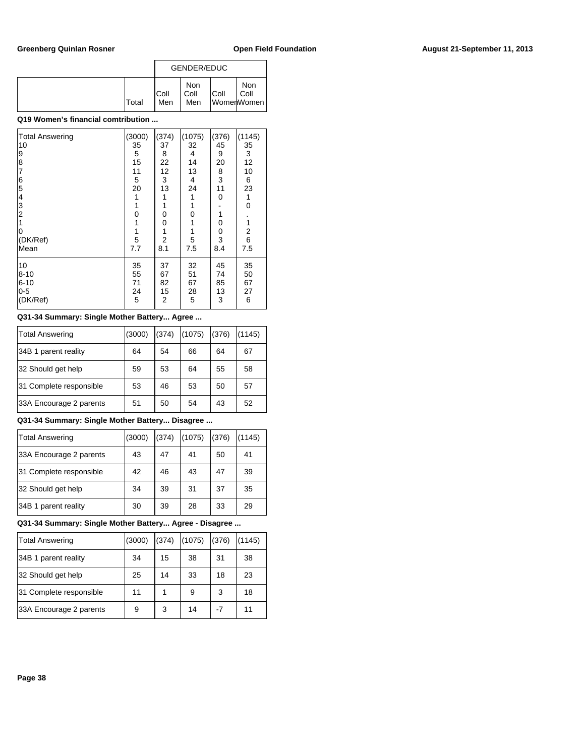| | | GENDER/EDUC | | | |
|---|---|---|---|---|---|
| | Total | Coll Men | Non Coll Men | Coll Women | Non Coll Women |

**Q19 Women's financial comtribution ...**

| | Total | Coll Men | Non Coll Men | Coll Women | Non Coll Women |
|---|---|---|---|---|---|
| Total Answering | (3000) | (374) | (1075) | (376) | (1145) |
| 10 | 35 | 37 | 32 | 45 | 35 |
| 9 | 5 | 8 | 4 | 9 | 3 |
| 8 | 15 | 22 | 14 | 20 | 12 |
| 7 | 11 | 12 | 13 | 8 | 10 |
| 6 | 5 | 3 | 4 | 3 | 6 |
| 5 | 20 | 13 | 24 | 11 | 23 |
| 4 | 1 | 1 | 1 | 0 | 1 |
| 3 | 1 | 1 | 1 | - | 0 |
| 2 | 0 | 0 | 0 | 1 | . |
| 1 | 1 | 0 | 1 | 0 | 1 |
| 0 | 1 | 1 | 1 | 0 | 2 |
| (DK/Ref) | 5 | 2 | 5 | 3 | 6 |
| Mean | 7.7 | 8.1 | 7.5 | 8.4 | 7.5 |
| 10 | 35 | 37 | 32 | 45 | 35 |
| 8-10 | 55 | 67 | 51 | 74 | 50 |
| 6-10 | 71 | 82 | 67 | 85 | 67 |
| 0-5 | 24 | 15 | 28 | 13 | 27 |
| (DK/Ref) | 5 | 2 | 5 | 3 | 6 |

**Q31-34 Summary: Single Mother Battery... Agree ...**

| | Total | Coll Men | Non Coll Men | Coll Women | Non Coll Women |
|---|---|---|---|---|---|
| Total Answering | (3000) | (374) | (1075) | (376) | (1145) |
| 34B 1 parent reality | 64 | 54 | 66 | 64 | 67 |
| 32 Should get help | 59 | 53 | 64 | 55 | 58 |
| 31 Complete responsible | 53 | 46 | 53 | 50 | 57 |
| 33A Encourage 2 parents | 51 | 50 | 54 | 43 | 52 |

**Q31-34 Summary: Single Mother Battery... Disagree ...**

| | Total | Coll Men | Non Coll Men | Coll Women | Non Coll Women |
|---|---|---|---|---|---|
| Total Answering | (3000) | (374) | (1075) | (376) | (1145) |
| 33A Encourage 2 parents | 43 | 47 | 41 | 50 | 41 |
| 31 Complete responsible | 42 | 46 | 43 | 47 | 39 |
| 32 Should get help | 34 | 39 | 31 | 37 | 35 |
| 34B 1 parent reality | 30 | 39 | 28 | 33 | 29 |

**Q31-34 Summary: Single Mother Battery... Agree - Disagree ...**

| | Total | Coll Men | Non Coll Men | Coll Women | Non Coll Women |
|---|---|---|---|---|---|
| Total Answering | (3000) | (374) | (1075) | (376) | (1145) |
| 34B 1 parent reality | 34 | 15 | 38 | 31 | 38 |
| 32 Should get help | 25 | 14 | 33 | 18 | 23 |
| 31 Complete responsible | 11 | 1 | 9 | 3 | 18 |
| 33A Encourage 2 parents | 9 | 3 | 14 | -7 | 11 |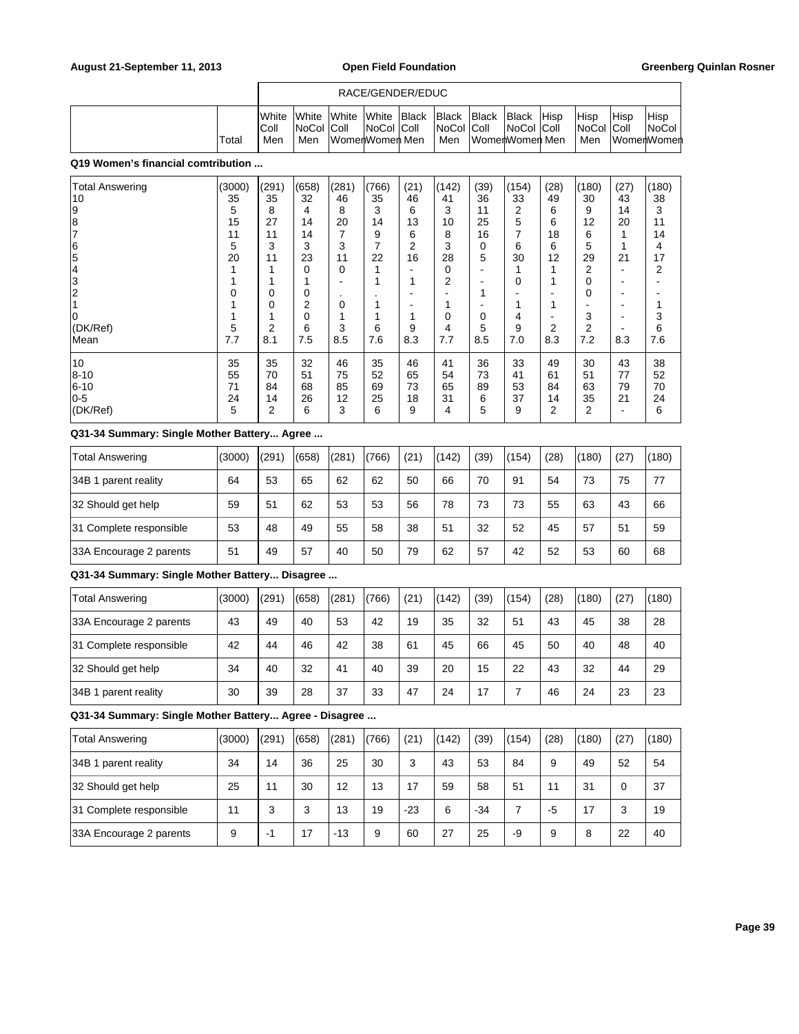| | | RACE/GENDER/EDUC | | | | | | | | | | | |
|---|---|---|---|---|---|---|---|---|---|---|---|---|---|
| | Total | White Coll Men | White NoCol Men | White Coll Women | White NoCol Women | Black Coll Men | Black NoCol Men | Black Coll Women | Black NoCol Women | Hisp Coll Men | Hisp NoCol Men | Hisp Coll Women | Hisp NoCol Women |

**Q19 Women's financial comtribution ...**

| | Total | White Coll Men | White NoCol Men | White Coll Women | White NoCol Women | Black Coll Men | Black NoCol Men | Black Coll Women | Black NoCol Women | Hisp Coll Men | Hisp NoCol Men | Hisp Coll Women | Hisp NoCol Women |
|---|---|---|---|---|---|---|---|---|---|---|---|---|---|
| Total Answering | (3000) | (291) | (658) | (281) | (766) | (21) | (142) | (39) | (154) | (28) | (180) | (27) | (180) |
| 10 | 35 | 35 | 32 | 46 | 35 | 46 | 41 | 36 | 33 | 49 | 30 | 43 | 38 |
| 9 | 5 | 8 | 4 | 8 | 3 | 6 | 3 | 11 | 2 | 6 | 9 | 14 | 3 |
| 8 | 15 | 27 | 14 | 20 | 14 | 13 | 10 | 25 | 5 | 6 | 12 | 20 | 11 |
| 7 | 11 | 11 | 14 | 7 | 9 | 6 | 8 | 16 | 7 | 18 | 6 | 1 | 14 |
| 6 | 5 | 3 | 3 | 3 | 7 | 2 | 3 | 0 | 6 | 6 | 5 | 1 | 4 |
| 5 | 20 | 11 | 23 | 11 | 22 | 16 | 28 | 5 | 30 | 12 | 29 | 21 | 17 |
| 4 | 1 | 1 | 0 | 0 | 1 | - | 0 | - | 1 | 1 | 2 | - | 2 |
| 3 | 1 | 1 | 1 | - | 1 | 1 | 2 | - | 0 | 1 | 0 | - | - |
| 2 | 0 | 0 | 0 | . | . | - | - | 1 | - | - | 0 | - | - |
| 1 | 1 | 0 | 2 | 0 | 1 | - | 1 | - | 1 | 1 | - | - | 1 |
| 0 | 1 | 1 | 0 | 1 | 1 | 1 | 0 | 0 | 4 | - | 3 | - | 3 |
| (DK/Ref) | 5 | 2 | 6 | 3 | 6 | 9 | 4 | 5 | 9 | 2 | 2 | - | 6 |
| Mean | 7.7 | 8.1 | 7.5 | 8.5 | 7.6 | 8.3 | 7.7 | 8.5 | 7.0 | 8.3 | 7.2 | 8.3 | 7.6 |
| 10 | 35 | 35 | 32 | 46 | 35 | 46 | 41 | 36 | 33 | 49 | 30 | 43 | 38 |
| 8-10 | 55 | 70 | 51 | 75 | 52 | 65 | 54 | 73 | 41 | 61 | 51 | 77 | 52 |
| 6-10 | 71 | 84 | 68 | 85 | 69 | 73 | 65 | 89 | 53 | 84 | 63 | 79 | 70 |
| 0-5 | 24 | 14 | 26 | 12 | 25 | 18 | 31 | 6 | 37 | 14 | 35 | 21 | 24 |
| (DK/Ref) | 5 | 2 | 6 | 3 | 6 | 9 | 4 | 5 | 9 | 2 | 2 | - | 6 |

**Q31-34 Summary: Single Mother Battery... Agree ...**

| | Total | White Coll Men | White NoCol Men | White Coll Women | White NoCol Women | Black Coll Men | Black NoCol Men | Black Coll Women | Black NoCol Women | Hisp Coll Men | Hisp NoCol Men | Hisp Coll Women | Hisp NoCol Women |
|---|---|---|---|---|---|---|---|---|---|---|---|---|---|
| Total Answering | (3000) | (291) | (658) | (281) | (766) | (21) | (142) | (39) | (154) | (28) | (180) | (27) | (180) |
| 34B 1 parent reality | 64 | 53 | 65 | 62 | 62 | 50 | 66 | 70 | 91 | 54 | 73 | 75 | 77 |
| 32 Should get help | 59 | 51 | 62 | 53 | 53 | 56 | 78 | 73 | 73 | 55 | 63 | 43 | 66 |
| 31 Complete responsible | 53 | 48 | 49 | 55 | 58 | 38 | 51 | 32 | 52 | 45 | 57 | 51 | 59 |
| 33A Encourage 2 parents | 51 | 49 | 57 | 40 | 50 | 79 | 62 | 57 | 42 | 52 | 53 | 60 | 68 |

**Q31-34 Summary: Single Mother Battery... Disagree ...**

| | Total | White Coll Men | White NoCol Men | White Coll Women | White NoCol Women | Black Coll Men | Black NoCol Men | Black Coll Women | Black NoCol Women | Hisp Coll Men | Hisp NoCol Men | Hisp Coll Women | Hisp NoCol Women |
|---|---|---|---|---|---|---|---|---|---|---|---|---|---|
| Total Answering | (3000) | (291) | (658) | (281) | (766) | (21) | (142) | (39) | (154) | (28) | (180) | (27) | (180) |
| 33A Encourage 2 parents | 43 | 49 | 40 | 53 | 42 | 19 | 35 | 32 | 51 | 43 | 45 | 38 | 28 |
| 31 Complete responsible | 42 | 44 | 46 | 42 | 38 | 61 | 45 | 66 | 45 | 50 | 40 | 48 | 40 |
| 32 Should get help | 34 | 40 | 32 | 41 | 40 | 39 | 20 | 15 | 22 | 43 | 32 | 44 | 29 |
| 34B 1 parent reality | 30 | 39 | 28 | 37 | 33 | 47 | 24 | 17 | 7 | 46 | 24 | 23 | 23 |

**Q31-34 Summary: Single Mother Battery... Agree - Disagree ...**

| | Total | White Coll Men | White NoCol Men | White Coll Women | White NoCol Women | Black Coll Men | Black NoCol Men | Black Coll Women | Black NoCol Women | Hisp Coll Men | Hisp NoCol Men | Hisp Coll Women | Hisp NoCol Women |
|---|---|---|---|---|---|---|---|---|---|---|---|---|---|
| Total Answering | (3000) | (291) | (658) | (281) | (766) | (21) | (142) | (39) | (154) | (28) | (180) | (27) | (180) |
| 34B 1 parent reality | 34 | 14 | 36 | 25 | 30 | 3 | 43 | 53 | 84 | 9 | 49 | 52 | 54 |
| 32 Should get help | 25 | 11 | 30 | 12 | 13 | 17 | 59 | 58 | 51 | 11 | 31 | 0 | 37 |
| 31 Complete responsible | 11 | 3 | 3 | 13 | 19 | -23 | 6 | -34 | 7 | -5 | 17 | 3 | 19 |
| 33A Encourage 2 parents | 9 | -1 | 17 | -13 | 9 | 60 | 27 | 25 | -9 | 9 | 8 | 22 | 40 |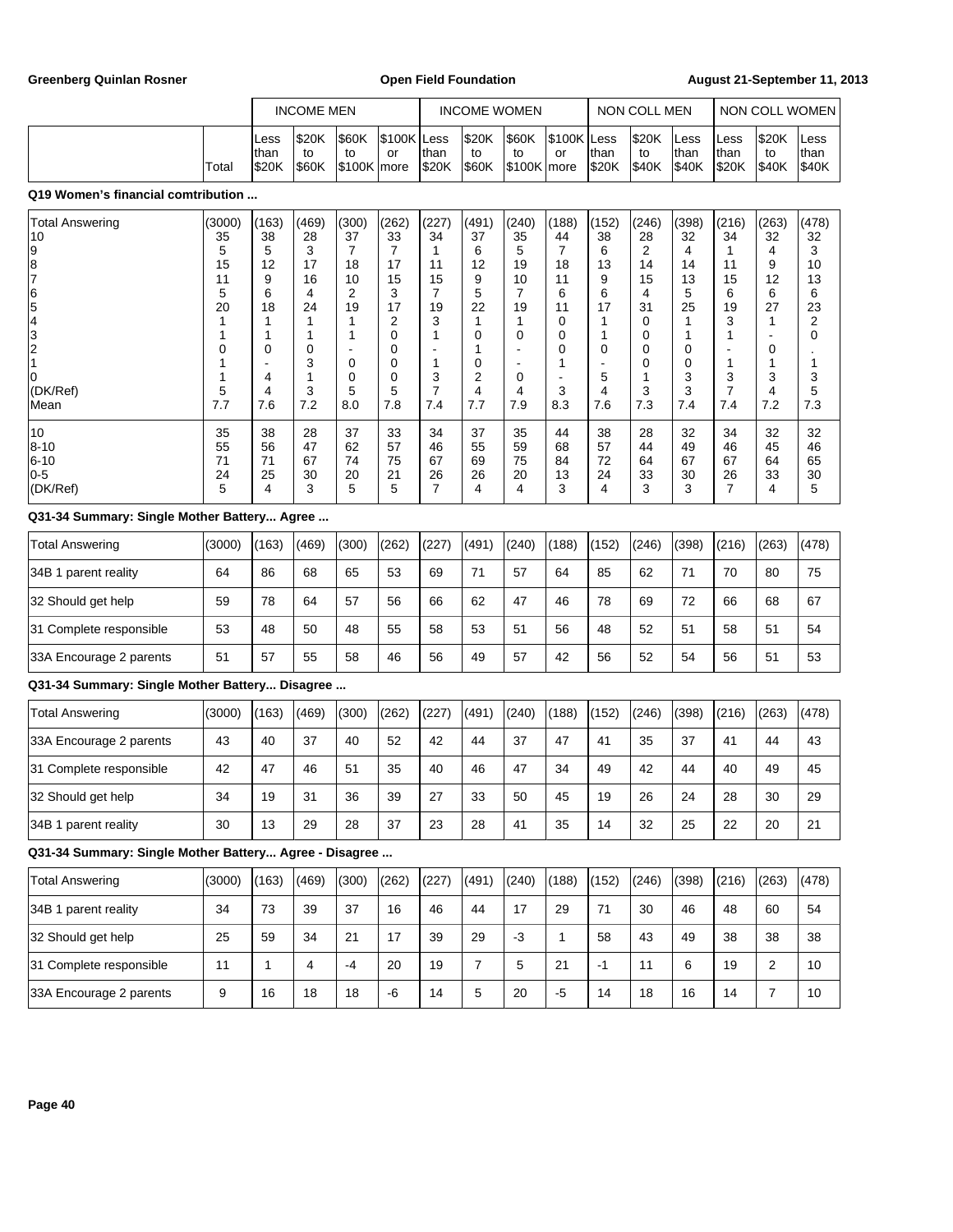| | | INCOME MEN | | | | INCOME WOMEN | | | | NON COLL MEN | | | NON COLL WOMEN | | |
|---|---|---|---|---|---|---|---|---|---|---|---|---|---|---|---|
| | Total | Less than $20K | $20K to $60K | $60K to $100K | $100K or more | Less than $20K | $20K to $60K | $60K to $100K | $100K or more | Less than $20K | $20K to $40K | Less than $40K | Less than $20K | $20K to $40K | Less than $40K |

**Q19 Women's financial comtribution ...**

| | Total | Less than $20K | $20K to $60K | $60K to $100K | $100K or more | Less than $20K | $20K to $60K | $60K to $100K | $100K or more | Less than $20K | $20K to $40K | Less than $40K | Less than $20K | $20K to $40K | Less than $40K |
|---|---|---|---|---|---|---|---|---|---|---|---|---|---|---|---|
| Total Answering | (3000) | (163) | (469) | (300) | (262) | (227) | (491) | (240) | (188) | (152) | (246) | (398) | (216) | (263) | (478) |
| 10 | 35 | 38 | 28 | 37 | 33 | 34 | 37 | 35 | 44 | 38 | 28 | 32 | 34 | 32 | 32 |
| 9 | 5 | 5 | 3 | 7 | 7 | 1 | 6 | 5 | 7 | 6 | 2 | 4 | 1 | 4 | 3 |
| 8 | 15 | 12 | 17 | 18 | 17 | 11 | 12 | 19 | 18 | 13 | 14 | 14 | 11 | 9 | 10 |
| 7 | 11 | 9 | 16 | 10 | 15 | 15 | 9 | 10 | 11 | 9 | 15 | 13 | 15 | 12 | 13 |
| 6 | 5 | 6 | 4 | 2 | 3 | 7 | 5 | 7 | 6 | 6 | 4 | 5 | 6 | 6 | 6 |
| 5 | 20 | 18 | 24 | 19 | 17 | 19 | 22 | 19 | 11 | 17 | 31 | 25 | 19 | 27 | 23 |
| 4 | 1 | 1 | 1 | 1 | 2 | 3 | 1 | 1 | 0 | 1 | 0 | 1 | 3 | 1 | 2 |
| 3 | 1 | 1 | 1 | 1 | 0 | 1 | 0 | 0 | 0 | 1 | 0 | 1 | 1 | - | 0 |
| 2 | 0 | 0 | 0 | - | 0 | - | 1 | - | 0 | 0 | 0 | 0 | - | 0 | . |
| 1 | 1 | - | 3 | 0 | 0 | 1 | 0 | - | 1 | - | 0 | 0 | 1 | 1 | 1 |
| 0 | 1 | 4 | 1 | 0 | 0 | 3 | 2 | 0 | - | 5 | 1 | 3 | 3 | 3 | 3 |
| (DK/Ref) | 5 | 4 | 3 | 5 | 5 | 7 | 4 | 4 | 3 | 4 | 3 | 3 | 7 | 4 | 5 |
| Mean | 7.7 | 7.6 | 7.2 | 8.0 | 7.8 | 7.4 | 7.7 | 7.9 | 8.3 | 7.6 | 7.3 | 7.4 | 7.4 | 7.2 | 7.3 |
| 10 | 35 | 38 | 28 | 37 | 33 | 34 | 37 | 35 | 44 | 38 | 28 | 32 | 34 | 32 | 32 |
| 8-10 | 55 | 56 | 47 | 62 | 57 | 46 | 55 | 59 | 68 | 57 | 44 | 49 | 46 | 45 | 46 |
| 6-10 | 71 | 71 | 67 | 74 | 75 | 67 | 69 | 75 | 84 | 72 | 64 | 67 | 67 | 64 | 65 |
| 0-5 | 24 | 25 | 30 | 20 | 21 | 26 | 26 | 20 | 13 | 24 | 33 | 30 | 26 | 33 | 30 |
| (DK/Ref) | 5 | 4 | 3 | 5 | 5 | 7 | 4 | 4 | 3 | 4 | 3 | 3 | 7 | 4 | 5 |

**Q31-34 Summary: Single Mother Battery... Agree ...**

| | Total | Less than $20K | $20K to $60K | $60K to $100K | $100K or more | Less than $20K | $20K to $60K | $60K to $100K | $100K or more | Less than $20K | $20K to $40K | Less than $40K | Less than $20K | $20K to $40K | Less than $40K |
|---|---|---|---|---|---|---|---|---|---|---|---|---|---|---|---|
| Total Answering | (3000) | (163) | (469) | (300) | (262) | (227) | (491) | (240) | (188) | (152) | (246) | (398) | (216) | (263) | (478) |
| 34B 1 parent reality | 64 | 86 | 68 | 65 | 53 | 69 | 71 | 57 | 64 | 85 | 62 | 71 | 70 | 80 | 75 |
| 32 Should get help | 59 | 78 | 64 | 57 | 56 | 66 | 62 | 47 | 46 | 78 | 69 | 72 | 66 | 68 | 67 |
| 31 Complete responsible | 53 | 48 | 50 | 48 | 55 | 58 | 53 | 51 | 56 | 48 | 52 | 51 | 58 | 51 | 54 |
| 33A Encourage 2 parents | 51 | 57 | 55 | 58 | 46 | 56 | 49 | 57 | 42 | 56 | 52 | 54 | 56 | 51 | 53 |

**Q31-34 Summary: Single Mother Battery... Disagree ...**

| | Total | Less than $20K | $20K to $60K | $60K to $100K | $100K or more | Less than $20K | $20K to $60K | $60K to $100K | $100K or more | Less than $20K | $20K to $40K | Less than $40K | Less than $20K | $20K to $40K | Less than $40K |
|---|---|---|---|---|---|---|---|---|---|---|---|---|---|---|---|
| Total Answering | (3000) | (163) | (469) | (300) | (262) | (227) | (491) | (240) | (188) | (152) | (246) | (398) | (216) | (263) | (478) |
| 33A Encourage 2 parents | 43 | 40 | 37 | 40 | 52 | 42 | 44 | 37 | 47 | 41 | 35 | 37 | 41 | 44 | 43 |
| 31 Complete responsible | 42 | 47 | 46 | 51 | 35 | 40 | 46 | 47 | 34 | 49 | 42 | 44 | 40 | 49 | 45 |
| 32 Should get help | 34 | 19 | 31 | 36 | 39 | 27 | 33 | 50 | 45 | 19 | 26 | 24 | 28 | 30 | 29 |
| 34B 1 parent reality | 30 | 13 | 29 | 28 | 37 | 23 | 28 | 41 | 35 | 14 | 32 | 25 | 22 | 20 | 21 |

**Q31-34 Summary: Single Mother Battery... Agree - Disagree ...**

| | Total | Less than $20K | $20K to $60K | $60K to $100K | $100K or more | Less than $20K | $20K to $60K | $60K to $100K | $100K or more | Less than $20K | $20K to $40K | Less than $40K | Less than $20K | $20K to $40K | Less than $40K |
|---|---|---|---|---|---|---|---|---|---|---|---|---|---|---|---|
| Total Answering | (3000) | (163) | (469) | (300) | (262) | (227) | (491) | (240) | (188) | (152) | (246) | (398) | (216) | (263) | (478) |
| 34B 1 parent reality | 34 | 73 | 39 | 37 | 16 | 46 | 44 | 17 | 29 | 71 | 30 | 46 | 48 | 60 | 54 |
| 32 Should get help | 25 | 59 | 34 | 21 | 17 | 39 | 29 | -3 | 1 | 58 | 43 | 49 | 38 | 38 | 38 |
| 31 Complete responsible | 11 | 1 | 4 | -4 | 20 | 19 | 7 | 5 | 21 | -1 | 11 | 6 | 19 | 2 | 10 |
| 33A Encourage 2 parents | 9 | 16 | 18 | 18 | -6 | 14 | 5 | 20 | -5 | 14 | 18 | 16 | 14 | 7 | 10 |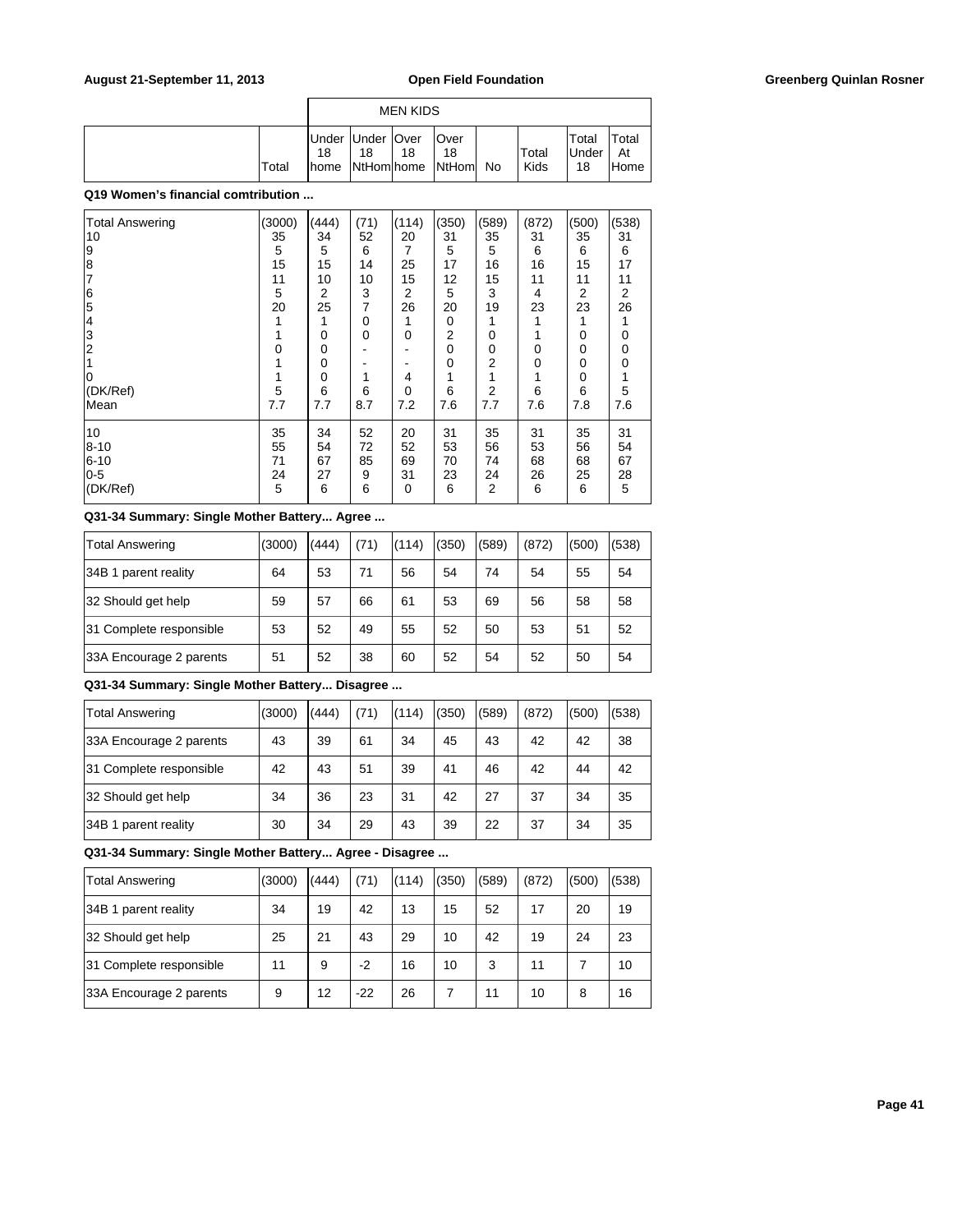| | | MEN KIDS | | | | | | | |
|---|---|---|---|---|---|---|---|---|---|
| | Total | Under 18 home | Under 18 NtHom | Over 18 home | Over 18 NtHom | No | Total Kids | Total Under 18 | Total At Home |

**Q19 Women's financial comtribution ...**

| | Total | Under 18 home | Under 18 NtHom | Over 18 home | Over 18 NtHom | No | Total Kids | Total Under 18 | Total At Home |
|---|---|---|---|---|---|---|---|---|---|
| Total Answering | (3000) | (444) | (71) | (114) | (350) | (589) | (872) | (500) | (538) |
| 10 | 35 | 34 | 52 | 20 | 31 | 35 | 31 | 35 | 31 |
| 9 | 5 | 5 | 6 | 7 | 5 | 5 | 6 | 6 | 6 |
| 8 | 15 | 15 | 14 | 25 | 17 | 16 | 16 | 15 | 17 |
| 7 | 11 | 10 | 10 | 15 | 12 | 15 | 11 | 11 | 11 |
| 6 | 5 | 2 | 3 | 2 | 5 | 3 | 4 | 2 | 2 |
| 5 | 20 | 25 | 7 | 26 | 20 | 19 | 23 | 23 | 26 |
| 4 | 1 | 1 | 0 | 1 | 0 | 1 | 1 | 1 | 1 |
| 3 | 1 | 0 | 0 | 0 | 2 | 0 | 1 | 0 | 0 |
| 2 | 0 | 0 | - | - | 0 | 0 | 0 | 0 | 0 |
| 1 | 1 | 0 | - | - | 0 | 2 | 0 | 0 | 0 |
| 0 | 1 | 0 | 1 | 4 | 1 | 1 | 1 | 0 | 1 |
| (DK/Ref) | 5 | 6 | 6 | 0 | 6 | 2 | 6 | 6 | 5 |
| Mean | 7.7 | 7.7 | 8.7 | 7.2 | 7.6 | 7.7 | 7.6 | 7.8 | 7.6 |
| 10 | 35 | 34 | 52 | 20 | 31 | 35 | 31 | 35 | 31 |
| 8-10 | 55 | 54 | 72 | 52 | 53 | 56 | 53 | 56 | 54 |
| 6-10 | 71 | 67 | 85 | 69 | 70 | 74 | 68 | 68 | 67 |
| 0-5 | 24 | 27 | 9 | 31 | 23 | 24 | 26 | 25 | 28 |
| (DK/Ref) | 5 | 6 | 6 | 0 | 6 | 2 | 6 | 6 | 5 |

**Q31-34 Summary: Single Mother Battery... Agree ...**

| | Total | Under 18 home | Under 18 NtHom | Over 18 home | Over 18 NtHom | No | Total Kids | Total Under 18 | Total At Home |
|---|---|---|---|---|---|---|---|---|---|
| Total Answering | (3000) | (444) | (71) | (114) | (350) | (589) | (872) | (500) | (538) |
| 34B 1 parent reality | 64 | 53 | 71 | 56 | 54 | 74 | 54 | 55 | 54 |
| 32 Should get help | 59 | 57 | 66 | 61 | 53 | 69 | 56 | 58 | 58 |
| 31 Complete responsible | 53 | 52 | 49 | 55 | 52 | 50 | 53 | 51 | 52 |
| 33A Encourage 2 parents | 51 | 52 | 38 | 60 | 52 | 54 | 52 | 50 | 54 |

**Q31-34 Summary: Single Mother Battery... Disagree ...**

| | Total | Under 18 home | Under 18 NtHom | Over 18 home | Over 18 NtHom | No | Total Kids | Total Under 18 | Total At Home |
|---|---|---|---|---|---|---|---|---|---|
| Total Answering | (3000) | (444) | (71) | (114) | (350) | (589) | (872) | (500) | (538) |
| 33A Encourage 2 parents | 43 | 39 | 61 | 34 | 45 | 43 | 42 | 42 | 38 |
| 31 Complete responsible | 42 | 43 | 51 | 39 | 41 | 46 | 42 | 44 | 42 |
| 32 Should get help | 34 | 36 | 23 | 31 | 42 | 27 | 37 | 34 | 35 |
| 34B 1 parent reality | 30 | 34 | 29 | 43 | 39 | 22 | 37 | 34 | 35 |

**Q31-34 Summary: Single Mother Battery... Agree - Disagree ...**

| | Total | Under 18 home | Under 18 NtHom | Over 18 home | Over 18 NtHom | No | Total Kids | Total Under 18 | Total At Home |
|---|---|---|---|---|---|---|---|---|---|
| Total Answering | (3000) | (444) | (71) | (114) | (350) | (589) | (872) | (500) | (538) |
| 34B 1 parent reality | 34 | 19 | 42 | 13 | 15 | 52 | 17 | 20 | 19 |
| 32 Should get help | 25 | 21 | 43 | 29 | 10 | 42 | 19 | 24 | 23 |
| 31 Complete responsible | 11 | 9 | -2 | 16 | 10 | 3 | 11 | 7 | 10 |
| 33A Encourage 2 parents | 9 | 12 | -22 | 26 | 7 | 11 | 10 | 8 | 16 |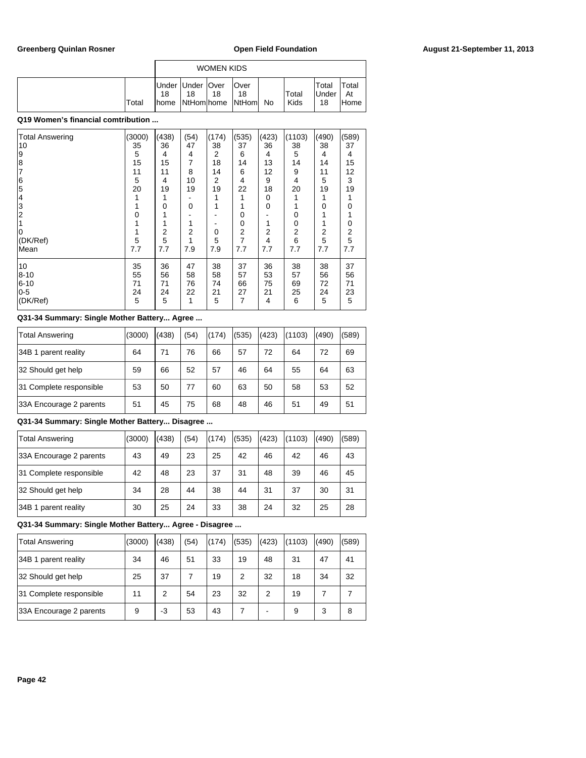| | | WOMEN KIDS | | | | | | | |
|---|---|---|---|---|---|---|---|---|---|
| | Total | Under 18 home | Under 18 NtHom | Over 18 home | Over 18 NtHom | No | Total Kids | Total Under 18 | Total At Home |

**Q19 Women's financial comtribution ...**

| | Total | Under 18 home | Under 18 NtHom | Over 18 home | Over 18 NtHom | No | Total Kids | Total Under 18 | Total At Home |
|---|---|---|---|---|---|---|---|---|---|
| Total Answering | (3000) | (438) | (54) | (174) | (535) | (423) | (1103) | (490) | (589) |
| 10 | 35 | 36 | 47 | 38 | 37 | 36 | 38 | 38 | 37 |
| 9 | 5 | 4 | 4 | 2 | 6 | 4 | 5 | 4 | 4 |
| 8 | 15 | 15 | 7 | 18 | 14 | 13 | 14 | 14 | 15 |
| 7 | 11 | 11 | 8 | 14 | 6 | 12 | 9 | 11 | 12 |
| 6 | 5 | 4 | 10 | 2 | 4 | 9 | 4 | 5 | 3 |
| 5 | 20 | 19 | 19 | 19 | 22 | 18 | 20 | 19 | 19 |
| 4 | 1 | 1 | - | 1 | 1 | 0 | 1 | 1 | 1 |
| 3 | 1 | 0 | 0 | 1 | 1 | 0 | 1 | 0 | 0 |
| 2 | 0 | 1 | - | - | 0 | - | 0 | 1 | 1 |
| 1 | 1 | 1 | 1 | - | 0 | 1 | 0 | 1 | 0 |
| 0 | 1 | 2 | 2 | 0 | 2 | 2 | 2 | 2 | 2 |
| (DK/Ref) | 5 | 5 | 1 | 5 | 7 | 4 | 6 | 5 | 5 |
| Mean | 7.7 | 7.7 | 7.9 | 7.9 | 7.7 | 7.7 | 7.7 | 7.7 | 7.7 |
| 10 | 35 | 36 | 47 | 38 | 37 | 36 | 38 | 38 | 37 |
| 8-10 | 55 | 56 | 58 | 58 | 57 | 53 | 57 | 56 | 56 |
| 6-10 | 71 | 71 | 76 | 74 | 66 | 75 | 69 | 72 | 71 |
| 0-5 | 24 | 24 | 22 | 21 | 27 | 21 | 25 | 24 | 23 |
| (DK/Ref) | 5 | 5 | 1 | 5 | 7 | 4 | 6 | 5 | 5 |

**Q31-34 Summary: Single Mother Battery... Agree ...**

| | Total | Under 18 home | Under 18 NtHom | Over 18 home | Over 18 NtHom | No | Total Kids | Total Under 18 | Total At Home |
|---|---|---|---|---|---|---|---|---|---|
| Total Answering | (3000) | (438) | (54) | (174) | (535) | (423) | (1103) | (490) | (589) |
| 34B 1 parent reality | 64 | 71 | 76 | 66 | 57 | 72 | 64 | 72 | 69 |
| 32 Should get help | 59 | 66 | 52 | 57 | 46 | 64 | 55 | 64 | 63 |
| 31 Complete responsible | 53 | 50 | 77 | 60 | 63 | 50 | 58 | 53 | 52 |
| 33A Encourage 2 parents | 51 | 45 | 75 | 68 | 48 | 46 | 51 | 49 | 51 |

**Q31-34 Summary: Single Mother Battery... Disagree ...**

| | Total | Under 18 home | Under 18 NtHom | Over 18 home | Over 18 NtHom | No | Total Kids | Total Under 18 | Total At Home |
|---|---|---|---|---|---|---|---|---|---|
| Total Answering | (3000) | (438) | (54) | (174) | (535) | (423) | (1103) | (490) | (589) |
| 33A Encourage 2 parents | 43 | 49 | 23 | 25 | 42 | 46 | 42 | 46 | 43 |
| 31 Complete responsible | 42 | 48 | 23 | 37 | 31 | 48 | 39 | 46 | 45 |
| 32 Should get help | 34 | 28 | 44 | 38 | 44 | 31 | 37 | 30 | 31 |
| 34B 1 parent reality | 30 | 25 | 24 | 33 | 38 | 24 | 32 | 25 | 28 |

**Q31-34 Summary: Single Mother Battery... Agree - Disagree ...**

| | Total | Under 18 home | Under 18 NtHom | Over 18 home | Over 18 NtHom | No | Total Kids | Total Under 18 | Total At Home |
|---|---|---|---|---|---|---|---|---|---|
| Total Answering | (3000) | (438) | (54) | (174) | (535) | (423) | (1103) | (490) | (589) |
| 34B 1 parent reality | 34 | 46 | 51 | 33 | 19 | 48 | 31 | 47 | 41 |
| 32 Should get help | 25 | 37 | 7 | 19 | 2 | 32 | 18 | 34 | 32 |
| 31 Complete responsible | 11 | 2 | 54 | 23 | 32 | 2 | 19 | 7 | 7 |
| 33A Encourage 2 parents | 9 | -3 | 53 | 43 | 7 | - | 9 | 3 | 8 |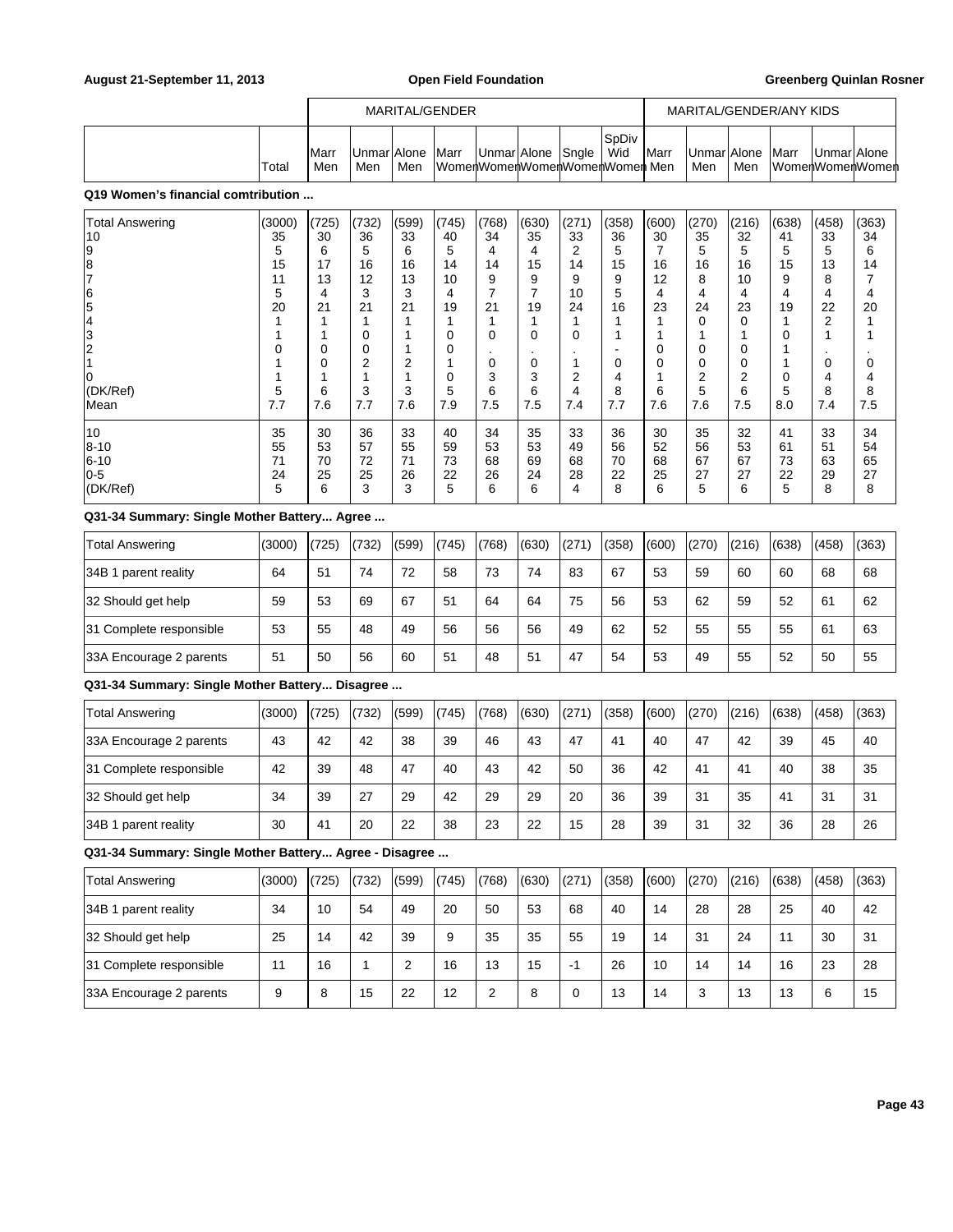| | | MARITAL/GENDER | | | | | | | | MARITAL/GENDER/ANY KIDS | | | | | |
|---|---|---|---|---|---|---|---|---|---|---|---|---|---|---|---|
| | Total | Marr Men | Unmar Men | Alone Men | Marr Women | Unmar Women | Alone Women | Sngle Women | SpDiv Wid Women | Marr Men | Unmar Men | Alone Men | Marr Women | Unmar Women | Alone Women |

**Q19 Women's financial comtribution ...**

| | Total | Marr Men | Unmar Men | Alone Men | Marr Women | Unmar Women | Alone Women | Sngle Women | SpDiv Wid Women | Marr Men | Unmar Men | Alone Men | Marr Women | Unmar Women | Alone Women |
|---|---|---|---|---|---|---|---|---|---|---|---|---|---|---|---|
| Total Answering | (3000) | (725) | (732) | (599) | (745) | (768) | (630) | (271) | (358) | (600) | (270) | (216) | (638) | (458) | (363) |
| 10 | 35 | 30 | 36 | 33 | 40 | 34 | 35 | 33 | 36 | 30 | 35 | 32 | 41 | 33 | 34 |
| 9 | 5 | 6 | 5 | 6 | 5 | 4 | 4 | 2 | 5 | 7 | 5 | 5 | 5 | 5 | 6 |
| 8 | 15 | 17 | 16 | 16 | 14 | 14 | 15 | 14 | 15 | 16 | 16 | 16 | 15 | 13 | 14 |
| 7 | 11 | 13 | 12 | 13 | 10 | 9 | 9 | 9 | 9 | 12 | 8 | 10 | 9 | 8 | 7 |
| 6 | 5 | 4 | 3 | 3 | 4 | 7 | 7 | 10 | 5 | 4 | 4 | 4 | 4 | 4 | 4 |
| 5 | 20 | 21 | 21 | 21 | 19 | 21 | 19 | 24 | 16 | 23 | 24 | 23 | 19 | 22 | 20 |
| 4 | 1 | 1 | 1 | 1 | 1 | 1 | 1 | 1 | 1 | 1 | 0 | 0 | 1 | 2 | 1 |
| 3 | 1 | 1 | 0 | 1 | 0 | 0 | 0 | 0 | 1 | 1 | 1 | 1 | 0 | 1 | 1 |
| 2 | 0 | 0 | 0 | 1 | 0 | . | . | . | - | 0 | 0 | 0 | 1 | . | . |
| 1 | 1 | 0 | 2 | 2 | 1 | 0 | 0 | 1 | 0 | 0 | 0 | 0 | 1 | 0 | 0 |
| 0 | 1 | 1 | 1 | 1 | 0 | 3 | 3 | 2 | 4 | 1 | 2 | 2 | 0 | 4 | 4 |
| (DK/Ref) | 5 | 6 | 3 | 3 | 5 | 6 | 6 | 4 | 8 | 6 | 5 | 6 | 5 | 8 | 8 |
| Mean | 7.7 | 7.6 | 7.7 | 7.6 | 7.9 | 7.5 | 7.5 | 7.4 | 7.7 | 7.6 | 7.6 | 7.5 | 8.0 | 7.4 | 7.5 |
| 10 | 35 | 30 | 36 | 33 | 40 | 34 | 35 | 33 | 36 | 30 | 35 | 32 | 41 | 33 | 34 |
| 8-10 | 55 | 53 | 57 | 55 | 59 | 53 | 53 | 49 | 56 | 52 | 56 | 53 | 61 | 51 | 54 |
| 6-10 | 71 | 70 | 72 | 71 | 73 | 68 | 69 | 68 | 70 | 68 | 67 | 67 | 73 | 63 | 65 |
| 0-5 | 24 | 25 | 25 | 26 | 22 | 26 | 24 | 28 | 22 | 25 | 27 | 27 | 22 | 29 | 27 |
| (DK/Ref) | 5 | 6 | 3 | 3 | 5 | 6 | 6 | 4 | 8 | 6 | 5 | 6 | 5 | 8 | 8 |

**Q31-34 Summary: Single Mother Battery... Agree ...**

| | Total | Marr Men | Unmar Men | Alone Men | Marr Women | Unmar Women | Alone Women | Sngle Women | SpDiv Wid Women | Marr Men | Unmar Men | Alone Men | Marr Women | Unmar Women | Alone Women |
|---|---|---|---|---|---|---|---|---|---|---|---|---|---|---|---|
| Total Answering | (3000) | (725) | (732) | (599) | (745) | (768) | (630) | (271) | (358) | (600) | (270) | (216) | (638) | (458) | (363) |
| 34B 1 parent reality | 64 | 51 | 74 | 72 | 58 | 73 | 74 | 83 | 67 | 53 | 59 | 60 | 60 | 68 | 68 |
| 32 Should get help | 59 | 53 | 69 | 67 | 51 | 64 | 64 | 75 | 56 | 53 | 62 | 59 | 52 | 61 | 62 |
| 31 Complete responsible | 53 | 55 | 48 | 49 | 56 | 56 | 56 | 49 | 62 | 52 | 55 | 55 | 55 | 61 | 63 |
| 33A Encourage 2 parents | 51 | 50 | 56 | 60 | 51 | 48 | 51 | 47 | 54 | 53 | 49 | 55 | 52 | 50 | 55 |

**Q31-34 Summary: Single Mother Battery... Disagree ...**

| | Total | Marr Men | Unmar Men | Alone Men | Marr Women | Unmar Women | Alone Women | Sngle Women | SpDiv Wid Women | Marr Men | Unmar Men | Alone Men | Marr Women | Unmar Women | Alone Women |
|---|---|---|---|---|---|---|---|---|---|---|---|---|---|---|---|
| Total Answering | (3000) | (725) | (732) | (599) | (745) | (768) | (630) | (271) | (358) | (600) | (270) | (216) | (638) | (458) | (363) |
| 33A Encourage 2 parents | 43 | 42 | 42 | 38 | 39 | 46 | 43 | 47 | 41 | 40 | 47 | 42 | 39 | 45 | 40 |
| 31 Complete responsible | 42 | 39 | 48 | 47 | 40 | 43 | 42 | 50 | 36 | 42 | 41 | 41 | 40 | 38 | 35 |
| 32 Should get help | 34 | 39 | 27 | 29 | 42 | 29 | 29 | 20 | 36 | 39 | 31 | 35 | 41 | 31 | 31 |
| 34B 1 parent reality | 30 | 41 | 20 | 22 | 38 | 23 | 22 | 15 | 28 | 39 | 31 | 32 | 36 | 28 | 26 |

**Q31-34 Summary: Single Mother Battery... Agree - Disagree ...**

| | Total | Marr Men | Unmar Men | Alone Men | Marr Women | Unmar Women | Alone Women | Sngle Women | SpDiv Wid Women | Marr Men | Unmar Men | Alone Men | Marr Women | Unmar Women | Alone Women |
|---|---|---|---|---|---|---|---|---|---|---|---|---|---|---|---|
| Total Answering | (3000) | (725) | (732) | (599) | (745) | (768) | (630) | (271) | (358) | (600) | (270) | (216) | (638) | (458) | (363) |
| 34B 1 parent reality | 34 | 10 | 54 | 49 | 20 | 50 | 53 | 68 | 40 | 14 | 28 | 28 | 25 | 40 | 42 |
| 32 Should get help | 25 | 14 | 42 | 39 | 9 | 35 | 35 | 55 | 19 | 14 | 31 | 24 | 11 | 30 | 31 |
| 31 Complete responsible | 11 | 16 | 1 | 2 | 16 | 13 | 15 | -1 | 26 | 10 | 14 | 14 | 16 | 23 | 28 |
| 33A Encourage 2 parents | 9 | 8 | 15 | 22 | 12 | 2 | 8 | 0 | 13 | 14 | 3 | 13 | 13 | 6 | 15 |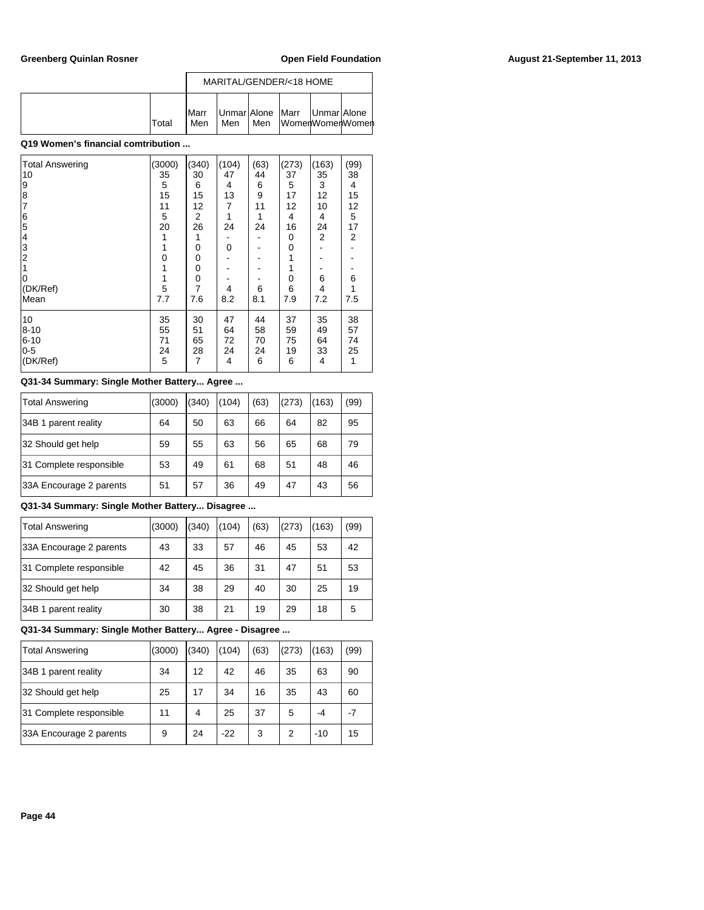| | Total | MARITAL/GENDER/<18 HOME | | | | | |
|---|---|---|---|---|---|---|---|
| | | Marr Men | Unmar Men | Alone Men | Marr Women | Unmar Women | Alone Women |

**Q19 Women's financial comtribution ...**

| | Total | Marr Men | Unmar Men | Alone Men | Marr Women | Unmar Women | Alone Women |
|---|---|---|---|---|---|---|---|
| Total Answering | (3000) | (340) | (104) | (63) | (273) | (163) | (99) |
| 10 | 35 | 30 | 47 | 44 | 37 | 35 | 38 |
| 9 | 5 | 6 | 4 | 6 | 5 | 3 | 4 |
| 8 | 15 | 15 | 13 | 9 | 17 | 12 | 15 |
| 7 | 11 | 12 | 7 | 11 | 12 | 10 | 12 |
| 6 | 5 | 2 | 1 | 1 | 4 | 4 | 5 |
| 5 | 20 | 26 | 24 | 24 | 16 | 24 | 17 |
| 4 | 1 | 1 | - | - | 0 | 2 | 2 |
| 3 | 1 | 0 | 0 | - | 0 | - | - |
| 2 | 0 | 0 | - | - | 1 | - | - |
| 1 | 1 | 0 | - | - | 1 | - | - |
| 0 | 1 | 0 | - | - | 0 | 6 | 6 |
| (DK/Ref) | 5 | 7 | 4 | 6 | 6 | 4 | 1 |
| Mean | 7.7 | 7.6 | 8.2 | 8.1 | 7.9 | 7.2 | 7.5 |
| 10 | 35 | 30 | 47 | 44 | 37 | 35 | 38 |
| 8-10 | 55 | 51 | 64 | 58 | 59 | 49 | 57 |
| 6-10 | 71 | 65 | 72 | 70 | 75 | 64 | 74 |
| 0-5 | 24 | 28 | 24 | 24 | 19 | 33 | 25 |
| (DK/Ref) | 5 | 7 | 4 | 6 | 6 | 4 | 1 |

**Q31-34 Summary: Single Mother Battery... Agree ...**

| | Total | Marr Men | Unmar Men | Alone Men | Marr Women | Unmar Women | Alone Women |
|---|---|---|---|---|---|---|---|
| Total Answering | (3000) | (340) | (104) | (63) | (273) | (163) | (99) |
| 34B 1 parent reality | 64 | 50 | 63 | 66 | 64 | 82 | 95 |
| 32 Should get help | 59 | 55 | 63 | 56 | 65 | 68 | 79 |
| 31 Complete responsible | 53 | 49 | 61 | 68 | 51 | 48 | 46 |
| 33A Encourage 2 parents | 51 | 57 | 36 | 49 | 47 | 43 | 56 |

**Q31-34 Summary: Single Mother Battery... Disagree ...**

| | Total | Marr Men | Unmar Men | Alone Men | Marr Women | Unmar Women | Alone Women |
|---|---|---|---|---|---|---|---|
| Total Answering | (3000) | (340) | (104) | (63) | (273) | (163) | (99) |
| 33A Encourage 2 parents | 43 | 33 | 57 | 46 | 45 | 53 | 42 |
| 31 Complete responsible | 42 | 45 | 36 | 31 | 47 | 51 | 53 |
| 32 Should get help | 34 | 38 | 29 | 40 | 30 | 25 | 19 |
| 34B 1 parent reality | 30 | 38 | 21 | 19 | 29 | 18 | 5 |

**Q31-34 Summary: Single Mother Battery... Agree - Disagree ...**

| | Total | Marr Men | Unmar Men | Alone Men | Marr Women | Unmar Women | Alone Women |
|---|---|---|---|---|---|---|---|
| Total Answering | (3000) | (340) | (104) | (63) | (273) | (163) | (99) |
| 34B 1 parent reality | 34 | 12 | 42 | 46 | 35 | 63 | 90 |
| 32 Should get help | 25 | 17 | 34 | 16 | 35 | 43 | 60 |
| 31 Complete responsible | 11 | 4 | 25 | 37 | 5 | -4 | -7 |
| 33A Encourage 2 parents | 9 | 24 | -22 | 3 | 2 | -10 | 15 |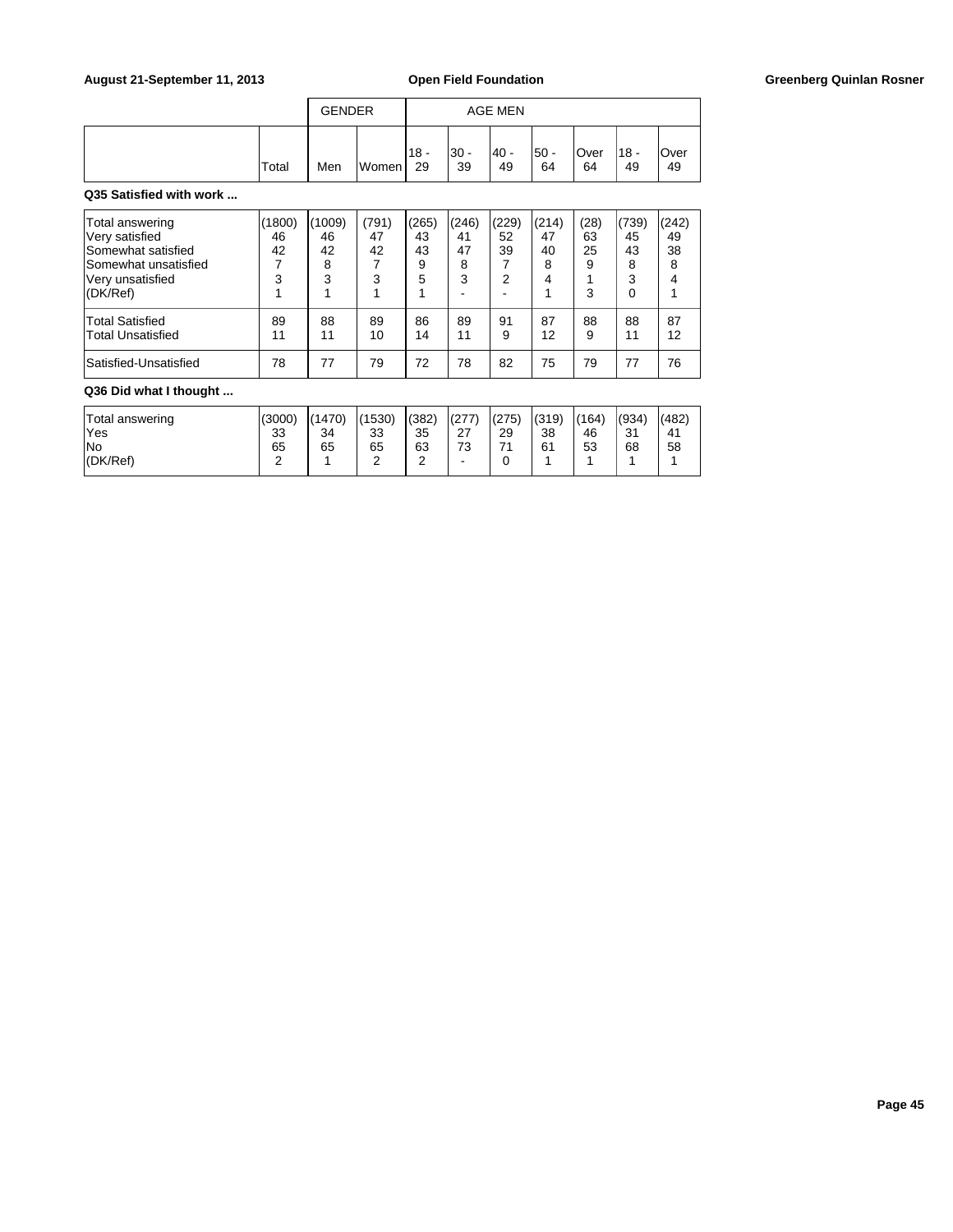| | | GENDER | | AGE MEN | | | | | | |
|---|---|---|---|---|---|---|---|---|---|---|
| | Total | Men | Women | 18 - 29 | 30 - 39 | 40 - 49 | 50 - 64 | Over 64 | 18 - 49 | Over 49 |

**Q35 Satisfied with work ...**

| | Total | Men | Women | 18 - 29 | 30 - 39 | 40 - 49 | 50 - 64 | Over 64 | 18 - 49 | Over 49 |
|---|---|---|---|---|---|---|---|---|---|---|
| Total answering | (1800) | (1009) | (791) | (265) | (246) | (229) | (214) | (28) | (739) | (242) |
| Very satisfied | 46 | 46 | 47 | 43 | 41 | 52 | 47 | 63 | 45 | 49 |
| Somewhat satisfied | 42 | 42 | 42 | 43 | 47 | 39 | 40 | 25 | 43 | 38 |
| Somewhat unsatisfied | 7 | 8 | 7 | 9 | 8 | 7 | 8 | 9 | 8 | 8 |
| Very unsatisfied | 3 | 3 | 3 | 5 | 3 | 2 | 4 | 1 | 3 | 4 |
| (DK/Ref) | 1 | 1 | 1 | 1 | - | - | 1 | 3 | 0 | 1 |
| Total Satisfied | 89 | 88 | 89 | 86 | 89 | 91 | 87 | 88 | 88 | 87 |
| Total Unsatisfied | 11 | 11 | 10 | 14 | 11 | 9 | 12 | 9 | 11 | 12 |
| Satisfied-Unsatisfied | 78 | 77 | 79 | 72 | 78 | 82 | 75 | 79 | 77 | 76 |

**Q36 Did what I thought ...**

| | Total | Men | Women | 18 - 29 | 30 - 39 | 40 - 49 | 50 - 64 | Over 64 | 18 - 49 | Over 49 |
|---|---|---|---|---|---|---|---|---|---|---|
| Total answering | (3000) | (1470) | (1530) | (382) | (277) | (275) | (319) | (164) | (934) | (482) |
| Yes | 33 | 34 | 33 | 35 | 27 | 29 | 38 | 46 | 31 | 41 |
| No | 65 | 65 | 65 | 63 | 73 | 71 | 61 | 53 | 68 | 58 |
| (DK/Ref) | 2 | 1 | 2 | 2 | - | 0 | 1 | 1 | 1 | 1 |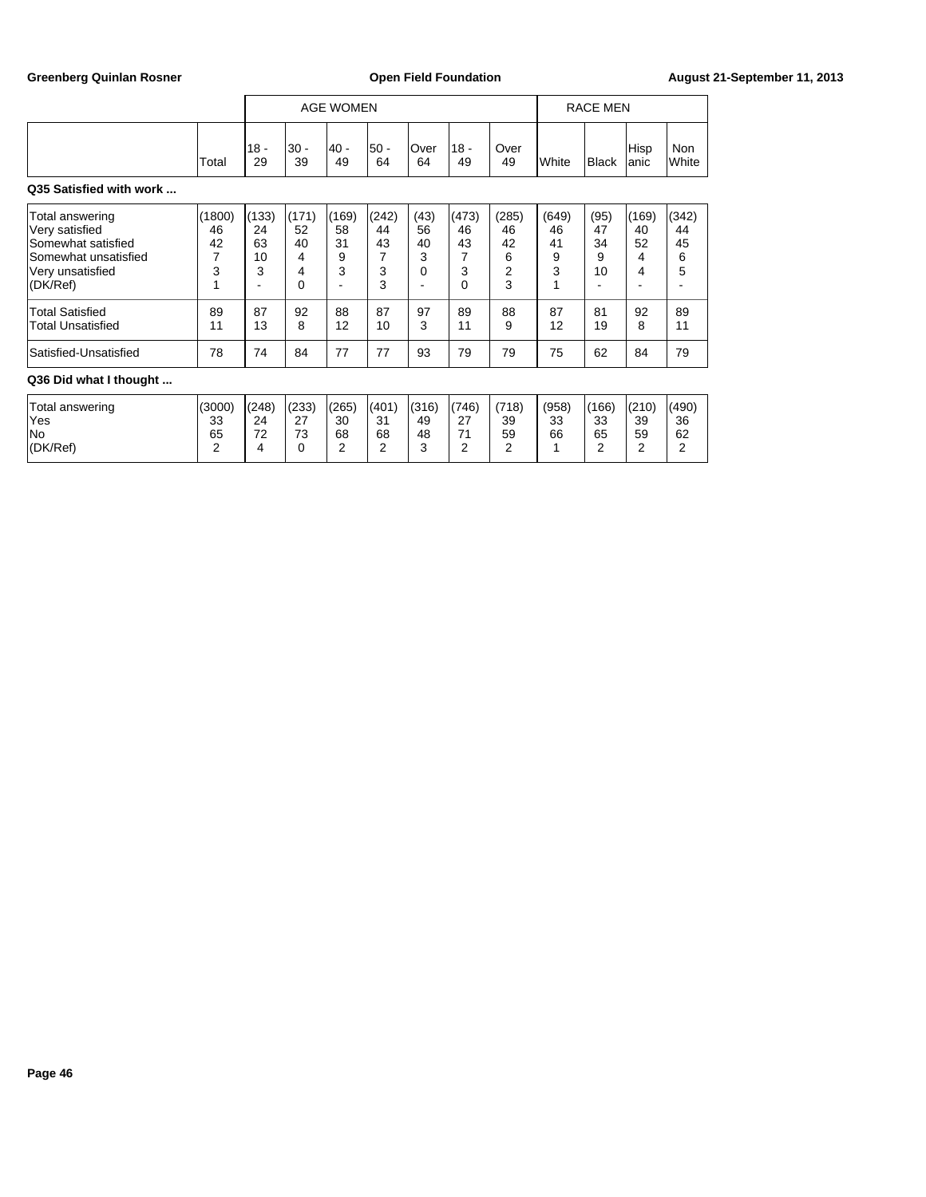| | Total | AGE WOMEN 18 - 29 | 30 - 39 | 40 - 49 | 50 - 64 | Over 64 | 18 - 49 | Over 49 | RACE MEN White | Black | Hispanic | Non White |
|---|---|---|---|---|---|---|---|---|---|---|---|---|

**Q35 Satisfied with work ...**

| | Total | 18 - 29 | 30 - 39 | 40 - 49 | 50 - 64 | Over 64 | 18 - 49 | Over 49 | White | Black | Hispanic | Non White |
|---|---|---|---|---|---|---|---|---|---|---|---|---|
| Total answering | (1800) | (133) | (171) | (169) | (242) | (43) | (473) | (285) | (649) | (95) | (169) | (342) |
| Very satisfied | 46 | 24 | 52 | 58 | 44 | 56 | 46 | 46 | 46 | 47 | 40 | 44 |
| Somewhat satisfied | 42 | 63 | 40 | 31 | 43 | 40 | 43 | 42 | 41 | 34 | 52 | 45 |
| Somewhat unsatisfied | 7 | 10 | 4 | 9 | 7 | 3 | 7 | 6 | 9 | 9 | 4 | 6 |
| Very unsatisfied | 3 | 3 | 4 | 3 | 3 | 0 | 3 | 2 | 3 | 10 | 4 | 5 |
| (DK/Ref) | 1 | - | 0 | - | 3 | - | 0 | 3 | 1 | - | - | - |
| Total Satisfied | 89 | 87 | 92 | 88 | 87 | 97 | 89 | 88 | 87 | 81 | 92 | 89 |
| Total Unsatisfied | 11 | 13 | 8 | 12 | 10 | 3 | 11 | 9 | 12 | 19 | 8 | 11 |
| Satisfied-Unsatisfied | 78 | 74 | 84 | 77 | 77 | 93 | 79 | 79 | 75 | 62 | 84 | 79 |

**Q36 Did what I thought ...**

| | Total | 18 - 29 | 30 - 39 | 40 - 49 | 50 - 64 | Over 64 | 18 - 49 | Over 49 | White | Black | Hispanic | Non White |
|---|---|---|---|---|---|---|---|---|---|---|---|---|
| Total answering | (3000) | (248) | (233) | (265) | (401) | (316) | (746) | (718) | (958) | (166) | (210) | (490) |
| Yes | 33 | 24 | 27 | 30 | 31 | 49 | 27 | 39 | 33 | 33 | 39 | 36 |
| No | 65 | 72 | 73 | 68 | 68 | 48 | 71 | 59 | 66 | 65 | 59 | 62 |
| (DK/Ref) | 2 | 4 | 0 | 2 | 2 | 3 | 2 | 2 | 1 | 2 | 2 | 2 |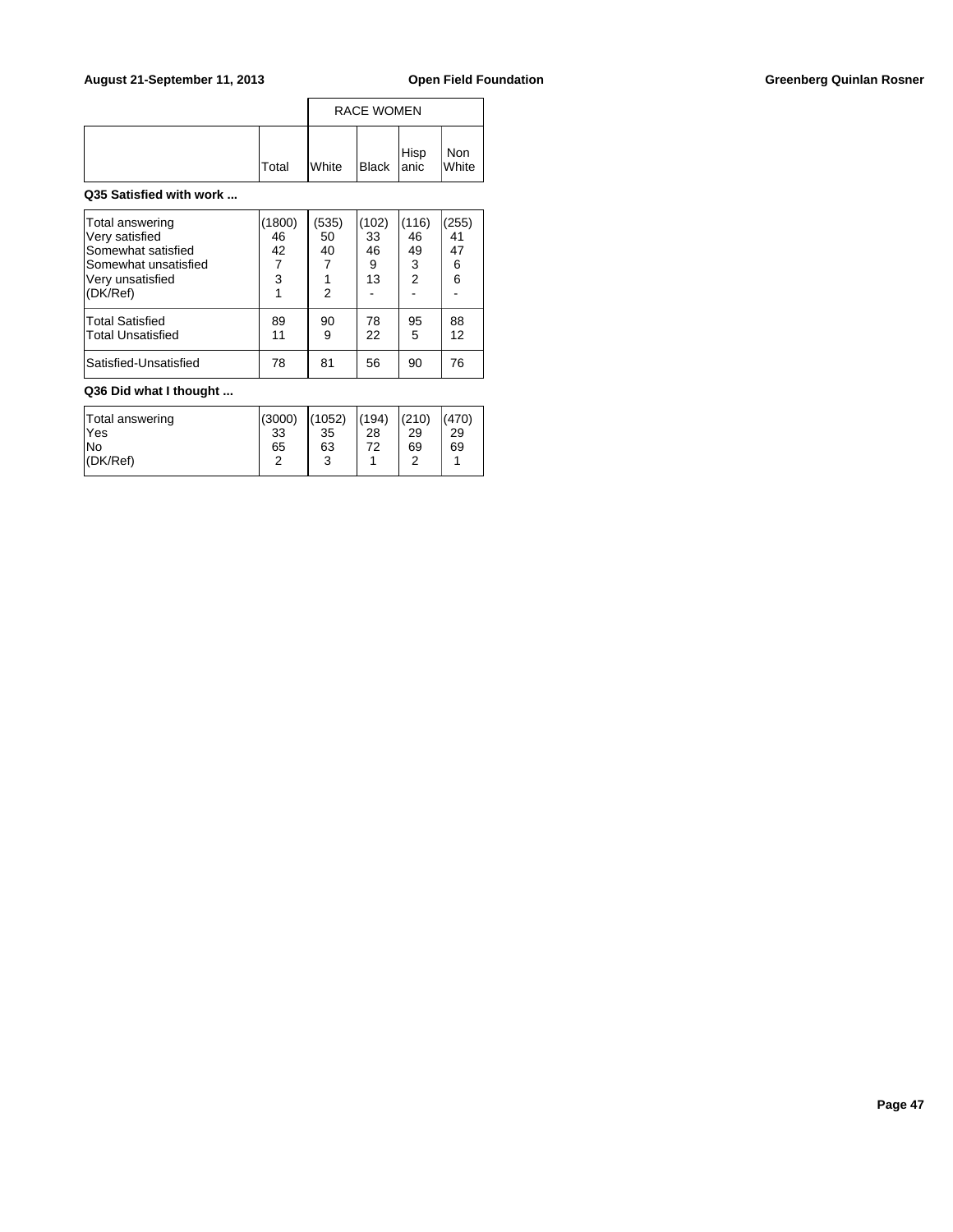| | | RACE WOMEN | | | |
|---|---|---|---|---|---|
| | Total | White | Black | Hispanic | Non White |

**Q35 Satisfied with work ...**

| | Total | White | Black | Hispanic | Non White |
|---|---|---|---|---|---|
| Total answering | (1800) | (535) | (102) | (116) | (255) |
| Very satisfied | 46 | 50 | 33 | 46 | 41 |
| Somewhat satisfied | 42 | 40 | 46 | 49 | 47 |
| Somewhat unsatisfied | 7 | 7 | 9 | 3 | 6 |
| Very unsatisfied | 3 | 1 | 13 | 2 | 6 |
| (DK/Ref) | 1 | 2 | - | - | - |
| Total Satisfied | 89 | 90 | 78 | 95 | 88 |
| Total Unsatisfied | 11 | 9 | 22 | 5 | 12 |
| Satisfied-Unsatisfied | 78 | 81 | 56 | 90 | 76 |

**Q36 Did what I thought ...**

| | Total | White | Black | Hispanic | Non White |
|---|---|---|---|---|---|
| Total answering | (3000) | (1052) | (194) | (210) | (470) |
| Yes | 33 | 35 | 28 | 29 | 29 |
| No | 65 | 63 | 72 | 69 | 69 |
| (DK/Ref) | 2 | 3 | 1 | 2 | 1 |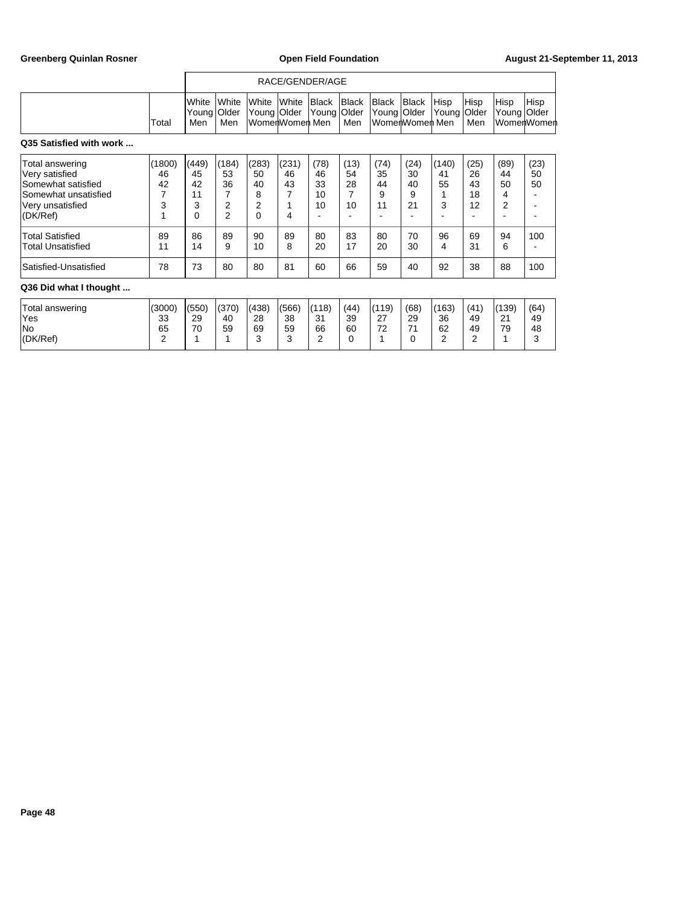| | Total | RACE/GENDER/AGE | | | | | | | | | | | |
|---|---|---|---|---|---|---|---|---|---|---|---|---|---|
| | | White Young Men | White Older Men | White Young Women | White Older Women | Black Young Men | Black Older Men | Black Young Women | Black Older Women | Hisp Young Men | Hisp Older Men | Hisp Young Women | Hisp Older Women |
| **Q35 Satisfied with work ...** | | | | | | | | | | | | | |
| Total answering | (1800) | (449) | (184) | (283) | (231) | (78) | (13) | (74) | (24) | (140) | (25) | (89) | (23) |
| Very satisfied | 46 | 45 | 53 | 50 | 46 | 46 | 54 | 35 | 30 | 41 | 26 | 44 | 50 |
| Somewhat satisfied | 42 | 42 | 36 | 40 | 43 | 33 | 28 | 44 | 40 | 55 | 43 | 50 | 50 |
| Somewhat unsatisfied | 7 | 11 | 7 | 8 | 7 | 10 | 7 | 9 | 9 | 1 | 18 | 4 | - |
| Very unsatisfied | 3 | 3 | 2 | 2 | 1 | 10 | 10 | 11 | 21 | 3 | 12 | 2 | - |
| (DK/Ref) | 1 | 0 | 2 | 0 | 4 | - | - | - | - | - | - | - | - |
| Total Satisfied | 89 | 86 | 89 | 90 | 89 | 80 | 83 | 80 | 70 | 96 | 69 | 94 | 100 |
| Total Unsatisfied | 11 | 14 | 9 | 10 | 8 | 20 | 17 | 20 | 30 | 4 | 31 | 6 | - |
| Satisfied-Unsatisfied | 78 | 73 | 80 | 80 | 81 | 60 | 66 | 59 | 40 | 92 | 38 | 88 | 100 |
| **Q36 Did what I thought ...** | | | | | | | | | | | | | |
| Total answering | (3000) | (550) | (370) | (438) | (566) | (118) | (44) | (119) | (68) | (163) | (41) | (139) | (64) |
| Yes | 33 | 29 | 40 | 28 | 38 | 31 | 39 | 27 | 29 | 36 | 49 | 21 | 49 |
| No | 65 | 70 | 59 | 69 | 59 | 66 | 60 | 72 | 71 | 62 | 49 | 79 | 48 |
| (DK/Ref) | 2 | 1 | 1 | 3 | 3 | 2 | 0 | 1 | 0 | 2 | 2 | 1 | 3 |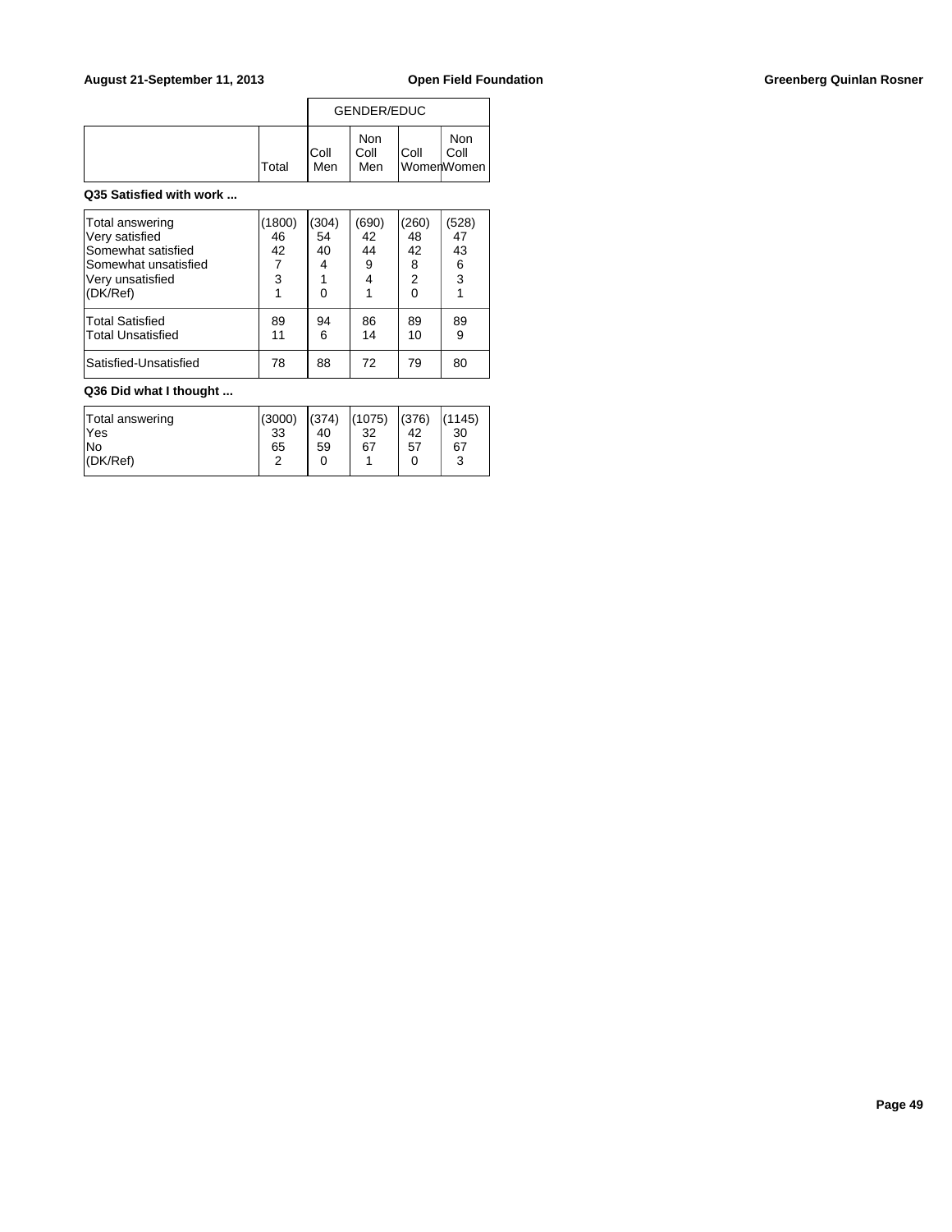| | Total | GENDER/EDUC Coll Men | Non Coll Men | Coll Women | Non Coll Women |
|---|---|---|---|---|---|

**Q35 Satisfied with work ...**

| | Total | Coll Men | Non Coll Men | Coll Women | Non Coll Women |
|---|---|---|---|---|---|
| Total answering | (1800) | (304) | (690) | (260) | (528) |
| Very satisfied | 46 | 54 | 42 | 48 | 47 |
| Somewhat satisfied | 42 | 40 | 44 | 42 | 43 |
| Somewhat unsatisfied | 7 | 4 | 9 | 8 | 6 |
| Very unsatisfied | 3 | 1 | 4 | 2 | 3 |
| (DK/Ref) | 1 | 0 | 1 | 0 | 1 |
| Total Satisfied | 89 | 94 | 86 | 89 | 89 |
| Total Unsatisfied | 11 | 6 | 14 | 10 | 9 |
| Satisfied-Unsatisfied | 78 | 88 | 72 | 79 | 80 |

**Q36 Did what I thought ...**

| | Total | Coll Men | Non Coll Men | Coll Women | Non Coll Women |
|---|---|---|---|---|---|
| Total answering | (3000) | (374) | (1075) | (376) | (1145) |
| Yes | 33 | 40 | 32 | 42 | 30 |
| No | 65 | 59 | 67 | 57 | 67 |
| (DK/Ref) | 2 | 0 | 1 | 0 | 3 |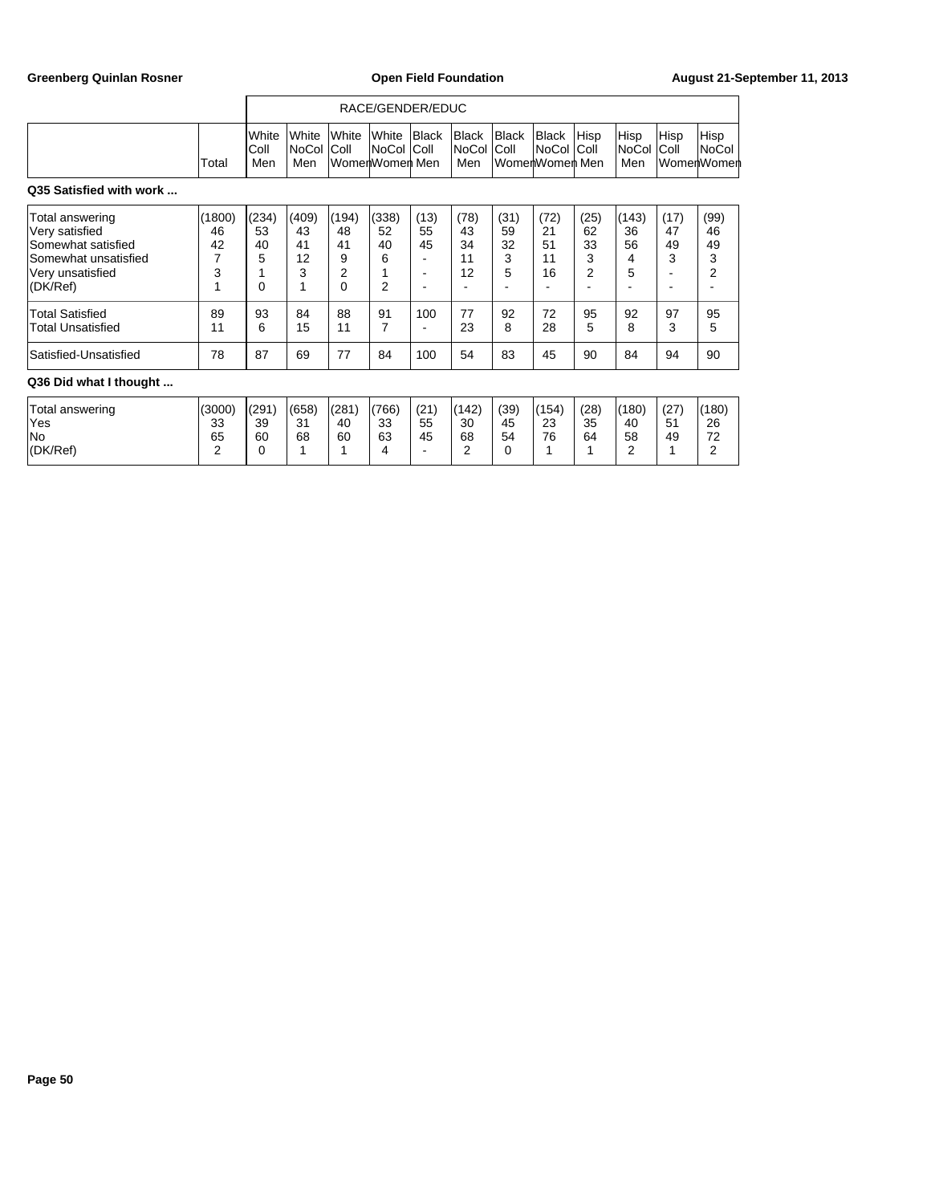| | | RACE/GENDER/EDUC | | | | | | | | | | | |
|---|---|---|---|---|---|---|---|---|---|---|---|---|---|
| | Total | White Coll Men | White NoCol Men | White Coll Women | White NoCol Women | Black Coll Men | Black NoCol Men | Black Coll Women | Black NoCol Women | Hisp Coll Men | Hisp NoCol Men | Hisp Coll Women | Hisp NoCol Women |

**Q35 Satisfied with work ...**

| | Total | White Coll Men | White NoCol Men | White Coll Women | White NoCol Women | Black Coll Men | Black NoCol Men | Black Coll Women | Black NoCol Women | Hisp Coll Men | Hisp NoCol Men | Hisp Coll Women | Hisp NoCol Women |
|---|---|---|---|---|---|---|---|---|---|---|---|---|---|
| Total answering | (1800) | (234) | (409) | (194) | (338) | (13) | (78) | (31) | (72) | (25) | (143) | (17) | (99) |
| Very satisfied | 46 | 53 | 43 | 48 | 52 | 55 | 43 | 59 | 21 | 62 | 36 | 47 | 46 |
| Somewhat satisfied | 42 | 40 | 41 | 41 | 40 | 45 | 34 | 32 | 51 | 33 | 56 | 49 | 49 |
| Somewhat unsatisfied | 7 | 5 | 12 | 9 | 6 | - | 11 | 3 | 11 | 3 | 4 | 3 | 3 |
| Very unsatisfied | 3 | 1 | 3 | 2 | 1 | - | 12 | 5 | 16 | 2 | 5 | - | 2 |
| (DK/Ref) | 1 | 0 | 1 | 0 | 2 | - | - | - | - | - | - | - | - |
| Total Satisfied | 89 | 93 | 84 | 88 | 91 | 100 | 77 | 92 | 72 | 95 | 92 | 97 | 95 |
| Total Unsatisfied | 11 | 6 | 15 | 11 | 7 | - | 23 | 8 | 28 | 5 | 8 | 3 | 5 |
| Satisfied-Unsatisfied | 78 | 87 | 69 | 77 | 84 | 100 | 54 | 83 | 45 | 90 | 84 | 94 | 90 |

**Q36 Did what I thought ...**

| | Total | White Coll Men | White NoCol Men | White Coll Women | White NoCol Women | Black Coll Men | Black NoCol Men | Black Coll Women | Black NoCol Women | Hisp Coll Men | Hisp NoCol Men | Hisp Coll Women | Hisp NoCol Women |
|---|---|---|---|---|---|---|---|---|---|---|---|---|---|
| Total answering | (3000) | (291) | (658) | (281) | (766) | (21) | (142) | (39) | (154) | (28) | (180) | (27) | (180) |
| Yes | 33 | 39 | 31 | 40 | 33 | 55 | 30 | 45 | 23 | 35 | 40 | 51 | 26 |
| No | 65 | 60 | 68 | 60 | 63 | 45 | 68 | 54 | 76 | 64 | 58 | 49 | 72 |
| (DK/Ref) | 2 | 0 | 1 | 1 | 4 | - | 2 | 0 | 1 | 1 | 2 | 1 | 2 |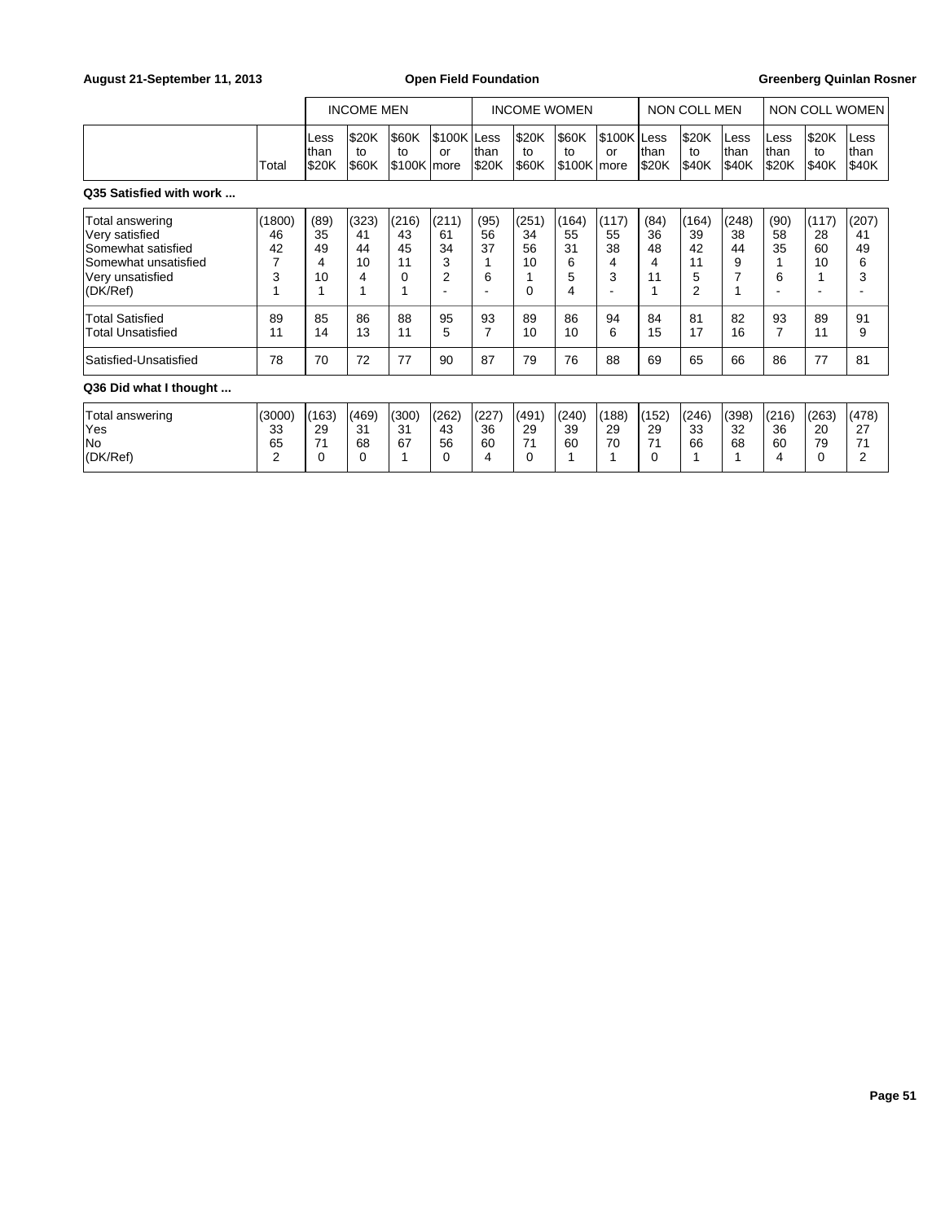| | | INCOME MEN | | | | INCOME WOMEN | | | | NON COLL MEN | | | NON COLL WOMEN | | |
|---|---|---|---|---|---|---|---|---|---|---|---|---|---|---|---|
| | Total | Less than $20K | $20K to $60K | $60K to $100K | $100K or more | Less than $20K | $20K to $60K | $60K to $100K | $100K or more | Less than $20K | $20K to $40K | Less than $40K | Less than $20K | $20K to $40K | Less than $40K |

**Q35 Satisfied with work ...**

| | Total | Men Less than $20K | Men $20K to $60K | Men $60K to $100K | Men $100K or more | Women Less than $20K | Women $20K to $60K | Women $60K to $100K | Women $100K or more | Non Coll Men Less than $20K | Non Coll Men $20K to $40K | Non Coll Men Less than $40K | Non Coll Women Less than $20K | Non Coll Women $20K to $40K | Non Coll Women Less than $40K |
|---|---|---|---|---|---|---|---|---|---|---|---|---|---|---|---|
| Total answering | (1800) | (89) | (323) | (216) | (211) | (95) | (251) | (164) | (117) | (84) | (164) | (248) | (90) | (117) | (207) |
| Very satisfied | 46 | 35 | 41 | 43 | 61 | 56 | 34 | 55 | 55 | 36 | 39 | 38 | 58 | 28 | 41 |
| Somewhat satisfied | 42 | 49 | 44 | 45 | 34 | 37 | 56 | 31 | 38 | 48 | 42 | 44 | 35 | 60 | 49 |
| Somewhat unsatisfied | 7 | 4 | 10 | 11 | 3 | 1 | 10 | 6 | 4 | 4 | 11 | 9 | 1 | 10 | 6 |
| Very unsatisfied | 3 | 10 | 4 | 0 | 2 | 6 | 1 | 5 | 3 | 11 | 5 | 7 | 6 | 1 | 3 |
| (DK/Ref) | 1 | 1 | 1 | 1 | - | - | 0 | 4 | - | 1 | 2 | 1 | - | - | - |
| Total Satisfied | 89 | 85 | 86 | 88 | 95 | 93 | 89 | 86 | 94 | 84 | 81 | 82 | 93 | 89 | 91 |
| Total Unsatisfied | 11 | 14 | 13 | 11 | 5 | 7 | 10 | 10 | 6 | 15 | 17 | 16 | 7 | 11 | 9 |
| Satisfied-Unsatisfied | 78 | 70 | 72 | 77 | 90 | 87 | 79 | 76 | 88 | 69 | 65 | 66 | 86 | 77 | 81 |

**Q36 Did what I thought ...**

| | Total | Men Less than $20K | Men $20K to $60K | Men $60K to $100K | Men $100K or more | Women Less than $20K | Women $20K to $60K | Women $60K to $100K | Women $100K or more | Non Coll Men Less than $20K | Non Coll Men $20K to $40K | Non Coll Men Less than $40K | Non Coll Women Less than $20K | Non Coll Women $20K to $40K | Non Coll Women Less than $40K |
|---|---|---|---|---|---|---|---|---|---|---|---|---|---|---|---|
| Total answering | (3000) | (163) | (469) | (300) | (262) | (227) | (491) | (240) | (188) | (152) | (246) | (398) | (216) | (263) | (478) |
| Yes | 33 | 29 | 31 | 31 | 43 | 36 | 29 | 39 | 29 | 29 | 33 | 32 | 36 | 20 | 27 |
| No | 65 | 71 | 68 | 67 | 56 | 60 | 71 | 60 | 70 | 71 | 66 | 68 | 60 | 79 | 71 |
| (DK/Ref) | 2 | 0 | 0 | 1 | 0 | 4 | 0 | 1 | 1 | 0 | 1 | 1 | 4 | 0 | 2 |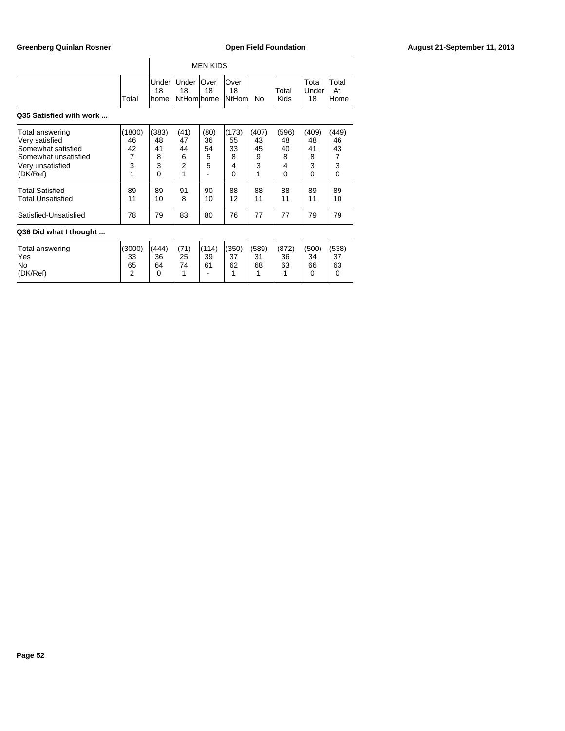| | Total | MEN KIDS Under 18 home | Under 18 NtHom | Over 18 home | Over 18 NtHom | No | Total Kids | Total Under 18 | Total At Home |
|---|---|---|---|---|---|---|---|---|---|

**Q35 Satisfied with work ...**

| | Total | Under 18 home | Under 18 NtHom | Over 18 home | Over 18 NtHom | No | Total Kids | Total Under 18 | Total At Home |
|---|---|---|---|---|---|---|---|---|---|
| Total answering | (1800) | (383) | (41) | (80) | (173) | (407) | (596) | (409) | (449) |
| Very satisfied | 46 | 48 | 47 | 36 | 55 | 43 | 48 | 48 | 46 |
| Somewhat satisfied | 42 | 41 | 44 | 54 | 33 | 45 | 40 | 41 | 43 |
| Somewhat unsatisfied | 7 | 8 | 6 | 5 | 8 | 9 | 8 | 8 | 7 |
| Very unsatisfied | 3 | 3 | 2 | 5 | 4 | 3 | 4 | 3 | 3 |
| (DK/Ref) | 1 | 0 | 1 | - | 0 | 1 | 0 | 0 | 0 |
| Total Satisfied | 89 | 89 | 91 | 90 | 88 | 88 | 88 | 89 | 89 |
| Total Unsatisfied | 11 | 10 | 8 | 10 | 12 | 11 | 11 | 11 | 10 |
| Satisfied-Unsatisfied | 78 | 79 | 83 | 80 | 76 | 77 | 77 | 79 | 79 |

**Q36 Did what I thought ...**

| | Total | Under 18 home | Under 18 NtHom | Over 18 home | Over 18 NtHom | No | Total Kids | Total Under 18 | Total At Home |
|---|---|---|---|---|---|---|---|---|---|
| Total answering | (3000) | (444) | (71) | (114) | (350) | (589) | (872) | (500) | (538) |
| Yes | 33 | 36 | 25 | 39 | 37 | 31 | 36 | 34 | 37 |
| No | 65 | 64 | 74 | 61 | 62 | 68 | 63 | 66 | 63 |
| (DK/Ref) | 2 | 0 | 1 | - | 1 | 1 | 1 | 0 | 0 |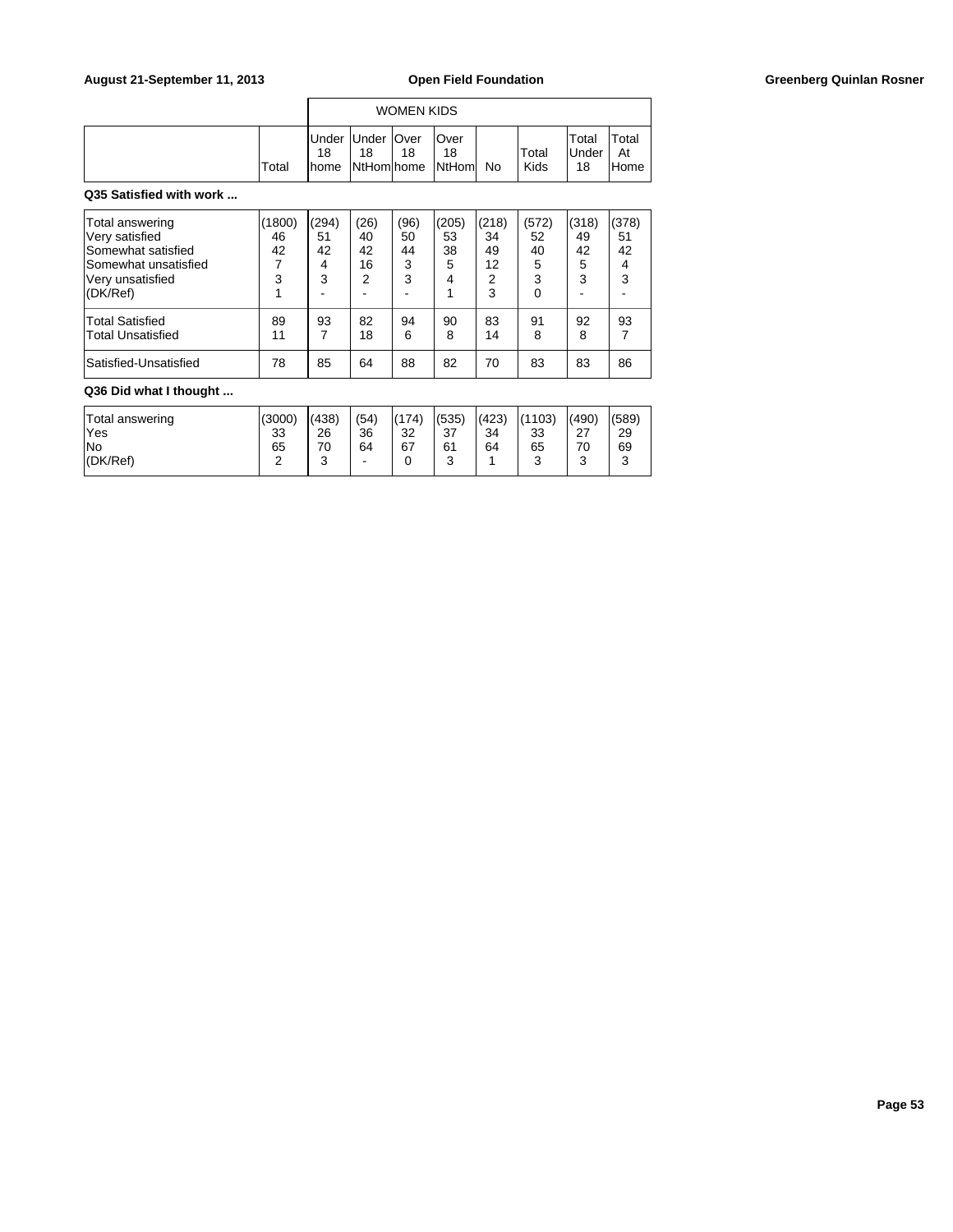| | Total | WOMEN KIDS Under 18 home | Under 18 NtHom | Over 18 home | Over 18 NtHom | No | Total Kids | Total Under 18 | Total At Home |
|---|---|---|---|---|---|---|---|---|---|

**Q35 Satisfied with work ...**

| | Total | Under 18 home | Under 18 NtHom | Over 18 home | Over 18 NtHom | No | Total Kids | Total Under 18 | Total At Home |
|---|---|---|---|---|---|---|---|---|---|
| Total answering | (1800) | (294) | (26) | (96) | (205) | (218) | (572) | (318) | (378) |
| Very satisfied | 46 | 51 | 40 | 50 | 53 | 34 | 52 | 49 | 51 |
| Somewhat satisfied | 42 | 42 | 42 | 44 | 38 | 49 | 40 | 42 | 42 |
| Somewhat unsatisfied | 7 | 4 | 16 | 3 | 5 | 12 | 5 | 5 | 4 |
| Very unsatisfied | 3 | 3 | 2 | 3 | 4 | 2 | 3 | 3 | 3 |
| (DK/Ref) | 1 | - | - | - | 1 | 3 | 0 | - | - |
| Total Satisfied | 89 | 93 | 82 | 94 | 90 | 83 | 91 | 92 | 93 |
| Total Unsatisfied | 11 | 7 | 18 | 6 | 8 | 14 | 8 | 8 | 7 |
| Satisfied-Unsatisfied | 78 | 85 | 64 | 88 | 82 | 70 | 83 | 83 | 86 |

**Q36 Did what I thought ...**

| | Total | Under 18 home | Under 18 NtHom | Over 18 home | Over 18 NtHom | No | Total Kids | Total Under 18 | Total At Home |
|---|---|---|---|---|---|---|---|---|---|
| Total answering | (3000) | (438) | (54) | (174) | (535) | (423) | (1103) | (490) | (589) |
| Yes | 33 | 26 | 36 | 32 | 37 | 34 | 33 | 27 | 29 |
| No | 65 | 70 | 64 | 67 | 61 | 64 | 65 | 70 | 69 |
| (DK/Ref) | 2 | 3 | - | 0 | 3 | 1 | 3 | 3 | 3 |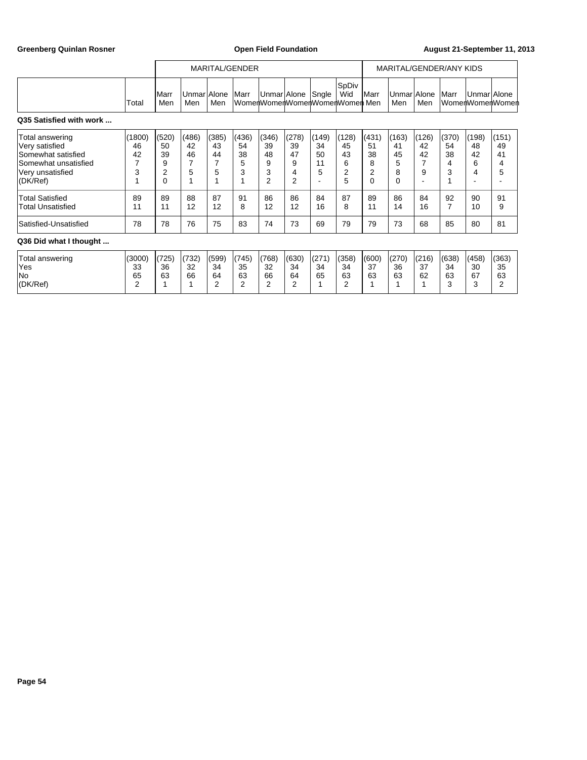| | Total | MARITAL/GENDER | | | | | | | | MARITAL/GENDER/ANY KIDS | | | | | |
|---|---|---|---|---|---|---|---|---|---|---|---|---|---|---|---|
| | | Marr Men | Unmar Men | Alone Men | Marr Women | Unmar Women | Alone Women | Sngle Women | SpDiv Wid Women | Marr Men | Unmar Men | Alone Men | Marr Women | Unmar Women | Alone Women |
| **Q35 Satisfied with work ...** | | | | | | | | | | | | | | | |
| Total answering | (1800) | (520) | (486) | (385) | (436) | (346) | (278) | (149) | (128) | (431) | (163) | (126) | (370) | (198) | (151) |
| Very satisfied | 46 | 50 | 42 | 43 | 54 | 39 | 39 | 34 | 45 | 51 | 41 | 42 | 54 | 48 | 49 |
| Somewhat satisfied | 42 | 39 | 46 | 44 | 38 | 48 | 47 | 50 | 43 | 38 | 45 | 42 | 38 | 42 | 41 |
| Somewhat unsatisfied | 7 | 9 | 7 | 7 | 5 | 9 | 9 | 11 | 6 | 8 | 5 | 7 | 4 | 6 | 4 |
| Very unsatisfied | 3 | 2 | 5 | 5 | 3 | 3 | 4 | 5 | 2 | 2 | 8 | 9 | 3 | 4 | 5 |
| (DK/Ref) | 1 | 0 | 1 | 1 | 1 | 2 | 2 | - | 5 | 0 | 0 | - | 1 | - | - |
| Total Satisfied | 89 | 89 | 88 | 87 | 91 | 86 | 86 | 84 | 87 | 89 | 86 | 84 | 92 | 90 | 91 |
| Total Unsatisfied | 11 | 11 | 12 | 12 | 8 | 12 | 12 | 16 | 8 | 11 | 14 | 16 | 7 | 10 | 9 |
| Satisfied-Unsatisfied | 78 | 78 | 76 | 75 | 83 | 74 | 73 | 69 | 79 | 79 | 73 | 68 | 85 | 80 | 81 |
| **Q36 Did what I thought ...** | | | | | | | | | | | | | | | |
| Total answering | (3000) | (725) | (732) | (599) | (745) | (768) | (630) | (271) | (358) | (600) | (270) | (216) | (638) | (458) | (363) |
| Yes | 33 | 36 | 32 | 34 | 35 | 32 | 34 | 34 | 34 | 37 | 36 | 37 | 34 | 30 | 35 |
| No | 65 | 63 | 66 | 64 | 63 | 66 | 64 | 65 | 63 | 63 | 63 | 62 | 63 | 67 | 63 |
| (DK/Ref) | 2 | 1 | 1 | 2 | 2 | 2 | 2 | 1 | 2 | 1 | 1 | 1 | 3 | 3 | 2 |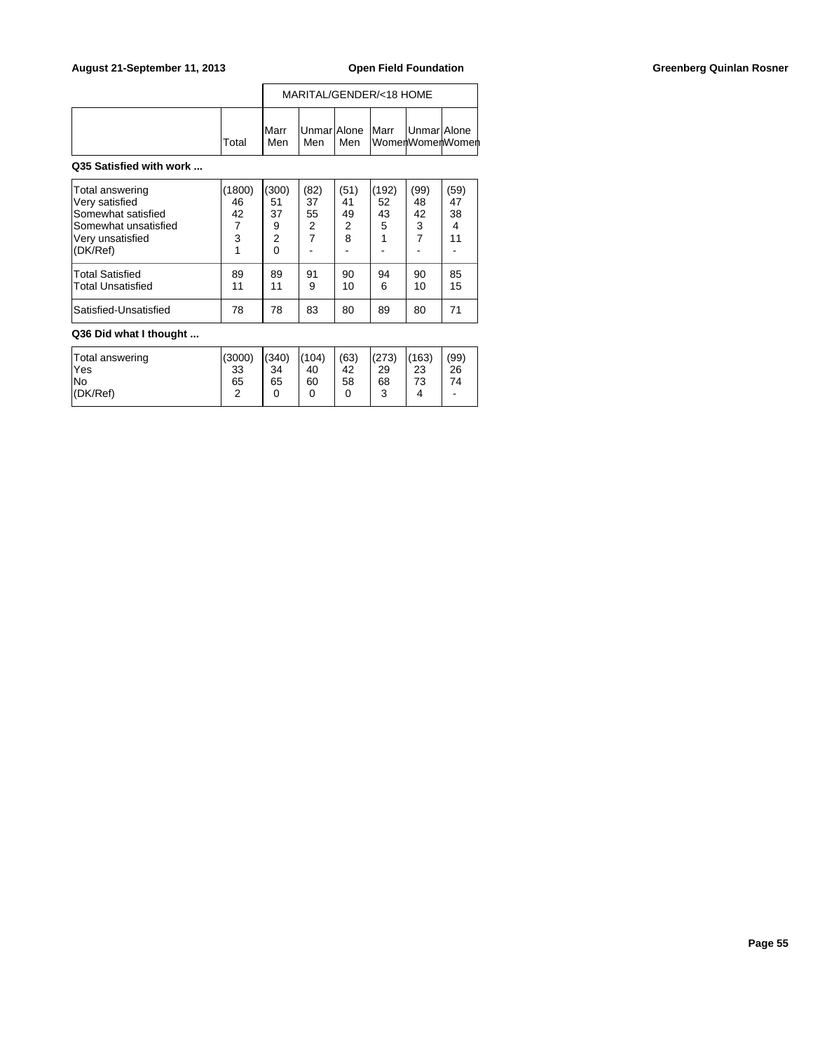| | Total | MARITAL/GENDER/<18 HOME | | | | | |
|---|---|---|---|---|---|---|---|
| | | Marr Men | Unmar Men | Alone Men | Marr Women | Unmar Women | Alone Women |

**Q35 Satisfied with work ...**

| | Total | Marr Men | Unmar Men | Alone Men | Marr Women | Unmar Women | Alone Women |
|---|---|---|---|---|---|---|---|
| Total answering | (1800) | (300) | (82) | (51) | (192) | (99) | (59) |
| Very satisfied | 46 | 51 | 37 | 41 | 52 | 48 | 47 |
| Somewhat satisfied | 42 | 37 | 55 | 49 | 43 | 42 | 38 |
| Somewhat unsatisfied | 7 | 9 | 2 | 2 | 5 | 3 | 4 |
| Very unsatisfied | 3 | 2 | 7 | 8 | 1 | 7 | 11 |
| (DK/Ref) | 1 | 0 | - | - | - | - | - |
| Total Satisfied | 89 | 89 | 91 | 90 | 94 | 90 | 85 |
| Total Unsatisfied | 11 | 11 | 9 | 10 | 6 | 10 | 15 |
| Satisfied-Unsatisfied | 78 | 78 | 83 | 80 | 89 | 80 | 71 |

**Q36 Did what I thought ...**

| | Total | Marr Men | Unmar Men | Alone Men | Marr Women | Unmar Women | Alone Women |
|---|---|---|---|---|---|---|---|
| Total answering | (3000) | (340) | (104) | (63) | (273) | (163) | (99) |
| Yes | 33 | 34 | 40 | 42 | 29 | 23 | 26 |
| No | 65 | 65 | 60 | 58 | 68 | 73 | 74 |
| (DK/Ref) | 2 | 0 | 0 | 0 | 3 | 4 | - |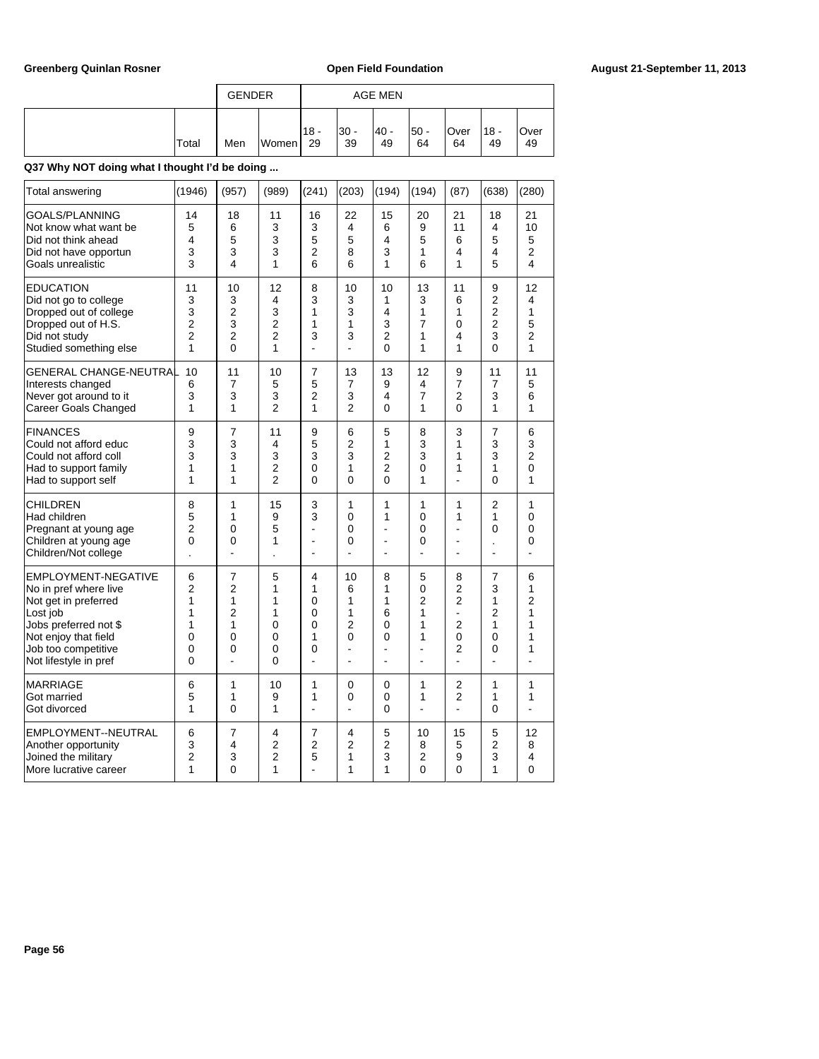Greenberg Quinlan Rosner | Open Field Foundation | August 21-September 11, 2013

### Q37 Why NOT doing what I thought I'd be doing ...

| | Total | GENDER: Men | GENDER: Women | AGE MEN: 18 - 29 | AGE MEN: 30 - 39 | AGE MEN: 40 - 49 | AGE MEN: 50 - 64 | AGE MEN: Over 64 | AGE MEN: 18 - 49 | AGE MEN: Over 49 |
|---|---|---|---|---|---|---|---|---|---|---|
| Total answering | (1946) | (957) | (989) | (241) | (203) | (194) | (194) | (87) | (638) | (280) |
| GOALS/PLANNING | 14 | 18 | 11 | 16 | 22 | 15 | 20 | 21 | 18 | 21 |
| Not know what want be | 5 | 6 | 3 | 3 | 4 | 6 | 9 | 11 | 4 | 10 |
| Did not think ahead | 4 | 5 | 3 | 5 | 5 | 4 | 5 | 6 | 5 | 5 |
| Did not have opportun | 3 | 3 | 3 | 2 | 8 | 3 | 1 | 4 | 4 | 2 |
| Goals unrealistic | 3 | 4 | 1 | 6 | 6 | 1 | 6 | 1 | 5 | 4 |
| EDUCATION | 11 | 10 | 12 | 8 | 10 | 10 | 13 | 11 | 9 | 12 |
| Did not go to college | 3 | 3 | 4 | 3 | 3 | 1 | 3 | 6 | 2 | 4 |
| Dropped out of college | 3 | 2 | 3 | 1 | 3 | 4 | 1 | 1 | 2 | 1 |
| Dropped out of H.S. | 2 | 3 | 2 | 1 | 1 | 3 | 7 | 0 | 2 | 5 |
| Did not study | 2 | 2 | 2 | 3 | 3 | 2 | 1 | 4 | 3 | 2 |
| Studied something else | 1 | 0 | 1 | - | - | 0 | 1 | 1 | 0 | 1 |
| GENERAL CHANGE-NEUTRAL | 10 | 11 | 10 | 7 | 13 | 13 | 12 | 9 | 11 | 11 |
| Interests changed | 6 | 7 | 5 | 5 | 7 | 9 | 4 | 7 | 7 | 5 |
| Never got around to it | 3 | 3 | 3 | 2 | 3 | 4 | 7 | 2 | 3 | 6 |
| Career Goals Changed | 1 | 1 | 2 | 1 | 2 | 0 | 1 | 0 | 1 | 1 |
| FINANCES | 9 | 7 | 11 | 9 | 6 | 5 | 8 | 3 | 7 | 6 |
| Could not afford educ | 3 | 3 | 4 | 5 | 2 | 1 | 3 | 1 | 3 | 3 |
| Could not afford coll | 3 | 3 | 3 | 3 | 3 | 2 | 3 | 1 | 3 | 2 |
| Had to support family | 1 | 1 | 2 | 0 | 1 | 2 | 0 | 1 | 1 | 0 |
| Had to support self | 1 | 1 | 2 | 0 | 0 | 0 | 1 | - | 0 | 1 |
| CHILDREN | 8 | 1 | 15 | 3 | 1 | 1 | 1 | 1 | 2 | 1 |
| Had children | 5 | 1 | 9 | 3 | 0 | 1 | 0 | 1 | 1 | 0 |
| Pregnant at young age | 2 | 0 | 5 | - | 0 | - | 0 | - | 0 | 0 |
| Children at young age | 0 | 0 | 1 | - | 0 | - | 0 | - | . | 0 |
| Children/Not college | . | - | . | - | - | - | - | - | - | - |
| EMPLOYMENT-NEGATIVE | 6 | 7 | 5 | 4 | 10 | 8 | 5 | 8 | 7 | 6 |
| No in pref where live | 2 | 2 | 1 | 1 | 6 | 1 | 0 | 2 | 3 | 1 |
| Not get in preferred | 1 | 1 | 1 | 0 | 1 | 1 | 2 | 2 | 1 | 2 |
| Lost job | 1 | 2 | 1 | 0 | 1 | 6 | 1 | - | 2 | 1 |
| Jobs preferred not $ | 1 | 1 | 0 | 0 | 2 | 0 | 1 | 2 | 1 | 1 |
| Not enjoy that field | 0 | 0 | 0 | 1 | 0 | 0 | 1 | 0 | 0 | 1 |
| Job too competitive | 0 | 0 | 0 | 0 | - | - | - | 2 | 0 | 1 |
| Not lifestyle in pref | 0 | - | 0 | - | - | - | - | - | - | - |
| MARRIAGE | 6 | 1 | 10 | 1 | 0 | 0 | 1 | 2 | 1 | 1 |
| Got married | 5 | 1 | 9 | 1 | 0 | 0 | 1 | 2 | 1 | 1 |
| Got divorced | 1 | 0 | 1 | - | - | 0 | - | - | 0 | - |
| EMPLOYMENT--NEUTRAL | 6 | 7 | 4 | 7 | 4 | 5 | 10 | 15 | 5 | 12 |
| Another opportunity | 3 | 4 | 2 | 2 | 2 | 2 | 8 | 5 | 2 | 8 |
| Joined the military | 2 | 3 | 2 | 5 | 1 | 3 | 2 | 9 | 3 | 4 |
| More lucrative career | 1 | 0 | 1 | - | 1 | 1 | 0 | 0 | 1 | 0 |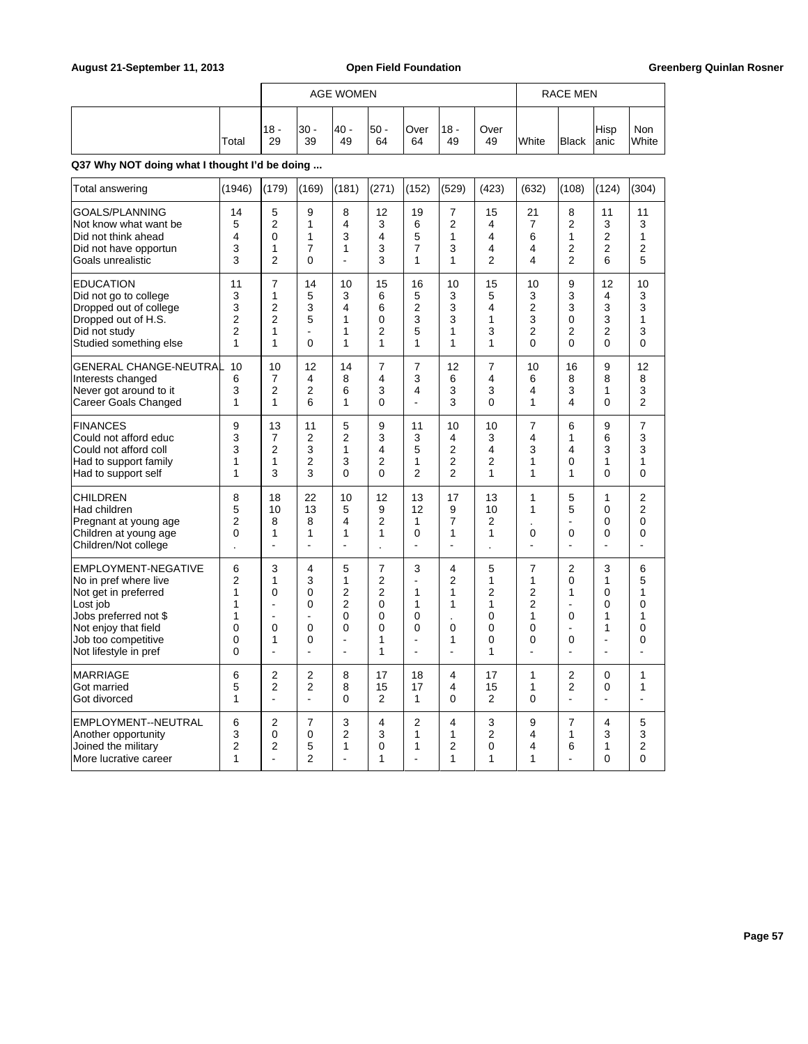| | Total | AGE WOMEN 18 - 29 | 30 - 39 | 40 - 49 | 50 - 64 | Over 64 | 18 - 49 | Over 49 | RACE MEN White | Black | Hispanic | Non White |
|---|---|---|---|---|---|---|---|---|---|---|---|---|

**Q37 Why NOT doing what I thought I'd be doing ...**

| | Total | 18 - 29 | 30 - 39 | 40 - 49 | 50 - 64 | Over 64 | 18 - 49 | Over 49 | White | Black | Hispanic | Non White |
|---|---|---|---|---|---|---|---|---|---|---|---|---|
| Total answering | (1946) | (179) | (169) | (181) | (271) | (152) | (529) | (423) | (632) | (108) | (124) | (304) |
| GOALS/PLANNING | 14 | 5 | 9 | 8 | 12 | 19 | 7 | 15 | 21 | 8 | 11 | 11 |
| Not know what want be | 5 | 2 | 1 | 4 | 3 | 6 | 2 | 4 | 7 | 2 | 3 | 3 |
| Did not think ahead | 4 | 0 | 1 | 3 | 4 | 5 | 1 | 4 | 6 | 1 | 2 | 1 |
| Did not have opportun | 3 | 1 | 7 | 1 | 3 | 7 | 3 | 4 | 4 | 2 | 2 | 2 |
| Goals unrealistic | 3 | 2 | 0 | - | 3 | 1 | 1 | 2 | 4 | 2 | 6 | 5 |
| EDUCATION | 11 | 7 | 14 | 10 | 15 | 16 | 10 | 15 | 10 | 9 | 12 | 10 |
| Did not go to college | 3 | 1 | 5 | 3 | 6 | 5 | 3 | 5 | 3 | 3 | 4 | 3 |
| Dropped out of college | 3 | 2 | 3 | 4 | 6 | 2 | 3 | 4 | 2 | 3 | 3 | 3 |
| Dropped out of H.S. | 2 | 2 | 5 | 1 | 0 | 3 | 3 | 1 | 3 | 0 | 3 | 1 |
| Did not study | 2 | 1 | - | 1 | 2 | 5 | 1 | 3 | 2 | 2 | 2 | 3 |
| Studied something else | 1 | 1 | 0 | 1 | 1 | 1 | 1 | 1 | 0 | 0 | 0 | 0 |
| GENERAL CHANGE-NEUTRAL | 10 | 10 | 12 | 14 | 7 | 7 | 12 | 7 | 10 | 16 | 9 | 12 |
| Interests changed | 6 | 7 | 4 | 8 | 4 | 3 | 6 | 4 | 6 | 8 | 8 | 8 |
| Never got around to it | 3 | 2 | 2 | 6 | 3 | 4 | 3 | 3 | 4 | 3 | 1 | 3 |
| Career Goals Changed | 1 | 1 | 6 | 1 | 0 | - | 3 | 0 | 1 | 4 | 0 | 2 |
| FINANCES | 9 | 13 | 11 | 5 | 9 | 11 | 10 | 10 | 7 | 6 | 9 | 7 |
| Could not afford educ | 3 | 7 | 2 | 2 | 3 | 3 | 4 | 3 | 4 | 1 | 6 | 3 |
| Could not afford coll | 3 | 2 | 3 | 1 | 4 | 5 | 2 | 4 | 3 | 4 | 3 | 3 |
| Had to support family | 1 | 1 | 2 | 3 | 2 | 1 | 2 | 2 | 1 | 0 | 1 | 1 |
| Had to support self | 1 | 3 | 3 | 0 | 0 | 2 | 2 | 1 | 1 | 1 | 0 | 0 |
| CHILDREN | 8 | 18 | 22 | 10 | 12 | 13 | 17 | 13 | 1 | 5 | 1 | 2 |
| Had children | 5 | 10 | 13 | 5 | 9 | 12 | 9 | 10 | 1 | 5 | 0 | 2 |
| Pregnant at young age | 2 | 8 | 8 | 4 | 2 | 1 | 7 | 2 | . | - | 0 | 0 |
| Children at young age | 0 | 1 | 1 | 1 | 1 | 0 | 1 | 1 | 0 | 0 | 0 | 0 |
| Children/Not college | . | - | - | - | . | - | - | . | - | - | - | - |
| EMPLOYMENT-NEGATIVE | 6 | 3 | 4 | 5 | 7 | 3 | 4 | 5 | 7 | 2 | 3 | 6 |
| No in pref where live | 2 | 1 | 3 | 1 | 2 | - | 2 | 1 | 1 | 0 | 1 | 5 |
| Not get in preferred | 1 | 0 | 0 | 2 | 2 | 1 | 1 | 2 | 2 | 1 | 0 | 1 |
| Lost job | 1 | - | 0 | 2 | 0 | 1 | 1 | 1 | 2 | - | 0 | 0 |
| Jobs preferred not $ | 1 | - | - | 0 | 0 | 0 | . | 0 | 1 | 0 | 1 | 1 |
| Not enjoy that field | 0 | 0 | 0 | 0 | 0 | 0 | 0 | 0 | 0 | - | 1 | 0 |
| Job too competitive | 0 | 1 | 0 | - | 1 | - | 1 | 0 | 0 | 0 | - | 0 |
| Not lifestyle in pref | 0 | - | - | - | 1 | - | - | 1 | - | - | - | - |
| MARRIAGE | 6 | 2 | 2 | 8 | 17 | 18 | 4 | 17 | 1 | 2 | 0 | 1 |
| Got married | 5 | 2 | 2 | 8 | 15 | 17 | 4 | 15 | 1 | 2 | 0 | 1 |
| Got divorced | 1 | - | - | 0 | 2 | 1 | 0 | 2 | 0 | - | - | - |
| EMPLOYMENT--NEUTRAL | 6 | 2 | 7 | 3 | 4 | 2 | 4 | 3 | 9 | 7 | 4 | 5 |
| Another opportunity | 3 | 0 | 0 | 2 | 3 | 1 | 1 | 2 | 4 | 1 | 3 | 3 |
| Joined the military | 2 | 2 | 5 | 1 | 0 | 1 | 2 | 0 | 4 | 6 | 1 | 2 |
| More lucrative career | 1 | - | 2 | - | 1 | - | 1 | 1 | 1 | - | 0 | 0 |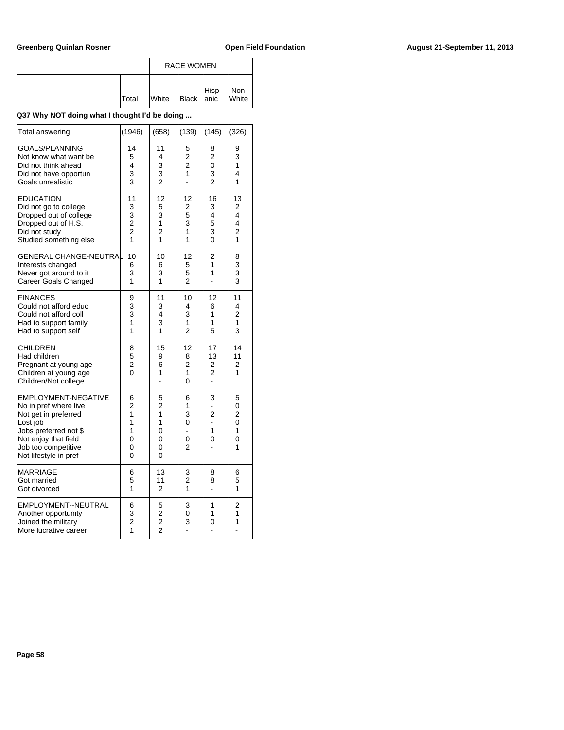| | Total | RACE WOMEN | | | |
|---|---|---|---|---|---|
| | | White | Black | Hispanic | Non White |

**Q37 Why NOT doing what I thought I'd be doing ...**

| | Total | White | Black | Hispanic | Non White |
|---|---|---|---|---|---|
| Total answering | (1946) | (658) | (139) | (145) | (326) |
| GOALS/PLANNING | 14 | 11 | 5 | 8 | 9 |
| Not know what want be | 5 | 4 | 2 | 2 | 3 |
| Did not think ahead | 4 | 3 | 2 | 0 | 1 |
| Did not have opportun | 3 | 3 | 1 | 3 | 4 |
| Goals unrealistic | 3 | 2 | - | 2 | 1 |
| EDUCATION | 11 | 12 | 12 | 16 | 13 |
| Did not go to college | 3 | 5 | 2 | 3 | 2 |
| Dropped out of college | 3 | 3 | 5 | 4 | 4 |
| Dropped out of H.S. | 2 | 1 | 3 | 5 | 4 |
| Did not study | 2 | 2 | 1 | 3 | 2 |
| Studied something else | 1 | 1 | 1 | 0 | 1 |
| GENERAL CHANGE-NEUTRAL | 10 | 10 | 12 | 2 | 8 |
| Interests changed | 6 | 6 | 5 | 1 | 3 |
| Never got around to it | 3 | 3 | 5 | 1 | 3 |
| Career Goals Changed | 1 | 1 | 2 | - | 3 |
| FINANCES | 9 | 11 | 10 | 12 | 11 |
| Could not afford educ | 3 | 3 | 4 | 6 | 4 |
| Could not afford coll | 3 | 4 | 3 | 1 | 2 |
| Had to support family | 1 | 3 | 1 | 1 | 1 |
| Had to support self | 1 | 1 | 2 | 5 | 3 |
| CHILDREN | 8 | 15 | 12 | 17 | 14 |
| Had children | 5 | 9 | 8 | 13 | 11 |
| Pregnant at young age | 2 | 6 | 2 | 2 | 2 |
| Children at young age | 0 | 1 | 1 | 2 | 1 |
| Children/Not college | . | - | 0 | - | . |
| EMPLOYMENT-NEGATIVE | 6 | 5 | 6 | 3 | 5 |
| No in pref where live | 2 | 2 | 1 | - | 0 |
| Not get in preferred | 1 | 1 | 3 | 2 | 2 |
| Lost job | 1 | 1 | 0 | - | 0 |
| Jobs preferred not $ | 1 | 0 | - | 1 | 1 |
| Not enjoy that field | 0 | 0 | 0 | 0 | 0 |
| Job too competitive | 0 | 0 | 2 | - | 1 |
| Not lifestyle in pref | 0 | 0 | - | - | - |
| MARRIAGE | 6 | 13 | 3 | 8 | 6 |
| Got married | 5 | 11 | 2 | 8 | 5 |
| Got divorced | 1 | 2 | 1 | - | 1 |
| EMPLOYMENT--NEUTRAL | 6 | 5 | 3 | 1 | 2 |
| Another opportunity | 3 | 2 | 0 | 1 | 1 |
| Joined the military | 2 | 2 | 3 | 0 | 1 |
| More lucrative career | 1 | 2 | - | - | - |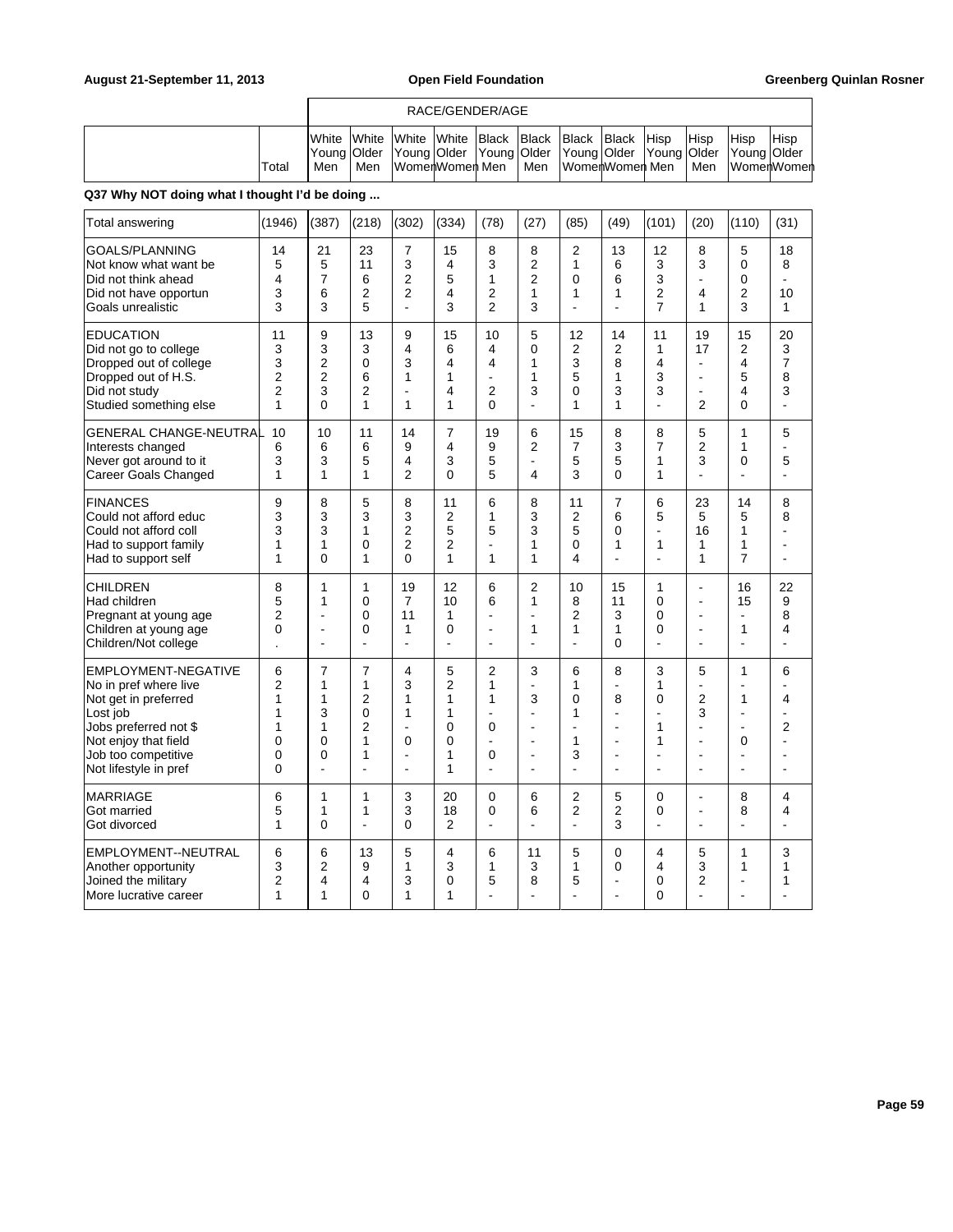| | | RACE/GENDER/AGE | | | | | | | | | | | |
|---|---|---|---|---|---|---|---|---|---|---|---|---|---|
| | Total | White Young Men | White Older Men | White Young Women | White Older Women | Black Young Men | Black Older Men | Black Young Women | Black Older Women | Hisp Young Men | Hisp Older Men | Hisp Young Women | Hisp Older Women |

**Q37 Why NOT doing what I thought I'd be doing ...**

| | Total | White Young Men | White Older Men | White Young Women | White Older Women | Black Young Men | Black Older Men | Black Young Women | Black Older Women | Hisp Young Men | Hisp Older Men | Hisp Young Women | Hisp Older Women |
|---|---|---|---|---|---|---|---|---|---|---|---|---|---|
| Total answering | (1946) | (387) | (218) | (302) | (334) | (78) | (27) | (85) | (49) | (101) | (20) | (110) | (31) |
| GOALS/PLANNING | 14 | 21 | 23 | 7 | 15 | 8 | 8 | 2 | 13 | 12 | 8 | 5 | 18 |
| Not know what want be | 5 | 5 | 11 | 3 | 4 | 3 | 2 | 1 | 6 | 3 | 3 | 0 | 8 |
| Did not think ahead | 4 | 7 | 6 | 2 | 5 | 1 | 2 | 0 | 6 | 3 | - | 0 | - |
| Did not have opportun | 3 | 6 | 2 | 2 | 4 | 2 | 1 | 1 | 1 | 2 | 4 | 2 | 10 |
| Goals unrealistic | 3 | 3 | 5 | - | 3 | 2 | 3 | - | - | 7 | 1 | 3 | 1 |
| EDUCATION | 11 | 9 | 13 | 9 | 15 | 10 | 5 | 12 | 14 | 11 | 19 | 15 | 20 |
| Did not go to college | 3 | 3 | 3 | 4 | 6 | 4 | 0 | 2 | 2 | 1 | 17 | 2 | 3 |
| Dropped out of college | 3 | 2 | 0 | 3 | 4 | 4 | 1 | 3 | 8 | 4 | - | 4 | 7 |
| Dropped out of H.S. | 2 | 2 | 6 | 1 | 1 | - | 1 | 5 | 1 | 3 | - | 5 | 8 |
| Did not study | 2 | 3 | 2 | - | 4 | 2 | 3 | 0 | 3 | 3 | - | 4 | 3 |
| Studied something else | 1 | 0 | 1 | 1 | 1 | 0 | - | 1 | 1 | - | 2 | 0 | - |
| GENERAL CHANGE-NEUTRAL | 10 | 10 | 11 | 14 | 7 | 19 | 6 | 15 | 8 | 8 | 5 | 1 | 5 |
| Interests changed | 6 | 6 | 6 | 9 | 4 | 9 | 2 | 7 | 3 | 7 | 2 | 1 | - |
| Never got around to it | 3 | 3 | 5 | 4 | 3 | 5 | - | 5 | 5 | 1 | 3 | 0 | 5 |
| Career Goals Changed | 1 | 1 | 1 | 2 | 0 | 5 | 4 | 3 | 0 | 1 | - | - | - |
| FINANCES | 9 | 8 | 5 | 8 | 11 | 6 | 8 | 11 | 7 | 6 | 23 | 14 | 8 |
| Could not afford educ | 3 | 3 | 3 | 3 | 2 | 1 | 3 | 2 | 6 | 5 | 5 | 5 | 8 |
| Could not afford coll | 3 | 3 | 1 | 2 | 5 | 5 | 3 | 5 | 0 | - | 16 | 1 | - |
| Had to support family | 1 | 1 | 0 | 2 | 2 | - | 1 | 0 | 1 | 1 | 1 | 1 | - |
| Had to support self | 1 | 0 | 1 | 0 | 1 | 1 | 1 | 4 | - | - | 1 | 7 | - |
| CHILDREN | 8 | 1 | 1 | 19 | 12 | 6 | 2 | 10 | 15 | 1 | - | 16 | 22 |
| Had children | 5 | 1 | 0 | 7 | 10 | 6 | 1 | 8 | 11 | 0 | - | 15 | 9 |
| Pregnant at young age | 2 | - | 0 | 11 | 1 | - | - | 2 | 3 | 0 | - | - | 8 |
| Children at young age | 0 | - | 0 | 1 | 0 | - | 1 | 1 | 1 | 0 | - | 1 | 4 |
| Children/Not college | . | - | - | - | - | - | - | - | 0 | - | - | - | - |
| EMPLOYMENT-NEGATIVE | 6 | 7 | 7 | 4 | 5 | 2 | 3 | 6 | 8 | 3 | 5 | 1 | 6 |
| No in pref where live | 2 | 1 | 1 | 3 | 2 | 1 | - | 1 | - | 1 | - | - | - |
| Not get in preferred | 1 | 1 | 2 | 1 | 1 | 1 | 3 | 0 | 8 | 0 | 2 | 1 | 4 |
| Lost job | 1 | 3 | 0 | 1 | 1 | - | - | 1 | - | - | 3 | - | - |
| Jobs preferred not $ | 1 | 1 | 2 | - | 0 | 0 | - | - | - | 1 | - | - | 2 |
| Not enjoy that field | 0 | 0 | 1 | 0 | 0 | - | - | 1 | - | 1 | - | 0 | - |
| Job too competitive | 0 | 0 | 1 | - | 1 | 0 | - | 3 | - | - | - | - | - |
| Not lifestyle in pref | 0 | - | - | - | 1 | - | - | - | - | - | - | - | - |
| MARRIAGE | 6 | 1 | 1 | 3 | 20 | 0 | 6 | 2 | 5 | 0 | - | 8 | 4 |
| Got married | 5 | 1 | 1 | 3 | 18 | 0 | 6 | 2 | 2 | 0 | - | 8 | 4 |
| Got divorced | 1 | 0 | - | 0 | 2 | - | - | - | 3 | - | - | - | - |
| EMPLOYMENT--NEUTRAL | 6 | 6 | 13 | 5 | 4 | 6 | 11 | 5 | 0 | 4 | 5 | 1 | 3 |
| Another opportunity | 3 | 2 | 9 | 1 | 3 | 1 | 3 | 1 | 0 | 4 | 3 | 1 | 1 |
| Joined the military | 2 | 4 | 4 | 3 | 0 | 5 | 8 | 5 | - | 0 | 2 | - | 1 |
| More lucrative career | 1 | 1 | 0 | 1 | 1 | - | - | - | - | 0 | - | - | - |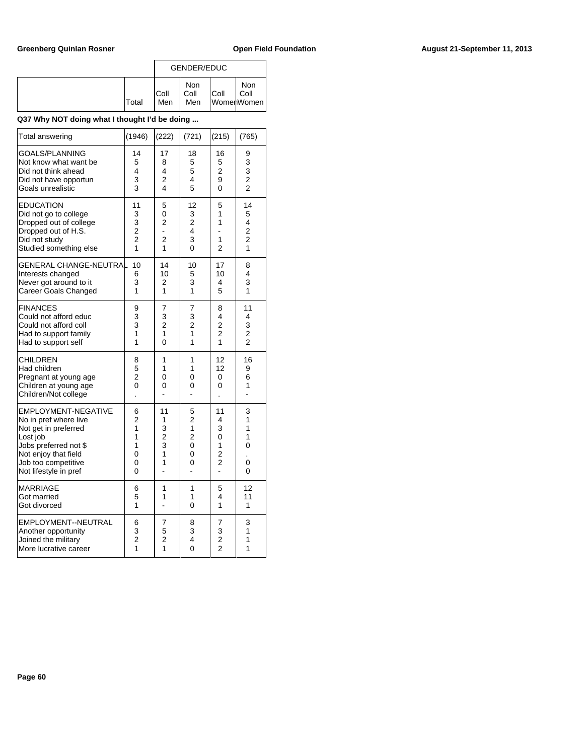| | | GENDER/EDUC | | | |
|---|---|---|---|---|---|
| | Total | Coll Men | Non Coll Men | Coll Women | Non Coll Women |

**Q37 Why NOT doing what I thought I'd be doing ...**

| | Total | Coll Men | Non Coll Men | Coll Women | Non Coll Women |
|---|---|---|---|---|---|
| Total answering | (1946) | (222) | (721) | (215) | (765) |
| GOALS/PLANNING | 14 | 17 | 18 | 16 | 9 |
| Not know what want be | 5 | 8 | 5 | 5 | 3 |
| Did not think ahead | 4 | 4 | 5 | 2 | 3 |
| Did not have opportun | 3 | 2 | 4 | 9 | 2 |
| Goals unrealistic | 3 | 4 | 5 | 0 | 2 |
| EDUCATION | 11 | 5 | 12 | 5 | 14 |
| Did not go to college | 3 | 0 | 3 | 1 | 5 |
| Dropped out of college | 3 | 2 | 2 | 1 | 4 |
| Dropped out of H.S. | 2 | - | 4 | - | 2 |
| Did not study | 2 | 2 | 3 | 1 | 2 |
| Studied something else | 1 | 1 | 0 | 2 | 1 |
| GENERAL CHANGE-NEUTRAL | 10 | 14 | 10 | 17 | 8 |
| Interests changed | 6 | 10 | 5 | 10 | 4 |
| Never got around to it | 3 | 2 | 3 | 4 | 3 |
| Career Goals Changed | 1 | 1 | 1 | 5 | 1 |
| FINANCES | 9 | 7 | 7 | 8 | 11 |
| Could not afford educ | 3 | 3 | 3 | 4 | 4 |
| Could not afford coll | 3 | 2 | 2 | 2 | 3 |
| Had to support family | 1 | 1 | 1 | 2 | 2 |
| Had to support self | 1 | 0 | 1 | 1 | 2 |
| CHILDREN | 8 | 1 | 1 | 12 | 16 |
| Had children | 5 | 1 | 1 | 12 | 9 |
| Pregnant at young age | 2 | 0 | 0 | 0 | 6 |
| Children at young age | 0 | 0 | 0 | 0 | 1 |
| Children/Not college | . | - | - | . | - |
| EMPLOYMENT-NEGATIVE | 6 | 11 | 5 | 11 | 3 |
| No in pref where live | 2 | 1 | 2 | 4 | 1 |
| Not get in preferred | 1 | 3 | 1 | 3 | 1 |
| Lost job | 1 | 2 | 2 | 0 | 1 |
| Jobs preferred not $ | 1 | 3 | 0 | 1 | 0 |
| Not enjoy that field | 0 | 1 | 0 | 2 | . |
| Job too competitive | 0 | 1 | 0 | 2 | 0 |
| Not lifestyle in pref | 0 | - | - | - | 0 |
| MARRIAGE | 6 | 1 | 1 | 5 | 12 |
| Got married | 5 | 1 | 1 | 4 | 11 |
| Got divorced | 1 | - | 0 | 1 | 1 |
| EMPLOYMENT--NEUTRAL | 6 | 7 | 8 | 7 | 3 |
| Another opportunity | 3 | 5 | 3 | 3 | 1 |
| Joined the military | 2 | 2 | 4 | 2 | 1 |
| More lucrative career | 1 | 1 | 0 | 2 | 1 |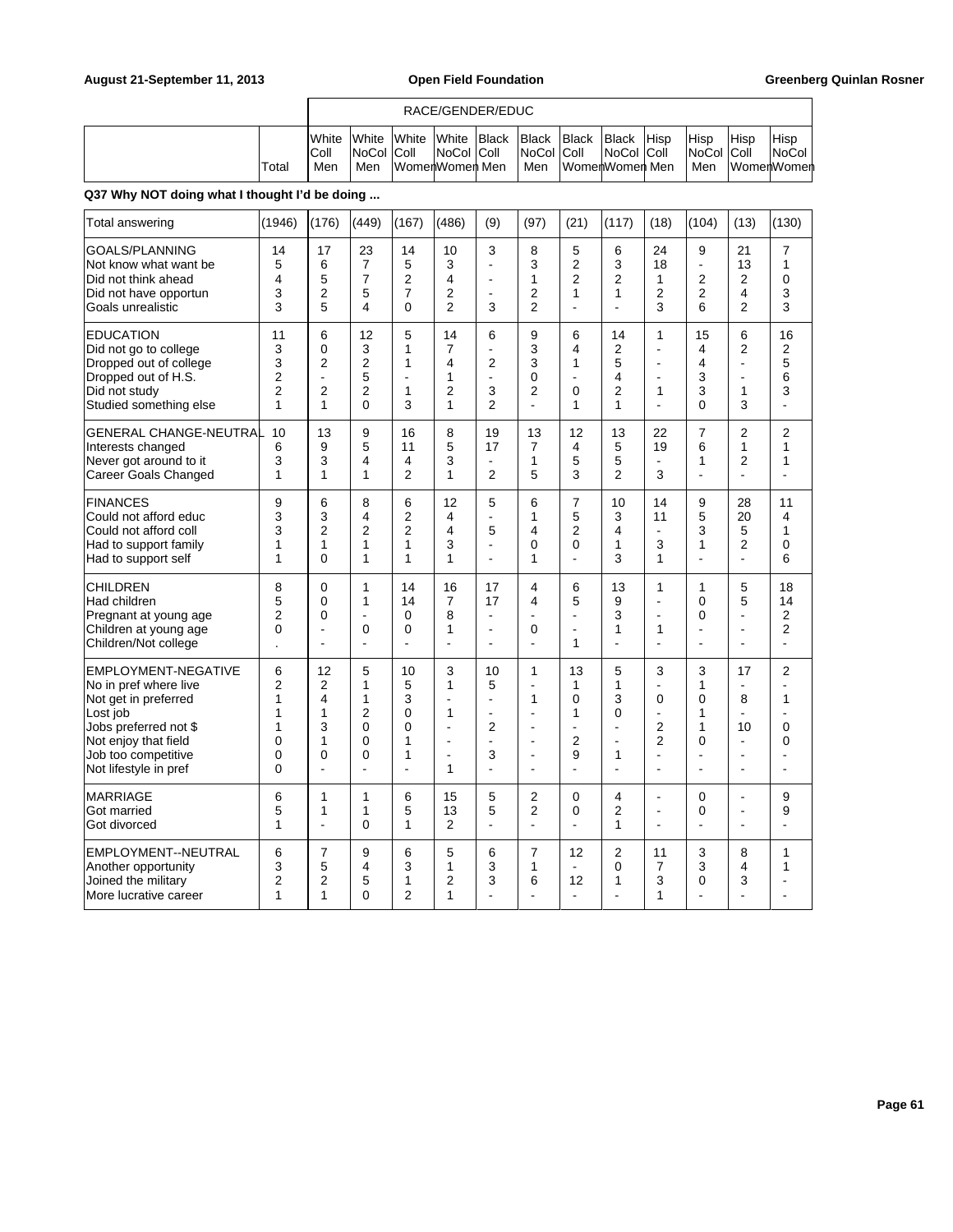| | Total | White Coll Men | White NoCol Men | White Coll Women | White NoCol Women | Black Coll Men | Black NoCol Men | Black Coll Women | Black NoCol Women | Hisp Coll Men | Hisp NoCol Men | Hisp Coll Women | Hisp NoCol Women |
|---|---|---|---|---|---|---|---|---|---|---|---|---|---|
| | | RACE/GENDER/EDUC | | | | | | | | | | | |

**Q37 Why NOT doing what I thought I'd be doing ...**

| | Total | White Coll Men | White NoCol Men | White Coll Women | White NoCol Women | Black Coll Men | Black NoCol Men | Black Coll Women | Black NoCol Women | Hisp Coll Men | Hisp NoCol Men | Hisp Coll Women | Hisp NoCol Women |
|---|---|---|---|---|---|---|---|---|---|---|---|---|---|
| Total answering | (1946) | (176) | (449) | (167) | (486) | (9) | (97) | (21) | (117) | (18) | (104) | (13) | (130) |
| GOALS/PLANNING | 14 | 17 | 23 | 14 | 10 | 3 | 8 | 5 | 6 | 24 | 9 | 21 | 7 |
| Not know what want be | 5 | 6 | 7 | 5 | 3 | - | 3 | 2 | 3 | 18 | - | 13 | 1 |
| Did not think ahead | 4 | 5 | 7 | 2 | 4 | - | 1 | 2 | 2 | 1 | 2 | 2 | 0 |
| Did not have opportun | 3 | 2 | 5 | 7 | 2 | - | 2 | 1 | 1 | 2 | 2 | 4 | 3 |
| Goals unrealistic | 3 | 5 | 4 | 0 | 2 | 3 | 2 | - | - | 3 | 6 | 2 | 3 |
| EDUCATION | 11 | 6 | 12 | 5 | 14 | 6 | 9 | 6 | 14 | 1 | 15 | 6 | 16 |
| Did not go to college | 3 | 0 | 3 | 1 | 7 | - | 3 | 4 | 2 | - | 4 | 2 | 2 |
| Dropped out of college | 3 | 2 | 2 | 1 | 4 | 2 | 3 | 1 | 5 | - | 4 | - | 5 |
| Dropped out of H.S. | 2 | - | 5 | - | 1 | - | 0 | - | 4 | - | 3 | - | 6 |
| Did not study | 2 | 2 | 2 | 1 | 2 | 3 | 2 | 0 | 2 | 1 | 3 | 1 | 3 |
| Studied something else | 1 | 1 | 0 | 3 | 1 | 2 | - | 1 | 1 | - | 0 | 3 | - |
| GENERAL CHANGE-NEUTRAL | 10 | 13 | 9 | 16 | 8 | 19 | 13 | 12 | 13 | 22 | 7 | 2 | 2 |
| Interests changed | 6 | 9 | 5 | 11 | 5 | 17 | 7 | 4 | 5 | 19 | 6 | 1 | 1 |
| Never got around to it | 3 | 3 | 4 | 4 | 3 | - | 1 | 5 | 5 | - | 1 | 2 | 1 |
| Career Goals Changed | 1 | 1 | 1 | 2 | 1 | 2 | 5 | 3 | 2 | 3 | - | - | - |
| FINANCES | 9 | 6 | 8 | 6 | 12 | 5 | 6 | 7 | 10 | 14 | 9 | 28 | 11 |
| Could not afford educ | 3 | 3 | 4 | 2 | 4 | - | 1 | 5 | 3 | 11 | 5 | 20 | 4 |
| Could not afford coll | 3 | 2 | 2 | 2 | 4 | 5 | 4 | 2 | 4 | - | 3 | 5 | 1 |
| Had to support family | 1 | 1 | 1 | 1 | 3 | - | 0 | 0 | 1 | 3 | 1 | 2 | 0 |
| Had to support self | 1 | 0 | 1 | 1 | 1 | - | 1 | - | 3 | 1 | - | - | 6 |
| CHILDREN | 8 | 0 | 1 | 14 | 16 | 17 | 4 | 6 | 13 | 1 | 1 | 5 | 18 |
| Had children | 5 | 0 | 1 | 14 | 7 | 17 | 4 | 5 | 9 | - | 0 | 5 | 14 |
| Pregnant at young age | 2 | 0 | - | 0 | 8 | - | - | - | 3 | - | 0 | - | 2 |
| Children at young age | 0 | - | 0 | 0 | 1 | - | 0 | - | 1 | 1 | - | - | 2 |
| Children/Not college | . | - | - | - | - | - | - | 1 | - | - | - | - | - |
| EMPLOYMENT-NEGATIVE | 6 | 12 | 5 | 10 | 3 | 10 | 1 | 13 | 5 | 3 | 3 | 17 | 2 |
| No in pref where live | 2 | 2 | 1 | 5 | 1 | 5 | - | 1 | 1 | - | 1 | - | - |
| Not get in preferred | 1 | 4 | 1 | 3 | - | - | 1 | 0 | 3 | 0 | 0 | 8 | 1 |
| Lost job | 1 | 1 | 2 | 0 | 1 | - | - | 1 | 0 | - | 1 | - | - |
| Jobs preferred not $ | 1 | 3 | 0 | 0 | - | 2 | - | - | - | 2 | 1 | 10 | 0 |
| Not enjoy that field | 0 | 1 | 0 | 1 | - | - | - | 2 | - | 2 | 0 | - | 0 |
| Job too competitive | 0 | 0 | 0 | 1 | - | 3 | - | 9 | 1 | - | - | - | - |
| Not lifestyle in pref | 0 | - | - | - | 1 | - | - | - | - | - | - | - | - |
| MARRIAGE | 6 | 1 | 1 | 6 | 15 | 5 | 2 | 0 | 4 | - | 0 | - | 9 |
| Got married | 5 | 1 | 1 | 5 | 13 | 5 | 2 | 0 | 2 | - | 0 | - | 9 |
| Got divorced | 1 | - | 0 | 1 | 2 | - | - | - | 1 | - | - | - | - |
| EMPLOYMENT--NEUTRAL | 6 | 7 | 9 | 6 | 5 | 6 | 7 | 12 | 2 | 11 | 3 | 8 | 1 |
| Another opportunity | 3 | 5 | 4 | 3 | 1 | 3 | 1 | - | 0 | 7 | 3 | 4 | 1 |
| Joined the military | 2 | 2 | 5 | 1 | 2 | 3 | 6 | 12 | 1 | 3 | 0 | 3 | - |
| More lucrative career | 1 | 1 | 0 | 2 | 1 | - | - | - | - | 1 | - | - | - |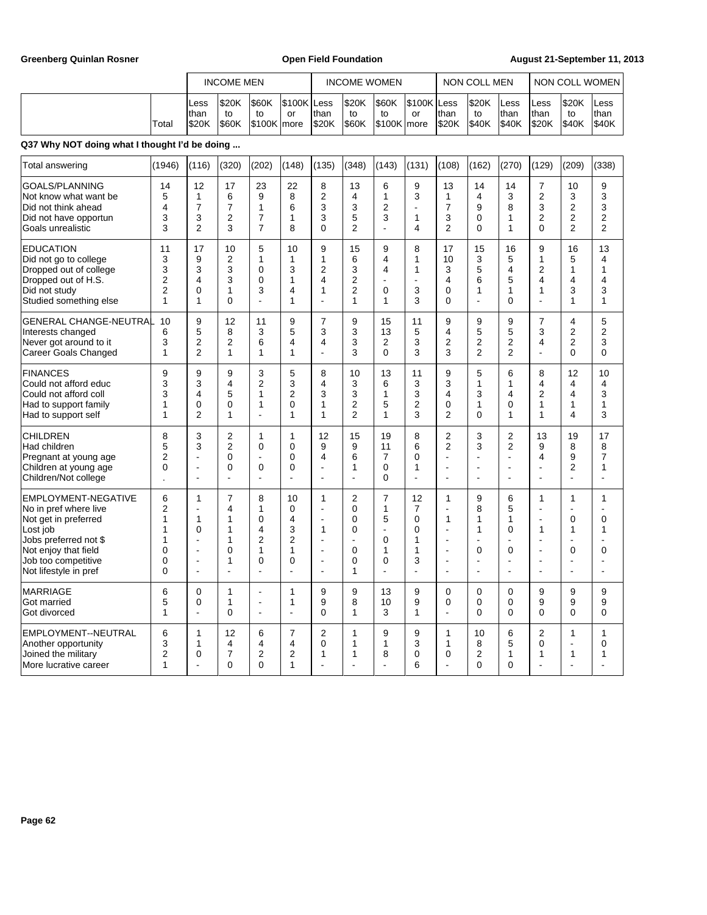Q37 Why NOT doing what I thought I'd be doing ...

| | | INCOME MEN | | | | INCOME WOMEN | | | | NON COLL MEN | | | NON COLL WOMEN | | |
|---|---|---|---|---|---|---|---|---|---|---|---|---|---|---|---|
| | Total | Less than $20K | $20K to $60K | $60K to $100K | $100K or more | Less than $20K | $20K to $60K | $60K to $100K | $100K or more | Less than $20K | $20K to $40K | Less than $40K | Less than $20K | $20K to $40K | Less than $40K |
| Total answering | (1946) | (116) | (320) | (202) | (148) | (135) | (348) | (143) | (131) | (108) | (162) | (270) | (129) | (209) | (338) |
| GOALS/PLANNING | 14 | 12 | 17 | 23 | 22 | 8 | 13 | 6 | 9 | 13 | 14 | 14 | 7 | 10 | 9 |
| Not know what want be | 5 | 1 | 6 | 9 | 8 | 2 | 4 | 1 | 3 | 1 | 4 | 3 | 2 | 3 | 3 |
| Did not think ahead | 4 | 7 | 7 | 1 | 6 | 3 | 3 | 2 | - | 7 | 9 | 8 | 3 | 2 | 3 |
| Did not have opportun | 3 | 3 | 2 | 7 | 1 | 3 | 5 | 3 | 1 | 3 | 0 | 1 | 2 | 2 | 2 |
| Goals unrealistic | 3 | 2 | 3 | 7 | 8 | 0 | 2 | - | 4 | 2 | 0 | 1 | 0 | 2 | 2 |
| EDUCATION | 11 | 17 | 10 | 5 | 10 | 9 | 15 | 9 | 8 | 17 | 15 | 16 | 9 | 16 | 13 |
| Did not go to college | 3 | 9 | 2 | 1 | 1 | 1 | 6 | 4 | 1 | 10 | 3 | 5 | 1 | 5 | 4 |
| Dropped out of college | 3 | 3 | 3 | 0 | 3 | 2 | 3 | 4 | 1 | 3 | 5 | 4 | 2 | 1 | 1 |
| Dropped out of H.S. | 2 | 4 | 3 | 0 | 1 | 4 | 2 | - | - | 4 | 6 | 5 | 4 | 4 | 4 |
| Did not study | 2 | 0 | 1 | 3 | 4 | 1 | 2 | 0 | 3 | 0 | 1 | 1 | 1 | 3 | 3 |
| Studied something else | 1 | 1 | 0 | - | 1 | - | 1 | 1 | 3 | 0 | - | 0 | - | 1 | 1 |
| GENERAL CHANGE-NEUTRAL | 10 | 9 | 12 | 11 | 9 | 7 | 9 | 15 | 11 | 9 | 9 | 9 | 7 | 4 | 5 |
| Interests changed | 6 | 5 | 8 | 3 | 5 | 3 | 3 | 13 | 5 | 4 | 5 | 5 | 3 | 2 | 2 |
| Never got around to it | 3 | 2 | 2 | 6 | 4 | 4 | 3 | 2 | 3 | 2 | 2 | 2 | 4 | 2 | 3 |
| Career Goals Changed | 1 | 2 | 1 | 1 | 1 | - | 3 | 0 | 3 | 3 | 2 | 2 | - | 0 | 0 |
| FINANCES | 9 | 9 | 9 | 3 | 5 | 8 | 10 | 13 | 11 | 9 | 5 | 6 | 8 | 12 | 10 |
| Could not afford educ | 3 | 3 | 4 | 2 | 3 | 4 | 3 | 6 | 3 | 3 | 1 | 1 | 4 | 4 | 4 |
| Could not afford coll | 3 | 4 | 5 | 1 | 2 | 3 | 3 | 1 | 3 | 4 | 3 | 4 | 2 | 4 | 3 |
| Had to support family | 1 | 0 | 0 | 1 | 0 | 1 | 2 | 5 | 2 | 0 | 1 | 0 | 1 | 1 | 1 |
| Had to support self | 1 | 2 | 1 | - | 1 | 1 | 2 | 1 | 3 | 2 | 0 | 1 | 1 | 4 | 3 |
| CHILDREN | 8 | 3 | 2 | 1 | 1 | 12 | 15 | 19 | 8 | 2 | 3 | 2 | 13 | 19 | 17 |
| Had children | 5 | 3 | 2 | 0 | 0 | 9 | 9 | 11 | 6 | 2 | 3 | 2 | 9 | 8 | 8 |
| Pregnant at young age | 2 | - | 0 | - | 0 | 4 | 6 | 7 | 0 | - | - | - | 4 | 9 | 7 |
| Children at young age | 0 | - | 0 | 0 | 0 | - | 1 | 0 | 1 | - | - | - | - | 2 | 1 |
| Children/Not college | . | - | - | - | - | - | - | 0 | - | - | - | - | - | - | - |
| EMPLOYMENT-NEGATIVE | 6 | 1 | 7 | 8 | 10 | 1 | 2 | 7 | 12 | 1 | 9 | 6 | 1 | 1 | 1 |
| No in pref where live | 2 | - | 4 | 1 | 0 | - | 0 | 1 | 7 | - | 8 | 5 | - | - | - |
| Not get in preferred | 1 | 1 | 1 | 0 | 4 | - | 0 | 5 | 0 | 1 | 1 | 1 | - | 0 | 0 |
| Lost job | 1 | 0 | 1 | 4 | 3 | 1 | 0 | - | 0 | - | 1 | 0 | 1 | 1 | 1 |
| Jobs preferred not $ | 1 | - | 1 | 2 | 2 | - | - | 0 | 1 | - | - | - | - | - | - |
| Not enjoy that field | 0 | - | 0 | 1 | 1 | - | 0 | 1 | 1 | - | 0 | 0 | - | 0 | 0 |
| Job too competitive | 0 | - | 1 | 0 | 0 | - | 0 | 0 | 3 | - | - | - | - | - | - |
| Not lifestyle in pref | 0 | - | - | - | - | - | 1 | - | - | - | - | - | - | - | - |
| MARRIAGE | 6 | 0 | 1 | - | 1 | 9 | 9 | 13 | 9 | 0 | 0 | 0 | 9 | 9 | 9 |
| Got married | 5 | 0 | 1 | - | 1 | 9 | 8 | 10 | 9 | 0 | 0 | 0 | 9 | 9 | 9 |
| Got divorced | 1 | - | 0 | - | - | 0 | 1 | 3 | 1 | - | 0 | 0 | 0 | 0 | 0 |
| EMPLOYMENT--NEUTRAL | 6 | 1 | 12 | 6 | 7 | 2 | 1 | 9 | 9 | 1 | 10 | 6 | 2 | 1 | 1 |
| Another opportunity | 3 | 1 | 4 | 4 | 4 | 0 | 1 | 1 | 3 | 1 | 8 | 5 | 0 | - | 0 |
| Joined the military | 2 | 0 | 7 | 2 | 2 | 1 | 1 | 8 | 0 | 0 | 2 | 1 | 1 | 1 | 1 |
| More lucrative career | 1 | - | 0 | 0 | 1 | - | - | - | 6 | - | 0 | 0 | - | - | - |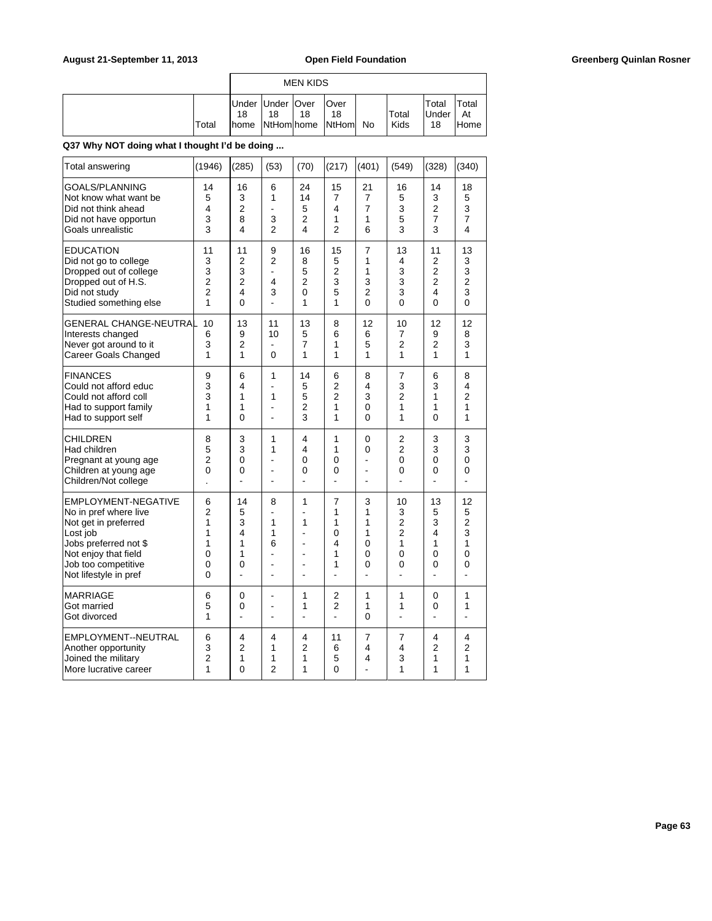| | Total | MEN KIDS Under 18 home | Under 18 NtHom | Over 18 home | Over 18 NtHom | No | Total Kids | Total Under 18 | Total At Home |
|---|---|---|---|---|---|---|---|---|---|

**Q37 Why NOT doing what I thought I'd be doing ...**

| | Total | Under 18 home | Under 18 NtHom | Over 18 home | Over 18 NtHom | No | Total Kids | Total Under 18 | Total At Home |
|---|---|---|---|---|---|---|---|---|---|
| Total answering | (1946) | (285) | (53) | (70) | (217) | (401) | (549) | (328) | (340) |
| GOALS/PLANNING | 14 | 16 | 6 | 24 | 15 | 21 | 16 | 14 | 18 |
| Not know what want be | 5 | 3 | 1 | 14 | 7 | 7 | 5 | 3 | 5 |
| Did not think ahead | 4 | 2 | - | 5 | 4 | 7 | 3 | 2 | 3 |
| Did not have opportun | 3 | 8 | 3 | 2 | 1 | 1 | 5 | 7 | 7 |
| Goals unrealistic | 3 | 4 | 2 | 4 | 2 | 6 | 3 | 3 | 4 |
| EDUCATION | 11 | 11 | 9 | 16 | 15 | 7 | 13 | 11 | 13 |
| Did not go to college | 3 | 2 | 2 | 8 | 5 | 1 | 4 | 2 | 3 |
| Dropped out of college | 3 | 3 | - | 5 | 2 | 1 | 3 | 2 | 3 |
| Dropped out of H.S. | 2 | 2 | 4 | 2 | 3 | 3 | 3 | 2 | 2 |
| Did not study | 2 | 4 | 3 | 0 | 5 | 2 | 3 | 4 | 3 |
| Studied something else | 1 | 0 | - | 1 | 1 | 0 | 0 | 0 | 0 |
| GENERAL CHANGE-NEUTRAL | 10 | 13 | 11 | 13 | 8 | 12 | 10 | 12 | 12 |
| Interests changed | 6 | 9 | 10 | 5 | 6 | 6 | 7 | 9 | 8 |
| Never got around to it | 3 | 2 | - | 7 | 1 | 5 | 2 | 2 | 3 |
| Career Goals Changed | 1 | 1 | 0 | 1 | 1 | 1 | 1 | 1 | 1 |
| FINANCES | 9 | 6 | 1 | 14 | 6 | 8 | 7 | 6 | 8 |
| Could not afford educ | 3 | 4 | - | 5 | 2 | 4 | 3 | 3 | 4 |
| Could not afford coll | 3 | 1 | 1 | 5 | 2 | 3 | 2 | 1 | 2 |
| Had to support family | 1 | 1 | - | 2 | 1 | 0 | 1 | 1 | 1 |
| Had to support self | 1 | 0 | - | 3 | 1 | 0 | 1 | 0 | 1 |
| CHILDREN | 8 | 3 | 1 | 4 | 1 | 0 | 2 | 3 | 3 |
| Had children | 5 | 3 | 1 | 4 | 1 | 0 | 2 | 3 | 3 |
| Pregnant at young age | 2 | 0 | - | 0 | 0 | - | 0 | 0 | 0 |
| Children at young age | 0 | 0 | - | 0 | 0 | - | 0 | 0 | 0 |
| Children/Not college | . | - | - | - | - | - | - | - | - |
| EMPLOYMENT-NEGATIVE | 6 | 14 | 8 | 1 | 7 | 3 | 10 | 13 | 12 |
| No in pref where live | 2 | 5 | - | - | 1 | 1 | 3 | 5 | 5 |
| Not get in preferred | 1 | 3 | 1 | 1 | 1 | 1 | 2 | 3 | 2 |
| Lost job | 1 | 4 | 1 | - | 0 | 1 | 2 | 4 | 3 |
| Jobs preferred not $ | 1 | 1 | 6 | - | 4 | 0 | 1 | 1 | 1 |
| Not enjoy that field | 0 | 1 | - | - | 1 | 0 | 0 | 0 | 0 |
| Job too competitive | 0 | 0 | - | - | 1 | 0 | 0 | 0 | 0 |
| Not lifestyle in pref | 0 | - | - | - | - | - | - | - | - |
| MARRIAGE | 6 | 0 | - | 1 | 2 | 1 | 1 | 0 | 1 |
| Got married | 5 | 0 | - | 1 | 2 | 1 | 1 | 0 | 1 |
| Got divorced | 1 | - | - | - | - | 0 | - | - | - |
| EMPLOYMENT--NEUTRAL | 6 | 4 | 4 | 4 | 11 | 7 | 7 | 4 | 4 |
| Another opportunity | 3 | 2 | 1 | 2 | 6 | 4 | 4 | 2 | 2 |
| Joined the military | 2 | 1 | 1 | 1 | 5 | 4 | 3 | 1 | 1 |
| More lucrative career | 1 | 0 | 2 | 1 | 0 | - | 1 | 1 | 1 |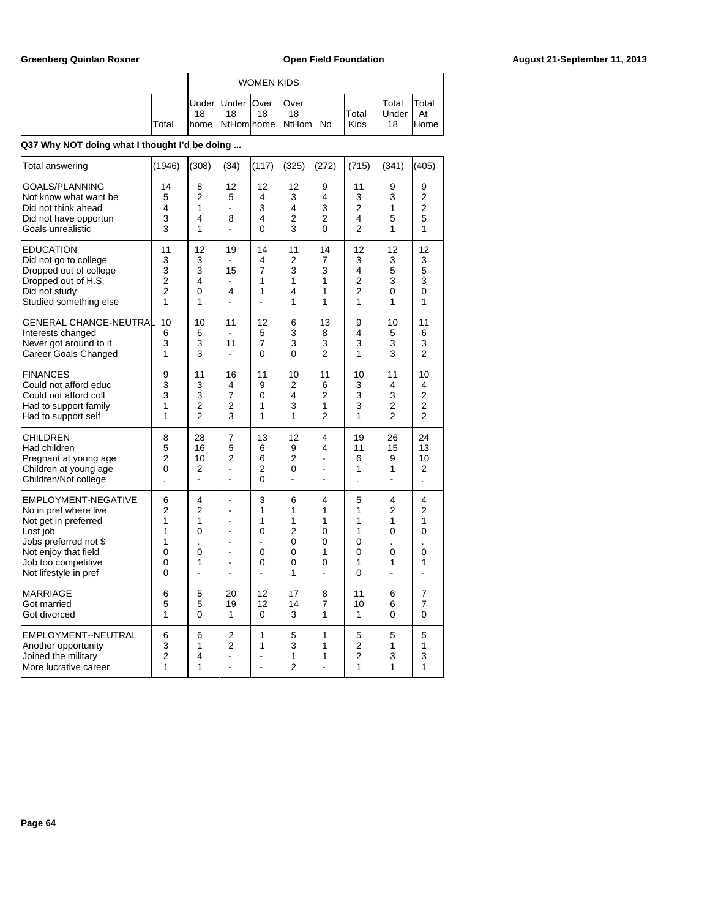Greenberg Quinlan Rosner | Open Field Foundation | August 21-September 11, 2013

| | | WOMEN KIDS | | | | | | | |
|---|---|---|---|---|---|---|---|---|---|
| | Total | Under 18 home | Under 18 NtHom | Over 18 home | Over 18 NtHom | No | Total Kids | Total Under 18 | Total At Home |

**Q37 Why NOT doing what I thought I'd be doing ...**

| | Total | Under 18 home | Under 18 NtHom | Over 18 home | Over 18 NtHom | No | Total Kids | Total Under 18 | Total At Home |
|---|---|---|---|---|---|---|---|---|---|
| Total answering | (1946) | (308) | (34) | (117) | (325) | (272) | (715) | (341) | (405) |
| GOALS/PLANNING | 14 | 8 | 12 | 12 | 12 | 9 | 11 | 9 | 9 |
| Not know what want be | 5 | 2 | 5 | 4 | 3 | 4 | 3 | 3 | 2 |
| Did not think ahead | 4 | 1 | - | 3 | 4 | 3 | 2 | 1 | 2 |
| Did not have opportun | 3 | 4 | 8 | 4 | 2 | 2 | 4 | 5 | 5 |
| Goals unrealistic | 3 | 1 | - | 0 | 3 | 0 | 2 | 1 | 1 |
| EDUCATION | 11 | 12 | 19 | 14 | 11 | 14 | 12 | 12 | 12 |
| Did not go to college | 3 | 3 | - | 4 | 2 | 7 | 3 | 3 | 3 |
| Dropped out of college | 3 | 3 | 15 | 7 | 3 | 3 | 4 | 5 | 5 |
| Dropped out of H.S. | 2 | 4 | - | 1 | 1 | 1 | 2 | 3 | 3 |
| Did not study | 2 | 0 | 4 | 1 | 4 | 1 | 2 | 0 | 0 |
| Studied something else | 1 | 1 | - | - | 1 | 1 | 1 | 1 | 1 |
| GENERAL CHANGE-NEUTRAL | 10 | 10 | 11 | 12 | 6 | 13 | 9 | 10 | 11 |
| Interests changed | 6 | 6 | - | 5 | 3 | 8 | 4 | 5 | 6 |
| Never got around to it | 3 | 3 | 11 | 7 | 3 | 3 | 3 | 3 | 3 |
| Career Goals Changed | 1 | 3 | - | 0 | 0 | 2 | 1 | 3 | 2 |
| FINANCES | 9 | 11 | 16 | 11 | 10 | 11 | 10 | 11 | 10 |
| Could not afford educ | 3 | 3 | 4 | 9 | 2 | 6 | 3 | 4 | 4 |
| Could not afford coll | 3 | 3 | 7 | 0 | 4 | 2 | 3 | 3 | 2 |
| Had to support family | 1 | 2 | 2 | 1 | 3 | 1 | 3 | 2 | 2 |
| Had to support self | 1 | 2 | 3 | 1 | 1 | 2 | 1 | 2 | 2 |
| CHILDREN | 8 | 28 | 7 | 13 | 12 | 4 | 19 | 26 | 24 |
| Had children | 5 | 16 | 5 | 6 | 9 | 4 | 11 | 15 | 13 |
| Pregnant at young age | 2 | 10 | 2 | 6 | 2 | - | 6 | 9 | 10 |
| Children at young age | 0 | 2 | - | 2 | 0 | - | 1 | 1 | 2 |
| Children/Not college | . | - | - | 0 | - | - | . | - | . |
| EMPLOYMENT-NEGATIVE | 6 | 4 | - | 3 | 6 | 4 | 5 | 4 | 4 |
| No in pref where live | 2 | 2 | - | 1 | 1 | 1 | 1 | 2 | 2 |
| Not get in preferred | 1 | 1 | - | 1 | 1 | 1 | 1 | 1 | 1 |
| Lost job | 1 | 0 | - | 0 | 2 | 0 | 1 | 0 | 0 |
| Jobs preferred not $ | 1 | . | - | - | 0 | 0 | 0 | . | . |
| Not enjoy that field | 0 | 0 | - | 0 | 0 | 1 | 0 | 0 | 0 |
| Job too competitive | 0 | 1 | - | 0 | 0 | 0 | 1 | 1 | 1 |
| Not lifestyle in pref | 0 | - | - | - | 1 | - | 0 | - | - |
| MARRIAGE | 6 | 5 | 20 | 12 | 17 | 8 | 11 | 6 | 7 |
| Got married | 5 | 5 | 19 | 12 | 14 | 7 | 10 | 6 | 7 |
| Got divorced | 1 | 0 | 1 | 0 | 3 | 1 | 1 | 0 | 0 |
| EMPLOYMENT--NEUTRAL | 6 | 6 | 2 | 1 | 5 | 1 | 5 | 5 | 5 |
| Another opportunity | 3 | 1 | 2 | 1 | 3 | 1 | 2 | 1 | 1 |
| Joined the military | 2 | 4 | - | - | 1 | 1 | 2 | 3 | 3 |
| More lucrative career | 1 | 1 | - | - | 2 | - | 1 | 1 | 1 |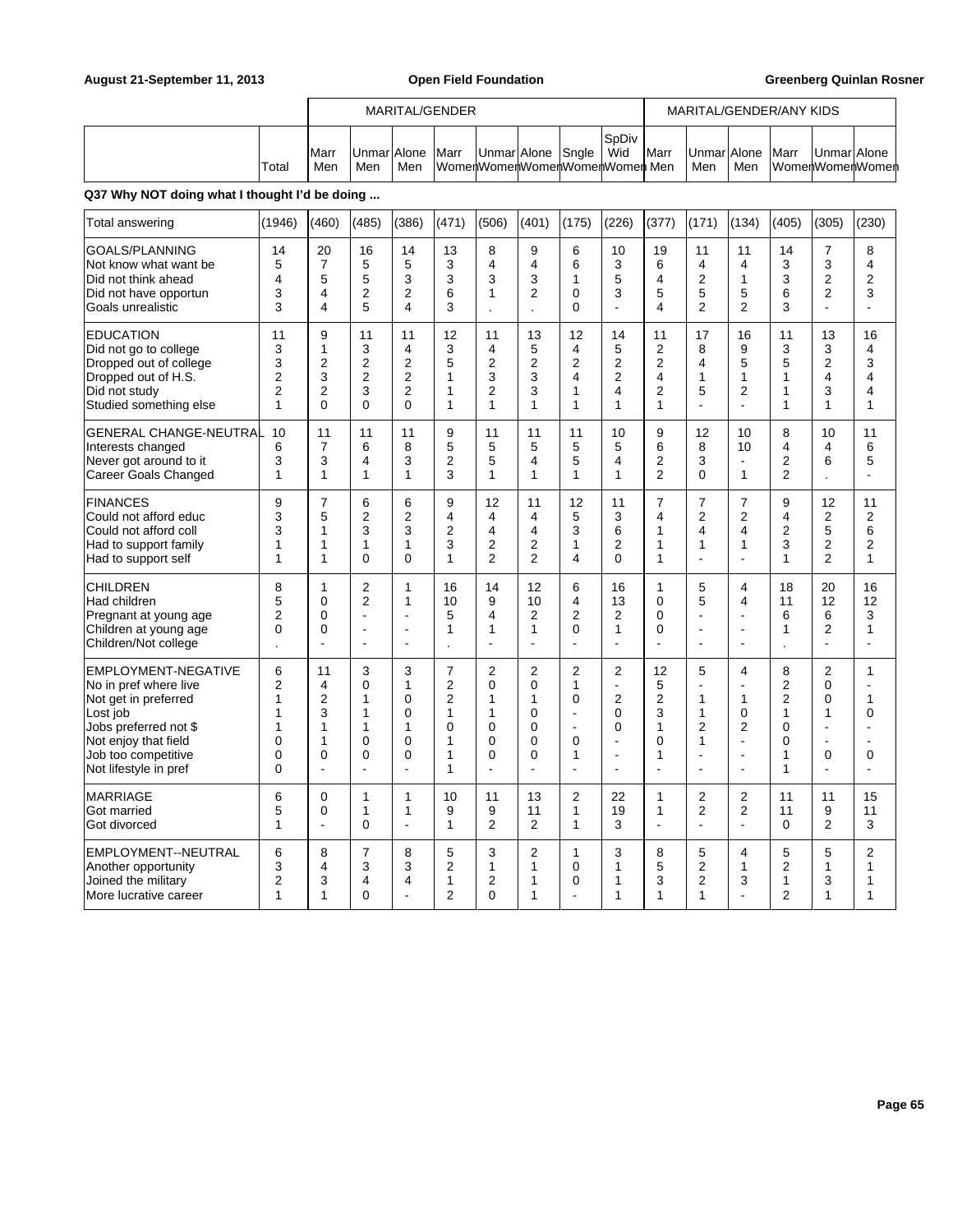| | | MARITAL/GENDER | | | | | | | | MARITAL/GENDER/ANY KIDS | | | | | |
|---|---|---|---|---|---|---|---|---|---|---|---|---|---|---|---|
| | Total | Marr Men | Unmar Men | Alone Men | Marr Women | Unmar Women | Alone Women | Sngle Women | SpDiv Wid Women | Marr Men | Unmar Men | Alone Men | Marr Women | Unmar Women | Alone Women |

**Q37 Why NOT doing what I thought I'd be doing ...**

| | Total | Marr Men | Unmar Men | Alone Men | Marr Women | Unmar Women | Alone Women | Sngle Women | SpDiv Wid Women | Marr Men | Unmar Men | Alone Men | Marr Women | Unmar Women | Alone Women |
|---|---|---|---|---|---|---|---|---|---|---|---|---|---|---|---|
| Total answering | (1946) | (460) | (485) | (386) | (471) | (506) | (401) | (175) | (226) | (377) | (171) | (134) | (405) | (305) | (230) |
| GOALS/PLANNING | 14 | 20 | 16 | 14 | 13 | 8 | 9 | 6 | 10 | 19 | 11 | 11 | 14 | 7 | 8 |
| Not know what want be | 5 | 7 | 5 | 5 | 3 | 4 | 4 | 6 | 3 | 6 | 4 | 4 | 3 | 3 | 4 |
| Did not think ahead | 4 | 5 | 5 | 3 | 3 | 3 | 3 | 1 | 5 | 4 | 2 | 1 | 3 | 2 | 2 |
| Did not have opportun | 3 | 4 | 2 | 2 | 6 | 1 | 2 | 0 | 3 | 5 | 5 | 5 | 6 | 2 | 3 |
| Goals unrealistic | 3 | 4 | 5 | 4 | 3 | . | . | 0 | - | 4 | 2 | 2 | 3 | - | - |
| EDUCATION | 11 | 9 | 11 | 11 | 12 | 11 | 13 | 12 | 14 | 11 | 17 | 16 | 11 | 13 | 16 |
| Did not go to college | 3 | 1 | 3 | 4 | 3 | 4 | 5 | 4 | 5 | 2 | 8 | 9 | 3 | 3 | 4 |
| Dropped out of college | 3 | 2 | 2 | 2 | 5 | 2 | 2 | 2 | 2 | 2 | 4 | 5 | 5 | 2 | 3 |
| Dropped out of H.S. | 2 | 3 | 2 | 2 | 1 | 3 | 3 | 4 | 2 | 4 | 1 | 1 | 1 | 4 | 4 |
| Did not study | 2 | 2 | 3 | 2 | 1 | 2 | 3 | 1 | 4 | 2 | 5 | 2 | 1 | 3 | 4 |
| Studied something else | 1 | 0 | 0 | 0 | 1 | 1 | 1 | 1 | 1 | 1 | - | - | 1 | 1 | 1 |
| GENERAL CHANGE-NEUTRAL | 10 | 11 | 11 | 11 | 9 | 11 | 11 | 11 | 10 | 9 | 12 | 10 | 8 | 10 | 11 |
| Interests changed | 6 | 7 | 6 | 8 | 5 | 5 | 5 | 5 | 5 | 6 | 8 | 10 | 4 | 4 | 6 |
| Never got around to it | 3 | 3 | 4 | 3 | 2 | 5 | 4 | 5 | 4 | 2 | 3 | - | 2 | 6 | 5 |
| Career Goals Changed | 1 | 1 | 1 | 1 | 3 | 1 | 1 | 1 | 1 | 2 | 0 | 1 | 2 | . | - |
| FINANCES | 9 | 7 | 6 | 6 | 9 | 12 | 11 | 12 | 11 | 7 | 7 | 7 | 9 | 12 | 11 |
| Could not afford educ | 3 | 5 | 2 | 2 | 4 | 4 | 4 | 5 | 3 | 4 | 2 | 2 | 4 | 2 | 2 |
| Could not afford coll | 3 | 1 | 3 | 3 | 2 | 4 | 4 | 3 | 6 | 1 | 4 | 4 | 2 | 5 | 6 |
| Had to support family | 1 | 1 | 1 | 1 | 3 | 2 | 2 | 1 | 2 | 1 | 1 | 1 | 3 | 2 | 2 |
| Had to support self | 1 | 1 | 0 | 0 | 1 | 2 | 2 | 4 | 0 | 1 | - | - | 1 | 2 | 1 |
| CHILDREN | 8 | 1 | 2 | 1 | 16 | 14 | 12 | 6 | 16 | 1 | 5 | 4 | 18 | 20 | 16 |
| Had children | 5 | 0 | 2 | 1 | 10 | 9 | 10 | 4 | 13 | 0 | 5 | 4 | 11 | 12 | 12 |
| Pregnant at young age | 2 | 0 | - | - | 5 | 4 | 2 | 2 | 2 | 0 | - | - | 6 | 6 | 3 |
| Children at young age | 0 | 0 | - | - | 1 | 1 | 1 | 0 | 1 | 0 | - | - | 1 | 2 | 1 |
| Children/Not college | . | - | - | - | . | - | - | - | - | - | - | - | . | - | - |
| EMPLOYMENT-NEGATIVE | 6 | 11 | 3 | 3 | 7 | 2 | 2 | 2 | 2 | 12 | 5 | 4 | 8 | 2 | 1 |
| No in pref where live | 2 | 4 | 0 | 1 | 2 | 0 | 0 | 1 | - | 5 | - | - | 2 | 0 | - |
| Not get in preferred | 1 | 2 | 1 | 0 | 2 | 1 | 1 | 0 | 2 | 2 | 1 | 1 | 2 | 0 | 1 |
| Lost job | 1 | 3 | 1 | 0 | 1 | 1 | 0 | - | 0 | 3 | 1 | 0 | 1 | 1 | 0 |
| Jobs preferred not $ | 1 | 1 | 1 | 1 | 0 | 0 | 0 | - | 0 | 1 | 2 | 2 | 0 | - | - |
| Not enjoy that field | 0 | 1 | 0 | 0 | 1 | 0 | 0 | 0 | - | 0 | 1 | - | 0 | - | - |
| Job too competitive | 0 | 0 | 0 | 0 | 1 | 0 | 0 | 1 | - | 1 | - | - | 1 | 0 | 0 |
| Not lifestyle in pref | 0 | - | - | - | 1 | - | - | - | - | - | - | - | 1 | - | - |
| MARRIAGE | 6 | 0 | 1 | 1 | 10 | 11 | 13 | 2 | 22 | 1 | 2 | 2 | 11 | 11 | 15 |
| Got married | 5 | 0 | 1 | 1 | 9 | 9 | 11 | 1 | 19 | 1 | 2 | 2 | 11 | 9 | 11 |
| Got divorced | 1 | - | 0 | - | 1 | 2 | 2 | 1 | 3 | - | - | - | 0 | 2 | 3 |
| EMPLOYMENT--NEUTRAL | 6 | 8 | 7 | 8 | 5 | 3 | 2 | 1 | 3 | 8 | 5 | 4 | 5 | 5 | 2 |
| Another opportunity | 3 | 4 | 3 | 3 | 2 | 1 | 1 | 0 | 1 | 5 | 2 | 1 | 2 | 1 | 1 |
| Joined the military | 2 | 3 | 4 | 4 | 1 | 2 | 1 | 0 | 1 | 3 | 2 | 3 | 1 | 3 | 1 |
| More lucrative career | 1 | 1 | 0 | - | 2 | 0 | 1 | - | 1 | 1 | 1 | - | 2 | 1 | 1 |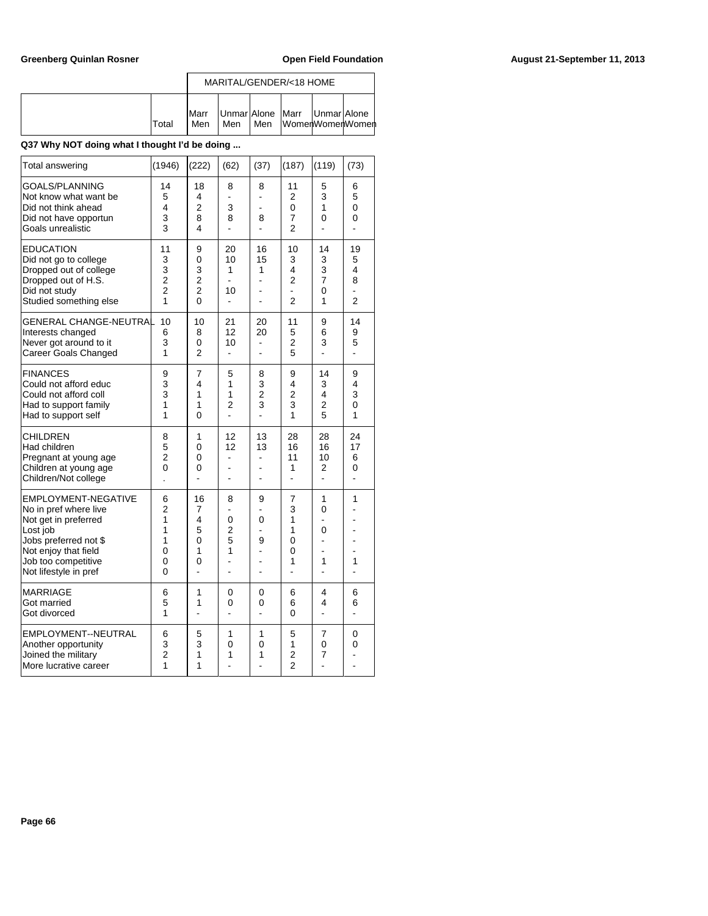**Q37 Why NOT doing what I thought I'd be doing ...**

| | Total | MARITAL/GENDER/<18 HOME Marr Men | Unmar Men | Alone Men | Marr Women | Unmar Women | Alone Women |
|---|---|---|---|---|---|---|---|
| Total answering | (1946) | (222) | (62) | (37) | (187) | (119) | (73) |
| GOALS/PLANNING | 14 | 18 | 8 | 8 | 11 | 5 | 6 |
| Not know what want be | 5 | 4 | - | - | 2 | 3 | 5 |
| Did not think ahead | 4 | 2 | 3 | - | 0 | 1 | 0 |
| Did not have opportun | 3 | 8 | 8 | 8 | 7 | 0 | 0 |
| Goals unrealistic | 3 | 4 | - | - | 2 | - | - |
| EDUCATION | 11 | 9 | 20 | 16 | 10 | 14 | 19 |
| Did not go to college | 3 | 0 | 10 | 15 | 3 | 3 | 5 |
| Dropped out of college | 3 | 3 | 1 | 1 | 4 | 3 | 4 |
| Dropped out of H.S. | 2 | 2 | - | - | 2 | 7 | 8 |
| Did not study | 2 | 2 | 10 | - | - | 0 | - |
| Studied something else | 1 | 0 | - | - | 2 | 1 | 2 |
| GENERAL CHANGE-NEUTRAL | 10 | 10 | 21 | 20 | 11 | 9 | 14 |
| Interests changed | 6 | 8 | 12 | 20 | 5 | 6 | 9 |
| Never got around to it | 3 | 0 | 10 | - | 2 | 3 | 5 |
| Career Goals Changed | 1 | 2 | - | - | 5 | - | - |
| FINANCES | 9 | 7 | 5 | 8 | 9 | 14 | 9 |
| Could not afford educ | 3 | 4 | 1 | 3 | 4 | 3 | 4 |
| Could not afford coll | 3 | 1 | 1 | 2 | 2 | 4 | 3 |
| Had to support family | 1 | 1 | 2 | 3 | 3 | 2 | 0 |
| Had to support self | 1 | 0 | - | - | 1 | 5 | 1 |
| CHILDREN | 8 | 1 | 12 | 13 | 28 | 28 | 24 |
| Had children | 5 | 0 | 12 | 13 | 16 | 16 | 17 |
| Pregnant at young age | 2 | 0 | - | - | 11 | 10 | 6 |
| Children at young age | 0 | 0 | - | - | 1 | 2 | 0 |
| Children/Not college | . | - | - | - | - | - | - |
| EMPLOYMENT-NEGATIVE | 6 | 16 | 8 | 9 | 7 | 1 | 1 |
| No in pref where live | 2 | 7 | - | - | 3 | 0 | - |
| Not get in preferred | 1 | 4 | 0 | 0 | 1 | - | - |
| Lost job | 1 | 5 | 2 | - | 1 | 0 | - |
| Jobs preferred not $ | 1 | 0 | 5 | 9 | 0 | - | - |
| Not enjoy that field | 0 | 1 | 1 | - | 0 | - | - |
| Job too competitive | 0 | 0 | - | - | 1 | 1 | 1 |
| Not lifestyle in pref | 0 | - | - | - | - | - | - |
| MARRIAGE | 6 | 1 | 0 | 0 | 6 | 4 | 6 |
| Got married | 5 | 1 | 0 | 0 | 6 | 4 | 6 |
| Got divorced | 1 | - | - | - | 0 | - | - |
| EMPLOYMENT--NEUTRAL | 6 | 5 | 1 | 1 | 5 | 7 | 0 |
| Another opportunity | 3 | 3 | 0 | 0 | 1 | 0 | 0 |
| Joined the military | 2 | 1 | 1 | 1 | 2 | 7 | - |
| More lucrative career | 1 | 1 | - | - | 2 | - | - |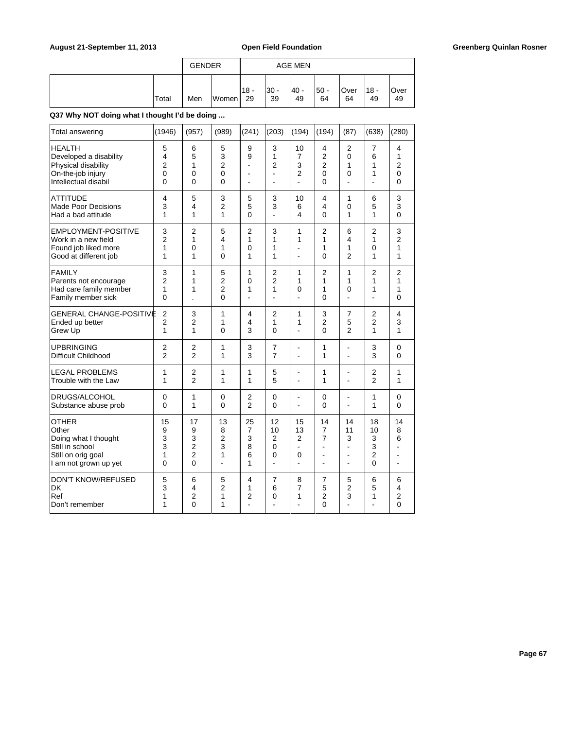| | | GENDER | | AGE MEN | | | | | | |
|---|---|---|---|---|---|---|---|---|---|---|
| | Total | Men | Women | 18 - 29 | 30 - 39 | 40 - 49 | 50 - 64 | Over 64 | 18 - 49 | Over 49 |

**Q37 Why NOT doing what I thought I'd be doing ...**

| | Total | Men | Women | 18 - 29 | 30 - 39 | 40 - 49 | 50 - 64 | Over 64 | 18 - 49 | Over 49 |
|---|---|---|---|---|---|---|---|---|---|---|
| Total answering | (1946) | (957) | (989) | (241) | (203) | (194) | (194) | (87) | (638) | (280) |
| HEALTH | 5 | 6 | 5 | 9 | 3 | 10 | 4 | 2 | 7 | 4 |
| Developed a disability | 4 | 5 | 3 | 9 | 1 | 7 | 2 | 0 | 6 | 1 |
| Physical disability | 2 | 1 | 2 | - | 2 | 3 | 2 | 1 | 1 | 2 |
| On-the-job injury | 0 | 0 | 0 | - | - | 2 | 0 | 0 | 1 | 0 |
| Intellectual disabil | 0 | 0 | 0 | - | - | - | 0 | - | - | 0 |
| ATTITUDE | 4 | 5 | 3 | 5 | 3 | 10 | 4 | 1 | 6 | 3 |
| Made Poor Decisions | 3 | 4 | 2 | 5 | 3 | 6 | 4 | 0 | 5 | 3 |
| Had a bad attitude | 1 | 1 | 1 | 0 | - | 4 | 0 | 1 | 1 | 0 |
| EMPLOYMENT-POSITIVE | 3 | 2 | 5 | 2 | 3 | 1 | 2 | 6 | 2 | 3 |
| Work in a new field | 2 | 1 | 4 | 1 | 1 | 1 | 1 | 4 | 1 | 2 |
| Found job liked more | 1 | 0 | 1 | 0 | 1 | - | 1 | 1 | 0 | 1 |
| Good at different job | 1 | 1 | 0 | 1 | 1 | - | 0 | 2 | 1 | 1 |
| FAMILY | 3 | 1 | 5 | 1 | 2 | 1 | 2 | 1 | 2 | 2 |
| Parents not encourage | 2 | 1 | 2 | 0 | 2 | 1 | 1 | 1 | 1 | 1 |
| Had care family member | 1 | 1 | 2 | 1 | 1 | 0 | 1 | 0 | 1 | 1 |
| Family member sick | 0 | . | 0 | - | - | - | 0 | - | - | 0 |
| GENERAL CHANGE-POSITIVE | 2 | 3 | 1 | 4 | 2 | 1 | 3 | 7 | 2 | 4 |
| Ended up better | 2 | 2 | 1 | 4 | 1 | 1 | 2 | 5 | 2 | 3 |
| Grew Up | 1 | 1 | 0 | 3 | 0 | - | 0 | 2 | 1 | 1 |
| UPBRINGING | 2 | 2 | 1 | 3 | 7 | - | 1 | - | 3 | 0 |
| Difficult Childhood | 2 | 2 | 1 | 3 | 7 | - | 1 | - | 3 | 0 |
| LEGAL PROBLEMS | 1 | 2 | 1 | 1 | 5 | - | 1 | - | 2 | 1 |
| Trouble with the Law | 1 | 2 | 1 | 1 | 5 | - | 1 | - | 2 | 1 |
| DRUGS/ALCOHOL | 0 | 1 | 0 | 2 | 0 | - | 0 | - | 1 | 0 |
| Substance abuse prob | 0 | 1 | 0 | 2 | 0 | - | 0 | - | 1 | 0 |
| OTHER | 15 | 17 | 13 | 25 | 12 | 15 | 14 | 14 | 18 | 14 |
| Other | 9 | 9 | 8 | 7 | 10 | 13 | 7 | 11 | 10 | 8 |
| Doing what I thought | 3 | 3 | 2 | 3 | 2 | 2 | 7 | 3 | 3 | 6 |
| Still in school | 3 | 2 | 3 | 8 | 0 | - | - | - | 3 | - |
| Still on orig goal | 1 | 2 | 1 | 6 | 0 | 0 | - | - | 2 | - |
| I am not grown up yet | 0 | 0 | - | 1 | - | - | - | - | 0 | - |
| DON'T KNOW/REFUSED | 5 | 6 | 5 | 4 | 7 | 8 | 7 | 5 | 6 | 6 |
| DK | 3 | 4 | 2 | 1 | 6 | 7 | 5 | 2 | 5 | 4 |
| Ref | 1 | 2 | 1 | 2 | 0 | 1 | 2 | 3 | 1 | 2 |
| Don't remember | 1 | 0 | 1 | - | - | - | 0 | - | - | 0 |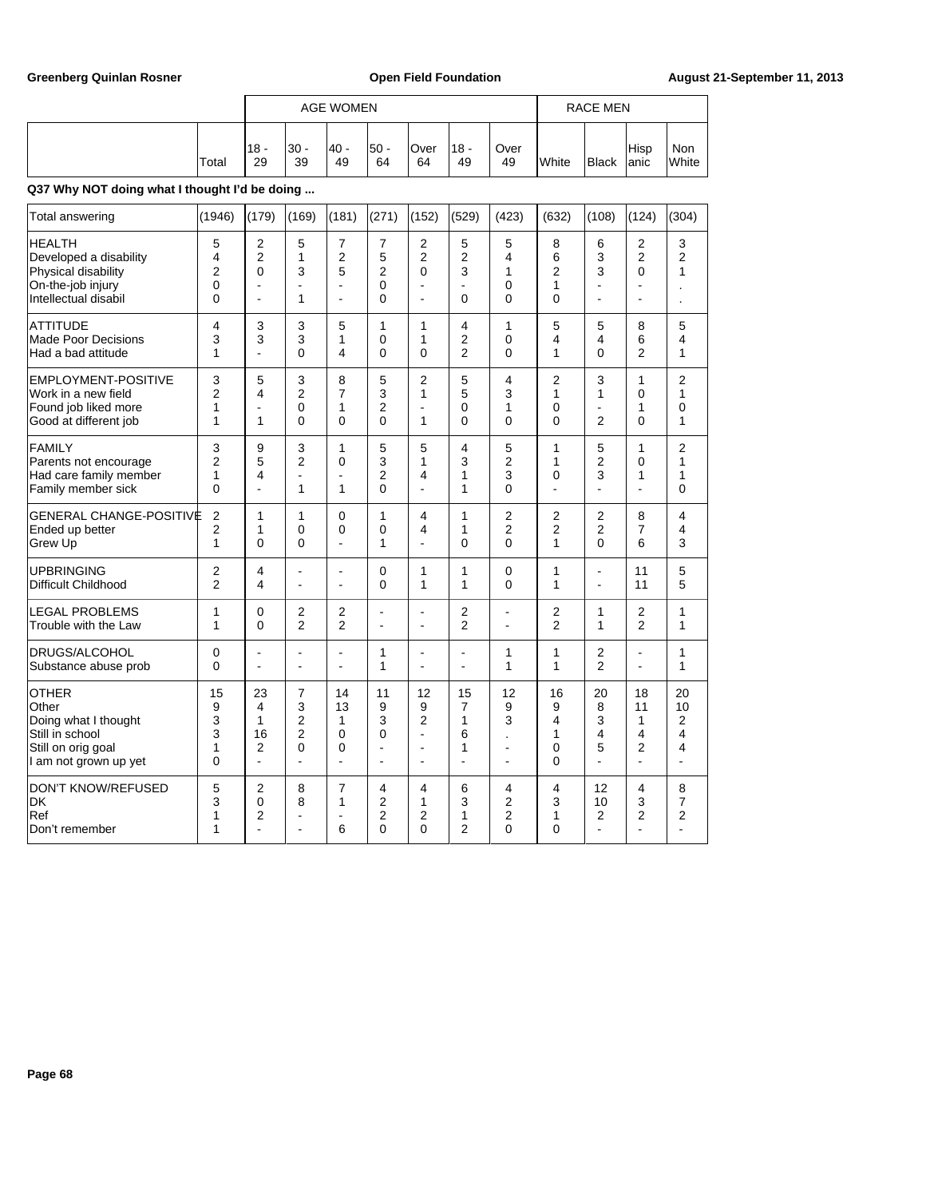**Q37 Why NOT doing what I thought I'd be doing ...**

| | | AGE WOMEN | | | | | | | RACE MEN | | | |
|---|---|---|---|---|---|---|---|---|---|---|---|---|
| | Total | 18 - 29 | 30 - 39 | 40 - 49 | 50 - 64 | Over 64 | 18 - 49 | Over 49 | White | Black | Hispanic | Non White |
| Total answering | (1946) | (179) | (169) | (181) | (271) | (152) | (529) | (423) | (632) | (108) | (124) | (304) |
| HEALTH | 5 | 2 | 5 | 7 | 7 | 2 | 5 | 5 | 8 | 6 | 2 | 3 |
| Developed a disability | 4 | 2 | 1 | 2 | 5 | 2 | 2 | 4 | 6 | 3 | 2 | 2 |
| Physical disability | 2 | 0 | 3 | 5 | 2 | 0 | 3 | 1 | 2 | 3 | 0 | 1 |
| On-the-job injury | 0 | - | - | - | 0 | - | - | 0 | 1 | - | - | . |
| Intellectual disabil | 0 | - | 1 | - | 0 | - | 0 | 0 | 0 | - | - | . |
| ATTITUDE | 4 | 3 | 3 | 5 | 1 | 1 | 4 | 1 | 5 | 5 | 8 | 5 |
| Made Poor Decisions | 3 | 3 | 3 | 1 | 0 | 1 | 2 | 0 | 4 | 4 | 6 | 4 |
| Had a bad attitude | 1 | - | 0 | 4 | 0 | 0 | 2 | 0 | 1 | 0 | 2 | 1 |
| EMPLOYMENT-POSITIVE | 3 | 5 | 3 | 8 | 5 | 2 | 5 | 4 | 2 | 3 | 1 | 2 |
| Work in a new field | 2 | 4 | 2 | 7 | 3 | 1 | 5 | 3 | 1 | 1 | 0 | 1 |
| Found job liked more | 1 | - | 0 | 1 | 2 | - | 0 | 1 | 0 | - | 1 | 0 |
| Good at different job | 1 | 1 | 0 | 0 | 0 | 1 | 0 | 0 | 0 | 2 | 0 | 1 |
| FAMILY | 3 | 9 | 3 | 1 | 5 | 5 | 4 | 5 | 1 | 5 | 1 | 2 |
| Parents not encourage | 2 | 5 | 2 | 0 | 3 | 1 | 3 | 2 | 1 | 2 | 0 | 1 |
| Had care family member | 1 | 4 | - | - | 2 | 4 | 1 | 3 | 0 | 3 | 1 | 1 |
| Family member sick | 0 | - | 1 | 1 | 0 | - | 1 | 0 | - | - | - | 0 |
| GENERAL CHANGE-POSITIVE | 2 | 1 | 1 | 0 | 1 | 4 | 1 | 2 | 2 | 2 | 8 | 4 |
| Ended up better | 2 | 1 | 0 | 0 | 0 | 4 | 1 | 2 | 2 | 2 | 7 | 4 |
| Grew Up | 1 | 0 | 0 | - | 1 | - | 0 | 0 | 1 | 0 | 6 | 3 |
| UPBRINGING | 2 | 4 | - | - | 0 | 1 | 1 | 0 | 1 | - | 11 | 5 |
| Difficult Childhood | 2 | 4 | - | - | 0 | 1 | 1 | 0 | 1 | - | 11 | 5 |
| LEGAL PROBLEMS | 1 | 0 | 2 | 2 | - | - | 2 | - | 2 | 1 | 2 | 1 |
| Trouble with the Law | 1 | 0 | 2 | 2 | - | - | 2 | - | 2 | 1 | 2 | 1 |
| DRUGS/ALCOHOL | 0 | - | - | - | 1 | - | - | 1 | 1 | 2 | - | 1 |
| Substance abuse prob | 0 | - | - | - | 1 | - | - | 1 | 1 | 2 | - | 1 |
| OTHER | 15 | 23 | 7 | 14 | 11 | 12 | 15 | 12 | 16 | 20 | 18 | 20 |
| Other | 9 | 4 | 3 | 13 | 9 | 9 | 7 | 9 | 9 | 8 | 11 | 10 |
| Doing what I thought | 3 | 1 | 2 | 1 | 3 | 2 | 1 | 3 | 4 | 3 | 1 | 2 |
| Still in school | 3 | 16 | 2 | 0 | 0 | - | 6 | . | 1 | 4 | 4 | 4 |
| Still on orig goal | 1 | 2 | 0 | 0 | - | - | 1 | - | 0 | 5 | 2 | 4 |
| I am not grown up yet | 0 | - | - | - | - | - | - | - | 0 | - | - | - |
| DON'T KNOW/REFUSED | 5 | 2 | 8 | 7 | 4 | 4 | 6 | 4 | 4 | 12 | 4 | 8 |
| DK | 3 | 0 | 8 | 1 | 2 | 1 | 3 | 2 | 3 | 10 | 3 | 7 |
| Ref | 1 | 2 | - | - | 2 | 2 | 1 | 2 | 1 | 2 | 2 | 2 |
| Don't remember | 1 | - | - | 6 | 0 | 0 | 2 | 0 | 0 | - | - | - |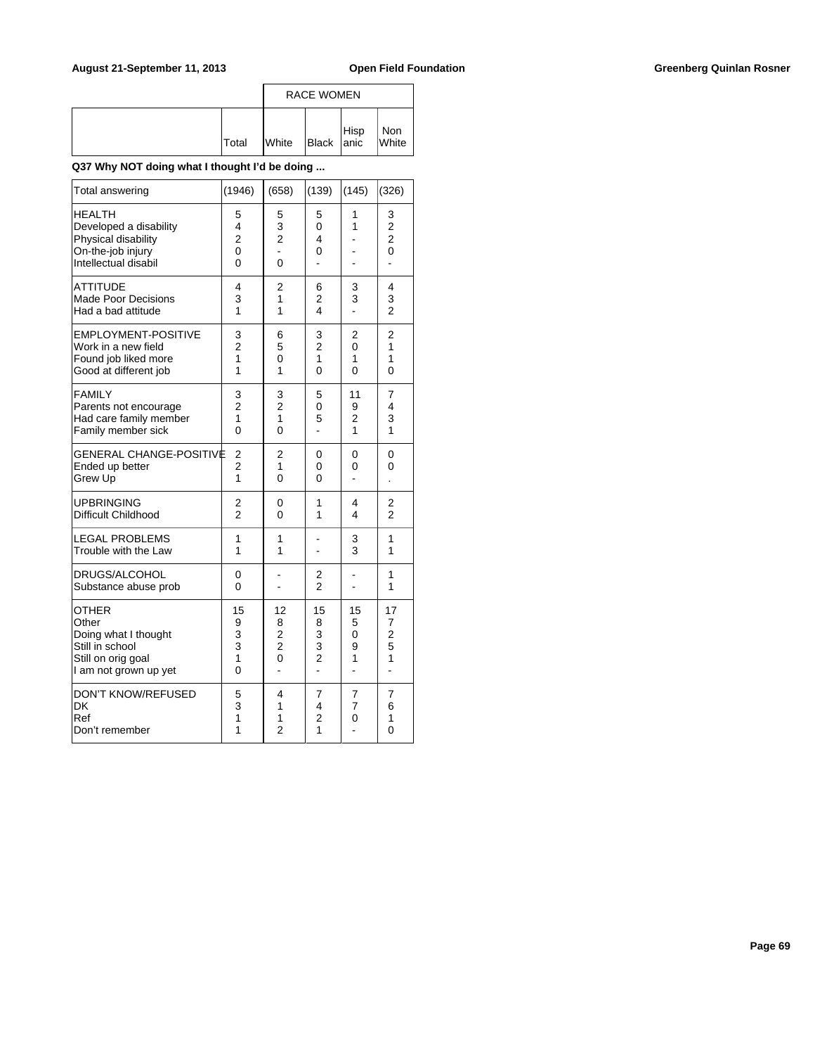| | Total | RACE WOMEN White | Black | Hispanic | Non White |
|---|---|---|---|---|---|

**Q37 Why NOT doing what I thought I'd be doing ...**

| | Total | White | Black | Hispanic | Non White |
|---|---|---|---|---|---|
| Total answering | (1946) | (658) | (139) | (145) | (326) |
| HEALTH | 5 | 5 | 5 | 1 | 3 |
| Developed a disability | 4 | 3 | 0 | 1 | 2 |
| Physical disability | 2 | 2 | 4 | - | 2 |
| On-the-job injury | 0 | - | 0 | - | 0 |
| Intellectual disabil | 0 | 0 | - | - | - |
| ATTITUDE | 4 | 2 | 6 | 3 | 4 |
| Made Poor Decisions | 3 | 1 | 2 | 3 | 3 |
| Had a bad attitude | 1 | 1 | 4 | - | 2 |
| EMPLOYMENT-POSITIVE | 3 | 6 | 3 | 2 | 2 |
| Work in a new field | 2 | 5 | 2 | 0 | 1 |
| Found job liked more | 1 | 0 | 1 | 1 | 1 |
| Good at different job | 1 | 1 | 0 | 0 | 0 |
| FAMILY | 3 | 3 | 5 | 11 | 7 |
| Parents not encourage | 2 | 2 | 0 | 9 | 4 |
| Had care family member | 1 | 1 | 5 | 2 | 3 |
| Family member sick | 0 | 0 | - | 1 | 1 |
| GENERAL CHANGE-POSITIVE | 2 | 2 | 0 | 0 | 0 |
| Ended up better | 2 | 1 | 0 | 0 | 0 |
| Grew Up | 1 | 0 | 0 | - | . |
| UPBRINGING | 2 | 0 | 1 | 4 | 2 |
| Difficult Childhood | 2 | 0 | 1 | 4 | 2 |
| LEGAL PROBLEMS | 1 | 1 | - | 3 | 1 |
| Trouble with the Law | 1 | 1 | - | 3 | 1 |
| DRUGS/ALCOHOL | 0 | - | 2 | - | 1 |
| Substance abuse prob | 0 | - | 2 | - | 1 |
| OTHER | 15 | 12 | 15 | 15 | 17 |
| Other | 9 | 8 | 8 | 5 | 7 |
| Doing what I thought | 3 | 2 | 3 | 0 | 2 |
| Still in school | 3 | 2 | 3 | 9 | 5 |
| Still on orig goal | 1 | 0 | 2 | 1 | 1 |
| I am not grown up yet | 0 | - | - | - | - |
| DON'T KNOW/REFUSED | 5 | 4 | 7 | 7 | 7 |
| DK | 3 | 1 | 4 | 7 | 6 |
| Ref | 1 | 1 | 2 | 0 | 1 |
| Don't remember | 1 | 2 | 1 | - | 0 |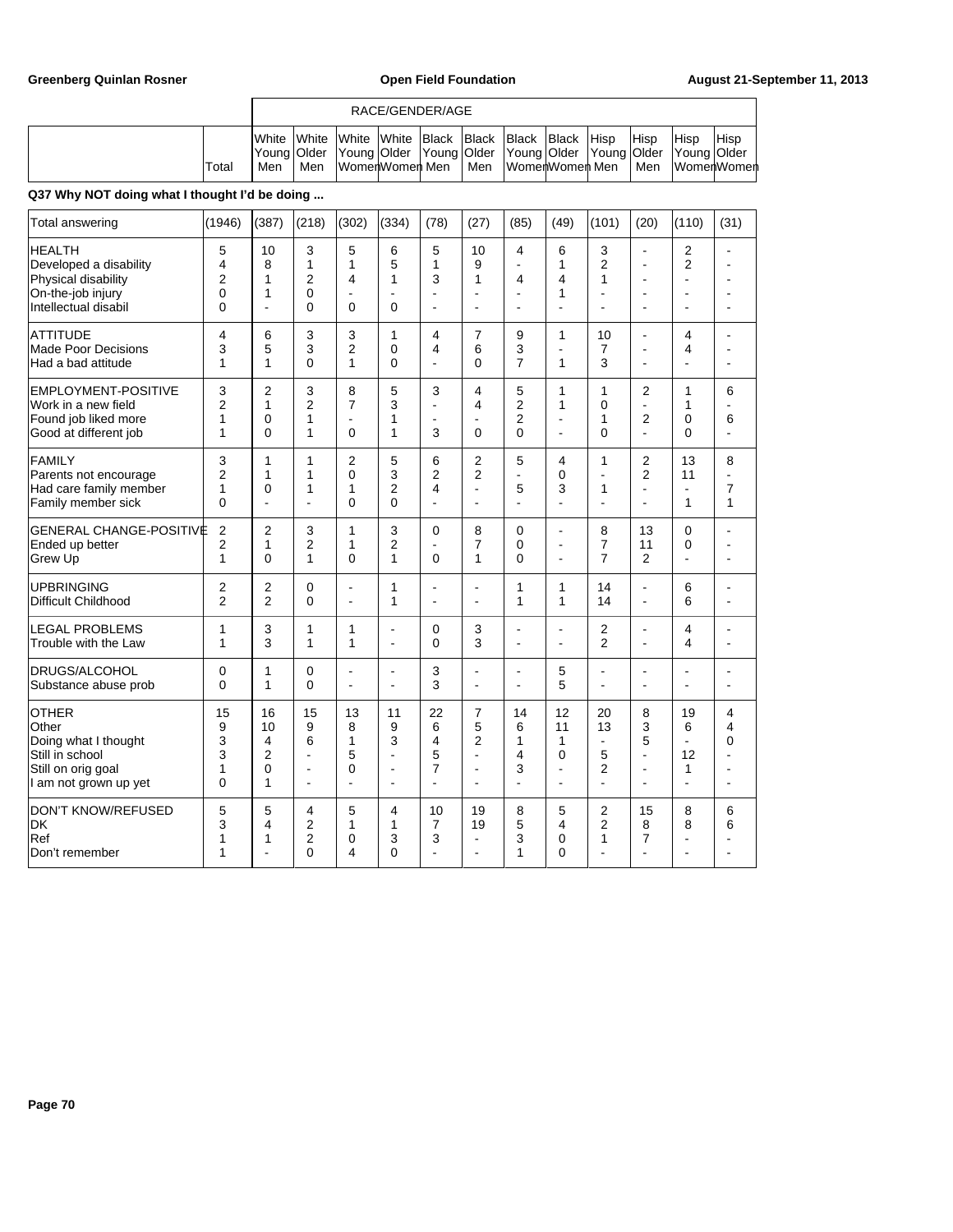Greenberg Quinlan Rosner | Open Field Foundation | August 21-September 11, 2013

| | | RACE/GENDER/AGE | | | | | | | | | | | |
|---|---|---|---|---|---|---|---|---|---|---|---|---|---|
| | Total | White Young Men | White Older Men | White Young Women | White Older Women | Black Young Men | Black Older Men | Black Young Women | Black Older Women | Hisp Young Men | Hisp Older Men | Hisp Young Women | Hisp Older Women |

**Q37 Why NOT doing what I thought I'd be doing ...**

| | Total | White Young Men | White Older Men | White Young Women | White Older Women | Black Young Men | Black Older Men | Black Young Women | Black Older Women | Hisp Young Men | Hisp Older Men | Hisp Young Women | Hisp Older Women |
|---|---|---|---|---|---|---|---|---|---|---|---|---|---|
| Total answering | (1946) | (387) | (218) | (302) | (334) | (78) | (27) | (85) | (49) | (101) | (20) | (110) | (31) |
| HEALTH | 5 | 10 | 3 | 5 | 6 | 5 | 10 | 4 | 6 | 3 | - | 2 | - |
| Developed a disability | 4 | 8 | 1 | 1 | 5 | 1 | 9 | - | 1 | 2 | - | 2 | - |
| Physical disability | 2 | 1 | 2 | 4 | 1 | 3 | 1 | 4 | 4 | 1 | - | - | - |
| On-the-job injury | 0 | 1 | 0 | - | - | - | - | - | 1 | - | - | - | - |
| Intellectual disabil | 0 | - | 0 | 0 | 0 | - | - | - | - | - | - | - | - |
| ATTITUDE | 4 | 6 | 3 | 3 | 1 | 4 | 7 | 9 | 1 | 10 | - | 4 | - |
| Made Poor Decisions | 3 | 5 | 3 | 2 | 0 | 4 | 6 | 3 | - | 7 | - | 4 | - |
| Had a bad attitude | 1 | 1 | 0 | 1 | 0 | - | 0 | 7 | 1 | 3 | - | - | - |
| EMPLOYMENT-POSITIVE | 3 | 2 | 3 | 8 | 5 | 3 | 4 | 5 | 1 | 1 | 2 | 1 | 6 |
| Work in a new field | 2 | 1 | 2 | 7 | 3 | - | 4 | 2 | 1 | 0 | - | 1 | - |
| Found job liked more | 1 | 0 | 1 | - | 1 | - | - | 2 | - | 1 | 2 | 0 | 6 |
| Good at different job | 1 | 0 | 1 | 0 | 1 | 3 | 0 | 0 | - | 0 | - | 0 | - |
| FAMILY | 3 | 1 | 1 | 2 | 5 | 6 | 2 | 5 | 4 | 1 | 2 | 13 | 8 |
| Parents not encourage | 2 | 1 | 1 | 0 | 3 | 2 | 2 | - | 0 | - | 2 | 11 | - |
| Had care family member | 1 | 0 | 1 | 1 | 2 | 4 | - | 5 | 3 | 1 | - | - | 7 |
| Family member sick | 0 | - | - | 0 | 0 | - | - | - | - | - | - | 1 | 1 |
| GENERAL CHANGE-POSITIVE | 2 | 2 | 3 | 1 | 3 | 0 | 8 | 0 | - | 8 | 13 | 0 | - |
| Ended up better | 2 | 1 | 2 | 1 | 2 | - | 7 | 0 | - | 7 | 11 | 0 | - |
| Grew Up | 1 | 0 | 1 | 0 | 1 | 0 | 1 | 0 | - | 7 | 2 | - | - |
| UPBRINGING | 2 | 2 | 0 | - | 1 | - | - | 1 | 1 | 14 | - | 6 | - |
| Difficult Childhood | 2 | 2 | 0 | - | 1 | - | - | 1 | 1 | 14 | - | 6 | - |
| LEGAL PROBLEMS | 1 | 3 | 1 | 1 | - | 0 | 3 | - | - | 2 | - | 4 | - |
| Trouble with the Law | 1 | 3 | 1 | 1 | - | 0 | 3 | - | - | 2 | - | 4 | - |
| DRUGS/ALCOHOL | 0 | 1 | 0 | - | - | 3 | - | - | 5 | - | - | - | - |
| Substance abuse prob | 0 | 1 | 0 | - | - | 3 | - | - | 5 | - | - | - | - |
| OTHER | 15 | 16 | 15 | 13 | 11 | 22 | 7 | 14 | 12 | 20 | 8 | 19 | 4 |
| Other | 9 | 10 | 9 | 8 | 9 | 6 | 5 | 6 | 11 | 13 | 3 | 6 | 4 |
| Doing what I thought | 3 | 4 | 6 | 1 | 3 | 4 | 2 | 1 | 1 | - | 5 | - | 0 |
| Still in school | 3 | 2 | - | 5 | - | 5 | - | 4 | 0 | 5 | - | 12 | - |
| Still on orig goal | 1 | 0 | - | 0 | - | 7 | - | 3 | - | 2 | - | 1 | - |
| I am not grown up yet | 0 | 1 | - | - | - | - | - | - | - | - | - | - | - |
| DON'T KNOW/REFUSED | 5 | 5 | 4 | 5 | 4 | 10 | 19 | 8 | 5 | 2 | 15 | 8 | 6 |
| DK | 3 | 4 | 2 | 1 | 1 | 7 | 19 | 5 | 4 | 2 | 8 | 8 | 6 |
| Ref | 1 | 1 | 2 | 0 | 3 | 3 | - | 3 | 0 | 1 | 7 | - | - |
| Don't remember | 1 | - | 0 | 4 | 0 | - | - | 1 | 0 | - | - | - | - |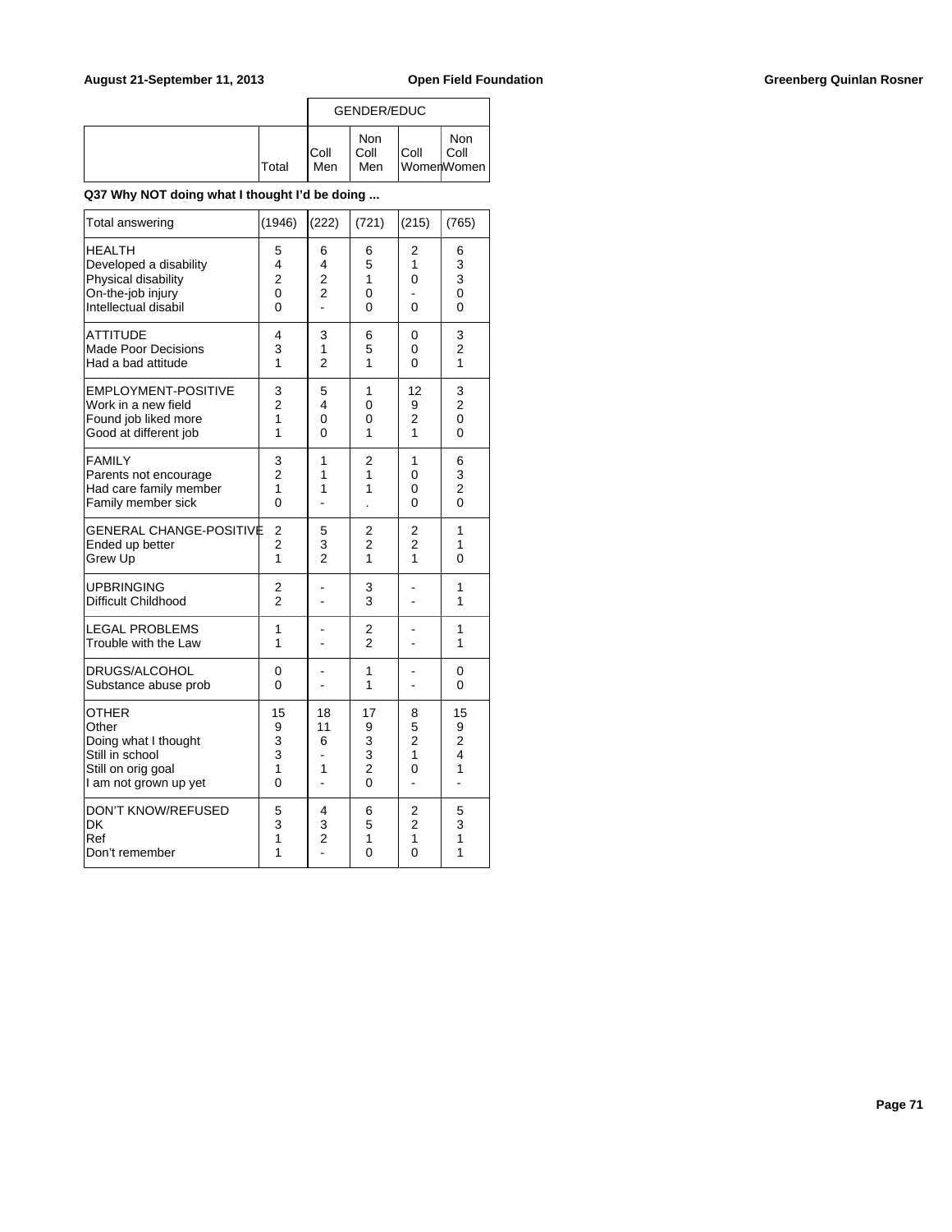### Q37 Why NOT doing what I thought I'd be doing ...

| | Total | GENDER/EDUC Coll Men | Non Coll Men | Coll Women | Non Coll Women |
|---|---|---|---|---|---|
| Total answering | (1946) | (222) | (721) | (215) | (765) |
| HEALTH | 5 | 6 | 6 | 2 | 6 |
| Developed a disability | 4 | 4 | 5 | 1 | 3 |
| Physical disability | 2 | 2 | 1 | 0 | 3 |
| On-the-job injury | 0 | 2 | 0 | - | 0 |
| Intellectual disabil | 0 | - | 0 | 0 | 0 |
| ATTITUDE | 4 | 3 | 6 | 0 | 3 |
| Made Poor Decisions | 3 | 1 | 5 | 0 | 2 |
| Had a bad attitude | 1 | 2 | 1 | 0 | 1 |
| EMPLOYMENT-POSITIVE | 3 | 5 | 1 | 12 | 3 |
| Work in a new field | 2 | 4 | 0 | 9 | 2 |
| Found job liked more | 1 | 0 | 0 | 2 | 0 |
| Good at different job | 1 | 0 | 1 | 1 | 0 |
| FAMILY | 3 | 1 | 2 | 1 | 6 |
| Parents not encourage | 2 | 1 | 1 | 0 | 3 |
| Had care family member | 1 | 1 | 1 | 0 | 2 |
| Family member sick | 0 | - | . | 0 | 0 |
| GENERAL CHANGE-POSITIVE | 2 | 5 | 2 | 2 | 1 |
| Ended up better | 2 | 3 | 2 | 2 | 1 |
| Grew Up | 1 | 2 | 1 | 1 | 0 |
| UPBRINGING | 2 | - | 3 | - | 1 |
| Difficult Childhood | 2 | - | 3 | - | 1 |
| LEGAL PROBLEMS | 1 | - | 2 | - | 1 |
| Trouble with the Law | 1 | - | 2 | - | 1 |
| DRUGS/ALCOHOL | 0 | - | 1 | - | 0 |
| Substance abuse prob | 0 | - | 1 | - | 0 |
| OTHER | 15 | 18 | 17 | 8 | 15 |
| Other | 9 | 11 | 9 | 5 | 9 |
| Doing what I thought | 3 | 6 | 3 | 2 | 2 |
| Still in school | 3 | - | 3 | 1 | 4 |
| Still on orig goal | 1 | 1 | 2 | 0 | 1 |
| I am not grown up yet | 0 | - | 0 | - | - |
| DON'T KNOW/REFUSED | 5 | 4 | 6 | 2 | 5 |
| DK | 3 | 3 | 5 | 2 | 3 |
| Ref | 1 | 2 | 1 | 1 | 1 |
| Don't remember | 1 | - | 0 | 0 | 1 |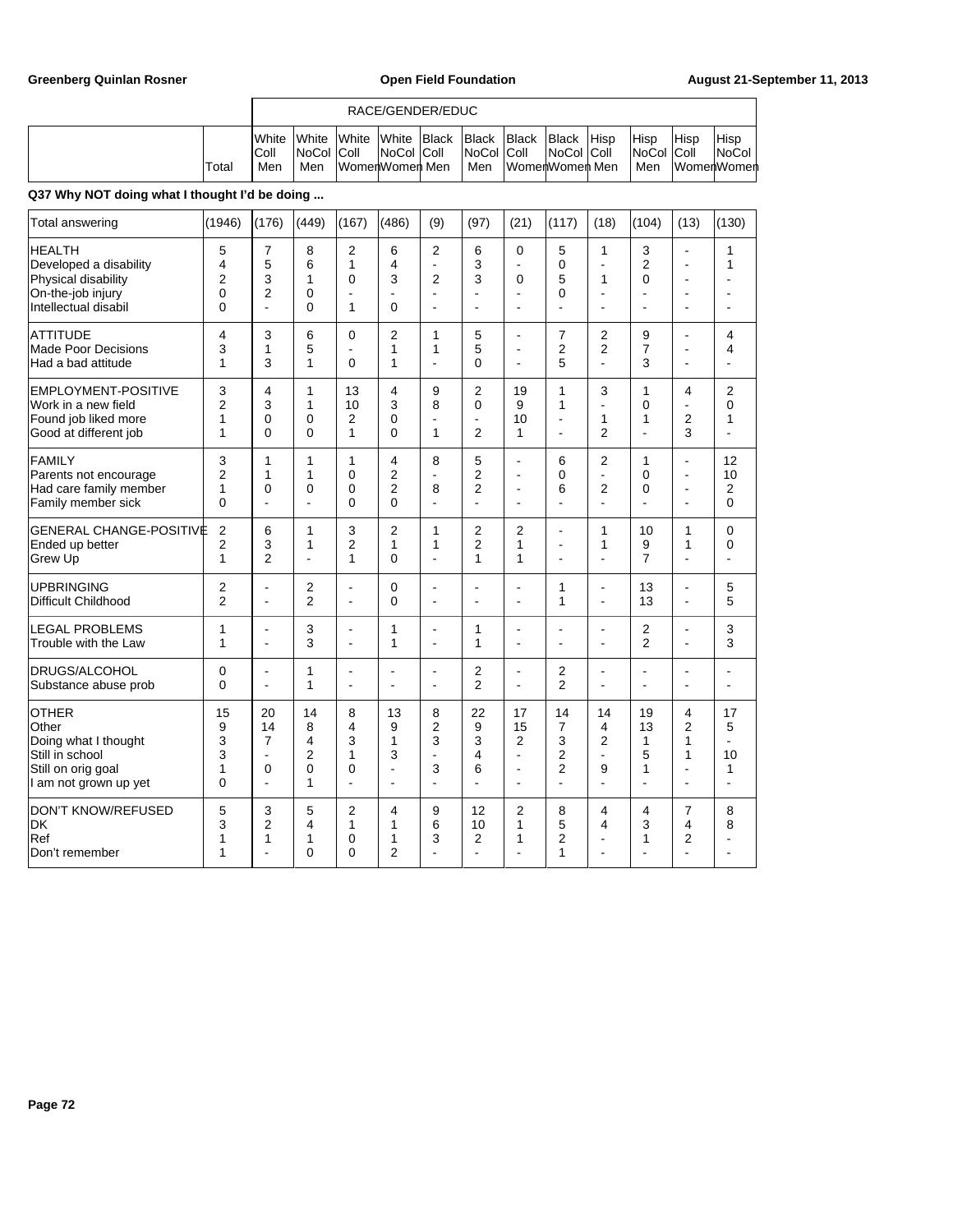Greenberg Quinlan Rosner | Open Field Foundation | August 21-September 11, 2013

## Q37 Why NOT doing what I thought I'd be doing ...

| | Total | White Coll Men | White NoCol Men | White Coll Women | White NoCol Women | Black Coll Men | Black NoCol Men | Black Coll Women | Black NoCol Women | Hisp Coll Men | Hisp NoCol Men | Hisp Coll Women | Hisp NoCol Women |
|---|---|---|---|---|---|---|---|---|---|---|---|---|---|
| | | RACE/GENDER/EDUC | | | | | | | | | | | |
| Total answering | (1946) | (176) | (449) | (167) | (486) | (9) | (97) | (21) | (117) | (18) | (104) | (13) | (130) |
| HEALTH | 5 | 7 | 8 | 2 | 6 | 2 | 6 | 0 | 5 | 1 | 3 | - | 1 |
| Developed a disability | 4 | 5 | 6 | 1 | 4 | - | 3 | - | 0 | - | 2 | - | 1 |
| Physical disability | 2 | 3 | 1 | 0 | 3 | 2 | 3 | 0 | 5 | 1 | 0 | - | - |
| On-the-job injury | 0 | 2 | 0 | - | - | - | - | - | 0 | - | - | - | - |
| Intellectual disabil | 0 | - | 0 | 1 | 0 | - | - | - | - | - | - | - | - |
| ATTITUDE | 4 | 3 | 6 | 0 | 2 | 1 | 5 | - | 7 | 2 | 9 | - | 4 |
| Made Poor Decisions | 3 | 1 | 5 | - | 1 | 1 | 5 | - | 2 | 2 | 7 | - | 4 |
| Had a bad attitude | 1 | 3 | 1 | 0 | 1 | - | 0 | - | 5 | - | 3 | - | - |
| EMPLOYMENT-POSITIVE | 3 | 4 | 1 | 13 | 4 | 9 | 2 | 19 | 1 | 3 | 1 | 4 | 2 |
| Work in a new field | 2 | 3 | 1 | 10 | 3 | 8 | 0 | 9 | 1 | - | 0 | - | 0 |
| Found job liked more | 1 | 0 | 0 | 2 | 0 | - | - | 10 | - | 1 | 1 | 2 | 1 |
| Good at different job | 1 | 0 | 0 | 1 | 0 | 1 | 2 | 1 | - | 2 | - | 3 | - |
| FAMILY | 3 | 1 | 1 | 1 | 4 | 8 | 5 | - | 6 | 2 | 1 | - | 12 |
| Parents not encourage | 2 | 1 | 1 | 0 | 2 | - | 2 | - | 0 | - | 0 | - | 10 |
| Had care family member | 1 | 0 | 0 | 0 | 2 | 8 | 2 | - | 6 | 2 | 0 | - | 2 |
| Family member sick | 0 | - | - | 0 | 0 | - | - | - | - | - | - | - | 0 |
| GENERAL CHANGE-POSITIVE | 2 | 6 | 1 | 3 | 2 | 1 | 2 | 2 | - | 1 | 10 | 1 | 0 |
| Ended up better | 2 | 3 | 1 | 2 | 1 | 1 | 2 | 1 | - | 1 | 9 | 1 | 0 |
| Grew Up | 1 | 2 | - | 1 | 0 | - | 1 | 1 | - | - | 7 | - | - |
| UPBRINGING | 2 | - | 2 | - | 0 | - | - | - | 1 | - | 13 | - | 5 |
| Difficult Childhood | 2 | - | 2 | - | 0 | - | - | - | 1 | - | 13 | - | 5 |
| LEGAL PROBLEMS | 1 | - | 3 | - | 1 | - | 1 | - | - | - | 2 | - | 3 |
| Trouble with the Law | 1 | - | 3 | - | 1 | - | 1 | - | - | - | 2 | - | 3 |
| DRUGS/ALCOHOL | 0 | - | 1 | - | - | - | 2 | - | 2 | - | - | - | - |
| Substance abuse prob | 0 | - | 1 | - | - | - | 2 | - | 2 | - | - | - | - |
| OTHER | 15 | 20 | 14 | 8 | 13 | 8 | 22 | 17 | 14 | 14 | 19 | 4 | 17 |
| Other | 9 | 14 | 8 | 4 | 9 | 2 | 9 | 15 | 7 | 4 | 13 | 2 | 5 |
| Doing what I thought | 3 | 7 | 4 | 3 | 1 | 3 | 3 | 2 | 3 | 2 | 1 | 1 | - |
| Still in school | 3 | - | 2 | 1 | 3 | - | 4 | - | 2 | - | 5 | 1 | 10 |
| Still on orig goal | 1 | 0 | 0 | 0 | - | 3 | 6 | - | 2 | 9 | 1 | - | 1 |
| I am not grown up yet | 0 | - | 1 | - | - | - | - | - | - | - | - | - | - |
| DON'T KNOW/REFUSED | 5 | 3 | 5 | 2 | 4 | 9 | 12 | 2 | 8 | 4 | 4 | 7 | 8 |
| DK | 3 | 2 | 4 | 1 | 1 | 6 | 10 | 1 | 5 | 4 | 3 | 4 | 8 |
| Ref | 1 | 1 | 1 | 0 | 1 | 3 | 2 | 1 | 2 | - | 1 | 2 | - |
| Don't remember | 1 | - | 0 | 0 | 2 | - | - | - | 1 | - | - | - | - |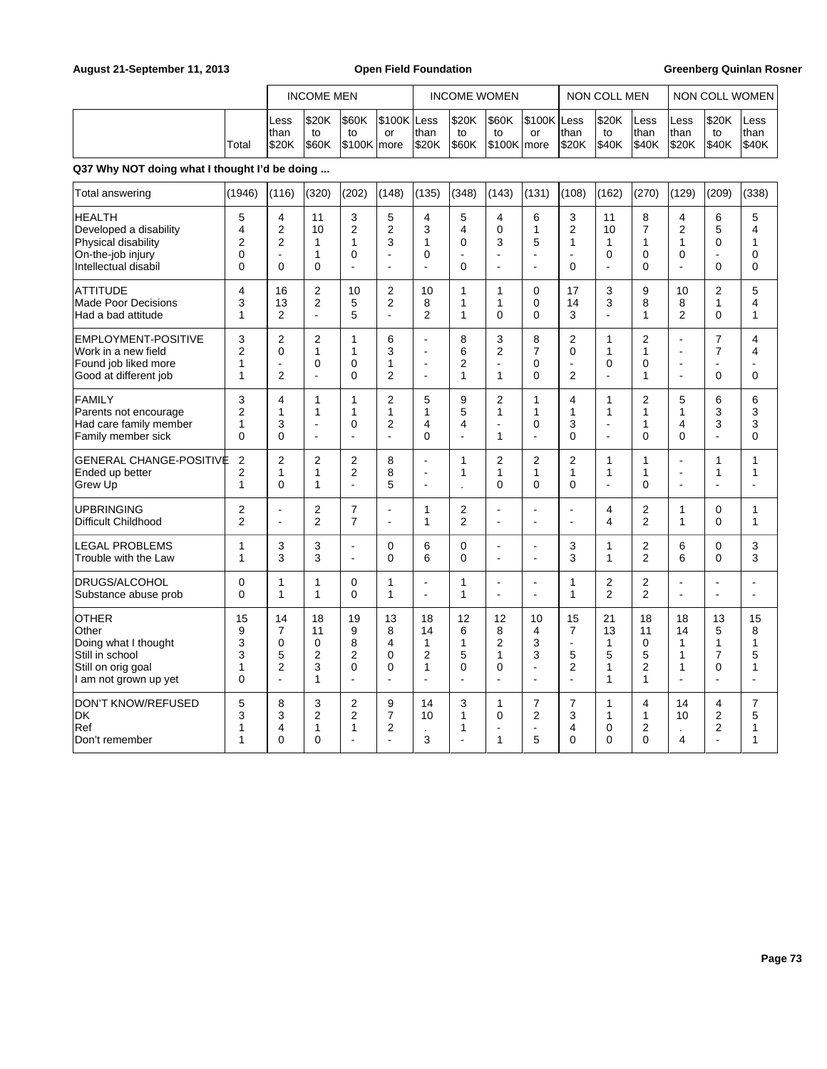| | | INCOME MEN | | | | INCOME WOMEN | | | | NON COLL MEN | | | NON COLL WOMEN | | |
|---|---|---|---|---|---|---|---|---|---|---|---|---|---|---|---|
| | Total | Less than $20K | $20K to $60K | $60K to $100K | $100K or more | Less than $20K | $20K to $60K | $60K to $100K | $100K or more | Less than $20K | $20K to $40K | Less than $40K | Less than $20K | $20K to $40K | Less than $40K |

**Q37 Why NOT doing what I thought I'd be doing ...**

| | Total | Men <$20K | Men $20K-$60K | Men $60K-$100K | Men $100K+ | Women <$20K | Women $20K-$60K | Women $60K-$100K | Women $100K+ | Non Coll Men <$20K | Non Coll Men $20K-$40K | Non Coll Men <$40K | Non Coll Women <$20K | Non Coll Women $20K-$40K | Non Coll Women <$40K |
|---|---|---|---|---|---|---|---|---|---|---|---|---|---|---|---|
| Total answering | (1946) | (116) | (320) | (202) | (148) | (135) | (348) | (143) | (131) | (108) | (162) | (270) | (129) | (209) | (338) |
| HEALTH | 5 | 4 | 11 | 3 | 5 | 4 | 5 | 4 | 6 | 3 | 11 | 8 | 4 | 6 | 5 |
| Developed a disability | 4 | 2 | 10 | 2 | 2 | 3 | 4 | 0 | 1 | 2 | 10 | 7 | 2 | 5 | 4 |
| Physical disability | 2 | 2 | 1 | 1 | 3 | 1 | 0 | 3 | 5 | 1 | 1 | 1 | 1 | 0 | 1 |
| On-the-job injury | 0 | - | 1 | 0 | - | 0 | - | - | - | - | 0 | 0 | 0 | - | 0 |
| Intellectual disabil | 0 | 0 | 0 | - | - | - | 0 | - | - | 0 | - | 0 | - | 0 | 0 |
| ATTITUDE | 4 | 16 | 2 | 10 | 2 | 10 | 1 | 1 | 0 | 17 | 3 | 9 | 10 | 2 | 5 |
| Made Poor Decisions | 3 | 13 | 2 | 5 | 2 | 8 | 1 | 1 | 0 | 14 | 3 | 8 | 8 | 1 | 4 |
| Had a bad attitude | 1 | 2 | - | 5 | - | 2 | 1 | 0 | 0 | 3 | - | 1 | 2 | 0 | 1 |
| EMPLOYMENT-POSITIVE | 3 | 2 | 2 | 1 | 6 | - | 8 | 3 | 8 | 2 | 1 | 2 | - | 7 | 4 |
| Work in a new field | 2 | 0 | 1 | 1 | 3 | - | 6 | 2 | 7 | 0 | 1 | 1 | - | 7 | 4 |
| Found job liked more | 1 | - | 0 | 0 | 1 | - | 2 | - | 0 | - | 0 | 0 | - | - | - |
| Good at different job | 1 | 2 | - | 0 | 2 | - | 1 | 1 | 0 | 2 | - | 1 | - | 0 | 0 |
| FAMILY | 3 | 4 | 1 | 1 | 2 | 5 | 9 | 2 | 1 | 4 | 1 | 2 | 5 | 6 | 6 |
| Parents not encourage | 2 | 1 | 1 | 1 | 1 | 1 | 5 | 1 | 1 | 1 | 1 | 1 | 1 | 3 | 3 |
| Had care family member | 1 | 3 | - | 0 | 2 | 4 | 4 | - | 0 | 3 | - | 1 | 4 | 3 | 3 |
| Family member sick | 0 | 0 | - | - | - | 0 | - | 1 | - | 0 | - | 0 | 0 | - | 0 |
| GENERAL CHANGE-POSITIVE | 2 | 2 | 2 | 2 | 8 | - | 1 | 2 | 2 | 2 | 1 | 1 | - | 1 | 1 |
| Ended up better | 2 | 1 | 1 | 2 | 8 | - | 1 | 1 | 1 | 1 | 1 | 1 | - | 1 | 1 |
| Grew Up | 1 | 0 | 1 | - | 5 | - | . | 0 | 0 | 0 | - | 0 | - | - | - |
| UPBRINGING | 2 | - | 2 | 7 | - | 1 | 2 | - | - | - | 4 | 2 | 1 | 0 | 1 |
| Difficult Childhood | 2 | - | 2 | 7 | - | 1 | 2 | - | - | - | 4 | 2 | 1 | 0 | 1 |
| LEGAL PROBLEMS | 1 | 3 | 3 | - | 0 | 6 | 0 | - | - | 3 | 1 | 2 | 6 | 0 | 3 |
| Trouble with the Law | 1 | 3 | 3 | - | 0 | 6 | 0 | - | - | 3 | 1 | 2 | 6 | 0 | 3 |
| DRUGS/ALCOHOL | 0 | 1 | 1 | 0 | 1 | - | 1 | - | - | 1 | 2 | 2 | - | - | - |
| Substance abuse prob | 0 | 1 | 1 | 0 | 1 | - | 1 | - | - | 1 | 2 | 2 | - | - | - |
| OTHER | 15 | 14 | 18 | 19 | 13 | 18 | 12 | 12 | 10 | 15 | 21 | 18 | 18 | 13 | 15 |
| Other | 9 | 7 | 11 | 9 | 8 | 14 | 6 | 8 | 4 | 7 | 13 | 11 | 14 | 5 | 8 |
| Doing what I thought | 3 | 0 | 0 | 8 | 4 | 1 | 1 | 2 | 3 | - | 1 | 0 | 1 | 1 | 1 |
| Still in school | 3 | 5 | 2 | 2 | 0 | 2 | 5 | 1 | 3 | 5 | 5 | 5 | 1 | 7 | 5 |
| Still on orig goal | 1 | 2 | 3 | 0 | 0 | 1 | 0 | 0 | - | 2 | 1 | 2 | 1 | 0 | 1 |
| I am not grown up yet | 0 | - | 1 | - | - | - | - | - | - | - | 1 | 1 | - | - | - |
| DON'T KNOW/REFUSED | 5 | 8 | 3 | 2 | 9 | 14 | 3 | 1 | 7 | 7 | 1 | 4 | 14 | 4 | 7 |
| DK | 3 | 3 | 2 | 2 | 7 | 10 | 1 | 0 | 2 | 3 | 1 | 1 | 10 | 2 | 5 |
| Ref | 1 | 4 | 1 | 1 | 2 | . | 1 | - | - | 4 | 0 | 2 | . | 2 | 1 |
| Don't remember | 1 | 0 | 0 | - | - | 3 | - | 1 | 5 | 0 | 0 | 0 | 4 | - | 1 |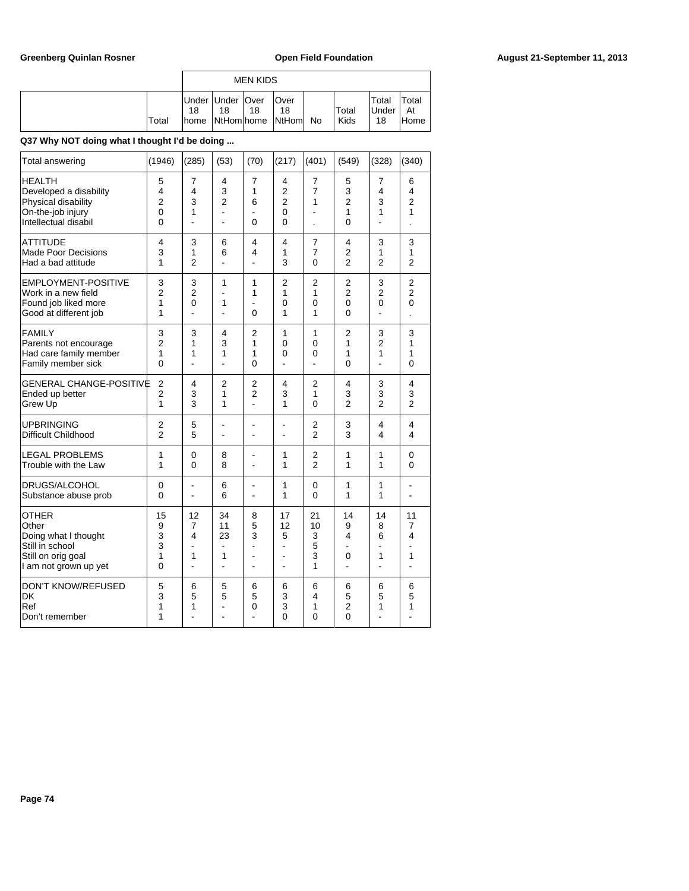Greenberg Quinlan Rosner | Open Field Foundation | August 21-September 11, 2013

**Q37 Why NOT doing what I thought I'd be doing ...**

| | Total | MEN KIDS | | | | | | | |
|---|---|---|---|---|---|---|---|---|---|
| | | Under 18 home | Under 18 NtHom | Over 18 home | Over 18 NtHom | No | Total Kids | Total Under 18 | Total At Home |
| Total answering | (1946) | (285) | (53) | (70) | (217) | (401) | (549) | (328) | (340) |
| HEALTH | 5 | 7 | 4 | 7 | 4 | 7 | 5 | 7 | 6 |
| Developed a disability | 4 | 4 | 3 | 1 | 2 | 7 | 3 | 4 | 4 |
| Physical disability | 2 | 3 | 2 | 6 | 2 | 1 | 2 | 3 | 2 |
| On-the-job injury | 0 | 1 | - | - | 0 | - | 1 | 1 | 1 |
| Intellectual disabil | 0 | - | - | 0 | 0 | . | 0 | - | . |
| ATTITUDE | 4 | 3 | 6 | 4 | 4 | 7 | 4 | 3 | 3 |
| Made Poor Decisions | 3 | 1 | 6 | 4 | 1 | 7 | 2 | 1 | 1 |
| Had a bad attitude | 1 | 2 | - | - | 3 | 0 | 2 | 2 | 2 |
| EMPLOYMENT-POSITIVE | 3 | 3 | 1 | 1 | 2 | 2 | 2 | 3 | 2 |
| Work in a new field | 2 | 2 | - | 1 | 1 | 1 | 2 | 2 | 2 |
| Found job liked more | 1 | 0 | 1 | - | 0 | 0 | 0 | 0 | 0 |
| Good at different job | 1 | - | - | 0 | 1 | 1 | 0 | - | . |
| FAMILY | 3 | 3 | 4 | 2 | 1 | 1 | 2 | 3 | 3 |
| Parents not encourage | 2 | 1 | 3 | 1 | 0 | 0 | 1 | 2 | 1 |
| Had care family member | 1 | 1 | 1 | 1 | 0 | 0 | 1 | 1 | 1 |
| Family member sick | 0 | - | - | 0 | - | - | 0 | - | 0 |
| GENERAL CHANGE-POSITIVE | 2 | 4 | 2 | 2 | 4 | 2 | 4 | 3 | 4 |
| Ended up better | 2 | 3 | 1 | 2 | 3 | 1 | 3 | 3 | 3 |
| Grew Up | 1 | 3 | 1 | - | 1 | 0 | 2 | 2 | 2 |
| UPBRINGING | 2 | 5 | - | - | - | 2 | 3 | 4 | 4 |
| Difficult Childhood | 2 | 5 | - | - | - | 2 | 3 | 4 | 4 |
| LEGAL PROBLEMS | 1 | 0 | 8 | - | 1 | 2 | 1 | 1 | 0 |
| Trouble with the Law | 1 | 0 | 8 | - | 1 | 2 | 1 | 1 | 0 |
| DRUGS/ALCOHOL | 0 | - | 6 | - | 1 | 0 | 1 | 1 | - |
| Substance abuse prob | 0 | - | 6 | - | 1 | 0 | 1 | 1 | - |
| OTHER | 15 | 12 | 34 | 8 | 17 | 21 | 14 | 14 | 11 |
| Other | 9 | 7 | 11 | 5 | 12 | 10 | 9 | 8 | 7 |
| Doing what I thought | 3 | 4 | 23 | 3 | 5 | 3 | 4 | 6 | 4 |
| Still in school | 3 | - | - | - | - | 5 | - | - | - |
| Still on orig goal | 1 | 1 | 1 | - | - | 3 | 0 | 1 | 1 |
| I am not grown up yet | 0 | - | - | - | - | 1 | - | - | - |
| DON'T KNOW/REFUSED | 5 | 6 | 5 | 6 | 6 | 6 | 6 | 6 | 6 |
| DK | 3 | 5 | 5 | 5 | 3 | 4 | 5 | 5 | 5 |
| Ref | 1 | 1 | - | 0 | 3 | 1 | 2 | 1 | 1 |
| Don't remember | 1 | - | - | - | 0 | 0 | 0 | - | - |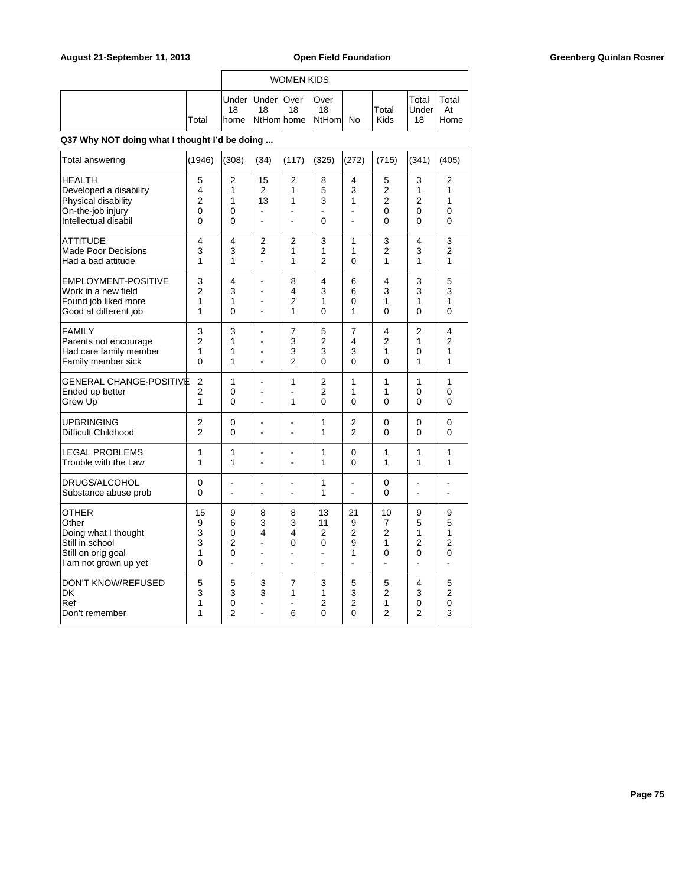| | Total | WOMEN KIDS Under 18 home | Under 18 NtHom | Over 18 home | Over 18 NtHom | No | Total Kids | Total Under 18 | Total At Home |
|---|---|---|---|---|---|---|---|---|---|

**Q37 Why NOT doing what I thought I'd be doing ...**

| | Total | Under 18 home | Under 18 NtHom | Over 18 home | Over 18 NtHom | No | Total Kids | Total Under 18 | Total At Home |
|---|---|---|---|---|---|---|---|---|---|
| Total answering | (1946) | (308) | (34) | (117) | (325) | (272) | (715) | (341) | (405) |
| HEALTH | 5 | 2 | 15 | 2 | 8 | 4 | 5 | 3 | 2 |
| Developed a disability | 4 | 1 | 2 | 1 | 5 | 3 | 2 | 1 | 1 |
| Physical disability | 2 | 1 | 13 | 1 | 3 | 1 | 2 | 2 | 1 |
| On-the-job injury | 0 | 0 | - | - | - | - | 0 | 0 | 0 |
| Intellectual disabil | 0 | 0 | - | - | 0 | - | 0 | 0 | 0 |
| ATTITUDE | 4 | 4 | 2 | 2 | 3 | 1 | 3 | 4 | 3 |
| Made Poor Decisions | 3 | 3 | 2 | 1 | 1 | 1 | 2 | 3 | 2 |
| Had a bad attitude | 1 | 1 | - | 1 | 2 | 0 | 1 | 1 | 1 |
| EMPLOYMENT-POSITIVE | 3 | 4 | - | 8 | 4 | 6 | 4 | 3 | 5 |
| Work in a new field | 2 | 3 | - | 4 | 3 | 6 | 3 | 3 | 3 |
| Found job liked more | 1 | 1 | - | 2 | 1 | 0 | 1 | 1 | 1 |
| Good at different job | 1 | 0 | - | 1 | 0 | 1 | 0 | 0 | 0 |
| FAMILY | 3 | 3 | - | 7 | 5 | 7 | 4 | 2 | 4 |
| Parents not encourage | 2 | 1 | - | 3 | 2 | 4 | 2 | 1 | 2 |
| Had care family member | 1 | 1 | - | 3 | 3 | 3 | 1 | 0 | 1 |
| Family member sick | 0 | 1 | - | 2 | 0 | 0 | 0 | 1 | 1 |
| GENERAL CHANGE-POSITIVE | 2 | 1 | - | 1 | 2 | 1 | 1 | 1 | 1 |
| Ended up better | 2 | 0 | - | - | 2 | 1 | 1 | 0 | 0 |
| Grew Up | 1 | 0 | - | 1 | 0 | 0 | 0 | 0 | 0 |
| UPBRINGING | 2 | 0 | - | - | 1 | 2 | 0 | 0 | 0 |
| Difficult Childhood | 2 | 0 | - | - | 1 | 2 | 0 | 0 | 0 |
| LEGAL PROBLEMS | 1 | 1 | - | - | 1 | 0 | 1 | 1 | 1 |
| Trouble with the Law | 1 | 1 | - | - | 1 | 0 | 1 | 1 | 1 |
| DRUGS/ALCOHOL | 0 | - | - | - | 1 | - | 0 | - | - |
| Substance abuse prob | 0 | - | - | - | 1 | - | 0 | - | - |
| OTHER | 15 | 9 | 8 | 8 | 13 | 21 | 10 | 9 | 9 |
| Other | 9 | 6 | 3 | 3 | 11 | 9 | 7 | 5 | 5 |
| Doing what I thought | 3 | 0 | 4 | 4 | 2 | 2 | 2 | 1 | 1 |
| Still in school | 3 | 2 | - | 0 | 0 | 9 | 1 | 2 | 2 |
| Still on orig goal | 1 | 0 | - | - | - | 1 | 0 | 0 | 0 |
| I am not grown up yet | 0 | - | - | - | - | - | - | - | - |
| DON'T KNOW/REFUSED | 5 | 5 | 3 | 7 | 3 | 5 | 5 | 4 | 5 |
| DK | 3 | 3 | 3 | 1 | 1 | 3 | 2 | 3 | 2 |
| Ref | 1 | 0 | - | - | 2 | 2 | 1 | 0 | 0 |
| Don't remember | 1 | 2 | - | 6 | 0 | 0 | 2 | 2 | 3 |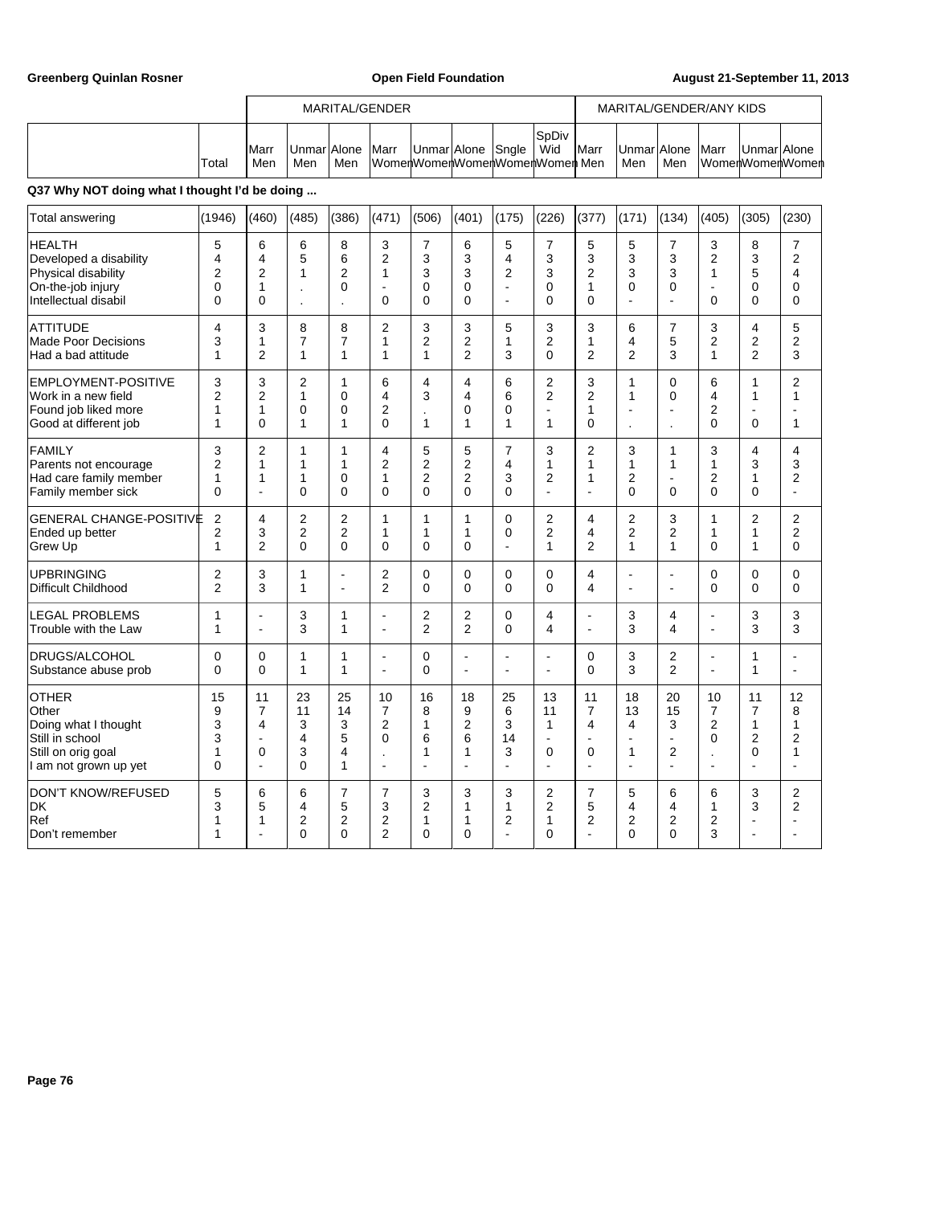| | | MARITAL/GENDER | | | | | | | | MARITAL/GENDER/ANY KIDS | | | | | |
|---|---|---|---|---|---|---|---|---|---|---|---|---|---|---|---|
| | Total | Marr Men | Unmar Men | Alone Men | Marr Women | Unmar Women | Alone Women | Sngle Women | SpDiv Wid Women | Marr Men | Unmar Men | Alone Men | Marr Women | Unmar Women | Alone Women |

**Q37 Why NOT doing what I thought I'd be doing ...**

| | Total | Marr Men | Unmar Men | Alone Men | Marr Women | Unmar Women | Alone Women | Sngle Women | SpDiv Wid Women | Marr Men (Kids) | Unmar Men (Kids) | Alone Men (Kids) | Marr Women (Kids) | Unmar Women (Kids) | Alone Women (Kids) |
|---|---|---|---|---|---|---|---|---|---|---|---|---|---|---|---|
| Total answering | (1946) | (460) | (485) | (386) | (471) | (506) | (401) | (175) | (226) | (377) | (171) | (134) | (405) | (305) | (230) |
| HEALTH | 5 | 6 | 6 | 8 | 3 | 7 | 6 | 5 | 7 | 5 | 5 | 7 | 3 | 8 | 7 |
| Developed a disability | 4 | 4 | 5 | 6 | 2 | 3 | 3 | 4 | 3 | 3 | 3 | 3 | 2 | 3 | 2 |
| Physical disability | 2 | 2 | 1 | 2 | 1 | 3 | 3 | 2 | 3 | 2 | 3 | 3 | 1 | 5 | 4 |
| On-the-job injury | 0 | 1 | . | 0 | - | 0 | 0 | - | 0 | 1 | 0 | 0 | - | 0 | 0 |
| Intellectual disabil | 0 | 0 | . | . | 0 | 0 | 0 | - | 0 | 0 | - | - | 0 | 0 | 0 |
| ATTITUDE | 4 | 3 | 8 | 8 | 2 | 3 | 3 | 5 | 3 | 3 | 6 | 7 | 3 | 4 | 5 |
| Made Poor Decisions | 3 | 1 | 7 | 7 | 1 | 2 | 2 | 1 | 2 | 1 | 4 | 5 | 2 | 2 | 2 |
| Had a bad attitude | 1 | 2 | 1 | 1 | 1 | 1 | 2 | 3 | 0 | 2 | 2 | 3 | 1 | 2 | 3 |
| EMPLOYMENT-POSITIVE | 3 | 3 | 2 | 1 | 6 | 4 | 4 | 6 | 2 | 3 | 1 | 0 | 6 | 1 | 2 |
| Work in a new field | 2 | 2 | 1 | 0 | 4 | 3 | 4 | 6 | 2 | 2 | 1 | 0 | 4 | 1 | 1 |
| Found job liked more | 1 | 1 | 0 | 0 | 2 | . | 0 | 0 | - | 1 | - | - | 2 | - | - |
| Good at different job | 1 | 0 | 1 | 1 | 0 | 1 | 1 | 1 | 1 | 0 | . | . | 0 | 0 | 1 |
| FAMILY | 3 | 2 | 1 | 1 | 4 | 5 | 5 | 7 | 3 | 2 | 3 | 1 | 3 | 4 | 4 |
| Parents not encourage | 2 | 1 | 1 | 1 | 2 | 2 | 2 | 4 | 1 | 1 | 1 | 1 | 1 | 3 | 3 |
| Had care family member | 1 | 1 | 1 | 0 | 1 | 2 | 2 | 3 | 2 | 1 | 2 | - | 2 | 1 | 2 |
| Family member sick | 0 | - | 0 | 0 | 0 | 0 | 0 | 0 | - | - | 0 | 0 | 0 | 0 | - |
| GENERAL CHANGE-POSITIVE | 2 | 4 | 2 | 2 | 1 | 1 | 1 | 0 | 2 | 4 | 2 | 3 | 1 | 2 | 2 |
| Ended up better | 2 | 3 | 2 | 2 | 1 | 1 | 1 | 0 | 2 | 4 | 2 | 2 | 1 | 1 | 2 |
| Grew Up | 1 | 2 | 0 | 0 | 0 | 0 | 0 | - | 1 | 2 | 1 | 1 | 0 | 1 | 0 |
| UPBRINGING | 2 | 3 | 1 | - | 2 | 0 | 0 | 0 | 0 | 4 | - | - | 0 | 0 | 0 |
| Difficult Childhood | 2 | 3 | 1 | - | 2 | 0 | 0 | 0 | 0 | 4 | - | - | 0 | 0 | 0 |
| LEGAL PROBLEMS | 1 | - | 3 | 1 | - | 2 | 2 | 0 | 4 | - | 3 | 4 | - | 3 | 3 |
| Trouble with the Law | 1 | - | 3 | 1 | - | 2 | 2 | 0 | 4 | - | 3 | 4 | - | 3 | 3 |
| DRUGS/ALCOHOL | 0 | 0 | 1 | 1 | - | 0 | - | - | - | 0 | 3 | 2 | - | 1 | - |
| Substance abuse prob | 0 | 0 | 1 | 1 | - | 0 | - | - | - | 0 | 3 | 2 | - | 1 | - |
| OTHER | 15 | 11 | 23 | 25 | 10 | 16 | 18 | 25 | 13 | 11 | 18 | 20 | 10 | 11 | 12 |
| Other | 9 | 7 | 11 | 14 | 7 | 8 | 9 | 6 | 11 | 7 | 13 | 15 | 7 | 7 | 8 |
| Doing what I thought | 3 | 4 | 3 | 3 | 2 | 1 | 2 | 3 | 1 | 4 | 4 | 3 | 2 | 1 | 1 |
| Still in school | 3 | - | 4 | 5 | 0 | 6 | 6 | 14 | - | - | - | - | 0 | 2 | 2 |
| Still on orig goal | 1 | 0 | 3 | 4 | . | 1 | 1 | 3 | 0 | 0 | 1 | 2 | . | 0 | 1 |
| I am not grown up yet | 0 | - | 0 | 1 | - | - | - | - | - | - | - | - | - | - | - |
| DON'T KNOW/REFUSED | 5 | 6 | 6 | 7 | 7 | 3 | 3 | 3 | 2 | 7 | 5 | 6 | 6 | 3 | 2 |
| DK | 3 | 5 | 4 | 5 | 3 | 2 | 1 | 1 | 2 | 5 | 4 | 4 | 1 | 3 | 2 |
| Ref | 1 | 1 | 2 | 2 | 2 | 1 | 1 | 2 | 1 | 2 | 2 | 2 | 2 | - | - |
| Don't remember | 1 | - | 0 | 0 | 2 | 0 | 0 | - | 0 | - | 0 | 0 | 3 | - | - |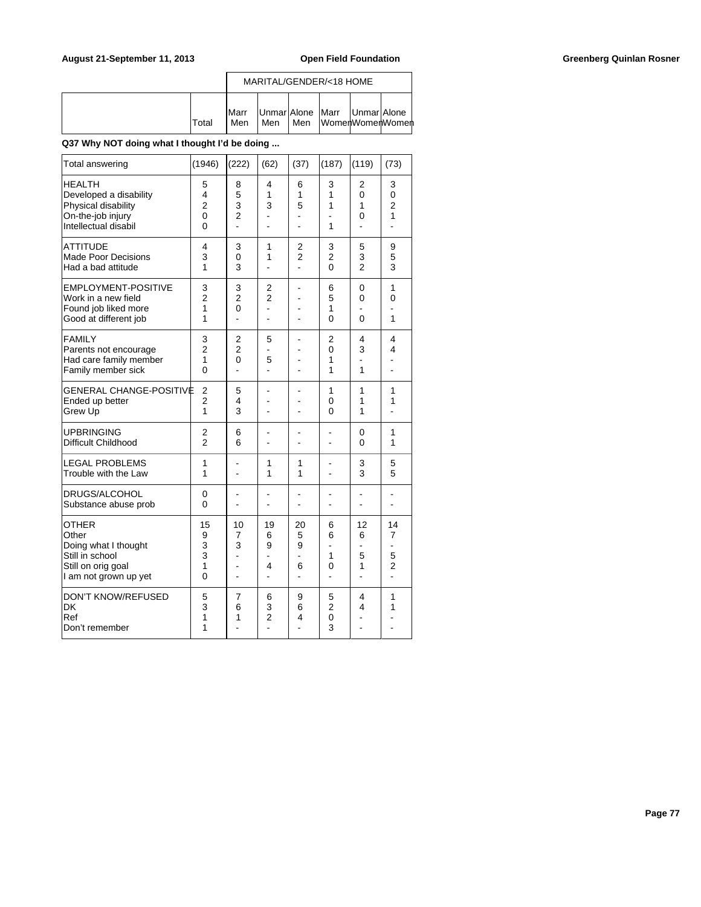| | Total | MARITAL/GENDER/<18 HOME | | | | | |
|---|---|---|---|---|---|---|---|
| | | Marr Men | Unmar Men | Alone Men | Marr Women | Unmar Women | Alone Women |

**Q37 Why NOT doing what I thought I'd be doing ...**

| | Total | Marr Men | Unmar Men | Alone Men | Marr Women | Unmar Women | Alone Women |
|---|---|---|---|---|---|---|---|
| Total answering | (1946) | (222) | (62) | (37) | (187) | (119) | (73) |
| HEALTH | 5 | 8 | 4 | 6 | 3 | 2 | 3 |
| Developed a disability | 4 | 5 | 1 | 1 | 1 | 0 | 0 |
| Physical disability | 2 | 3 | 3 | 5 | 1 | 1 | 2 |
| On-the-job injury | 0 | 2 | - | - | - | 0 | 1 |
| Intellectual disabil | 0 | - | - | - | 1 | - | - |
| ATTITUDE | 4 | 3 | 1 | 2 | 3 | 5 | 9 |
| Made Poor Decisions | 3 | 0 | 1 | 2 | 2 | 3 | 5 |
| Had a bad attitude | 1 | 3 | - | - | 0 | 2 | 3 |
| EMPLOYMENT-POSITIVE | 3 | 3 | 2 | - | 6 | 0 | 1 |
| Work in a new field | 2 | 2 | 2 | - | 5 | 0 | 0 |
| Found job liked more | 1 | 0 | - | - | 1 | - | - |
| Good at different job | 1 | - | - | - | 0 | 0 | 1 |
| FAMILY | 3 | 2 | 5 | - | 2 | 4 | 4 |
| Parents not encourage | 2 | 2 | - | - | 0 | 3 | 4 |
| Had care family member | 1 | 0 | 5 | - | 1 | - | - |
| Family member sick | 0 | - | - | - | 1 | 1 | - |
| GENERAL CHANGE-POSITIVE | 2 | 5 | - | - | 1 | 1 | 1 |
| Ended up better | 2 | 4 | - | - | 0 | 1 | 1 |
| Grew Up | 1 | 3 | - | - | 0 | 1 | - |
| UPBRINGING | 2 | 6 | - | - | - | 0 | 1 |
| Difficult Childhood | 2 | 6 | - | - | - | 0 | 1 |
| LEGAL PROBLEMS | 1 | - | 1 | 1 | - | 3 | 5 |
| Trouble with the Law | 1 | - | 1 | 1 | - | 3 | 5 |
| DRUGS/ALCOHOL | 0 | - | - | - | - | - | - |
| Substance abuse prob | 0 | - | - | - | - | - | - |
| OTHER | 15 | 10 | 19 | 20 | 6 | 12 | 14 |
| Other | 9 | 7 | 6 | 5 | 6 | 6 | 7 |
| Doing what I thought | 3 | 3 | 9 | 9 | - | - | - |
| Still in school | 3 | - | - | - | 1 | 5 | 5 |
| Still on orig goal | 1 | - | 4 | 6 | 0 | 1 | 2 |
| I am not grown up yet | 0 | - | - | - | - | - | - |
| DON'T KNOW/REFUSED | 5 | 7 | 6 | 9 | 5 | 4 | 1 |
| DK | 3 | 6 | 3 | 6 | 2 | 4 | 1 |
| Ref | 1 | 1 | 2 | 4 | 0 | - | - |
| Don't remember | 1 | - | - | - | 3 | - | - |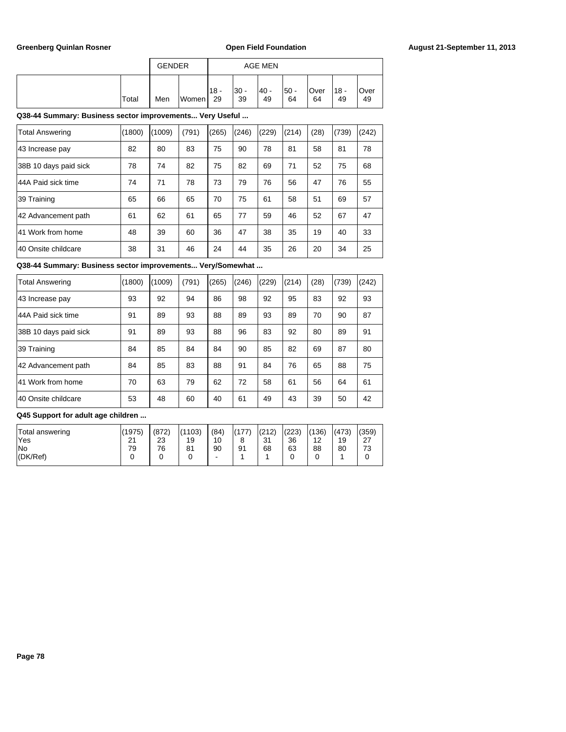| | Total | GENDER | | AGE MEN | | | | | | |
|---|---|---|---|---|---|---|---|---|---|---|
| | | Men | Women | 18 - 29 | 30 - 39 | 40 - 49 | 50 - 64 | Over 64 | 18 - 49 | Over 49 |

**Q38-44 Summary: Business sector improvements... Very Useful ...**

| | Total | Men | Women | 18 - 29 | 30 - 39 | 40 - 49 | 50 - 64 | Over 64 | 18 - 49 | Over 49 |
|---|---|---|---|---|---|---|---|---|---|---|
| Total Answering | (1800) | (1009) | (791) | (265) | (246) | (229) | (214) | (28) | (739) | (242) |
| 43 Increase pay | 82 | 80 | 83 | 75 | 90 | 78 | 81 | 58 | 81 | 78 |
| 38B 10 days paid sick | 78 | 74 | 82 | 75 | 82 | 69 | 71 | 52 | 75 | 68 |
| 44A Paid sick time | 74 | 71 | 78 | 73 | 79 | 76 | 56 | 47 | 76 | 55 |
| 39 Training | 65 | 66 | 65 | 70 | 75 | 61 | 58 | 51 | 69 | 57 |
| 42 Advancement path | 61 | 62 | 61 | 65 | 77 | 59 | 46 | 52 | 67 | 47 |
| 41 Work from home | 48 | 39 | 60 | 36 | 47 | 38 | 35 | 19 | 40 | 33 |
| 40 Onsite childcare | 38 | 31 | 46 | 24 | 44 | 35 | 26 | 20 | 34 | 25 |

**Q38-44 Summary: Business sector improvements... Very/Somewhat ...**

| | Total | Men | Women | 18 - 29 | 30 - 39 | 40 - 49 | 50 - 64 | Over 64 | 18 - 49 | Over 49 |
|---|---|---|---|---|---|---|---|---|---|---|
| Total Answering | (1800) | (1009) | (791) | (265) | (246) | (229) | (214) | (28) | (739) | (242) |
| 43 Increase pay | 93 | 92 | 94 | 86 | 98 | 92 | 95 | 83 | 92 | 93 |
| 44A Paid sick time | 91 | 89 | 93 | 88 | 89 | 93 | 89 | 70 | 90 | 87 |
| 38B 10 days paid sick | 91 | 89 | 93 | 88 | 96 | 83 | 92 | 80 | 89 | 91 |
| 39 Training | 84 | 85 | 84 | 84 | 90 | 85 | 82 | 69 | 87 | 80 |
| 42 Advancement path | 84 | 85 | 83 | 88 | 91 | 84 | 76 | 65 | 88 | 75 |
| 41 Work from home | 70 | 63 | 79 | 62 | 72 | 58 | 61 | 56 | 64 | 61 |
| 40 Onsite childcare | 53 | 48 | 60 | 40 | 61 | 49 | 43 | 39 | 50 | 42 |

**Q45 Support for adult age children ...**

| | Total | Men | Women | 18 - 29 | 30 - 39 | 40 - 49 | 50 - 64 | Over 64 | 18 - 49 | Over 49 |
|---|---|---|---|---|---|---|---|---|---|---|
| Total answering | (1975) | (872) | (1103) | (84) | (177) | (212) | (223) | (136) | (473) | (359) |
| Yes | 21 | 23 | 19 | 10 | 8 | 31 | 36 | 12 | 19 | 27 |
| No | 79 | 76 | 81 | 90 | 91 | 68 | 63 | 88 | 80 | 73 |
| (DK/Ref) | 0 | 0 | 0 | - | 1 | 1 | 0 | 0 | 1 | 0 |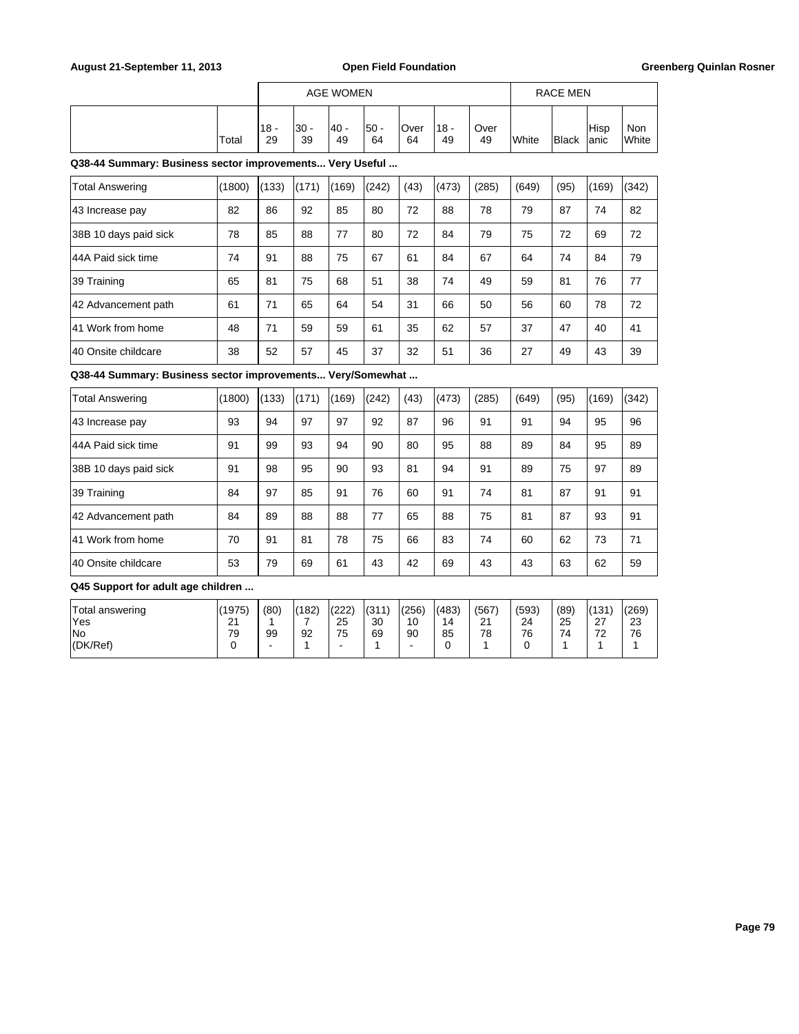| | Total | AGE WOMEN | | | | | | | RACE MEN | | | |
|---|---|---|---|---|---|---|---|---|---|---|---|---|
| | | 18 - 29 | 30 - 39 | 40 - 49 | 50 - 64 | Over 64 | 18 - 49 | Over 49 | White | Black | Hispanic | Non White |

**Q38-44 Summary: Business sector improvements... Very Useful ...**

| | Total | 18 - 29 | 30 - 39 | 40 - 49 | 50 - 64 | Over 64 | 18 - 49 | Over 49 | White | Black | Hispanic | Non White |
|---|---|---|---|---|---|---|---|---|---|---|---|---|
| Total Answering | (1800) | (133) | (171) | (169) | (242) | (43) | (473) | (285) | (649) | (95) | (169) | (342) |
| 43 Increase pay | 82 | 86 | 92 | 85 | 80 | 72 | 88 | 78 | 79 | 87 | 74 | 82 |
| 38B 10 days paid sick | 78 | 85 | 88 | 77 | 80 | 72 | 84 | 79 | 75 | 72 | 69 | 72 |
| 44A Paid sick time | 74 | 91 | 88 | 75 | 67 | 61 | 84 | 67 | 64 | 74 | 84 | 79 |
| 39 Training | 65 | 81 | 75 | 68 | 51 | 38 | 74 | 49 | 59 | 81 | 76 | 77 |
| 42 Advancement path | 61 | 71 | 65 | 64 | 54 | 31 | 66 | 50 | 56 | 60 | 78 | 72 |
| 41 Work from home | 48 | 71 | 59 | 59 | 61 | 35 | 62 | 57 | 37 | 47 | 40 | 41 |
| 40 Onsite childcare | 38 | 52 | 57 | 45 | 37 | 32 | 51 | 36 | 27 | 49 | 43 | 39 |

**Q38-44 Summary: Business sector improvements... Very/Somewhat ...**

| | Total | 18 - 29 | 30 - 39 | 40 - 49 | 50 - 64 | Over 64 | 18 - 49 | Over 49 | White | Black | Hispanic | Non White |
|---|---|---|---|---|---|---|---|---|---|---|---|---|
| Total Answering | (1800) | (133) | (171) | (169) | (242) | (43) | (473) | (285) | (649) | (95) | (169) | (342) |
| 43 Increase pay | 93 | 94 | 97 | 97 | 92 | 87 | 96 | 91 | 91 | 94 | 95 | 96 |
| 44A Paid sick time | 91 | 99 | 93 | 94 | 90 | 80 | 95 | 88 | 89 | 84 | 95 | 89 |
| 38B 10 days paid sick | 91 | 98 | 95 | 90 | 93 | 81 | 94 | 91 | 89 | 75 | 97 | 89 |
| 39 Training | 84 | 97 | 85 | 91 | 76 | 60 | 91 | 74 | 81 | 87 | 91 | 91 |
| 42 Advancement path | 84 | 89 | 88 | 88 | 77 | 65 | 88 | 75 | 81 | 87 | 93 | 91 |
| 41 Work from home | 70 | 91 | 81 | 78 | 75 | 66 | 83 | 74 | 60 | 62 | 73 | 71 |
| 40 Onsite childcare | 53 | 79 | 69 | 61 | 43 | 42 | 69 | 43 | 43 | 63 | 62 | 59 |

**Q45 Support for adult age children ...**

| | Total | 18 - 29 | 30 - 39 | 40 - 49 | 50 - 64 | Over 64 | 18 - 49 | Over 49 | White | Black | Hispanic | Non White |
|---|---|---|---|---|---|---|---|---|---|---|---|---|
| Total answering | (1975) | (80) | (182) | (222) | (311) | (256) | (483) | (567) | (593) | (89) | (131) | (269) |
| Yes | 21 | 1 | 7 | 25 | 30 | 10 | 14 | 21 | 24 | 25 | 27 | 23 |
| No | 79 | 99 | 92 | 75 | 69 | 90 | 85 | 78 | 76 | 74 | 72 | 76 |
| (DK/Ref) | 0 | - | 1 | - | 1 | - | 0 | 1 | 0 | 1 | 1 | 1 |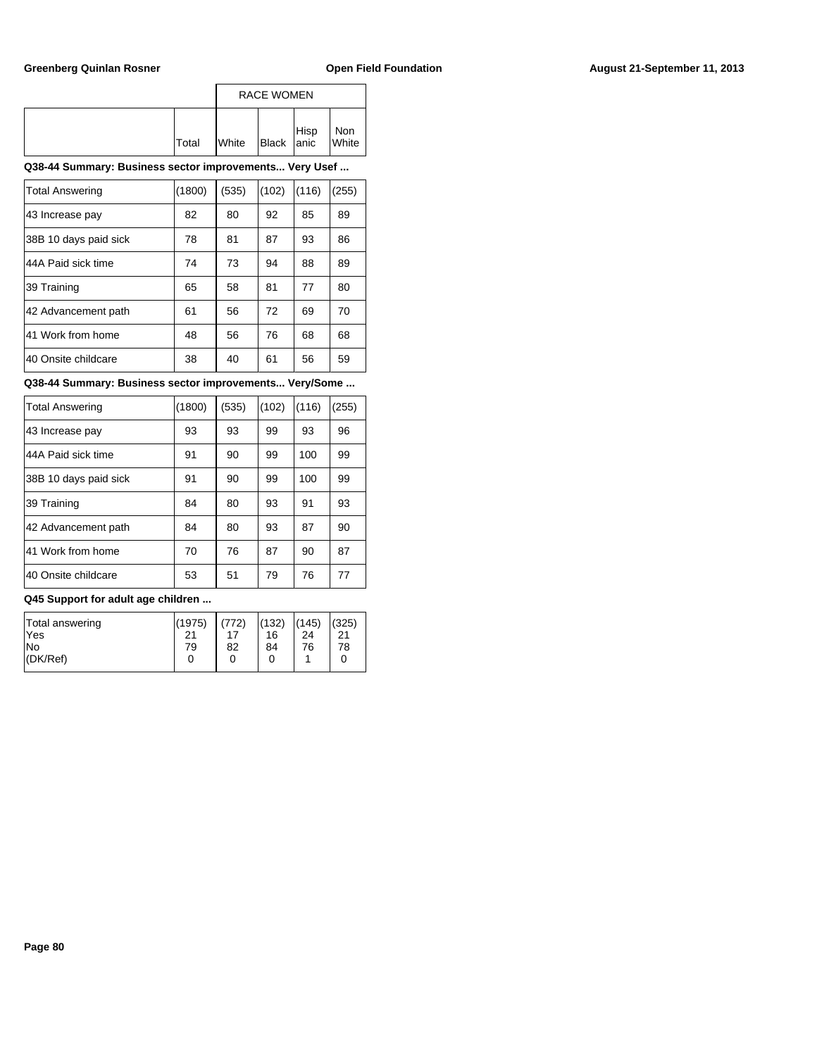| | | RACE WOMEN | | | |
|---|---|---|---|---|---|
| | Total | White | Black | Hispanic | Non White |

**Q38-44 Summary: Business sector improvements... Very Usef ...**

| | Total | White | Black | Hispanic | Non White |
|---|---|---|---|---|---|
| Total Answering | (1800) | (535) | (102) | (116) | (255) |
| 43 Increase pay | 82 | 80 | 92 | 85 | 89 |
| 38B 10 days paid sick | 78 | 81 | 87 | 93 | 86 |
| 44A Paid sick time | 74 | 73 | 94 | 88 | 89 |
| 39 Training | 65 | 58 | 81 | 77 | 80 |
| 42 Advancement path | 61 | 56 | 72 | 69 | 70 |
| 41 Work from home | 48 | 56 | 76 | 68 | 68 |
| 40 Onsite childcare | 38 | 40 | 61 | 56 | 59 |

**Q38-44 Summary: Business sector improvements... Very/Some ...**

| | Total | White | Black | Hispanic | Non White |
|---|---|---|---|---|---|
| Total Answering | (1800) | (535) | (102) | (116) | (255) |
| 43 Increase pay | 93 | 93 | 99 | 93 | 96 |
| 44A Paid sick time | 91 | 90 | 99 | 100 | 99 |
| 38B 10 days paid sick | 91 | 90 | 99 | 100 | 99 |
| 39 Training | 84 | 80 | 93 | 91 | 93 |
| 42 Advancement path | 84 | 80 | 93 | 87 | 90 |
| 41 Work from home | 70 | 76 | 87 | 90 | 87 |
| 40 Onsite childcare | 53 | 51 | 79 | 76 | 77 |

**Q45 Support for adult age children ...**

| | Total | White | Black | Hispanic | Non White |
|---|---|---|---|---|---|
| Total answering | (1975) | (772) | (132) | (145) | (325) |
| Yes | 21 | 17 | 16 | 24 | 21 |
| No | 79 | 82 | 84 | 76 | 78 |
| (DK/Ref) | 0 | 0 | 0 | 1 | 0 |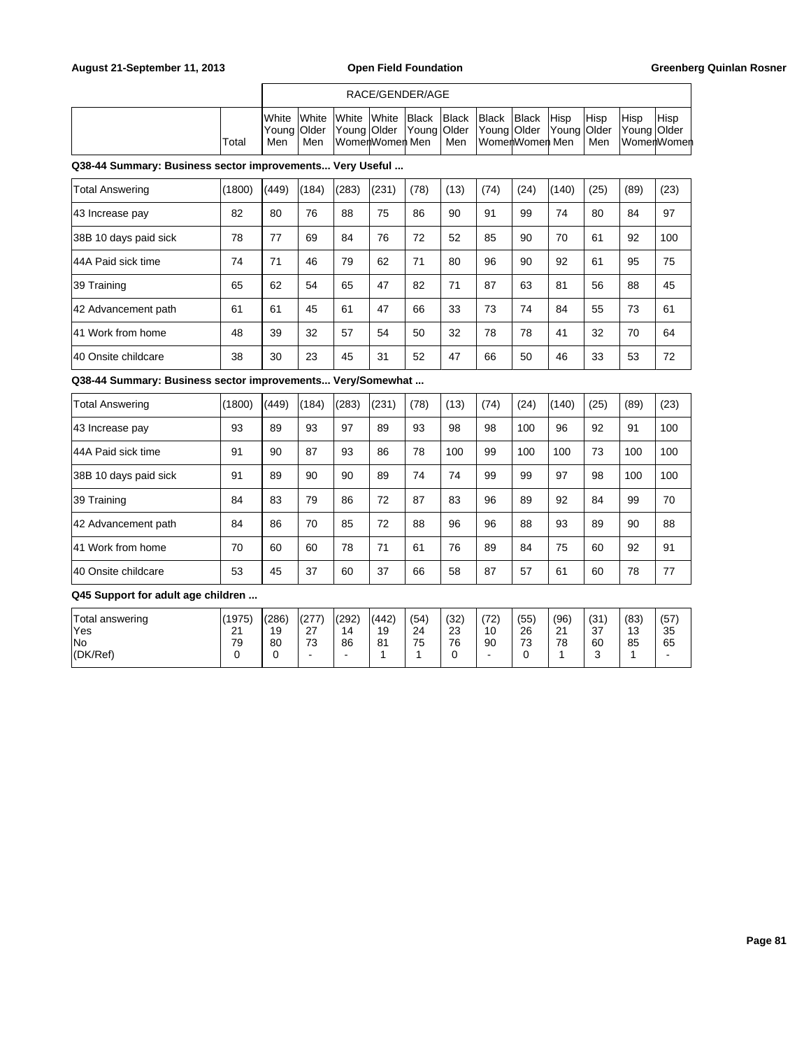| | Total | RACE/GENDER/AGE White Young Men | White Older Men | White Young Women | White Older Women | Black Young Men | Black Older Men | Black Young Women | Black Older Women | Hisp Young Men | Hisp Older Men | Hisp Young Women | Hisp Older Women |
|---|---|---|---|---|---|---|---|---|---|---|---|---|---|

**Q38-44 Summary: Business sector improvements... Very Useful ...**

| | Total | White Young Men | White Older Men | White Young Women | White Older Women | Black Young Men | Black Older Men | Black Young Women | Black Older Women | Hisp Young Men | Hisp Older Men | Hisp Young Women | Hisp Older Women |
|---|---|---|---|---|---|---|---|---|---|---|---|---|---|
| Total Answering | (1800) | (449) | (184) | (283) | (231) | (78) | (13) | (74) | (24) | (140) | (25) | (89) | (23) |
| 43 Increase pay | 82 | 80 | 76 | 88 | 75 | 86 | 90 | 91 | 99 | 74 | 80 | 84 | 97 |
| 38B 10 days paid sick | 78 | 77 | 69 | 84 | 76 | 72 | 52 | 85 | 90 | 70 | 61 | 92 | 100 |
| 44A Paid sick time | 74 | 71 | 46 | 79 | 62 | 71 | 80 | 96 | 90 | 92 | 61 | 95 | 75 |
| 39 Training | 65 | 62 | 54 | 65 | 47 | 82 | 71 | 87 | 63 | 81 | 56 | 88 | 45 |
| 42 Advancement path | 61 | 61 | 45 | 61 | 47 | 66 | 33 | 73 | 74 | 84 | 55 | 73 | 61 |
| 41 Work from home | 48 | 39 | 32 | 57 | 54 | 50 | 32 | 78 | 78 | 41 | 32 | 70 | 64 |
| 40 Onsite childcare | 38 | 30 | 23 | 45 | 31 | 52 | 47 | 66 | 50 | 46 | 33 | 53 | 72 |

**Q38-44 Summary: Business sector improvements... Very/Somewhat ...**

| | Total | White Young Men | White Older Men | White Young Women | White Older Women | Black Young Men | Black Older Men | Black Young Women | Black Older Women | Hisp Young Men | Hisp Older Men | Hisp Young Women | Hisp Older Women |
|---|---|---|---|---|---|---|---|---|---|---|---|---|---|
| Total Answering | (1800) | (449) | (184) | (283) | (231) | (78) | (13) | (74) | (24) | (140) | (25) | (89) | (23) |
| 43 Increase pay | 93 | 89 | 93 | 97 | 89 | 93 | 98 | 98 | 100 | 96 | 92 | 91 | 100 |
| 44A Paid sick time | 91 | 90 | 87 | 93 | 86 | 78 | 100 | 99 | 100 | 100 | 73 | 100 | 100 |
| 38B 10 days paid sick | 91 | 89 | 90 | 90 | 89 | 74 | 74 | 99 | 99 | 97 | 98 | 100 | 100 |
| 39 Training | 84 | 83 | 79 | 86 | 72 | 87 | 83 | 96 | 89 | 92 | 84 | 99 | 70 |
| 42 Advancement path | 84 | 86 | 70 | 85 | 72 | 88 | 96 | 96 | 88 | 93 | 89 | 90 | 88 |
| 41 Work from home | 70 | 60 | 60 | 78 | 71 | 61 | 76 | 89 | 84 | 75 | 60 | 92 | 91 |
| 40 Onsite childcare | 53 | 45 | 37 | 60 | 37 | 66 | 58 | 87 | 57 | 61 | 60 | 78 | 77 |

**Q45 Support for adult age children ...**

| | Total | White Young Men | White Older Men | White Young Women | White Older Women | Black Young Men | Black Older Men | Black Young Women | Black Older Women | Hisp Young Men | Hisp Older Men | Hisp Young Women | Hisp Older Women |
|---|---|---|---|---|---|---|---|---|---|---|---|---|---|
| Total answering | (1975) | (286) | (277) | (292) | (442) | (54) | (32) | (72) | (55) | (96) | (31) | (83) | (57) |
| Yes | 21 | 19 | 27 | 14 | 19 | 24 | 23 | 10 | 26 | 21 | 37 | 13 | 35 |
| No | 79 | 80 | 73 | 86 | 81 | 75 | 76 | 90 | 73 | 78 | 60 | 85 | 65 |
| (DK/Ref) | 0 | 0 | - | - | 1 | 1 | 0 | - | 0 | 1 | 3 | 1 | - |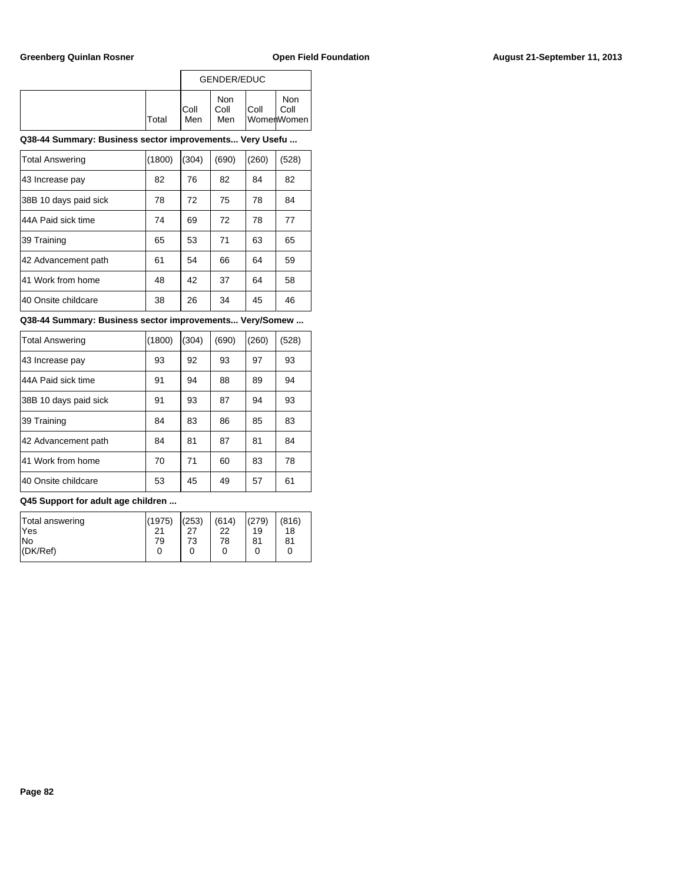| | | GENDER/EDUC | | | |
|---|---|---|---|---|---|
| | Total | Coll Men | Non Coll Men | Coll Women | Non Coll Women |

**Q38-44 Summary: Business sector improvements... Very Usefu ...**

| | Total | Coll Men | Non Coll Men | Coll Women | Non Coll Women |
|---|---|---|---|---|---|
| Total Answering | (1800) | (304) | (690) | (260) | (528) |
| 43 Increase pay | 82 | 76 | 82 | 84 | 82 |
| 38B 10 days paid sick | 78 | 72 | 75 | 78 | 84 |
| 44A Paid sick time | 74 | 69 | 72 | 78 | 77 |
| 39 Training | 65 | 53 | 71 | 63 | 65 |
| 42 Advancement path | 61 | 54 | 66 | 64 | 59 |
| 41 Work from home | 48 | 42 | 37 | 64 | 58 |
| 40 Onsite childcare | 38 | 26 | 34 | 45 | 46 |

**Q38-44 Summary: Business sector improvements... Very/Somew ...**

| | Total | Coll Men | Non Coll Men | Coll Women | Non Coll Women |
|---|---|---|---|---|---|
| Total Answering | (1800) | (304) | (690) | (260) | (528) |
| 43 Increase pay | 93 | 92 | 93 | 97 | 93 |
| 44A Paid sick time | 91 | 94 | 88 | 89 | 94 |
| 38B 10 days paid sick | 91 | 93 | 87 | 94 | 93 |
| 39 Training | 84 | 83 | 86 | 85 | 83 |
| 42 Advancement path | 84 | 81 | 87 | 81 | 84 |
| 41 Work from home | 70 | 71 | 60 | 83 | 78 |
| 40 Onsite childcare | 53 | 45 | 49 | 57 | 61 |

**Q45 Support for adult age children ...**

| | Total | Coll Men | Non Coll Men | Coll Women | Non Coll Women |
|---|---|---|---|---|---|
| Total answering | (1975) | (253) | (614) | (279) | (816) |
| Yes | 21 | 27 | 22 | 19 | 18 |
| No | 79 | 73 | 78 | 81 | 81 |
| (DK/Ref) | 0 | 0 | 0 | 0 | 0 |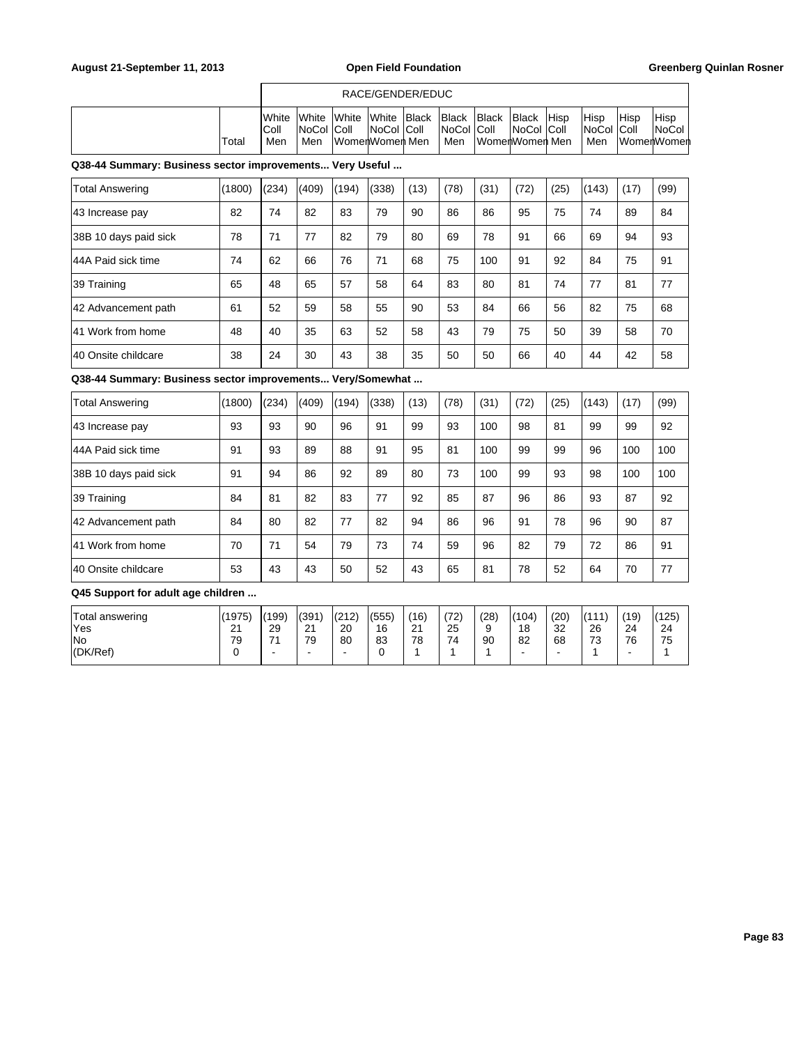| | Total | White Coll Men | White NoCol Men | White Coll Women | White NoCol Women | Black Coll Men | Black NoCol Men | Black Coll Women | Black NoCol Women | Hisp Coll Men | Hisp NoCol Men | Hisp Coll Women | Hisp NoCol Women |
|---|---|---|---|---|---|---|---|---|---|---|---|---|---|
| | | RACE/GENDER/EDUC | | | | | | | | | | | |

**Q38-44 Summary: Business sector improvements... Very Useful ...**

| | Total | White Coll Men | White NoCol Men | White Coll Women | White NoCol Women | Black Coll Men | Black NoCol Men | Black Coll Women | Black NoCol Women | Hisp Coll Men | Hisp NoCol Men | Hisp Coll Women | Hisp NoCol Women |
|---|---|---|---|---|---|---|---|---|---|---|---|---|---|
| Total Answering | (1800) | (234) | (409) | (194) | (338) | (13) | (78) | (31) | (72) | (25) | (143) | (17) | (99) |
| 43 Increase pay | 82 | 74 | 82 | 83 | 79 | 90 | 86 | 86 | 95 | 75 | 74 | 89 | 84 |
| 38B 10 days paid sick | 78 | 71 | 77 | 82 | 79 | 80 | 69 | 78 | 91 | 66 | 69 | 94 | 93 |
| 44A Paid sick time | 74 | 62 | 66 | 76 | 71 | 68 | 75 | 100 | 91 | 92 | 84 | 75 | 91 |
| 39 Training | 65 | 48 | 65 | 57 | 58 | 64 | 83 | 80 | 81 | 74 | 77 | 81 | 77 |
| 42 Advancement path | 61 | 52 | 59 | 58 | 55 | 90 | 53 | 84 | 66 | 56 | 82 | 75 | 68 |
| 41 Work from home | 48 | 40 | 35 | 63 | 52 | 58 | 43 | 79 | 75 | 50 | 39 | 58 | 70 |
| 40 Onsite childcare | 38 | 24 | 30 | 43 | 38 | 35 | 50 | 50 | 66 | 40 | 44 | 42 | 58 |

**Q38-44 Summary: Business sector improvements... Very/Somewhat ...**

| | Total | White Coll Men | White NoCol Men | White Coll Women | White NoCol Women | Black Coll Men | Black NoCol Men | Black Coll Women | Black NoCol Women | Hisp Coll Men | Hisp NoCol Men | Hisp Coll Women | Hisp NoCol Women |
|---|---|---|---|---|---|---|---|---|---|---|---|---|---|
| Total Answering | (1800) | (234) | (409) | (194) | (338) | (13) | (78) | (31) | (72) | (25) | (143) | (17) | (99) |
| 43 Increase pay | 93 | 93 | 90 | 96 | 91 | 99 | 93 | 100 | 98 | 81 | 99 | 99 | 92 |
| 44A Paid sick time | 91 | 93 | 89 | 88 | 91 | 95 | 81 | 100 | 99 | 99 | 96 | 100 | 100 |
| 38B 10 days paid sick | 91 | 94 | 86 | 92 | 89 | 80 | 73 | 100 | 99 | 93 | 98 | 100 | 100 |
| 39 Training | 84 | 81 | 82 | 83 | 77 | 92 | 85 | 87 | 96 | 86 | 93 | 87 | 92 |
| 42 Advancement path | 84 | 80 | 82 | 77 | 82 | 94 | 86 | 96 | 91 | 78 | 96 | 90 | 87 |
| 41 Work from home | 70 | 71 | 54 | 79 | 73 | 74 | 59 | 96 | 82 | 79 | 72 | 86 | 91 |
| 40 Onsite childcare | 53 | 43 | 43 | 50 | 52 | 43 | 65 | 81 | 78 | 52 | 64 | 70 | 77 |

**Q45 Support for adult age children ...**

| | Total | White Coll Men | White NoCol Men | White Coll Women | White NoCol Women | Black Coll Men | Black NoCol Men | Black Coll Women | Black NoCol Women | Hisp Coll Men | Hisp NoCol Men | Hisp Coll Women | Hisp NoCol Women |
|---|---|---|---|---|---|---|---|---|---|---|---|---|---|
| Total answering | (1975) | (199) | (391) | (212) | (555) | (16) | (72) | (28) | (104) | (20) | (111) | (19) | (125) |
| Yes | 21 | 29 | 21 | 20 | 16 | 21 | 25 | 9 | 18 | 32 | 26 | 24 | 24 |
| No | 79 | 71 | 79 | 80 | 83 | 78 | 74 | 90 | 82 | 68 | 73 | 76 | 75 |
| (DK/Ref) | 0 | - | - | - | 0 | 1 | 1 | 1 | - | - | 1 | - | 1 |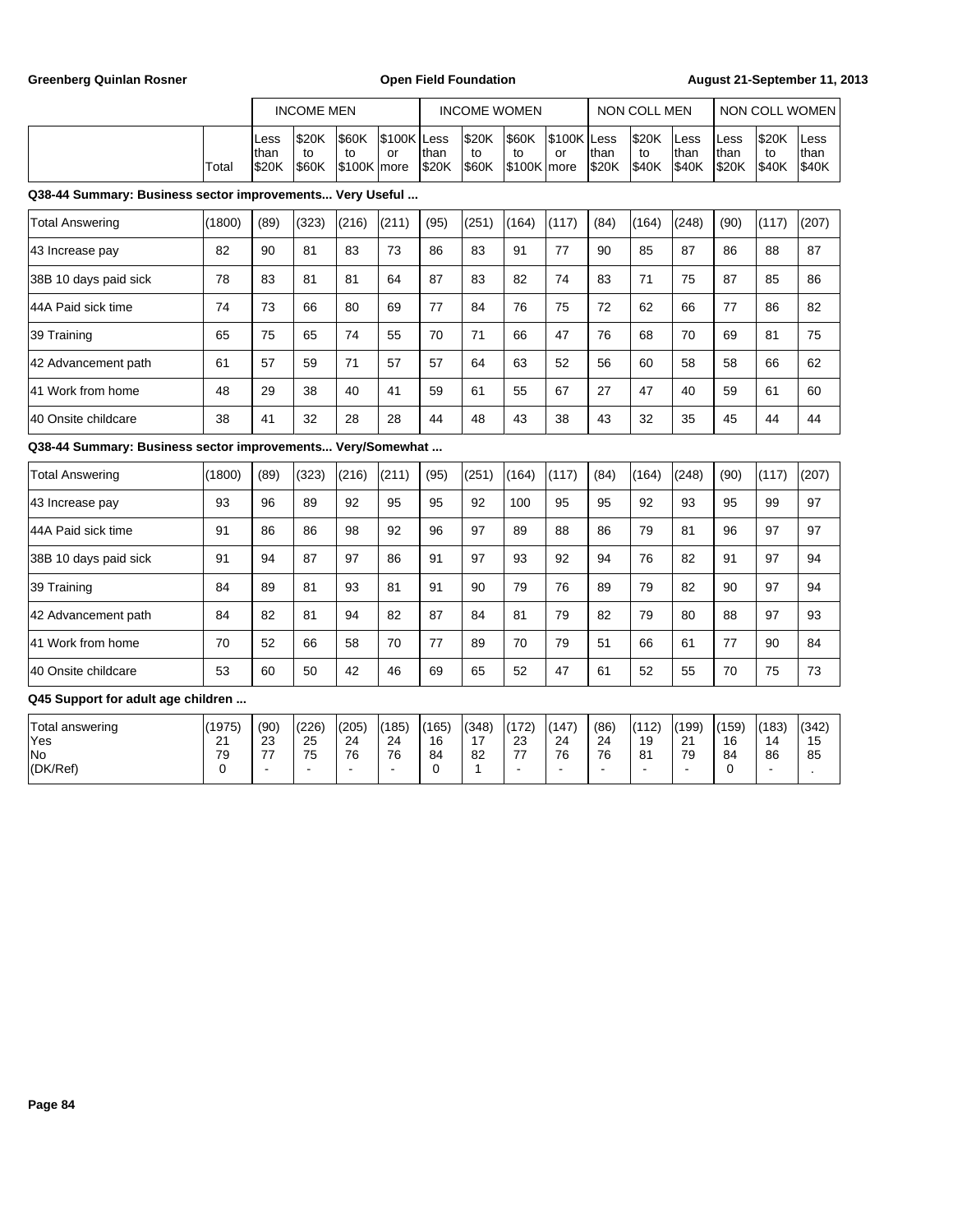| | | INCOME MEN | | | | INCOME WOMEN | | | | NON COLL MEN | | | NON COLL WOMEN | | |
|---|---|---|---|---|---|---|---|---|---|---|---|---|---|---|---|
| | Total | Less than $20K | $20K to $60K | $60K to $100K | $100K or more | Less than $20K | $20K to $60K | $60K to $100K | $100K or more | Less than $20K | $20K to $40K | Less than $40K | Less than $20K | $20K to $40K | Less than $40K |

**Q38-44 Summary: Business sector improvements... Very Useful ...**

| | Total | Less than $20K | $20K to $60K | $60K to $100K | $100K or more | Less than $20K | $20K to $60K | $60K to $100K | $100K or more | Less than $20K | $20K to $40K | Less than $40K | Less than $20K | $20K to $40K | Less than $40K |
|---|---|---|---|---|---|---|---|---|---|---|---|---|---|---|---|
| Total Answering | (1800) | (89) | (323) | (216) | (211) | (95) | (251) | (164) | (117) | (84) | (164) | (248) | (90) | (117) | (207) |
| 43 Increase pay | 82 | 90 | 81 | 83 | 73 | 86 | 83 | 91 | 77 | 90 | 85 | 87 | 86 | 88 | 87 |
| 38B 10 days paid sick | 78 | 83 | 81 | 81 | 64 | 87 | 83 | 82 | 74 | 83 | 71 | 75 | 87 | 85 | 86 |
| 44A Paid sick time | 74 | 73 | 66 | 80 | 69 | 77 | 84 | 76 | 75 | 72 | 62 | 66 | 77 | 86 | 82 |
| 39 Training | 65 | 75 | 65 | 74 | 55 | 70 | 71 | 66 | 47 | 76 | 68 | 70 | 69 | 81 | 75 |
| 42 Advancement path | 61 | 57 | 59 | 71 | 57 | 57 | 64 | 63 | 52 | 56 | 60 | 58 | 58 | 66 | 62 |
| 41 Work from home | 48 | 29 | 38 | 40 | 41 | 59 | 61 | 55 | 67 | 27 | 47 | 40 | 59 | 61 | 60 |
| 40 Onsite childcare | 38 | 41 | 32 | 28 | 28 | 44 | 48 | 43 | 38 | 43 | 32 | 35 | 45 | 44 | 44 |

**Q38-44 Summary: Business sector improvements... Very/Somewhat ...**

| | Total | Less than $20K | $20K to $60K | $60K to $100K | $100K or more | Less than $20K | $20K to $60K | $60K to $100K | $100K or more | Less than $20K | $20K to $40K | Less than $40K | Less than $20K | $20K to $40K | Less than $40K |
|---|---|---|---|---|---|---|---|---|---|---|---|---|---|---|---|
| Total Answering | (1800) | (89) | (323) | (216) | (211) | (95) | (251) | (164) | (117) | (84) | (164) | (248) | (90) | (117) | (207) |
| 43 Increase pay | 93 | 96 | 89 | 92 | 95 | 95 | 92 | 100 | 95 | 95 | 92 | 93 | 95 | 99 | 97 |
| 44A Paid sick time | 91 | 86 | 86 | 98 | 92 | 96 | 97 | 89 | 88 | 86 | 79 | 81 | 96 | 97 | 97 |
| 38B 10 days paid sick | 91 | 94 | 87 | 97 | 86 | 91 | 97 | 93 | 92 | 94 | 76 | 82 | 91 | 97 | 94 |
| 39 Training | 84 | 89 | 81 | 93 | 81 | 91 | 90 | 79 | 76 | 89 | 79 | 82 | 90 | 97 | 94 |
| 42 Advancement path | 84 | 82 | 81 | 94 | 82 | 87 | 84 | 81 | 79 | 82 | 79 | 80 | 88 | 97 | 93 |
| 41 Work from home | 70 | 52 | 66 | 58 | 70 | 77 | 89 | 70 | 79 | 51 | 66 | 61 | 77 | 90 | 84 |
| 40 Onsite childcare | 53 | 60 | 50 | 42 | 46 | 69 | 65 | 52 | 47 | 61 | 52 | 55 | 70 | 75 | 73 |

**Q45 Support for adult age children ...**

| | Total | Less than $20K | $20K to $60K | $60K to $100K | $100K or more | Less than $20K | $20K to $60K | $60K to $100K | $100K or more | Less than $20K | $20K to $40K | Less than $40K | Less than $20K | $20K to $40K | Less than $40K |
|---|---|---|---|---|---|---|---|---|---|---|---|---|---|---|---|
| Total answering | (1975) | (90) | (226) | (205) | (185) | (165) | (348) | (172) | (147) | (86) | (112) | (199) | (159) | (183) | (342) |
| Yes | 21 | 23 | 25 | 24 | 24 | 16 | 17 | 23 | 24 | 24 | 19 | 21 | 16 | 14 | 15 |
| No | 79 | 77 | 75 | 76 | 76 | 84 | 82 | 77 | 76 | 76 | 81 | 79 | 84 | 86 | 85 |
| (DK/Ref) | 0 | - | - | - | - | 0 | 1 | - | - | - | - | - | 0 | - | . |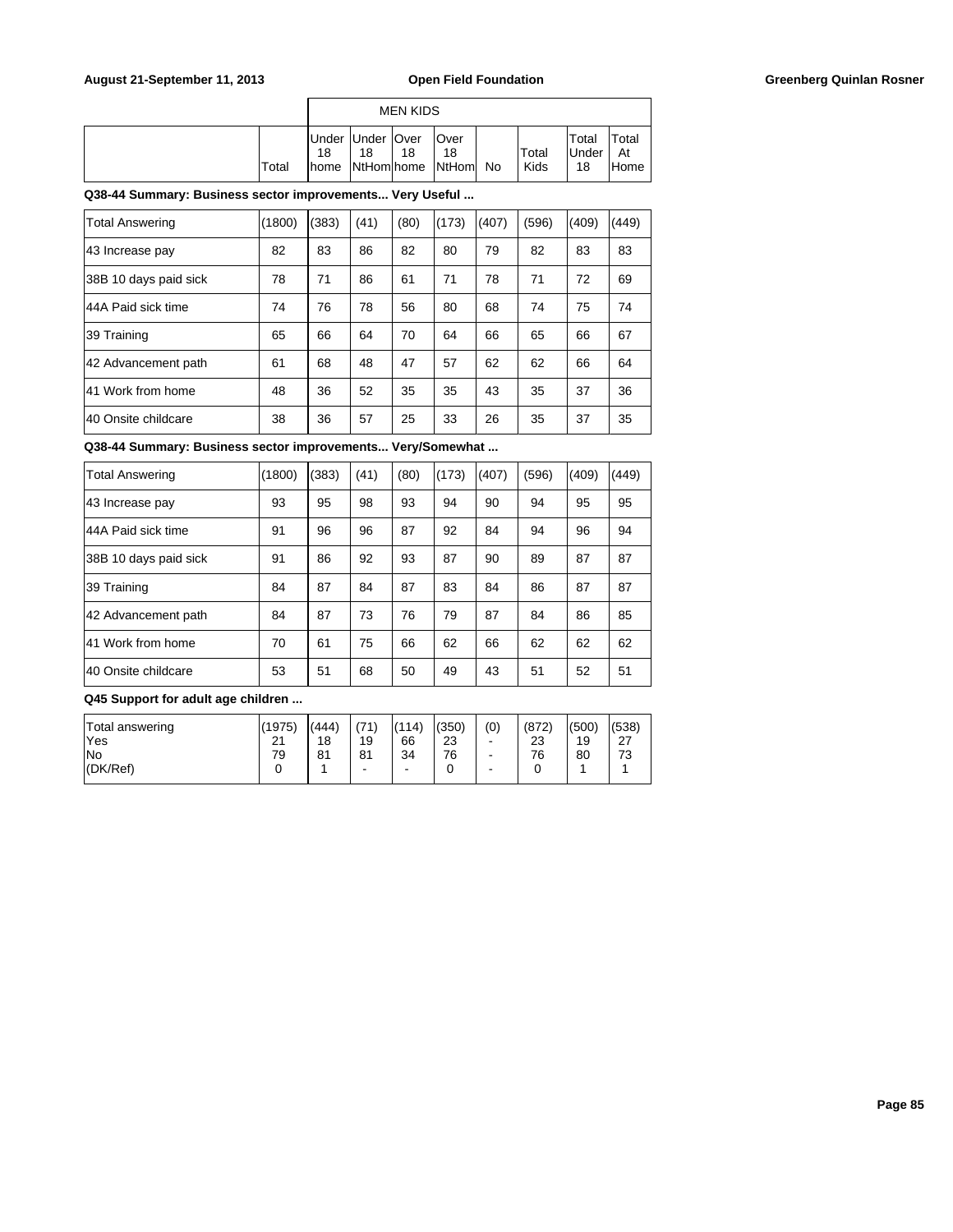| | Total | MEN KIDS Under 18 home | Under 18 NtHom | Over 18 home | Over 18 NtHom | No | Total Kids | Total Under 18 | Total At Home |
|---|---|---|---|---|---|---|---|---|---|

**Q38-44 Summary: Business sector improvements... Very Useful ...**

| | Total | Under 18 home | Under 18 NtHom | Over 18 home | Over 18 NtHom | No | Total Kids | Total Under 18 | Total At Home |
|---|---|---|---|---|---|---|---|---|---|
| Total Answering | (1800) | (383) | (41) | (80) | (173) | (407) | (596) | (409) | (449) |
| 43 Increase pay | 82 | 83 | 86 | 82 | 80 | 79 | 82 | 83 | 83 |
| 38B 10 days paid sick | 78 | 71 | 86 | 61 | 71 | 78 | 71 | 72 | 69 |
| 44A Paid sick time | 74 | 76 | 78 | 56 | 80 | 68 | 74 | 75 | 74 |
| 39 Training | 65 | 66 | 64 | 70 | 64 | 66 | 65 | 66 | 67 |
| 42 Advancement path | 61 | 68 | 48 | 47 | 57 | 62 | 62 | 66 | 64 |
| 41 Work from home | 48 | 36 | 52 | 35 | 35 | 43 | 35 | 37 | 36 |
| 40 Onsite childcare | 38 | 36 | 57 | 25 | 33 | 26 | 35 | 37 | 35 |

**Q38-44 Summary: Business sector improvements... Very/Somewhat ...**

| | Total | Under 18 home | Under 18 NtHom | Over 18 home | Over 18 NtHom | No | Total Kids | Total Under 18 | Total At Home |
|---|---|---|---|---|---|---|---|---|---|
| Total Answering | (1800) | (383) | (41) | (80) | (173) | (407) | (596) | (409) | (449) |
| 43 Increase pay | 93 | 95 | 98 | 93 | 94 | 90 | 94 | 95 | 95 |
| 44A Paid sick time | 91 | 96 | 96 | 87 | 92 | 84 | 94 | 96 | 94 |
| 38B 10 days paid sick | 91 | 86 | 92 | 93 | 87 | 90 | 89 | 87 | 87 |
| 39 Training | 84 | 87 | 84 | 87 | 83 | 84 | 86 | 87 | 87 |
| 42 Advancement path | 84 | 87 | 73 | 76 | 79 | 87 | 84 | 86 | 85 |
| 41 Work from home | 70 | 61 | 75 | 66 | 62 | 66 | 62 | 62 | 62 |
| 40 Onsite childcare | 53 | 51 | 68 | 50 | 49 | 43 | 51 | 52 | 51 |

**Q45 Support for adult age children ...**

| | Total | Under 18 home | Under 18 NtHom | Over 18 home | Over 18 NtHom | No | Total Kids | Total Under 18 | Total At Home |
|---|---|---|---|---|---|---|---|---|---|
| Total answering | (1975) | (444) | (71) | (114) | (350) | (0) | (872) | (500) | (538) |
| Yes | 21 | 18 | 19 | 66 | 23 | - | 23 | 19 | 27 |
| No | 79 | 81 | 81 | 34 | 76 | - | 76 | 80 | 73 |
| (DK/Ref) | 0 | 1 | - | - | 0 | - | 0 | 1 | 1 |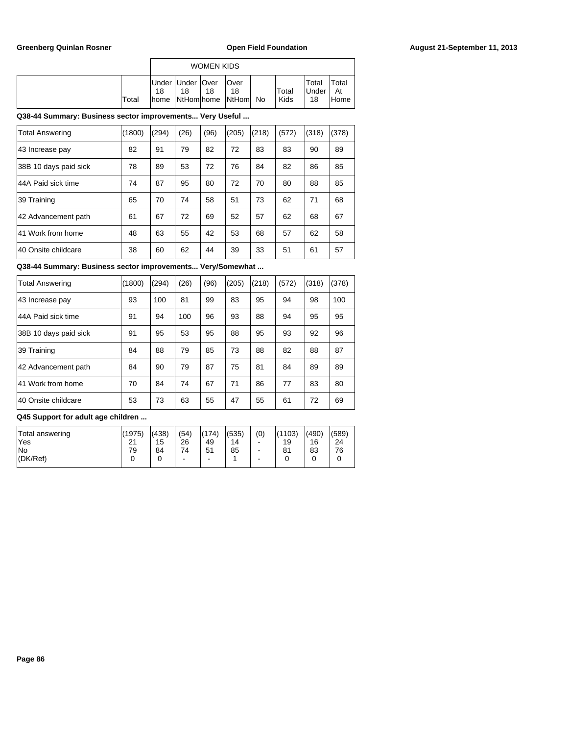| | Total | WOMEN KIDS Under 18 home | Under 18 NtHom | Over 18 home | Over 18 NtHom | No | Total Kids | Total Under 18 | Total At Home |
|---|---|---|---|---|---|---|---|---|---|
| **Q38-44 Summary: Business sector improvements... Very Useful ...** | | | | | | | | | |
| Total Answering | (1800) | (294) | (26) | (96) | (205) | (218) | (572) | (318) | (378) |
| 43 Increase pay | 82 | 91 | 79 | 82 | 72 | 83 | 83 | 90 | 89 |
| 38B 10 days paid sick | 78 | 89 | 53 | 72 | 76 | 84 | 82 | 86 | 85 |
| 44A Paid sick time | 74 | 87 | 95 | 80 | 72 | 70 | 80 | 88 | 85 |
| 39 Training | 65 | 70 | 74 | 58 | 51 | 73 | 62 | 71 | 68 |
| 42 Advancement path | 61 | 67 | 72 | 69 | 52 | 57 | 62 | 68 | 67 |
| 41 Work from home | 48 | 63 | 55 | 42 | 53 | 68 | 57 | 62 | 58 |
| 40 Onsite childcare | 38 | 60 | 62 | 44 | 39 | 33 | 51 | 61 | 57 |
| **Q38-44 Summary: Business sector improvements... Very/Somewhat ...** | | | | | | | | | |
| Total Answering | (1800) | (294) | (26) | (96) | (205) | (218) | (572) | (318) | (378) |
| 43 Increase pay | 93 | 100 | 81 | 99 | 83 | 95 | 94 | 98 | 100 |
| 44A Paid sick time | 91 | 94 | 100 | 96 | 93 | 88 | 94 | 95 | 95 |
| 38B 10 days paid sick | 91 | 95 | 53 | 95 | 88 | 95 | 93 | 92 | 96 |
| 39 Training | 84 | 88 | 79 | 85 | 73 | 88 | 82 | 88 | 87 |
| 42 Advancement path | 84 | 90 | 79 | 87 | 75 | 81 | 84 | 89 | 89 |
| 41 Work from home | 70 | 84 | 74 | 67 | 71 | 86 | 77 | 83 | 80 |
| 40 Onsite childcare | 53 | 73 | 63 | 55 | 47 | 55 | 61 | 72 | 69 |
| **Q45 Support for adult age children ...** | | | | | | | | | |
| Total answering | (1975) | (438) | (54) | (174) | (535) | (0) | (1103) | (490) | (589) |
| Yes | 21 | 15 | 26 | 49 | 14 | - | 19 | 16 | 24 |
| No | 79 | 84 | 74 | 51 | 85 | - | 81 | 83 | 76 |
| (DK/Ref) | 0 | 0 | - | - | 1 | - | 0 | 0 | 0 |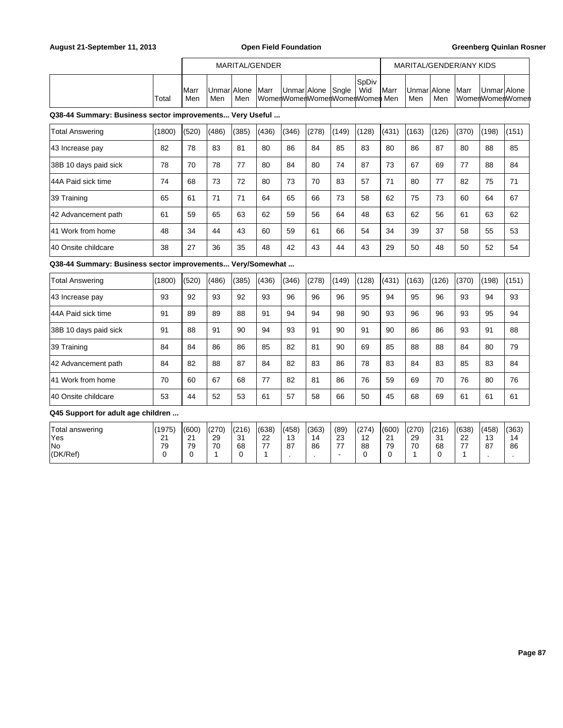| | Total | MARITAL/GENDER | | | | | | | | MARITAL/GENDER/ANY KIDS | | | | | |
|---|---|---|---|---|---|---|---|---|---|---|---|---|---|---|---|
| | | Marr Men | Unmar Men | Alone Men | Marr Women | Unmar Women | Alone Women | Sngle Women | SpDiv Wid Women | Marr Men | Unmar Men | Alone Men | Marr Women | Unmar Women | Alone Women |
| **Q38-44 Summary: Business sector improvements... Very Useful ...** | | | | | | | | | | | | | | | |
| Total Answering | (1800) | (520) | (486) | (385) | (436) | (346) | (278) | (149) | (128) | (431) | (163) | (126) | (370) | (198) | (151) |
| 43 Increase pay | 82 | 78 | 83 | 81 | 80 | 86 | 84 | 85 | 83 | 80 | 86 | 87 | 80 | 88 | 85 |
| 38B 10 days paid sick | 78 | 70 | 78 | 77 | 80 | 84 | 80 | 74 | 87 | 73 | 67 | 69 | 77 | 88 | 84 |
| 44A Paid sick time | 74 | 68 | 73 | 72 | 80 | 73 | 70 | 83 | 57 | 71 | 80 | 77 | 82 | 75 | 71 |
| 39 Training | 65 | 61 | 71 | 71 | 64 | 65 | 66 | 73 | 58 | 62 | 75 | 73 | 60 | 64 | 67 |
| 42 Advancement path | 61 | 59 | 65 | 63 | 62 | 59 | 56 | 64 | 48 | 63 | 62 | 56 | 61 | 63 | 62 |
| 41 Work from home | 48 | 34 | 44 | 43 | 60 | 59 | 61 | 66 | 54 | 34 | 39 | 37 | 58 | 55 | 53 |
| 40 Onsite childcare | 38 | 27 | 36 | 35 | 48 | 42 | 43 | 44 | 43 | 29 | 50 | 48 | 50 | 52 | 54 |
| **Q38-44 Summary: Business sector improvements... Very/Somewhat ...** | | | | | | | | | | | | | | | |
| Total Answering | (1800) | (520) | (486) | (385) | (436) | (346) | (278) | (149) | (128) | (431) | (163) | (126) | (370) | (198) | (151) |
| 43 Increase pay | 93 | 92 | 93 | 92 | 93 | 96 | 96 | 96 | 95 | 94 | 95 | 96 | 93 | 94 | 93 |
| 44A Paid sick time | 91 | 89 | 89 | 88 | 91 | 94 | 94 | 98 | 90 | 93 | 96 | 96 | 93 | 95 | 94 |
| 38B 10 days paid sick | 91 | 88 | 91 | 90 | 94 | 93 | 91 | 90 | 91 | 90 | 86 | 86 | 93 | 91 | 88 |
| 39 Training | 84 | 84 | 86 | 86 | 85 | 82 | 81 | 90 | 69 | 85 | 88 | 88 | 84 | 80 | 79 |
| 42 Advancement path | 84 | 82 | 88 | 87 | 84 | 82 | 83 | 86 | 78 | 83 | 84 | 83 | 85 | 83 | 84 |
| 41 Work from home | 70 | 60 | 67 | 68 | 77 | 82 | 81 | 86 | 76 | 59 | 69 | 70 | 76 | 80 | 76 |
| 40 Onsite childcare | 53 | 44 | 52 | 53 | 61 | 57 | 58 | 66 | 50 | 45 | 68 | 69 | 61 | 61 | 61 |
| **Q45 Support for adult age children ...** | | | | | | | | | | | | | | | |
| Total answering | (1975) | (600) | (270) | (216) | (638) | (458) | (363) | (89) | (274) | (600) | (270) | (216) | (638) | (458) | (363) |
| Yes | 21 | 21 | 29 | 31 | 22 | 13 | 14 | 23 | 12 | 21 | 29 | 31 | 22 | 13 | 14 |
| No | 79 | 79 | 70 | 68 | 77 | 87 | 86 | 77 | 88 | 79 | 70 | 68 | 77 | 87 | 86 |
| (DK/Ref) | 0 | 0 | 1 | 0 | 1 | . | . | - | 0 | 0 | 1 | 0 | 1 | . | . |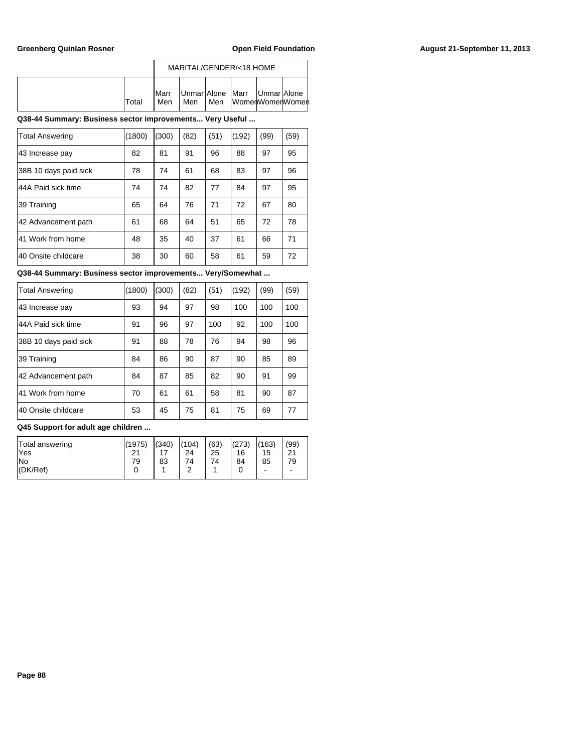| | Total | MARITAL/GENDER/<18 HOME | | | | | |
|---|---|---|---|---|---|---|---|
| | | Marr Men | Unmar Men | Alone Men | Marr Women | Unmar Women | Alone Women |

**Q38-44 Summary: Business sector improvements... Very Useful ...**

| | Total | Marr Men | Unmar Men | Alone Men | Marr Women | Unmar Women | Alone Women |
|---|---|---|---|---|---|---|---|
| Total Answering | (1800) | (300) | (82) | (51) | (192) | (99) | (59) |
| 43 Increase pay | 82 | 81 | 91 | 96 | 88 | 97 | 95 |
| 38B 10 days paid sick | 78 | 74 | 61 | 68 | 83 | 97 | 96 |
| 44A Paid sick time | 74 | 74 | 82 | 77 | 84 | 97 | 95 |
| 39 Training | 65 | 64 | 76 | 71 | 72 | 67 | 80 |
| 42 Advancement path | 61 | 68 | 64 | 51 | 65 | 72 | 78 |
| 41 Work from home | 48 | 35 | 40 | 37 | 61 | 66 | 71 |
| 40 Onsite childcare | 38 | 30 | 60 | 58 | 61 | 59 | 72 |

**Q38-44 Summary: Business sector improvements... Very/Somewhat ...**

| | Total | Marr Men | Unmar Men | Alone Men | Marr Women | Unmar Women | Alone Women |
|---|---|---|---|---|---|---|---|
| Total Answering | (1800) | (300) | (82) | (51) | (192) | (99) | (59) |
| 43 Increase pay | 93 | 94 | 97 | 98 | 100 | 100 | 100 |
| 44A Paid sick time | 91 | 96 | 97 | 100 | 92 | 100 | 100 |
| 38B 10 days paid sick | 91 | 88 | 78 | 76 | 94 | 98 | 96 |
| 39 Training | 84 | 86 | 90 | 87 | 90 | 85 | 89 |
| 42 Advancement path | 84 | 87 | 85 | 82 | 90 | 91 | 99 |
| 41 Work from home | 70 | 61 | 61 | 58 | 81 | 90 | 87 |
| 40 Onsite childcare | 53 | 45 | 75 | 81 | 75 | 69 | 77 |

**Q45 Support for adult age children ...**

| | Total | Marr Men | Unmar Men | Alone Men | Marr Women | Unmar Women | Alone Women |
|---|---|---|---|---|---|---|---|
| Total answering | (1975) | (340) | (104) | (63) | (273) | (163) | (99) |
| Yes | 21 | 17 | 24 | 25 | 16 | 15 | 21 |
| No | 79 | 83 | 74 | 74 | 84 | 85 | 79 |
| (DK/Ref) | 0 | 1 | 2 | 1 | 0 | - | - |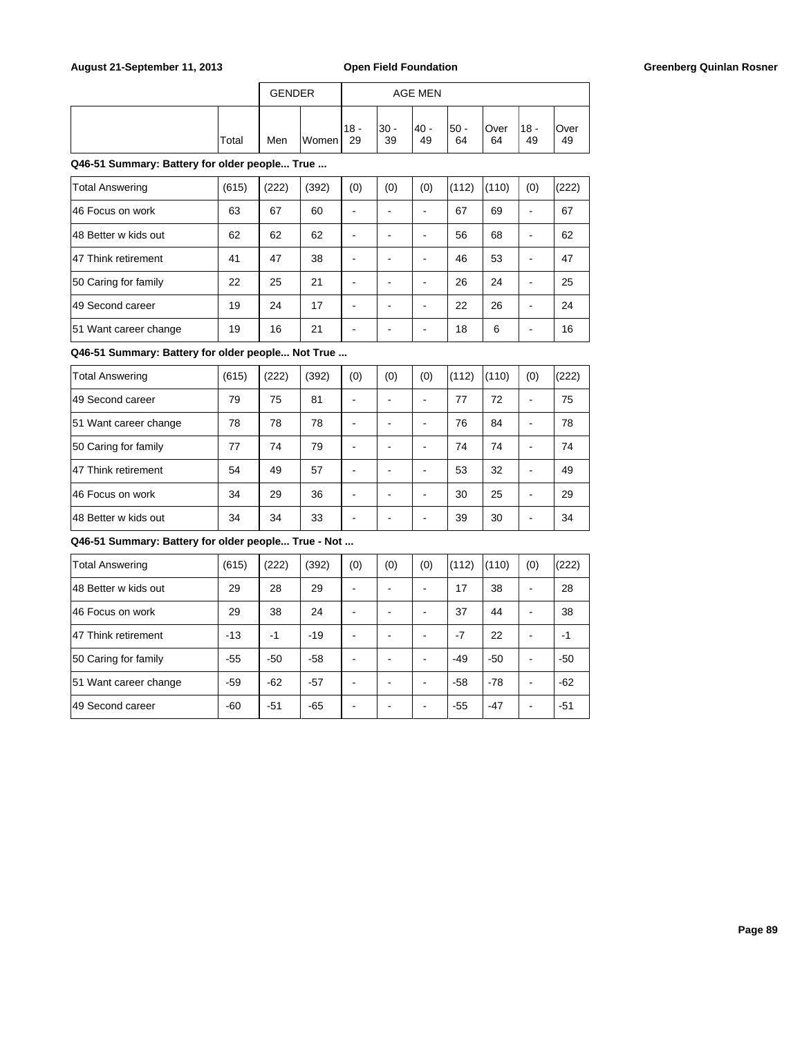| | | GENDER | | AGE MEN | | | | | | |
|---|---|---|---|---|---|---|---|---|---|---|
| | Total | Men | Women | 18 - 29 | 30 - 39 | 40 - 49 | 50 - 64 | Over 64 | 18 - 49 | Over 49 |

**Q46-51 Summary: Battery for older people... True ...**

| | Total | Men | Women | 18 - 29 | 30 - 39 | 40 - 49 | 50 - 64 | Over 64 | 18 - 49 | Over 49 |
|---|---|---|---|---|---|---|---|---|---|---|
| Total Answering | (615) | (222) | (392) | (0) | (0) | (0) | (112) | (110) | (0) | (222) |
| 46 Focus on work | 63 | 67 | 60 | - | - | - | 67 | 69 | - | 67 |
| 48 Better w kids out | 62 | 62 | 62 | - | - | - | 56 | 68 | - | 62 |
| 47 Think retirement | 41 | 47 | 38 | - | - | - | 46 | 53 | - | 47 |
| 50 Caring for family | 22 | 25 | 21 | - | - | - | 26 | 24 | - | 25 |
| 49 Second career | 19 | 24 | 17 | - | - | - | 22 | 26 | - | 24 |
| 51 Want career change | 19 | 16 | 21 | - | - | - | 18 | 6 | - | 16 |

**Q46-51 Summary: Battery for older people... Not True ...**

| | Total | Men | Women | 18 - 29 | 30 - 39 | 40 - 49 | 50 - 64 | Over 64 | 18 - 49 | Over 49 |
|---|---|---|---|---|---|---|---|---|---|---|
| Total Answering | (615) | (222) | (392) | (0) | (0) | (0) | (112) | (110) | (0) | (222) |
| 49 Second career | 79 | 75 | 81 | - | - | - | 77 | 72 | - | 75 |
| 51 Want career change | 78 | 78 | 78 | - | - | - | 76 | 84 | - | 78 |
| 50 Caring for family | 77 | 74 | 79 | - | - | - | 74 | 74 | - | 74 |
| 47 Think retirement | 54 | 49 | 57 | - | - | - | 53 | 32 | - | 49 |
| 46 Focus on work | 34 | 29 | 36 | - | - | - | 30 | 25 | - | 29 |
| 48 Better w kids out | 34 | 34 | 33 | - | - | - | 39 | 30 | - | 34 |

**Q46-51 Summary: Battery for older people... True - Not ...**

| | Total | Men | Women | 18 - 29 | 30 - 39 | 40 - 49 | 50 - 64 | Over 64 | 18 - 49 | Over 49 |
|---|---|---|---|---|---|---|---|---|---|---|
| Total Answering | (615) | (222) | (392) | (0) | (0) | (0) | (112) | (110) | (0) | (222) |
| 48 Better w kids out | 29 | 28 | 29 | - | - | - | 17 | 38 | - | 28 |
| 46 Focus on work | 29 | 38 | 24 | - | - | - | 37 | 44 | - | 38 |
| 47 Think retirement | -13 | -1 | -19 | - | - | - | -7 | 22 | - | -1 |
| 50 Caring for family | -55 | -50 | -58 | - | - | - | -49 | -50 | - | -50 |
| 51 Want career change | -59 | -62 | -57 | - | - | - | -58 | -78 | - | -62 |
| 49 Second career | -60 | -51 | -65 | - | - | - | -55 | -47 | - | -51 |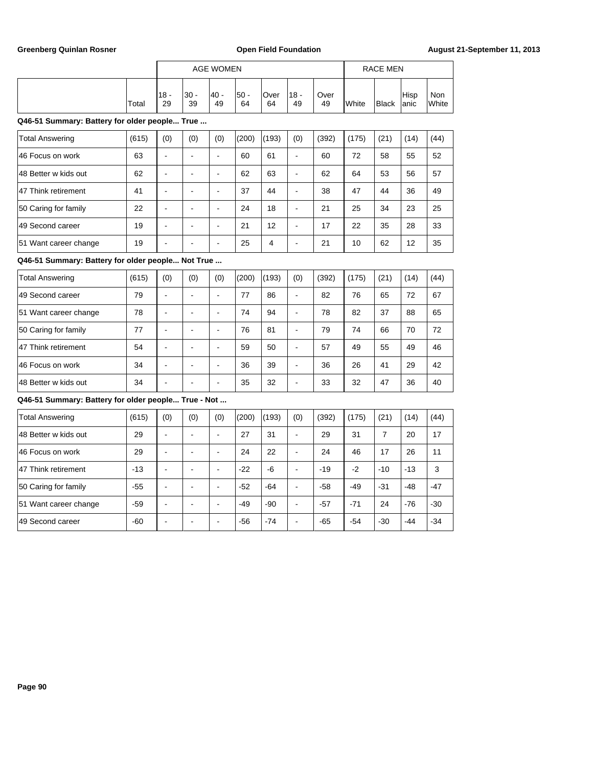| | Total | AGE WOMEN 18 - 29 | 30 - 39 | 40 - 49 | 50 - 64 | Over 64 | 18 - 49 | Over 49 | RACE MEN White | Black | Hispanic | Non White |
|---|---|---|---|---|---|---|---|---|---|---|---|---|

**Q46-51 Summary: Battery for older people... True ...**

| | Total | 18 - 29 | 30 - 39 | 40 - 49 | 50 - 64 | Over 64 | 18 - 49 | Over 49 | White | Black | Hispanic | Non White |
|---|---|---|---|---|---|---|---|---|---|---|---|---|
| Total Answering | (615) | (0) | (0) | (0) | (200) | (193) | (0) | (392) | (175) | (21) | (14) | (44) |
| 46 Focus on work | 63 | - | - | - | 60 | 61 | - | 60 | 72 | 58 | 55 | 52 |
| 48 Better w kids out | 62 | - | - | - | 62 | 63 | - | 62 | 64 | 53 | 56 | 57 |
| 47 Think retirement | 41 | - | - | - | 37 | 44 | - | 38 | 47 | 44 | 36 | 49 |
| 50 Caring for family | 22 | - | - | - | 24 | 18 | - | 21 | 25 | 34 | 23 | 25 |
| 49 Second career | 19 | - | - | - | 21 | 12 | - | 17 | 22 | 35 | 28 | 33 |
| 51 Want career change | 19 | - | - | - | 25 | 4 | - | 21 | 10 | 62 | 12 | 35 |

**Q46-51 Summary: Battery for older people... Not True ...**

| | Total | 18 - 29 | 30 - 39 | 40 - 49 | 50 - 64 | Over 64 | 18 - 49 | Over 49 | White | Black | Hispanic | Non White |
|---|---|---|---|---|---|---|---|---|---|---|---|---|
| Total Answering | (615) | (0) | (0) | (0) | (200) | (193) | (0) | (392) | (175) | (21) | (14) | (44) |
| 49 Second career | 79 | - | - | - | 77 | 86 | - | 82 | 76 | 65 | 72 | 67 |
| 51 Want career change | 78 | - | - | - | 74 | 94 | - | 78 | 82 | 37 | 88 | 65 |
| 50 Caring for family | 77 | - | - | - | 76 | 81 | - | 79 | 74 | 66 | 70 | 72 |
| 47 Think retirement | 54 | - | - | - | 59 | 50 | - | 57 | 49 | 55 | 49 | 46 |
| 46 Focus on work | 34 | - | - | - | 36 | 39 | - | 36 | 26 | 41 | 29 | 42 |
| 48 Better w kids out | 34 | - | - | - | 35 | 32 | - | 33 | 32 | 47 | 36 | 40 |

**Q46-51 Summary: Battery for older people... True - Not ...**

| | Total | 18 - 29 | 30 - 39 | 40 - 49 | 50 - 64 | Over 64 | 18 - 49 | Over 49 | White | Black | Hispanic | Non White |
|---|---|---|---|---|---|---|---|---|---|---|---|---|
| Total Answering | (615) | (0) | (0) | (0) | (200) | (193) | (0) | (392) | (175) | (21) | (14) | (44) |
| 48 Better w kids out | 29 | - | - | - | 27 | 31 | - | 29 | 31 | 7 | 20 | 17 |
| 46 Focus on work | 29 | - | - | - | 24 | 22 | - | 24 | 46 | 17 | 26 | 11 |
| 47 Think retirement | -13 | - | - | - | -22 | -6 | - | -19 | -2 | -10 | -13 | 3 |
| 50 Caring for family | -55 | - | - | - | -52 | -64 | - | -58 | -49 | -31 | -48 | -47 |
| 51 Want career change | -59 | - | - | - | -49 | -90 | - | -57 | -71 | 24 | -76 | -30 |
| 49 Second career | -60 | - | - | - | -56 | -74 | - | -65 | -54 | -30 | -44 | -34 |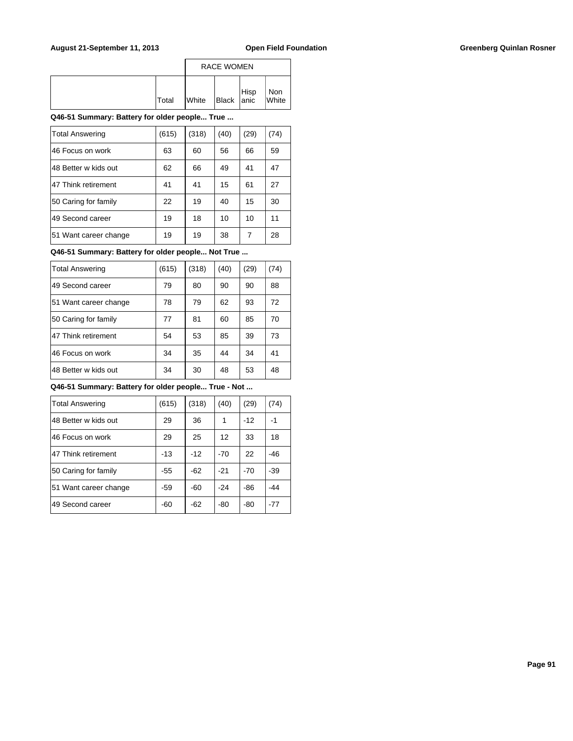| | Total | RACE WOMEN | | | |
|---|---|---|---|---|---|
| | | White | Black | Hispanic | Non White |

**Q46-51 Summary: Battery for older people... True ...**

| | Total | White | Black | Hispanic | Non White |
|---|---|---|---|---|---|
| Total Answering | (615) | (318) | (40) | (29) | (74) |
| 46 Focus on work | 63 | 60 | 56 | 66 | 59 |
| 48 Better w kids out | 62 | 66 | 49 | 41 | 47 |
| 47 Think retirement | 41 | 41 | 15 | 61 | 27 |
| 50 Caring for family | 22 | 19 | 40 | 15 | 30 |
| 49 Second career | 19 | 18 | 10 | 10 | 11 |
| 51 Want career change | 19 | 19 | 38 | 7 | 28 |

**Q46-51 Summary: Battery for older people... Not True ...**

| | Total | White | Black | Hispanic | Non White |
|---|---|---|---|---|---|
| Total Answering | (615) | (318) | (40) | (29) | (74) |
| 49 Second career | 79 | 80 | 90 | 90 | 88 |
| 51 Want career change | 78 | 79 | 62 | 93 | 72 |
| 50 Caring for family | 77 | 81 | 60 | 85 | 70 |
| 47 Think retirement | 54 | 53 | 85 | 39 | 73 |
| 46 Focus on work | 34 | 35 | 44 | 34 | 41 |
| 48 Better w kids out | 34 | 30 | 48 | 53 | 48 |

**Q46-51 Summary: Battery for older people... True - Not ...**

| | Total | White | Black | Hispanic | Non White |
|---|---|---|---|---|---|
| Total Answering | (615) | (318) | (40) | (29) | (74) |
| 48 Better w kids out | 29 | 36 | 1 | -12 | -1 |
| 46 Focus on work | 29 | 25 | 12 | 33 | 18 |
| 47 Think retirement | -13 | -12 | -70 | 22 | -46 |
| 50 Caring for family | -55 | -62 | -21 | -70 | -39 |
| 51 Want career change | -59 | -60 | -24 | -86 | -44 |
| 49 Second career | -60 | -62 | -80 | -80 | -77 |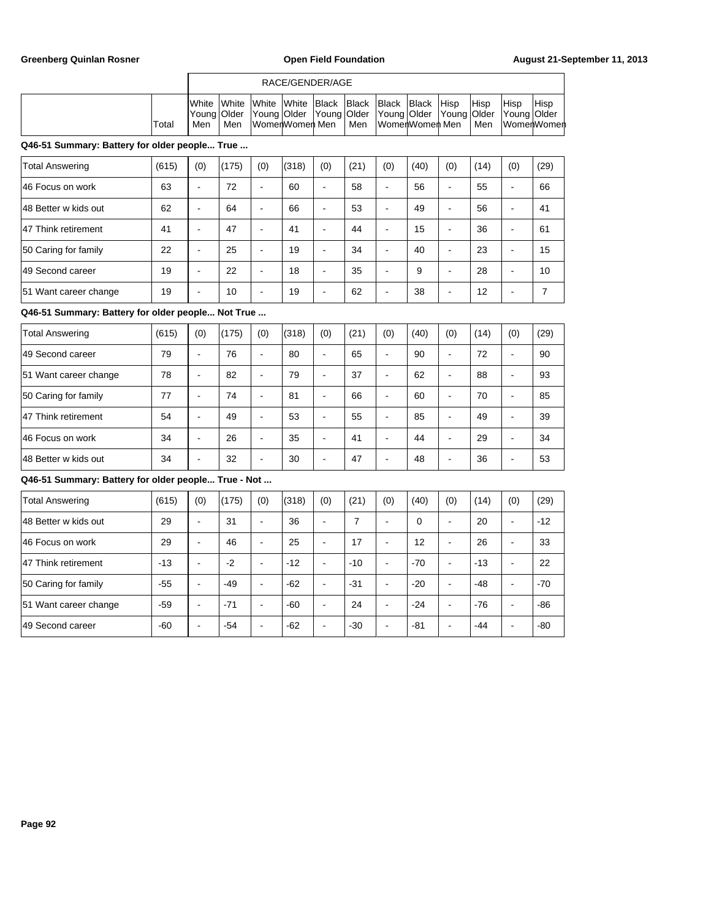| | Total | White Young Men | White Older Men | White Young Women | White Older Women | Black Young Men | Black Older Men | Black Young Women | Black Older Women | Hisp Young Men | Hisp Older Men | Hisp Young Women | Hisp Older Women |
|---|---|---|---|---|---|---|---|---|---|---|---|---|---|
| | | RACE/GENDER/AGE | | | | | | | | | | | |

**Q46-51 Summary: Battery for older people... True ...**

| | Total | White Young Men | White Older Men | White Young Women | White Older Women | Black Young Men | Black Older Men | Black Young Women | Black Older Women | Hisp Young Men | Hisp Older Men | Hisp Young Women | Hisp Older Women |
|---|---|---|---|---|---|---|---|---|---|---|---|---|---|
| Total Answering | (615) | (0) | (175) | (0) | (318) | (0) | (21) | (0) | (40) | (0) | (14) | (0) | (29) |
| 46 Focus on work | 63 | - | 72 | - | 60 | - | 58 | - | 56 | - | 55 | - | 66 |
| 48 Better w kids out | 62 | - | 64 | - | 66 | - | 53 | - | 49 | - | 56 | - | 41 |
| 47 Think retirement | 41 | - | 47 | - | 41 | - | 44 | - | 15 | - | 36 | - | 61 |
| 50 Caring for family | 22 | - | 25 | - | 19 | - | 34 | - | 40 | - | 23 | - | 15 |
| 49 Second career | 19 | - | 22 | - | 18 | - | 35 | - | 9 | - | 28 | - | 10 |
| 51 Want career change | 19 | - | 10 | - | 19 | - | 62 | - | 38 | - | 12 | - | 7 |

**Q46-51 Summary: Battery for older people... Not True ...**

| | Total | White Young Men | White Older Men | White Young Women | White Older Women | Black Young Men | Black Older Men | Black Young Women | Black Older Women | Hisp Young Men | Hisp Older Men | Hisp Young Women | Hisp Older Women |
|---|---|---|---|---|---|---|---|---|---|---|---|---|---|
| Total Answering | (615) | (0) | (175) | (0) | (318) | (0) | (21) | (0) | (40) | (0) | (14) | (0) | (29) |
| 49 Second career | 79 | - | 76 | - | 80 | - | 65 | - | 90 | - | 72 | - | 90 |
| 51 Want career change | 78 | - | 82 | - | 79 | - | 37 | - | 62 | - | 88 | - | 93 |
| 50 Caring for family | 77 | - | 74 | - | 81 | - | 66 | - | 60 | - | 70 | - | 85 |
| 47 Think retirement | 54 | - | 49 | - | 53 | - | 55 | - | 85 | - | 49 | - | 39 |
| 46 Focus on work | 34 | - | 26 | - | 35 | - | 41 | - | 44 | - | 29 | - | 34 |
| 48 Better w kids out | 34 | - | 32 | - | 30 | - | 47 | - | 48 | - | 36 | - | 53 |

**Q46-51 Summary: Battery for older people... True - Not ...**

| | Total | White Young Men | White Older Men | White Young Women | White Older Women | Black Young Men | Black Older Men | Black Young Women | Black Older Women | Hisp Young Men | Hisp Older Men | Hisp Young Women | Hisp Older Women |
|---|---|---|---|---|---|---|---|---|---|---|---|---|---|
| Total Answering | (615) | (0) | (175) | (0) | (318) | (0) | (21) | (0) | (40) | (0) | (14) | (0) | (29) |
| 48 Better w kids out | 29 | - | 31 | - | 36 | - | 7 | - | 0 | - | 20 | - | -12 |
| 46 Focus on work | 29 | - | 46 | - | 25 | - | 17 | - | 12 | - | 26 | - | 33 |
| 47 Think retirement | -13 | - | -2 | - | -12 | - | -10 | - | -70 | - | -13 | - | 22 |
| 50 Caring for family | -55 | - | -49 | - | -62 | - | -31 | - | -20 | - | -48 | - | -70 |
| 51 Want career change | -59 | - | -71 | - | -60 | - | 24 | - | -24 | - | -76 | - | -86 |
| 49 Second career | -60 | - | -54 | - | -62 | - | -30 | - | -81 | - | -44 | - | -80 |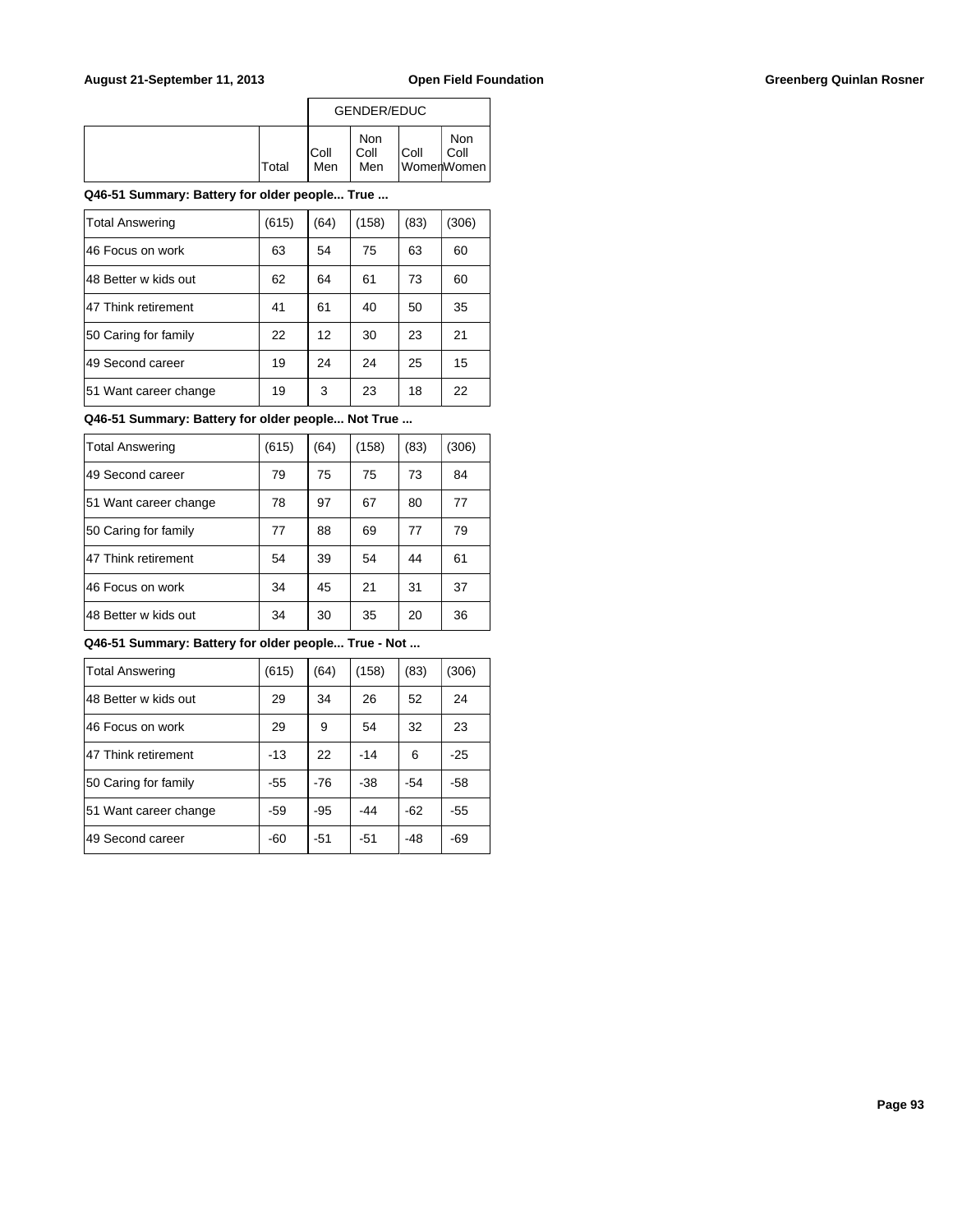| | | GENDER/EDUC | | | |
|---|---|---|---|---|---|
| | Total | Coll Men | Non Coll Men | Coll Women | Non Coll Women |

**Q46-51 Summary: Battery for older people... True ...**

| | Total | Coll Men | Non Coll Men | Coll Women | Non Coll Women |
|---|---|---|---|---|---|
| Total Answering | (615) | (64) | (158) | (83) | (306) |
| 46 Focus on work | 63 | 54 | 75 | 63 | 60 |
| 48 Better w kids out | 62 | 64 | 61 | 73 | 60 |
| 47 Think retirement | 41 | 61 | 40 | 50 | 35 |
| 50 Caring for family | 22 | 12 | 30 | 23 | 21 |
| 49 Second career | 19 | 24 | 24 | 25 | 15 |
| 51 Want career change | 19 | 3 | 23 | 18 | 22 |

**Q46-51 Summary: Battery for older people... Not True ...**

| | Total | Coll Men | Non Coll Men | Coll Women | Non Coll Women |
|---|---|---|---|---|---|
| Total Answering | (615) | (64) | (158) | (83) | (306) |
| 49 Second career | 79 | 75 | 75 | 73 | 84 |
| 51 Want career change | 78 | 97 | 67 | 80 | 77 |
| 50 Caring for family | 77 | 88 | 69 | 77 | 79 |
| 47 Think retirement | 54 | 39 | 54 | 44 | 61 |
| 46 Focus on work | 34 | 45 | 21 | 31 | 37 |
| 48 Better w kids out | 34 | 30 | 35 | 20 | 36 |

**Q46-51 Summary: Battery for older people... True - Not ...**

| | Total | Coll Men | Non Coll Men | Coll Women | Non Coll Women |
|---|---|---|---|---|---|
| Total Answering | (615) | (64) | (158) | (83) | (306) |
| 48 Better w kids out | 29 | 34 | 26 | 52 | 24 |
| 46 Focus on work | 29 | 9 | 54 | 32 | 23 |
| 47 Think retirement | -13 | 22 | -14 | 6 | -25 |
| 50 Caring for family | -55 | -76 | -38 | -54 | -58 |
| 51 Want career change | -59 | -95 | -44 | -62 | -55 |
| 49 Second career | -60 | -51 | -51 | -48 | -69 |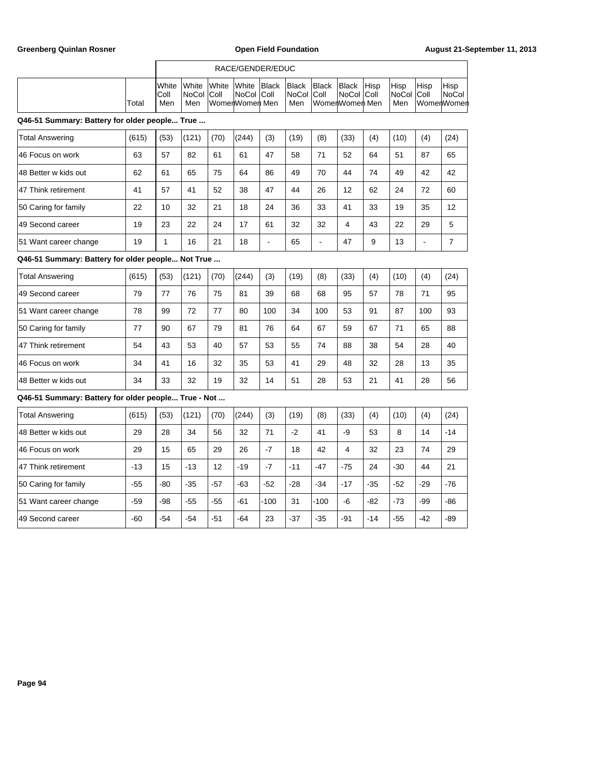| | Total | RACE/GENDER/EDUC White Coll Men | White NoCol Men | White Coll Women | White NoCol Women | Black Coll Men | Black NoCol Men | Black Coll Women | Black NoCol Women | Hisp Coll Men | Hisp NoCol Men | Hisp Coll Women | Hisp NoCol Women |
|---|---|---|---|---|---|---|---|---|---|---|---|---|---|
| **Q46-51 Summary: Battery for older people... True ...** | | | | | | | | | | | | | |
| Total Answering | (615) | (53) | (121) | (70) | (244) | (3) | (19) | (8) | (33) | (4) | (10) | (4) | (24) |
| 46 Focus on work | 63 | 57 | 82 | 61 | 61 | 47 | 58 | 71 | 52 | 64 | 51 | 87 | 65 |
| 48 Better w kids out | 62 | 61 | 65 | 75 | 64 | 86 | 49 | 70 | 44 | 74 | 49 | 42 | 42 |
| 47 Think retirement | 41 | 57 | 41 | 52 | 38 | 47 | 44 | 26 | 12 | 62 | 24 | 72 | 60 |
| 50 Caring for family | 22 | 10 | 32 | 21 | 18 | 24 | 36 | 33 | 41 | 33 | 19 | 35 | 12 |
| 49 Second career | 19 | 23 | 22 | 24 | 17 | 61 | 32 | 32 | 4 | 43 | 22 | 29 | 5 |
| 51 Want career change | 19 | 1 | 16 | 21 | 18 | - | 65 | - | 47 | 9 | 13 | - | 7 |
| **Q46-51 Summary: Battery for older people... Not True ...** | | | | | | | | | | | | | |
| Total Answering | (615) | (53) | (121) | (70) | (244) | (3) | (19) | (8) | (33) | (4) | (10) | (4) | (24) |
| 49 Second career | 79 | 77 | 76 | 75 | 81 | 39 | 68 | 68 | 95 | 57 | 78 | 71 | 95 |
| 51 Want career change | 78 | 99 | 72 | 77 | 80 | 100 | 34 | 100 | 53 | 91 | 87 | 100 | 93 |
| 50 Caring for family | 77 | 90 | 67 | 79 | 81 | 76 | 64 | 67 | 59 | 67 | 71 | 65 | 88 |
| 47 Think retirement | 54 | 43 | 53 | 40 | 57 | 53 | 55 | 74 | 88 | 38 | 54 | 28 | 40 |
| 46 Focus on work | 34 | 41 | 16 | 32 | 35 | 53 | 41 | 29 | 48 | 32 | 28 | 13 | 35 |
| 48 Better w kids out | 34 | 33 | 32 | 19 | 32 | 14 | 51 | 28 | 53 | 21 | 41 | 28 | 56 |
| **Q46-51 Summary: Battery for older people... True - Not ...** | | | | | | | | | | | | | |
| Total Answering | (615) | (53) | (121) | (70) | (244) | (3) | (19) | (8) | (33) | (4) | (10) | (4) | (24) |
| 48 Better w kids out | 29 | 28 | 34 | 56 | 32 | 71 | -2 | 41 | -9 | 53 | 8 | 14 | -14 |
| 46 Focus on work | 29 | 15 | 65 | 29 | 26 | -7 | 18 | 42 | 4 | 32 | 23 | 74 | 29 |
| 47 Think retirement | -13 | 15 | -13 | 12 | -19 | -7 | -11 | -47 | -75 | 24 | -30 | 44 | 21 |
| 50 Caring for family | -55 | -80 | -35 | -57 | -63 | -52 | -28 | -34 | -17 | -35 | -52 | -29 | -76 |
| 51 Want career change | -59 | -98 | -55 | -55 | -61 | -100 | 31 | -100 | -6 | -82 | -73 | -99 | -86 |
| 49 Second career | -60 | -54 | -54 | -51 | -64 | 23 | -37 | -35 | -91 | -14 | -55 | -42 | -89 |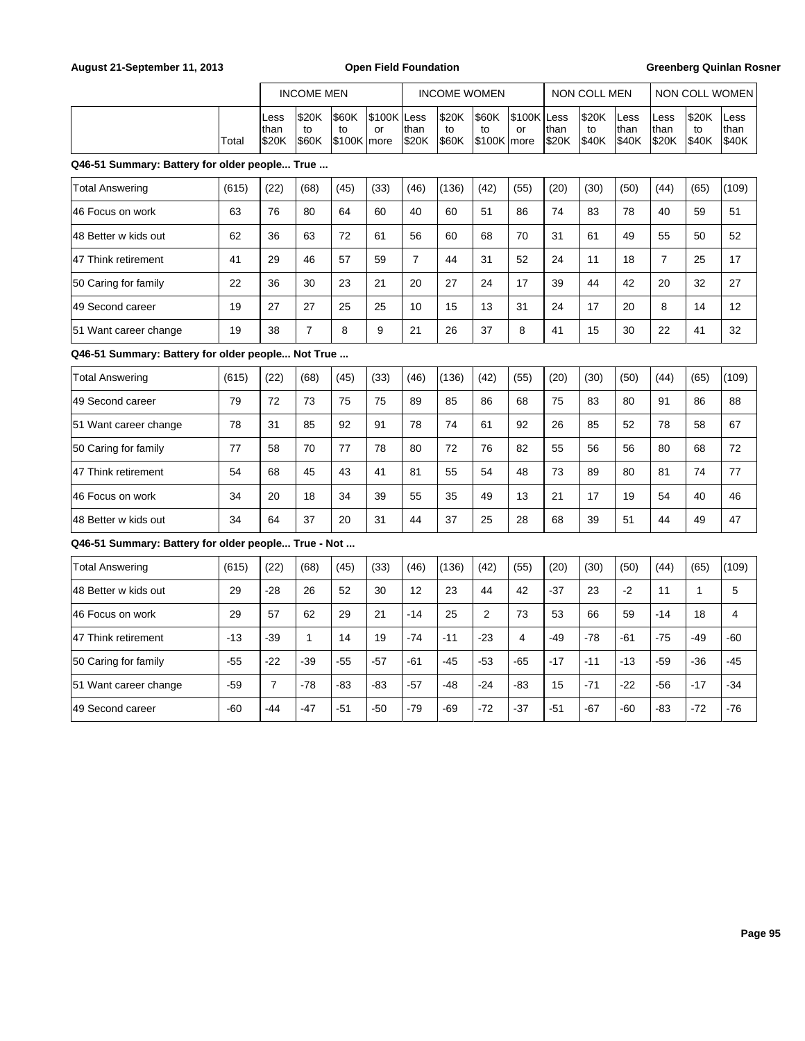| | Total | INCOME MEN Less than $20K | INCOME MEN $20K to $60K | INCOME MEN $60K to $100K | INCOME MEN $100K or more | INCOME WOMEN Less than $20K | INCOME WOMEN $20K to $60K | INCOME WOMEN $60K to $100K | INCOME WOMEN $100K or more | NON COLL MEN Less than $20K | NON COLL MEN $20K to $40K | NON COLL MEN Less than $40K | NON COLL WOMEN Less than $20K | NON COLL WOMEN $20K to $40K | NON COLL WOMEN Less than $40K |
|---|---|---|---|---|---|---|---|---|---|---|---|---|---|---|---|
| **Q46-51 Summary: Battery for older people... True ...** | | | | | | | | | | | | | | | |
| Total Answering | (615) | (22) | (68) | (45) | (33) | (46) | (136) | (42) | (55) | (20) | (30) | (50) | (44) | (65) | (109) |
| 46 Focus on work | 63 | 76 | 80 | 64 | 60 | 40 | 60 | 51 | 86 | 74 | 83 | 78 | 40 | 59 | 51 |
| 48 Better w kids out | 62 | 36 | 63 | 72 | 61 | 56 | 60 | 68 | 70 | 31 | 61 | 49 | 55 | 50 | 52 |
| 47 Think retirement | 41 | 29 | 46 | 57 | 59 | 7 | 44 | 31 | 52 | 24 | 11 | 18 | 7 | 25 | 17 |
| 50 Caring for family | 22 | 36 | 30 | 23 | 21 | 20 | 27 | 24 | 17 | 39 | 44 | 42 | 20 | 32 | 27 |
| 49 Second career | 19 | 27 | 27 | 25 | 25 | 10 | 15 | 13 | 31 | 24 | 17 | 20 | 8 | 14 | 12 |
| 51 Want career change | 19 | 38 | 7 | 8 | 9 | 21 | 26 | 37 | 8 | 41 | 15 | 30 | 22 | 41 | 32 |
| **Q46-51 Summary: Battery for older people... Not True ...** | | | | | | | | | | | | | | | |
| Total Answering | (615) | (22) | (68) | (45) | (33) | (46) | (136) | (42) | (55) | (20) | (30) | (50) | (44) | (65) | (109) |
| 49 Second career | 79 | 72 | 73 | 75 | 75 | 89 | 85 | 86 | 68 | 75 | 83 | 80 | 91 | 86 | 88 |
| 51 Want career change | 78 | 31 | 85 | 92 | 91 | 78 | 74 | 61 | 92 | 26 | 85 | 52 | 78 | 58 | 67 |
| 50 Caring for family | 77 | 58 | 70 | 77 | 78 | 80 | 72 | 76 | 82 | 55 | 56 | 56 | 80 | 68 | 72 |
| 47 Think retirement | 54 | 68 | 45 | 43 | 41 | 81 | 55 | 54 | 48 | 73 | 89 | 80 | 81 | 74 | 77 |
| 46 Focus on work | 34 | 20 | 18 | 34 | 39 | 55 | 35 | 49 | 13 | 21 | 17 | 19 | 54 | 40 | 46 |
| 48 Better w kids out | 34 | 64 | 37 | 20 | 31 | 44 | 37 | 25 | 28 | 68 | 39 | 51 | 44 | 49 | 47 |
| **Q46-51 Summary: Battery for older people... True - Not ...** | | | | | | | | | | | | | | | |
| Total Answering | (615) | (22) | (68) | (45) | (33) | (46) | (136) | (42) | (55) | (20) | (30) | (50) | (44) | (65) | (109) |
| 48 Better w kids out | 29 | -28 | 26 | 52 | 30 | 12 | 23 | 44 | 42 | -37 | 23 | -2 | 11 | 1 | 5 |
| 46 Focus on work | 29 | 57 | 62 | 29 | 21 | -14 | 25 | 2 | 73 | 53 | 66 | 59 | -14 | 18 | 4 |
| 47 Think retirement | -13 | -39 | 1 | 14 | 19 | -74 | -11 | -23 | 4 | -49 | -78 | -61 | -75 | -49 | -60 |
| 50 Caring for family | -55 | -22 | -39 | -55 | -57 | -61 | -45 | -53 | -65 | -17 | -11 | -13 | -59 | -36 | -45 |
| 51 Want career change | -59 | 7 | -78 | -83 | -83 | -57 | -48 | -24 | -83 | 15 | -71 | -22 | -56 | -17 | -34 |
| 49 Second career | -60 | -44 | -47 | -51 | -50 | -79 | -69 | -72 | -37 | -51 | -67 | -60 | -83 | -72 | -76 |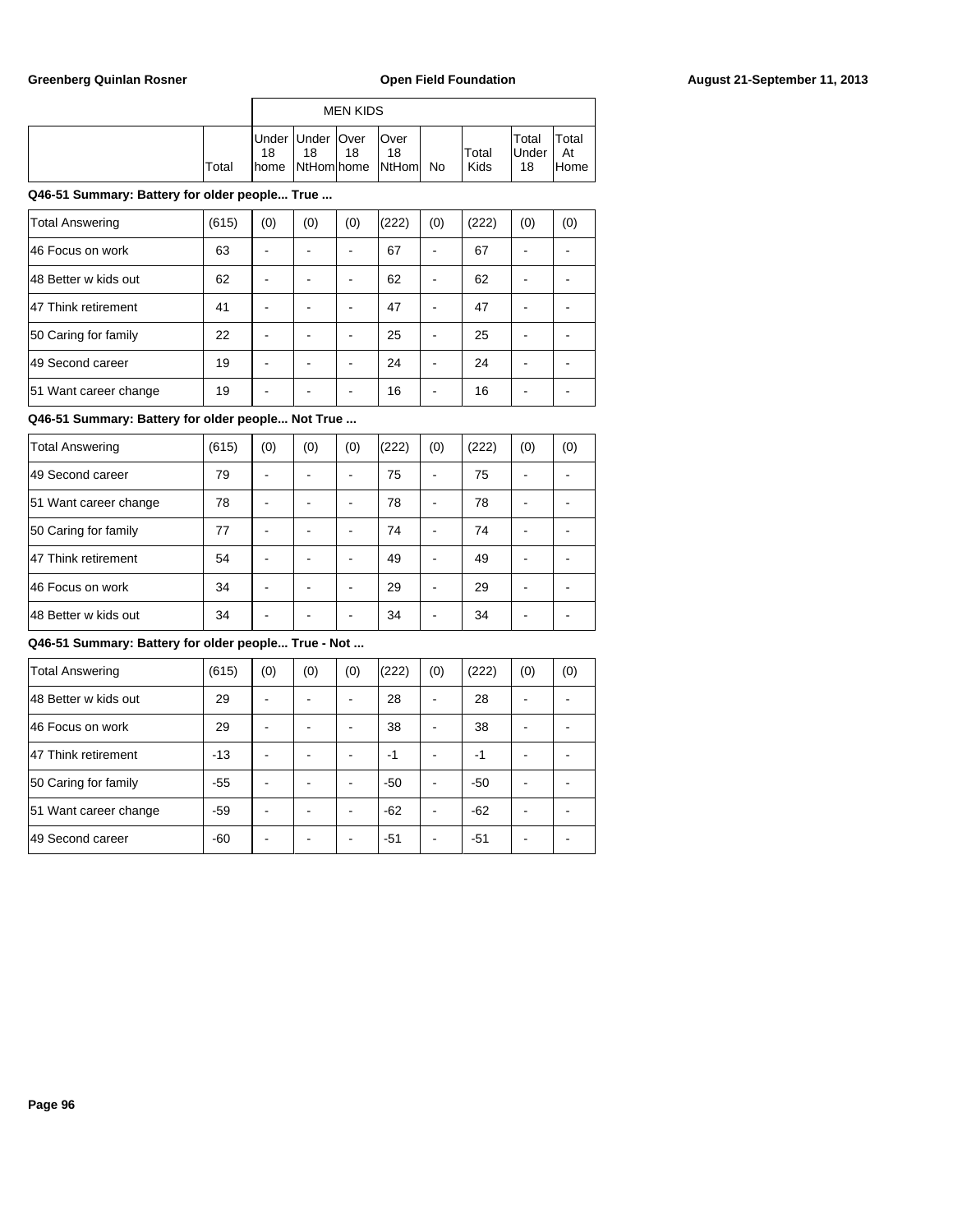| | Total | MEN KIDS Under 18 home | Under 18 NtHom | Over 18 home | Over 18 NtHom | No | Total Kids | Total Under 18 | Total At Home |
|---|---|---|---|---|---|---|---|---|---|

**Q46-51 Summary: Battery for older people... True ...**

| | Total | Under 18 home | Under 18 NtHom | Over 18 home | Over 18 NtHom | No | Total Kids | Total Under 18 | Total At Home |
|---|---|---|---|---|---|---|---|---|---|
| Total Answering | (615) | (0) | (0) | (0) | (222) | (0) | (222) | (0) | (0) |
| 46 Focus on work | 63 | - | - | - | 67 | - | 67 | - | - |
| 48 Better w kids out | 62 | - | - | - | 62 | - | 62 | - | - |
| 47 Think retirement | 41 | - | - | - | 47 | - | 47 | - | - |
| 50 Caring for family | 22 | - | - | - | 25 | - | 25 | - | - |
| 49 Second career | 19 | - | - | - | 24 | - | 24 | - | - |
| 51 Want career change | 19 | - | - | - | 16 | - | 16 | - | - |

**Q46-51 Summary: Battery for older people... Not True ...**

| | Total | Under 18 home | Under 18 NtHom | Over 18 home | Over 18 NtHom | No | Total Kids | Total Under 18 | Total At Home |
|---|---|---|---|---|---|---|---|---|---|
| Total Answering | (615) | (0) | (0) | (0) | (222) | (0) | (222) | (0) | (0) |
| 49 Second career | 79 | - | - | - | 75 | - | 75 | - | - |
| 51 Want career change | 78 | - | - | - | 78 | - | 78 | - | - |
| 50 Caring for family | 77 | - | - | - | 74 | - | 74 | - | - |
| 47 Think retirement | 54 | - | - | - | 49 | - | 49 | - | - |
| 46 Focus on work | 34 | - | - | - | 29 | - | 29 | - | - |
| 48 Better w kids out | 34 | - | - | - | 34 | - | 34 | - | - |

**Q46-51 Summary: Battery for older people... True - Not ...**

| | Total | Under 18 home | Under 18 NtHom | Over 18 home | Over 18 NtHom | No | Total Kids | Total Under 18 | Total At Home |
|---|---|---|---|---|---|---|---|---|---|
| Total Answering | (615) | (0) | (0) | (0) | (222) | (0) | (222) | (0) | (0) |
| 48 Better w kids out | 29 | - | - | - | 28 | - | 28 | - | - |
| 46 Focus on work | 29 | - | - | - | 38 | - | 38 | - | - |
| 47 Think retirement | -13 | - | - | - | -1 | - | -1 | - | - |
| 50 Caring for family | -55 | - | - | - | -50 | - | -50 | - | - |
| 51 Want career change | -59 | - | - | - | -62 | - | -62 | - | - |
| 49 Second career | -60 | - | - | - | -51 | - | -51 | - | - |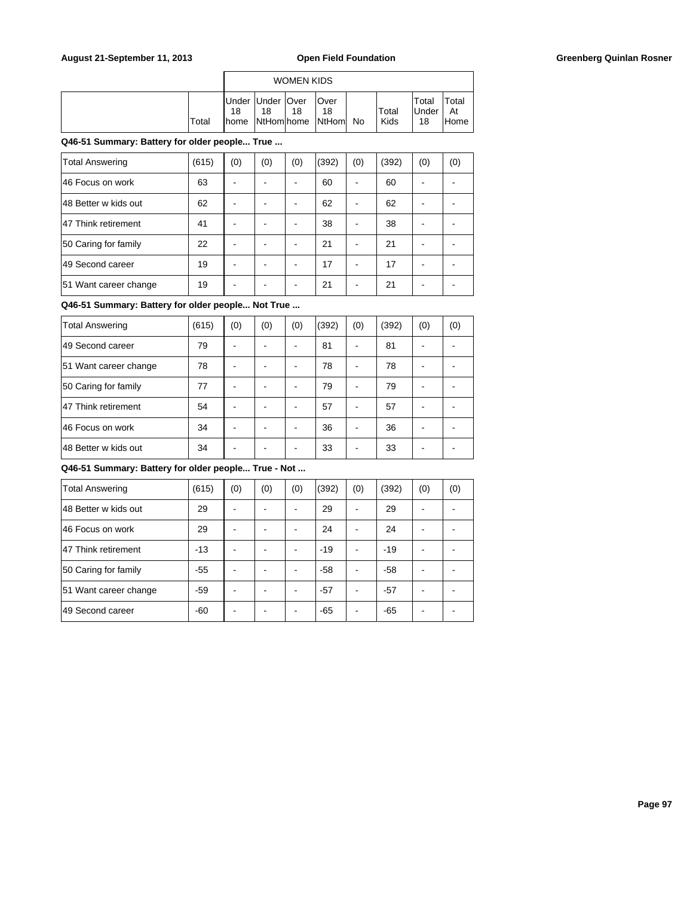| | | WOMEN KIDS | | | | | | | |
|---|---|---|---|---|---|---|---|---|---|
| | Total | Under 18 home | Under 18 NtHom | Over 18 home | Over 18 NtHom | No | Total Kids | Total Under 18 | Total At Home |

**Q46-51 Summary: Battery for older people... True ...**

| | Total | Under 18 home | Under 18 NtHom | Over 18 home | Over 18 NtHom | No | Total Kids | Total Under 18 | Total At Home |
|---|---|---|---|---|---|---|---|---|---|
| Total Answering | (615) | (0) | (0) | (0) | (392) | (0) | (392) | (0) | (0) |
| 46 Focus on work | 63 | - | - | - | 60 | - | 60 | - | - |
| 48 Better w kids out | 62 | - | - | - | 62 | - | 62 | - | - |
| 47 Think retirement | 41 | - | - | - | 38 | - | 38 | - | - |
| 50 Caring for family | 22 | - | - | - | 21 | - | 21 | - | - |
| 49 Second career | 19 | - | - | - | 17 | - | 17 | - | - |
| 51 Want career change | 19 | - | - | - | 21 | - | 21 | - | - |

**Q46-51 Summary: Battery for older people... Not True ...**

| | Total | Under 18 home | Under 18 NtHom | Over 18 home | Over 18 NtHom | No | Total Kids | Total Under 18 | Total At Home |
|---|---|---|---|---|---|---|---|---|---|
| Total Answering | (615) | (0) | (0) | (0) | (392) | (0) | (392) | (0) | (0) |
| 49 Second career | 79 | - | - | - | 81 | - | 81 | - | - |
| 51 Want career change | 78 | - | - | - | 78 | - | 78 | - | - |
| 50 Caring for family | 77 | - | - | - | 79 | - | 79 | - | - |
| 47 Think retirement | 54 | - | - | - | 57 | - | 57 | - | - |
| 46 Focus on work | 34 | - | - | - | 36 | - | 36 | - | - |
| 48 Better w kids out | 34 | - | - | - | 33 | - | 33 | - | - |

**Q46-51 Summary: Battery for older people... True - Not ...**

| | Total | Under 18 home | Under 18 NtHom | Over 18 home | Over 18 NtHom | No | Total Kids | Total Under 18 | Total At Home |
|---|---|---|---|---|---|---|---|---|---|
| Total Answering | (615) | (0) | (0) | (0) | (392) | (0) | (392) | (0) | (0) |
| 48 Better w kids out | 29 | - | - | - | 29 | - | 29 | - | - |
| 46 Focus on work | 29 | - | - | - | 24 | - | 24 | - | - |
| 47 Think retirement | -13 | - | - | - | -19 | - | -19 | - | - |
| 50 Caring for family | -55 | - | - | - | -58 | - | -58 | - | - |
| 51 Want career change | -59 | - | - | - | -57 | - | -57 | - | - |
| 49 Second career | -60 | - | - | - | -65 | - | -65 | - | - |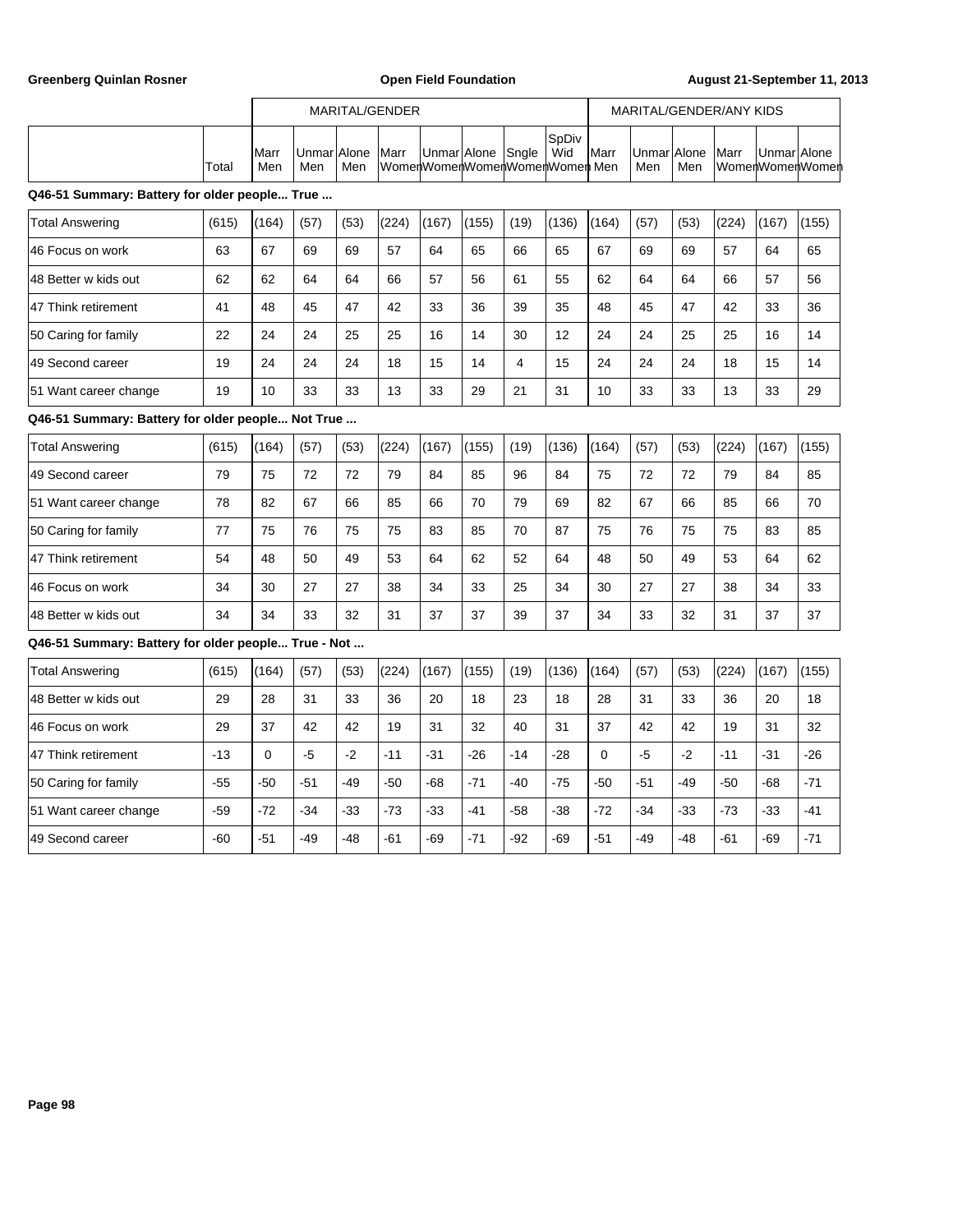Greenberg Quinlan Rosner | Open Field Foundation | August 21-September 11, 2013

| | | MARITAL/GENDER | | | | | | | | MARITAL/GENDER/ANY KIDS | | | | | |
|---|---|---|---|---|---|---|---|---|---|---|---|---|---|---|---|
| | Total | Marr Men | Unmar Men | Alone Men | Marr Women | Unmar Women | Alone Women | Sngle Women | SpDiv Wid Women | Marr Men | Unmar Men | Alone Men | Marr Women | Unmar Women | Alone Women |
| **Q46-51 Summary: Battery for older people... True ...** | | | | | | | | | | | | | | | |
| Total Answering | (615) | (164) | (57) | (53) | (224) | (167) | (155) | (19) | (136) | (164) | (57) | (53) | (224) | (167) | (155) |
| 46 Focus on work | 63 | 67 | 69 | 69 | 57 | 64 | 65 | 66 | 65 | 67 | 69 | 69 | 57 | 64 | 65 |
| 48 Better w kids out | 62 | 62 | 64 | 64 | 66 | 57 | 56 | 61 | 55 | 62 | 64 | 64 | 66 | 57 | 56 |
| 47 Think retirement | 41 | 48 | 45 | 47 | 42 | 33 | 36 | 39 | 35 | 48 | 45 | 47 | 42 | 33 | 36 |
| 50 Caring for family | 22 | 24 | 24 | 25 | 25 | 16 | 14 | 30 | 12 | 24 | 24 | 25 | 25 | 16 | 14 |
| 49 Second career | 19 | 24 | 24 | 24 | 18 | 15 | 14 | 4 | 15 | 24 | 24 | 24 | 18 | 15 | 14 |
| 51 Want career change | 19 | 10 | 33 | 33 | 13 | 33 | 29 | 21 | 31 | 10 | 33 | 33 | 13 | 33 | 29 |
| **Q46-51 Summary: Battery for older people... Not True ...** | | | | | | | | | | | | | | | |
| Total Answering | (615) | (164) | (57) | (53) | (224) | (167) | (155) | (19) | (136) | (164) | (57) | (53) | (224) | (167) | (155) |
| 49 Second career | 79 | 75 | 72 | 72 | 79 | 84 | 85 | 96 | 84 | 75 | 72 | 72 | 79 | 84 | 85 |
| 51 Want career change | 78 | 82 | 67 | 66 | 85 | 66 | 70 | 79 | 69 | 82 | 67 | 66 | 85 | 66 | 70 |
| 50 Caring for family | 77 | 75 | 76 | 75 | 75 | 83 | 85 | 70 | 87 | 75 | 76 | 75 | 75 | 83 | 85 |
| 47 Think retirement | 54 | 48 | 50 | 49 | 53 | 64 | 62 | 52 | 64 | 48 | 50 | 49 | 53 | 64 | 62 |
| 46 Focus on work | 34 | 30 | 27 | 27 | 38 | 34 | 33 | 25 | 34 | 30 | 27 | 27 | 38 | 34 | 33 |
| 48 Better w kids out | 34 | 34 | 33 | 32 | 31 | 37 | 37 | 39 | 37 | 34 | 33 | 32 | 31 | 37 | 37 |
| **Q46-51 Summary: Battery for older people... True - Not ...** | | | | | | | | | | | | | | | |
| Total Answering | (615) | (164) | (57) | (53) | (224) | (167) | (155) | (19) | (136) | (164) | (57) | (53) | (224) | (167) | (155) |
| 48 Better w kids out | 29 | 28 | 31 | 33 | 36 | 20 | 18 | 23 | 18 | 28 | 31 | 33 | 36 | 20 | 18 |
| 46 Focus on work | 29 | 37 | 42 | 42 | 19 | 31 | 32 | 40 | 31 | 37 | 42 | 42 | 19 | 31 | 32 |
| 47 Think retirement | -13 | 0 | -5 | -2 | -11 | -31 | -26 | -14 | -28 | 0 | -5 | -2 | -11 | -31 | -26 |
| 50 Caring for family | -55 | -50 | -51 | -49 | -50 | -68 | -71 | -40 | -75 | -50 | -51 | -49 | -50 | -68 | -71 |
| 51 Want career change | -59 | -72 | -34 | -33 | -73 | -33 | -41 | -58 | -38 | -72 | -34 | -33 | -73 | -33 | -41 |
| 49 Second career | -60 | -51 | -49 | -48 | -61 | -69 | -71 | -92 | -69 | -51 | -49 | -48 | -61 | -69 | -71 |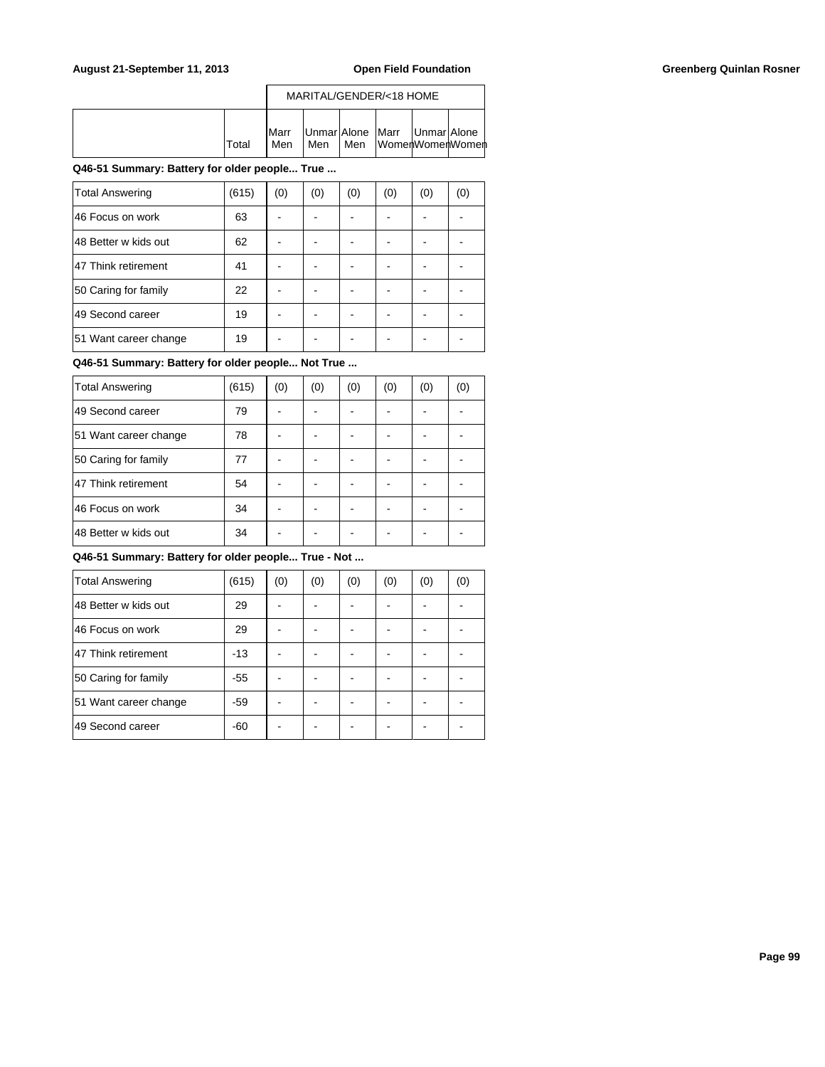| | | MARITAL/GENDER/<18 HOME | | | | | |
|---|---|---|---|---|---|---|---|
| | Total | Marr Men | Unmar Men | Alone Men | Marr Women | Unmar Women | Alone Women |

**Q46-51 Summary: Battery for older people... True ...**

| | Total | Marr Men | Unmar Men | Alone Men | Marr Women | Unmar Women | Alone Women |
|---|---|---|---|---|---|---|---|
| Total Answering | (615) | (0) | (0) | (0) | (0) | (0) | (0) |
| 46 Focus on work | 63 | - | - | - | - | - | - |
| 48 Better w kids out | 62 | - | - | - | - | - | - |
| 47 Think retirement | 41 | - | - | - | - | - | - |
| 50 Caring for family | 22 | - | - | - | - | - | - |
| 49 Second career | 19 | - | - | - | - | - | - |
| 51 Want career change | 19 | - | - | - | - | - | - |

**Q46-51 Summary: Battery for older people... Not True ...**

| | Total | Marr Men | Unmar Men | Alone Men | Marr Women | Unmar Women | Alone Women |
|---|---|---|---|---|---|---|---|
| Total Answering | (615) | (0) | (0) | (0) | (0) | (0) | (0) |
| 49 Second career | 79 | - | - | - | - | - | - |
| 51 Want career change | 78 | - | - | - | - | - | - |
| 50 Caring for family | 77 | - | - | - | - | - | - |
| 47 Think retirement | 54 | - | - | - | - | - | - |
| 46 Focus on work | 34 | - | - | - | - | - | - |
| 48 Better w kids out | 34 | - | - | - | - | - | - |

**Q46-51 Summary: Battery for older people... True - Not ...**

| | Total | Marr Men | Unmar Men | Alone Men | Marr Women | Unmar Women | Alone Women |
|---|---|---|---|---|---|---|---|
| Total Answering | (615) | (0) | (0) | (0) | (0) | (0) | (0) |
| 48 Better w kids out | 29 | - | - | - | - | - | - |
| 46 Focus on work | 29 | - | - | - | - | - | - |
| 47 Think retirement | -13 | - | - | - | - | - | - |
| 50 Caring for family | -55 | - | - | - | - | - | - |
| 51 Want career change | -59 | - | - | - | - | - | - |
| 49 Second career | -60 | - | - | - | - | - | - |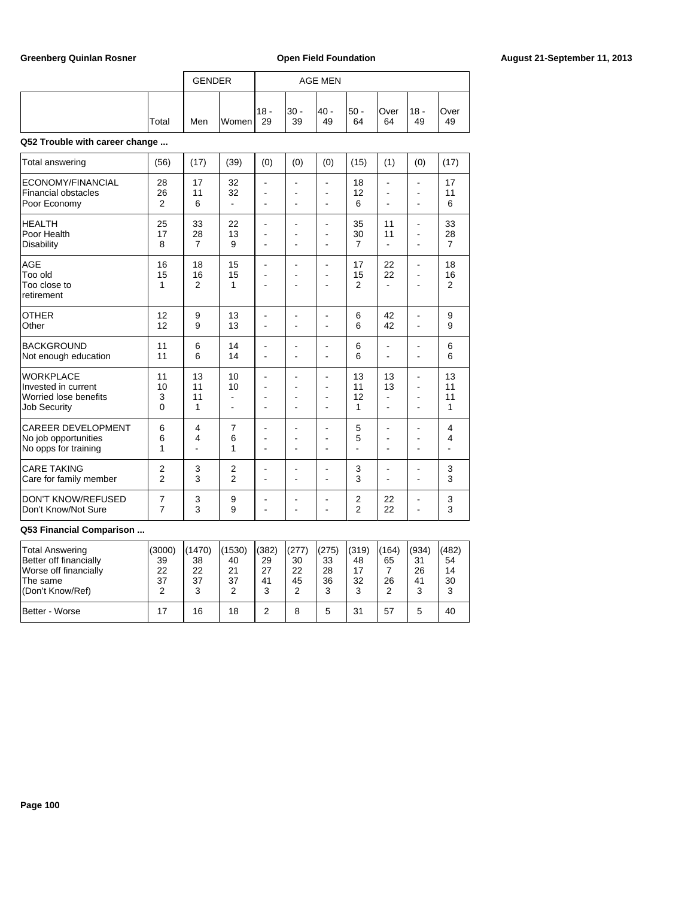| | | GENDER | | AGE MEN | | | | | | |
|---|---|---|---|---|---|---|---|---|---|---|
| | Total | Men | Women | 18 - 29 | 30 - 39 | 40 - 49 | 50 - 64 | Over 64 | 18 - 49 | Over 49 |

**Q52 Trouble with career change ...**

| | Total | Men | Women | 18 - 29 | 30 - 39 | 40 - 49 | 50 - 64 | Over 64 | 18 - 49 | Over 49 |
|---|---|---|---|---|---|---|---|---|---|---|
| Total answering | (56) | (17) | (39) | (0) | (0) | (0) | (15) | (1) | (0) | (17) |
| ECONOMY/FINANCIAL | 28 | 17 | 32 | - | - | - | 18 | - | - | 17 |
| Financial obstacles | 26 | 11 | 32 | - | - | - | 12 | - | - | 11 |
| Poor Economy | 2 | 6 | - | - | - | - | 6 | - | - | 6 |
| HEALTH | 25 | 33 | 22 | - | - | - | 35 | 11 | - | 33 |
| Poor Health | 17 | 28 | 13 | - | - | - | 30 | 11 | - | 28 |
| Disability | 8 | 7 | 9 | - | - | - | 7 | - | - | 7 |
| AGE | 16 | 18 | 15 | - | - | - | 17 | 22 | - | 18 |
| Too old | 15 | 16 | 15 | - | - | - | 15 | 22 | - | 16 |
| Too close to retirement | 1 | 2 | 1 | - | - | - | 2 | - | - | 2 |
| OTHER | 12 | 9 | 13 | - | - | - | 6 | 42 | - | 9 |
| Other | 12 | 9 | 13 | - | - | - | 6 | 42 | - | 9 |
| BACKGROUND | 11 | 6 | 14 | - | - | - | 6 | - | - | 6 |
| Not enough education | 11 | 6 | 14 | - | - | - | 6 | - | - | 6 |
| WORKPLACE | 11 | 13 | 10 | - | - | - | 13 | 13 | - | 13 |
| Invested in current | 10 | 11 | 10 | - | - | - | 11 | 13 | - | 11 |
| Worried lose benefits | 3 | 11 | - | - | - | - | 12 | - | - | 11 |
| Job Security | 0 | 1 | - | - | - | - | 1 | - | - | 1 |
| CAREER DEVELOPMENT | 6 | 4 | 7 | - | - | - | 5 | - | - | 4 |
| No job opportunities | 6 | 4 | 6 | - | - | - | 5 | - | - | 4 |
| No opps for training | 1 | - | 1 | - | - | - | - | - | - | - |
| CARE TAKING | 2 | 3 | 2 | - | - | - | 3 | - | - | 3 |
| Care for family member | 2 | 3 | 2 | - | - | - | 3 | - | - | 3 |
| DON'T KNOW/REFUSED | 7 | 3 | 9 | - | - | - | 2 | 22 | - | 3 |
| Don't Know/Not Sure | 7 | 3 | 9 | - | - | - | 2 | 22 | - | 3 |

**Q53 Financial Comparison ...**

| | Total | Men | Women | 18 - 29 | 30 - 39 | 40 - 49 | 50 - 64 | Over 64 | 18 - 49 | Over 49 |
|---|---|---|---|---|---|---|---|---|---|---|
| Total Answering | (3000) | (1470) | (1530) | (382) | (277) | (275) | (319) | (164) | (934) | (482) |
| Better off financially | 39 | 38 | 40 | 29 | 30 | 33 | 48 | 65 | 31 | 54 |
| Worse off financially | 22 | 22 | 21 | 27 | 22 | 28 | 17 | 7 | 26 | 14 |
| The same | 37 | 37 | 37 | 41 | 45 | 36 | 32 | 26 | 41 | 30 |
| (Don't Know/Ref) | 2 | 3 | 2 | 3 | 2 | 3 | 3 | 2 | 3 | 3 |
| Better - Worse | 17 | 16 | 18 | 2 | 8 | 5 | 31 | 57 | 5 | 40 |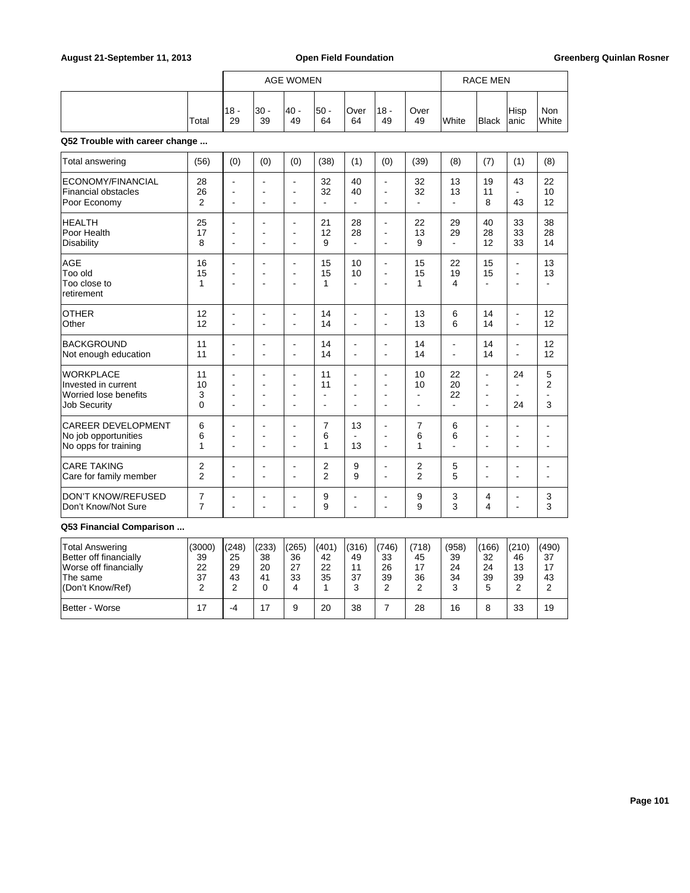| | Total | AGE WOMEN 18 - 29 | 30 - 39 | 40 - 49 | 50 - 64 | Over 64 | 18 - 49 | Over 49 | RACE MEN White | Black | Hispanic | Non White |
|---|---|---|---|---|---|---|---|---|---|---|---|---|

**Q52 Trouble with career change ...**

| | Total | 18 - 29 | 30 - 39 | 40 - 49 | 50 - 64 | Over 64 | 18 - 49 | Over 49 | White | Black | Hispanic | Non White |
|---|---|---|---|---|---|---|---|---|---|---|---|---|
| Total answering | (56) | (0) | (0) | (0) | (38) | (1) | (0) | (39) | (8) | (7) | (1) | (8) |
| ECONOMY/FINANCIAL | 28 | - | - | - | 32 | 40 | - | 32 | 13 | 19 | 43 | 22 |
| Financial obstacles | 26 | - | - | - | 32 | 40 | - | 32 | 13 | 11 | - | 10 |
| Poor Economy | 2 | - | - | - | - | - | - | - | - | 8 | 43 | 12 |
| HEALTH | 25 | - | - | - | 21 | 28 | - | 22 | 29 | 40 | 33 | 38 |
| Poor Health | 17 | - | - | - | 12 | 28 | - | 13 | 29 | 28 | 33 | 28 |
| Disability | 8 | - | - | - | 9 | - | - | 9 | - | 12 | 33 | 14 |
| AGE | 16 | - | - | - | 15 | 10 | - | 15 | 22 | 15 | - | 13 |
| Too old | 15 | - | - | - | 15 | 10 | - | 15 | 19 | 15 | - | 13 |
| Too close to retirement | 1 | - | - | - | 1 | - | - | 1 | 4 | - | - | - |
| OTHER | 12 | - | - | - | 14 | - | - | 13 | 6 | 14 | - | 12 |
| Other | 12 | - | - | - | 14 | - | - | 13 | 6 | 14 | - | 12 |
| BACKGROUND | 11 | - | - | - | 14 | - | - | 14 | - | 14 | - | 12 |
| Not enough education | 11 | - | - | - | 14 | - | - | 14 | - | 14 | - | 12 |
| WORKPLACE | 11 | - | - | - | 11 | - | - | 10 | 22 | - | 24 | 5 |
| Invested in current | 10 | - | - | - | 11 | - | - | 10 | 20 | - | - | 2 |
| Worried lose benefits | 3 | - | - | - | - | - | - | - | 22 | - | - | - |
| Job Security | 0 | - | - | - | - | - | - | - | - | - | 24 | 3 |
| CAREER DEVELOPMENT | 6 | - | - | - | 7 | 13 | - | 7 | 6 | - | - | - |
| No job opportunities | 6 | - | - | - | 6 | - | - | 6 | 6 | - | - | - |
| No opps for training | 1 | - | - | - | 1 | 13 | - | 1 | - | - | - | - |
| CARE TAKING | 2 | - | - | - | 2 | 9 | - | 2 | 5 | - | - | - |
| Care for family member | 2 | - | - | - | 2 | 9 | - | 2 | 5 | - | - | - |
| DON'T KNOW/REFUSED | 7 | - | - | - | 9 | - | - | 9 | 3 | 4 | - | 3 |
| Don't Know/Not Sure | 7 | - | - | - | 9 | - | - | 9 | 3 | 4 | - | 3 |

**Q53 Financial Comparison ...**

| | Total | 18 - 29 | 30 - 39 | 40 - 49 | 50 - 64 | Over 64 | 18 - 49 | Over 49 | White | Black | Hispanic | Non White |
|---|---|---|---|---|---|---|---|---|---|---|---|---|
| Total Answering | (3000) | (248) | (233) | (265) | (401) | (316) | (746) | (718) | (958) | (166) | (210) | (490) |
| Better off financially | 39 | 25 | 38 | 36 | 42 | 49 | 33 | 45 | 39 | 32 | 46 | 37 |
| Worse off financially | 22 | 29 | 20 | 27 | 22 | 11 | 26 | 17 | 24 | 24 | 13 | 17 |
| The same | 37 | 43 | 41 | 33 | 35 | 37 | 39 | 36 | 34 | 39 | 39 | 43 |
| (Don't Know/Ref) | 2 | 2 | 0 | 4 | 1 | 3 | 2 | 2 | 3 | 5 | 2 | 2 |
| Better - Worse | 17 | -4 | 17 | 9 | 20 | 38 | 7 | 28 | 16 | 8 | 33 | 19 |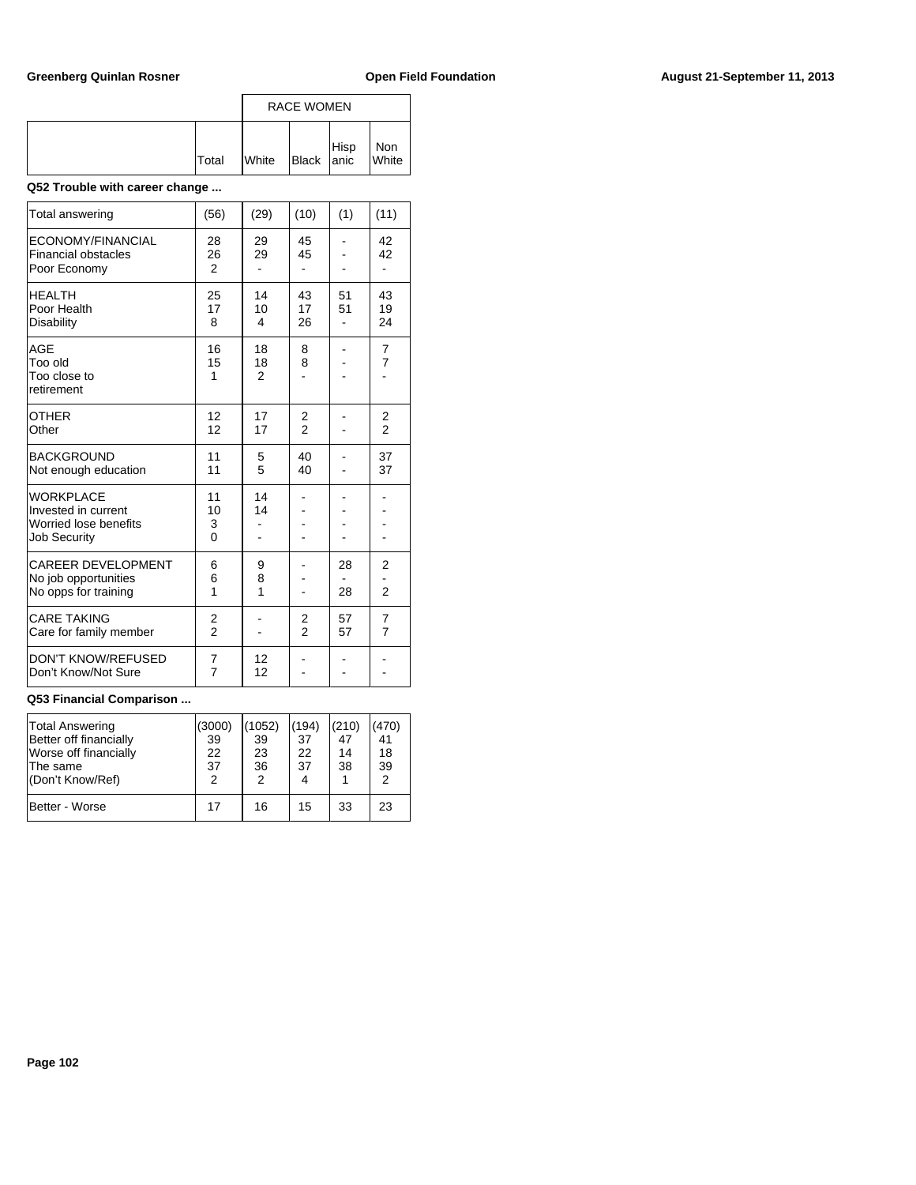| | Total | RACE WOMEN | | | |
|---|---|---|---|---|---|
| | | White | Black | Hispanic | Non White |

**Q52 Trouble with career change ...**

| | Total | White | Black | Hispanic | Non White |
|---|---|---|---|---|---|
| Total answering | (56) | (29) | (10) | (1) | (11) |
| ECONOMY/FINANCIAL | 28 | 29 | 45 | - | 42 |
| Financial obstacles | 26 | 29 | 45 | - | 42 |
| Poor Economy | 2 | - | - | - | - |
| HEALTH | 25 | 14 | 43 | 51 | 43 |
| Poor Health | 17 | 10 | 17 | 51 | 19 |
| Disability | 8 | 4 | 26 | - | 24 |
| AGE | 16 | 18 | 8 | - | 7 |
| Too old | 15 | 18 | 8 | - | 7 |
| Too close to retirement | 1 | 2 | - | - | - |
| OTHER | 12 | 17 | 2 | - | 2 |
| Other | 12 | 17 | 2 | - | 2 |
| BACKGROUND | 11 | 5 | 40 | - | 37 |
| Not enough education | 11 | 5 | 40 | - | 37 |
| WORKPLACE | 11 | 14 | - | - | - |
| Invested in current | 10 | 14 | - | - | - |
| Worried lose benefits | 3 | - | - | - | - |
| Job Security | 0 | - | - | - | - |
| CAREER DEVELOPMENT | 6 | 9 | - | 28 | 2 |
| No job opportunities | 6 | 8 | - | - | - |
| No opps for training | 1 | 1 | - | 28 | 2 |
| CARE TAKING | 2 | - | 2 | 57 | 7 |
| Care for family member | 2 | - | 2 | 57 | 7 |
| DON'T KNOW/REFUSED | 7 | 12 | - | - | - |
| Don't Know/Not Sure | 7 | 12 | - | - | - |

**Q53 Financial Comparison ...**

| | Total | White | Black | Hispanic | Non White |
|---|---|---|---|---|---|
| Total Answering | (3000) | (1052) | (194) | (210) | (470) |
| Better off financially | 39 | 39 | 37 | 47 | 41 |
| Worse off financially | 22 | 23 | 22 | 14 | 18 |
| The same | 37 | 36 | 37 | 38 | 39 |
| (Don't Know/Ref) | 2 | 2 | 4 | 1 | 2 |
| Better - Worse | 17 | 16 | 15 | 33 | 23 |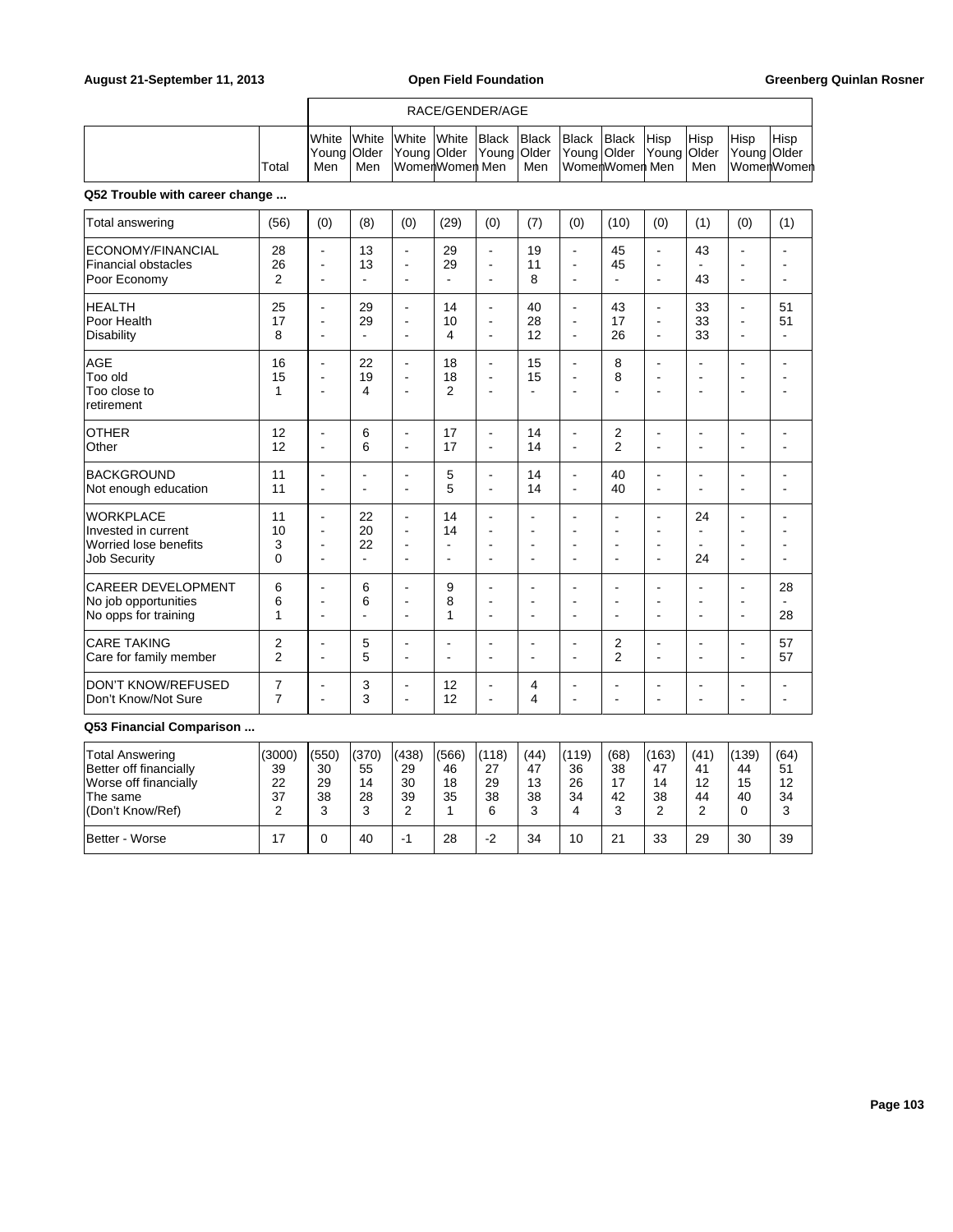| | | RACE/GENDER/AGE | | | | | | | | | | | |
|---|---|---|---|---|---|---|---|---|---|---|---|---|---|
| | Total | White Young Men | White Older Men | White Young Women | White Older Women | Black Young Men | Black Older Men | Black Young Women | Black Older Women | Hisp Young Men | Hisp Older Men | Hisp Young Women | Hisp Older Women |
| **Q52 Trouble with career change ...** | | | | | | | | | | | | | |
| Total answering | (56) | (0) | (8) | (0) | (29) | (0) | (7) | (0) | (10) | (0) | (1) | (0) | (1) |
| ECONOMY/FINANCIAL | 28 | - | 13 | - | 29 | - | 19 | - | 45 | - | 43 | - | - |
| Financial obstacles | 26 | - | 13 | - | 29 | - | 11 | - | 45 | - | - | - | - |
| Poor Economy | 2 | - | - | - | - | - | 8 | - | - | - | 43 | - | - |
| HEALTH | 25 | - | 29 | - | 14 | - | 40 | - | 43 | - | 33 | - | 51 |
| Poor Health | 17 | - | 29 | - | 10 | - | 28 | - | 17 | - | 33 | - | 51 |
| Disability | 8 | - | - | - | 4 | - | 12 | - | 26 | - | 33 | - | - |
| AGE | 16 | - | 22 | - | 18 | - | 15 | - | 8 | - | - | - | - |
| Too old | 15 | - | 19 | - | 18 | - | 15 | - | 8 | - | - | - | - |
| Too close to retirement | 1 | - | 4 | - | 2 | - | - | - | - | - | - | - | - |
| OTHER | 12 | - | 6 | - | 17 | - | 14 | - | 2 | - | - | - | - |
| Other | 12 | - | 6 | - | 17 | - | 14 | - | 2 | - | - | - | - |
| BACKGROUND | 11 | - | - | - | 5 | - | 14 | - | 40 | - | - | - | - |
| Not enough education | 11 | - | - | - | 5 | - | 14 | - | 40 | - | - | - | - |
| WORKPLACE | 11 | - | 22 | - | 14 | - | - | - | - | - | 24 | - | - |
| Invested in current | 10 | - | 20 | - | 14 | - | - | - | - | - | - | - | - |
| Worried lose benefits | 3 | - | 22 | - | - | - | - | - | - | - | - | - | - |
| Job Security | 0 | - | - | - | - | - | - | - | - | - | 24 | - | - |
| CAREER DEVELOPMENT | 6 | - | 6 | - | 9 | - | - | - | - | - | - | - | 28 |
| No job opportunities | 6 | - | 6 | - | 8 | - | - | - | - | - | - | - | - |
| No opps for training | 1 | - | - | - | 1 | - | - | - | - | - | - | - | 28 |
| CARE TAKING | 2 | - | 5 | - | - | - | - | - | 2 | - | - | - | 57 |
| Care for family member | 2 | - | 5 | - | - | - | - | - | 2 | - | - | - | 57 |
| DON'T KNOW/REFUSED | 7 | - | 3 | - | 12 | - | 4 | - | - | - | - | - | - |
| Don't Know/Not Sure | 7 | - | 3 | - | 12 | - | 4 | - | - | - | - | - | - |
| **Q53 Financial Comparison ...** | | | | | | | | | | | | | |
| Total Answering | (3000) | (550) | (370) | (438) | (566) | (118) | (44) | (119) | (68) | (163) | (41) | (139) | (64) |
| Better off financially | 39 | 30 | 55 | 29 | 46 | 27 | 47 | 36 | 38 | 47 | 41 | 44 | 51 |
| Worse off financially | 22 | 29 | 14 | 30 | 18 | 29 | 13 | 26 | 17 | 14 | 12 | 15 | 12 |
| The same | 37 | 38 | 28 | 39 | 35 | 38 | 38 | 34 | 42 | 38 | 44 | 40 | 34 |
| (Don't Know/Ref) | 2 | 3 | 3 | 2 | 1 | 6 | 3 | 4 | 3 | 2 | 2 | 0 | 3 |
| Better - Worse | 17 | 0 | 40 | -1 | 28 | -2 | 34 | 10 | 21 | 33 | 29 | 30 | 39 |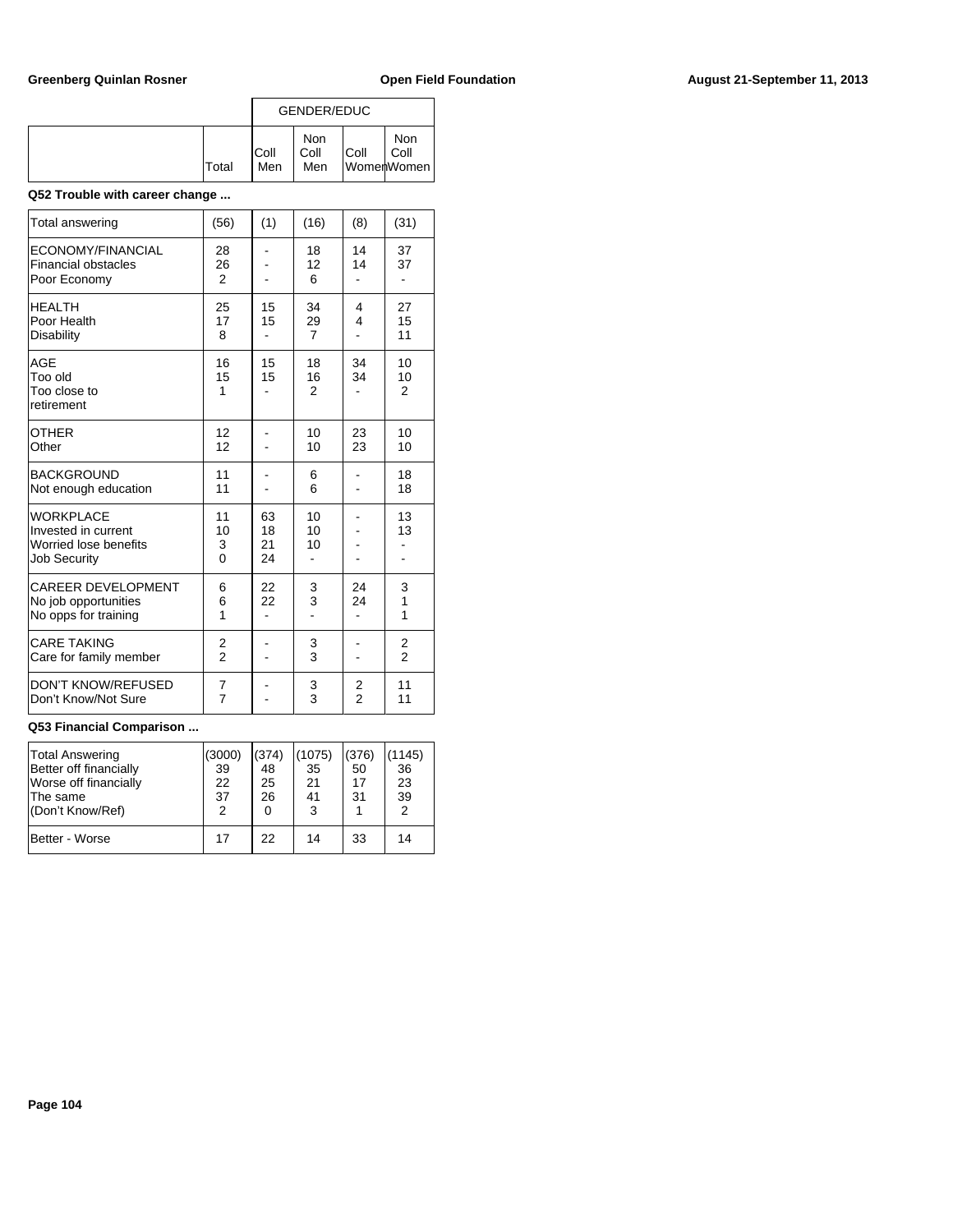| | | GENDER/EDUC | | | |
|---|---|---|---|---|---|
| | Total | Coll Men | Non Coll Men | Coll Women | Non Coll Women |

**Q52 Trouble with career change ...**

| | Total | Coll Men | Non Coll Men | Coll Women | Non Coll Women |
|---|---|---|---|---|---|
| Total answering | (56) | (1) | (16) | (8) | (31) |
| ECONOMY/FINANCIAL | 28 | - | 18 | 14 | 37 |
| Financial obstacles | 26 | - | 12 | 14 | 37 |
| Poor Economy | 2 | - | 6 | - | - |
| HEALTH | 25 | 15 | 34 | 4 | 27 |
| Poor Health | 17 | 15 | 29 | 4 | 15 |
| Disability | 8 | - | 7 | - | 11 |
| AGE | 16 | 15 | 18 | 34 | 10 |
| Too old | 15 | 15 | 16 | 34 | 10 |
| Too close to retirement | 1 | - | 2 | - | 2 |
| OTHER | 12 | - | 10 | 23 | 10 |
| Other | 12 | - | 10 | 23 | 10 |
| BACKGROUND | 11 | - | 6 | - | 18 |
| Not enough education | 11 | - | 6 | - | 18 |
| WORKPLACE | 11 | 63 | 10 | - | 13 |
| Invested in current | 10 | 18 | 10 | - | 13 |
| Worried lose benefits | 3 | 21 | 10 | - | - |
| Job Security | 0 | 24 | - | - | - |
| CAREER DEVELOPMENT | 6 | 22 | 3 | 24 | 3 |
| No job opportunities | 6 | 22 | 3 | 24 | 1 |
| No opps for training | 1 | - | - | - | 1 |
| CARE TAKING | 2 | - | 3 | - | 2 |
| Care for family member | 2 | - | 3 | - | 2 |
| DON'T KNOW/REFUSED | 7 | - | 3 | 2 | 11 |
| Don't Know/Not Sure | 7 | - | 3 | 2 | 11 |

**Q53 Financial Comparison ...**

| | Total | Coll Men | Non Coll Men | Coll Women | Non Coll Women |
|---|---|---|---|---|---|
| Total Answering | (3000) | (374) | (1075) | (376) | (1145) |
| Better off financially | 39 | 48 | 35 | 50 | 36 |
| Worse off financially | 22 | 25 | 21 | 17 | 23 |
| The same | 37 | 26 | 41 | 31 | 39 |
| (Don't Know/Ref) | 2 | 0 | 3 | 1 | 2 |
| Better - Worse | 17 | 22 | 14 | 33 | 14 |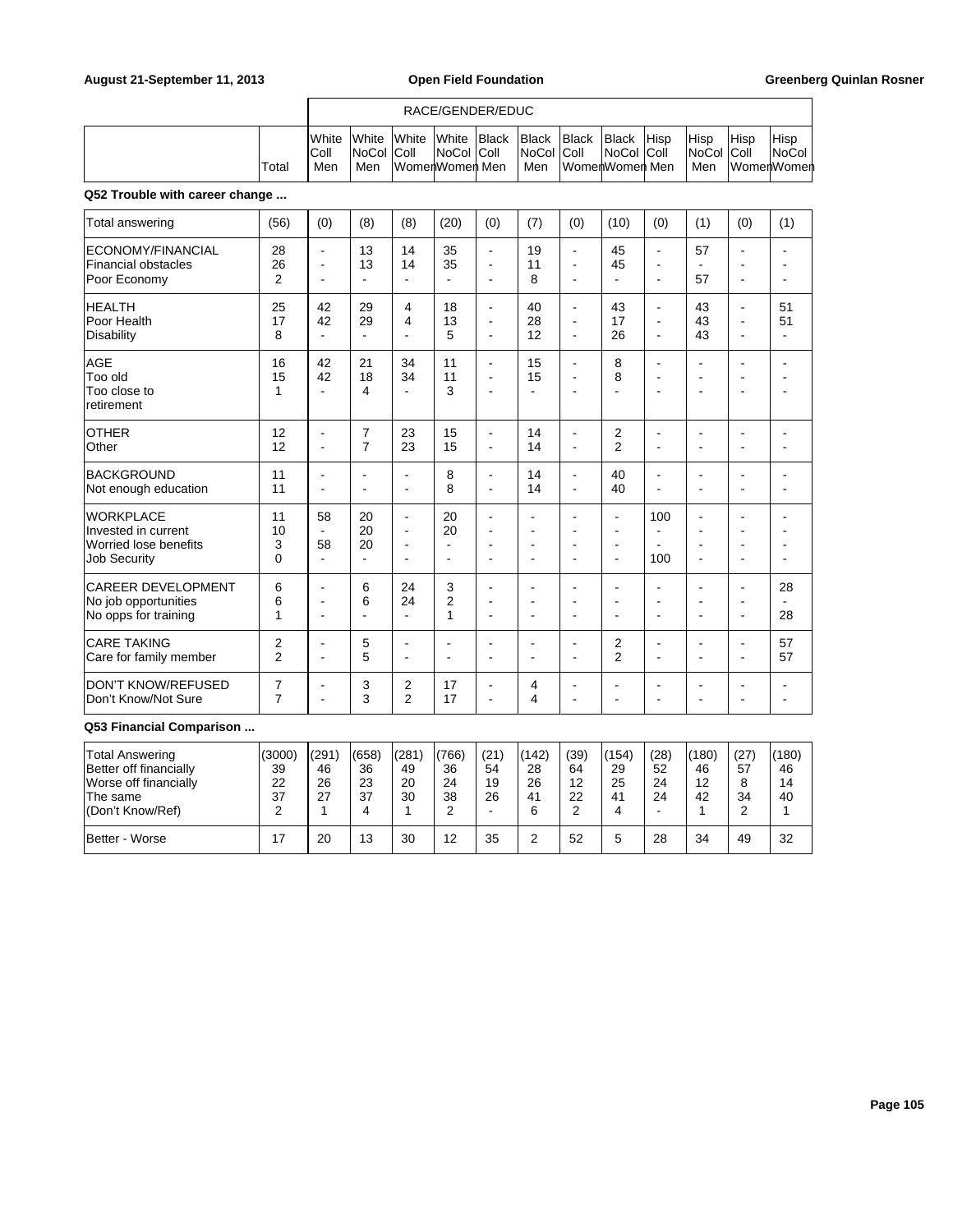| | Total | White Coll Men | White NoCol Men | White Coll Women | White NoCol Women | Black Coll Men | Black NoCol Men | Black Coll Women | Black NoCol Women | Hisp Coll Men | Hisp NoCol Men | Hisp Coll Women | Hisp NoCol Women |
|---|---|---|---|---|---|---|---|---|---|---|---|---|---|
| | | RACE/GENDER/EDUC | | | | | | | | | | | |

**Q52 Trouble with career change ...**

| | Total | White Coll Men | White NoCol Men | White Coll Women | White NoCol Women | Black Coll Men | Black NoCol Men | Black Coll Women | Black NoCol Women | Hisp Coll Men | Hisp NoCol Men | Hisp Coll Women | Hisp NoCol Women |
|---|---|---|---|---|---|---|---|---|---|---|---|---|---|
| Total answering | (56) | (0) | (8) | (8) | (20) | (0) | (7) | (0) | (10) | (0) | (1) | (0) | (1) |
| ECONOMY/FINANCIAL | 28 | - | 13 | 14 | 35 | - | 19 | - | 45 | - | 57 | - | - |
| Financial obstacles | 26 | - | 13 | 14 | 35 | - | 11 | - | 45 | - | - | - | - |
| Poor Economy | 2 | - | - | - | - | - | 8 | - | - | - | 57 | - | - |
| HEALTH | 25 | 42 | 29 | 4 | 18 | - | 40 | - | 43 | - | 43 | - | 51 |
| Poor Health | 17 | 42 | 29 | 4 | 13 | - | 28 | - | 17 | - | 43 | - | 51 |
| Disability | 8 | - | - | - | 5 | - | 12 | - | 26 | - | 43 | - | - |
| AGE | 16 | 42 | 21 | 34 | 11 | - | 15 | - | 8 | - | - | - | - |
| Too old | 15 | 42 | 18 | 34 | 11 | - | 15 | - | 8 | - | - | - | - |
| Too close to retirement | 1 | - | 4 | - | 3 | - | - | - | - | - | - | - | - |
| OTHER | 12 | - | 7 | 23 | 15 | - | 14 | - | 2 | - | - | - | - |
| Other | 12 | - | 7 | 23 | 15 | - | 14 | - | 2 | - | - | - | - |
| BACKGROUND | 11 | - | - | - | 8 | - | 14 | - | 40 | - | - | - | - |
| Not enough education | 11 | - | - | - | 8 | - | 14 | - | 40 | - | - | - | - |
| WORKPLACE | 11 | 58 | 20 | - | 20 | - | - | - | - | 100 | - | - | - |
| Invested in current | 10 | - | 20 | - | 20 | - | - | - | - | - | - | - | - |
| Worried lose benefits | 3 | 58 | 20 | - | - | - | - | - | - | - | - | - | - |
| Job Security | 0 | - | - | - | - | - | - | - | - | 100 | - | - | - |
| CAREER DEVELOPMENT | 6 | - | 6 | 24 | 3 | - | - | - | - | - | - | - | 28 |
| No job opportunities | 6 | - | 6 | 24 | 2 | - | - | - | - | - | - | - | - |
| No opps for training | 1 | - | - | - | 1 | - | - | - | - | - | - | - | 28 |
| CARE TAKING | 2 | - | 5 | - | - | - | - | - | 2 | - | - | - | 57 |
| Care for family member | 2 | - | 5 | - | - | - | - | - | 2 | - | - | - | 57 |
| DON'T KNOW/REFUSED | 7 | - | 3 | 2 | 17 | - | 4 | - | - | - | - | - | - |
| Don't Know/Not Sure | 7 | - | 3 | 2 | 17 | - | 4 | - | - | - | - | - | - |

**Q53 Financial Comparison ...**

| | Total | White Coll Men | White NoCol Men | White Coll Women | White NoCol Women | Black Coll Men | Black NoCol Men | Black Coll Women | Black NoCol Women | Hisp Coll Men | Hisp NoCol Men | Hisp Coll Women | Hisp NoCol Women |
|---|---|---|---|---|---|---|---|---|---|---|---|---|---|
| Total Answering | (3000) | (291) | (658) | (281) | (766) | (21) | (142) | (39) | (154) | (28) | (180) | (27) | (180) |
| Better off financially | 39 | 46 | 36 | 49 | 36 | 54 | 28 | 64 | 29 | 52 | 46 | 57 | 46 |
| Worse off financially | 22 | 26 | 23 | 20 | 24 | 19 | 26 | 12 | 25 | 24 | 12 | 8 | 14 |
| The same | 37 | 27 | 37 | 30 | 38 | 26 | 41 | 22 | 41 | 24 | 42 | 34 | 40 |
| (Don't Know/Ref) | 2 | 1 | 4 | 1 | 2 | - | 6 | 2 | 4 | - | 1 | 2 | 1 |
| Better - Worse | 17 | 20 | 13 | 30 | 12 | 35 | 2 | 52 | 5 | 28 | 34 | 49 | 32 |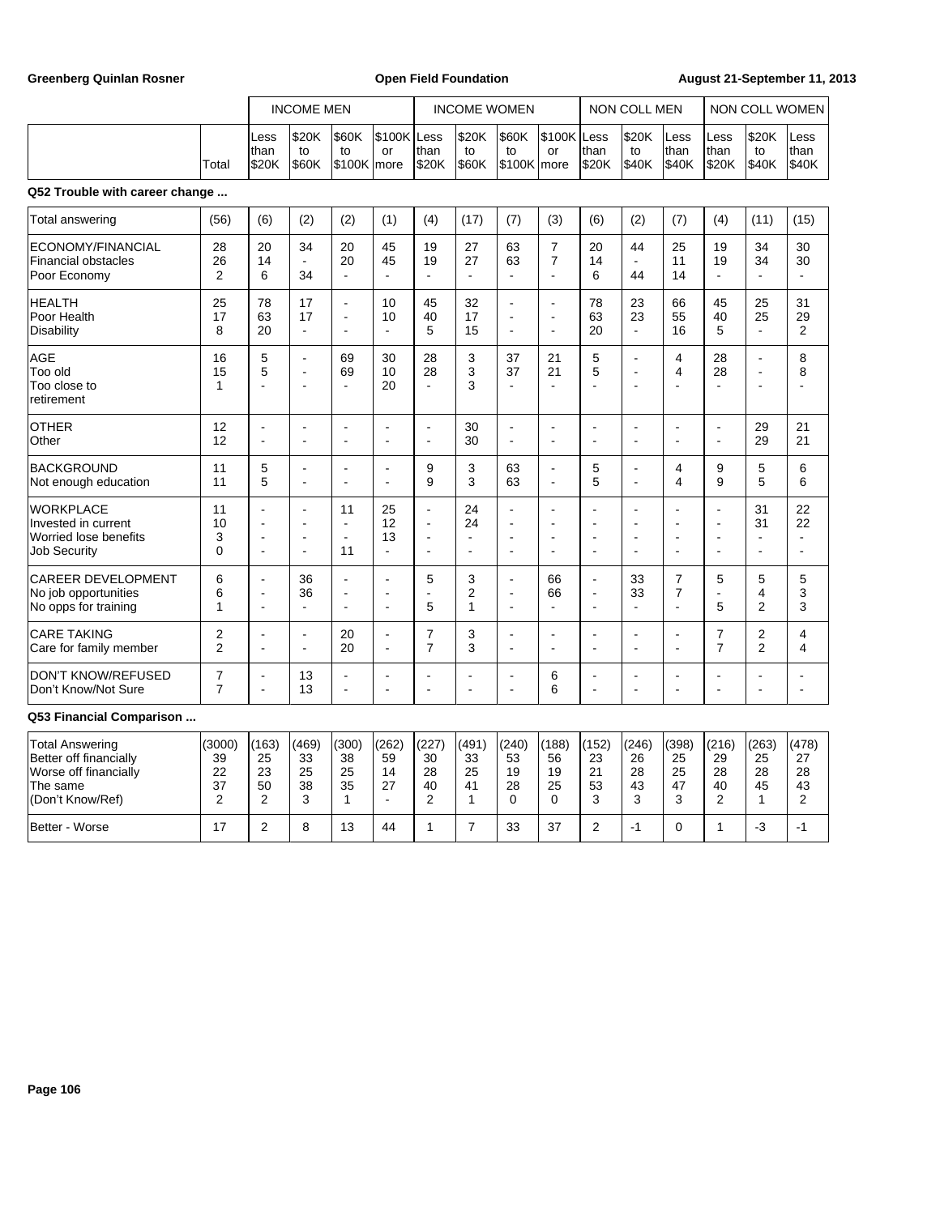| | | INCOME MEN | | | | INCOME WOMEN | | | | NON COLL MEN | | | NON COLL WOMEN | | |
|---|---|---|---|---|---|---|---|---|---|---|---|---|---|---|---|
| | Total | Less than $20K | $20K to $60K | $60K to $100K | $100K or more | Less than $20K | $20K to $60K | $60K to $100K | $100K or more | Less than $20K | $20K to $40K | Less than $40K | Less than $20K | $20K to $40K | Less than $40K |

**Q52 Trouble with career change ...**

| | Total | Men Less than $20K | Men $20K to $60K | Men $60K to $100K | Men $100K or more | Women Less than $20K | Women $20K to $60K | Women $60K to $100K | Women $100K or more | Non Coll Men Less than $20K | Non Coll Men $20K to $40K | Non Coll Men Less than $40K | Non Coll Women Less than $20K | Non Coll Women $20K to $40K | Non Coll Women Less than $40K |
|---|---|---|---|---|---|---|---|---|---|---|---|---|---|---|---|
| Total answering | (56) | (6) | (2) | (2) | (1) | (4) | (17) | (7) | (3) | (6) | (2) | (7) | (4) | (11) | (15) |
| ECONOMY/FINANCIAL | 28 | 20 | 34 | 20 | 45 | 19 | 27 | 63 | 7 | 20 | 44 | 25 | 19 | 34 | 30 |
| Financial obstacles | 26 | 14 | - | 20 | 45 | 19 | 27 | 63 | 7 | 14 | - | 11 | 19 | 34 | 30 |
| Poor Economy | 2 | 6 | 34 | - | - | - | - | - | - | 6 | 44 | 14 | - | - | - |
| HEALTH | 25 | 78 | 17 | - | 10 | 45 | 32 | - | - | 78 | 23 | 66 | 45 | 25 | 31 |
| Poor Health | 17 | 63 | 17 | - | 10 | 40 | 17 | - | - | 63 | 23 | 55 | 40 | 25 | 29 |
| Disability | 8 | 20 | - | - | - | 5 | 15 | - | - | 20 | - | 16 | 5 | - | 2 |
| AGE | 16 | 5 | - | 69 | 30 | 28 | 3 | 37 | 21 | 5 | - | 4 | 28 | - | 8 |
| Too old | 15 | 5 | - | 69 | 10 | 28 | 3 | 37 | 21 | 5 | - | 4 | 28 | - | 8 |
| Too close to retirement | 1 | - | - | - | 20 | - | 3 | - | - | - | - | - | - | - | - |
| OTHER | 12 | - | - | - | - | - | 30 | - | - | - | - | - | - | 29 | 21 |
| Other | 12 | - | - | - | - | - | 30 | - | - | - | - | - | - | 29 | 21 |
| BACKGROUND | 11 | 5 | - | - | - | 9 | 3 | 63 | - | 5 | - | 4 | 9 | 5 | 6 |
| Not enough education | 11 | 5 | - | - | - | 9 | 3 | 63 | - | 5 | - | 4 | 9 | 5 | 6 |
| WORKPLACE | 11 | - | - | 11 | 25 | - | 24 | - | - | - | - | - | - | 31 | 22 |
| Invested in current | 10 | - | - | - | 12 | - | 24 | - | - | - | - | - | - | 31 | 22 |
| Worried lose benefits | 3 | - | - | - | 13 | - | - | - | - | - | - | - | - | - | - |
| Job Security | 0 | - | - | 11 | - | - | - | - | - | - | - | - | - | - | - |
| CAREER DEVELOPMENT | 6 | - | 36 | - | - | 5 | 3 | - | 66 | - | 33 | 7 | 5 | 5 | 5 |
| No job opportunities | 6 | - | 36 | - | - | - | 2 | - | 66 | - | 33 | 7 | - | 4 | 3 |
| No opps for training | 1 | - | - | - | - | 5 | 1 | - | - | - | - | - | 5 | 2 | 3 |
| CARE TAKING | 2 | - | - | 20 | - | 7 | 3 | - | - | - | - | - | 7 | 2 | 4 |
| Care for family member | 2 | - | - | 20 | - | 7 | 3 | - | - | - | - | - | 7 | 2 | 4 |
| DON'T KNOW/REFUSED | 7 | - | 13 | - | - | - | - | - | 6 | - | - | - | - | - | - |
| Don't Know/Not Sure | 7 | - | 13 | - | - | - | - | - | 6 | - | - | - | - | - | - |

**Q53 Financial Comparison ...**

| | Total | Men Less than $20K | Men $20K to $60K | Men $60K to $100K | Men $100K or more | Women Less than $20K | Women $20K to $60K | Women $60K to $100K | Women $100K or more | Non Coll Men Less than $20K | Non Coll Men $20K to $40K | Non Coll Men Less than $40K | Non Coll Women Less than $20K | Non Coll Women $20K to $40K | Non Coll Women Less than $40K |
|---|---|---|---|---|---|---|---|---|---|---|---|---|---|---|---|
| Total Answering | (3000) | (163) | (469) | (300) | (262) | (227) | (491) | (240) | (188) | (152) | (246) | (398) | (216) | (263) | (478) |
| Better off financially | 39 | 25 | 33 | 38 | 59 | 30 | 33 | 53 | 56 | 23 | 26 | 25 | 29 | 25 | 27 |
| Worse off financially | 22 | 23 | 25 | 25 | 14 | 28 | 25 | 19 | 19 | 21 | 28 | 25 | 28 | 28 | 28 |
| The same | 37 | 50 | 38 | 35 | 27 | 40 | 41 | 28 | 25 | 53 | 43 | 47 | 40 | 45 | 43 |
| (Don't Know/Ref) | 2 | 2 | 3 | 1 | - | 2 | 1 | 0 | 0 | 3 | 3 | 3 | 2 | 1 | 2 |
| Better - Worse | 17 | 2 | 8 | 13 | 44 | 1 | 7 | 33 | 37 | 2 | -1 | 0 | 1 | -3 | -1 |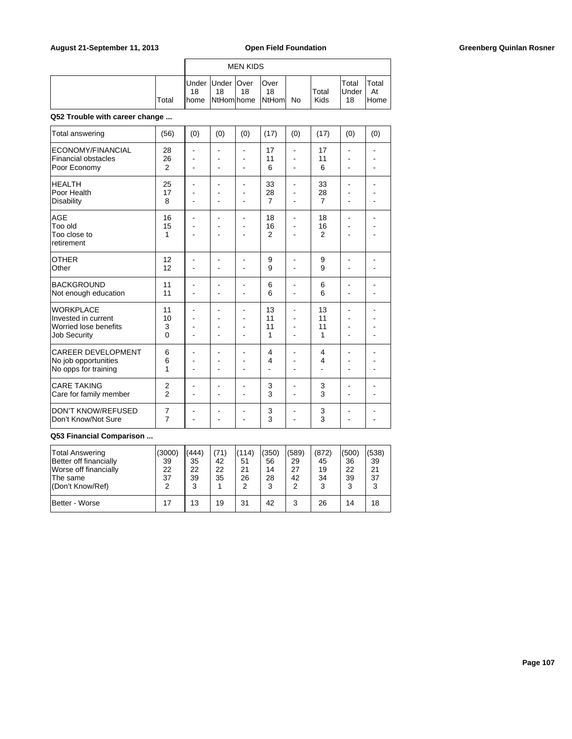| | Total | MEN KIDS | | | | | | | |
|---|---|---|---|---|---|---|---|---|---|
| | | Under 18 home | Under 18 NtHom | Over 18 home | Over 18 NtHom | No | Total Kids | Total Under 18 | Total At Home |

**Q52 Trouble with career change ...**

| | Total | Under 18 home | Under 18 NtHom | Over 18 home | Over 18 NtHom | No | Total Kids | Total Under 18 | Total At Home |
|---|---|---|---|---|---|---|---|---|---|
| Total answering | (56) | (0) | (0) | (0) | (17) | (0) | (17) | (0) | (0) |
| ECONOMY/FINANCIAL | 28 | - | - | - | 17 | - | 17 | - | - |
| Financial obstacles | 26 | - | - | - | 11 | - | 11 | - | - |
| Poor Economy | 2 | - | - | - | 6 | - | 6 | - | - |
| HEALTH | 25 | - | - | - | 33 | - | 33 | - | - |
| Poor Health | 17 | - | - | - | 28 | - | 28 | - | - |
| Disability | 8 | - | - | - | 7 | - | 7 | - | - |
| AGE | 16 | - | - | - | 18 | - | 18 | - | - |
| Too old | 15 | - | - | - | 16 | - | 16 | - | - |
| Too close to retirement | 1 | - | - | - | 2 | - | 2 | - | - |
| OTHER | 12 | - | - | - | 9 | - | 9 | - | - |
| Other | 12 | - | - | - | 9 | - | 9 | - | - |
| BACKGROUND | 11 | - | - | - | 6 | - | 6 | - | - |
| Not enough education | 11 | - | - | - | 6 | - | 6 | - | - |
| WORKPLACE | 11 | - | - | - | 13 | - | 13 | - | - |
| Invested in current | 10 | - | - | - | 11 | - | 11 | - | - |
| Worried lose benefits | 3 | - | - | - | 11 | - | 11 | - | - |
| Job Security | 0 | - | - | - | 1 | - | 1 | - | - |
| CAREER DEVELOPMENT | 6 | - | - | - | 4 | - | 4 | - | - |
| No job opportunities | 6 | - | - | - | 4 | - | 4 | - | - |
| No opps for training | 1 | - | - | - | - | - | - | - | - |
| CARE TAKING | 2 | - | - | - | 3 | - | 3 | - | - |
| Care for family member | 2 | - | - | - | 3 | - | 3 | - | - |
| DON'T KNOW/REFUSED | 7 | - | - | - | 3 | - | 3 | - | - |
| Don't Know/Not Sure | 7 | - | - | - | 3 | - | 3 | - | - |

**Q53 Financial Comparison ...**

| | Total | Under 18 home | Under 18 NtHom | Over 18 home | Over 18 NtHom | No | Total Kids | Total Under 18 | Total At Home |
|---|---|---|---|---|---|---|---|---|---|
| Total Answering | (3000) | (444) | (71) | (114) | (350) | (589) | (872) | (500) | (538) |
| Better off financially | 39 | 35 | 42 | 51 | 56 | 29 | 45 | 36 | 39 |
| Worse off financially | 22 | 22 | 22 | 21 | 14 | 27 | 19 | 22 | 21 |
| The same | 37 | 39 | 35 | 26 | 28 | 42 | 34 | 39 | 37 |
| (Don't Know/Ref) | 2 | 3 | 1 | 2 | 3 | 2 | 3 | 3 | 3 |
| Better - Worse | 17 | 13 | 19 | 31 | 42 | 3 | 26 | 14 | 18 |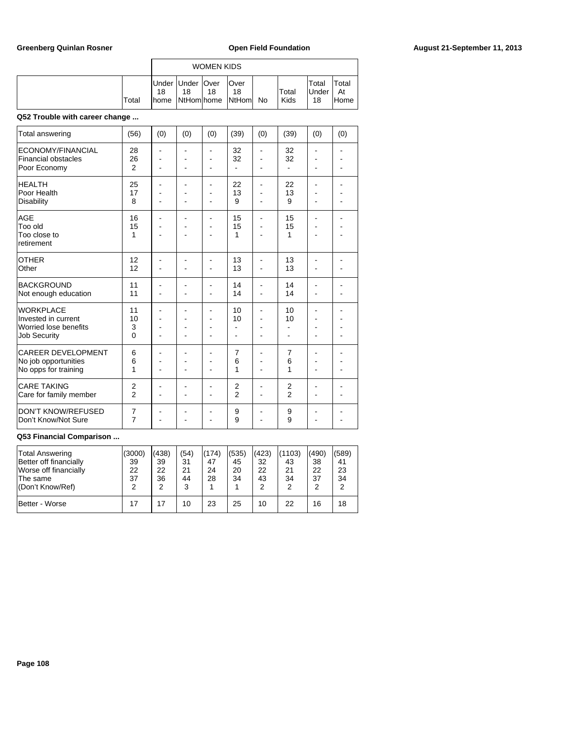| | | WOMEN KIDS | | | | | | | |
|---|---|---|---|---|---|---|---|---|---|
| | Total | Under 18 home | Under 18 NtHom | Over 18 home | Over 18 NtHom | No | Total Kids | Total Under 18 | Total At Home |

**Q52 Trouble with career change ...**

| | Total | Under 18 home | Under 18 NtHom | Over 18 home | Over 18 NtHom | No | Total Kids | Total Under 18 | Total At Home |
|---|---|---|---|---|---|---|---|---|---|
| Total answering | (56) | (0) | (0) | (0) | (39) | (0) | (39) | (0) | (0) |
| ECONOMY/FINANCIAL | 28 | - | - | - | 32 | - | 32 | - | - |
| Financial obstacles | 26 | - | - | - | 32 | - | 32 | - | - |
| Poor Economy | 2 | - | - | - | - | - | - | - | - |
| HEALTH | 25 | - | - | - | 22 | - | 22 | - | - |
| Poor Health | 17 | - | - | - | 13 | - | 13 | - | - |
| Disability | 8 | - | - | - | 9 | - | 9 | - | - |
| AGE | 16 | - | - | - | 15 | - | 15 | - | - |
| Too old | 15 | - | - | - | 15 | - | 15 | - | - |
| Too close to retirement | 1 | - | - | - | 1 | - | 1 | - | - |
| OTHER | 12 | - | - | - | 13 | - | 13 | - | - |
| Other | 12 | - | - | - | 13 | - | 13 | - | - |
| BACKGROUND | 11 | - | - | - | 14 | - | 14 | - | - |
| Not enough education | 11 | - | - | - | 14 | - | 14 | - | - |
| WORKPLACE | 11 | - | - | - | 10 | - | 10 | - | - |
| Invested in current | 10 | - | - | - | 10 | - | 10 | - | - |
| Worried lose benefits | 3 | - | - | - | - | - | - | - | - |
| Job Security | 0 | - | - | - | - | - | - | - | - |
| CAREER DEVELOPMENT | 6 | - | - | - | 7 | - | 7 | - | - |
| No job opportunities | 6 | - | - | - | 6 | - | 6 | - | - |
| No opps for training | 1 | - | - | - | 1 | - | 1 | - | - |
| CARE TAKING | 2 | - | - | - | 2 | - | 2 | - | - |
| Care for family member | 2 | - | - | - | 2 | - | 2 | - | - |
| DON'T KNOW/REFUSED | 7 | - | - | - | 9 | - | 9 | - | - |
| Don't Know/Not Sure | 7 | - | - | - | 9 | - | 9 | - | - |

**Q53 Financial Comparison ...**

| | Total | Under 18 home | Under 18 NtHom | Over 18 home | Over 18 NtHom | No | Total Kids | Total Under 18 | Total At Home |
|---|---|---|---|---|---|---|---|---|---|
| Total Answering | (3000) | (438) | (54) | (174) | (535) | (423) | (1103) | (490) | (589) |
| Better off financially | 39 | 39 | 31 | 47 | 45 | 32 | 43 | 38 | 41 |
| Worse off financially | 22 | 22 | 21 | 24 | 20 | 22 | 21 | 22 | 23 |
| The same | 37 | 36 | 44 | 28 | 34 | 43 | 34 | 37 | 34 |
| (Don't Know/Ref) | 2 | 2 | 3 | 1 | 1 | 2 | 2 | 2 | 2 |
| Better - Worse | 17 | 17 | 10 | 23 | 25 | 10 | 22 | 16 | 18 |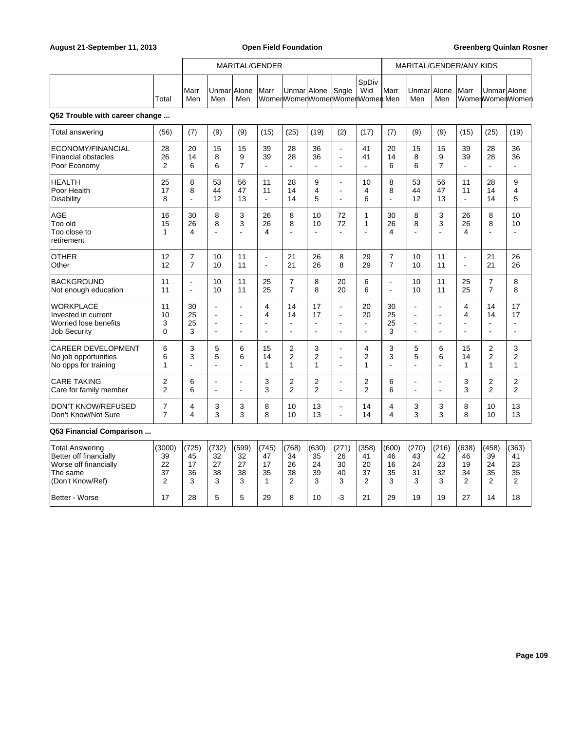| | Total | MARITAL/GENDER | | | | | | | | MARITAL/GENDER/ANY KIDS | | | | | |
|---|---|---|---|---|---|---|---|---|---|---|---|---|---|---|---|
| | | Marr Men | Unmar Men | Alone Men | Marr Women | Unmar Women | Alone Women | Sngle Women | SpDiv Wid Women | Marr Men | Unmar Men | Alone Men | Marr Women | Unmar Women | Alone Women |

**Q52 Trouble with career change ...**

| | Total | Marr Men | Unmar Men | Alone Men | Marr Women | Unmar Women | Alone Women | Sngle Women | SpDiv Wid Women | Marr Men | Unmar Men | Alone Men | Marr Women | Unmar Women | Alone Women |
|---|---|---|---|---|---|---|---|---|---|---|---|---|---|---|---|
| Total answering | (56) | (7) | (9) | (9) | (15) | (25) | (19) | (2) | (17) | (7) | (9) | (9) | (15) | (25) | (19) |
| ECONOMY/FINANCIAL | 28 | 20 | 15 | 15 | 39 | 28 | 36 | - | 41 | 20 | 15 | 15 | 39 | 28 | 36 |
| Financial obstacles | 26 | 14 | 8 | 9 | 39 | 28 | 36 | - | 41 | 14 | 8 | 9 | 39 | 28 | 36 |
| Poor Economy | 2 | 6 | 6 | 7 | - | - | - | - | - | 6 | 6 | 7 | - | - | - |
| HEALTH | 25 | 8 | 53 | 56 | 11 | 28 | 9 | - | 10 | 8 | 53 | 56 | 11 | 28 | 9 |
| Poor Health | 17 | 8 | 44 | 47 | 11 | 14 | 4 | - | 4 | 8 | 44 | 47 | 11 | 14 | 4 |
| Disability | 8 | - | 12 | 13 | - | 14 | 5 | - | 6 | - | 12 | 13 | - | 14 | 5 |
| AGE | 16 | 30 | 8 | 3 | 26 | 8 | 10 | 72 | 1 | 30 | 8 | 3 | 26 | 8 | 10 |
| Too old | 15 | 26 | 8 | 3 | 26 | 8 | 10 | 72 | 1 | 26 | 8 | 3 | 26 | 8 | 10 |
| Too close to retirement | 1 | 4 | - | - | 4 | - | - | - | - | 4 | - | - | 4 | - | - |
| OTHER | 12 | 7 | 10 | 11 | - | 21 | 26 | 8 | 29 | 7 | 10 | 11 | - | 21 | 26 |
| Other | 12 | 7 | 10 | 11 | - | 21 | 26 | 8 | 29 | 7 | 10 | 11 | - | 21 | 26 |
| BACKGROUND | 11 | - | 10 | 11 | 25 | 7 | 8 | 20 | 6 | - | 10 | 11 | 25 | 7 | 8 |
| Not enough education | 11 | - | 10 | 11 | 25 | 7 | 8 | 20 | 6 | - | 10 | 11 | 25 | 7 | 8 |
| WORKPLACE | 11 | 30 | - | - | 4 | 14 | 17 | - | 20 | 30 | - | - | 4 | 14 | 17 |
| Invested in current | 10 | 25 | - | - | 4 | 14 | 17 | - | 20 | 25 | - | - | 4 | 14 | 17 |
| Worried lose benefits | 3 | 25 | - | - | - | - | - | - | - | 25 | - | - | - | - | - |
| Job Security | 0 | 3 | - | - | - | - | - | - | - | 3 | - | - | - | - | - |
| CAREER DEVELOPMENT | 6 | 3 | 5 | 6 | 15 | 2 | 3 | - | 4 | 3 | 5 | 6 | 15 | 2 | 3 |
| No job opportunities | 6 | 3 | 5 | 6 | 14 | 2 | 2 | - | 2 | 3 | 5 | 6 | 14 | 2 | 2 |
| No opps for training | 1 | - | - | - | 1 | 1 | 1 | - | 1 | - | - | - | 1 | 1 | 1 |
| CARE TAKING | 2 | 6 | - | - | 3 | 2 | 2 | - | 2 | 6 | - | - | 3 | 2 | 2 |
| Care for family member | 2 | 6 | - | - | 3 | 2 | 2 | - | 2 | 6 | - | - | 3 | 2 | 2 |
| DON'T KNOW/REFUSED | 7 | 4 | 3 | 3 | 8 | 10 | 13 | - | 14 | 4 | 3 | 3 | 8 | 10 | 13 |
| Don't Know/Not Sure | 7 | 4 | 3 | 3 | 8 | 10 | 13 | - | 14 | 4 | 3 | 3 | 8 | 10 | 13 |

**Q53 Financial Comparison ...**

| | Total | Marr Men | Unmar Men | Alone Men | Marr Women | Unmar Women | Alone Women | Sngle Women | SpDiv Wid Women | Marr Men | Unmar Men | Alone Men | Marr Women | Unmar Women | Alone Women |
|---|---|---|---|---|---|---|---|---|---|---|---|---|---|---|---|
| Total Answering | (3000) | (725) | (732) | (599) | (745) | (768) | (630) | (271) | (358) | (600) | (270) | (216) | (638) | (458) | (363) |
| Better off financially | 39 | 45 | 32 | 32 | 47 | 34 | 35 | 26 | 41 | 46 | 43 | 42 | 46 | 39 | 41 |
| Worse off financially | 22 | 17 | 27 | 27 | 17 | 26 | 24 | 30 | 20 | 16 | 24 | 23 | 19 | 24 | 23 |
| The same | 37 | 36 | 38 | 38 | 35 | 38 | 39 | 40 | 37 | 35 | 31 | 32 | 34 | 35 | 35 |
| (Don't Know/Ref) | 2 | 3 | 3 | 3 | 1 | 2 | 3 | 3 | 2 | 3 | 3 | 3 | 2 | 2 | 2 |
| Better - Worse | 17 | 28 | 5 | 5 | 29 | 8 | 10 | -3 | 21 | 29 | 19 | 19 | 27 | 14 | 18 |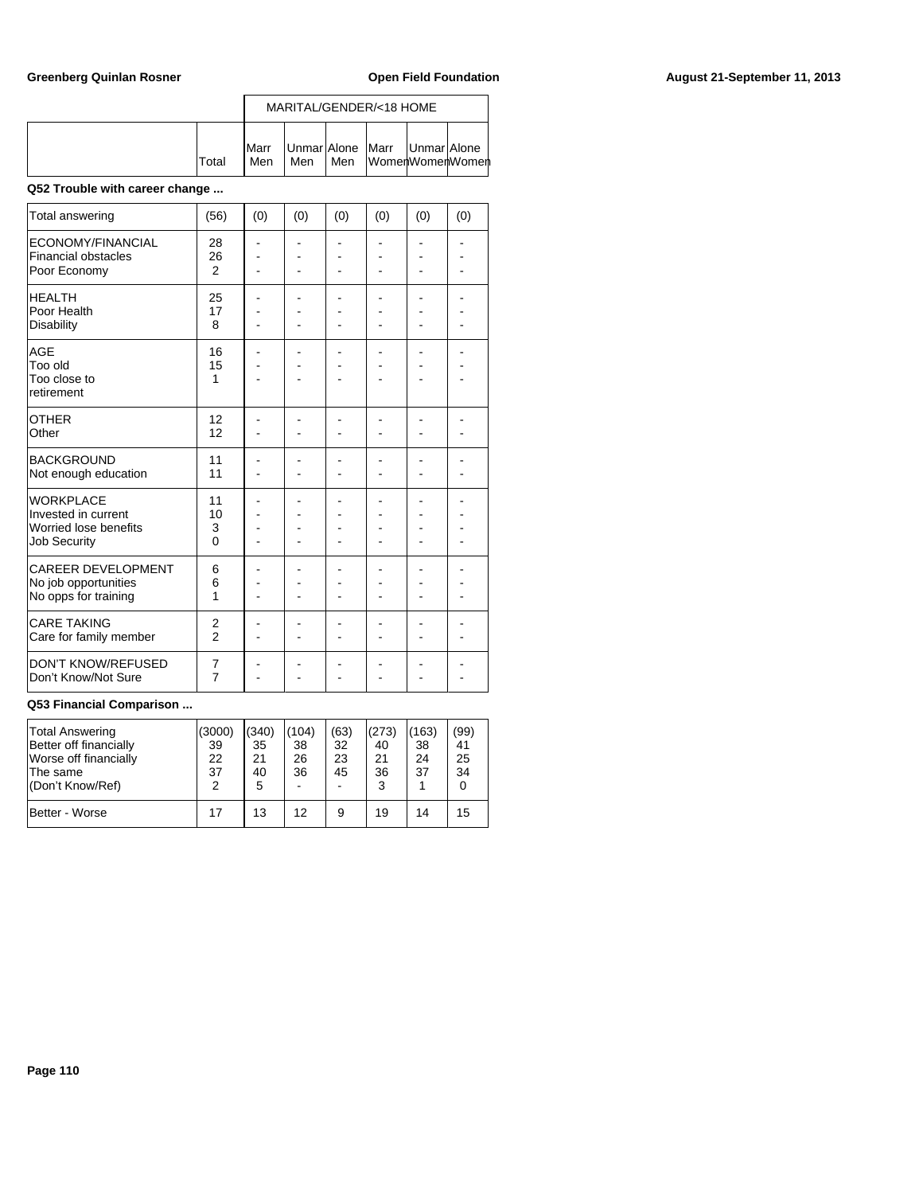| | | MARITAL/GENDER/<18 HOME | | | | | |
|---|---|---|---|---|---|---|---|
| | Total | Marr Men | Unmar Men | Alone Men | Marr Women | Unmar Women | Alone Women |

**Q52 Trouble with career change ...**

| | Total | Marr Men | Unmar Men | Alone Men | Marr Women | Unmar Women | Alone Women |
|---|---|---|---|---|---|---|---|
| Total answering | (56) | (0) | (0) | (0) | (0) | (0) | (0) |
| ECONOMY/FINANCIAL | 28 | - | - | - | - | - | - |
| Financial obstacles | 26 | - | - | - | - | - | - |
| Poor Economy | 2 | - | - | - | - | - | - |
| HEALTH | 25 | - | - | - | - | - | - |
| Poor Health | 17 | - | - | - | - | - | - |
| Disability | 8 | - | - | - | - | - | - |
| AGE | 16 | - | - | - | - | - | - |
| Too old | 15 | - | - | - | - | - | - |
| Too close to retirement | 1 | - | - | - | - | - | - |
| OTHER | 12 | - | - | - | - | - | - |
| Other | 12 | - | - | - | - | - | - |
| BACKGROUND | 11 | - | - | - | - | - | - |
| Not enough education | 11 | - | - | - | - | - | - |
| WORKPLACE | 11 | - | - | - | - | - | - |
| Invested in current | 10 | - | - | - | - | - | - |
| Worried lose benefits | 3 | - | - | - | - | - | - |
| Job Security | 0 | - | - | - | - | - | - |
| CAREER DEVELOPMENT | 6 | - | - | - | - | - | - |
| No job opportunities | 6 | - | - | - | - | - | - |
| No opps for training | 1 | - | - | - | - | - | - |
| CARE TAKING | 2 | - | - | - | - | - | - |
| Care for family member | 2 | - | - | - | - | - | - |
| DON'T KNOW/REFUSED | 7 | - | - | - | - | - | - |
| Don't Know/Not Sure | 7 | - | - | - | - | - | - |

**Q53 Financial Comparison ...**

| | Total | Marr Men | Unmar Men | Alone Men | Marr Women | Unmar Women | Alone Women |
|---|---|---|---|---|---|---|---|
| Total Answering | (3000) | (340) | (104) | (63) | (273) | (163) | (99) |
| Better off financially | 39 | 35 | 38 | 32 | 40 | 38 | 41 |
| Worse off financially | 22 | 21 | 26 | 23 | 21 | 24 | 25 |
| The same | 37 | 40 | 36 | 45 | 36 | 37 | 34 |
| (Don't Know/Ref) | 2 | 5 | - | - | 3 | 1 | 0 |
| Better - Worse | 17 | 13 | 12 | 9 | 19 | 14 | 15 |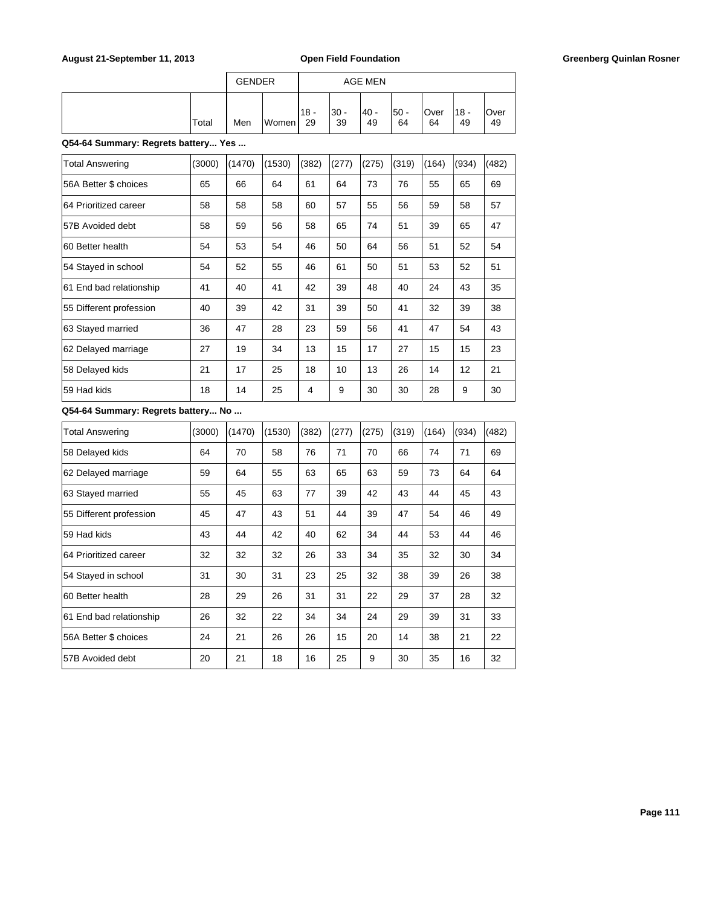| | Total | GENDER | | AGE MEN | | | | | | |
|---|---|---|---|---|---|---|---|---|---|---|
| | | Men | Women | 18 - 29 | 30 - 39 | 40 - 49 | 50 - 64 | Over 64 | 18 - 49 | Over 49 |

**Q54-64 Summary: Regrets battery... Yes ...**

| | Total | Men | Women | 18 - 29 | 30 - 39 | 40 - 49 | 50 - 64 | Over 64 | 18 - 49 | Over 49 |
|---|---|---|---|---|---|---|---|---|---|---|
| Total Answering | (3000) | (1470) | (1530) | (382) | (277) | (275) | (319) | (164) | (934) | (482) |
| 56A Better $ choices | 65 | 66 | 64 | 61 | 64 | 73 | 76 | 55 | 65 | 69 |
| 64 Prioritized career | 58 | 58 | 58 | 60 | 57 | 55 | 56 | 59 | 58 | 57 |
| 57B Avoided debt | 58 | 59 | 56 | 58 | 65 | 74 | 51 | 39 | 65 | 47 |
| 60 Better health | 54 | 53 | 54 | 46 | 50 | 64 | 56 | 51 | 52 | 54 |
| 54 Stayed in school | 54 | 52 | 55 | 46 | 61 | 50 | 51 | 53 | 52 | 51 |
| 61 End bad relationship | 41 | 40 | 41 | 42 | 39 | 48 | 40 | 24 | 43 | 35 |
| 55 Different profession | 40 | 39 | 42 | 31 | 39 | 50 | 41 | 32 | 39 | 38 |
| 63 Stayed married | 36 | 47 | 28 | 23 | 59 | 56 | 41 | 47 | 54 | 43 |
| 62 Delayed marriage | 27 | 19 | 34 | 13 | 15 | 17 | 27 | 15 | 15 | 23 |
| 58 Delayed kids | 21 | 17 | 25 | 18 | 10 | 13 | 26 | 14 | 12 | 21 |
| 59 Had kids | 18 | 14 | 25 | 4 | 9 | 30 | 30 | 28 | 9 | 30 |

**Q54-64 Summary: Regrets battery... No ...**

| | Total | Men | Women | 18 - 29 | 30 - 39 | 40 - 49 | 50 - 64 | Over 64 | 18 - 49 | Over 49 |
|---|---|---|---|---|---|---|---|---|---|---|
| Total Answering | (3000) | (1470) | (1530) | (382) | (277) | (275) | (319) | (164) | (934) | (482) |
| 58 Delayed kids | 64 | 70 | 58 | 76 | 71 | 70 | 66 | 74 | 71 | 69 |
| 62 Delayed marriage | 59 | 64 | 55 | 63 | 65 | 63 | 59 | 73 | 64 | 64 |
| 63 Stayed married | 55 | 45 | 63 | 77 | 39 | 42 | 43 | 44 | 45 | 43 |
| 55 Different profession | 45 | 47 | 43 | 51 | 44 | 39 | 47 | 54 | 46 | 49 |
| 59 Had kids | 43 | 44 | 42 | 40 | 62 | 34 | 44 | 53 | 44 | 46 |
| 64 Prioritized career | 32 | 32 | 32 | 26 | 33 | 34 | 35 | 32 | 30 | 34 |
| 54 Stayed in school | 31 | 30 | 31 | 23 | 25 | 32 | 38 | 39 | 26 | 38 |
| 60 Better health | 28 | 29 | 26 | 31 | 31 | 22 | 29 | 37 | 28 | 32 |
| 61 End bad relationship | 26 | 32 | 22 | 34 | 34 | 24 | 29 | 39 | 31 | 33 |
| 56A Better $ choices | 24 | 21 | 26 | 26 | 15 | 20 | 14 | 38 | 21 | 22 |
| 57B Avoided debt | 20 | 21 | 18 | 16 | 25 | 9 | 30 | 35 | 16 | 32 |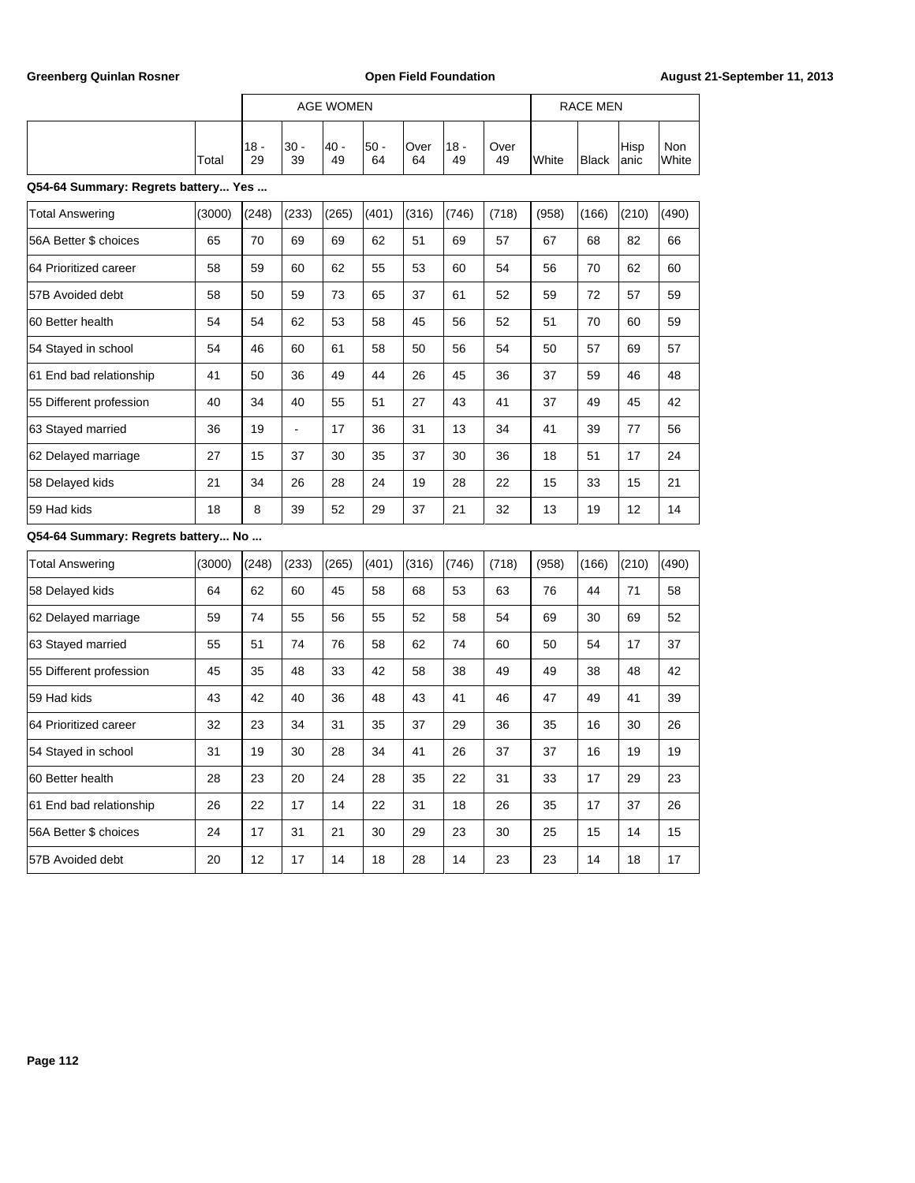| | Total | AGE WOMEN | | | | | | | RACE MEN | | | |
|---|---|---|---|---|---|---|---|---|---|---|---|---|
| | | 18 - 29 | 30 - 39 | 40 - 49 | 50 - 64 | Over 64 | 18 - 49 | Over 49 | White | Black | Hispanic | Non White |
| **Q54-64 Summary: Regrets battery... Yes ...** | | | | | | | | | | | | |
| Total Answering | (3000) | (248) | (233) | (265) | (401) | (316) | (746) | (718) | (958) | (166) | (210) | (490) |
| 56A Better $ choices | 65 | 70 | 69 | 69 | 62 | 51 | 69 | 57 | 67 | 68 | 82 | 66 |
| 64 Prioritized career | 58 | 59 | 60 | 62 | 55 | 53 | 60 | 54 | 56 | 70 | 62 | 60 |
| 57B Avoided debt | 58 | 50 | 59 | 73 | 65 | 37 | 61 | 52 | 59 | 72 | 57 | 59 |
| 60 Better health | 54 | 54 | 62 | 53 | 58 | 45 | 56 | 52 | 51 | 70 | 60 | 59 |
| 54 Stayed in school | 54 | 46 | 60 | 61 | 58 | 50 | 56 | 54 | 50 | 57 | 69 | 57 |
| 61 End bad relationship | 41 | 50 | 36 | 49 | 44 | 26 | 45 | 36 | 37 | 59 | 46 | 48 |
| 55 Different profession | 40 | 34 | 40 | 55 | 51 | 27 | 43 | 41 | 37 | 49 | 45 | 42 |
| 63 Stayed married | 36 | 19 | - | 17 | 36 | 31 | 13 | 34 | 41 | 39 | 77 | 56 |
| 62 Delayed marriage | 27 | 15 | 37 | 30 | 35 | 37 | 30 | 36 | 18 | 51 | 17 | 24 |
| 58 Delayed kids | 21 | 34 | 26 | 28 | 24 | 19 | 28 | 22 | 15 | 33 | 15 | 21 |
| 59 Had kids | 18 | 8 | 39 | 52 | 29 | 37 | 21 | 32 | 13 | 19 | 12 | 14 |
| **Q54-64 Summary: Regrets battery... No ...** | | | | | | | | | | | | |
| Total Answering | (3000) | (248) | (233) | (265) | (401) | (316) | (746) | (718) | (958) | (166) | (210) | (490) |
| 58 Delayed kids | 64 | 62 | 60 | 45 | 58 | 68 | 53 | 63 | 76 | 44 | 71 | 58 |
| 62 Delayed marriage | 59 | 74 | 55 | 56 | 55 | 52 | 58 | 54 | 69 | 30 | 69 | 52 |
| 63 Stayed married | 55 | 51 | 74 | 76 | 58 | 62 | 74 | 60 | 50 | 54 | 17 | 37 |
| 55 Different profession | 45 | 35 | 48 | 33 | 42 | 58 | 38 | 49 | 49 | 38 | 48 | 42 |
| 59 Had kids | 43 | 42 | 40 | 36 | 48 | 43 | 41 | 46 | 47 | 49 | 41 | 39 |
| 64 Prioritized career | 32 | 23 | 34 | 31 | 35 | 37 | 29 | 36 | 35 | 16 | 30 | 26 |
| 54 Stayed in school | 31 | 19 | 30 | 28 | 34 | 41 | 26 | 37 | 37 | 16 | 19 | 19 |
| 60 Better health | 28 | 23 | 20 | 24 | 28 | 35 | 22 | 31 | 33 | 17 | 29 | 23 |
| 61 End bad relationship | 26 | 22 | 17 | 14 | 22 | 31 | 18 | 26 | 35 | 17 | 37 | 26 |
| 56A Better $ choices | 24 | 17 | 31 | 21 | 30 | 29 | 23 | 30 | 25 | 15 | 14 | 15 |
| 57B Avoided debt | 20 | 12 | 17 | 14 | 18 | 28 | 14 | 23 | 23 | 14 | 18 | 17 |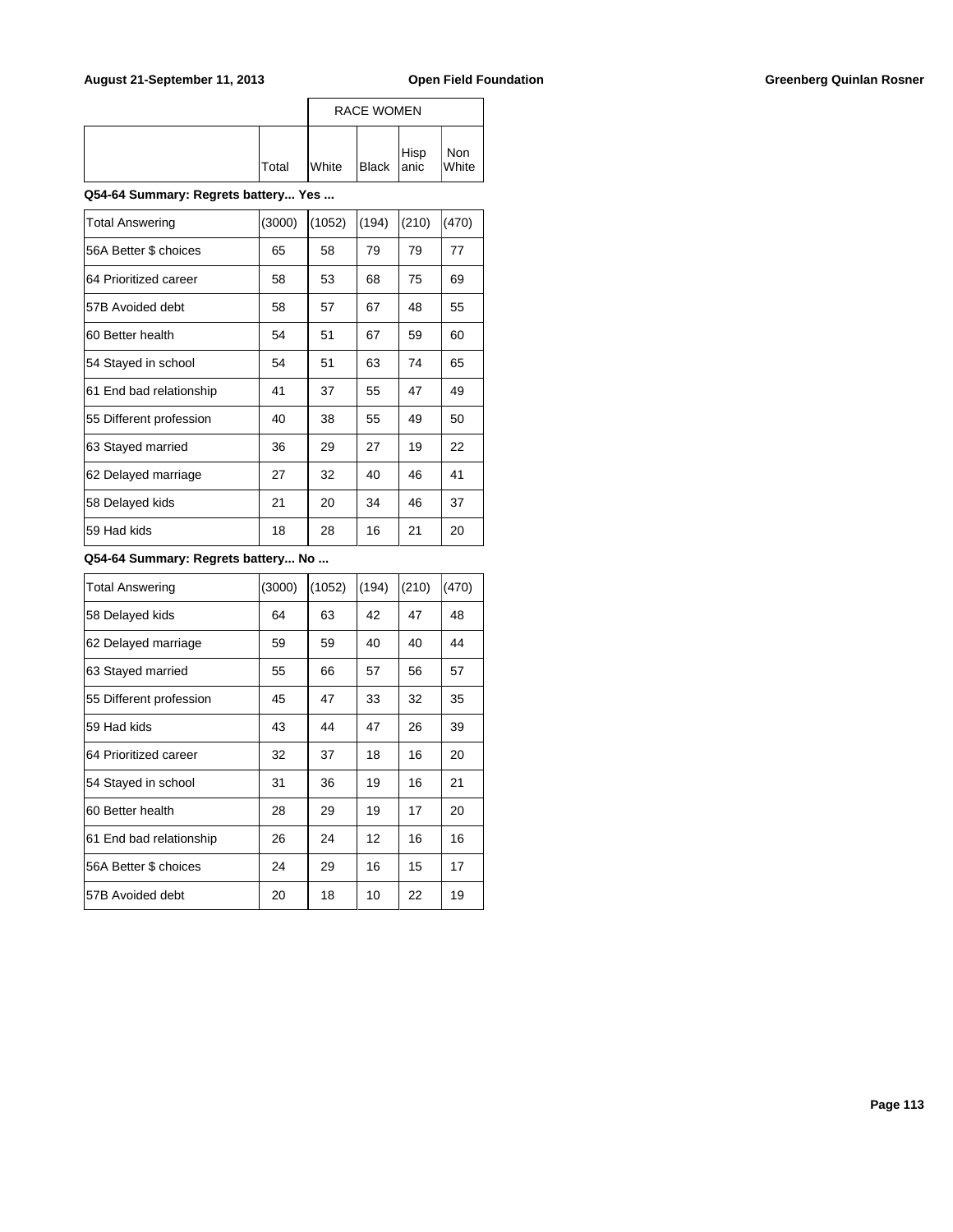| | Total | RACE WOMEN | | | |
|---|---|---|---|---|---|
| | | White | Black | Hispanic | Non White |

**Q54-64 Summary: Regrets battery... Yes ...**

| | Total | White | Black | Hispanic | Non White |
|---|---|---|---|---|---|
| Total Answering | (3000) | (1052) | (194) | (210) | (470) |
| 56A Better $ choices | 65 | 58 | 79 | 79 | 77 |
| 64 Prioritized career | 58 | 53 | 68 | 75 | 69 |
| 57B Avoided debt | 58 | 57 | 67 | 48 | 55 |
| 60 Better health | 54 | 51 | 67 | 59 | 60 |
| 54 Stayed in school | 54 | 51 | 63 | 74 | 65 |
| 61 End bad relationship | 41 | 37 | 55 | 47 | 49 |
| 55 Different profession | 40 | 38 | 55 | 49 | 50 |
| 63 Stayed married | 36 | 29 | 27 | 19 | 22 |
| 62 Delayed marriage | 27 | 32 | 40 | 46 | 41 |
| 58 Delayed kids | 21 | 20 | 34 | 46 | 37 |
| 59 Had kids | 18 | 28 | 16 | 21 | 20 |

**Q54-64 Summary: Regrets battery... No ...**

| | Total | White | Black | Hispanic | Non White |
|---|---|---|---|---|---|
| Total Answering | (3000) | (1052) | (194) | (210) | (470) |
| 58 Delayed kids | 64 | 63 | 42 | 47 | 48 |
| 62 Delayed marriage | 59 | 59 | 40 | 40 | 44 |
| 63 Stayed married | 55 | 66 | 57 | 56 | 57 |
| 55 Different profession | 45 | 47 | 33 | 32 | 35 |
| 59 Had kids | 43 | 44 | 47 | 26 | 39 |
| 64 Prioritized career | 32 | 37 | 18 | 16 | 20 |
| 54 Stayed in school | 31 | 36 | 19 | 16 | 21 |
| 60 Better health | 28 | 29 | 19 | 17 | 20 |
| 61 End bad relationship | 26 | 24 | 12 | 16 | 16 |
| 56A Better $ choices | 24 | 29 | 16 | 15 | 17 |
| 57B Avoided debt | 20 | 18 | 10 | 22 | 19 |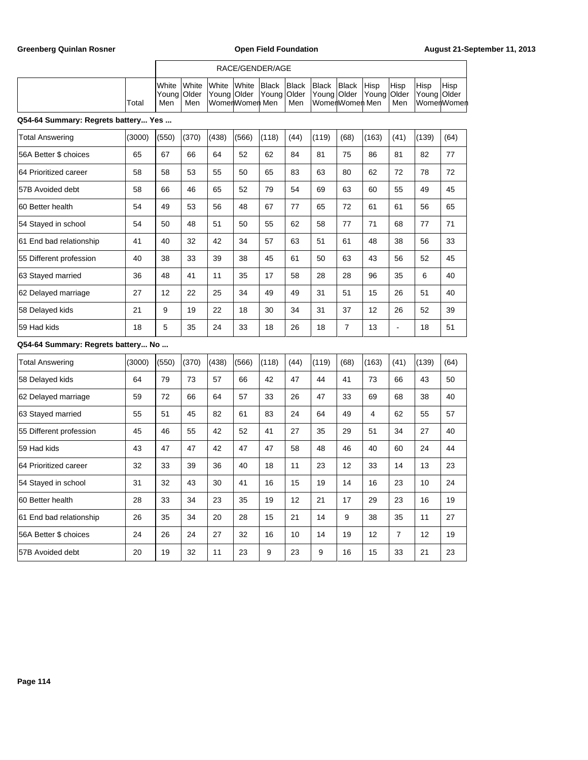| | Total | RACE/GENDER/AGE | | | | | | | | | | | |
|---|---|---|---|---|---|---|---|---|---|---|---|---|---|
| | | White Young Men | White Older Men | White Young Women | White Older Women | Black Young Men | Black Older Men | Black Young Women | Black Older Women | Hisp Young Men | Hisp Older Men | Hisp Young Women | Hisp Older Women |
| **Q54-64 Summary: Regrets battery... Yes ...** | | | | | | | | | | | | | |
| Total Answering | (3000) | (550) | (370) | (438) | (566) | (118) | (44) | (119) | (68) | (163) | (41) | (139) | (64) |
| 56A Better $ choices | 65 | 67 | 66 | 64 | 52 | 62 | 84 | 81 | 75 | 86 | 81 | 82 | 77 |
| 64 Prioritized career | 58 | 58 | 53 | 55 | 50 | 65 | 83 | 63 | 80 | 62 | 72 | 78 | 72 |
| 57B Avoided debt | 58 | 66 | 46 | 65 | 52 | 79 | 54 | 69 | 63 | 60 | 55 | 49 | 45 |
| 60 Better health | 54 | 49 | 53 | 56 | 48 | 67 | 77 | 65 | 72 | 61 | 61 | 56 | 65 |
| 54 Stayed in school | 54 | 50 | 48 | 51 | 50 | 55 | 62 | 58 | 77 | 71 | 68 | 77 | 71 |
| 61 End bad relationship | 41 | 40 | 32 | 42 | 34 | 57 | 63 | 51 | 61 | 48 | 38 | 56 | 33 |
| 55 Different profession | 40 | 38 | 33 | 39 | 38 | 45 | 61 | 50 | 63 | 43 | 56 | 52 | 45 |
| 63 Stayed married | 36 | 48 | 41 | 11 | 35 | 17 | 58 | 28 | 28 | 96 | 35 | 6 | 40 |
| 62 Delayed marriage | 27 | 12 | 22 | 25 | 34 | 49 | 49 | 31 | 51 | 15 | 26 | 51 | 40 |
| 58 Delayed kids | 21 | 9 | 19 | 22 | 18 | 30 | 34 | 31 | 37 | 12 | 26 | 52 | 39 |
| 59 Had kids | 18 | 5 | 35 | 24 | 33 | 18 | 26 | 18 | 7 | 13 | - | 18 | 51 |
| **Q54-64 Summary: Regrets battery... No ...** | | | | | | | | | | | | | |
| Total Answering | (3000) | (550) | (370) | (438) | (566) | (118) | (44) | (119) | (68) | (163) | (41) | (139) | (64) |
| 58 Delayed kids | 64 | 79 | 73 | 57 | 66 | 42 | 47 | 44 | 41 | 73 | 66 | 43 | 50 |
| 62 Delayed marriage | 59 | 72 | 66 | 64 | 57 | 33 | 26 | 47 | 33 | 69 | 68 | 38 | 40 |
| 63 Stayed married | 55 | 51 | 45 | 82 | 61 | 83 | 24 | 64 | 49 | 4 | 62 | 55 | 57 |
| 55 Different profession | 45 | 46 | 55 | 42 | 52 | 41 | 27 | 35 | 29 | 51 | 34 | 27 | 40 |
| 59 Had kids | 43 | 47 | 47 | 42 | 47 | 47 | 58 | 48 | 46 | 40 | 60 | 24 | 44 |
| 64 Prioritized career | 32 | 33 | 39 | 36 | 40 | 18 | 11 | 23 | 12 | 33 | 14 | 13 | 23 |
| 54 Stayed in school | 31 | 32 | 43 | 30 | 41 | 16 | 15 | 19 | 14 | 16 | 23 | 10 | 24 |
| 60 Better health | 28 | 33 | 34 | 23 | 35 | 19 | 12 | 21 | 17 | 29 | 23 | 16 | 19 |
| 61 End bad relationship | 26 | 35 | 34 | 20 | 28 | 15 | 21 | 14 | 9 | 38 | 35 | 11 | 27 |
| 56A Better $ choices | 24 | 26 | 24 | 27 | 32 | 16 | 10 | 14 | 19 | 12 | 7 | 12 | 19 |
| 57B Avoided debt | 20 | 19 | 32 | 11 | 23 | 9 | 23 | 9 | 16 | 15 | 33 | 21 | 23 |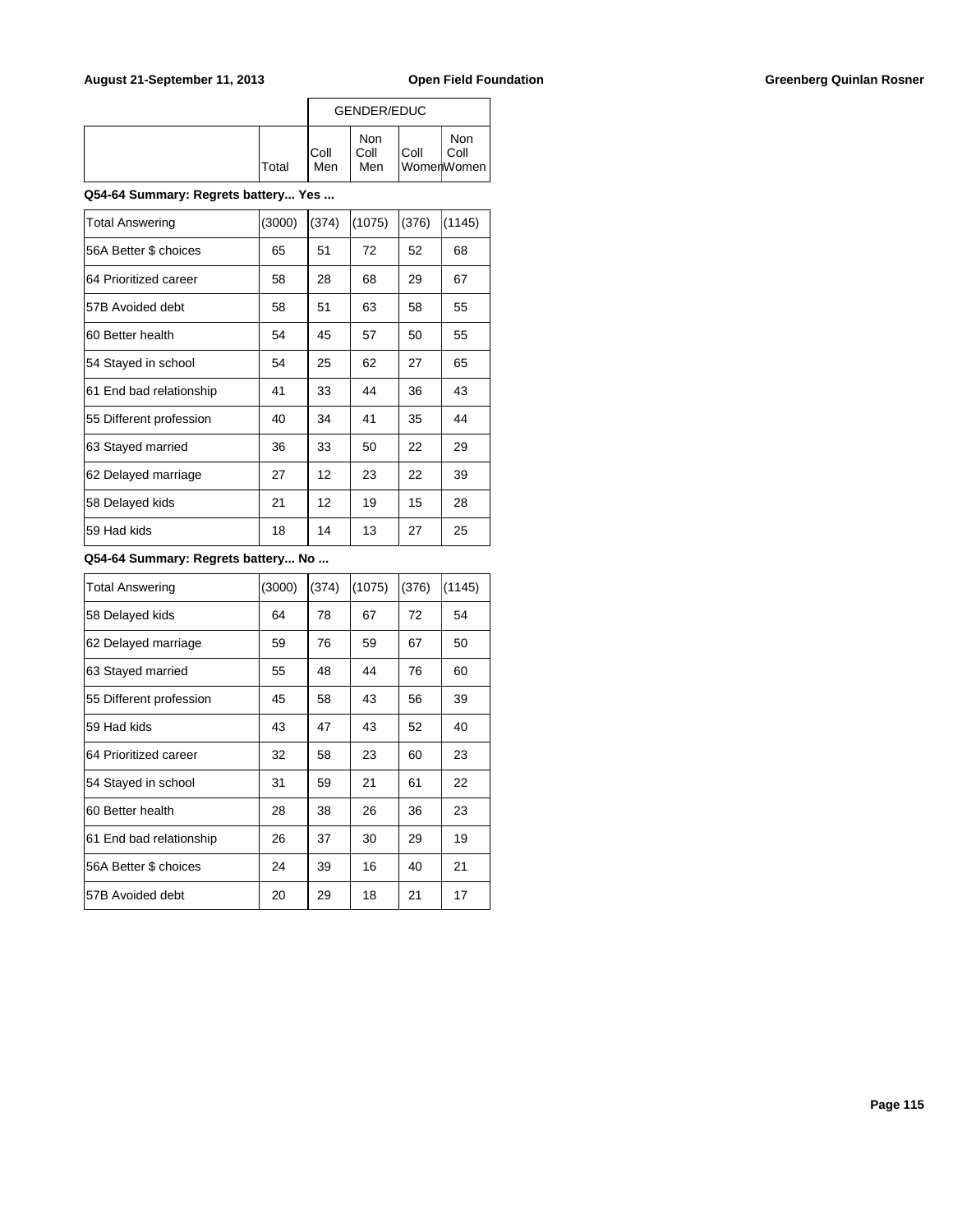| | | GENDER/EDUC | | | |
|---|---|---|---|---|---|
| | Total | Coll Men | Non Coll Men | Coll Women | Non Coll Women |

**Q54-64 Summary: Regrets battery... Yes ...**

| | Total | Coll Men | Non Coll Men | Coll Women | Non Coll Women |
|---|---|---|---|---|---|
| Total Answering | (3000) | (374) | (1075) | (376) | (1145) |
| 56A Better $ choices | 65 | 51 | 72 | 52 | 68 |
| 64 Prioritized career | 58 | 28 | 68 | 29 | 67 |
| 57B Avoided debt | 58 | 51 | 63 | 58 | 55 |
| 60 Better health | 54 | 45 | 57 | 50 | 55 |
| 54 Stayed in school | 54 | 25 | 62 | 27 | 65 |
| 61 End bad relationship | 41 | 33 | 44 | 36 | 43 |
| 55 Different profession | 40 | 34 | 41 | 35 | 44 |
| 63 Stayed married | 36 | 33 | 50 | 22 | 29 |
| 62 Delayed marriage | 27 | 12 | 23 | 22 | 39 |
| 58 Delayed kids | 21 | 12 | 19 | 15 | 28 |
| 59 Had kids | 18 | 14 | 13 | 27 | 25 |

**Q54-64 Summary: Regrets battery... No ...**

| | Total | Coll Men | Non Coll Men | Coll Women | Non Coll Women |
|---|---|---|---|---|---|
| Total Answering | (3000) | (374) | (1075) | (376) | (1145) |
| 58 Delayed kids | 64 | 78 | 67 | 72 | 54 |
| 62 Delayed marriage | 59 | 76 | 59 | 67 | 50 |
| 63 Stayed married | 55 | 48 | 44 | 76 | 60 |
| 55 Different profession | 45 | 58 | 43 | 56 | 39 |
| 59 Had kids | 43 | 47 | 43 | 52 | 40 |
| 64 Prioritized career | 32 | 58 | 23 | 60 | 23 |
| 54 Stayed in school | 31 | 59 | 21 | 61 | 22 |
| 60 Better health | 28 | 38 | 26 | 36 | 23 |
| 61 End bad relationship | 26 | 37 | 30 | 29 | 19 |
| 56A Better $ choices | 24 | 39 | 16 | 40 | 21 |
| 57B Avoided debt | 20 | 29 | 18 | 21 | 17 |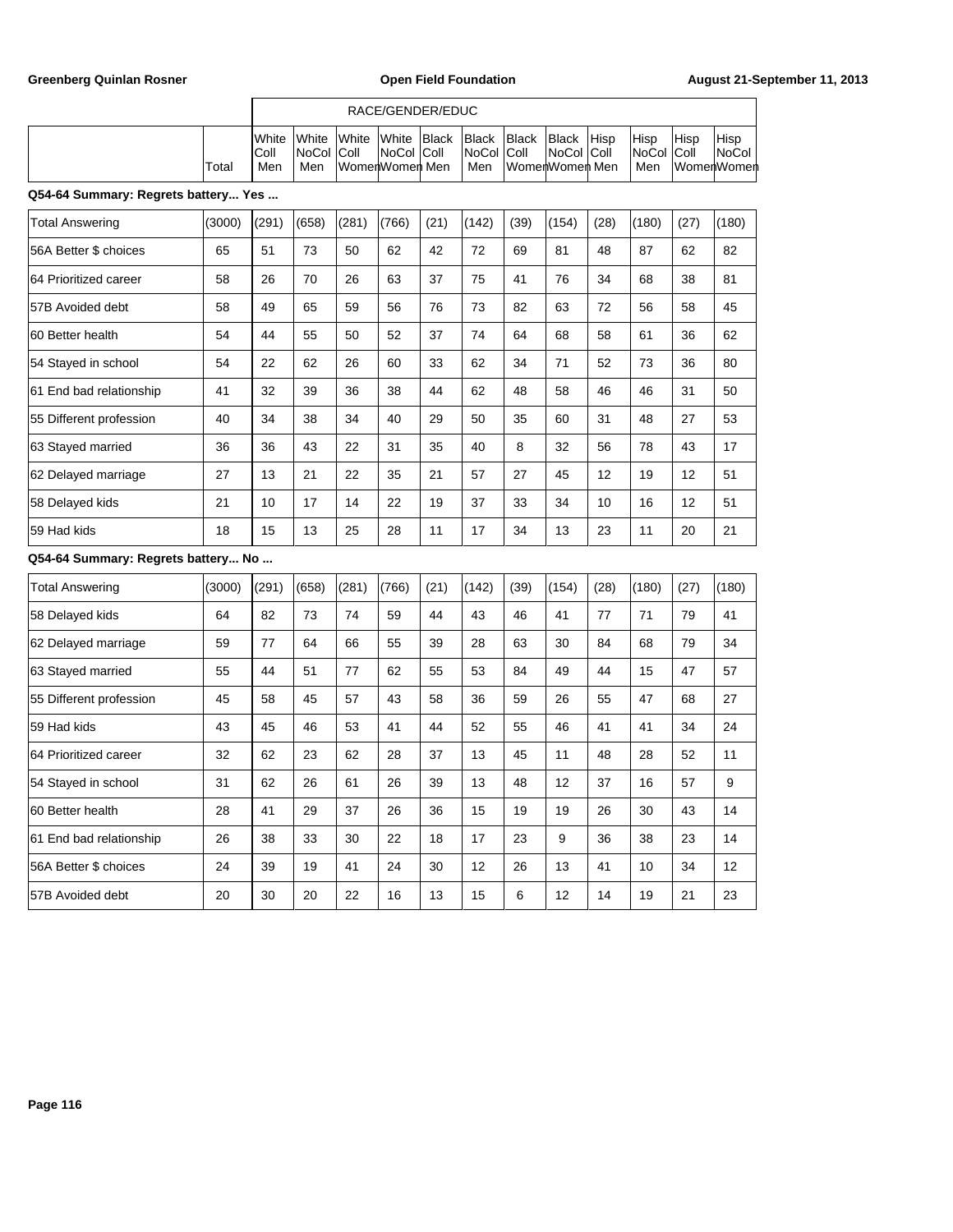| | | RACE/GENDER/EDUC | | | | | | | | | | | |
|---|---|---|---|---|---|---|---|---|---|---|---|---|---|
| | Total | White Coll Men | White NoCol Men | White Coll Women | White NoCol Women | Black Coll Men | Black NoCol Men | Black Coll Women | Black NoCol Women | Hisp Coll Men | Hisp NoCol Men | Hisp Coll Women | Hisp NoCol Women |
| **Q54-64 Summary: Regrets battery... Yes ...** | | | | | | | | | | | | | |
| Total Answering | (3000) | (291) | (658) | (281) | (766) | (21) | (142) | (39) | (154) | (28) | (180) | (27) | (180) |
| 56A Better $ choices | 65 | 51 | 73 | 50 | 62 | 42 | 72 | 69 | 81 | 48 | 87 | 62 | 82 |
| 64 Prioritized career | 58 | 26 | 70 | 26 | 63 | 37 | 75 | 41 | 76 | 34 | 68 | 38 | 81 |
| 57B Avoided debt | 58 | 49 | 65 | 59 | 56 | 76 | 73 | 82 | 63 | 72 | 56 | 58 | 45 |
| 60 Better health | 54 | 44 | 55 | 50 | 52 | 37 | 74 | 64 | 68 | 58 | 61 | 36 | 62 |
| 54 Stayed in school | 54 | 22 | 62 | 26 | 60 | 33 | 62 | 34 | 71 | 52 | 73 | 36 | 80 |
| 61 End bad relationship | 41 | 32 | 39 | 36 | 38 | 44 | 62 | 48 | 58 | 46 | 46 | 31 | 50 |
| 55 Different profession | 40 | 34 | 38 | 34 | 40 | 29 | 50 | 35 | 60 | 31 | 48 | 27 | 53 |
| 63 Stayed married | 36 | 36 | 43 | 22 | 31 | 35 | 40 | 8 | 32 | 56 | 78 | 43 | 17 |
| 62 Delayed marriage | 27 | 13 | 21 | 22 | 35 | 21 | 57 | 27 | 45 | 12 | 19 | 12 | 51 |
| 58 Delayed kids | 21 | 10 | 17 | 14 | 22 | 19 | 37 | 33 | 34 | 10 | 16 | 12 | 51 |
| 59 Had kids | 18 | 15 | 13 | 25 | 28 | 11 | 17 | 34 | 13 | 23 | 11 | 20 | 21 |
| **Q54-64 Summary: Regrets battery... No ...** | | | | | | | | | | | | | |
| Total Answering | (3000) | (291) | (658) | (281) | (766) | (21) | (142) | (39) | (154) | (28) | (180) | (27) | (180) |
| 58 Delayed kids | 64 | 82 | 73 | 74 | 59 | 44 | 43 | 46 | 41 | 77 | 71 | 79 | 41 |
| 62 Delayed marriage | 59 | 77 | 64 | 66 | 55 | 39 | 28 | 63 | 30 | 84 | 68 | 79 | 34 |
| 63 Stayed married | 55 | 44 | 51 | 77 | 62 | 55 | 53 | 84 | 49 | 44 | 15 | 47 | 57 |
| 55 Different profession | 45 | 58 | 45 | 57 | 43 | 58 | 36 | 59 | 26 | 55 | 47 | 68 | 27 |
| 59 Had kids | 43 | 45 | 46 | 53 | 41 | 44 | 52 | 55 | 46 | 41 | 41 | 34 | 24 |
| 64 Prioritized career | 32 | 62 | 23 | 62 | 28 | 37 | 13 | 45 | 11 | 48 | 28 | 52 | 11 |
| 54 Stayed in school | 31 | 62 | 26 | 61 | 26 | 39 | 13 | 48 | 12 | 37 | 16 | 57 | 9 |
| 60 Better health | 28 | 41 | 29 | 37 | 26 | 36 | 15 | 19 | 19 | 26 | 30 | 43 | 14 |
| 61 End bad relationship | 26 | 38 | 33 | 30 | 22 | 18 | 17 | 23 | 9 | 36 | 38 | 23 | 14 |
| 56A Better $ choices | 24 | 39 | 19 | 41 | 24 | 30 | 12 | 26 | 13 | 41 | 10 | 34 | 12 |
| 57B Avoided debt | 20 | 30 | 20 | 22 | 16 | 13 | 15 | 6 | 12 | 14 | 19 | 21 | 23 |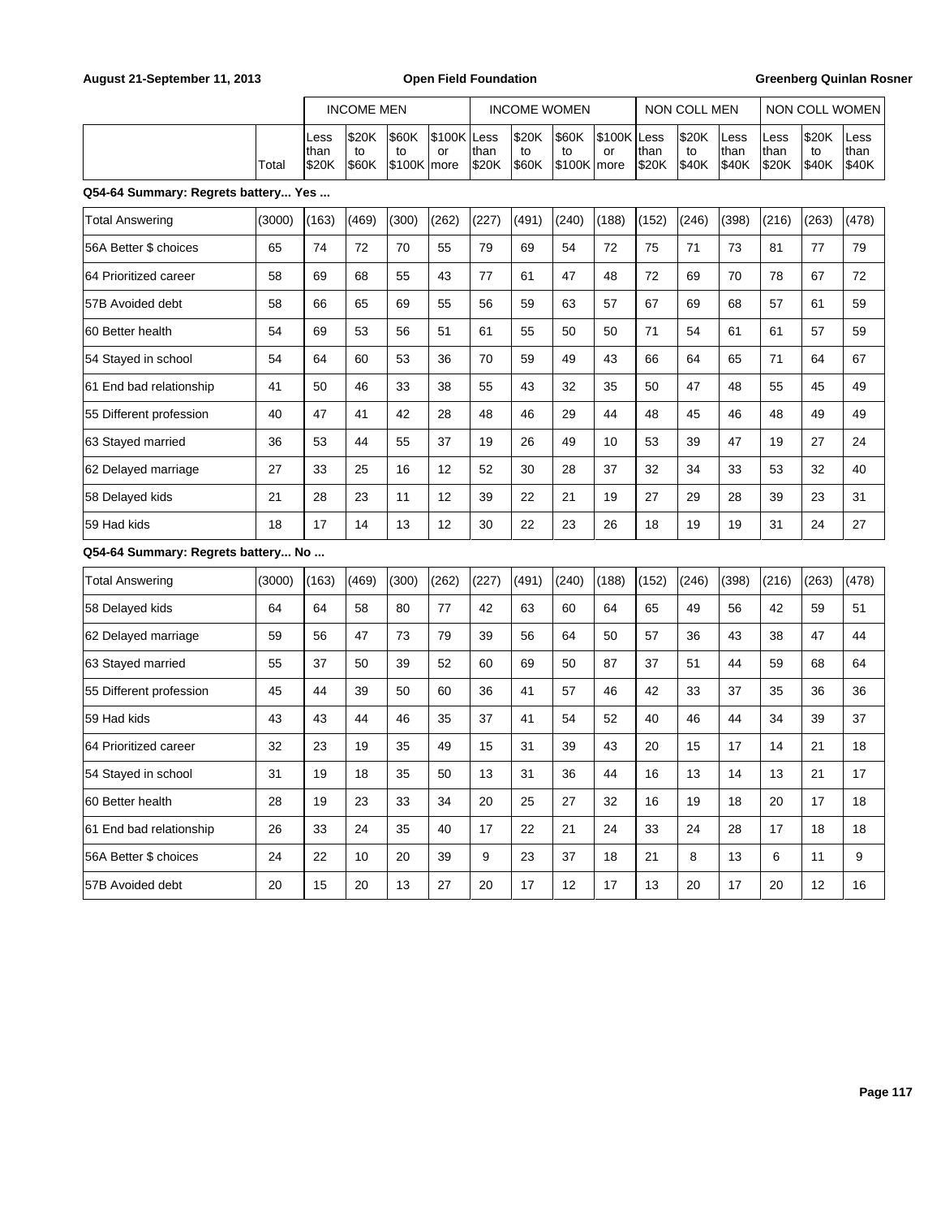| | | INCOME MEN | | | | INCOME WOMEN | | | | NON COLL MEN | | | NON COLL WOMEN | | |
|---|---|---|---|---|---|---|---|---|---|---|---|---|---|---|---|
| | Total | Less than $20K | $20K to $60K | $60K to $100K | $100K or more | Less than $20K | $20K to $60K | $60K to $100K | $100K or more | Less than $20K | $20K to $40K | Less than $40K | Less than $20K | $20K to $40K | Less than $40K |
| **Q54-64 Summary: Regrets battery... Yes ...** | | | | | | | | | | | | | | | |
| Total Answering | (3000) | (163) | (469) | (300) | (262) | (227) | (491) | (240) | (188) | (152) | (246) | (398) | (216) | (263) | (478) |
| 56A Better $ choices | 65 | 74 | 72 | 70 | 55 | 79 | 69 | 54 | 72 | 75 | 71 | 73 | 81 | 77 | 79 |
| 64 Prioritized career | 58 | 69 | 68 | 55 | 43 | 77 | 61 | 47 | 48 | 72 | 69 | 70 | 78 | 67 | 72 |
| 57B Avoided debt | 58 | 66 | 65 | 69 | 55 | 56 | 59 | 63 | 57 | 67 | 69 | 68 | 57 | 61 | 59 |
| 60 Better health | 54 | 69 | 53 | 56 | 51 | 61 | 55 | 50 | 50 | 71 | 54 | 61 | 61 | 57 | 59 |
| 54 Stayed in school | 54 | 64 | 60 | 53 | 36 | 70 | 59 | 49 | 43 | 66 | 64 | 65 | 71 | 64 | 67 |
| 61 End bad relationship | 41 | 50 | 46 | 33 | 38 | 55 | 43 | 32 | 35 | 50 | 47 | 48 | 55 | 45 | 49 |
| 55 Different profession | 40 | 47 | 41 | 42 | 28 | 48 | 46 | 29 | 44 | 48 | 45 | 46 | 48 | 49 | 49 |
| 63 Stayed married | 36 | 53 | 44 | 55 | 37 | 19 | 26 | 49 | 10 | 53 | 39 | 47 | 19 | 27 | 24 |
| 62 Delayed marriage | 27 | 33 | 25 | 16 | 12 | 52 | 30 | 28 | 37 | 32 | 34 | 33 | 53 | 32 | 40 |
| 58 Delayed kids | 21 | 28 | 23 | 11 | 12 | 39 | 22 | 21 | 19 | 27 | 29 | 28 | 39 | 23 | 31 |
| 59 Had kids | 18 | 17 | 14 | 13 | 12 | 30 | 22 | 23 | 26 | 18 | 19 | 19 | 31 | 24 | 27 |
| **Q54-64 Summary: Regrets battery... No ...** | | | | | | | | | | | | | | | |
| Total Answering | (3000) | (163) | (469) | (300) | (262) | (227) | (491) | (240) | (188) | (152) | (246) | (398) | (216) | (263) | (478) |
| 58 Delayed kids | 64 | 64 | 58 | 80 | 77 | 42 | 63 | 60 | 64 | 65 | 49 | 56 | 42 | 59 | 51 |
| 62 Delayed marriage | 59 | 56 | 47 | 73 | 79 | 39 | 56 | 64 | 50 | 57 | 36 | 43 | 38 | 47 | 44 |
| 63 Stayed married | 55 | 37 | 50 | 39 | 52 | 60 | 69 | 50 | 87 | 37 | 51 | 44 | 59 | 68 | 64 |
| 55 Different profession | 45 | 44 | 39 | 50 | 60 | 36 | 41 | 57 | 46 | 42 | 33 | 37 | 35 | 36 | 36 |
| 59 Had kids | 43 | 43 | 44 | 46 | 35 | 37 | 41 | 54 | 52 | 40 | 46 | 44 | 34 | 39 | 37 |
| 64 Prioritized career | 32 | 23 | 19 | 35 | 49 | 15 | 31 | 39 | 43 | 20 | 15 | 17 | 14 | 21 | 18 |
| 54 Stayed in school | 31 | 19 | 18 | 35 | 50 | 13 | 31 | 36 | 44 | 16 | 13 | 14 | 13 | 21 | 17 |
| 60 Better health | 28 | 19 | 23 | 33 | 34 | 20 | 25 | 27 | 32 | 16 | 19 | 18 | 20 | 17 | 18 |
| 61 End bad relationship | 26 | 33 | 24 | 35 | 40 | 17 | 22 | 21 | 24 | 33 | 24 | 28 | 17 | 18 | 18 |
| 56A Better $ choices | 24 | 22 | 10 | 20 | 39 | 9 | 23 | 37 | 18 | 21 | 8 | 13 | 6 | 11 | 9 |
| 57B Avoided debt | 20 | 15 | 20 | 13 | 27 | 20 | 17 | 12 | 17 | 13 | 20 | 17 | 20 | 12 | 16 |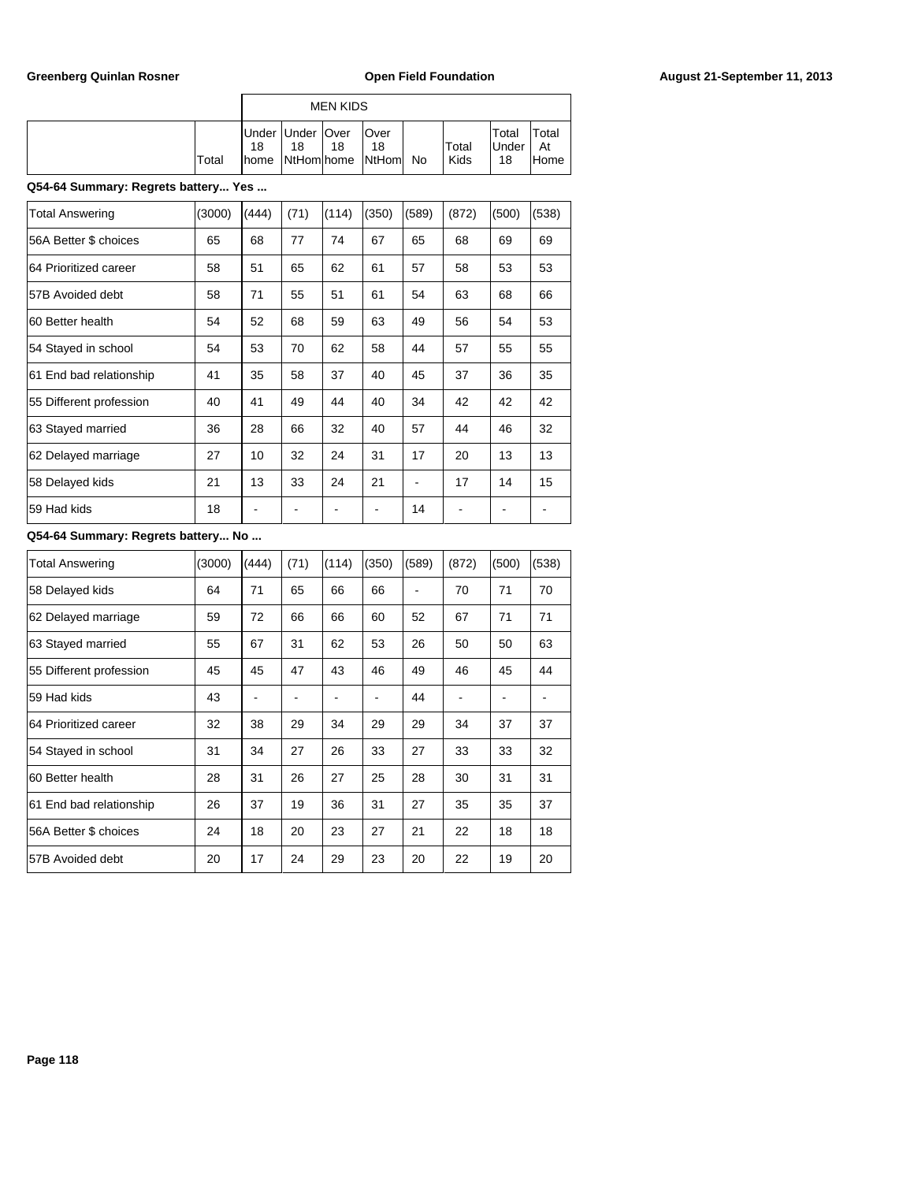| | | MEN KIDS | | | | | | | |
|---|---|---|---|---|---|---|---|---|---|
| | Total | Under 18 home | Under 18 NtHom | Over 18 home | Over 18 NtHom | No | Total Kids | Total Under 18 | Total At Home |

**Q54-64 Summary: Regrets battery... Yes ...**

| | Total | Under 18 home | Under 18 NtHom | Over 18 home | Over 18 NtHom | No | Total Kids | Total Under 18 | Total At Home |
|---|---|---|---|---|---|---|---|---|---|
| Total Answering | (3000) | (444) | (71) | (114) | (350) | (589) | (872) | (500) | (538) |
| 56A Better $ choices | 65 | 68 | 77 | 74 | 67 | 65 | 68 | 69 | 69 |
| 64 Prioritized career | 58 | 51 | 65 | 62 | 61 | 57 | 58 | 53 | 53 |
| 57B Avoided debt | 58 | 71 | 55 | 51 | 61 | 54 | 63 | 68 | 66 |
| 60 Better health | 54 | 52 | 68 | 59 | 63 | 49 | 56 | 54 | 53 |
| 54 Stayed in school | 54 | 53 | 70 | 62 | 58 | 44 | 57 | 55 | 55 |
| 61 End bad relationship | 41 | 35 | 58 | 37 | 40 | 45 | 37 | 36 | 35 |
| 55 Different profession | 40 | 41 | 49 | 44 | 40 | 34 | 42 | 42 | 42 |
| 63 Stayed married | 36 | 28 | 66 | 32 | 40 | 57 | 44 | 46 | 32 |
| 62 Delayed marriage | 27 | 10 | 32 | 24 | 31 | 17 | 20 | 13 | 13 |
| 58 Delayed kids | 21 | 13 | 33 | 24 | 21 | - | 17 | 14 | 15 |
| 59 Had kids | 18 | - | - | - | - | 14 | - | - | - |

**Q54-64 Summary: Regrets battery... No ...**

| | Total | Under 18 home | Under 18 NtHom | Over 18 home | Over 18 NtHom | No | Total Kids | Total Under 18 | Total At Home |
|---|---|---|---|---|---|---|---|---|---|
| Total Answering | (3000) | (444) | (71) | (114) | (350) | (589) | (872) | (500) | (538) |
| 58 Delayed kids | 64 | 71 | 65 | 66 | 66 | - | 70 | 71 | 70 |
| 62 Delayed marriage | 59 | 72 | 66 | 66 | 60 | 52 | 67 | 71 | 71 |
| 63 Stayed married | 55 | 67 | 31 | 62 | 53 | 26 | 50 | 50 | 63 |
| 55 Different profession | 45 | 45 | 47 | 43 | 46 | 49 | 46 | 45 | 44 |
| 59 Had kids | 43 | - | - | - | - | 44 | - | - | - |
| 64 Prioritized career | 32 | 38 | 29 | 34 | 29 | 29 | 34 | 37 | 37 |
| 54 Stayed in school | 31 | 34 | 27 | 26 | 33 | 27 | 33 | 33 | 32 |
| 60 Better health | 28 | 31 | 26 | 27 | 25 | 28 | 30 | 31 | 31 |
| 61 End bad relationship | 26 | 37 | 19 | 36 | 31 | 27 | 35 | 35 | 37 |
| 56A Better $ choices | 24 | 18 | 20 | 23 | 27 | 21 | 22 | 18 | 18 |
| 57B Avoided debt | 20 | 17 | 24 | 29 | 23 | 20 | 22 | 19 | 20 |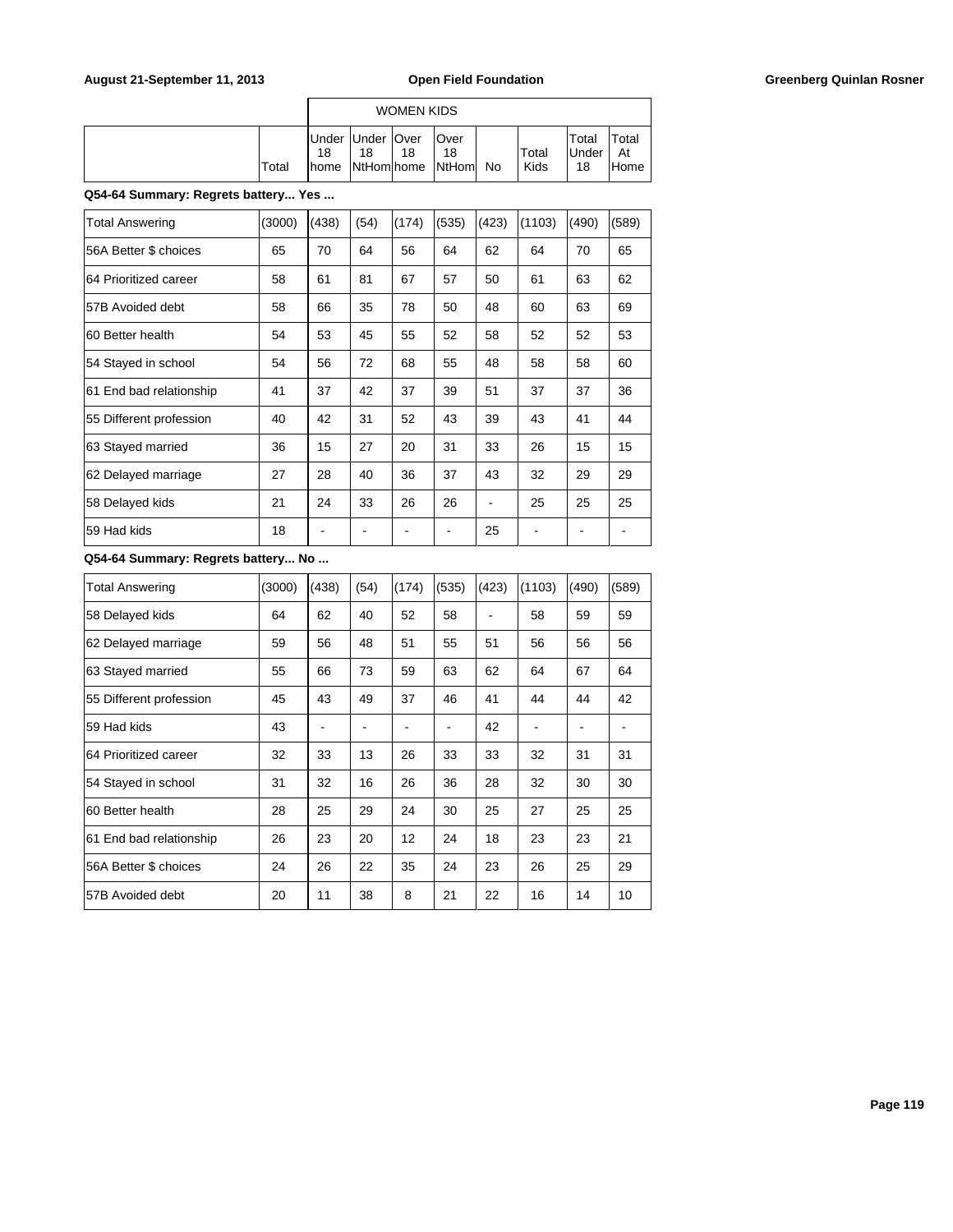| | Total | WOMEN KIDS Under 18 home | Under 18 NtHom | Over 18 home | Over 18 NtHom | No | Total Kids | Total Under 18 | Total At Home |
|---|---|---|---|---|---|---|---|---|---|

**Q54-64 Summary: Regrets battery... Yes ...**

| | Total | Under 18 home | Under 18 NtHom | Over 18 home | Over 18 NtHom | No | Total Kids | Total Under 18 | Total At Home |
|---|---|---|---|---|---|---|---|---|---|
| Total Answering | (3000) | (438) | (54) | (174) | (535) | (423) | (1103) | (490) | (589) |
| 56A Better $ choices | 65 | 70 | 64 | 56 | 64 | 62 | 64 | 70 | 65 |
| 64 Prioritized career | 58 | 61 | 81 | 67 | 57 | 50 | 61 | 63 | 62 |
| 57B Avoided debt | 58 | 66 | 35 | 78 | 50 | 48 | 60 | 63 | 69 |
| 60 Better health | 54 | 53 | 45 | 55 | 52 | 58 | 52 | 52 | 53 |
| 54 Stayed in school | 54 | 56 | 72 | 68 | 55 | 48 | 58 | 58 | 60 |
| 61 End bad relationship | 41 | 37 | 42 | 37 | 39 | 51 | 37 | 37 | 36 |
| 55 Different profession | 40 | 42 | 31 | 52 | 43 | 39 | 43 | 41 | 44 |
| 63 Stayed married | 36 | 15 | 27 | 20 | 31 | 33 | 26 | 15 | 15 |
| 62 Delayed marriage | 27 | 28 | 40 | 36 | 37 | 43 | 32 | 29 | 29 |
| 58 Delayed kids | 21 | 24 | 33 | 26 | 26 | - | 25 | 25 | 25 |
| 59 Had kids | 18 | - | - | - | - | 25 | - | - | - |

**Q54-64 Summary: Regrets battery... No ...**

| | Total | Under 18 home | Under 18 NtHom | Over 18 home | Over 18 NtHom | No | Total Kids | Total Under 18 | Total At Home |
|---|---|---|---|---|---|---|---|---|---|
| Total Answering | (3000) | (438) | (54) | (174) | (535) | (423) | (1103) | (490) | (589) |
| 58 Delayed kids | 64 | 62 | 40 | 52 | 58 | - | 58 | 59 | 59 |
| 62 Delayed marriage | 59 | 56 | 48 | 51 | 55 | 51 | 56 | 56 | 56 |
| 63 Stayed married | 55 | 66 | 73 | 59 | 63 | 62 | 64 | 67 | 64 |
| 55 Different profession | 45 | 43 | 49 | 37 | 46 | 41 | 44 | 44 | 42 |
| 59 Had kids | 43 | - | - | - | - | 42 | - | - | - |
| 64 Prioritized career | 32 | 33 | 13 | 26 | 33 | 33 | 32 | 31 | 31 |
| 54 Stayed in school | 31 | 32 | 16 | 26 | 36 | 28 | 32 | 30 | 30 |
| 60 Better health | 28 | 25 | 29 | 24 | 30 | 25 | 27 | 25 | 25 |
| 61 End bad relationship | 26 | 23 | 20 | 12 | 24 | 18 | 23 | 23 | 21 |
| 56A Better $ choices | 24 | 26 | 22 | 35 | 24 | 23 | 26 | 25 | 29 |
| 57B Avoided debt | 20 | 11 | 38 | 8 | 21 | 22 | 16 | 14 | 10 |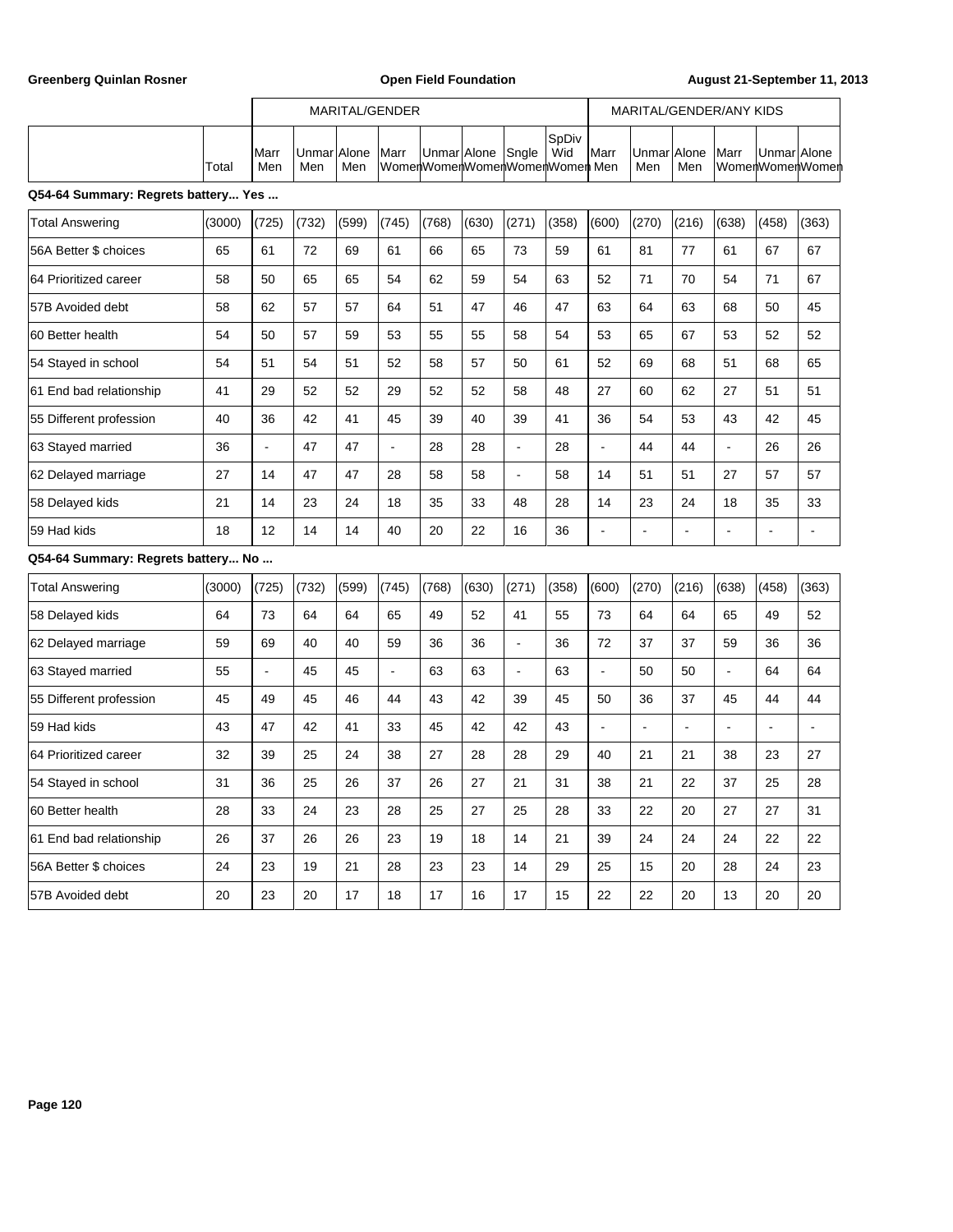| | Total | MARITAL/GENDER | | | | | | | | MARITAL/GENDER/ANY KIDS | | | | | |
|---|---|---|---|---|---|---|---|---|---|---|---|---|---|---|---|
| | | Marr Men | Unmar Men | Alone Men | Marr Women | Unmar Women | Alone Women | Sngle Women | SpDiv Wid Women | Marr Men | Unmar Men | Alone Men | Marr Women | Unmar Women | Alone Women |
| **Q54-64 Summary: Regrets battery... Yes ...** | | | | | | | | | | | | | | | |
| Total Answering | (3000) | (725) | (732) | (599) | (745) | (768) | (630) | (271) | (358) | (600) | (270) | (216) | (638) | (458) | (363) |
| 56A Better $ choices | 65 | 61 | 72 | 69 | 61 | 66 | 65 | 73 | 59 | 61 | 81 | 77 | 61 | 67 | 67 |
| 64 Prioritized career | 58 | 50 | 65 | 65 | 54 | 62 | 59 | 54 | 63 | 52 | 71 | 70 | 54 | 71 | 67 |
| 57B Avoided debt | 58 | 62 | 57 | 57 | 64 | 51 | 47 | 46 | 47 | 63 | 64 | 63 | 68 | 50 | 45 |
| 60 Better health | 54 | 50 | 57 | 59 | 53 | 55 | 55 | 58 | 54 | 53 | 65 | 67 | 53 | 52 | 52 |
| 54 Stayed in school | 54 | 51 | 54 | 51 | 52 | 58 | 57 | 50 | 61 | 52 | 69 | 68 | 51 | 68 | 65 |
| 61 End bad relationship | 41 | 29 | 52 | 52 | 29 | 52 | 52 | 58 | 48 | 27 | 60 | 62 | 27 | 51 | 51 |
| 55 Different profession | 40 | 36 | 42 | 41 | 45 | 39 | 40 | 39 | 41 | 36 | 54 | 53 | 43 | 42 | 45 |
| 63 Stayed married | 36 | - | 47 | 47 | - | 28 | 28 | - | 28 | - | 44 | 44 | - | 26 | 26 |
| 62 Delayed marriage | 27 | 14 | 47 | 47 | 28 | 58 | 58 | - | 58 | 14 | 51 | 51 | 27 | 57 | 57 |
| 58 Delayed kids | 21 | 14 | 23 | 24 | 18 | 35 | 33 | 48 | 28 | 14 | 23 | 24 | 18 | 35 | 33 |
| 59 Had kids | 18 | 12 | 14 | 14 | 40 | 20 | 22 | 16 | 36 | - | - | - | - | - | - |
| **Q54-64 Summary: Regrets battery... No ...** | | | | | | | | | | | | | | | |
| Total Answering | (3000) | (725) | (732) | (599) | (745) | (768) | (630) | (271) | (358) | (600) | (270) | (216) | (638) | (458) | (363) |
| 58 Delayed kids | 64 | 73 | 64 | 64 | 65 | 49 | 52 | 41 | 55 | 73 | 64 | 64 | 65 | 49 | 52 |
| 62 Delayed marriage | 59 | 69 | 40 | 40 | 59 | 36 | 36 | - | 36 | 72 | 37 | 37 | 59 | 36 | 36 |
| 63 Stayed married | 55 | - | 45 | 45 | - | 63 | 63 | - | 63 | - | 50 | 50 | - | 64 | 64 |
| 55 Different profession | 45 | 49 | 45 | 46 | 44 | 43 | 42 | 39 | 45 | 50 | 36 | 37 | 45 | 44 | 44 |
| 59 Had kids | 43 | 47 | 42 | 41 | 33 | 45 | 42 | 42 | 43 | - | - | - | - | - | - |
| 64 Prioritized career | 32 | 39 | 25 | 24 | 38 | 27 | 28 | 28 | 29 | 40 | 21 | 21 | 38 | 23 | 27 |
| 54 Stayed in school | 31 | 36 | 25 | 26 | 37 | 26 | 27 | 21 | 31 | 38 | 21 | 22 | 37 | 25 | 28 |
| 60 Better health | 28 | 33 | 24 | 23 | 28 | 25 | 27 | 25 | 28 | 33 | 22 | 20 | 27 | 27 | 31 |
| 61 End bad relationship | 26 | 37 | 26 | 26 | 23 | 19 | 18 | 14 | 21 | 39 | 24 | 24 | 24 | 22 | 22 |
| 56A Better $ choices | 24 | 23 | 19 | 21 | 28 | 23 | 23 | 14 | 29 | 25 | 15 | 20 | 28 | 24 | 23 |
| 57B Avoided debt | 20 | 23 | 20 | 17 | 18 | 17 | 16 | 17 | 15 | 22 | 22 | 20 | 13 | 20 | 20 |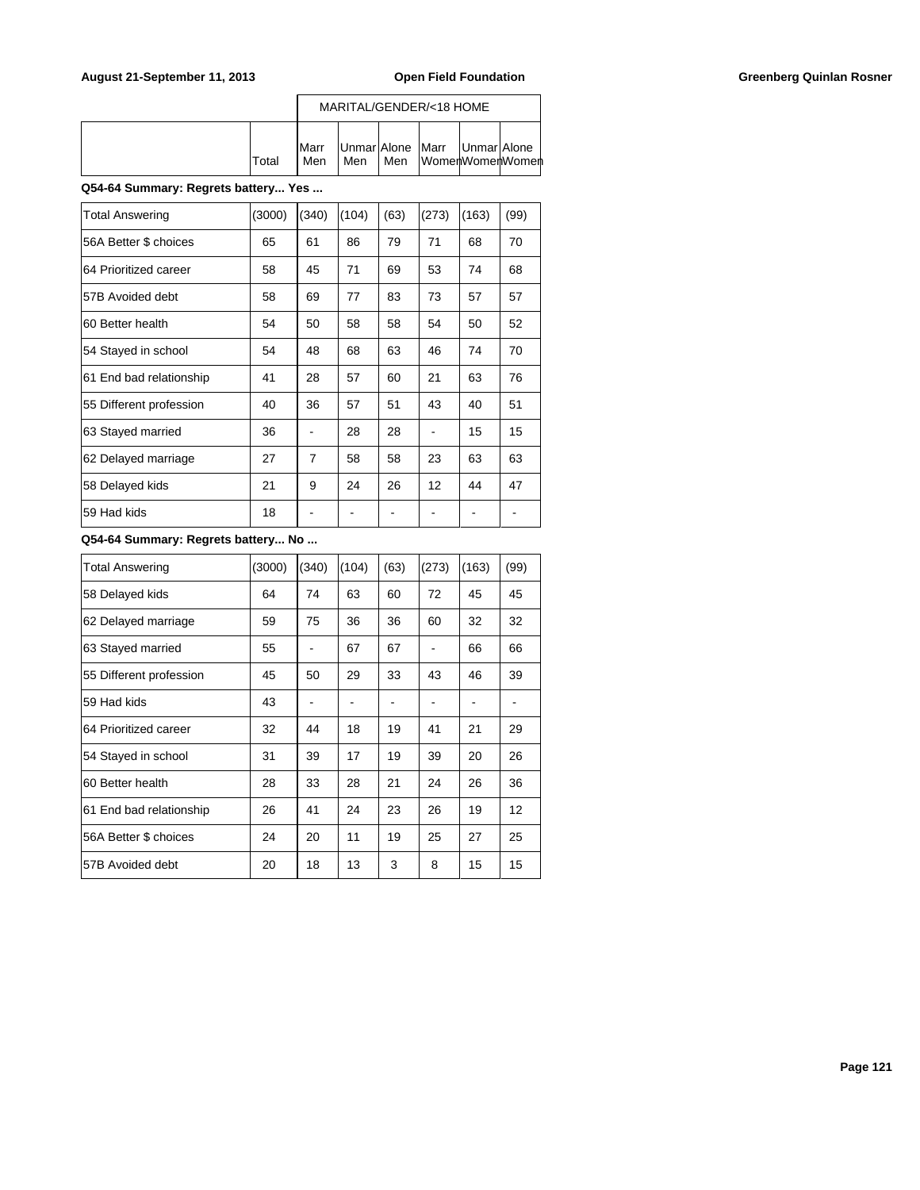| | Total | MARITAL/GENDER/<18 HOME | | | | | |
|---|---|---|---|---|---|---|---|
| | | Marr Men | Unmar Men | Alone Men | Marr Women | Unmar Women | Alone Women |

**Q54-64 Summary: Regrets battery... Yes ...**

| | Total | Marr Men | Unmar Men | Alone Men | Marr Women | Unmar Women | Alone Women |
|---|---|---|---|---|---|---|---|
| Total Answering | (3000) | (340) | (104) | (63) | (273) | (163) | (99) |
| 56A Better $ choices | 65 | 61 | 86 | 79 | 71 | 68 | 70 |
| 64 Prioritized career | 58 | 45 | 71 | 69 | 53 | 74 | 68 |
| 57B Avoided debt | 58 | 69 | 77 | 83 | 73 | 57 | 57 |
| 60 Better health | 54 | 50 | 58 | 58 | 54 | 50 | 52 |
| 54 Stayed in school | 54 | 48 | 68 | 63 | 46 | 74 | 70 |
| 61 End bad relationship | 41 | 28 | 57 | 60 | 21 | 63 | 76 |
| 55 Different profession | 40 | 36 | 57 | 51 | 43 | 40 | 51 |
| 63 Stayed married | 36 | - | 28 | 28 | - | 15 | 15 |
| 62 Delayed marriage | 27 | 7 | 58 | 58 | 23 | 63 | 63 |
| 58 Delayed kids | 21 | 9 | 24 | 26 | 12 | 44 | 47 |
| 59 Had kids | 18 | - | - | - | - | - | - |

**Q54-64 Summary: Regrets battery... No ...**

| | Total | Marr Men | Unmar Men | Alone Men | Marr Women | Unmar Women | Alone Women |
|---|---|---|---|---|---|---|---|
| Total Answering | (3000) | (340) | (104) | (63) | (273) | (163) | (99) |
| 58 Delayed kids | 64 | 74 | 63 | 60 | 72 | 45 | 45 |
| 62 Delayed marriage | 59 | 75 | 36 | 36 | 60 | 32 | 32 |
| 63 Stayed married | 55 | - | 67 | 67 | - | 66 | 66 |
| 55 Different profession | 45 | 50 | 29 | 33 | 43 | 46 | 39 |
| 59 Had kids | 43 | - | - | - | - | - | - |
| 64 Prioritized career | 32 | 44 | 18 | 19 | 41 | 21 | 29 |
| 54 Stayed in school | 31 | 39 | 17 | 19 | 39 | 20 | 26 |
| 60 Better health | 28 | 33 | 28 | 21 | 24 | 26 | 36 |
| 61 End bad relationship | 26 | 41 | 24 | 23 | 26 | 19 | 12 |
| 56A Better $ choices | 24 | 20 | 11 | 19 | 25 | 27 | 25 |
| 57B Avoided debt | 20 | 18 | 13 | 3 | 8 | 15 | 15 |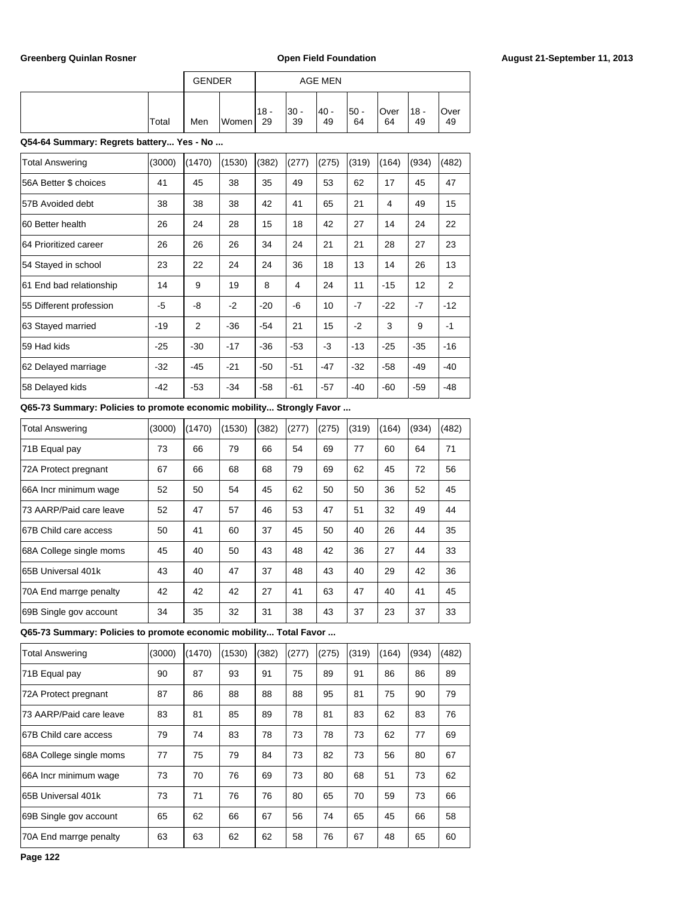| | Total | GENDER | | AGE MEN | | | | | | |
|---|---|---|---|---|---|---|---|---|---|---|
| | | Men | Women | 18 - 29 | 30 - 39 | 40 - 49 | 50 - 64 | Over 64 | 18 - 49 | Over 49 |

**Q54-64 Summary: Regrets battery... Yes - No ...**

| | Total | Men | Women | 18 - 29 | 30 - 39 | 40 - 49 | 50 - 64 | Over 64 | 18 - 49 | Over 49 |
|---|---|---|---|---|---|---|---|---|---|---|
| Total Answering | (3000) | (1470) | (1530) | (382) | (277) | (275) | (319) | (164) | (934) | (482) |
| 56A Better $ choices | 41 | 45 | 38 | 35 | 49 | 53 | 62 | 17 | 45 | 47 |
| 57B Avoided debt | 38 | 38 | 38 | 42 | 41 | 65 | 21 | 4 | 49 | 15 |
| 60 Better health | 26 | 24 | 28 | 15 | 18 | 42 | 27 | 14 | 24 | 22 |
| 64 Prioritized career | 26 | 26 | 26 | 34 | 24 | 21 | 21 | 28 | 27 | 23 |
| 54 Stayed in school | 23 | 22 | 24 | 24 | 36 | 18 | 13 | 14 | 26 | 13 |
| 61 End bad relationship | 14 | 9 | 19 | 8 | 4 | 24 | 11 | -15 | 12 | 2 |
| 55 Different profession | -5 | -8 | -2 | -20 | -6 | 10 | -7 | -22 | -7 | -12 |
| 63 Stayed married | -19 | 2 | -36 | -54 | 21 | 15 | -2 | 3 | 9 | -1 |
| 59 Had kids | -25 | -30 | -17 | -36 | -53 | -3 | -13 | -25 | -35 | -16 |
| 62 Delayed marriage | -32 | -45 | -21 | -50 | -51 | -47 | -32 | -58 | -49 | -40 |
| 58 Delayed kids | -42 | -53 | -34 | -58 | -61 | -57 | -40 | -60 | -59 | -48 |

**Q65-73 Summary: Policies to promote economic mobility... Strongly Favor ...**

| | Total | Men | Women | 18 - 29 | 30 - 39 | 40 - 49 | 50 - 64 | Over 64 | 18 - 49 | Over 49 |
|---|---|---|---|---|---|---|---|---|---|---|
| Total Answering | (3000) | (1470) | (1530) | (382) | (277) | (275) | (319) | (164) | (934) | (482) |
| 71B Equal pay | 73 | 66 | 79 | 66 | 54 | 69 | 77 | 60 | 64 | 71 |
| 72A Protect pregnant | 67 | 66 | 68 | 68 | 79 | 69 | 62 | 45 | 72 | 56 |
| 66A Incr minimum wage | 52 | 50 | 54 | 45 | 62 | 50 | 50 | 36 | 52 | 45 |
| 73 AARP/Paid care leave | 52 | 47 | 57 | 46 | 53 | 47 | 51 | 32 | 49 | 44 |
| 67B Child care access | 50 | 41 | 60 | 37 | 45 | 50 | 40 | 26 | 44 | 35 |
| 68A College single moms | 45 | 40 | 50 | 43 | 48 | 42 | 36 | 27 | 44 | 33 |
| 65B Universal 401k | 43 | 40 | 47 | 37 | 48 | 43 | 40 | 29 | 42 | 36 |
| 70A End marrge penalty | 42 | 42 | 42 | 27 | 41 | 63 | 47 | 40 | 41 | 45 |
| 69B Single gov account | 34 | 35 | 32 | 31 | 38 | 43 | 37 | 23 | 37 | 33 |

**Q65-73 Summary: Policies to promote economic mobility... Total Favor ...**

| | Total | Men | Women | 18 - 29 | 30 - 39 | 40 - 49 | 50 - 64 | Over 64 | 18 - 49 | Over 49 |
|---|---|---|---|---|---|---|---|---|---|---|
| Total Answering | (3000) | (1470) | (1530) | (382) | (277) | (275) | (319) | (164) | (934) | (482) |
| 71B Equal pay | 90 | 87 | 93 | 91 | 75 | 89 | 91 | 86 | 86 | 89 |
| 72A Protect pregnant | 87 | 86 | 88 | 88 | 88 | 95 | 81 | 75 | 90 | 79 |
| 73 AARP/Paid care leave | 83 | 81 | 85 | 89 | 78 | 81 | 83 | 62 | 83 | 76 |
| 67B Child care access | 79 | 74 | 83 | 78 | 73 | 78 | 73 | 62 | 77 | 69 |
| 68A College single moms | 77 | 75 | 79 | 84 | 73 | 82 | 73 | 56 | 80 | 67 |
| 66A Incr minimum wage | 73 | 70 | 76 | 69 | 73 | 80 | 68 | 51 | 73 | 62 |
| 65B Universal 401k | 73 | 71 | 76 | 76 | 80 | 65 | 70 | 59 | 73 | 66 |
| 69B Single gov account | 65 | 62 | 66 | 67 | 56 | 74 | 65 | 45 | 66 | 58 |
| 70A End marrge penalty | 63 | 63 | 62 | 62 | 58 | 76 | 67 | 48 | 65 | 60 |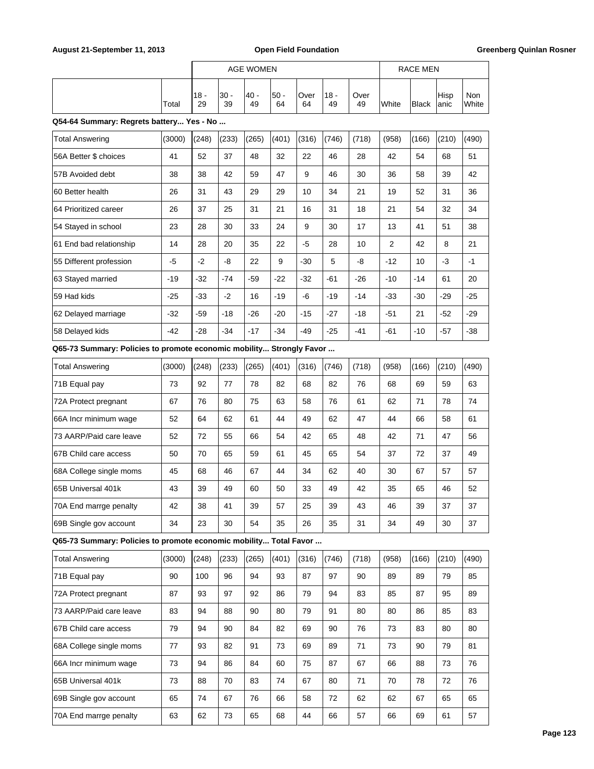| | Total | AGE WOMEN | | | | | | | RACE MEN | | | |
|---|---|---|---|---|---|---|---|---|---|---|---|---|
| | | 18 - 29 | 30 - 39 | 40 - 49 | 50 - 64 | Over 64 | 18 - 49 | Over 49 | White | Black | Hispanic | Non White |

**Q54-64 Summary: Regrets battery... Yes - No ...**

| | Total | 18 - 29 | 30 - 39 | 40 - 49 | 50 - 64 | Over 64 | 18 - 49 | Over 49 | White | Black | Hispanic | Non White |
|---|---|---|---|---|---|---|---|---|---|---|---|---|
| Total Answering | (3000) | (248) | (233) | (265) | (401) | (316) | (746) | (718) | (958) | (166) | (210) | (490) |
| 56A Better $ choices | 41 | 52 | 37 | 48 | 32 | 22 | 46 | 28 | 42 | 54 | 68 | 51 |
| 57B Avoided debt | 38 | 38 | 42 | 59 | 47 | 9 | 46 | 30 | 36 | 58 | 39 | 42 |
| 60 Better health | 26 | 31 | 43 | 29 | 29 | 10 | 34 | 21 | 19 | 52 | 31 | 36 |
| 64 Prioritized career | 26 | 37 | 25 | 31 | 21 | 16 | 31 | 18 | 21 | 54 | 32 | 34 |
| 54 Stayed in school | 23 | 28 | 30 | 33 | 24 | 9 | 30 | 17 | 13 | 41 | 51 | 38 |
| 61 End bad relationship | 14 | 28 | 20 | 35 | 22 | -5 | 28 | 10 | 2 | 42 | 8 | 21 |
| 55 Different profession | -5 | -2 | -8 | 22 | 9 | -30 | 5 | -8 | -12 | 10 | -3 | -1 |
| 63 Stayed married | -19 | -32 | -74 | -59 | -22 | -32 | -61 | -26 | -10 | -14 | 61 | 20 |
| 59 Had kids | -25 | -33 | -2 | 16 | -19 | -6 | -19 | -14 | -33 | -30 | -29 | -25 |
| 62 Delayed marriage | -32 | -59 | -18 | -26 | -20 | -15 | -27 | -18 | -51 | 21 | -52 | -29 |
| 58 Delayed kids | -42 | -28 | -34 | -17 | -34 | -49 | -25 | -41 | -61 | -10 | -57 | -38 |

**Q65-73 Summary: Policies to promote economic mobility... Strongly Favor ...**

| | Total | 18 - 29 | 30 - 39 | 40 - 49 | 50 - 64 | Over 64 | 18 - 49 | Over 49 | White | Black | Hispanic | Non White |
|---|---|---|---|---|---|---|---|---|---|---|---|---|
| Total Answering | (3000) | (248) | (233) | (265) | (401) | (316) | (746) | (718) | (958) | (166) | (210) | (490) |
| 71B Equal pay | 73 | 92 | 77 | 78 | 82 | 68 | 82 | 76 | 68 | 69 | 59 | 63 |
| 72A Protect pregnant | 67 | 76 | 80 | 75 | 63 | 58 | 76 | 61 | 62 | 71 | 78 | 74 |
| 66A Incr minimum wage | 52 | 64 | 62 | 61 | 44 | 49 | 62 | 47 | 44 | 66 | 58 | 61 |
| 73 AARP/Paid care leave | 52 | 72 | 55 | 66 | 54 | 42 | 65 | 48 | 42 | 71 | 47 | 56 |
| 67B Child care access | 50 | 70 | 65 | 59 | 61 | 45 | 65 | 54 | 37 | 72 | 37 | 49 |
| 68A College single moms | 45 | 68 | 46 | 67 | 44 | 34 | 62 | 40 | 30 | 67 | 57 | 57 |
| 65B Universal 401k | 43 | 39 | 49 | 60 | 50 | 33 | 49 | 42 | 35 | 65 | 46 | 52 |
| 70A End marrge penalty | 42 | 38 | 41 | 39 | 57 | 25 | 39 | 43 | 46 | 39 | 37 | 37 |
| 69B Single gov account | 34 | 23 | 30 | 54 | 35 | 26 | 35 | 31 | 34 | 49 | 30 | 37 |

**Q65-73 Summary: Policies to promote economic mobility... Total Favor ...**

| | Total | 18 - 29 | 30 - 39 | 40 - 49 | 50 - 64 | Over 64 | 18 - 49 | Over 49 | White | Black | Hispanic | Non White |
|---|---|---|---|---|---|---|---|---|---|---|---|---|
| Total Answering | (3000) | (248) | (233) | (265) | (401) | (316) | (746) | (718) | (958) | (166) | (210) | (490) |
| 71B Equal pay | 90 | 100 | 96 | 94 | 93 | 87 | 97 | 90 | 89 | 89 | 79 | 85 |
| 72A Protect pregnant | 87 | 93 | 97 | 92 | 86 | 79 | 94 | 83 | 85 | 87 | 95 | 89 |
| 73 AARP/Paid care leave | 83 | 94 | 88 | 90 | 80 | 79 | 91 | 80 | 80 | 86 | 85 | 83 |
| 67B Child care access | 79 | 94 | 90 | 84 | 82 | 69 | 90 | 76 | 73 | 83 | 80 | 80 |
| 68A College single moms | 77 | 93 | 82 | 91 | 73 | 69 | 89 | 71 | 73 | 90 | 79 | 81 |
| 66A Incr minimum wage | 73 | 94 | 86 | 84 | 60 | 75 | 87 | 67 | 66 | 88 | 73 | 76 |
| 65B Universal 401k | 73 | 88 | 70 | 83 | 74 | 67 | 80 | 71 | 70 | 78 | 72 | 76 |
| 69B Single gov account | 65 | 74 | 67 | 76 | 66 | 58 | 72 | 62 | 62 | 67 | 65 | 65 |
| 70A End marrge penalty | 63 | 62 | 73 | 65 | 68 | 44 | 66 | 57 | 66 | 69 | 61 | 57 |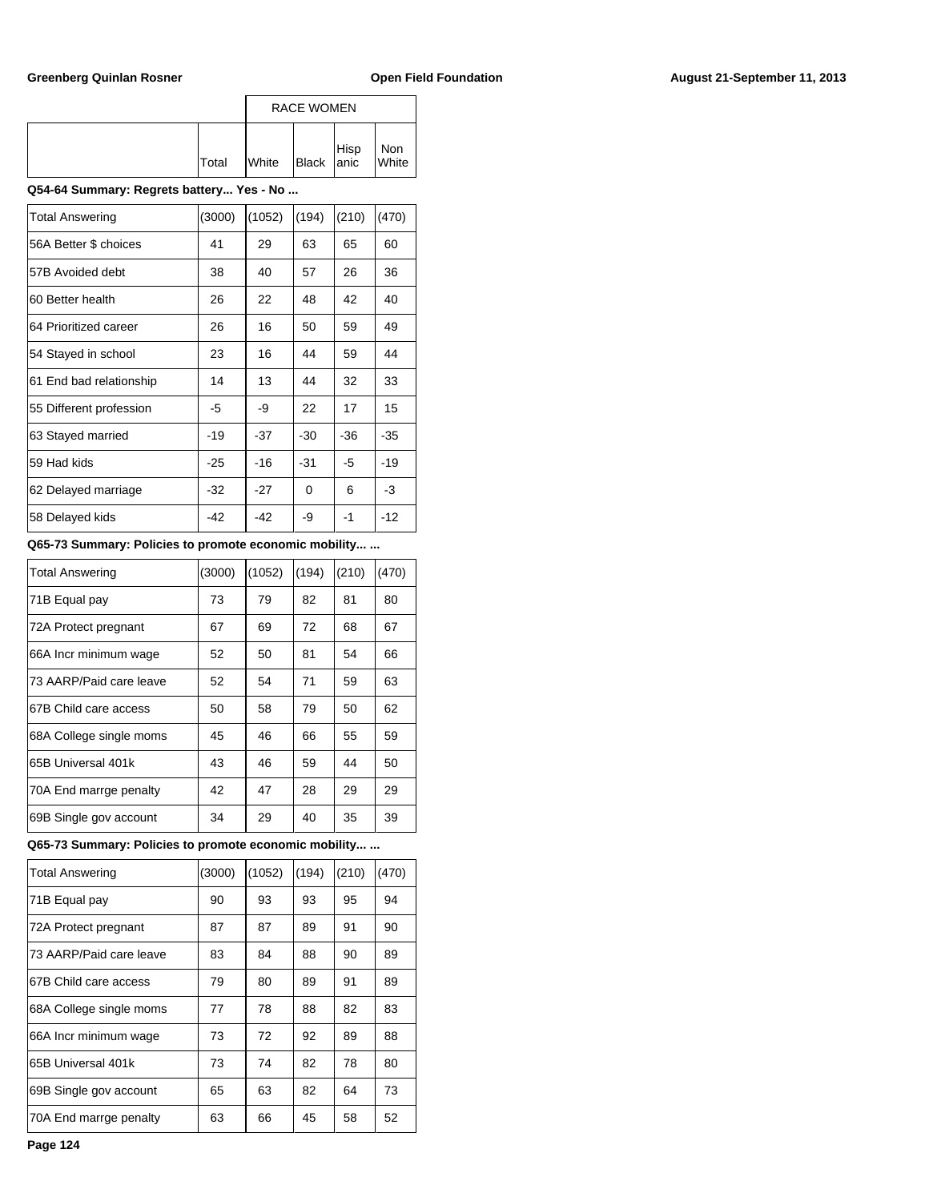| | | RACE WOMEN | | | |
|---|---|---|---|---|---|
| | Total | White | Black | Hispanic | Non White |

**Q54-64 Summary: Regrets battery... Yes - No ...**

| | Total | White | Black | Hispanic | Non White |
|---|---|---|---|---|---|
| Total Answering | (3000) | (1052) | (194) | (210) | (470) |
| 56A Better $ choices | 41 | 29 | 63 | 65 | 60 |
| 57B Avoided debt | 38 | 40 | 57 | 26 | 36 |
| 60 Better health | 26 | 22 | 48 | 42 | 40 |
| 64 Prioritized career | 26 | 16 | 50 | 59 | 49 |
| 54 Stayed in school | 23 | 16 | 44 | 59 | 44 |
| 61 End bad relationship | 14 | 13 | 44 | 32 | 33 |
| 55 Different profession | -5 | -9 | 22 | 17 | 15 |
| 63 Stayed married | -19 | -37 | -30 | -36 | -35 |
| 59 Had kids | -25 | -16 | -31 | -5 | -19 |
| 62 Delayed marriage | -32 | -27 | 0 | 6 | -3 |
| 58 Delayed kids | -42 | -42 | -9 | -1 | -12 |

**Q65-73 Summary: Policies to promote economic mobility... ...**

| | Total | White | Black | Hispanic | Non White |
|---|---|---|---|---|---|
| Total Answering | (3000) | (1052) | (194) | (210) | (470) |
| 71B Equal pay | 73 | 79 | 82 | 81 | 80 |
| 72A Protect pregnant | 67 | 69 | 72 | 68 | 67 |
| 66A Incr minimum wage | 52 | 50 | 81 | 54 | 66 |
| 73 AARP/Paid care leave | 52 | 54 | 71 | 59 | 63 |
| 67B Child care access | 50 | 58 | 79 | 50 | 62 |
| 68A College single moms | 45 | 46 | 66 | 55 | 59 |
| 65B Universal 401k | 43 | 46 | 59 | 44 | 50 |
| 70A End marrge penalty | 42 | 47 | 28 | 29 | 29 |
| 69B Single gov account | 34 | 29 | 40 | 35 | 39 |

**Q65-73 Summary: Policies to promote economic mobility... ...**

| | Total | White | Black | Hispanic | Non White |
|---|---|---|---|---|---|
| Total Answering | (3000) | (1052) | (194) | (210) | (470) |
| 71B Equal pay | 90 | 93 | 93 | 95 | 94 |
| 72A Protect pregnant | 87 | 87 | 89 | 91 | 90 |
| 73 AARP/Paid care leave | 83 | 84 | 88 | 90 | 89 |
| 67B Child care access | 79 | 80 | 89 | 91 | 89 |
| 68A College single moms | 77 | 78 | 88 | 82 | 83 |
| 66A Incr minimum wage | 73 | 72 | 92 | 89 | 88 |
| 65B Universal 401k | 73 | 74 | 82 | 78 | 80 |
| 69B Single gov account | 65 | 63 | 82 | 64 | 73 |
| 70A End marrge penalty | 63 | 66 | 45 | 58 | 52 |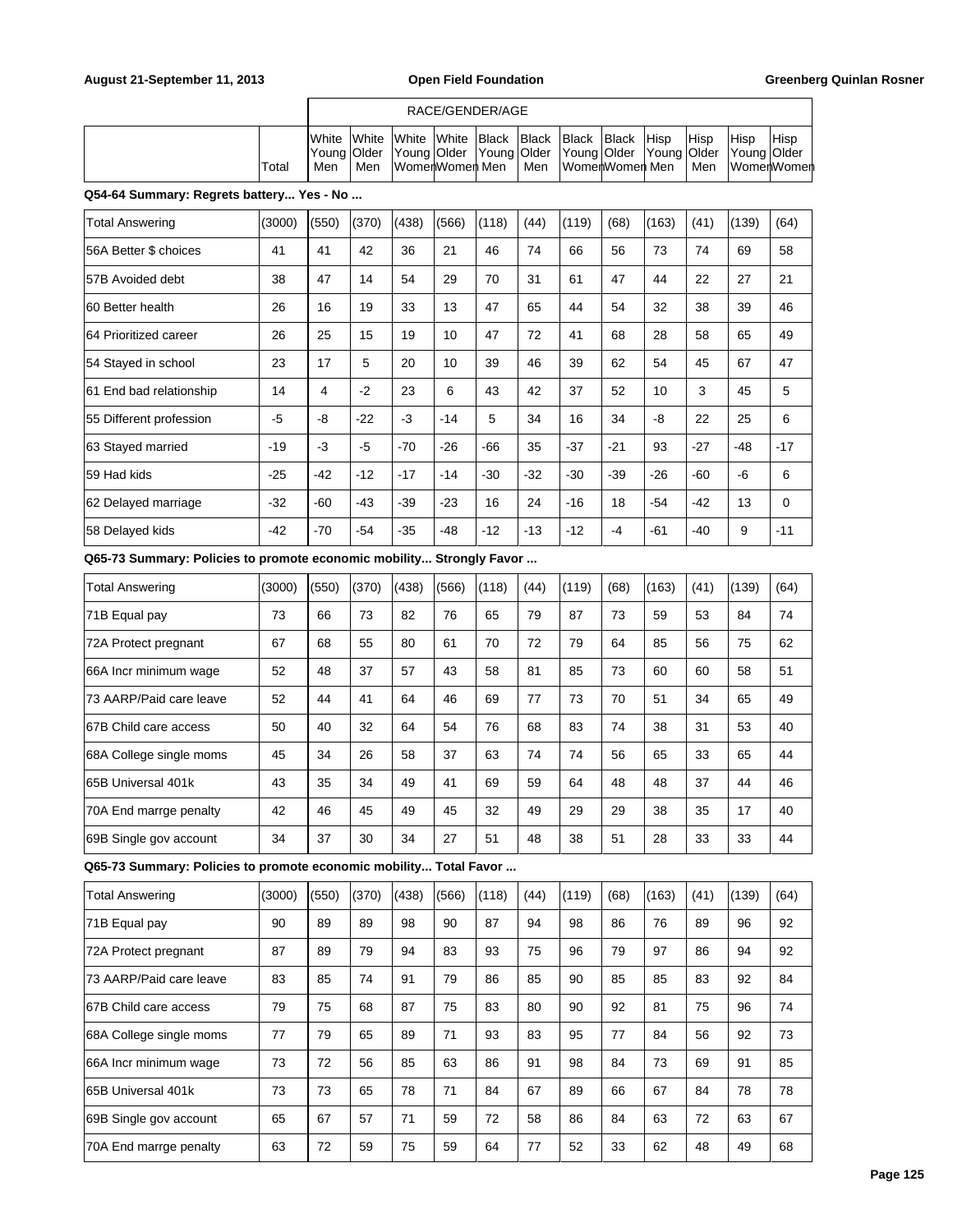| | | RACE/GENDER/AGE | | | | | | | | | | | |
|---|---|---|---|---|---|---|---|---|---|---|---|---|---|
| | Total | White Young Men | White Older Men | White Young Women | White Older Women | Black Young Men | Black Older Men | Black Young Women | Black Older Women | Hisp Young Men | Hisp Older Men | Hisp Young Women | Hisp Older Women |

**Q54-64 Summary: Regrets battery... Yes - No ...**

| | Total | White Young Men | White Older Men | White Young Women | White Older Women | Black Young Men | Black Older Men | Black Young Women | Black Older Women | Hisp Young Men | Hisp Older Men | Hisp Young Women | Hisp Older Women |
|---|---|---|---|---|---|---|---|---|---|---|---|---|---|
| Total Answering | (3000) | (550) | (370) | (438) | (566) | (118) | (44) | (119) | (68) | (163) | (41) | (139) | (64) |
| 56A Better $ choices | 41 | 41 | 42 | 36 | 21 | 46 | 74 | 66 | 56 | 73 | 74 | 69 | 58 |
| 57B Avoided debt | 38 | 47 | 14 | 54 | 29 | 70 | 31 | 61 | 47 | 44 | 22 | 27 | 21 |
| 60 Better health | 26 | 16 | 19 | 33 | 13 | 47 | 65 | 44 | 54 | 32 | 38 | 39 | 46 |
| 64 Prioritized career | 26 | 25 | 15 | 19 | 10 | 47 | 72 | 41 | 68 | 28 | 58 | 65 | 49 |
| 54 Stayed in school | 23 | 17 | 5 | 20 | 10 | 39 | 46 | 39 | 62 | 54 | 45 | 67 | 47 |
| 61 End bad relationship | 14 | 4 | -2 | 23 | 6 | 43 | 42 | 37 | 52 | 10 | 3 | 45 | 5 |
| 55 Different profession | -5 | -8 | -22 | -3 | -14 | 5 | 34 | 16 | 34 | -8 | 22 | 25 | 6 |
| 63 Stayed married | -19 | -3 | -5 | -70 | -26 | -66 | 35 | -37 | -21 | 93 | -27 | -48 | -17 |
| 59 Had kids | -25 | -42 | -12 | -17 | -14 | -30 | -32 | -30 | -39 | -26 | -60 | -6 | 6 |
| 62 Delayed marriage | -32 | -60 | -43 | -39 | -23 | 16 | 24 | -16 | 18 | -54 | -42 | 13 | 0 |
| 58 Delayed kids | -42 | -70 | -54 | -35 | -48 | -12 | -13 | -12 | -4 | -61 | -40 | 9 | -11 |

**Q65-73 Summary: Policies to promote economic mobility... Strongly Favor ...**

| | Total | White Young Men | White Older Men | White Young Women | White Older Women | Black Young Men | Black Older Men | Black Young Women | Black Older Women | Hisp Young Men | Hisp Older Men | Hisp Young Women | Hisp Older Women |
|---|---|---|---|---|---|---|---|---|---|---|---|---|---|
| Total Answering | (3000) | (550) | (370) | (438) | (566) | (118) | (44) | (119) | (68) | (163) | (41) | (139) | (64) |
| 71B Equal pay | 73 | 66 | 73 | 82 | 76 | 65 | 79 | 87 | 73 | 59 | 53 | 84 | 74 |
| 72A Protect pregnant | 67 | 68 | 55 | 80 | 61 | 70 | 72 | 79 | 64 | 85 | 56 | 75 | 62 |
| 66A Incr minimum wage | 52 | 48 | 37 | 57 | 43 | 58 | 81 | 85 | 73 | 60 | 60 | 58 | 51 |
| 73 AARP/Paid care leave | 52 | 44 | 41 | 64 | 46 | 69 | 77 | 73 | 70 | 51 | 34 | 65 | 49 |
| 67B Child care access | 50 | 40 | 32 | 64 | 54 | 76 | 68 | 83 | 74 | 38 | 31 | 53 | 40 |
| 68A College single moms | 45 | 34 | 26 | 58 | 37 | 63 | 74 | 74 | 56 | 65 | 33 | 65 | 44 |
| 65B Universal 401k | 43 | 35 | 34 | 49 | 41 | 69 | 59 | 64 | 48 | 48 | 37 | 44 | 46 |
| 70A End marrge penalty | 42 | 46 | 45 | 49 | 45 | 32 | 49 | 29 | 29 | 38 | 35 | 17 | 40 |
| 69B Single gov account | 34 | 37 | 30 | 34 | 27 | 51 | 48 | 38 | 51 | 28 | 33 | 33 | 44 |

**Q65-73 Summary: Policies to promote economic mobility... Total Favor ...**

| | Total | White Young Men | White Older Men | White Young Women | White Older Women | Black Young Men | Black Older Men | Black Young Women | Black Older Women | Hisp Young Men | Hisp Older Men | Hisp Young Women | Hisp Older Women |
|---|---|---|---|---|---|---|---|---|---|---|---|---|---|
| Total Answering | (3000) | (550) | (370) | (438) | (566) | (118) | (44) | (119) | (68) | (163) | (41) | (139) | (64) |
| 71B Equal pay | 90 | 89 | 89 | 98 | 90 | 87 | 94 | 98 | 86 | 76 | 89 | 96 | 92 |
| 72A Protect pregnant | 87 | 89 | 79 | 94 | 83 | 93 | 75 | 96 | 79 | 97 | 86 | 94 | 92 |
| 73 AARP/Paid care leave | 83 | 85 | 74 | 91 | 79 | 86 | 85 | 90 | 85 | 85 | 83 | 92 | 84 |
| 67B Child care access | 79 | 75 | 68 | 87 | 75 | 83 | 80 | 90 | 92 | 81 | 75 | 96 | 74 |
| 68A College single moms | 77 | 79 | 65 | 89 | 71 | 93 | 83 | 95 | 77 | 84 | 56 | 92 | 73 |
| 66A Incr minimum wage | 73 | 72 | 56 | 85 | 63 | 86 | 91 | 98 | 84 | 73 | 69 | 91 | 85 |
| 65B Universal 401k | 73 | 73 | 65 | 78 | 71 | 84 | 67 | 89 | 66 | 67 | 84 | 78 | 78 |
| 69B Single gov account | 65 | 67 | 57 | 71 | 59 | 72 | 58 | 86 | 84 | 63 | 72 | 63 | 67 |
| 70A End marrge penalty | 63 | 72 | 59 | 75 | 59 | 64 | 77 | 52 | 33 | 62 | 48 | 49 | 68 |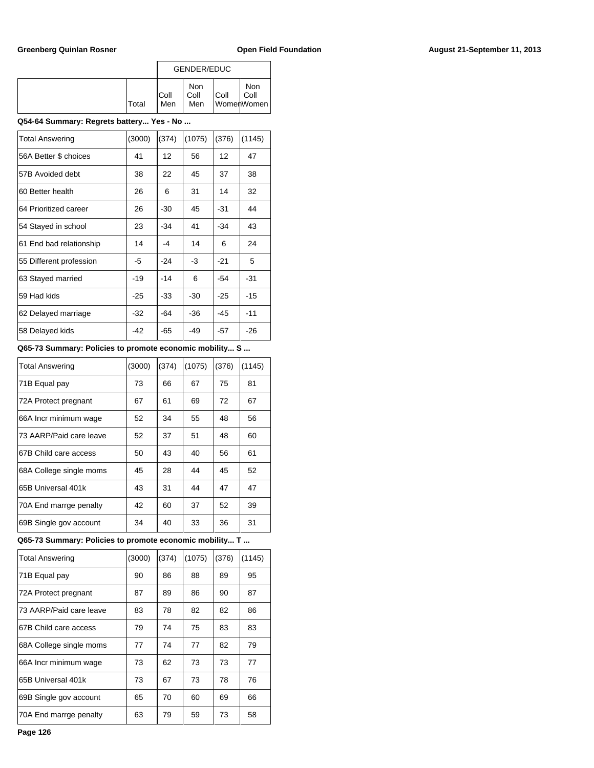| | | GENDER/EDUC | | | |
|---|---|---|---|---|---|
| | Total | Coll Men | Non Coll Men | Coll Women | Non Coll Women |

**Q54-64 Summary: Regrets battery... Yes - No ...**

| | Total | Coll Men | Non Coll Men | Coll Women | Non Coll Women |
|---|---|---|---|---|---|
| Total Answering | (3000) | (374) | (1075) | (376) | (1145) |
| 56A Better $ choices | 41 | 12 | 56 | 12 | 47 |
| 57B Avoided debt | 38 | 22 | 45 | 37 | 38 |
| 60 Better health | 26 | 6 | 31 | 14 | 32 |
| 64 Prioritized career | 26 | -30 | 45 | -31 | 44 |
| 54 Stayed in school | 23 | -34 | 41 | -34 | 43 |
| 61 End bad relationship | 14 | -4 | 14 | 6 | 24 |
| 55 Different profession | -5 | -24 | -3 | -21 | 5 |
| 63 Stayed married | -19 | -14 | 6 | -54 | -31 |
| 59 Had kids | -25 | -33 | -30 | -25 | -15 |
| 62 Delayed marriage | -32 | -64 | -36 | -45 | -11 |
| 58 Delayed kids | -42 | -65 | -49 | -57 | -26 |

**Q65-73 Summary: Policies to promote economic mobility... S ...**

| | Total | Coll Men | Non Coll Men | Coll Women | Non Coll Women |
|---|---|---|---|---|---|
| Total Answering | (3000) | (374) | (1075) | (376) | (1145) |
| 71B Equal pay | 73 | 66 | 67 | 75 | 81 |
| 72A Protect pregnant | 67 | 61 | 69 | 72 | 67 |
| 66A Incr minimum wage | 52 | 34 | 55 | 48 | 56 |
| 73 AARP/Paid care leave | 52 | 37 | 51 | 48 | 60 |
| 67B Child care access | 50 | 43 | 40 | 56 | 61 |
| 68A College single moms | 45 | 28 | 44 | 45 | 52 |
| 65B Universal 401k | 43 | 31 | 44 | 47 | 47 |
| 70A End marrge penalty | 42 | 60 | 37 | 52 | 39 |
| 69B Single gov account | 34 | 40 | 33 | 36 | 31 |

**Q65-73 Summary: Policies to promote economic mobility... T ...**

| | Total | Coll Men | Non Coll Men | Coll Women | Non Coll Women |
|---|---|---|---|---|---|
| Total Answering | (3000) | (374) | (1075) | (376) | (1145) |
| 71B Equal pay | 90 | 86 | 88 | 89 | 95 |
| 72A Protect pregnant | 87 | 89 | 86 | 90 | 87 |
| 73 AARP/Paid care leave | 83 | 78 | 82 | 82 | 86 |
| 67B Child care access | 79 | 74 | 75 | 83 | 83 |
| 68A College single moms | 77 | 74 | 77 | 82 | 79 |
| 66A Incr minimum wage | 73 | 62 | 73 | 73 | 77 |
| 65B Universal 401k | 73 | 67 | 73 | 78 | 76 |
| 69B Single gov account | 65 | 70 | 60 | 69 | 66 |
| 70A End marrge penalty | 63 | 79 | 59 | 73 | 58 |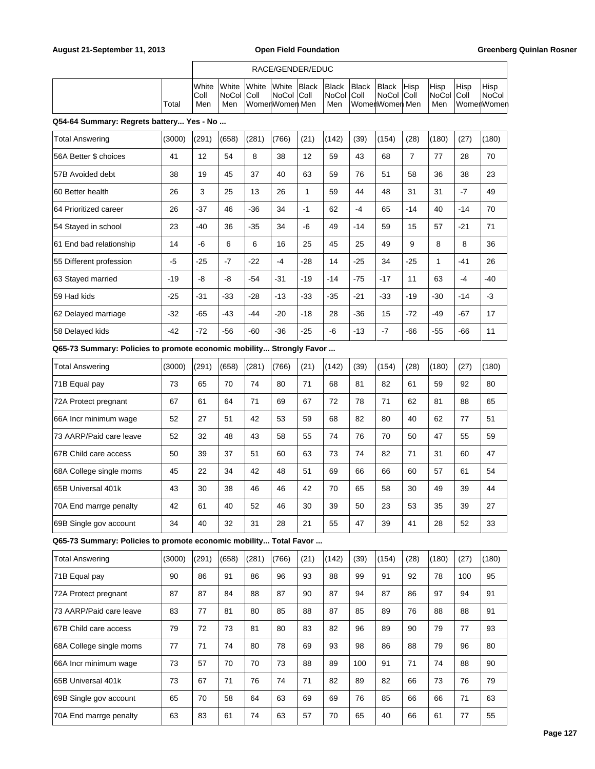| | | RACE/GENDER/EDUC | | | | | | | | | | | |
|---|---|---|---|---|---|---|---|---|---|---|---|---|---|
| | Total | White Coll Men | White NoCol Men | White Coll Women | White NoCol Women | Black Coll Men | Black NoCol Men | Black Coll Women | Black NoCol Women | Hisp Coll Men | Hisp NoCol Men | Hisp Coll Women | Hisp NoCol Women |
| **Q54-64 Summary: Regrets battery... Yes - No ...** | | | | | | | | | | | | | |
| Total Answering | (3000) | (291) | (658) | (281) | (766) | (21) | (142) | (39) | (154) | (28) | (180) | (27) | (180) |
| 56A Better $ choices | 41 | 12 | 54 | 8 | 38 | 12 | 59 | 43 | 68 | 7 | 77 | 28 | 70 |
| 57B Avoided debt | 38 | 19 | 45 | 37 | 40 | 63 | 59 | 76 | 51 | 58 | 36 | 38 | 23 |
| 60 Better health | 26 | 3 | 25 | 13 | 26 | 1 | 59 | 44 | 48 | 31 | 31 | -7 | 49 |
| 64 Prioritized career | 26 | -37 | 46 | -36 | 34 | -1 | 62 | -4 | 65 | -14 | 40 | -14 | 70 |
| 54 Stayed in school | 23 | -40 | 36 | -35 | 34 | -6 | 49 | -14 | 59 | 15 | 57 | -21 | 71 |
| 61 End bad relationship | 14 | -6 | 6 | 6 | 16 | 25 | 45 | 25 | 49 | 9 | 8 | 8 | 36 |
| 55 Different profession | -5 | -25 | -7 | -22 | -4 | -28 | 14 | -25 | 34 | -25 | 1 | -41 | 26 |
| 63 Stayed married | -19 | -8 | -8 | -54 | -31 | -19 | -14 | -75 | -17 | 11 | 63 | -4 | -40 |
| 59 Had kids | -25 | -31 | -33 | -28 | -13 | -33 | -35 | -21 | -33 | -19 | -30 | -14 | -3 |
| 62 Delayed marriage | -32 | -65 | -43 | -44 | -20 | -18 | 28 | -36 | 15 | -72 | -49 | -67 | 17 |
| 58 Delayed kids | -42 | -72 | -56 | -60 | -36 | -25 | -6 | -13 | -7 | -66 | -55 | -66 | 11 |
| **Q65-73 Summary: Policies to promote economic mobility... Strongly Favor ...** | | | | | | | | | | | | | |
| Total Answering | (3000) | (291) | (658) | (281) | (766) | (21) | (142) | (39) | (154) | (28) | (180) | (27) | (180) |
| 71B Equal pay | 73 | 65 | 70 | 74 | 80 | 71 | 68 | 81 | 82 | 61 | 59 | 92 | 80 |
| 72A Protect pregnant | 67 | 61 | 64 | 71 | 69 | 67 | 72 | 78 | 71 | 62 | 81 | 88 | 65 |
| 66A Incr minimum wage | 52 | 27 | 51 | 42 | 53 | 59 | 68 | 82 | 80 | 40 | 62 | 77 | 51 |
| 73 AARP/Paid care leave | 52 | 32 | 48 | 43 | 58 | 55 | 74 | 76 | 70 | 50 | 47 | 55 | 59 |
| 67B Child care access | 50 | 39 | 37 | 51 | 60 | 63 | 73 | 74 | 82 | 71 | 31 | 60 | 47 |
| 68A College single moms | 45 | 22 | 34 | 42 | 48 | 51 | 69 | 66 | 66 | 60 | 57 | 61 | 54 |
| 65B Universal 401k | 43 | 30 | 38 | 46 | 46 | 42 | 70 | 65 | 58 | 30 | 49 | 39 | 44 |
| 70A End marrge penalty | 42 | 61 | 40 | 52 | 46 | 30 | 39 | 50 | 23 | 53 | 35 | 39 | 27 |
| 69B Single gov account | 34 | 40 | 32 | 31 | 28 | 21 | 55 | 47 | 39 | 41 | 28 | 52 | 33 |
| **Q65-73 Summary: Policies to promote economic mobility... Total Favor ...** | | | | | | | | | | | | | |
| Total Answering | (3000) | (291) | (658) | (281) | (766) | (21) | (142) | (39) | (154) | (28) | (180) | (27) | (180) |
| 71B Equal pay | 90 | 86 | 91 | 86 | 96 | 93 | 88 | 99 | 91 | 92 | 78 | 100 | 95 |
| 72A Protect pregnant | 87 | 87 | 84 | 88 | 87 | 90 | 87 | 94 | 87 | 86 | 97 | 94 | 91 |
| 73 AARP/Paid care leave | 83 | 77 | 81 | 80 | 85 | 88 | 87 | 85 | 89 | 76 | 88 | 88 | 91 |
| 67B Child care access | 79 | 72 | 73 | 81 | 80 | 83 | 82 | 96 | 89 | 90 | 79 | 77 | 93 |
| 68A College single moms | 77 | 71 | 74 | 80 | 78 | 69 | 93 | 98 | 86 | 88 | 79 | 96 | 80 |
| 66A Incr minimum wage | 73 | 57 | 70 | 70 | 73 | 88 | 89 | 100 | 91 | 71 | 74 | 88 | 90 |
| 65B Universal 401k | 73 | 67 | 71 | 76 | 74 | 71 | 82 | 89 | 82 | 66 | 73 | 76 | 79 |
| 69B Single gov account | 65 | 70 | 58 | 64 | 63 | 69 | 69 | 76 | 85 | 66 | 66 | 71 | 63 |
| 70A End marrge penalty | 63 | 83 | 61 | 74 | 63 | 57 | 70 | 65 | 40 | 66 | 61 | 77 | 55 |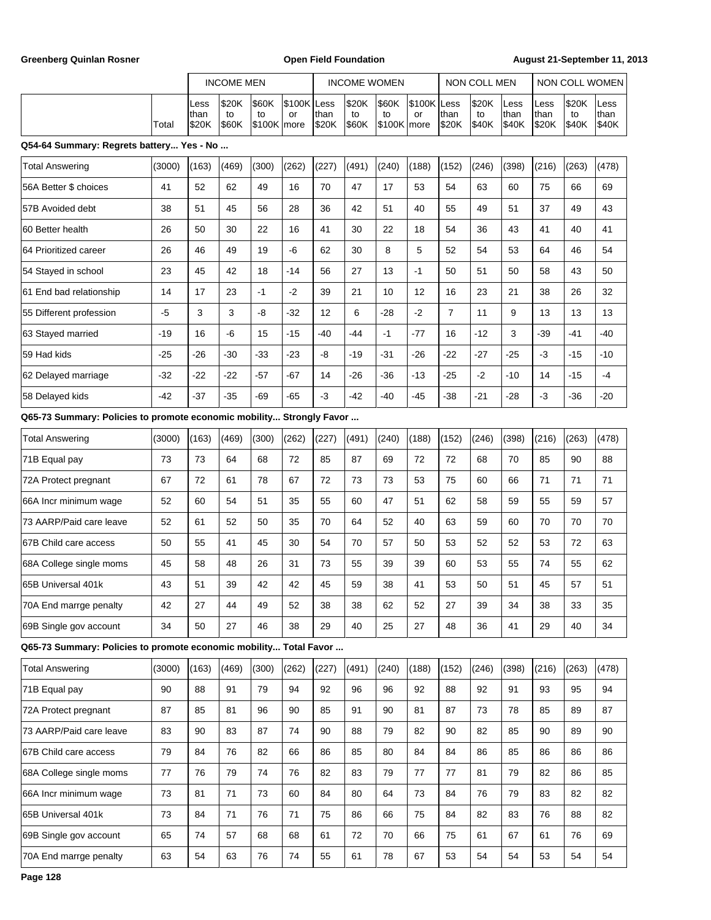| | Total | INCOME MEN Less than $20K | INCOME MEN $20K to $60K | INCOME MEN $60K to $100K | INCOME MEN $100K or more | INCOME WOMEN Less than $20K | INCOME WOMEN $20K to $60K | INCOME WOMEN $60K to $100K | INCOME WOMEN $100K or more | NON COLL MEN Less than $20K | NON COLL MEN $20K to $40K | NON COLL MEN Less than $40K | NON COLL WOMEN Less than $20K | NON COLL WOMEN $20K to $40K | NON COLL WOMEN Less than $40K |
|---|---|---|---|---|---|---|---|---|---|---|---|---|---|---|---|
| **Q54-64 Summary: Regrets battery... Yes - No ...** | | | | | | | | | | | | | | | |
| Total Answering | (3000) | (163) | (469) | (300) | (262) | (227) | (491) | (240) | (188) | (152) | (246) | (398) | (216) | (263) | (478) |
| 56A Better $ choices | 41 | 52 | 62 | 49 | 16 | 70 | 47 | 17 | 53 | 54 | 63 | 60 | 75 | 66 | 69 |
| 57B Avoided debt | 38 | 51 | 45 | 56 | 28 | 36 | 42 | 51 | 40 | 55 | 49 | 51 | 37 | 49 | 43 |
| 60 Better health | 26 | 50 | 30 | 22 | 16 | 41 | 30 | 22 | 18 | 54 | 36 | 43 | 41 | 40 | 41 |
| 64 Prioritized career | 26 | 46 | 49 | 19 | -6 | 62 | 30 | 8 | 5 | 52 | 54 | 53 | 64 | 46 | 54 |
| 54 Stayed in school | 23 | 45 | 42 | 18 | -14 | 56 | 27 | 13 | -1 | 50 | 51 | 50 | 58 | 43 | 50 |
| 61 End bad relationship | 14 | 17 | 23 | -1 | -2 | 39 | 21 | 10 | 12 | 16 | 23 | 21 | 38 | 26 | 32 |
| 55 Different profession | -5 | 3 | 3 | -8 | -32 | 12 | 6 | -28 | -2 | 7 | 11 | 9 | 13 | 13 | 13 |
| 63 Stayed married | -19 | 16 | -6 | 15 | -15 | -40 | -44 | -1 | -77 | 16 | -12 | 3 | -39 | -41 | -40 |
| 59 Had kids | -25 | -26 | -30 | -33 | -23 | -8 | -19 | -31 | -26 | -22 | -27 | -25 | -3 | -15 | -10 |
| 62 Delayed marriage | -32 | -22 | -22 | -57 | -67 | 14 | -26 | -36 | -13 | -25 | -2 | -10 | 14 | -15 | -4 |
| 58 Delayed kids | -42 | -37 | -35 | -69 | -65 | -3 | -42 | -40 | -45 | -38 | -21 | -28 | -3 | -36 | -20 |
| **Q65-73 Summary: Policies to promote economic mobility... Strongly Favor ...** | | | | | | | | | | | | | | | |
| Total Answering | (3000) | (163) | (469) | (300) | (262) | (227) | (491) | (240) | (188) | (152) | (246) | (398) | (216) | (263) | (478) |
| 71B Equal pay | 73 | 73 | 64 | 68 | 72 | 85 | 87 | 69 | 72 | 72 | 68 | 70 | 85 | 90 | 88 |
| 72A Protect pregnant | 67 | 72 | 61 | 78 | 67 | 72 | 73 | 73 | 53 | 75 | 60 | 66 | 71 | 71 | 71 |
| 66A Incr minimum wage | 52 | 60 | 54 | 51 | 35 | 55 | 60 | 47 | 51 | 62 | 58 | 59 | 55 | 59 | 57 |
| 73 AARP/Paid care leave | 52 | 61 | 52 | 50 | 35 | 70 | 64 | 52 | 40 | 63 | 59 | 60 | 70 | 70 | 70 |
| 67B Child care access | 50 | 55 | 41 | 45 | 30 | 54 | 70 | 57 | 50 | 53 | 52 | 52 | 53 | 72 | 63 |
| 68A College single moms | 45 | 58 | 48 | 26 | 31 | 73 | 55 | 39 | 39 | 60 | 53 | 55 | 74 | 55 | 62 |
| 65B Universal 401k | 43 | 51 | 39 | 42 | 42 | 45 | 59 | 38 | 41 | 53 | 50 | 51 | 45 | 57 | 51 |
| 70A End marrge penalty | 42 | 27 | 44 | 49 | 52 | 38 | 38 | 62 | 52 | 27 | 39 | 34 | 38 | 33 | 35 |
| 69B Single gov account | 34 | 50 | 27 | 46 | 38 | 29 | 40 | 25 | 27 | 48 | 36 | 41 | 29 | 40 | 34 |
| **Q65-73 Summary: Policies to promote economic mobility... Total Favor ...** | | | | | | | | | | | | | | | |
| Total Answering | (3000) | (163) | (469) | (300) | (262) | (227) | (491) | (240) | (188) | (152) | (246) | (398) | (216) | (263) | (478) |
| 71B Equal pay | 90 | 88 | 91 | 79 | 94 | 92 | 96 | 96 | 92 | 88 | 92 | 91 | 93 | 95 | 94 |
| 72A Protect pregnant | 87 | 85 | 81 | 96 | 90 | 85 | 91 | 90 | 81 | 87 | 73 | 78 | 85 | 89 | 87 |
| 73 AARP/Paid care leave | 83 | 90 | 83 | 87 | 74 | 90 | 88 | 79 | 82 | 90 | 82 | 85 | 90 | 89 | 90 |
| 67B Child care access | 79 | 84 | 76 | 82 | 66 | 86 | 85 | 80 | 84 | 84 | 86 | 85 | 86 | 86 | 86 |
| 68A College single moms | 77 | 76 | 79 | 74 | 76 | 82 | 83 | 79 | 77 | 77 | 81 | 79 | 82 | 86 | 85 |
| 66A Incr minimum wage | 73 | 81 | 71 | 73 | 60 | 84 | 80 | 64 | 73 | 84 | 76 | 79 | 83 | 82 | 82 |
| 65B Universal 401k | 73 | 84 | 71 | 76 | 71 | 75 | 86 | 66 | 75 | 84 | 82 | 83 | 76 | 88 | 82 |
| 69B Single gov account | 65 | 74 | 57 | 68 | 68 | 61 | 72 | 70 | 66 | 75 | 61 | 67 | 61 | 76 | 69 |
| 70A End marrge penalty | 63 | 54 | 63 | 76 | 74 | 55 | 61 | 78 | 67 | 53 | 54 | 54 | 53 | 54 | 54 |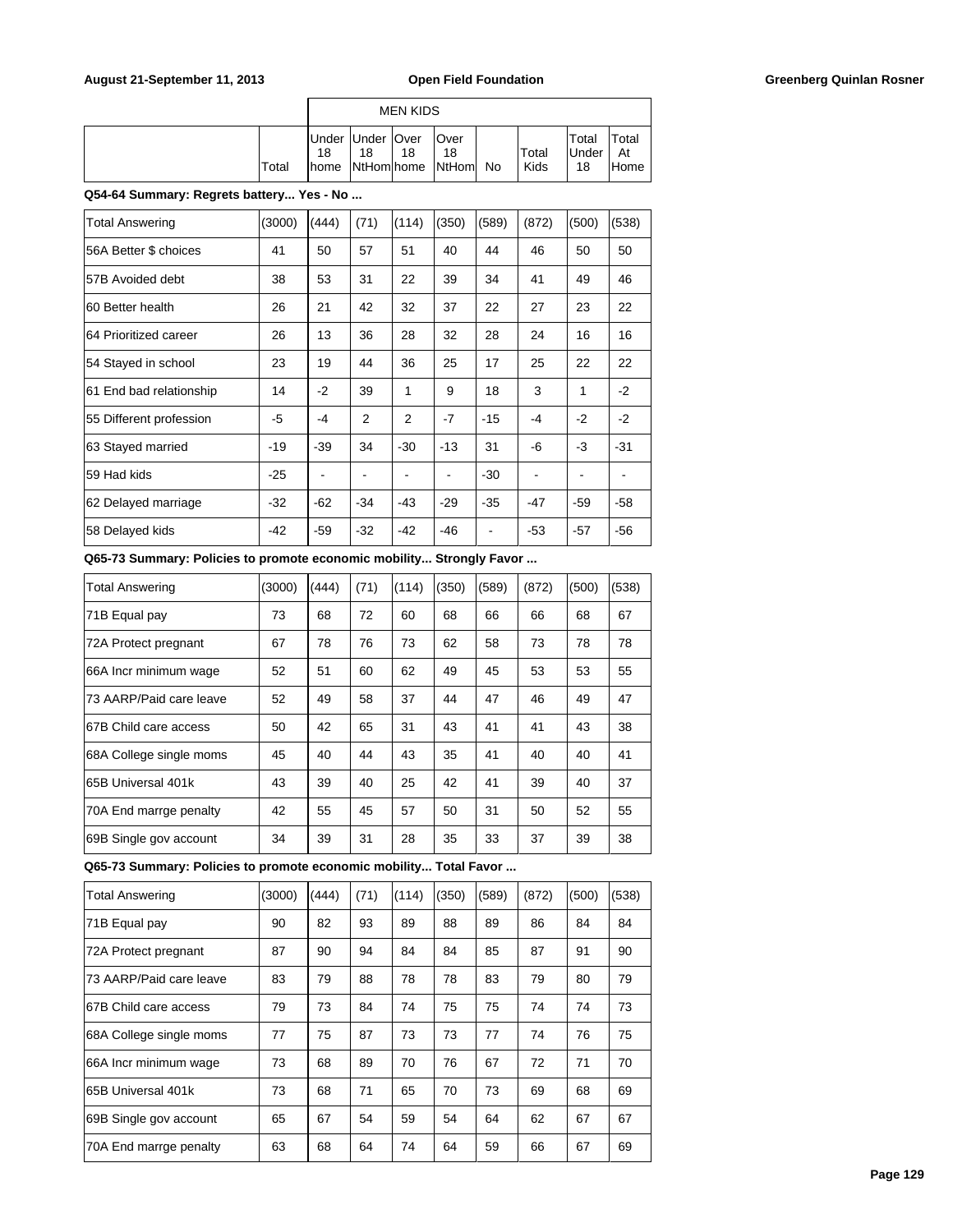| | | MEN KIDS | | | | | | | |
|---|---|---|---|---|---|---|---|---|---|
| | Total | Under 18 home | Under 18 NtHom | Over 18 home | Over 18 NtHom | No | Total Kids | Total Under 18 | Total At Home |

**Q54-64 Summary: Regrets battery... Yes - No ...**

| | Total | Under 18 home | Under 18 NtHom | Over 18 home | Over 18 NtHom | No | Total Kids | Total Under 18 | Total At Home |
|---|---|---|---|---|---|---|---|---|---|
| Total Answering | (3000) | (444) | (71) | (114) | (350) | (589) | (872) | (500) | (538) |
| 56A Better $ choices | 41 | 50 | 57 | 51 | 40 | 44 | 46 | 50 | 50 |
| 57B Avoided debt | 38 | 53 | 31 | 22 | 39 | 34 | 41 | 49 | 46 |
| 60 Better health | 26 | 21 | 42 | 32 | 37 | 22 | 27 | 23 | 22 |
| 64 Prioritized career | 26 | 13 | 36 | 28 | 32 | 28 | 24 | 16 | 16 |
| 54 Stayed in school | 23 | 19 | 44 | 36 | 25 | 17 | 25 | 22 | 22 |
| 61 End bad relationship | 14 | -2 | 39 | 1 | 9 | 18 | 3 | 1 | -2 |
| 55 Different profession | -5 | -4 | 2 | 2 | -7 | -15 | -4 | -2 | -2 |
| 63 Stayed married | -19 | -39 | 34 | -30 | -13 | 31 | -6 | -3 | -31 |
| 59 Had kids | -25 | - | - | - | - | -30 | - | - | - |
| 62 Delayed marriage | -32 | -62 | -34 | -43 | -29 | -35 | -47 | -59 | -58 |
| 58 Delayed kids | -42 | -59 | -32 | -42 | -46 | - | -53 | -57 | -56 |

**Q65-73 Summary: Policies to promote economic mobility... Strongly Favor ...**

| | Total | Under 18 home | Under 18 NtHom | Over 18 home | Over 18 NtHom | No | Total Kids | Total Under 18 | Total At Home |
|---|---|---|---|---|---|---|---|---|---|
| Total Answering | (3000) | (444) | (71) | (114) | (350) | (589) | (872) | (500) | (538) |
| 71B Equal pay | 73 | 68 | 72 | 60 | 68 | 66 | 66 | 68 | 67 |
| 72A Protect pregnant | 67 | 78 | 76 | 73 | 62 | 58 | 73 | 78 | 78 |
| 66A Incr minimum wage | 52 | 51 | 60 | 62 | 49 | 45 | 53 | 53 | 55 |
| 73 AARP/Paid care leave | 52 | 49 | 58 | 37 | 44 | 47 | 46 | 49 | 47 |
| 67B Child care access | 50 | 42 | 65 | 31 | 43 | 41 | 41 | 43 | 38 |
| 68A College single moms | 45 | 40 | 44 | 43 | 35 | 41 | 40 | 40 | 41 |
| 65B Universal 401k | 43 | 39 | 40 | 25 | 42 | 41 | 39 | 40 | 37 |
| 70A End marrge penalty | 42 | 55 | 45 | 57 | 50 | 31 | 50 | 52 | 55 |
| 69B Single gov account | 34 | 39 | 31 | 28 | 35 | 33 | 37 | 39 | 38 |

**Q65-73 Summary: Policies to promote economic mobility... Total Favor ...**

| | Total | Under 18 home | Under 18 NtHom | Over 18 home | Over 18 NtHom | No | Total Kids | Total Under 18 | Total At Home |
|---|---|---|---|---|---|---|---|---|---|
| Total Answering | (3000) | (444) | (71) | (114) | (350) | (589) | (872) | (500) | (538) |
| 71B Equal pay | 90 | 82 | 93 | 89 | 88 | 89 | 86 | 84 | 84 |
| 72A Protect pregnant | 87 | 90 | 94 | 84 | 84 | 85 | 87 | 91 | 90 |
| 73 AARP/Paid care leave | 83 | 79 | 88 | 78 | 78 | 83 | 79 | 80 | 79 |
| 67B Child care access | 79 | 73 | 84 | 74 | 75 | 75 | 74 | 74 | 73 |
| 68A College single moms | 77 | 75 | 87 | 73 | 73 | 77 | 74 | 76 | 75 |
| 66A Incr minimum wage | 73 | 68 | 89 | 70 | 76 | 67 | 72 | 71 | 70 |
| 65B Universal 401k | 73 | 68 | 71 | 65 | 70 | 73 | 69 | 68 | 69 |
| 69B Single gov account | 65 | 67 | 54 | 59 | 54 | 64 | 62 | 67 | 67 |
| 70A End marrge penalty | 63 | 68 | 64 | 74 | 64 | 59 | 66 | 67 | 69 |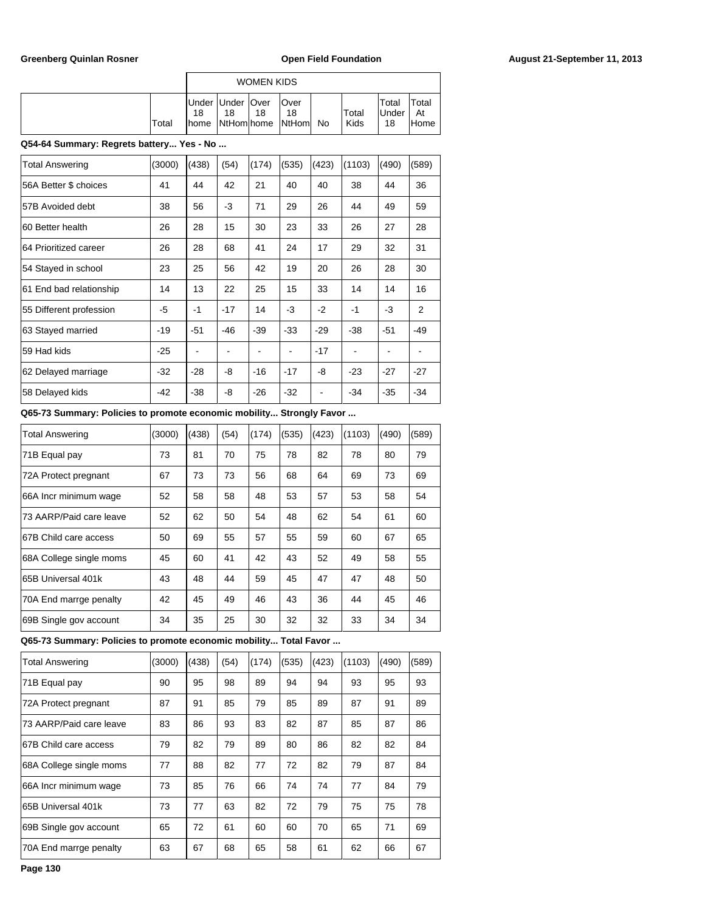| | | WOMEN KIDS | | | | | | | |
|---|---|---|---|---|---|---|---|---|---|
| | Total | Under 18 home | Under 18 NtHom | Over 18 home | Over 18 NtHom | No | Total Kids | Total Under 18 | Total At Home |

**Q54-64 Summary: Regrets battery... Yes - No ...**

| | Total | Under 18 home | Under 18 NtHom | Over 18 home | Over 18 NtHom | No | Total Kids | Total Under 18 | Total At Home |
|---|---|---|---|---|---|---|---|---|---|
| Total Answering | (3000) | (438) | (54) | (174) | (535) | (423) | (1103) | (490) | (589) |
| 56A Better $ choices | 41 | 44 | 42 | 21 | 40 | 40 | 38 | 44 | 36 |
| 57B Avoided debt | 38 | 56 | -3 | 71 | 29 | 26 | 44 | 49 | 59 |
| 60 Better health | 26 | 28 | 15 | 30 | 23 | 33 | 26 | 27 | 28 |
| 64 Prioritized career | 26 | 28 | 68 | 41 | 24 | 17 | 29 | 32 | 31 |
| 54 Stayed in school | 23 | 25 | 56 | 42 | 19 | 20 | 26 | 28 | 30 |
| 61 End bad relationship | 14 | 13 | 22 | 25 | 15 | 33 | 14 | 14 | 16 |
| 55 Different profession | -5 | -1 | -17 | 14 | -3 | -2 | -1 | -3 | 2 |
| 63 Stayed married | -19 | -51 | -46 | -39 | -33 | -29 | -38 | -51 | -49 |
| 59 Had kids | -25 | - | - | - | - | -17 | - | - | - |
| 62 Delayed marriage | -32 | -28 | -8 | -16 | -17 | -8 | -23 | -27 | -27 |
| 58 Delayed kids | -42 | -38 | -8 | -26 | -32 | - | -34 | -35 | -34 |

**Q65-73 Summary: Policies to promote economic mobility... Strongly Favor ...**

| | Total | Under 18 home | Under 18 NtHom | Over 18 home | Over 18 NtHom | No | Total Kids | Total Under 18 | Total At Home |
|---|---|---|---|---|---|---|---|---|---|
| Total Answering | (3000) | (438) | (54) | (174) | (535) | (423) | (1103) | (490) | (589) |
| 71B Equal pay | 73 | 81 | 70 | 75 | 78 | 82 | 78 | 80 | 79 |
| 72A Protect pregnant | 67 | 73 | 73 | 56 | 68 | 64 | 69 | 73 | 69 |
| 66A Incr minimum wage | 52 | 58 | 58 | 48 | 53 | 57 | 53 | 58 | 54 |
| 73 AARP/Paid care leave | 52 | 62 | 50 | 54 | 48 | 62 | 54 | 61 | 60 |
| 67B Child care access | 50 | 69 | 55 | 57 | 55 | 59 | 60 | 67 | 65 |
| 68A College single moms | 45 | 60 | 41 | 42 | 43 | 52 | 49 | 58 | 55 |
| 65B Universal 401k | 43 | 48 | 44 | 59 | 45 | 47 | 47 | 48 | 50 |
| 70A End marrge penalty | 42 | 45 | 49 | 46 | 43 | 36 | 44 | 45 | 46 |
| 69B Single gov account | 34 | 35 | 25 | 30 | 32 | 32 | 33 | 34 | 34 |

**Q65-73 Summary: Policies to promote economic mobility... Total Favor ...**

| | Total | Under 18 home | Under 18 NtHom | Over 18 home | Over 18 NtHom | No | Total Kids | Total Under 18 | Total At Home |
|---|---|---|---|---|---|---|---|---|---|
| Total Answering | (3000) | (438) | (54) | (174) | (535) | (423) | (1103) | (490) | (589) |
| 71B Equal pay | 90 | 95 | 98 | 89 | 94 | 94 | 93 | 95 | 93 |
| 72A Protect pregnant | 87 | 91 | 85 | 79 | 85 | 89 | 87 | 91 | 89 |
| 73 AARP/Paid care leave | 83 | 86 | 93 | 83 | 82 | 87 | 85 | 87 | 86 |
| 67B Child care access | 79 | 82 | 79 | 89 | 80 | 86 | 82 | 82 | 84 |
| 68A College single moms | 77 | 88 | 82 | 77 | 72 | 82 | 79 | 87 | 84 |
| 66A Incr minimum wage | 73 | 85 | 76 | 66 | 74 | 74 | 77 | 84 | 79 |
| 65B Universal 401k | 73 | 77 | 63 | 82 | 72 | 79 | 75 | 75 | 78 |
| 69B Single gov account | 65 | 72 | 61 | 60 | 60 | 70 | 65 | 71 | 69 |
| 70A End marrge penalty | 63 | 67 | 68 | 65 | 58 | 61 | 62 | 66 | 67 |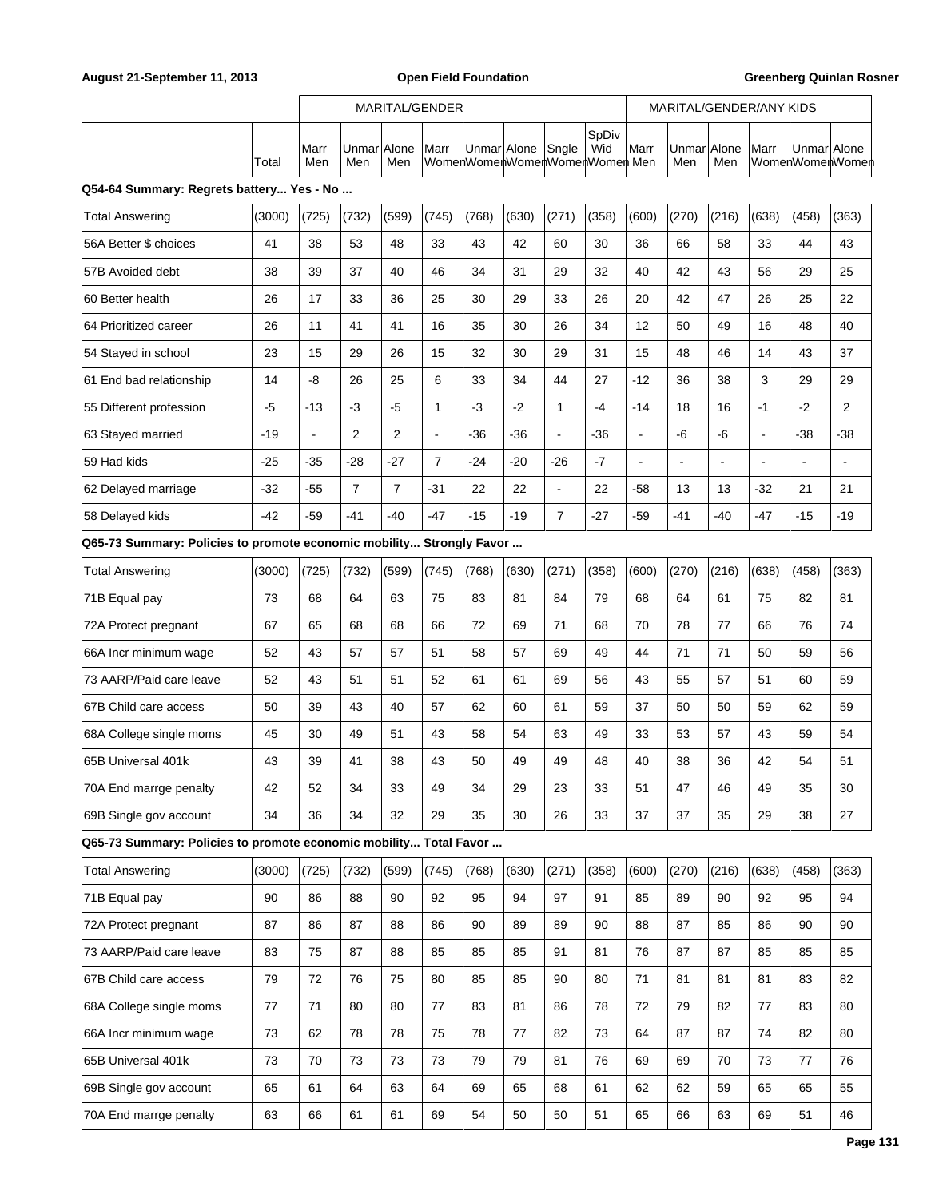| | | MARITAL/GENDER | | | | | | | | MARITAL/GENDER/ANY KIDS | | | | | |
|---|---|---|---|---|---|---|---|---|---|---|---|---|---|---|---|
| | Total | Marr Men | Unmar Men | Alone Men | Marr Women | Unmar Women | Alone Women | Sngle Women | SpDiv Wid Women | Marr Men | Unmar Men | Alone Men | Marr Women | Unmar Women | Alone Women |
| **Q54-64 Summary: Regrets battery... Yes - No ...** | | | | | | | | | | | | | | | |
| Total Answering | (3000) | (725) | (732) | (599) | (745) | (768) | (630) | (271) | (358) | (600) | (270) | (216) | (638) | (458) | (363) |
| 56A Better $ choices | 41 | 38 | 53 | 48 | 33 | 43 | 42 | 60 | 30 | 36 | 66 | 58 | 33 | 44 | 43 |
| 57B Avoided debt | 38 | 39 | 37 | 40 | 46 | 34 | 31 | 29 | 32 | 40 | 42 | 43 | 56 | 29 | 25 |
| 60 Better health | 26 | 17 | 33 | 36 | 25 | 30 | 29 | 33 | 26 | 20 | 42 | 47 | 26 | 25 | 22 |
| 64 Prioritized career | 26 | 11 | 41 | 41 | 16 | 35 | 30 | 26 | 34 | 12 | 50 | 49 | 16 | 48 | 40 |
| 54 Stayed in school | 23 | 15 | 29 | 26 | 15 | 32 | 30 | 29 | 31 | 15 | 48 | 46 | 14 | 43 | 37 |
| 61 End bad relationship | 14 | -8 | 26 | 25 | 6 | 33 | 34 | 44 | 27 | -12 | 36 | 38 | 3 | 29 | 29 |
| 55 Different profession | -5 | -13 | -3 | -5 | 1 | -3 | -2 | 1 | -4 | -14 | 18 | 16 | -1 | -2 | 2 |
| 63 Stayed married | -19 | - | 2 | 2 | - | -36 | -36 | - | -36 | - | -6 | -6 | - | -38 | -38 |
| 59 Had kids | -25 | -35 | -28 | -27 | 7 | -24 | -20 | -26 | -7 | - | - | - | - | - | - |
| 62 Delayed marriage | -32 | -55 | 7 | 7 | -31 | 22 | 22 | - | 22 | -58 | 13 | 13 | -32 | 21 | 21 |
| 58 Delayed kids | -42 | -59 | -41 | -40 | -47 | -15 | -19 | 7 | -27 | -59 | -41 | -40 | -47 | -15 | -19 |
| **Q65-73 Summary: Policies to promote economic mobility... Strongly Favor ...** | | | | | | | | | | | | | | | |
| Total Answering | (3000) | (725) | (732) | (599) | (745) | (768) | (630) | (271) | (358) | (600) | (270) | (216) | (638) | (458) | (363) |
| 71B Equal pay | 73 | 68 | 64 | 63 | 75 | 83 | 81 | 84 | 79 | 68 | 64 | 61 | 75 | 82 | 81 |
| 72A Protect pregnant | 67 | 65 | 68 | 68 | 66 | 72 | 69 | 71 | 68 | 70 | 78 | 77 | 66 | 76 | 74 |
| 66A Incr minimum wage | 52 | 43 | 57 | 57 | 51 | 58 | 57 | 69 | 49 | 44 | 71 | 71 | 50 | 59 | 56 |
| 73 AARP/Paid care leave | 52 | 43 | 51 | 51 | 52 | 61 | 61 | 69 | 56 | 43 | 55 | 57 | 51 | 60 | 59 |
| 67B Child care access | 50 | 39 | 43 | 40 | 57 | 62 | 60 | 61 | 59 | 37 | 50 | 50 | 59 | 62 | 59 |
| 68A College single moms | 45 | 30 | 49 | 51 | 43 | 58 | 54 | 63 | 49 | 33 | 53 | 57 | 43 | 59 | 54 |
| 65B Universal 401k | 43 | 39 | 41 | 38 | 43 | 50 | 49 | 49 | 48 | 40 | 38 | 36 | 42 | 54 | 51 |
| 70A End marrge penalty | 42 | 52 | 34 | 33 | 49 | 34 | 29 | 23 | 33 | 51 | 47 | 46 | 49 | 35 | 30 |
| 69B Single gov account | 34 | 36 | 34 | 32 | 29 | 35 | 30 | 26 | 33 | 37 | 37 | 35 | 29 | 38 | 27 |
| **Q65-73 Summary: Policies to promote economic mobility... Total Favor ...** | | | | | | | | | | | | | | | |
| Total Answering | (3000) | (725) | (732) | (599) | (745) | (768) | (630) | (271) | (358) | (600) | (270) | (216) | (638) | (458) | (363) |
| 71B Equal pay | 90 | 86 | 88 | 90 | 92 | 95 | 94 | 97 | 91 | 85 | 89 | 90 | 92 | 95 | 94 |
| 72A Protect pregnant | 87 | 86 | 87 | 88 | 86 | 90 | 89 | 89 | 90 | 88 | 87 | 85 | 86 | 90 | 90 |
| 73 AARP/Paid care leave | 83 | 75 | 87 | 88 | 85 | 85 | 85 | 91 | 81 | 76 | 87 | 87 | 85 | 85 | 85 |
| 67B Child care access | 79 | 72 | 76 | 75 | 80 | 85 | 85 | 90 | 80 | 71 | 81 | 81 | 81 | 83 | 82 |
| 68A College single moms | 77 | 71 | 80 | 80 | 77 | 83 | 81 | 86 | 78 | 72 | 79 | 82 | 77 | 83 | 80 |
| 66A Incr minimum wage | 73 | 62 | 78 | 78 | 75 | 78 | 77 | 82 | 73 | 64 | 87 | 87 | 74 | 82 | 80 |
| 65B Universal 401k | 73 | 70 | 73 | 73 | 73 | 79 | 79 | 81 | 76 | 69 | 69 | 70 | 73 | 77 | 76 |
| 69B Single gov account | 65 | 61 | 64 | 63 | 64 | 69 | 65 | 68 | 61 | 62 | 62 | 59 | 65 | 65 | 55 |
| 70A End marrge penalty | 63 | 66 | 61 | 61 | 69 | 54 | 50 | 50 | 51 | 65 | 66 | 63 | 69 | 51 | 46 |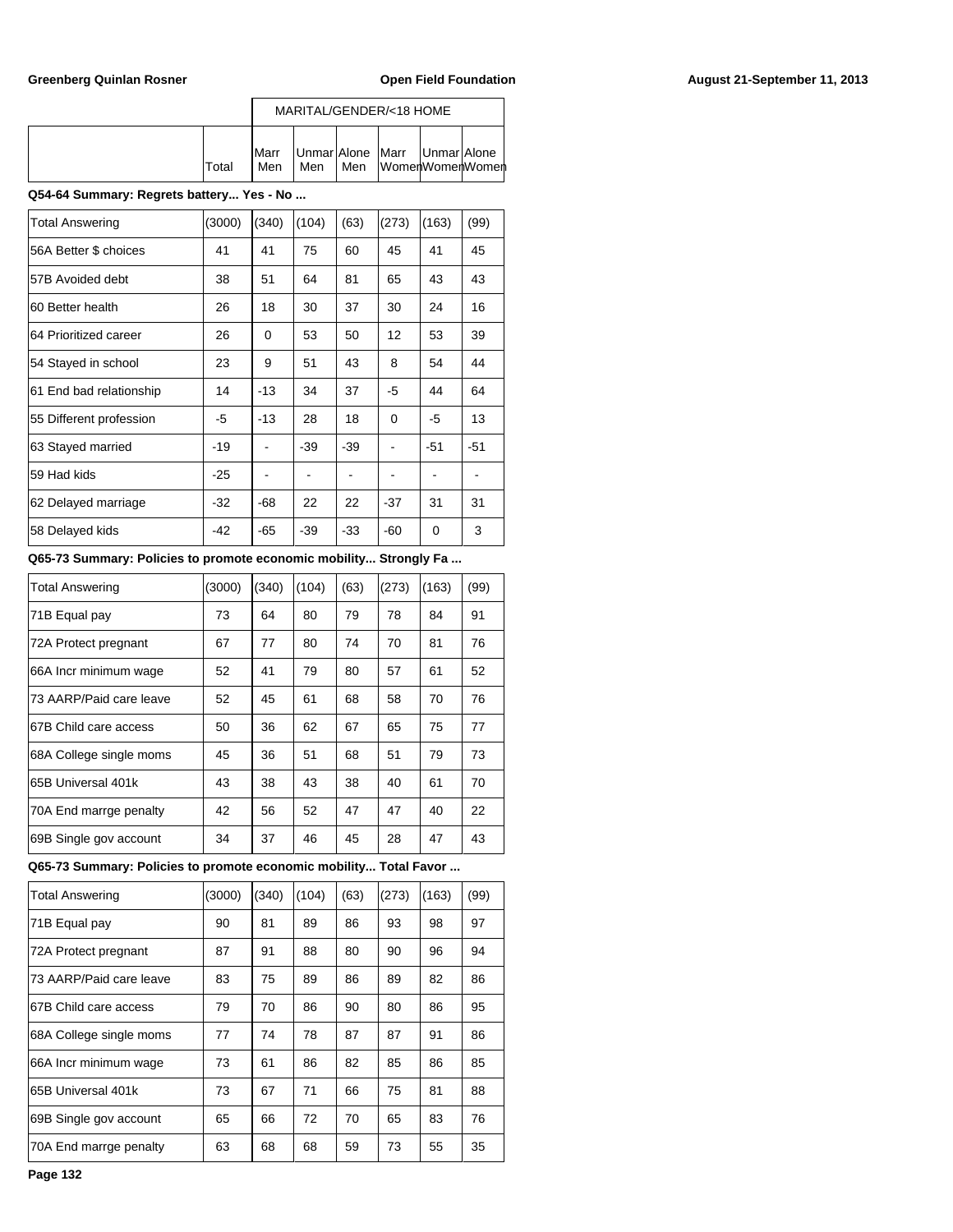| | Total | MARITAL/GENDER/<18 HOME | | | | | |
|---|---|---|---|---|---|---|---|
| | | Marr Men | Unmar Men | Alone Men | Marr Women | Unmar Women | Alone Women |

**Q54-64 Summary: Regrets battery... Yes - No ...**

| | Total | Marr Men | Unmar Men | Alone Men | Marr Women | Unmar Women | Alone Women |
|---|---|---|---|---|---|---|---|
| Total Answering | (3000) | (340) | (104) | (63) | (273) | (163) | (99) |
| 56A Better $ choices | 41 | 41 | 75 | 60 | 45 | 41 | 45 |
| 57B Avoided debt | 38 | 51 | 64 | 81 | 65 | 43 | 43 |
| 60 Better health | 26 | 18 | 30 | 37 | 30 | 24 | 16 |
| 64 Prioritized career | 26 | 0 | 53 | 50 | 12 | 53 | 39 |
| 54 Stayed in school | 23 | 9 | 51 | 43 | 8 | 54 | 44 |
| 61 End bad relationship | 14 | -13 | 34 | 37 | -5 | 44 | 64 |
| 55 Different profession | -5 | -13 | 28 | 18 | 0 | -5 | 13 |
| 63 Stayed married | -19 | - | -39 | -39 | - | -51 | -51 |
| 59 Had kids | -25 | - | - | - | - | - | - |
| 62 Delayed marriage | -32 | -68 | 22 | 22 | -37 | 31 | 31 |
| 58 Delayed kids | -42 | -65 | -39 | -33 | -60 | 0 | 3 |

**Q65-73 Summary: Policies to promote economic mobility... Strongly Fa ...**

| | Total | Marr Men | Unmar Men | Alone Men | Marr Women | Unmar Women | Alone Women |
|---|---|---|---|---|---|---|---|
| Total Answering | (3000) | (340) | (104) | (63) | (273) | (163) | (99) |
| 71B Equal pay | 73 | 64 | 80 | 79 | 78 | 84 | 91 |
| 72A Protect pregnant | 67 | 77 | 80 | 74 | 70 | 81 | 76 |
| 66A Incr minimum wage | 52 | 41 | 79 | 80 | 57 | 61 | 52 |
| 73 AARP/Paid care leave | 52 | 45 | 61 | 68 | 58 | 70 | 76 |
| 67B Child care access | 50 | 36 | 62 | 67 | 65 | 75 | 77 |
| 68A College single moms | 45 | 36 | 51 | 68 | 51 | 79 | 73 |
| 65B Universal 401k | 43 | 38 | 43 | 38 | 40 | 61 | 70 |
| 70A End marrge penalty | 42 | 56 | 52 | 47 | 47 | 40 | 22 |
| 69B Single gov account | 34 | 37 | 46 | 45 | 28 | 47 | 43 |

**Q65-73 Summary: Policies to promote economic mobility... Total Favor ...**

| | Total | Marr Men | Unmar Men | Alone Men | Marr Women | Unmar Women | Alone Women |
|---|---|---|---|---|---|---|---|
| Total Answering | (3000) | (340) | (104) | (63) | (273) | (163) | (99) |
| 71B Equal pay | 90 | 81 | 89 | 86 | 93 | 98 | 97 |
| 72A Protect pregnant | 87 | 91 | 88 | 80 | 90 | 96 | 94 |
| 73 AARP/Paid care leave | 83 | 75 | 89 | 86 | 89 | 82 | 86 |
| 67B Child care access | 79 | 70 | 86 | 90 | 80 | 86 | 95 |
| 68A College single moms | 77 | 74 | 78 | 87 | 87 | 91 | 86 |
| 66A Incr minimum wage | 73 | 61 | 86 | 82 | 85 | 86 | 85 |
| 65B Universal 401k | 73 | 67 | 71 | 66 | 75 | 81 | 88 |
| 69B Single gov account | 65 | 66 | 72 | 70 | 65 | 83 | 76 |
| 70A End marrge penalty | 63 | 68 | 68 | 59 | 73 | 55 | 35 |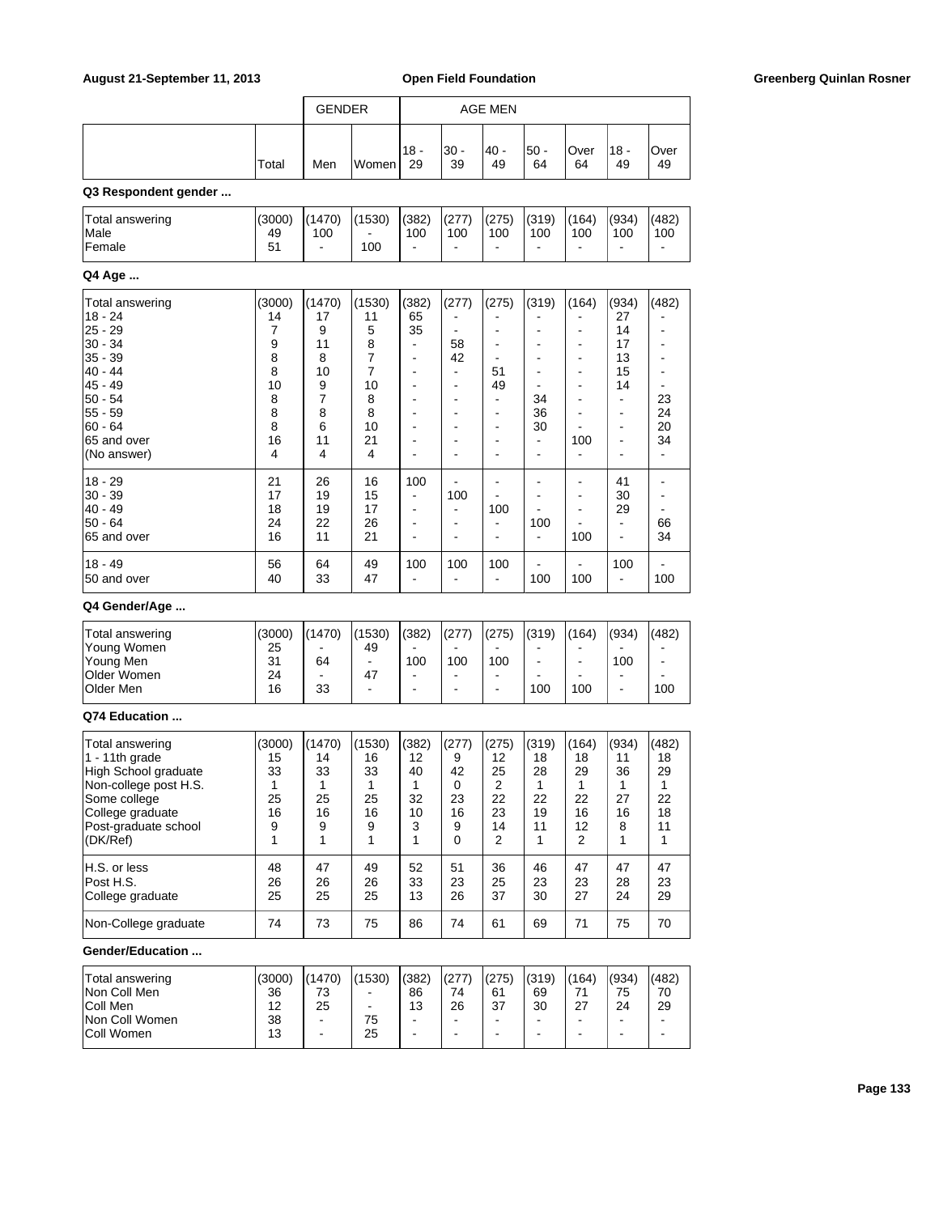| | Total | GENDER Men | Women | AGE MEN 18 - 29 | 30 - 39 | 40 - 49 | 50 - 64 | Over 64 | 18 - 49 | Over 49 |
|---|---|---|---|---|---|---|---|---|---|---|

**Q3 Respondent gender ...**

| | Total | Men | Women | 18 - 29 | 30 - 39 | 40 - 49 | 50 - 64 | Over 64 | 18 - 49 | Over 49 |
|---|---|---|---|---|---|---|---|---|---|---|
| Total answering | (3000) | (1470) | (1530) | (382) | (277) | (275) | (319) | (164) | (934) | (482) |
| Male | 49 | 100 | - | 100 | 100 | 100 | 100 | 100 | 100 | 100 |
| Female | 51 | - | 100 | - | - | - | - | - | - | - |

**Q4 Age ...**

| | Total | Men | Women | 18 - 29 | 30 - 39 | 40 - 49 | 50 - 64 | Over 64 | 18 - 49 | Over 49 |
|---|---|---|---|---|---|---|---|---|---|---|
| Total answering | (3000) | (1470) | (1530) | (382) | (277) | (275) | (319) | (164) | (934) | (482) |
| 18 - 24 | 14 | 17 | 11 | 65 | - | - | - | - | 27 | - |
| 25 - 29 | 7 | 9 | 5 | 35 | - | - | - | - | 14 | - |
| 30 - 34 | 9 | 11 | 8 | - | 58 | - | - | - | 17 | - |
| 35 - 39 | 8 | 8 | 7 | - | 42 | - | - | - | 13 | - |
| 40 - 44 | 8 | 10 | 7 | - | - | 51 | - | - | 15 | - |
| 45 - 49 | 10 | 9 | 10 | - | - | 49 | - | - | 14 | - |
| 50 - 54 | 8 | 7 | 8 | - | - | - | 34 | - | - | 23 |
| 55 - 59 | 8 | 8 | 8 | - | - | - | 36 | - | - | 24 |
| 60 - 64 | 8 | 6 | 10 | - | - | - | 30 | - | - | 20 |
| 65 and over | 16 | 11 | 21 | - | - | - | - | 100 | - | 34 |
| (No answer) | 4 | 4 | 4 | - | - | - | - | - | - | - |
| 18 - 29 | 21 | 26 | 16 | 100 | - | - | - | - | 41 | - |
| 30 - 39 | 17 | 19 | 15 | - | 100 | - | - | - | 30 | - |
| 40 - 49 | 18 | 19 | 17 | - | - | 100 | - | - | 29 | - |
| 50 - 64 | 24 | 22 | 26 | - | - | - | 100 | - | - | 66 |
| 65 and over | 16 | 11 | 21 | - | - | - | - | 100 | - | 34 |
| 18 - 49 | 56 | 64 | 49 | 100 | 100 | 100 | - | - | 100 | - |
| 50 and over | 40 | 33 | 47 | - | - | - | 100 | 100 | - | 100 |

**Q4 Gender/Age ...**

| | Total | Men | Women | 18 - 29 | 30 - 39 | 40 - 49 | 50 - 64 | Over 64 | 18 - 49 | Over 49 |
|---|---|---|---|---|---|---|---|---|---|---|
| Total answering | (3000) | (1470) | (1530) | (382) | (277) | (275) | (319) | (164) | (934) | (482) |
| Young Women | 25 | - | 49 | - | - | - | - | - | - | - |
| Young Men | 31 | 64 | - | 100 | 100 | 100 | - | - | 100 | - |
| Older Women | 24 | - | 47 | - | - | - | - | - | - | - |
| Older Men | 16 | 33 | - | - | - | - | 100 | 100 | - | 100 |

**Q74 Education ...**

| | Total | Men | Women | 18 - 29 | 30 - 39 | 40 - 49 | 50 - 64 | Over 64 | 18 - 49 | Over 49 |
|---|---|---|---|---|---|---|---|---|---|---|
| Total answering | (3000) | (1470) | (1530) | (382) | (277) | (275) | (319) | (164) | (934) | (482) |
| 1 - 11th grade | 15 | 14 | 16 | 12 | 9 | 12 | 18 | 18 | 11 | 18 |
| High School graduate | 33 | 33 | 33 | 40 | 42 | 25 | 28 | 29 | 36 | 29 |
| Non-college post H.S. | 1 | 1 | 1 | 1 | 0 | 2 | 1 | 1 | 1 | 1 |
| Some college | 25 | 25 | 25 | 32 | 23 | 22 | 22 | 22 | 27 | 22 |
| College graduate | 16 | 16 | 16 | 10 | 16 | 23 | 19 | 16 | 16 | 18 |
| Post-graduate school | 9 | 9 | 9 | 3 | 9 | 14 | 11 | 12 | 8 | 11 |
| (DK/Ref) | 1 | 1 | 1 | 1 | 0 | 2 | 1 | 2 | 1 | 1 |
| H.S. or less | 48 | 47 | 49 | 52 | 51 | 36 | 46 | 47 | 47 | 47 |
| Post H.S. | 26 | 26 | 26 | 33 | 23 | 25 | 23 | 23 | 28 | 23 |
| College graduate | 25 | 25 | 25 | 13 | 26 | 37 | 30 | 27 | 24 | 29 |
| Non-College graduate | 74 | 73 | 75 | 86 | 74 | 61 | 69 | 71 | 75 | 70 |

**Gender/Education ...**

| | Total | Men | Women | 18 - 29 | 30 - 39 | 40 - 49 | 50 - 64 | Over 64 | 18 - 49 | Over 49 |
|---|---|---|---|---|---|---|---|---|---|---|
| Total answering | (3000) | (1470) | (1530) | (382) | (277) | (275) | (319) | (164) | (934) | (482) |
| Non Coll Men | 36 | 73 | - | 86 | 74 | 61 | 69 | 71 | 75 | 70 |
| Coll Men | 12 | 25 | - | 13 | 26 | 37 | 30 | 27 | 24 | 29 |
| Non Coll Women | 38 | - | 75 | - | - | - | - | - | - | - |
| Coll Women | 13 | - | 25 | - | - | - | - | - | - | - |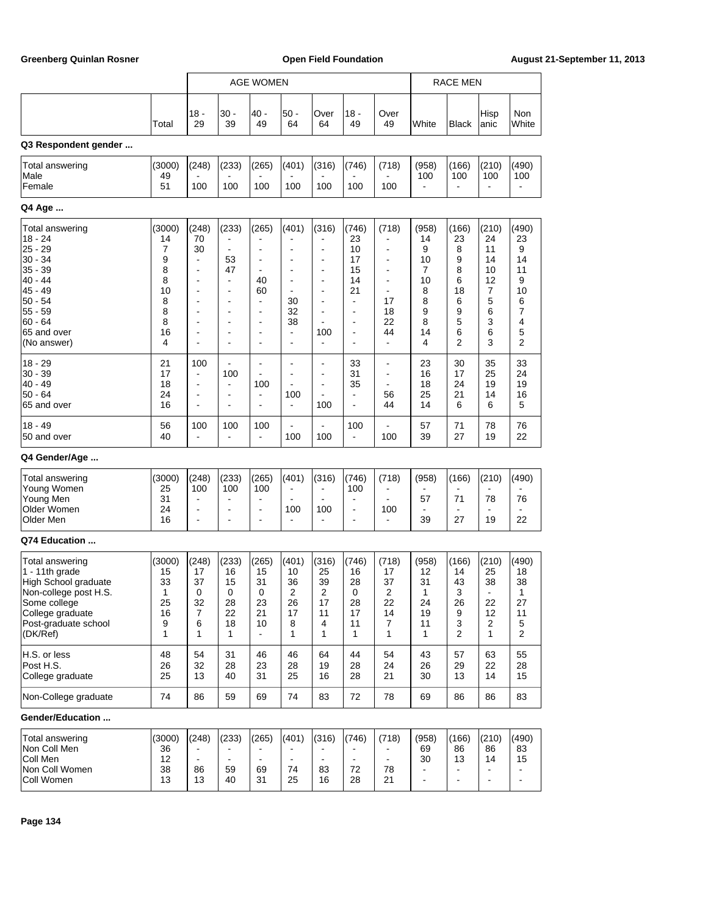| | | AGE WOMEN | | | | | | | RACE MEN | | | |
|---|---|---|---|---|---|---|---|---|---|---|---|---|
| | Total | 18 - 29 | 30 - 39 | 40 - 49 | 50 - 64 | Over 64 | 18 - 49 | Over 49 | White | Black | Hisp anic | Non White |
| **Q3 Respondent gender ...** | | | | | | | | | | | | |
| Total answering | (3000) | (248) | (233) | (265) | (401) | (316) | (746) | (718) | (958) | (166) | (210) | (490) |
| Male | 49 | - | - | - | - | - | - | - | 100 | 100 | 100 | 100 |
| Female | 51 | 100 | 100 | 100 | 100 | 100 | 100 | 100 | - | - | - | - |
| **Q4 Age ...** | | | | | | | | | | | | |
| Total answering | (3000) | (248) | (233) | (265) | (401) | (316) | (746) | (718) | (958) | (166) | (210) | (490) |
| 18 - 24 | 14 | 70 | - | - | - | - | 23 | - | 14 | 23 | 24 | 23 |
| 25 - 29 | 7 | 30 | - | - | - | - | 10 | - | 9 | 8 | 11 | 9 |
| 30 - 34 | 9 | - | 53 | - | - | - | 17 | - | 10 | 9 | 14 | 14 |
| 35 - 39 | 8 | - | 47 | - | - | - | 15 | - | 7 | 8 | 10 | 11 |
| 40 - 44 | 8 | - | - | 40 | - | - | 14 | - | 10 | 6 | 12 | 9 |
| 45 - 49 | 10 | - | - | 60 | - | - | 21 | - | 8 | 18 | 7 | 10 |
| 50 - 54 | 8 | - | - | - | 30 | - | - | 17 | 8 | 6 | 5 | 6 |
| 55 - 59 | 8 | - | - | - | 32 | - | - | 18 | 9 | 9 | 6 | 7 |
| 60 - 64 | 8 | - | - | - | 38 | - | - | 22 | 8 | 5 | 3 | 4 |
| 65 and over | 16 | - | - | - | - | 100 | - | 44 | 14 | 6 | 6 | 5 |
| (No answer) | 4 | - | - | - | - | - | - | - | 4 | 2 | 3 | 2 |
| 18 - 29 | 21 | 100 | - | - | - | - | 33 | - | 23 | 30 | 35 | 33 |
| 30 - 39 | 17 | - | 100 | - | - | - | 31 | - | 16 | 17 | 25 | 24 |
| 40 - 49 | 18 | - | - | 100 | - | - | 35 | - | 18 | 24 | 19 | 19 |
| 50 - 64 | 24 | - | - | - | 100 | - | - | 56 | 25 | 21 | 14 | 16 |
| 65 and over | 16 | - | - | - | - | 100 | - | 44 | 14 | 6 | 6 | 5 |
| 18 - 49 | 56 | 100 | 100 | 100 | - | - | 100 | - | 57 | 71 | 78 | 76 |
| 50 and over | 40 | - | - | - | 100 | 100 | - | 100 | 39 | 27 | 19 | 22 |
| **Q4 Gender/Age ...** | | | | | | | | | | | | |
| Total answering | (3000) | (248) | (233) | (265) | (401) | (316) | (746) | (718) | (958) | (166) | (210) | (490) |
| Young Women | 25 | 100 | 100 | 100 | - | - | 100 | - | - | - | - | - |
| Young Men | 31 | - | - | - | - | - | - | - | 57 | 71 | 78 | 76 |
| Older Women | 24 | - | - | - | 100 | 100 | - | 100 | - | - | - | - |
| Older Men | 16 | - | - | - | - | - | - | - | 39 | 27 | 19 | 22 |
| **Q74 Education ...** | | | | | | | | | | | | |
| Total answering | (3000) | (248) | (233) | (265) | (401) | (316) | (746) | (718) | (958) | (166) | (210) | (490) |
| 1 - 11th grade | 15 | 17 | 16 | 15 | 10 | 25 | 16 | 17 | 12 | 14 | 25 | 18 |
| High School graduate | 33 | 37 | 15 | 31 | 36 | 39 | 28 | 37 | 31 | 43 | 38 | 38 |
| Non-college post H.S. | 1 | 0 | 0 | 0 | 2 | 2 | 0 | 2 | 1 | 3 | - | 1 |
| Some college | 25 | 32 | 28 | 23 | 26 | 17 | 28 | 22 | 24 | 26 | 22 | 27 |
| College graduate | 16 | 7 | 22 | 21 | 17 | 11 | 17 | 14 | 19 | 9 | 12 | 11 |
| Post-graduate school | 9 | 6 | 18 | 10 | 8 | 4 | 11 | 7 | 11 | 3 | 2 | 5 |
| (DK/Ref) | 1 | 1 | 1 | - | 1 | 1 | 1 | 1 | 1 | 2 | 1 | 2 |
| H.S. or less | 48 | 54 | 31 | 46 | 46 | 64 | 44 | 54 | 43 | 57 | 63 | 55 |
| Post H.S. | 26 | 32 | 28 | 23 | 28 | 19 | 28 | 24 | 26 | 29 | 22 | 28 |
| College graduate | 25 | 13 | 40 | 31 | 25 | 16 | 28 | 21 | 30 | 13 | 14 | 15 |
| Non-College graduate | 74 | 86 | 59 | 69 | 74 | 83 | 72 | 78 | 69 | 86 | 86 | 83 |
| **Gender/Education ...** | | | | | | | | | | | | |
| Total answering | (3000) | (248) | (233) | (265) | (401) | (316) | (746) | (718) | (958) | (166) | (210) | (490) |
| Non Coll Men | 36 | - | - | - | - | - | - | - | 69 | 86 | 86 | 83 |
| Coll Men | 12 | - | - | - | - | - | - | - | 30 | 13 | 14 | 15 |
| Non Coll Women | 38 | 86 | 59 | 69 | 74 | 83 | 72 | 78 | - | - | - | - |
| Coll Women | 13 | 13 | 40 | 31 | 25 | 16 | 28 | 21 | - | - | - | - |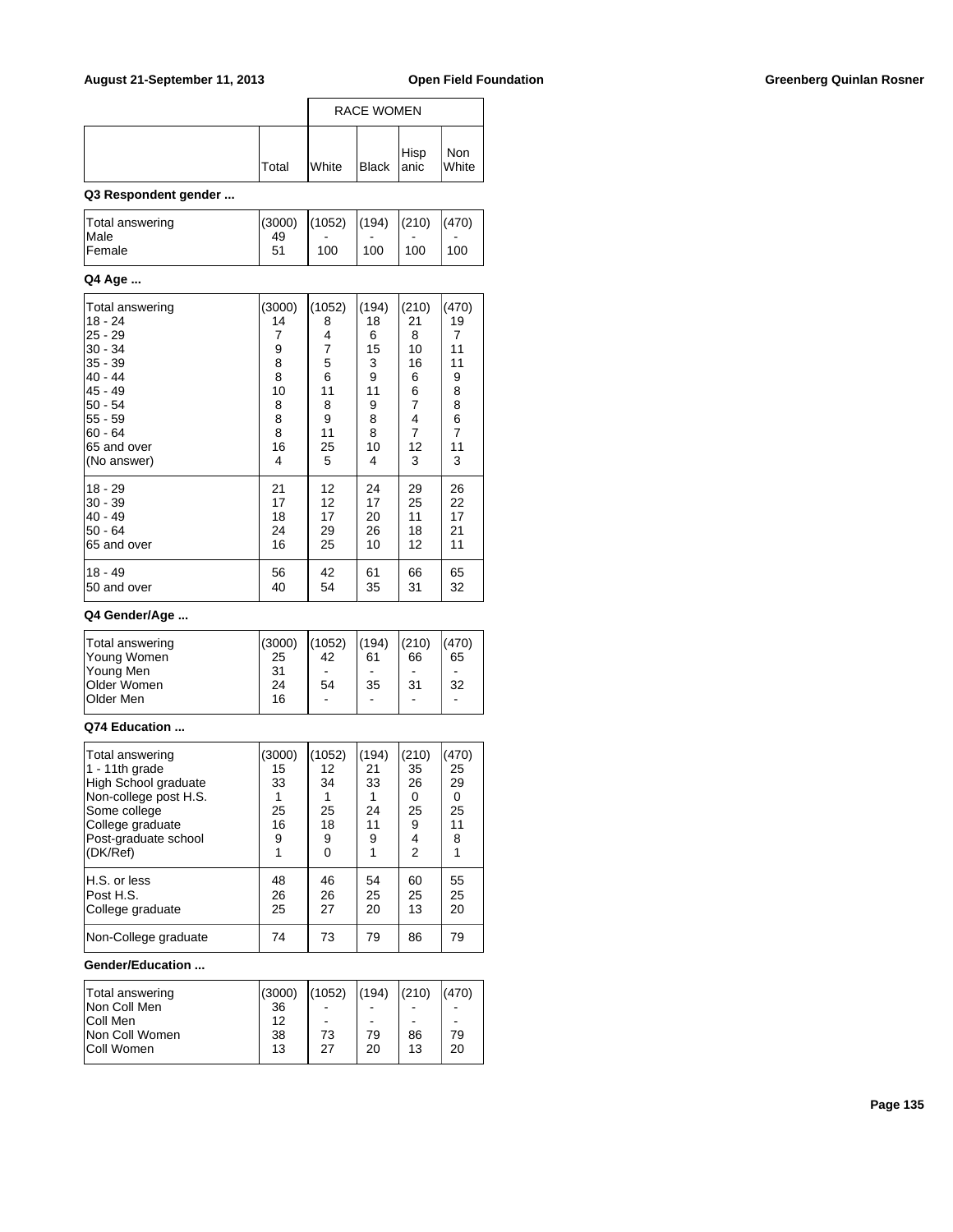| | | RACE WOMEN | | | |
|---|---|---|---|---|---|
| | Total | White | Black | Hispanic | Non White |

**Q3 Respondent gender ...**

| | Total | White | Black | Hispanic | Non White |
|---|---|---|---|---|---|
| Total answering | (3000) | (1052) | (194) | (210) | (470) |
| Male | 49 | - | - | - | - |
| Female | 51 | 100 | 100 | 100 | 100 |

**Q4 Age ...**

| | Total | White | Black | Hispanic | Non White |
|---|---|---|---|---|---|
| Total answering | (3000) | (1052) | (194) | (210) | (470) |
| 18 - 24 | 14 | 8 | 18 | 21 | 19 |
| 25 - 29 | 7 | 4 | 6 | 8 | 7 |
| 30 - 34 | 9 | 7 | 15 | 10 | 11 |
| 35 - 39 | 8 | 5 | 3 | 16 | 11 |
| 40 - 44 | 8 | 6 | 9 | 6 | 9 |
| 45 - 49 | 10 | 11 | 11 | 6 | 8 |
| 50 - 54 | 8 | 8 | 9 | 7 | 8 |
| 55 - 59 | 8 | 9 | 8 | 4 | 6 |
| 60 - 64 | 8 | 11 | 8 | 7 | 7 |
| 65 and over | 16 | 25 | 10 | 12 | 11 |
| (No answer) | 4 | 5 | 4 | 3 | 3 |
| 18 - 29 | 21 | 12 | 24 | 29 | 26 |
| 30 - 39 | 17 | 12 | 17 | 25 | 22 |
| 40 - 49 | 18 | 17 | 20 | 11 | 17 |
| 50 - 64 | 24 | 29 | 26 | 18 | 21 |
| 65 and over | 16 | 25 | 10 | 12 | 11 |
| 18 - 49 | 56 | 42 | 61 | 66 | 65 |
| 50 and over | 40 | 54 | 35 | 31 | 32 |

**Q4 Gender/Age ...**

| | Total | White | Black | Hispanic | Non White |
|---|---|---|---|---|---|
| Total answering | (3000) | (1052) | (194) | (210) | (470) |
| Young Women | 25 | 42 | 61 | 66 | 65 |
| Young Men | 31 | - | - | - | - |
| Older Women | 24 | 54 | 35 | 31 | 32 |
| Older Men | 16 | - | - | - | - |

**Q74 Education ...**

| | Total | White | Black | Hispanic | Non White |
|---|---|---|---|---|---|
| Total answering | (3000) | (1052) | (194) | (210) | (470) |
| 1 - 11th grade | 15 | 12 | 21 | 35 | 25 |
| High School graduate | 33 | 34 | 33 | 26 | 29 |
| Non-college post H.S. | 1 | 1 | 1 | 0 | 0 |
| Some college | 25 | 25 | 24 | 25 | 25 |
| College graduate | 16 | 18 | 11 | 9 | 11 |
| Post-graduate school | 9 | 9 | 9 | 4 | 8 |
| (DK/Ref) | 1 | 0 | 1 | 2 | 1 |
| H.S. or less | 48 | 46 | 54 | 60 | 55 |
| Post H.S. | 26 | 26 | 25 | 25 | 25 |
| College graduate | 25 | 27 | 20 | 13 | 20 |
| Non-College graduate | 74 | 73 | 79 | 86 | 79 |

**Gender/Education ...**

| | Total | White | Black | Hispanic | Non White |
|---|---|---|---|---|---|
| Total answering | (3000) | (1052) | (194) | (210) | (470) |
| Non Coll Men | 36 | - | - | - | - |
| Coll Men | 12 | - | - | - | - |
| Non Coll Women | 38 | 73 | 79 | 86 | 79 |
| Coll Women | 13 | 27 | 20 | 13 | 20 |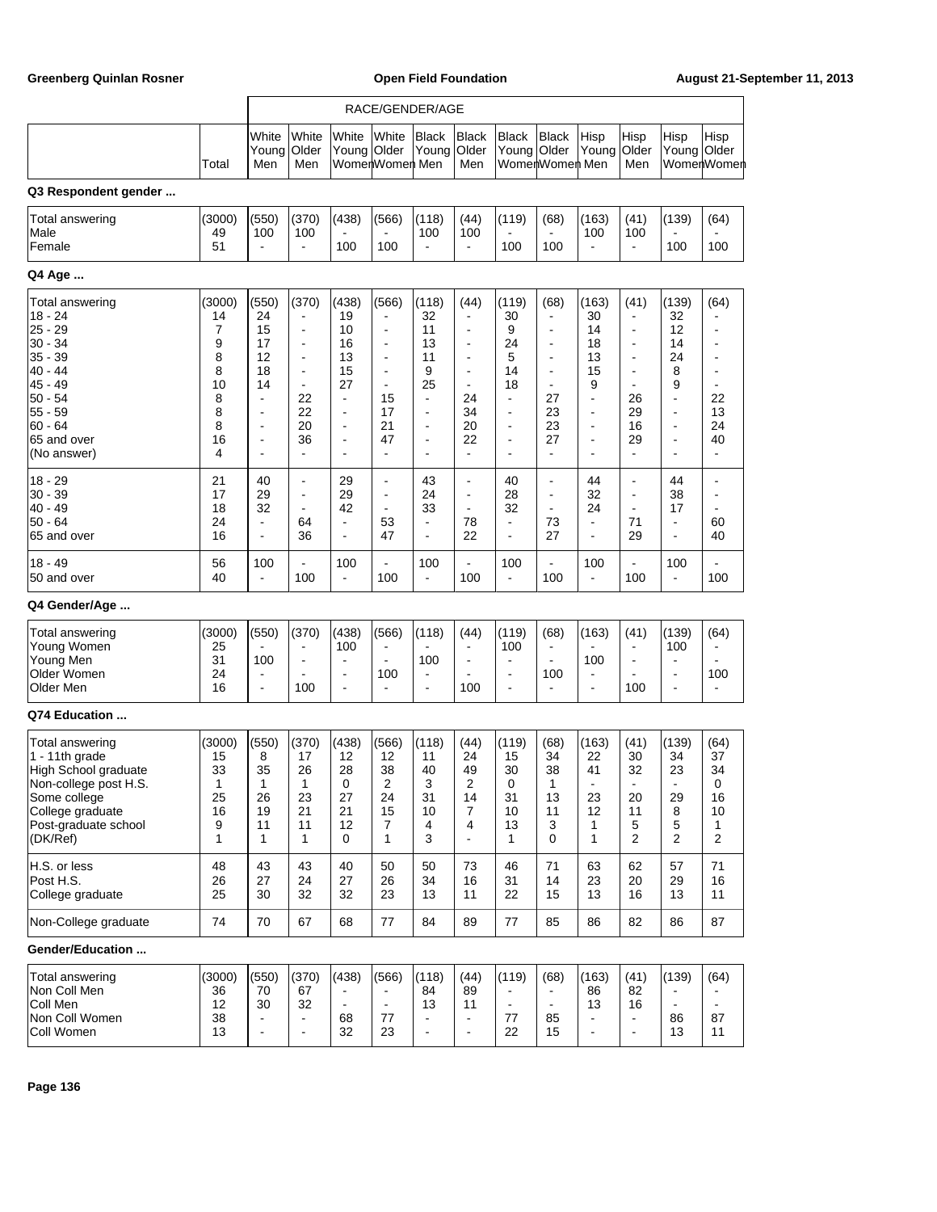| | | RACE/GENDER/AGE | | | | | | | | | | | |
|---|---|---|---|---|---|---|---|---|---|---|---|---|---|
| | Total | White Young Men | White Older Men | White Young Women | White Older Women | Black Young Men | Black Older Men | Black Young Women | Black Older Women | Hisp Young Men | Hisp Older Men | Hisp Young Women | Hisp Older Women |
| **Q3 Respondent gender ...** | | | | | | | | | | | | | |
| Total answering | (3000) | (550) | (370) | (438) | (566) | (118) | (44) | (119) | (68) | (163) | (41) | (139) | (64) |
| Male | 49 | 100 | 100 | - | - | 100 | 100 | - | - | 100 | 100 | - | - |
| Female | 51 | - | - | 100 | 100 | - | - | 100 | 100 | - | - | 100 | 100 |
| **Q4 Age ...** | | | | | | | | | | | | | |
| Total answering | (3000) | (550) | (370) | (438) | (566) | (118) | (44) | (119) | (68) | (163) | (41) | (139) | (64) |
| 18 - 24 | 14 | 24 | - | 19 | - | 32 | - | 30 | - | 30 | - | 32 | - |
| 25 - 29 | 7 | 15 | - | 10 | - | 11 | - | 9 | - | 14 | - | 12 | - |
| 30 - 34 | 9 | 17 | - | 16 | - | 13 | - | 24 | - | 18 | - | 14 | - |
| 35 - 39 | 8 | 12 | - | 13 | - | 11 | - | 5 | - | 13 | - | 24 | - |
| 40 - 44 | 8 | 18 | - | 15 | - | 9 | - | 14 | - | 15 | - | 8 | - |
| 45 - 49 | 10 | 14 | - | 27 | - | 25 | - | 18 | - | 9 | - | 9 | - |
| 50 - 54 | 8 | - | 22 | - | 15 | - | 24 | - | 27 | - | 26 | - | 22 |
| 55 - 59 | 8 | - | 22 | - | 17 | - | 34 | - | 23 | - | 29 | - | 13 |
| 60 - 64 | 8 | - | 20 | - | 21 | - | 20 | - | 23 | - | 16 | - | 24 |
| 65 and over | 16 | - | 36 | - | 47 | - | 22 | - | 27 | - | 29 | - | 40 |
| (No answer) | 4 | - | - | - | - | - | - | - | - | - | - | - | - |
| 18 - 29 | 21 | 40 | - | 29 | - | 43 | - | 40 | - | 44 | - | 44 | - |
| 30 - 39 | 17 | 29 | - | 29 | - | 24 | - | 28 | - | 32 | - | 38 | - |
| 40 - 49 | 18 | 32 | - | 42 | - | 33 | - | 32 | - | 24 | - | 17 | - |
| 50 - 64 | 24 | - | 64 | - | 53 | - | 78 | - | 73 | - | 71 | - | 60 |
| 65 and over | 16 | - | 36 | - | 47 | - | 22 | - | 27 | - | 29 | - | 40 |
| 18 - 49 | 56 | 100 | - | 100 | - | 100 | - | 100 | - | 100 | - | 100 | - |
| 50 and over | 40 | - | 100 | - | 100 | - | 100 | - | 100 | - | 100 | - | 100 |
| **Q4 Gender/Age ...** | | | | | | | | | | | | | |
| Total answering | (3000) | (550) | (370) | (438) | (566) | (118) | (44) | (119) | (68) | (163) | (41) | (139) | (64) |
| Young Women | 25 | - | - | 100 | - | - | - | 100 | - | - | - | 100 | - |
| Young Men | 31 | 100 | - | - | - | 100 | - | - | - | 100 | - | - | - |
| Older Women | 24 | - | - | - | 100 | - | - | - | 100 | - | - | - | 100 |
| Older Men | 16 | - | 100 | - | - | - | 100 | - | - | - | 100 | - | - |
| **Q74 Education ...** | | | | | | | | | | | | | |
| Total answering | (3000) | (550) | (370) | (438) | (566) | (118) | (44) | (119) | (68) | (163) | (41) | (139) | (64) |
| 1 - 11th grade | 15 | 8 | 17 | 12 | 12 | 11 | 24 | 15 | 34 | 22 | 30 | 34 | 37 |
| High School graduate | 33 | 35 | 26 | 28 | 38 | 40 | 49 | 30 | 38 | 41 | 32 | 23 | 34 |
| Non-college post H.S. | 1 | 1 | 1 | 0 | 2 | 3 | 2 | 0 | 1 | - | - | - | 0 |
| Some college | 25 | 26 | 23 | 27 | 24 | 31 | 14 | 31 | 13 | 23 | 20 | 29 | 16 |
| College graduate | 16 | 19 | 21 | 21 | 15 | 10 | 7 | 10 | 11 | 12 | 11 | 8 | 10 |
| Post-graduate school | 9 | 11 | 11 | 12 | 7 | 4 | 4 | 13 | 3 | 1 | 5 | 5 | 1 |
| (DK/Ref) | 1 | 1 | 1 | 0 | 1 | 3 | - | 1 | 0 | 1 | 2 | 2 | 2 |
| H.S. or less | 48 | 43 | 43 | 40 | 50 | 50 | 73 | 46 | 71 | 63 | 62 | 57 | 71 |
| Post H.S. | 26 | 27 | 24 | 27 | 26 | 34 | 16 | 31 | 14 | 23 | 20 | 29 | 16 |
| College graduate | 25 | 30 | 32 | 32 | 23 | 13 | 11 | 22 | 15 | 13 | 16 | 13 | 11 |
| Non-College graduate | 74 | 70 | 67 | 68 | 77 | 84 | 89 | 77 | 85 | 86 | 82 | 86 | 87 |
| **Gender/Education ...** | | | | | | | | | | | | | |
| Total answering | (3000) | (550) | (370) | (438) | (566) | (118) | (44) | (119) | (68) | (163) | (41) | (139) | (64) |
| Non Coll Men | 36 | 70 | 67 | - | - | 84 | 89 | - | - | 86 | 82 | - | - |
| Coll Men | 12 | 30 | 32 | - | - | 13 | 11 | - | - | 13 | 16 | - | - |
| Non Coll Women | 38 | - | - | 68 | 77 | - | - | 77 | 85 | - | - | 86 | 87 |
| Coll Women | 13 | - | - | 32 | 23 | - | - | 22 | 15 | - | - | 13 | 11 |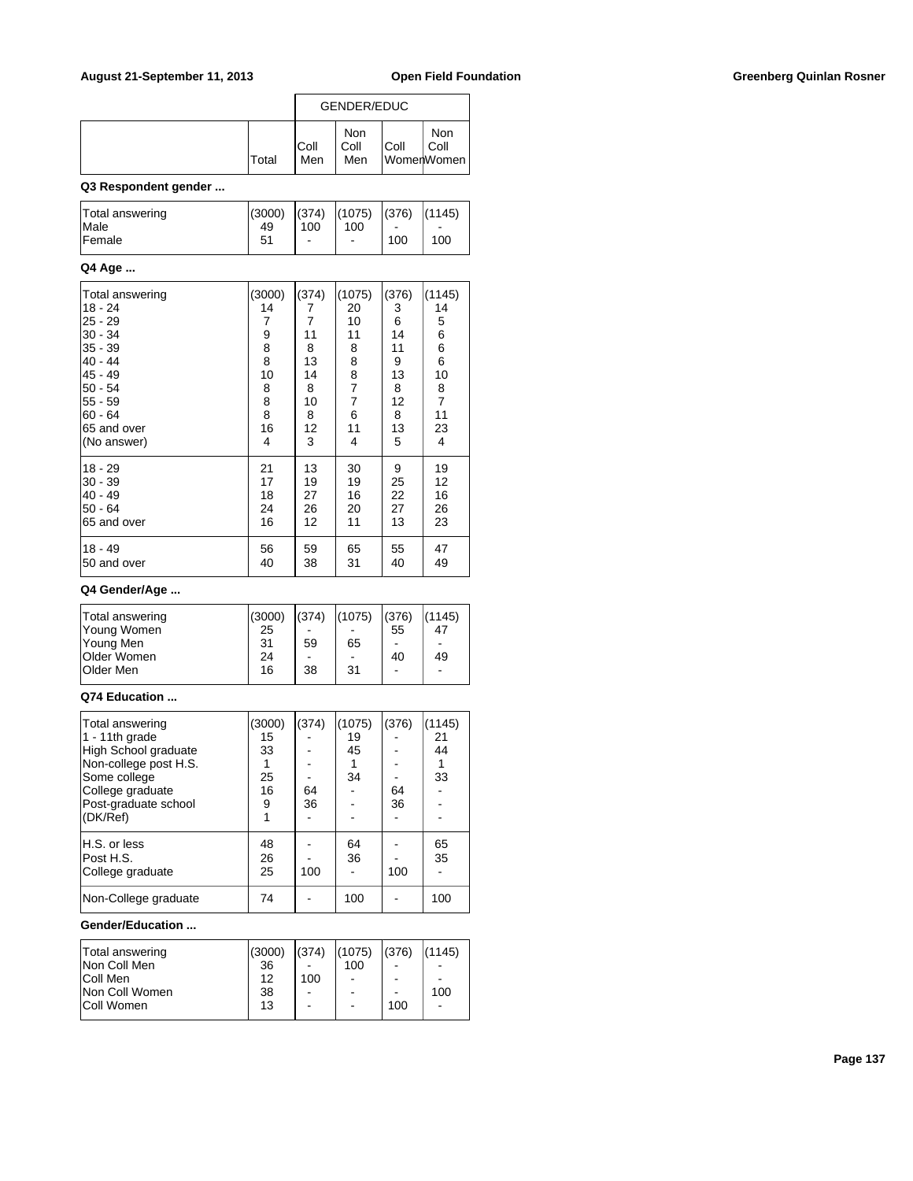| | Total | GENDER/EDUC Coll Men | Non Coll Men | Coll Women | Non Coll Women |
|---|---|---|---|---|---|

**Q3 Respondent gender ...**

| | Total | Coll Men | Non Coll Men | Coll Women | Non Coll Women |
|---|---|---|---|---|---|
| Total answering | (3000) | (374) | (1075) | (376) | (1145) |
| Male | 49 | 100 | 100 | - | - |
| Female | 51 | - | - | 100 | 100 |

**Q4 Age ...**

| | Total | Coll Men | Non Coll Men | Coll Women | Non Coll Women |
|---|---|---|---|---|---|
| Total answering | (3000) | (374) | (1075) | (376) | (1145) |
| 18 - 24 | 14 | 7 | 20 | 3 | 14 |
| 25 - 29 | 7 | 7 | 10 | 6 | 5 |
| 30 - 34 | 9 | 11 | 11 | 14 | 6 |
| 35 - 39 | 8 | 8 | 8 | 11 | 6 |
| 40 - 44 | 8 | 13 | 8 | 9 | 6 |
| 45 - 49 | 10 | 14 | 8 | 13 | 10 |
| 50 - 54 | 8 | 8 | 7 | 8 | 8 |
| 55 - 59 | 8 | 10 | 7 | 12 | 7 |
| 60 - 64 | 8 | 8 | 6 | 8 | 11 |
| 65 and over | 16 | 12 | 11 | 13 | 23 |
| (No answer) | 4 | 3 | 4 | 5 | 4 |
| 18 - 29 | 21 | 13 | 30 | 9 | 19 |
| 30 - 39 | 17 | 19 | 19 | 25 | 12 |
| 40 - 49 | 18 | 27 | 16 | 22 | 16 |
| 50 - 64 | 24 | 26 | 20 | 27 | 26 |
| 65 and over | 16 | 12 | 11 | 13 | 23 |
| 18 - 49 | 56 | 59 | 65 | 55 | 47 |
| 50 and over | 40 | 38 | 31 | 40 | 49 |

**Q4 Gender/Age ...**

| | Total | Coll Men | Non Coll Men | Coll Women | Non Coll Women |
|---|---|---|---|---|---|
| Total answering | (3000) | (374) | (1075) | (376) | (1145) |
| Young Women | 25 | - | - | 55 | 47 |
| Young Men | 31 | 59 | 65 | - | - |
| Older Women | 24 | - | - | 40 | 49 |
| Older Men | 16 | 38 | 31 | - | - |

**Q74 Education ...**

| | Total | Coll Men | Non Coll Men | Coll Women | Non Coll Women |
|---|---|---|---|---|---|
| Total answering | (3000) | (374) | (1075) | (376) | (1145) |
| 1 - 11th grade | 15 | - | 19 | - | 21 |
| High School graduate | 33 | - | 45 | - | 44 |
| Non-college post H.S. | 1 | - | 1 | - | 1 |
| Some college | 25 | - | 34 | - | 33 |
| College graduate | 16 | 64 | - | 64 | - |
| Post-graduate school | 9 | 36 | - | 36 | - |
| (DK/Ref) | 1 | - | - | - | - |
| H.S. or less | 48 | - | 64 | - | 65 |
| Post H.S. | 26 | - | 36 | - | 35 |
| College graduate | 25 | 100 | - | 100 | - |
| Non-College graduate | 74 | - | 100 | - | 100 |

**Gender/Education ...**

| | Total | Coll Men | Non Coll Men | Coll Women | Non Coll Women |
|---|---|---|---|---|---|
| Total answering | (3000) | (374) | (1075) | (376) | (1145) |
| Non Coll Men | 36 | - | 100 | - | - |
| Coll Men | 12 | 100 | - | - | - |
| Non Coll Women | 38 | - | - | - | 100 |
| Coll Women | 13 | - | - | 100 | - |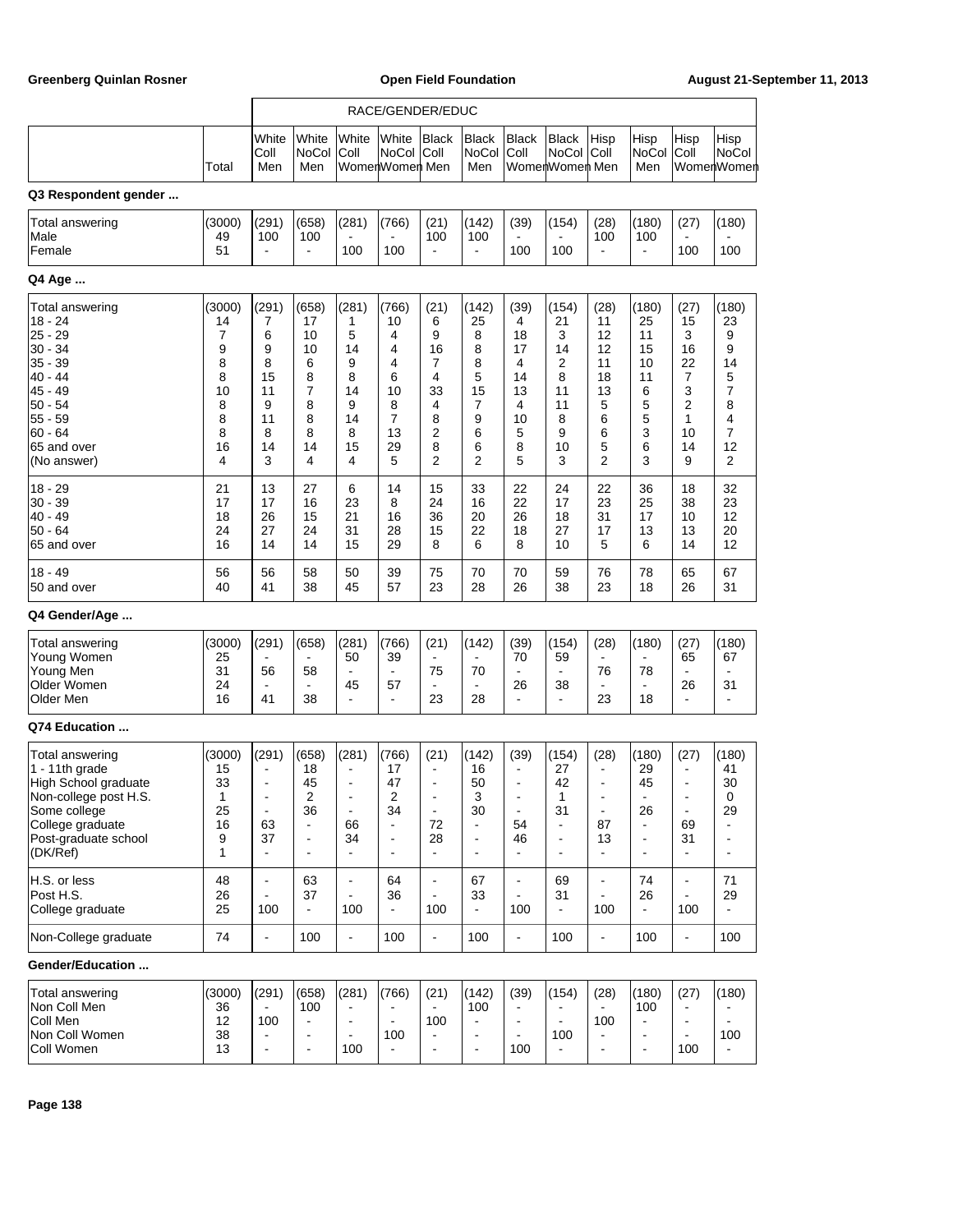| | | RACE/GENDER/EDUC | | | | | | | | | | | |
|---|---|---|---|---|---|---|---|---|---|---|---|---|---|
| | Total | White Coll Men | White NoCol Men | White Coll Women | White NoCol Women | Black Coll Men | Black NoCol Men | Black Coll Women | Black NoCol Women | Hisp Coll Men | Hisp NoCol Men | Hisp Coll Women | Hisp NoCol Women |
| **Q3 Respondent gender ...** | | | | | | | | | | | | | |
| Total answering | (3000) | (291) | (658) | (281) | (766) | (21) | (142) | (39) | (154) | (28) | (180) | (27) | (180) |
| Male | 49 | 100 | 100 | - | - | 100 | 100 | - | - | 100 | 100 | - | - |
| Female | 51 | - | - | 100 | 100 | - | - | 100 | 100 | - | - | 100 | 100 |
| **Q4 Age ...** | | | | | | | | | | | | | |
| Total answering | (3000) | (291) | (658) | (281) | (766) | (21) | (142) | (39) | (154) | (28) | (180) | (27) | (180) |
| 18 - 24 | 14 | 7 | 17 | 1 | 10 | 6 | 25 | 4 | 21 | 11 | 25 | 15 | 23 |
| 25 - 29 | 7 | 6 | 10 | 5 | 4 | 9 | 8 | 18 | 3 | 12 | 11 | 3 | 9 |
| 30 - 34 | 9 | 9 | 10 | 14 | 4 | 16 | 8 | 17 | 14 | 12 | 15 | 16 | 9 |
| 35 - 39 | 8 | 8 | 6 | 9 | 4 | 7 | 8 | 4 | 2 | 11 | 10 | 22 | 14 |
| 40 - 44 | 8 | 15 | 8 | 8 | 6 | 4 | 5 | 14 | 8 | 18 | 11 | 7 | 5 |
| 45 - 49 | 10 | 11 | 7 | 14 | 10 | 33 | 15 | 13 | 11 | 13 | 6 | 3 | 7 |
| 50 - 54 | 8 | 9 | 8 | 9 | 8 | 4 | 7 | 4 | 11 | 5 | 5 | 2 | 8 |
| 55 - 59 | 8 | 11 | 8 | 14 | 7 | 8 | 9 | 10 | 8 | 6 | 5 | 1 | 4 |
| 60 - 64 | 8 | 8 | 8 | 8 | 13 | 2 | 6 | 5 | 9 | 6 | 3 | 10 | 7 |
| 65 and over | 16 | 14 | 14 | 15 | 29 | 8 | 6 | 8 | 10 | 5 | 6 | 14 | 12 |
| (No answer) | 4 | 3 | 4 | 4 | 5 | 2 | 2 | 5 | 3 | 2 | 3 | 9 | 2 |
| 18 - 29 | 21 | 13 | 27 | 6 | 14 | 15 | 33 | 22 | 24 | 22 | 36 | 18 | 32 |
| 30 - 39 | 17 | 17 | 16 | 23 | 8 | 24 | 16 | 22 | 17 | 23 | 25 | 38 | 23 |
| 40 - 49 | 18 | 26 | 15 | 21 | 16 | 36 | 20 | 26 | 18 | 31 | 17 | 10 | 12 |
| 50 - 64 | 24 | 27 | 24 | 31 | 28 | 15 | 22 | 18 | 27 | 17 | 13 | 13 | 20 |
| 65 and over | 16 | 14 | 14 | 15 | 29 | 8 | 6 | 8 | 10 | 5 | 6 | 14 | 12 |
| 18 - 49 | 56 | 56 | 58 | 50 | 39 | 75 | 70 | 70 | 59 | 76 | 78 | 65 | 67 |
| 50 and over | 40 | 41 | 38 | 45 | 57 | 23 | 28 | 26 | 38 | 23 | 18 | 26 | 31 |
| **Q4 Gender/Age ...** | | | | | | | | | | | | | |
| Total answering | (3000) | (291) | (658) | (281) | (766) | (21) | (142) | (39) | (154) | (28) | (180) | (27) | (180) |
| Young Women | 25 | - | - | 50 | 39 | - | - | 70 | 59 | - | - | 65 | 67 |
| Young Men | 31 | 56 | 58 | - | - | 75 | 70 | - | - | 76 | 78 | - | - |
| Older Women | 24 | - | - | 45 | 57 | - | - | 26 | 38 | - | - | 26 | 31 |
| Older Men | 16 | 41 | 38 | - | - | 23 | 28 | - | - | 23 | 18 | - | - |
| **Q74 Education ...** | | | | | | | | | | | | | |
| Total answering | (3000) | (291) | (658) | (281) | (766) | (21) | (142) | (39) | (154) | (28) | (180) | (27) | (180) |
| 1 - 11th grade | 15 | - | 18 | - | 17 | - | 16 | - | 27 | - | 29 | - | 41 |
| High School graduate | 33 | - | 45 | - | 47 | - | 50 | - | 42 | - | 45 | - | 30 |
| Non-college post H.S. | 1 | - | 2 | - | 2 | - | 3 | - | 1 | - | - | - | 0 |
| Some college | 25 | - | 36 | - | 34 | - | 30 | - | 31 | - | 26 | - | 29 |
| College graduate | 16 | 63 | - | 66 | - | 72 | - | 54 | - | 87 | - | 69 | - |
| Post-graduate school | 9 | 37 | - | 34 | - | 28 | - | 46 | - | 13 | - | 31 | - |
| (DK/Ref) | 1 | - | - | - | - | - | - | - | - | - | - | - | - |
| H.S. or less | 48 | - | 63 | - | 64 | - | 67 | - | 69 | - | 74 | - | 71 |
| Post H.S. | 26 | - | 37 | - | 36 | - | 33 | - | 31 | - | 26 | - | 29 |
| College graduate | 25 | 100 | - | 100 | - | 100 | - | 100 | - | 100 | - | 100 | - |
| Non-College graduate | 74 | - | 100 | - | 100 | - | 100 | - | 100 | - | 100 | - | 100 |
| **Gender/Education ...** | | | | | | | | | | | | | |
| Total answering | (3000) | (291) | (658) | (281) | (766) | (21) | (142) | (39) | (154) | (28) | (180) | (27) | (180) |
| Non Coll Men | 36 | - | 100 | - | - | - | 100 | - | - | - | 100 | - | - |
| Coll Men | 12 | 100 | - | - | - | 100 | - | - | - | 100 | - | - | - |
| Non Coll Women | 38 | - | - | - | 100 | - | - | - | 100 | - | - | - | 100 |
| Coll Women | 13 | - | - | 100 | - | - | - | 100 | - | - | - | 100 | - |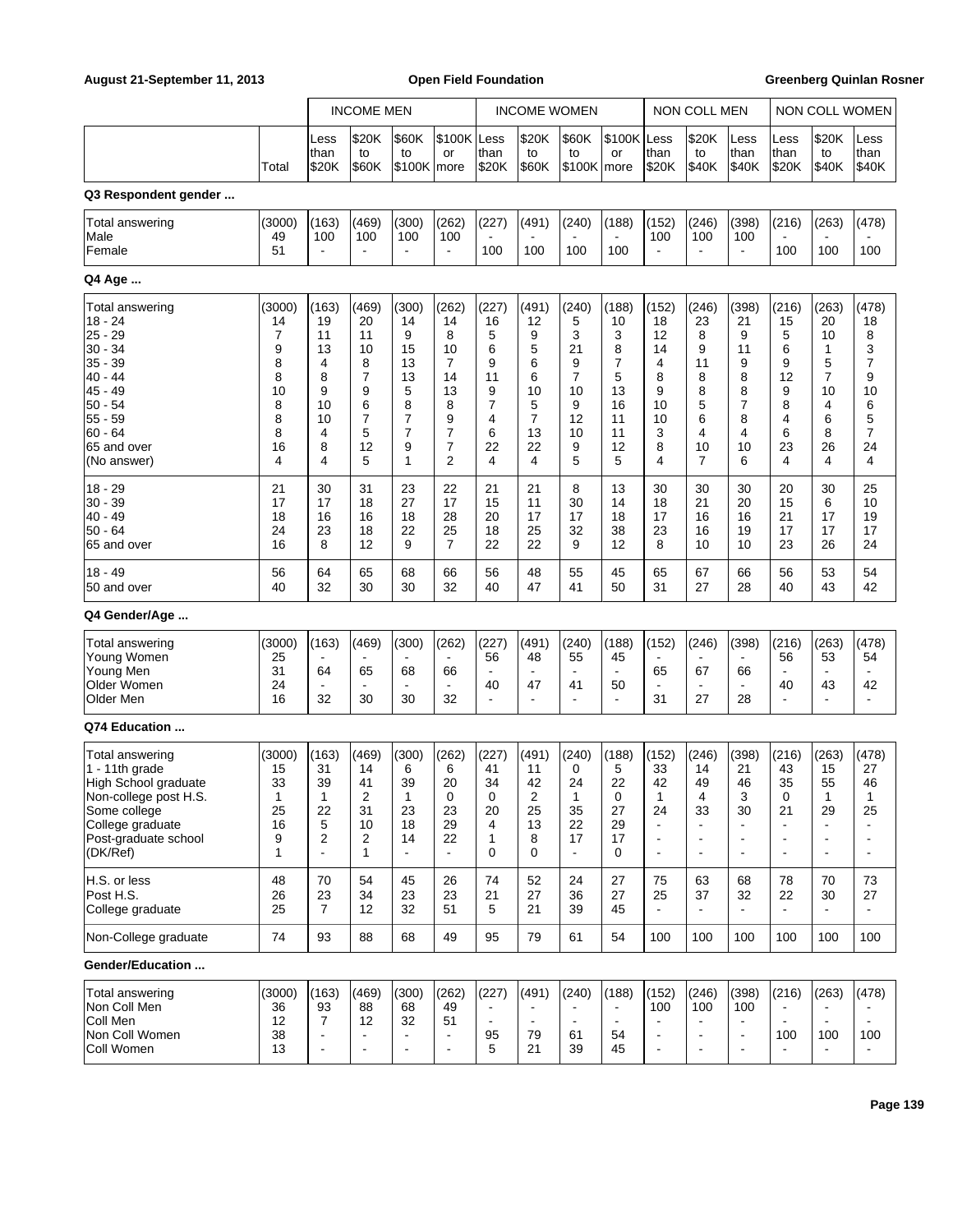| | | INCOME MEN | | | | INCOME WOMEN | | | | NON COLL MEN | | | NON COLL WOMEN | | |
|---|---|---|---|---|---|---|---|---|---|---|---|---|---|---|---|
| | Total | Less than $20K | $20K to $60K | $60K to $100K | $100K or more | Less than $20K | $20K to $60K | $60K to $100K | $100K or more | Less than $20K | $20K to $40K | Less than $40K | Less than $20K | $20K to $40K | Less than $40K |
| **Q3 Respondent gender ...** | | | | | | | | | | | | | | | |
| Total answering | (3000) | (163) | (469) | (300) | (262) | (227) | (491) | (240) | (188) | (152) | (246) | (398) | (216) | (263) | (478) |
| Male | 49 | 100 | 100 | 100 | 100 | - | - | - | - | 100 | 100 | 100 | - | - | - |
| Female | 51 | - | - | - | - | 100 | 100 | 100 | 100 | - | - | - | 100 | 100 | 100 |
| **Q4 Age ...** | | | | | | | | | | | | | | | |
| Total answering | (3000) | (163) | (469) | (300) | (262) | (227) | (491) | (240) | (188) | (152) | (246) | (398) | (216) | (263) | (478) |
| 18 - 24 | 14 | 19 | 20 | 14 | 14 | 16 | 12 | 5 | 10 | 18 | 23 | 21 | 15 | 20 | 18 |
| 25 - 29 | 7 | 11 | 11 | 9 | 8 | 5 | 9 | 3 | 3 | 12 | 8 | 9 | 5 | 10 | 8 |
| 30 - 34 | 9 | 13 | 10 | 15 | 10 | 6 | 5 | 21 | 8 | 14 | 9 | 11 | 6 | 1 | 3 |
| 35 - 39 | 8 | 4 | 8 | 13 | 7 | 9 | 6 | 9 | 7 | 4 | 11 | 9 | 9 | 5 | 7 |
| 40 - 44 | 8 | 8 | 7 | 13 | 14 | 11 | 6 | 7 | 5 | 8 | 8 | 8 | 12 | 7 | 9 |
| 45 - 49 | 10 | 9 | 9 | 5 | 13 | 9 | 10 | 10 | 13 | 9 | 8 | 8 | 9 | 10 | 10 |
| 50 - 54 | 8 | 10 | 6 | 8 | 8 | 7 | 5 | 9 | 16 | 10 | 5 | 7 | 8 | 4 | 6 |
| 55 - 59 | 8 | 10 | 7 | 7 | 9 | 4 | 7 | 12 | 11 | 10 | 6 | 8 | 4 | 6 | 5 |
| 60 - 64 | 8 | 4 | 5 | 7 | 7 | 6 | 13 | 10 | 11 | 3 | 4 | 4 | 6 | 8 | 7 |
| 65 and over | 16 | 8 | 12 | 9 | 7 | 22 | 22 | 9 | 12 | 8 | 10 | 10 | 23 | 26 | 24 |
| (No answer) | 4 | 4 | 5 | 1 | 2 | 4 | 4 | 5 | 5 | 4 | 7 | 6 | 4 | 4 | 4 |
| 18 - 29 | 21 | 30 | 31 | 23 | 22 | 21 | 21 | 8 | 13 | 30 | 30 | 30 | 20 | 30 | 25 |
| 30 - 39 | 17 | 17 | 18 | 27 | 17 | 15 | 11 | 30 | 14 | 18 | 21 | 20 | 15 | 6 | 10 |
| 40 - 49 | 18 | 16 | 16 | 18 | 28 | 20 | 17 | 17 | 18 | 17 | 16 | 16 | 21 | 17 | 19 |
| 50 - 64 | 24 | 23 | 18 | 22 | 25 | 18 | 25 | 32 | 38 | 23 | 16 | 19 | 17 | 17 | 17 |
| 65 and over | 16 | 8 | 12 | 9 | 7 | 22 | 22 | 9 | 12 | 8 | 10 | 10 | 23 | 26 | 24 |
| 18 - 49 | 56 | 64 | 65 | 68 | 66 | 56 | 48 | 55 | 45 | 65 | 67 | 66 | 56 | 53 | 54 |
| 50 and over | 40 | 32 | 30 | 30 | 32 | 40 | 47 | 41 | 50 | 31 | 27 | 28 | 40 | 43 | 42 |
| **Q4 Gender/Age ...** | | | | | | | | | | | | | | | |
| Total answering | (3000) | (163) | (469) | (300) | (262) | (227) | (491) | (240) | (188) | (152) | (246) | (398) | (216) | (263) | (478) |
| Young Women | 25 | - | - | - | - | 56 | 48 | 55 | 45 | - | - | - | 56 | 53 | 54 |
| Young Men | 31 | 64 | 65 | 68 | 66 | - | - | - | - | 65 | 67 | 66 | - | - | - |
| Older Women | 24 | - | - | - | - | 40 | 47 | 41 | 50 | - | - | - | 40 | 43 | 42 |
| Older Men | 16 | 32 | 30 | 30 | 32 | - | - | - | - | 31 | 27 | 28 | - | - | - |
| **Q74 Education ...** | | | | | | | | | | | | | | | |
| Total answering | (3000) | (163) | (469) | (300) | (262) | (227) | (491) | (240) | (188) | (152) | (246) | (398) | (216) | (263) | (478) |
| 1 - 11th grade | 15 | 31 | 14 | 6 | 6 | 41 | 11 | 0 | 5 | 33 | 14 | 21 | 43 | 15 | 27 |
| High School graduate | 33 | 39 | 41 | 39 | 20 | 34 | 42 | 24 | 22 | 42 | 49 | 46 | 35 | 55 | 46 |
| Non-college post H.S. | 1 | 1 | 2 | 1 | 0 | 0 | 2 | 1 | 0 | 1 | 4 | 3 | 0 | 1 | 1 |
| Some college | 25 | 22 | 31 | 23 | 23 | 20 | 25 | 35 | 27 | 24 | 33 | 30 | 21 | 29 | 25 |
| College graduate | 16 | 5 | 10 | 18 | 29 | 4 | 13 | 22 | 29 | - | - | - | - | - | - |
| Post-graduate school | 9 | 2 | 2 | 14 | 22 | 1 | 8 | 17 | 17 | - | - | - | - | - | - |
| (DK/Ref) | 1 | - | 1 | - | - | 0 | 0 | - | 0 | - | - | - | - | - | - |
| H.S. or less | 48 | 70 | 54 | 45 | 26 | 74 | 52 | 24 | 27 | 75 | 63 | 68 | 78 | 70 | 73 |
| Post H.S. | 26 | 23 | 34 | 23 | 23 | 21 | 27 | 36 | 27 | 25 | 37 | 32 | 22 | 30 | 27 |
| College graduate | 25 | 7 | 12 | 32 | 51 | 5 | 21 | 39 | 45 | - | - | - | - | - | - |
| Non-College graduate | 74 | 93 | 88 | 68 | 49 | 95 | 79 | 61 | 54 | 100 | 100 | 100 | 100 | 100 | 100 |
| **Gender/Education ...** | | | | | | | | | | | | | | | |
| Total answering | (3000) | (163) | (469) | (300) | (262) | (227) | (491) | (240) | (188) | (152) | (246) | (398) | (216) | (263) | (478) |
| Non Coll Men | 36 | 93 | 88 | 68 | 49 | - | - | - | - | 100 | 100 | 100 | - | - | - |
| Coll Men | 12 | 7 | 12 | 32 | 51 | - | - | - | - | - | - | - | - | - | - |
| Non Coll Women | 38 | - | - | - | - | 95 | 79 | 61 | 54 | - | - | - | 100 | 100 | 100 |
| Coll Women | 13 | - | - | - | - | 5 | 21 | 39 | 45 | - | - | - | - | - | - |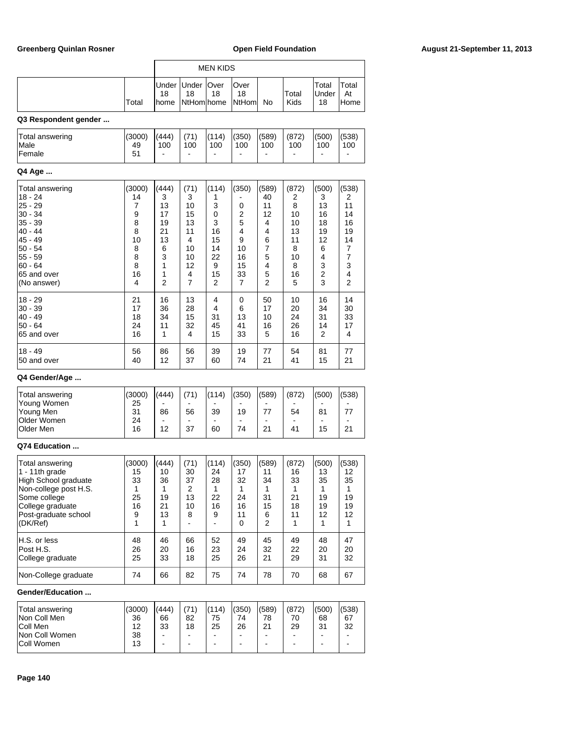| | Total | MEN KIDS Under 18 home | Under 18 NtHom | Over 18 home | Over 18 NtHom | No | Total Kids | Total Under 18 | Total At Home |
|---|---|---|---|---|---|---|---|---|---|

**Q3 Respondent gender ...**

| | Total | Under 18 home | Under 18 NtHom | Over 18 home | Over 18 NtHom | No | Total Kids | Total Under 18 | Total At Home |
|---|---|---|---|---|---|---|---|---|---|
| Total answering | (3000) | (444) | (71) | (114) | (350) | (589) | (872) | (500) | (538) |
| Male | 49 | 100 | 100 | 100 | 100 | 100 | 100 | 100 | 100 |
| Female | 51 | - | - | - | - | - | - | - | - |

**Q4 Age ...**

| | Total | Under 18 home | Under 18 NtHom | Over 18 home | Over 18 NtHom | No | Total Kids | Total Under 18 | Total At Home |
|---|---|---|---|---|---|---|---|---|---|
| Total answering | (3000) | (444) | (71) | (114) | (350) | (589) | (872) | (500) | (538) |
| 18 - 24 | 14 | 3 | 3 | 1 | - | 40 | 2 | 3 | 2 |
| 25 - 29 | 7 | 13 | 10 | 3 | 0 | 11 | 8 | 13 | 11 |
| 30 - 34 | 9 | 17 | 15 | 0 | 2 | 12 | 10 | 16 | 14 |
| 35 - 39 | 8 | 19 | 13 | 3 | 5 | 4 | 10 | 18 | 16 |
| 40 - 44 | 8 | 21 | 11 | 16 | 4 | 4 | 13 | 19 | 19 |
| 45 - 49 | 10 | 13 | 4 | 15 | 9 | 6 | 11 | 12 | 14 |
| 50 - 54 | 8 | 6 | 10 | 14 | 10 | 7 | 8 | 6 | 7 |
| 55 - 59 | 8 | 3 | 10 | 22 | 16 | 5 | 10 | 4 | 7 |
| 60 - 64 | 8 | 1 | 12 | 9 | 15 | 4 | 8 | 3 | 3 |
| 65 and over | 16 | 1 | 4 | 15 | 33 | 5 | 16 | 2 | 4 |
| (No answer) | 4 | 2 | 7 | 2 | 7 | 2 | 5 | 3 | 2 |
| 18 - 29 | 21 | 16 | 13 | 4 | 0 | 50 | 10 | 16 | 14 |
| 30 - 39 | 17 | 36 | 28 | 4 | 6 | 17 | 20 | 34 | 30 |
| 40 - 49 | 18 | 34 | 15 | 31 | 13 | 10 | 24 | 31 | 33 |
| 50 - 64 | 24 | 11 | 32 | 45 | 41 | 16 | 26 | 14 | 17 |
| 65 and over | 16 | 1 | 4 | 15 | 33 | 5 | 16 | 2 | 4 |
| 18 - 49 | 56 | 86 | 56 | 39 | 19 | 77 | 54 | 81 | 77 |
| 50 and over | 40 | 12 | 37 | 60 | 74 | 21 | 41 | 15 | 21 |

**Q4 Gender/Age ...**

| | Total | Under 18 home | Under 18 NtHom | Over 18 home | Over 18 NtHom | No | Total Kids | Total Under 18 | Total At Home |
|---|---|---|---|---|---|---|---|---|---|
| Total answering | (3000) | (444) | (71) | (114) | (350) | (589) | (872) | (500) | (538) |
| Young Women | 25 | - | - | - | - | - | - | - | - |
| Young Men | 31 | 86 | 56 | 39 | 19 | 77 | 54 | 81 | 77 |
| Older Women | 24 | - | - | - | - | - | - | - | - |
| Older Men | 16 | 12 | 37 | 60 | 74 | 21 | 41 | 15 | 21 |

**Q74 Education ...**

| | Total | Under 18 home | Under 18 NtHom | Over 18 home | Over 18 NtHom | No | Total Kids | Total Under 18 | Total At Home |
|---|---|---|---|---|---|---|---|---|---|
| Total answering | (3000) | (444) | (71) | (114) | (350) | (589) | (872) | (500) | (538) |
| 1 - 11th grade | 15 | 10 | 30 | 24 | 17 | 11 | 16 | 13 | 12 |
| High School graduate | 33 | 36 | 37 | 28 | 32 | 34 | 33 | 35 | 35 |
| Non-college post H.S. | 1 | 1 | 2 | 1 | 1 | 1 | 1 | 1 | 1 |
| Some college | 25 | 19 | 13 | 22 | 24 | 31 | 21 | 19 | 19 |
| College graduate | 16 | 21 | 10 | 16 | 16 | 15 | 18 | 19 | 19 |
| Post-graduate school | 9 | 13 | 8 | 9 | 11 | 6 | 11 | 12 | 12 |
| (DK/Ref) | 1 | 1 | - | - | 0 | 2 | 1 | 1 | 1 |
| H.S. or less | 48 | 46 | 66 | 52 | 49 | 45 | 49 | 48 | 47 |
| Post H.S. | 26 | 20 | 16 | 23 | 24 | 32 | 22 | 20 | 20 |
| College graduate | 25 | 33 | 18 | 25 | 26 | 21 | 29 | 31 | 32 |
| Non-College graduate | 74 | 66 | 82 | 75 | 74 | 78 | 70 | 68 | 67 |

**Gender/Education ...**

| | Total | Under 18 home | Under 18 NtHom | Over 18 home | Over 18 NtHom | No | Total Kids | Total Under 18 | Total At Home |
|---|---|---|---|---|---|---|---|---|---|
| Total answering | (3000) | (444) | (71) | (114) | (350) | (589) | (872) | (500) | (538) |
| Non Coll Men | 36 | 66 | 82 | 75 | 74 | 78 | 70 | 68 | 67 |
| Coll Men | 12 | 33 | 18 | 25 | 26 | 21 | 29 | 31 | 32 |
| Non Coll Women | 38 | - | - | - | - | - | - | - | - |
| Coll Women | 13 | - | - | - | - | - | - | - | - |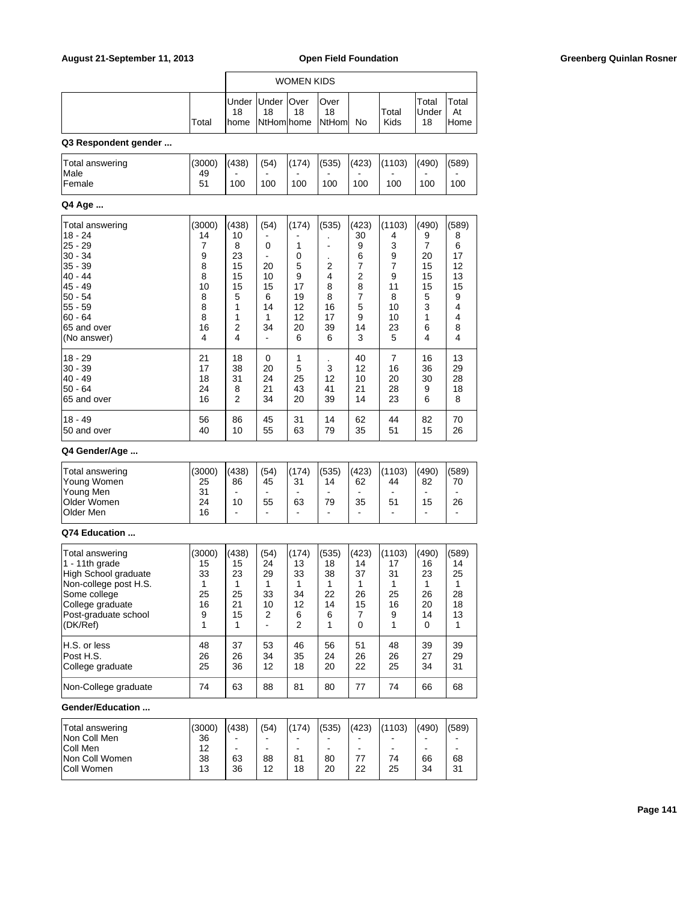| | Total | WOMEN KIDS Under 18 home | Under 18 NtHom | Over 18 home | Over 18 NtHom | No | Total Kids | Total Under 18 | Total At Home |
|---|---|---|---|---|---|---|---|---|---|

**Q3 Respondent gender ...**

| | Total | Under 18 home | Under 18 NtHom | Over 18 home | Over 18 NtHom | No | Total Kids | Total Under 18 | Total At Home |
|---|---|---|---|---|---|---|---|---|---|
| Total answering | (3000) | (438) | (54) | (174) | (535) | (423) | (1103) | (490) | (589) |
| Male | 49 | - | - | - | - | - | - | - | - |
| Female | 51 | 100 | 100 | 100 | 100 | 100 | 100 | 100 | 100 |

**Q4 Age ...**

| | Total | Under 18 home | Under 18 NtHom | Over 18 home | Over 18 NtHom | No | Total Kids | Total Under 18 | Total At Home |
|---|---|---|---|---|---|---|---|---|---|
| Total answering | (3000) | (438) | (54) | (174) | (535) | (423) | (1103) | (490) | (589) |
| 18 - 24 | 14 | 10 | - | - | . | 30 | 4 | 9 | 8 |
| 25 - 29 | 7 | 8 | 0 | 1 | - | 9 | 3 | 7 | 6 |
| 30 - 34 | 9 | 23 | - | 0 | . | 6 | 9 | 20 | 17 |
| 35 - 39 | 8 | 15 | 20 | 5 | 2 | 7 | 7 | 15 | 12 |
| 40 - 44 | 8 | 15 | 10 | 9 | 4 | 2 | 9 | 15 | 13 |
| 45 - 49 | 10 | 15 | 15 | 17 | 8 | 8 | 11 | 15 | 15 |
| 50 - 54 | 8 | 5 | 6 | 19 | 8 | 7 | 8 | 5 | 9 |
| 55 - 59 | 8 | 1 | 14 | 12 | 16 | 5 | 10 | 3 | 4 |
| 60 - 64 | 8 | 1 | 1 | 12 | 17 | 9 | 10 | 1 | 4 |
| 65 and over | 16 | 2 | 34 | 20 | 39 | 14 | 23 | 6 | 8 |
| (No answer) | 4 | 4 | - | 6 | 6 | 3 | 5 | 4 | 4 |
| 18 - 29 | 21 | 18 | 0 | 1 | . | 40 | 7 | 16 | 13 |
| 30 - 39 | 17 | 38 | 20 | 5 | 3 | 12 | 16 | 36 | 29 |
| 40 - 49 | 18 | 31 | 24 | 25 | 12 | 10 | 20 | 30 | 28 |
| 50 - 64 | 24 | 8 | 21 | 43 | 41 | 21 | 28 | 9 | 18 |
| 65 and over | 16 | 2 | 34 | 20 | 39 | 14 | 23 | 6 | 8 |
| 18 - 49 | 56 | 86 | 45 | 31 | 14 | 62 | 44 | 82 | 70 |
| 50 and over | 40 | 10 | 55 | 63 | 79 | 35 | 51 | 15 | 26 |

**Q4 Gender/Age ...**

| | Total | Under 18 home | Under 18 NtHom | Over 18 home | Over 18 NtHom | No | Total Kids | Total Under 18 | Total At Home |
|---|---|---|---|---|---|---|---|---|---|
| Total answering | (3000) | (438) | (54) | (174) | (535) | (423) | (1103) | (490) | (589) |
| Young Women | 25 | 86 | 45 | 31 | 14 | 62 | 44 | 82 | 70 |
| Young Men | 31 | - | - | - | - | - | - | - | - |
| Older Women | 24 | 10 | 55 | 63 | 79 | 35 | 51 | 15 | 26 |
| Older Men | 16 | - | - | - | - | - | - | - | - |

**Q74 Education ...**

| | Total | Under 18 home | Under 18 NtHom | Over 18 home | Over 18 NtHom | No | Total Kids | Total Under 18 | Total At Home |
|---|---|---|---|---|---|---|---|---|---|
| Total answering | (3000) | (438) | (54) | (174) | (535) | (423) | (1103) | (490) | (589) |
| 1 - 11th grade | 15 | 15 | 24 | 13 | 18 | 14 | 17 | 16 | 14 |
| High School graduate | 33 | 23 | 29 | 33 | 38 | 37 | 31 | 23 | 25 |
| Non-college post H.S. | 1 | 1 | 1 | 1 | 1 | 1 | 1 | 1 | 1 |
| Some college | 25 | 25 | 33 | 34 | 22 | 26 | 25 | 26 | 28 |
| College graduate | 16 | 21 | 10 | 12 | 14 | 15 | 16 | 20 | 18 |
| Post-graduate school | 9 | 15 | 2 | 6 | 6 | 7 | 9 | 14 | 13 |
| (DK/Ref) | 1 | 1 | - | 2 | 1 | 0 | 1 | 0 | 1 |
| H.S. or less | 48 | 37 | 53 | 46 | 56 | 51 | 48 | 39 | 39 |
| Post H.S. | 26 | 26 | 34 | 35 | 24 | 26 | 26 | 27 | 29 |
| College graduate | 25 | 36 | 12 | 18 | 20 | 22 | 25 | 34 | 31 |
| Non-College graduate | 74 | 63 | 88 | 81 | 80 | 77 | 74 | 66 | 68 |

**Gender/Education ...**

| | Total | Under 18 home | Under 18 NtHom | Over 18 home | Over 18 NtHom | No | Total Kids | Total Under 18 | Total At Home |
|---|---|---|---|---|---|---|---|---|---|
| Total answering | (3000) | (438) | (54) | (174) | (535) | (423) | (1103) | (490) | (589) |
| Non Coll Men | 36 | - | - | - | - | - | - | - | - |
| Coll Men | 12 | - | - | - | - | - | - | - | - |
| Non Coll Women | 38 | 63 | 88 | 81 | 80 | 77 | 74 | 66 | 68 |
| Coll Women | 13 | 36 | 12 | 18 | 20 | 22 | 25 | 34 | 31 |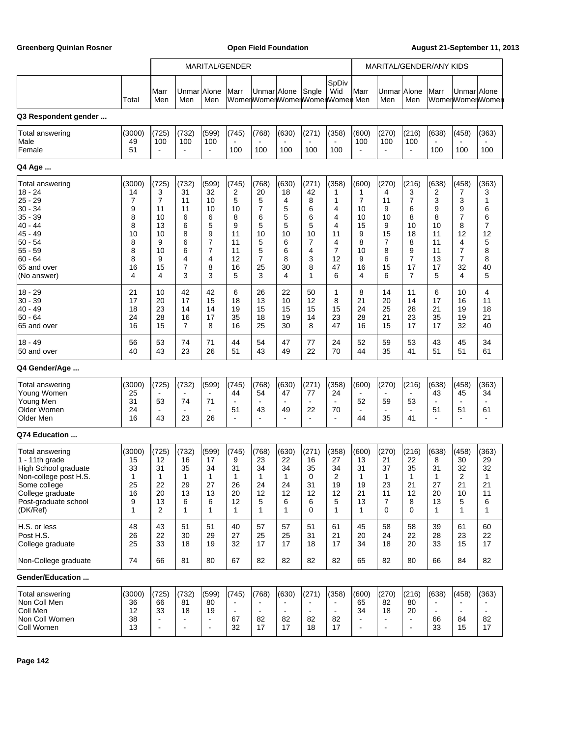| | Total | MARITAL/GENDER | | | | | | | | MARITAL/GENDER/ANY KIDS | | | | | |
|---|---|---|---|---|---|---|---|---|---|---|---|---|---|---|---|
| | | Marr Men | Unmar Men | Alone Men | Marr Women | Unmar Women | Alone Women | Sngle Women | SpDiv Wid Women | Marr Men | Unmar Men | Alone Men | Marr Women | Unmar Women | Alone Women |
| **Q3 Respondent gender ...** | | | | | | | | | | | | | | | |
| Total answering | (3000) | (725) | (732) | (599) | (745) | (768) | (630) | (271) | (358) | (600) | (270) | (216) | (638) | (458) | (363) |
| Male | 49 | 100 | 100 | 100 | - | - | - | - | - | 100 | 100 | 100 | - | - | - |
| Female | 51 | - | - | - | 100 | 100 | 100 | 100 | 100 | - | - | - | 100 | 100 | 100 |
| **Q4 Age ...** | | | | | | | | | | | | | | | |
| Total answering | (3000) | (725) | (732) | (599) | (745) | (768) | (630) | (271) | (358) | (600) | (270) | (216) | (638) | (458) | (363) |
| 18 - 24 | 14 | 3 | 31 | 32 | 2 | 20 | 18 | 42 | 1 | 1 | 4 | 3 | 2 | 7 | 3 |
| 25 - 29 | 7 | 7 | 11 | 10 | 5 | 5 | 4 | 8 | 1 | 7 | 11 | 7 | 3 | 3 | 1 |
| 30 - 34 | 9 | 11 | 11 | 10 | 10 | 7 | 5 | 6 | 4 | 10 | 9 | 6 | 9 | 9 | 6 |
| 35 - 39 | 8 | 10 | 6 | 6 | 8 | 6 | 5 | 6 | 4 | 10 | 10 | 8 | 8 | 7 | 6 |
| 40 - 44 | 8 | 13 | 6 | 5 | 9 | 5 | 5 | 5 | 4 | 15 | 9 | 10 | 10 | 8 | 7 |
| 45 - 49 | 10 | 10 | 8 | 9 | 11 | 10 | 10 | 10 | 11 | 9 | 15 | 18 | 11 | 12 | 12 |
| 50 - 54 | 8 | 9 | 6 | 7 | 11 | 5 | 6 | 7 | 4 | 8 | 7 | 8 | 11 | 4 | 5 |
| 55 - 59 | 8 | 10 | 6 | 7 | 11 | 5 | 6 | 4 | 7 | 10 | 8 | 9 | 11 | 7 | 8 |
| 60 - 64 | 8 | 9 | 4 | 4 | 12 | 7 | 8 | 3 | 12 | 9 | 6 | 7 | 13 | 7 | 8 |
| 65 and over | 16 | 15 | 7 | 8 | 16 | 25 | 30 | 8 | 47 | 16 | 15 | 17 | 17 | 32 | 40 |
| (No answer) | 4 | 4 | 3 | 3 | 5 | 3 | 4 | 1 | 6 | 4 | 6 | 7 | 5 | 4 | 5 |
| 18 - 29 | 21 | 10 | 42 | 42 | 6 | 26 | 22 | 50 | 1 | 8 | 14 | 11 | 6 | 10 | 4 |
| 30 - 39 | 17 | 20 | 17 | 15 | 18 | 13 | 10 | 12 | 8 | 21 | 20 | 14 | 17 | 16 | 11 |
| 40 - 49 | 18 | 23 | 14 | 14 | 19 | 15 | 15 | 15 | 15 | 24 | 25 | 28 | 21 | 19 | 18 |
| 50 - 64 | 24 | 28 | 16 | 17 | 35 | 18 | 19 | 14 | 23 | 28 | 21 | 23 | 35 | 19 | 21 |
| 65 and over | 16 | 15 | 7 | 8 | 16 | 25 | 30 | 8 | 47 | 16 | 15 | 17 | 17 | 32 | 40 |
| 18 - 49 | 56 | 53 | 74 | 71 | 44 | 54 | 47 | 77 | 24 | 52 | 59 | 53 | 43 | 45 | 34 |
| 50 and over | 40 | 43 | 23 | 26 | 51 | 43 | 49 | 22 | 70 | 44 | 35 | 41 | 51 | 51 | 61 |
| **Q4 Gender/Age ...** | | | | | | | | | | | | | | | |
| Total answering | (3000) | (725) | (732) | (599) | (745) | (768) | (630) | (271) | (358) | (600) | (270) | (216) | (638) | (458) | (363) |
| Young Women | 25 | - | - | - | 44 | 54 | 47 | 77 | 24 | - | - | - | 43 | 45 | 34 |
| Young Men | 31 | 53 | 74 | 71 | - | - | - | - | - | 52 | 59 | 53 | - | - | - |
| Older Women | 24 | - | - | - | 51 | 43 | 49 | 22 | 70 | - | - | - | 51 | 51 | 61 |
| Older Men | 16 | 43 | 23 | 26 | - | - | - | - | - | 44 | 35 | 41 | - | - | - |
| **Q74 Education ...** | | | | | | | | | | | | | | | |
| Total answering | (3000) | (725) | (732) | (599) | (745) | (768) | (630) | (271) | (358) | (600) | (270) | (216) | (638) | (458) | (363) |
| 1 - 11th grade | 15 | 12 | 16 | 17 | 9 | 23 | 22 | 16 | 27 | 13 | 21 | 22 | 8 | 30 | 29 |
| High School graduate | 33 | 31 | 35 | 34 | 31 | 34 | 34 | 35 | 34 | 31 | 37 | 35 | 31 | 32 | 32 |
| Non-college post H.S. | 1 | 1 | 1 | 1 | 1 | 1 | 1 | 0 | 2 | 1 | 1 | 1 | 1 | 2 | 1 |
| Some college | 25 | 22 | 29 | 27 | 26 | 24 | 24 | 31 | 19 | 19 | 23 | 21 | 27 | 21 | 21 |
| College graduate | 16 | 20 | 13 | 13 | 20 | 12 | 12 | 12 | 12 | 21 | 11 | 12 | 20 | 10 | 11 |
| Post-graduate school | 9 | 13 | 6 | 6 | 12 | 5 | 6 | 6 | 5 | 13 | 7 | 8 | 13 | 5 | 6 |
| (DK/Ref) | 1 | 2 | 1 | 1 | 1 | 1 | 1 | 0 | 1 | 1 | 0 | 0 | 1 | 1 | 1 |
| H.S. or less | 48 | 43 | 51 | 51 | 40 | 57 | 57 | 51 | 61 | 45 | 58 | 58 | 39 | 61 | 60 |
| Post H.S. | 26 | 22 | 30 | 29 | 27 | 25 | 25 | 31 | 21 | 20 | 24 | 22 | 28 | 23 | 22 |
| College graduate | 25 | 33 | 18 | 19 | 32 | 17 | 17 | 18 | 17 | 34 | 18 | 20 | 33 | 15 | 17 |
| Non-College graduate | 74 | 66 | 81 | 80 | 67 | 82 | 82 | 82 | 82 | 65 | 82 | 80 | 66 | 84 | 82 |
| **Gender/Education ...** | | | | | | | | | | | | | | | |
| Total answering | (3000) | (725) | (732) | (599) | (745) | (768) | (630) | (271) | (358) | (600) | (270) | (216) | (638) | (458) | (363) |
| Non Coll Men | 36 | 66 | 81 | 80 | - | - | - | - | - | 65 | 82 | 80 | - | - | - |
| Coll Men | 12 | 33 | 18 | 19 | - | - | - | - | - | 34 | 18 | 20 | - | - | - |
| Non Coll Women | 38 | - | - | - | 67 | 82 | 82 | 82 | 82 | - | - | - | 66 | 84 | 82 |
| Coll Women | 13 | - | - | - | 32 | 17 | 17 | 18 | 17 | - | - | - | 33 | 15 | 17 |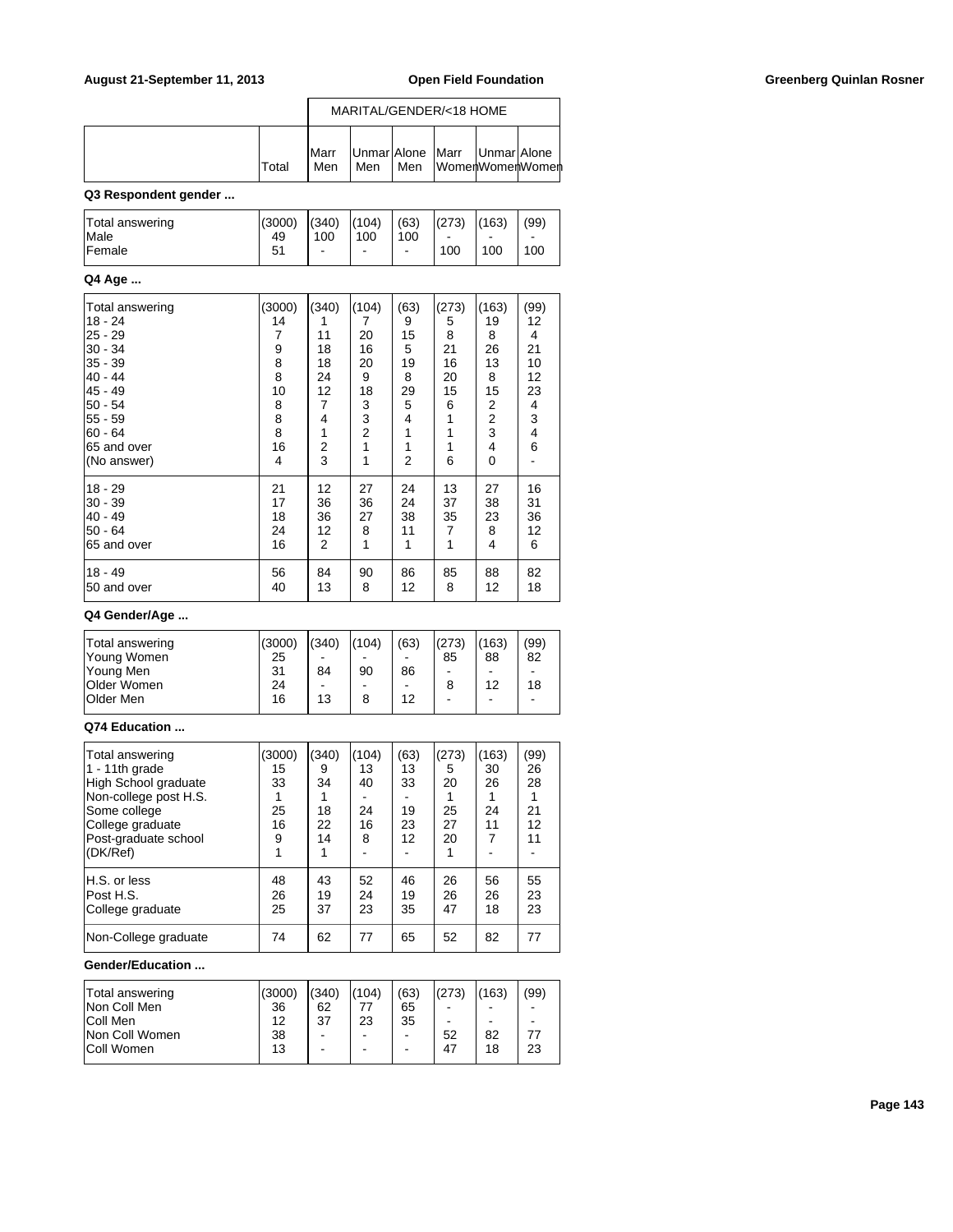| | Total | MARITAL/GENDER/<18 HOME Marr Men | Unmar Men | Alone Men | Marr Women | Unmar Women | Alone Women |
|---|---|---|---|---|---|---|---|

**Q3 Respondent gender ...**

| | Total | Marr Men | Unmar Men | Alone Men | Marr Women | Unmar Women | Alone Women |
|---|---|---|---|---|---|---|---|
| Total answering | (3000) | (340) | (104) | (63) | (273) | (163) | (99) |
| Male | 49 | 100 | 100 | 100 | - | - | - |
| Female | 51 | - | - | - | 100 | 100 | 100 |

**Q4 Age ...**

| | Total | Marr Men | Unmar Men | Alone Men | Marr Women | Unmar Women | Alone Women |
|---|---|---|---|---|---|---|---|
| Total answering | (3000) | (340) | (104) | (63) | (273) | (163) | (99) |
| 18 - 24 | 14 | 1 | 7 | 9 | 5 | 19 | 12 |
| 25 - 29 | 7 | 11 | 20 | 15 | 8 | 8 | 4 |
| 30 - 34 | 9 | 18 | 16 | 5 | 21 | 26 | 21 |
| 35 - 39 | 8 | 18 | 20 | 19 | 16 | 13 | 10 |
| 40 - 44 | 8 | 24 | 9 | 8 | 20 | 8 | 12 |
| 45 - 49 | 10 | 12 | 18 | 29 | 15 | 15 | 23 |
| 50 - 54 | 8 | 7 | 3 | 5 | 6 | 2 | 4 |
| 55 - 59 | 8 | 4 | 3 | 4 | 1 | 2 | 3 |
| 60 - 64 | 8 | 1 | 2 | 1 | 1 | 3 | 4 |
| 65 and over | 16 | 2 | 1 | 1 | 1 | 4 | 6 |
| (No answer) | 4 | 3 | 1 | 2 | 6 | 0 | - |
| 18 - 29 | 21 | 12 | 27 | 24 | 13 | 27 | 16 |
| 30 - 39 | 17 | 36 | 36 | 24 | 37 | 38 | 31 |
| 40 - 49 | 18 | 36 | 27 | 38 | 35 | 23 | 36 |
| 50 - 64 | 24 | 12 | 8 | 11 | 7 | 8 | 12 |
| 65 and over | 16 | 2 | 1 | 1 | 1 | 4 | 6 |
| 18 - 49 | 56 | 84 | 90 | 86 | 85 | 88 | 82 |
| 50 and over | 40 | 13 | 8 | 12 | 8 | 12 | 18 |

**Q4 Gender/Age ...**

| | Total | Marr Men | Unmar Men | Alone Men | Marr Women | Unmar Women | Alone Women |
|---|---|---|---|---|---|---|---|
| Total answering | (3000) | (340) | (104) | (63) | (273) | (163) | (99) |
| Young Women | 25 | - | - | - | 85 | 88 | 82 |
| Young Men | 31 | 84 | 90 | 86 | - | - | - |
| Older Women | 24 | - | - | - | 8 | 12 | 18 |
| Older Men | 16 | 13 | 8 | 12 | - | - | - |

**Q74 Education ...**

| | Total | Marr Men | Unmar Men | Alone Men | Marr Women | Unmar Women | Alone Women |
|---|---|---|---|---|---|---|---|
| Total answering | (3000) | (340) | (104) | (63) | (273) | (163) | (99) |
| 1 - 11th grade | 15 | 9 | 13 | 13 | 5 | 30 | 26 |
| High School graduate | 33 | 34 | 40 | 33 | 20 | 26 | 28 |
| Non-college post H.S. | 1 | 1 | - | - | 1 | 1 | 1 |
| Some college | 25 | 18 | 24 | 19 | 25 | 24 | 21 |
| College graduate | 16 | 22 | 16 | 23 | 27 | 11 | 12 |
| Post-graduate school | 9 | 14 | 8 | 12 | 20 | 7 | 11 |
| (DK/Ref) | 1 | 1 | - | - | 1 | - | - |
| H.S. or less | 48 | 43 | 52 | 46 | 26 | 56 | 55 |
| Post H.S. | 26 | 19 | 24 | 19 | 26 | 26 | 23 |
| College graduate | 25 | 37 | 23 | 35 | 47 | 18 | 23 |
| Non-College graduate | 74 | 62 | 77 | 65 | 52 | 82 | 77 |

**Gender/Education ...**

| | Total | Marr Men | Unmar Men | Alone Men | Marr Women | Unmar Women | Alone Women |
|---|---|---|---|---|---|---|---|
| Total answering | (3000) | (340) | (104) | (63) | (273) | (163) | (99) |
| Non Coll Men | 36 | 62 | 77 | 65 | - | - | - |
| Coll Men | 12 | 37 | 23 | 35 | - | - | - |
| Non Coll Women | 38 | - | - | - | 52 | 82 | 77 |
| Coll Women | 13 | - | - | - | 47 | 18 | 23 |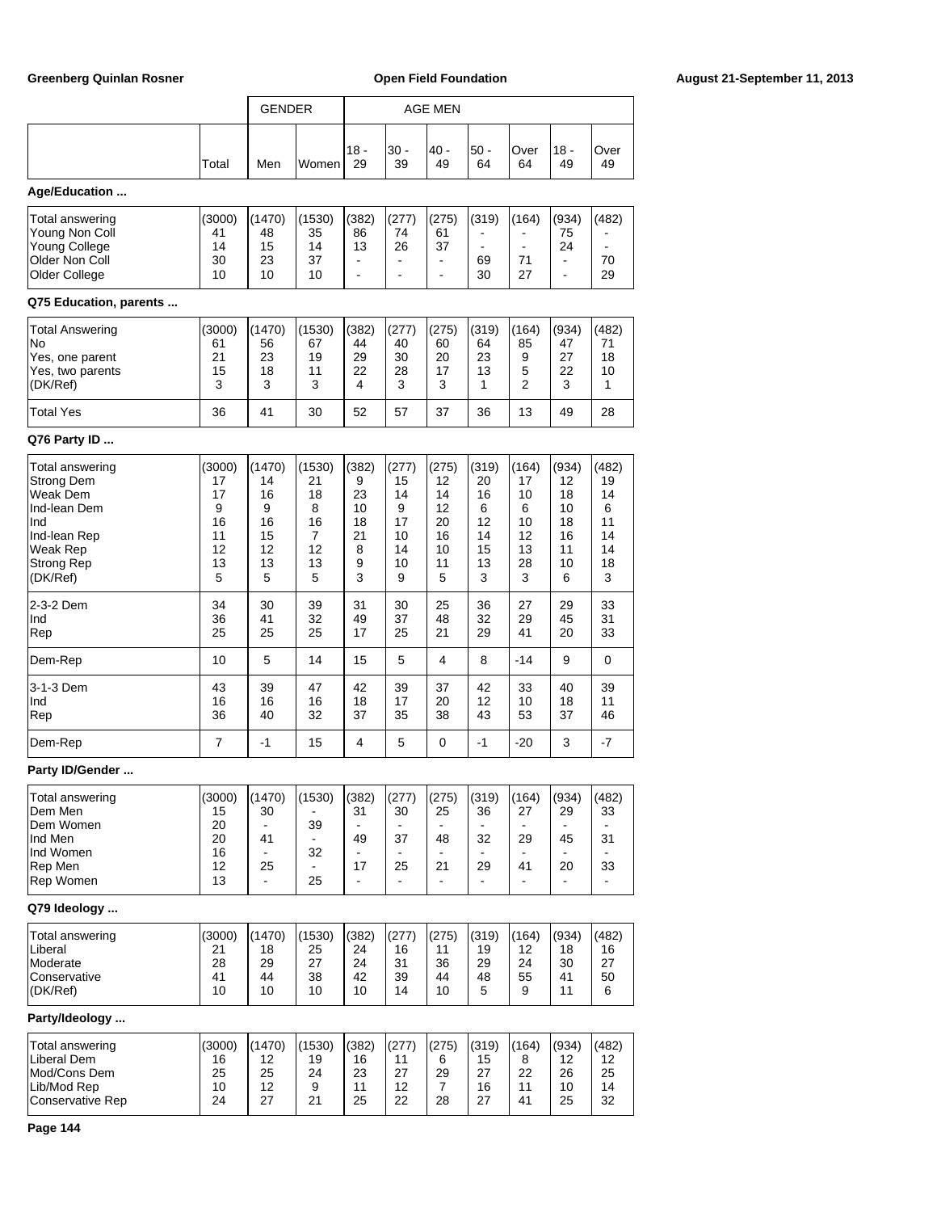| | Total | GENDER | | AGE MEN | | | | | | |
|---|---|---|---|---|---|---|---|---|---|---|
| | | Men | Women | 18 - 29 | 30 - 39 | 40 - 49 | 50 - 64 | Over 64 | 18 - 49 | Over 49 |

**Age/Education ...**

| | Total | Men | Women | 18 - 29 | 30 - 39 | 40 - 49 | 50 - 64 | Over 64 | 18 - 49 | Over 49 |
|---|---|---|---|---|---|---|---|---|---|---|
| Total answering | (3000) | (1470) | (1530) | (382) | (277) | (275) | (319) | (164) | (934) | (482) |
| Young Non Coll | 41 | 48 | 35 | 86 | 74 | 61 | - | - | 75 | - |
| Young College | 14 | 15 | 14 | 13 | 26 | 37 | - | - | 24 | - |
| Older Non Coll | 30 | 23 | 37 | - | - | - | 69 | 71 | - | 70 |
| Older College | 10 | 10 | 10 | - | - | - | 30 | 27 | - | 29 |

**Q75 Education, parents ...**

| | Total | Men | Women | 18 - 29 | 30 - 39 | 40 - 49 | 50 - 64 | Over 64 | 18 - 49 | Over 49 |
|---|---|---|---|---|---|---|---|---|---|---|
| Total Answering | (3000) | (1470) | (1530) | (382) | (277) | (275) | (319) | (164) | (934) | (482) |
| No | 61 | 56 | 67 | 44 | 40 | 60 | 64 | 85 | 47 | 71 |
| Yes, one parent | 21 | 23 | 19 | 29 | 30 | 20 | 23 | 9 | 27 | 18 |
| Yes, two parents | 15 | 18 | 11 | 22 | 28 | 17 | 13 | 5 | 22 | 10 |
| (DK/Ref) | 3 | 3 | 3 | 4 | 3 | 3 | 1 | 2 | 3 | 1 |
| Total Yes | 36 | 41 | 30 | 52 | 57 | 37 | 36 | 13 | 49 | 28 |

**Q76 Party ID ...**

| | Total | Men | Women | 18 - 29 | 30 - 39 | 40 - 49 | 50 - 64 | Over 64 | 18 - 49 | Over 49 |
|---|---|---|---|---|---|---|---|---|---|---|
| Total answering | (3000) | (1470) | (1530) | (382) | (277) | (275) | (319) | (164) | (934) | (482) |
| Strong Dem | 17 | 14 | 21 | 9 | 15 | 12 | 20 | 17 | 12 | 19 |
| Weak Dem | 17 | 16 | 18 | 23 | 14 | 14 | 16 | 10 | 18 | 14 |
| Ind-lean Dem | 9 | 9 | 8 | 10 | 9 | 12 | 6 | 6 | 10 | 6 |
| Ind | 16 | 16 | 16 | 18 | 17 | 20 | 12 | 10 | 18 | 11 |
| Ind-lean Rep | 11 | 15 | 7 | 21 | 10 | 16 | 14 | 12 | 16 | 14 |
| Weak Rep | 12 | 12 | 12 | 8 | 14 | 10 | 15 | 13 | 11 | 14 |
| Strong Rep | 13 | 13 | 13 | 9 | 10 | 11 | 13 | 28 | 10 | 18 |
| (DK/Ref) | 5 | 5 | 5 | 3 | 9 | 5 | 3 | 3 | 6 | 3 |
| 2-3-2 Dem | 34 | 30 | 39 | 31 | 30 | 25 | 36 | 27 | 29 | 33 |
| Ind | 36 | 41 | 32 | 49 | 37 | 48 | 32 | 29 | 45 | 31 |
| Rep | 25 | 25 | 25 | 17 | 25 | 21 | 29 | 41 | 20 | 33 |
| Dem-Rep | 10 | 5 | 14 | 15 | 5 | 4 | 8 | -14 | 9 | 0 |
| 3-1-3 Dem | 43 | 39 | 47 | 42 | 39 | 37 | 42 | 33 | 40 | 39 |
| Ind | 16 | 16 | 16 | 18 | 17 | 20 | 12 | 10 | 18 | 11 |
| Rep | 36 | 40 | 32 | 37 | 35 | 38 | 43 | 53 | 37 | 46 |
| Dem-Rep | 7 | -1 | 15 | 4 | 5 | 0 | -1 | -20 | 3 | -7 |

**Party ID/Gender ...**

| | Total | Men | Women | 18 - 29 | 30 - 39 | 40 - 49 | 50 - 64 | Over 64 | 18 - 49 | Over 49 |
|---|---|---|---|---|---|---|---|---|---|---|
| Total answering | (3000) | (1470) | (1530) | (382) | (277) | (275) | (319) | (164) | (934) | (482) |
| Dem Men | 15 | 30 | - | 31 | 30 | 25 | 36 | 27 | 29 | 33 |
| Dem Women | 20 | - | 39 | - | - | - | - | - | - | - |
| Ind Men | 20 | 41 | - | 49 | 37 | 48 | 32 | 29 | 45 | 31 |
| Ind Women | 16 | - | 32 | - | - | - | - | - | - | - |
| Rep Men | 12 | 25 | - | 17 | 25 | 21 | 29 | 41 | 20 | 33 |
| Rep Women | 13 | - | 25 | - | - | - | - | - | - | - |

**Q79 Ideology ...**

| | Total | Men | Women | 18 - 29 | 30 - 39 | 40 - 49 | 50 - 64 | Over 64 | 18 - 49 | Over 49 |
|---|---|---|---|---|---|---|---|---|---|---|
| Total answering | (3000) | (1470) | (1530) | (382) | (277) | (275) | (319) | (164) | (934) | (482) |
| Liberal | 21 | 18 | 25 | 24 | 16 | 11 | 19 | 12 | 18 | 16 |
| Moderate | 28 | 29 | 27 | 24 | 31 | 36 | 29 | 24 | 30 | 27 |
| Conservative | 41 | 44 | 38 | 42 | 39 | 44 | 48 | 55 | 41 | 50 |
| (DK/Ref) | 10 | 10 | 10 | 10 | 14 | 10 | 5 | 9 | 11 | 6 |

**Party/Ideology ...**

| | Total | Men | Women | 18 - 29 | 30 - 39 | 40 - 49 | 50 - 64 | Over 64 | 18 - 49 | Over 49 |
|---|---|---|---|---|---|---|---|---|---|---|
| Total answering | (3000) | (1470) | (1530) | (382) | (277) | (275) | (319) | (164) | (934) | (482) |
| Liberal Dem | 16 | 12 | 19 | 16 | 11 | 6 | 15 | 8 | 12 | 12 |
| Mod/Cons Dem | 25 | 25 | 24 | 23 | 27 | 29 | 27 | 22 | 26 | 25 |
| Lib/Mod Rep | 10 | 12 | 9 | 11 | 12 | 7 | 16 | 11 | 10 | 14 |
| Conservative Rep | 24 | 27 | 21 | 25 | 22 | 28 | 27 | 41 | 25 | 32 |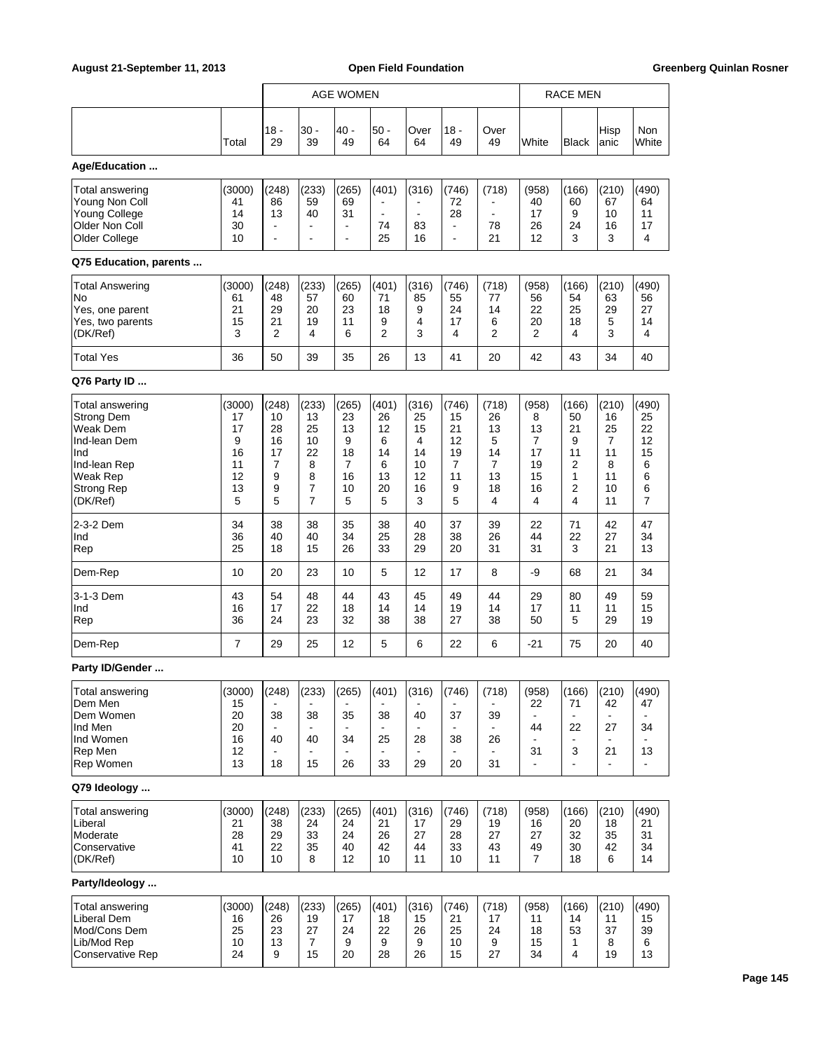| | Total | AGE WOMEN 18 - 29 | 30 - 39 | 40 - 49 | 50 - 64 | Over 64 | 18 - 49 | Over 49 | RACE MEN White | Black | Hisp anic | Non White |
|---|---|---|---|---|---|---|---|---|---|---|---|---|
| **Age/Education ...** | | | | | | | | | | | | |
| Total answering | (3000) | (248) | (233) | (265) | (401) | (316) | (746) | (718) | (958) | (166) | (210) | (490) |
| Young Non Coll | 41 | 86 | 59 | 69 | - | - | 72 | - | 40 | 60 | 67 | 64 |
| Young College | 14 | 13 | 40 | 31 | - | - | 28 | - | 17 | 9 | 10 | 11 |
| Older Non Coll | 30 | - | - | - | 74 | 83 | - | 78 | 26 | 24 | 16 | 17 |
| Older College | 10 | - | - | - | 25 | 16 | - | 21 | 12 | 3 | 3 | 4 |
| **Q75 Education, parents ...** | | | | | | | | | | | | |
| Total Answering | (3000) | (248) | (233) | (265) | (401) | (316) | (746) | (718) | (958) | (166) | (210) | (490) |
| No | 61 | 48 | 57 | 60 | 71 | 85 | 55 | 77 | 56 | 54 | 63 | 56 |
| Yes, one parent | 21 | 29 | 20 | 23 | 18 | 9 | 24 | 14 | 22 | 25 | 29 | 27 |
| Yes, two parents | 15 | 21 | 19 | 11 | 9 | 4 | 17 | 6 | 20 | 18 | 5 | 14 |
| (DK/Ref) | 3 | 2 | 4 | 6 | 2 | 3 | 4 | 2 | 2 | 4 | 3 | 4 |
| Total Yes | 36 | 50 | 39 | 35 | 26 | 13 | 41 | 20 | 42 | 43 | 34 | 40 |
| **Q76 Party ID ...** | | | | | | | | | | | | |
| Total answering | (3000) | (248) | (233) | (265) | (401) | (316) | (746) | (718) | (958) | (166) | (210) | (490) |
| Strong Dem | 17 | 10 | 13 | 23 | 26 | 25 | 15 | 26 | 8 | 50 | 16 | 25 |
| Weak Dem | 17 | 28 | 25 | 13 | 12 | 15 | 21 | 13 | 13 | 21 | 25 | 22 |
| Ind-lean Dem | 9 | 16 | 10 | 9 | 6 | 4 | 12 | 5 | 7 | 9 | 7 | 12 |
| Ind | 16 | 17 | 22 | 18 | 14 | 14 | 19 | 14 | 17 | 11 | 11 | 15 |
| Ind-lean Rep | 11 | 7 | 8 | 7 | 6 | 10 | 7 | 7 | 19 | 2 | 8 | 6 |
| Weak Rep | 12 | 9 | 8 | 16 | 13 | 12 | 11 | 13 | 15 | 1 | 11 | 6 |
| Strong Rep | 13 | 9 | 7 | 10 | 20 | 16 | 9 | 18 | 16 | 2 | 10 | 6 |
| (DK/Ref) | 5 | 5 | 7 | 5 | 5 | 3 | 5 | 4 | 4 | 4 | 11 | 7 |
| 2-3-2 Dem | 34 | 38 | 38 | 35 | 38 | 40 | 37 | 39 | 22 | 71 | 42 | 47 |
| Ind | 36 | 40 | 40 | 34 | 25 | 28 | 38 | 26 | 44 | 22 | 27 | 34 |
| Rep | 25 | 18 | 15 | 26 | 33 | 29 | 20 | 31 | 31 | 3 | 21 | 13 |
| Dem-Rep | 10 | 20 | 23 | 10 | 5 | 12 | 17 | 8 | -9 | 68 | 21 | 34 |
| 3-1-3 Dem | 43 | 54 | 48 | 44 | 43 | 45 | 49 | 44 | 29 | 80 | 49 | 59 |
| Ind | 16 | 17 | 22 | 18 | 14 | 14 | 19 | 14 | 17 | 11 | 11 | 15 |
| Rep | 36 | 24 | 23 | 32 | 38 | 38 | 27 | 38 | 50 | 5 | 29 | 19 |
| Dem-Rep | 7 | 29 | 25 | 12 | 5 | 6 | 22 | 6 | -21 | 75 | 20 | 40 |
| **Party ID/Gender ...** | | | | | | | | | | | | |
| Total answering | (3000) | (248) | (233) | (265) | (401) | (316) | (746) | (718) | (958) | (166) | (210) | (490) |
| Dem Men | 15 | - | - | - | - | - | - | - | 22 | 71 | 42 | 47 |
| Dem Women | 20 | 38 | 38 | 35 | 38 | 40 | 37 | 39 | - | - | - | - |
| Ind Men | 20 | - | - | - | - | - | - | - | 44 | 22 | 27 | 34 |
| Ind Women | 16 | 40 | 40 | 34 | 25 | 28 | 38 | 26 | - | - | - | - |
| Rep Men | 12 | - | - | - | - | - | - | - | 31 | 3 | 21 | 13 |
| Rep Women | 13 | 18 | 15 | 26 | 33 | 29 | 20 | 31 | - | - | - | - |
| **Q79 Ideology ...** | | | | | | | | | | | | |
| Total answering | (3000) | (248) | (233) | (265) | (401) | (316) | (746) | (718) | (958) | (166) | (210) | (490) |
| Liberal | 21 | 38 | 24 | 24 | 21 | 17 | 29 | 19 | 16 | 20 | 18 | 21 |
| Moderate | 28 | 29 | 33 | 24 | 26 | 27 | 28 | 27 | 27 | 32 | 35 | 31 |
| Conservative | 41 | 22 | 35 | 40 | 42 | 44 | 33 | 43 | 49 | 30 | 42 | 34 |
| (DK/Ref) | 10 | 10 | 8 | 12 | 10 | 11 | 10 | 11 | 7 | 18 | 6 | 14 |
| **Party/Ideology ...** | | | | | | | | | | | | |
| Total answering | (3000) | (248) | (233) | (265) | (401) | (316) | (746) | (718) | (958) | (166) | (210) | (490) |
| Liberal Dem | 16 | 26 | 19 | 17 | 18 | 15 | 21 | 17 | 11 | 14 | 11 | 15 |
| Mod/Cons Dem | 25 | 23 | 27 | 24 | 22 | 26 | 25 | 24 | 18 | 53 | 37 | 39 |
| Lib/Mod Rep | 10 | 13 | 7 | 9 | 9 | 9 | 10 | 9 | 15 | 1 | 8 | 6 |
| Conservative Rep | 24 | 9 | 15 | 20 | 28 | 26 | 15 | 27 | 34 | 4 | 19 | 13 |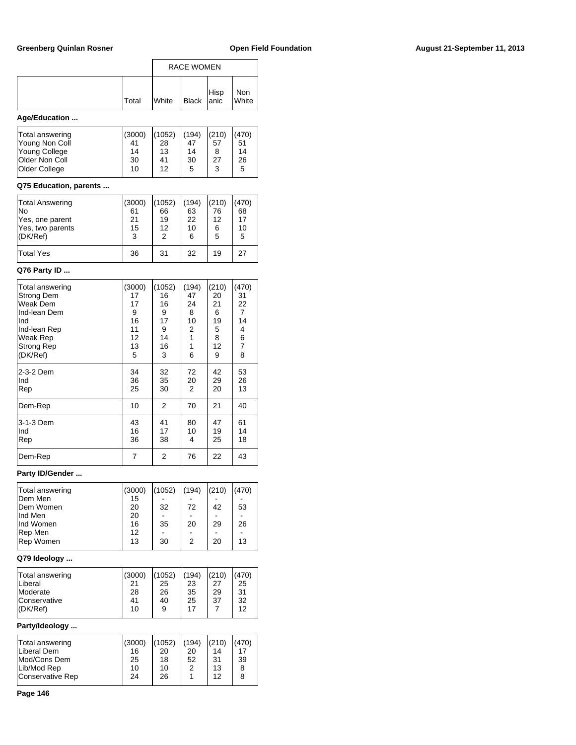| | | RACE WOMEN | | | |
|---|---|---|---|---|---|
| | Total | White | Black | Hispanic | Non White |

**Age/Education ...**

| | Total | White | Black | Hispanic | Non White |
|---|---|---|---|---|---|
| Total answering | (3000) | (1052) | (194) | (210) | (470) |
| Young Non Coll | 41 | 28 | 47 | 57 | 51 |
| Young College | 14 | 13 | 14 | 8 | 14 |
| Older Non Coll | 30 | 41 | 30 | 27 | 26 |
| Older College | 10 | 12 | 5 | 3 | 5 |

**Q75 Education, parents ...**

| | Total | White | Black | Hispanic | Non White |
|---|---|---|---|---|---|
| Total Answering | (3000) | (1052) | (194) | (210) | (470) |
| No | 61 | 66 | 63 | 76 | 68 |
| Yes, one parent | 21 | 19 | 22 | 12 | 17 |
| Yes, two parents | 15 | 12 | 10 | 6 | 10 |
| (DK/Ref) | 3 | 2 | 6 | 5 | 5 |
| Total Yes | 36 | 31 | 32 | 19 | 27 |

**Q76 Party ID ...**

| | Total | White | Black | Hispanic | Non White |
|---|---|---|---|---|---|
| Total answering | (3000) | (1052) | (194) | (210) | (470) |
| Strong Dem | 17 | 16 | 47 | 20 | 31 |
| Weak Dem | 17 | 16 | 24 | 21 | 22 |
| Ind-lean Dem | 9 | 9 | 8 | 6 | 7 |
| Ind | 16 | 17 | 10 | 19 | 14 |
| Ind-lean Rep | 11 | 9 | 2 | 5 | 4 |
| Weak Rep | 12 | 14 | 1 | 8 | 6 |
| Strong Rep | 13 | 16 | 1 | 12 | 7 |
| (DK/Ref) | 5 | 3 | 6 | 9 | 8 |
| 2-3-2 Dem | 34 | 32 | 72 | 42 | 53 |
| Ind | 36 | 35 | 20 | 29 | 26 |
| Rep | 25 | 30 | 2 | 20 | 13 |
| Dem-Rep | 10 | 2 | 70 | 21 | 40 |
| 3-1-3 Dem | 43 | 41 | 80 | 47 | 61 |
| Ind | 16 | 17 | 10 | 19 | 14 |
| Rep | 36 | 38 | 4 | 25 | 18 |
| Dem-Rep | 7 | 2 | 76 | 22 | 43 |

**Party ID/Gender ...**

| | Total | White | Black | Hispanic | Non White |
|---|---|---|---|---|---|
| Total answering | (3000) | (1052) | (194) | (210) | (470) |
| Dem Men | 15 | - | - | - | - |
| Dem Women | 20 | 32 | 72 | 42 | 53 |
| Ind Men | 20 | - | - | - | - |
| Ind Women | 16 | 35 | 20 | 29 | 26 |
| Rep Men | 12 | - | - | - | - |
| Rep Women | 13 | 30 | 2 | 20 | 13 |

**Q79 Ideology ...**

| | Total | White | Black | Hispanic | Non White |
|---|---|---|---|---|---|
| Total answering | (3000) | (1052) | (194) | (210) | (470) |
| Liberal | 21 | 25 | 23 | 27 | 25 |
| Moderate | 28 | 26 | 35 | 29 | 31 |
| Conservative | 41 | 40 | 25 | 37 | 32 |
| (DK/Ref) | 10 | 9 | 17 | 7 | 12 |

**Party/Ideology ...**

| | Total | White | Black | Hispanic | Non White |
|---|---|---|---|---|---|
| Total answering | (3000) | (1052) | (194) | (210) | (470) |
| Liberal Dem | 16 | 20 | 20 | 14 | 17 |
| Mod/Cons Dem | 25 | 18 | 52 | 31 | 39 |
| Lib/Mod Rep | 10 | 10 | 2 | 13 | 8 |
| Conservative Rep | 24 | 26 | 1 | 12 | 8 |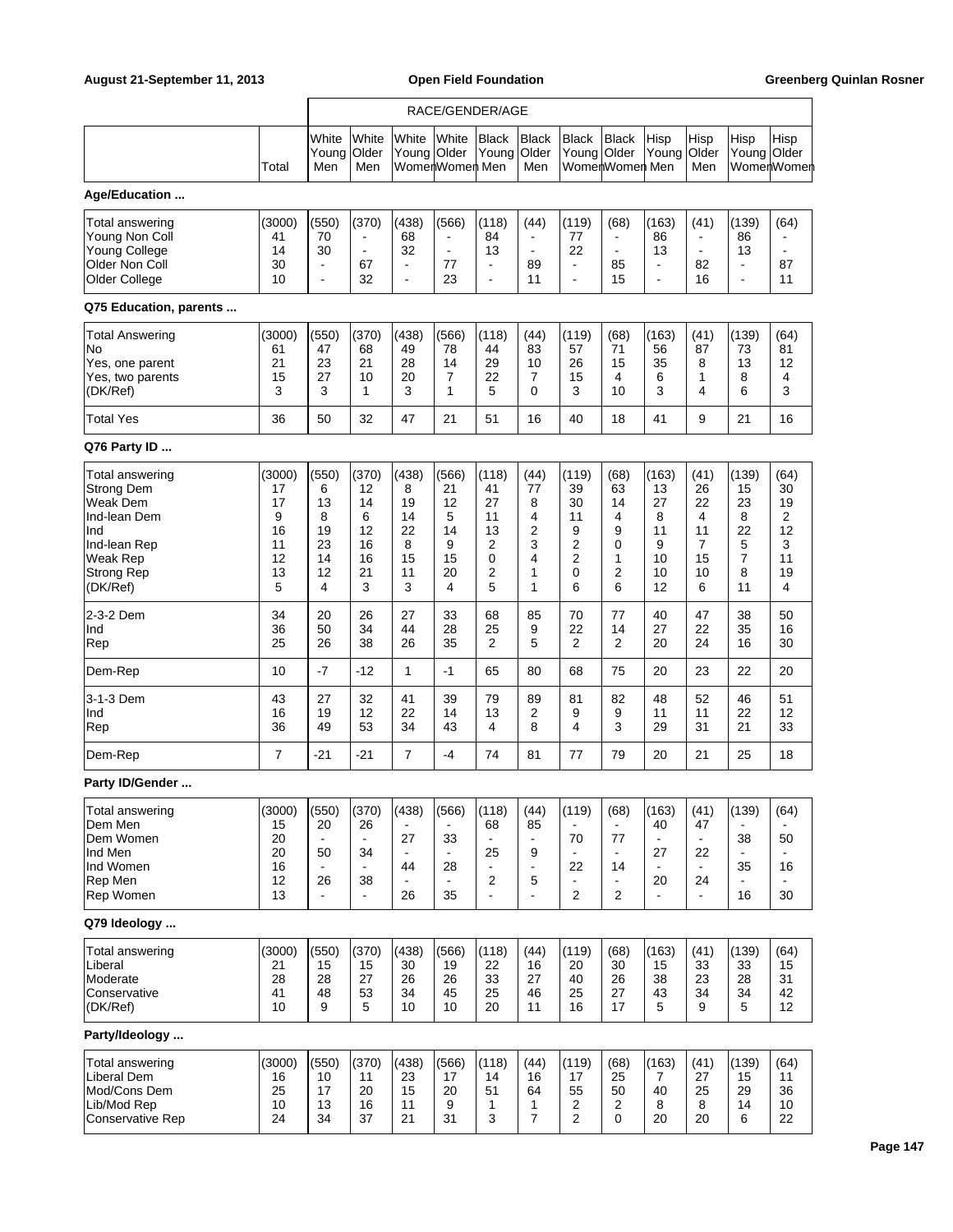| | | RACE/GENDER/AGE | | | | | | | | | | | |
|---|---|---|---|---|---|---|---|---|---|---|---|---|---|
| | Total | White Young Men | White Older Men | White Young Women | White Older Women | Black Young Men | Black Older Men | Black Young Women | Black Older Women | Hisp Young Men | Hisp Older Men | Hisp Young Women | Hisp Older Women |
| **Age/Education ...** | | | | | | | | | | | | | |
| Total answering | (3000) | (550) | (370) | (438) | (566) | (118) | (44) | (119) | (68) | (163) | (41) | (139) | (64) |
| Young Non Coll | 41 | 70 | - | 68 | - | 84 | - | 77 | - | 86 | - | 86 | - |
| Young College | 14 | 30 | - | 32 | - | 13 | - | 22 | - | 13 | - | 13 | - |
| Older Non Coll | 30 | - | 67 | - | 77 | - | 89 | - | 85 | - | 82 | - | 87 |
| Older College | 10 | - | 32 | - | 23 | - | 11 | - | 15 | - | 16 | - | 11 |
| **Q75 Education, parents ...** | | | | | | | | | | | | | |
| Total Answering | (3000) | (550) | (370) | (438) | (566) | (118) | (44) | (119) | (68) | (163) | (41) | (139) | (64) |
| No | 61 | 47 | 68 | 49 | 78 | 44 | 83 | 57 | 71 | 56 | 87 | 73 | 81 |
| Yes, one parent | 21 | 23 | 21 | 28 | 14 | 29 | 10 | 26 | 15 | 35 | 8 | 13 | 12 |
| Yes, two parents | 15 | 27 | 10 | 20 | 7 | 22 | 7 | 15 | 4 | 6 | 1 | 8 | 4 |
| (DK/Ref) | 3 | 3 | 1 | 3 | 1 | 5 | 0 | 3 | 10 | 3 | 4 | 6 | 3 |
| Total Yes | 36 | 50 | 32 | 47 | 21 | 51 | 16 | 40 | 18 | 41 | 9 | 21 | 16 |
| **Q76 Party ID ...** | | | | | | | | | | | | | |
| Total answering | (3000) | (550) | (370) | (438) | (566) | (118) | (44) | (119) | (68) | (163) | (41) | (139) | (64) |
| Strong Dem | 17 | 6 | 12 | 8 | 21 | 41 | 77 | 39 | 63 | 13 | 26 | 15 | 30 |
| Weak Dem | 17 | 13 | 14 | 19 | 12 | 27 | 8 | 30 | 14 | 27 | 22 | 23 | 19 |
| Ind-lean Dem | 9 | 8 | 6 | 14 | 5 | 11 | 4 | 11 | 4 | 8 | 4 | 8 | 2 |
| Ind | 16 | 19 | 12 | 22 | 14 | 13 | 2 | 9 | 9 | 11 | 11 | 22 | 12 |
| Ind-lean Rep | 11 | 23 | 16 | 8 | 9 | 2 | 3 | 2 | 0 | 9 | 7 | 5 | 3 |
| Weak Rep | 12 | 14 | 16 | 15 | 15 | 0 | 4 | 2 | 1 | 10 | 15 | 7 | 11 |
| Strong Rep | 13 | 12 | 21 | 11 | 20 | 2 | 1 | 0 | 2 | 10 | 10 | 8 | 19 |
| (DK/Ref) | 5 | 4 | 3 | 3 | 4 | 5 | 1 | 6 | 6 | 12 | 6 | 11 | 4 |
| 2-3-2 Dem | 34 | 20 | 26 | 27 | 33 | 68 | 85 | 70 | 77 | 40 | 47 | 38 | 50 |
| Ind | 36 | 50 | 34 | 44 | 28 | 25 | 9 | 22 | 14 | 27 | 22 | 35 | 16 |
| Rep | 25 | 26 | 38 | 26 | 35 | 2 | 5 | 2 | 2 | 20 | 24 | 16 | 30 |
| Dem-Rep | 10 | -7 | -12 | 1 | -1 | 65 | 80 | 68 | 75 | 20 | 23 | 22 | 20 |
| 3-1-3 Dem | 43 | 27 | 32 | 41 | 39 | 79 | 89 | 81 | 82 | 48 | 52 | 46 | 51 |
| Ind | 16 | 19 | 12 | 22 | 14 | 13 | 2 | 9 | 9 | 11 | 11 | 22 | 12 |
| Rep | 36 | 49 | 53 | 34 | 43 | 4 | 8 | 4 | 3 | 29 | 31 | 21 | 33 |
| Dem-Rep | 7 | -21 | -21 | 7 | -4 | 74 | 81 | 77 | 79 | 20 | 21 | 25 | 18 |
| **Party ID/Gender ...** | | | | | | | | | | | | | |
| Total answering | (3000) | (550) | (370) | (438) | (566) | (118) | (44) | (119) | (68) | (163) | (41) | (139) | (64) |
| Dem Men | 15 | 20 | 26 | - | - | 68 | 85 | - | - | 40 | 47 | - | - |
| Dem Women | 20 | - | - | 27 | 33 | - | - | 70 | 77 | - | - | 38 | 50 |
| Ind Men | 20 | 50 | 34 | - | - | 25 | 9 | - | - | 27 | 22 | - | - |
| Ind Women | 16 | - | - | 44 | 28 | - | - | 22 | 14 | - | - | 35 | 16 |
| Rep Men | 12 | 26 | 38 | - | - | 2 | 5 | - | - | 20 | 24 | - | - |
| Rep Women | 13 | - | - | 26 | 35 | - | - | 2 | 2 | - | - | 16 | 30 |
| **Q79 Ideology ...** | | | | | | | | | | | | | |
| Total answering | (3000) | (550) | (370) | (438) | (566) | (118) | (44) | (119) | (68) | (163) | (41) | (139) | (64) |
| Liberal | 21 | 15 | 15 | 30 | 19 | 22 | 16 | 20 | 30 | 15 | 33 | 33 | 15 |
| Moderate | 28 | 28 | 27 | 26 | 26 | 33 | 27 | 40 | 26 | 38 | 23 | 28 | 31 |
| Conservative | 41 | 48 | 53 | 34 | 45 | 25 | 46 | 25 | 27 | 43 | 34 | 34 | 42 |
| (DK/Ref) | 10 | 9 | 5 | 10 | 10 | 20 | 11 | 16 | 17 | 5 | 9 | 5 | 12 |
| **Party/Ideology ...** | | | | | | | | | | | | | |
| Total answering | (3000) | (550) | (370) | (438) | (566) | (118) | (44) | (119) | (68) | (163) | (41) | (139) | (64) |
| Liberal Dem | 16 | 10 | 11 | 23 | 17 | 14 | 16 | 17 | 25 | 7 | 27 | 15 | 11 |
| Mod/Cons Dem | 25 | 17 | 20 | 15 | 20 | 51 | 64 | 55 | 50 | 40 | 25 | 29 | 36 |
| Lib/Mod Rep | 10 | 13 | 16 | 11 | 9 | 1 | 1 | 2 | 2 | 8 | 8 | 14 | 10 |
| Conservative Rep | 24 | 34 | 37 | 21 | 31 | 3 | 7 | 2 | 0 | 20 | 20 | 6 | 22 |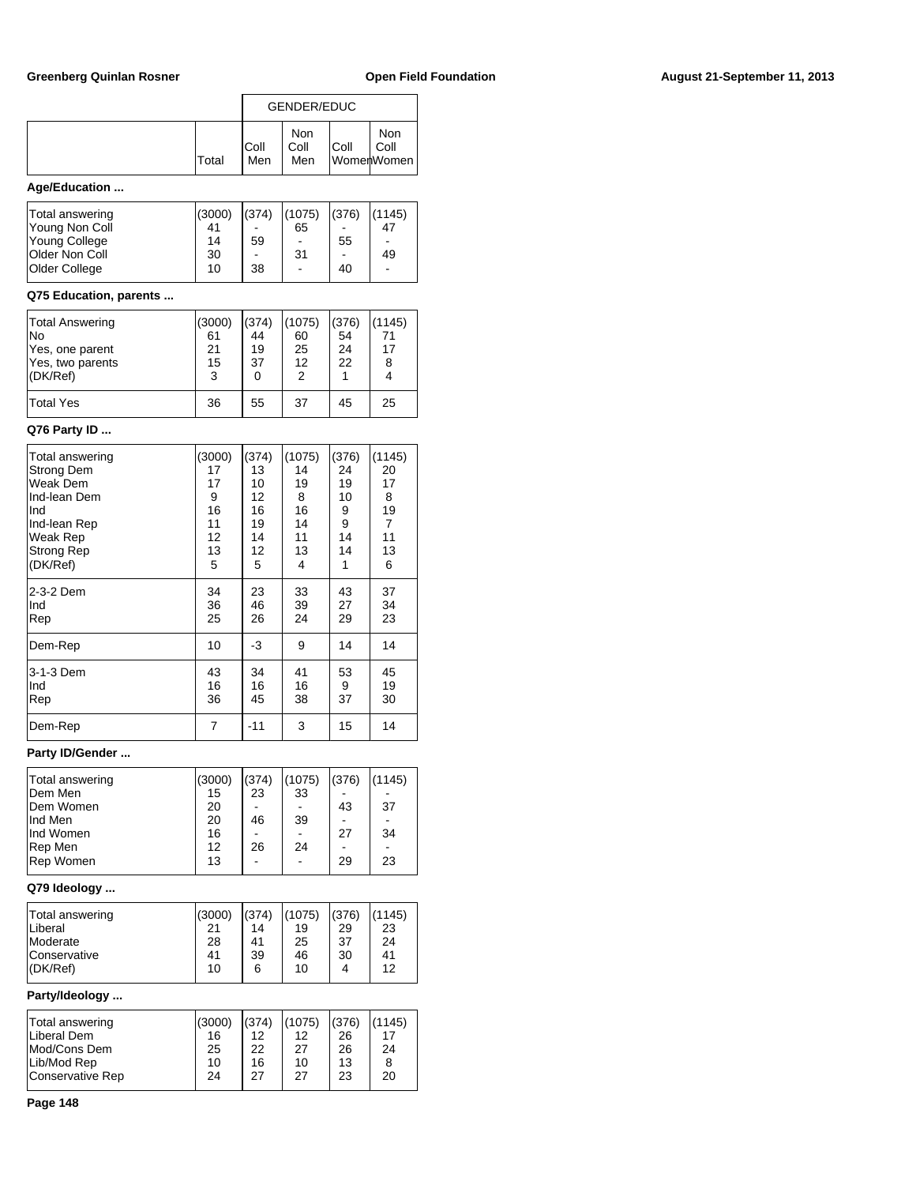| | Total | GENDER/EDUC Coll Men | Non Coll Men | Coll Women | Non Coll Women |
|---|---|---|---|---|---|

**Age/Education ...**

| | Total | Coll Men | Non Coll Men | Coll Women | Non Coll Women |
|---|---|---|---|---|---|
| Total answering | (3000) | (374) | (1075) | (376) | (1145) |
| Young Non Coll | 41 | - | 65 | - | 47 |
| Young College | 14 | 59 | - | 55 | - |
| Older Non Coll | 30 | - | 31 | - | 49 |
| Older College | 10 | 38 | - | 40 | - |

**Q75 Education, parents ...**

| | Total | Coll Men | Non Coll Men | Coll Women | Non Coll Women |
|---|---|---|---|---|---|
| Total Answering | (3000) | (374) | (1075) | (376) | (1145) |
| No | 61 | 44 | 60 | 54 | 71 |
| Yes, one parent | 21 | 19 | 25 | 24 | 17 |
| Yes, two parents | 15 | 37 | 12 | 22 | 8 |
| (DK/Ref) | 3 | 0 | 2 | 1 | 4 |
| Total Yes | 36 | 55 | 37 | 45 | 25 |

**Q76 Party ID ...**

| | Total | Coll Men | Non Coll Men | Coll Women | Non Coll Women |
|---|---|---|---|---|---|
| Total answering | (3000) | (374) | (1075) | (376) | (1145) |
| Strong Dem | 17 | 13 | 14 | 24 | 20 |
| Weak Dem | 17 | 10 | 19 | 19 | 17 |
| Ind-lean Dem | 9 | 12 | 8 | 10 | 8 |
| Ind | 16 | 16 | 16 | 9 | 19 |
| Ind-lean Rep | 11 | 19 | 14 | 9 | 7 |
| Weak Rep | 12 | 14 | 11 | 14 | 11 |
| Strong Rep | 13 | 12 | 13 | 14 | 13 |
| (DK/Ref) | 5 | 5 | 4 | 1 | 6 |
| 2-3-2 Dem | 34 | 23 | 33 | 43 | 37 |
| Ind | 36 | 46 | 39 | 27 | 34 |
| Rep | 25 | 26 | 24 | 29 | 23 |
| Dem-Rep | 10 | -3 | 9 | 14 | 14 |
| 3-1-3 Dem | 43 | 34 | 41 | 53 | 45 |
| Ind | 16 | 16 | 16 | 9 | 19 |
| Rep | 36 | 45 | 38 | 37 | 30 |
| Dem-Rep | 7 | -11 | 3 | 15 | 14 |

**Party ID/Gender ...**

| | Total | Coll Men | Non Coll Men | Coll Women | Non Coll Women |
|---|---|---|---|---|---|
| Total answering | (3000) | (374) | (1075) | (376) | (1145) |
| Dem Men | 15 | 23 | 33 | - | - |
| Dem Women | 20 | - | - | 43 | 37 |
| Ind Men | 20 | 46 | 39 | - | - |
| Ind Women | 16 | - | - | 27 | 34 |
| Rep Men | 12 | 26 | 24 | - | - |
| Rep Women | 13 | - | - | 29 | 23 |

**Q79 Ideology ...**

| | Total | Coll Men | Non Coll Men | Coll Women | Non Coll Women |
|---|---|---|---|---|---|
| Total answering | (3000) | (374) | (1075) | (376) | (1145) |
| Liberal | 21 | 14 | 19 | 29 | 23 |
| Moderate | 28 | 41 | 25 | 37 | 24 |
| Conservative | 41 | 39 | 46 | 30 | 41 |
| (DK/Ref) | 10 | 6 | 10 | 4 | 12 |

**Party/Ideology ...**

| | Total | Coll Men | Non Coll Men | Coll Women | Non Coll Women |
|---|---|---|---|---|---|
| Total answering | (3000) | (374) | (1075) | (376) | (1145) |
| Liberal Dem | 16 | 12 | 12 | 26 | 17 |
| Mod/Cons Dem | 25 | 22 | 27 | 26 | 24 |
| Lib/Mod Rep | 10 | 16 | 10 | 13 | 8 |
| Conservative Rep | 24 | 27 | 27 | 23 | 20 |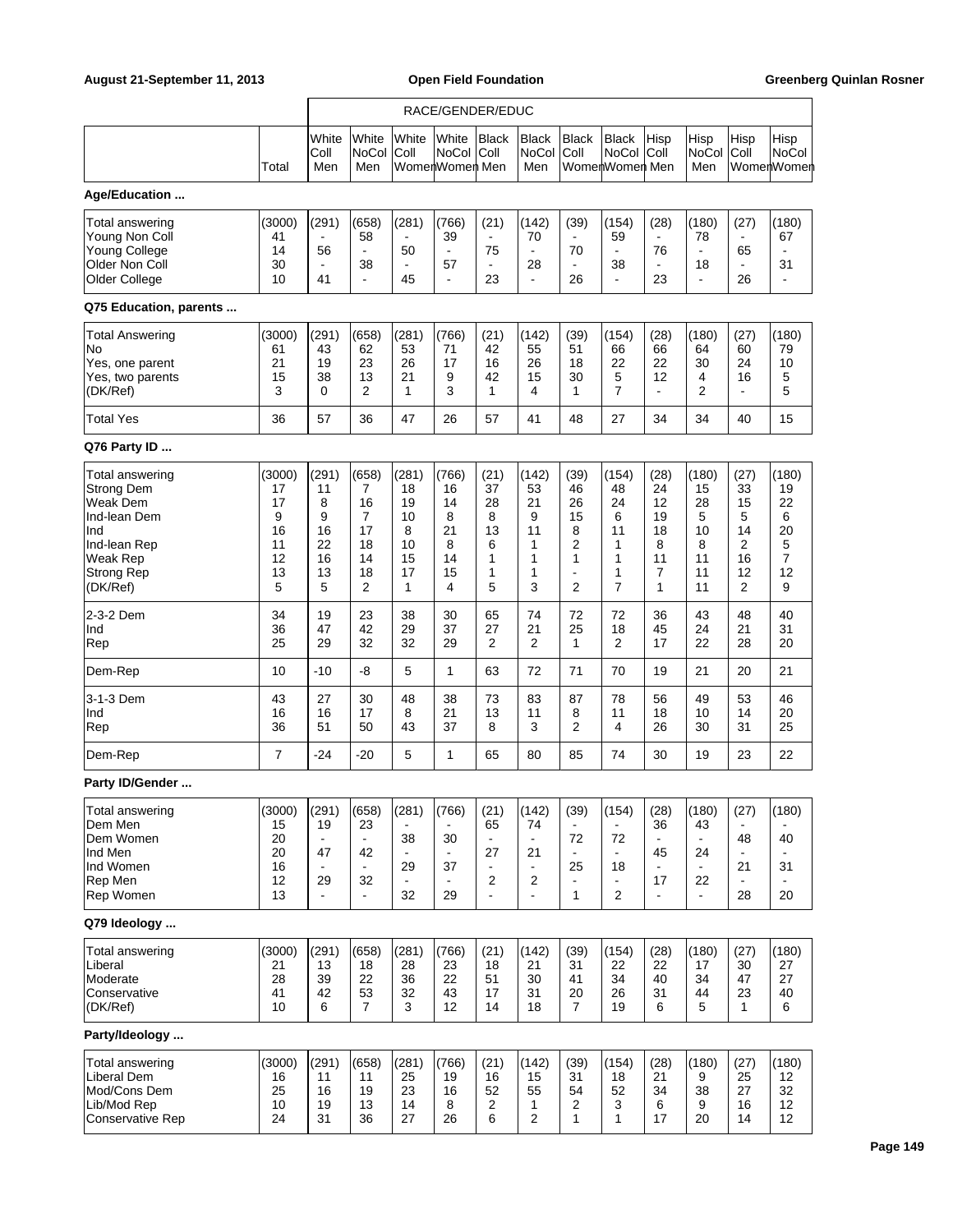| | Total | White Coll Men | White NoCol Men | White Coll Women | White NoCol Women | Black Coll Men | Black NoCol Men | Black Coll Women | Black NoCol Women | Hisp Coll Men | Hisp NoCol Men | Hisp Coll Women | Hisp NoCol Women |
|---|---|---|---|---|---|---|---|---|---|---|---|---|---|
| | | RACE/GENDER/EDUC | | | | | | | | | | | |
| **Age/Education ...** | | | | | | | | | | | | | |
| Total answering | (3000) | (291) | (658) | (281) | (766) | (21) | (142) | (39) | (154) | (28) | (180) | (27) | (180) |
| Young Non Coll | 41 | - | 58 | - | 39 | - | 70 | - | 59 | - | 78 | - | 67 |
| Young College | 14 | 56 | - | 50 | - | 75 | - | 70 | - | 76 | - | 65 | - |
| Older Non Coll | 30 | - | 38 | - | 57 | - | 28 | - | 38 | - | 18 | - | 31 |
| Older College | 10 | 41 | - | 45 | - | 23 | - | 26 | - | 23 | - | 26 | - |
| **Q75 Education, parents ...** | | | | | | | | | | | | | |
| Total Answering | (3000) | (291) | (658) | (281) | (766) | (21) | (142) | (39) | (154) | (28) | (180) | (27) | (180) |
| No | 61 | 43 | 62 | 53 | 71 | 42 | 55 | 51 | 66 | 66 | 64 | 60 | 79 |
| Yes, one parent | 21 | 19 | 23 | 26 | 17 | 16 | 26 | 18 | 22 | 22 | 30 | 24 | 10 |
| Yes, two parents | 15 | 38 | 13 | 21 | 9 | 42 | 15 | 30 | 5 | 12 | 4 | 16 | 5 |
| (DK/Ref) | 3 | 0 | 2 | 1 | 3 | 1 | 4 | 1 | 7 | - | 2 | - | 5 |
| Total Yes | 36 | 57 | 36 | 47 | 26 | 57 | 41 | 48 | 27 | 34 | 34 | 40 | 15 |
| **Q76 Party ID ...** | | | | | | | | | | | | | |
| Total answering | (3000) | (291) | (658) | (281) | (766) | (21) | (142) | (39) | (154) | (28) | (180) | (27) | (180) |
| Strong Dem | 17 | 11 | 7 | 18 | 16 | 37 | 53 | 46 | 48 | 24 | 15 | 33 | 19 |
| Weak Dem | 17 | 8 | 16 | 19 | 14 | 28 | 21 | 26 | 24 | 12 | 28 | 15 | 22 |
| Ind-lean Dem | 9 | 9 | 7 | 10 | 8 | 8 | 9 | 15 | 6 | 19 | 5 | 5 | 6 |
| Ind | 16 | 16 | 17 | 8 | 21 | 13 | 11 | 8 | 11 | 18 | 10 | 14 | 20 |
| Ind-lean Rep | 11 | 22 | 18 | 10 | 8 | 6 | 1 | 2 | 1 | 8 | 8 | 2 | 5 |
| Weak Rep | 12 | 16 | 14 | 15 | 14 | 1 | 1 | 1 | 1 | 11 | 11 | 16 | 7 |
| Strong Rep | 13 | 13 | 18 | 17 | 15 | 1 | 1 | - | 1 | 7 | 11 | 12 | 12 |
| (DK/Ref) | 5 | 5 | 2 | 1 | 4 | 5 | 3 | 2 | 7 | 1 | 11 | 2 | 9 |
| 2-3-2 Dem | 34 | 19 | 23 | 38 | 30 | 65 | 74 | 72 | 72 | 36 | 43 | 48 | 40 |
| Ind | 36 | 47 | 42 | 29 | 37 | 27 | 21 | 25 | 18 | 45 | 24 | 21 | 31 |
| Rep | 25 | 29 | 32 | 32 | 29 | 2 | 2 | 1 | 2 | 17 | 22 | 28 | 20 |
| Dem-Rep | 10 | -10 | -8 | 5 | 1 | 63 | 72 | 71 | 70 | 19 | 21 | 20 | 21 |
| 3-1-3 Dem | 43 | 27 | 30 | 48 | 38 | 73 | 83 | 87 | 78 | 56 | 49 | 53 | 46 |
| Ind | 16 | 16 | 17 | 8 | 21 | 13 | 11 | 8 | 11 | 18 | 10 | 14 | 20 |
| Rep | 36 | 51 | 50 | 43 | 37 | 8 | 3 | 2 | 4 | 26 | 30 | 31 | 25 |
| Dem-Rep | 7 | -24 | -20 | 5 | 1 | 65 | 80 | 85 | 74 | 30 | 19 | 23 | 22 |
| **Party ID/Gender ...** | | | | | | | | | | | | | |
| Total answering | (3000) | (291) | (658) | (281) | (766) | (21) | (142) | (39) | (154) | (28) | (180) | (27) | (180) |
| Dem Men | 15 | 19 | 23 | - | - | 65 | 74 | - | - | 36 | 43 | - | - |
| Dem Women | 20 | - | - | 38 | 30 | - | - | 72 | 72 | - | - | 48 | 40 |
| Ind Men | 20 | 47 | 42 | - | - | 27 | 21 | - | - | 45 | 24 | - | - |
| Ind Women | 16 | - | - | 29 | 37 | - | - | 25 | 18 | - | - | 21 | 31 |
| Rep Men | 12 | 29 | 32 | - | - | 2 | 2 | - | - | 17 | 22 | - | - |
| Rep Women | 13 | - | - | 32 | 29 | - | - | 1 | 2 | - | - | 28 | 20 |
| **Q79 Ideology ...** | | | | | | | | | | | | | |
| Total answering | (3000) | (291) | (658) | (281) | (766) | (21) | (142) | (39) | (154) | (28) | (180) | (27) | (180) |
| Liberal | 21 | 13 | 18 | 28 | 23 | 18 | 21 | 31 | 22 | 22 | 17 | 30 | 27 |
| Moderate | 28 | 39 | 22 | 36 | 22 | 51 | 30 | 41 | 34 | 40 | 34 | 47 | 27 |
| Conservative | 41 | 42 | 53 | 32 | 43 | 17 | 31 | 20 | 26 | 31 | 44 | 23 | 40 |
| (DK/Ref) | 10 | 6 | 7 | 3 | 12 | 14 | 18 | 7 | 19 | 6 | 5 | 1 | 6 |
| **Party/Ideology ...** | | | | | | | | | | | | | |
| Total answering | (3000) | (291) | (658) | (281) | (766) | (21) | (142) | (39) | (154) | (28) | (180) | (27) | (180) |
| Liberal Dem | 16 | 11 | 11 | 25 | 19 | 16 | 15 | 31 | 18 | 21 | 9 | 25 | 12 |
| Mod/Cons Dem | 25 | 16 | 19 | 23 | 16 | 52 | 55 | 54 | 52 | 34 | 38 | 27 | 32 |
| Lib/Mod Rep | 10 | 19 | 13 | 14 | 8 | 2 | 1 | 2 | 3 | 6 | 9 | 16 | 12 |
| Conservative Rep | 24 | 31 | 36 | 27 | 26 | 6 | 2 | 1 | 1 | 17 | 20 | 14 | 12 |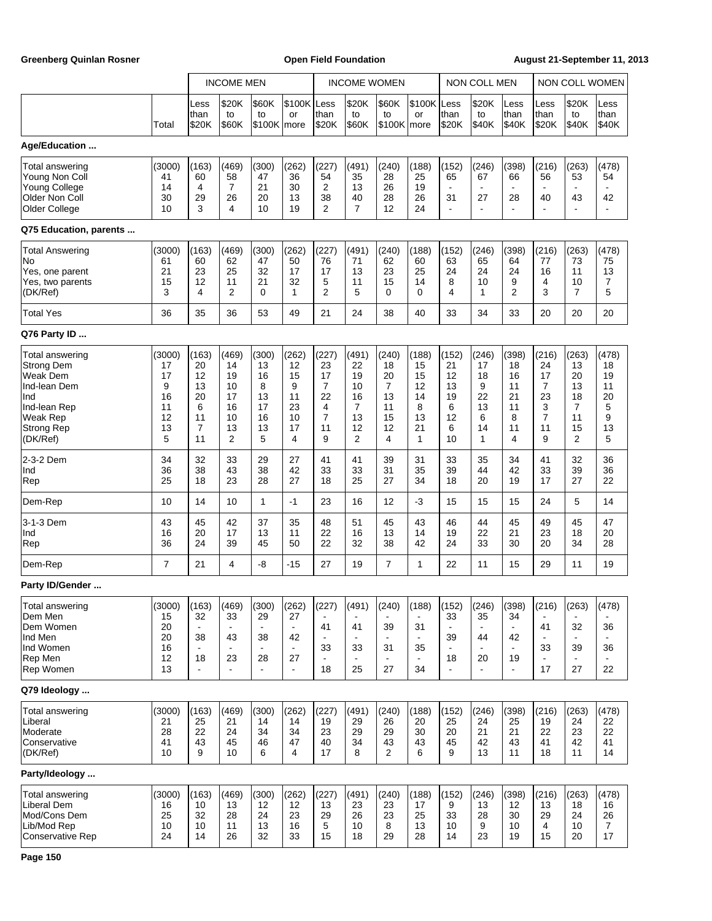| | | INCOME MEN | | | | INCOME WOMEN | | | | NON COLL MEN | | | NON COLL WOMEN | | |
|---|---|---|---|---|---|---|---|---|---|---|---|---|---|---|---|
| | Total | Less than $20K | $20K to $60K | $60K to $100K | $100K or more | Less than $20K | $20K to $60K | $60K to $100K | $100K or more | Less than $20K | $20K to $40K | Less than $40K | Less than $20K | $20K to $40K | Less than $40K |
| **Age/Education ...** | | | | | | | | | | | | | | | |
| Total answering | (3000) | (163) | (469) | (300) | (262) | (227) | (491) | (240) | (188) | (152) | (246) | (398) | (216) | (263) | (478) |
| Young Non Coll | 41 | 60 | 58 | 47 | 36 | 54 | 35 | 28 | 25 | 65 | 67 | 66 | 56 | 53 | 54 |
| Young College | 14 | 4 | 7 | 21 | 30 | 2 | 13 | 26 | 19 | - | - | - | - | - | - |
| Older Non Coll | 30 | 29 | 26 | 20 | 13 | 38 | 40 | 28 | 26 | 31 | 27 | 28 | 40 | 43 | 42 |
| Older College | 10 | 3 | 4 | 10 | 19 | 2 | 7 | 12 | 24 | - | - | - | - | - | - |
| **Q75 Education, parents ...** | | | | | | | | | | | | | | | |
| Total Answering | (3000) | (163) | (469) | (300) | (262) | (227) | (491) | (240) | (188) | (152) | (246) | (398) | (216) | (263) | (478) |
| No | 61 | 60 | 62 | 47 | 50 | 76 | 71 | 62 | 60 | 63 | 65 | 64 | 77 | 73 | 75 |
| Yes, one parent | 21 | 23 | 25 | 32 | 17 | 17 | 13 | 23 | 25 | 24 | 24 | 24 | 16 | 11 | 13 |
| Yes, two parents | 15 | 12 | 11 | 21 | 32 | 5 | 11 | 15 | 14 | 8 | 10 | 9 | 4 | 10 | 7 |
| (DK/Ref) | 3 | 4 | 2 | 0 | 1 | 2 | 5 | 0 | 0 | 4 | 1 | 2 | 3 | 7 | 5 |
| Total Yes | 36 | 35 | 36 | 53 | 49 | 21 | 24 | 38 | 40 | 33 | 34 | 33 | 20 | 20 | 20 |
| **Q76 Party ID ...** | | | | | | | | | | | | | | | |
| Total answering | (3000) | (163) | (469) | (300) | (262) | (227) | (491) | (240) | (188) | (152) | (246) | (398) | (216) | (263) | (478) |
| Strong Dem | 17 | 20 | 14 | 13 | 12 | 23 | 22 | 18 | 15 | 21 | 17 | 18 | 24 | 13 | 18 |
| Weak Dem | 17 | 12 | 19 | 16 | 15 | 17 | 19 | 20 | 15 | 12 | 18 | 16 | 17 | 20 | 19 |
| Ind-lean Dem | 9 | 13 | 10 | 8 | 9 | 7 | 10 | 7 | 12 | 13 | 9 | 11 | 7 | 13 | 11 |
| Ind | 16 | 20 | 17 | 13 | 11 | 22 | 16 | 13 | 14 | 19 | 22 | 21 | 23 | 18 | 20 |
| Ind-lean Rep | 11 | 6 | 16 | 17 | 23 | 4 | 7 | 11 | 8 | 6 | 13 | 11 | 3 | 7 | 5 |
| Weak Rep | 12 | 11 | 10 | 16 | 10 | 7 | 13 | 15 | 13 | 12 | 6 | 8 | 7 | 11 | 9 |
| Strong Rep | 13 | 7 | 13 | 13 | 17 | 11 | 12 | 12 | 21 | 6 | 14 | 11 | 11 | 15 | 13 |
| (DK/Ref) | 5 | 11 | 2 | 5 | 4 | 9 | 2 | 4 | 1 | 10 | 1 | 4 | 9 | 2 | 5 |
| 2-3-2 Dem | 34 | 32 | 33 | 29 | 27 | 41 | 41 | 39 | 31 | 33 | 35 | 34 | 41 | 32 | 36 |
| Ind | 36 | 38 | 43 | 38 | 42 | 33 | 33 | 31 | 35 | 39 | 44 | 42 | 33 | 39 | 36 |
| Rep | 25 | 18 | 23 | 28 | 27 | 18 | 25 | 27 | 34 | 18 | 20 | 19 | 17 | 27 | 22 |
| Dem-Rep | 10 | 14 | 10 | 1 | -1 | 23 | 16 | 12 | -3 | 15 | 15 | 15 | 24 | 5 | 14 |
| 3-1-3 Dem | 43 | 45 | 42 | 37 | 35 | 48 | 51 | 45 | 43 | 46 | 44 | 45 | 49 | 45 | 47 |
| Ind | 16 | 20 | 17 | 13 | 11 | 22 | 16 | 13 | 14 | 19 | 22 | 21 | 23 | 18 | 20 |
| Rep | 36 | 24 | 39 | 45 | 50 | 22 | 32 | 38 | 42 | 24 | 33 | 30 | 20 | 34 | 28 |
| Dem-Rep | 7 | 21 | 4 | -8 | -15 | 27 | 19 | 7 | 1 | 22 | 11 | 15 | 29 | 11 | 19 |
| **Party ID/Gender ...** | | | | | | | | | | | | | | | |
| Total answering | (3000) | (163) | (469) | (300) | (262) | (227) | (491) | (240) | (188) | (152) | (246) | (398) | (216) | (263) | (478) |
| Dem Men | 15 | 32 | 33 | 29 | 27 | - | - | - | - | 33 | 35 | 34 | - | - | - |
| Dem Women | 20 | - | - | - | - | 41 | 41 | 39 | 31 | - | - | - | 41 | 32 | 36 |
| Ind Men | 20 | 38 | 43 | 38 | 42 | - | - | - | - | 39 | 44 | 42 | - | - | - |
| Ind Women | 16 | - | - | - | - | 33 | 33 | 31 | 35 | - | - | - | 33 | 39 | 36 |
| Rep Men | 12 | 18 | 23 | 28 | 27 | - | - | - | - | 18 | 20 | 19 | - | - | - |
| Rep Women | 13 | - | - | - | - | 18 | 25 | 27 | 34 | - | - | - | 17 | 27 | 22 |
| **Q79 Ideology ...** | | | | | | | | | | | | | | | |
| Total answering | (3000) | (163) | (469) | (300) | (262) | (227) | (491) | (240) | (188) | (152) | (246) | (398) | (216) | (263) | (478) |
| Liberal | 21 | 25 | 21 | 14 | 14 | 19 | 29 | 26 | 20 | 25 | 24 | 25 | 19 | 24 | 22 |
| Moderate | 28 | 22 | 24 | 34 | 34 | 23 | 29 | 29 | 30 | 20 | 21 | 21 | 22 | 23 | 22 |
| Conservative | 41 | 43 | 45 | 46 | 47 | 40 | 34 | 43 | 43 | 45 | 42 | 43 | 41 | 42 | 41 |
| (DK/Ref) | 10 | 9 | 10 | 6 | 4 | 17 | 8 | 2 | 6 | 9 | 13 | 11 | 18 | 11 | 14 |
| **Party/Ideology ...** | | | | | | | | | | | | | | | |
| Total answering | (3000) | (163) | (469) | (300) | (262) | (227) | (491) | (240) | (188) | (152) | (246) | (398) | (216) | (263) | (478) |
| Liberal Dem | 16 | 10 | 13 | 12 | 12 | 13 | 23 | 23 | 17 | 9 | 13 | 12 | 13 | 18 | 16 |
| Mod/Cons Dem | 25 | 32 | 28 | 24 | 23 | 29 | 26 | 23 | 25 | 33 | 28 | 30 | 29 | 24 | 26 |
| Lib/Mod Rep | 10 | 10 | 11 | 13 | 16 | 5 | 10 | 8 | 13 | 10 | 9 | 10 | 4 | 10 | 7 |
| Conservative Rep | 24 | 14 | 26 | 32 | 33 | 15 | 18 | 29 | 28 | 14 | 23 | 19 | 15 | 20 | 17 |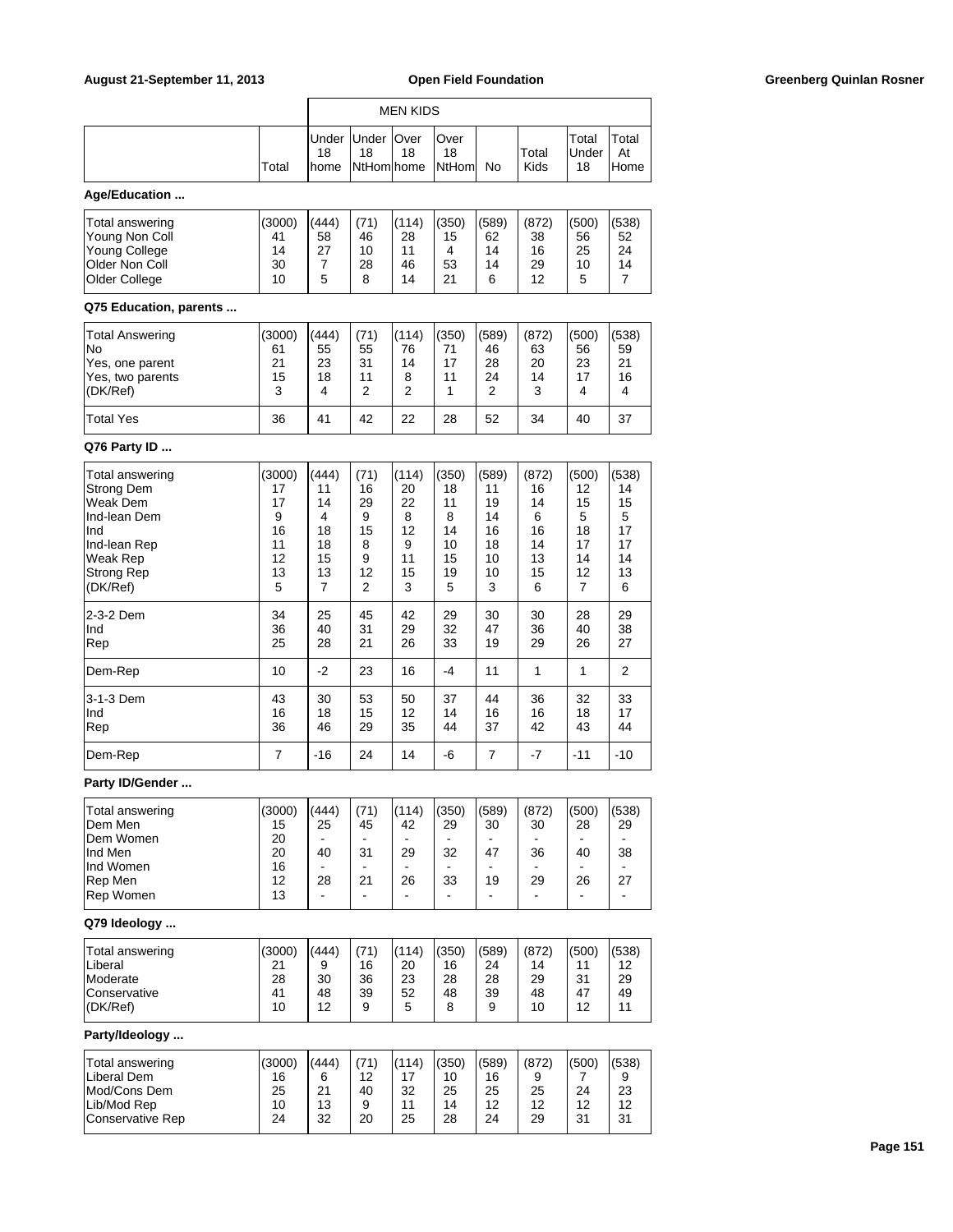| | Total | MEN KIDS Under 18 home | Under 18 NtHom | Over 18 home | Over 18 NtHom | No | Total Kids | Total Under 18 | Total At Home |
|---|---|---|---|---|---|---|---|---|---|
| **Age/Education ...** | | | | | | | | | |
| Total answering | (3000) | (444) | (71) | (114) | (350) | (589) | (872) | (500) | (538) |
| Young Non Coll | 41 | 58 | 46 | 28 | 15 | 62 | 38 | 56 | 52 |
| Young College | 14 | 27 | 10 | 11 | 4 | 14 | 16 | 25 | 24 |
| Older Non Coll | 30 | 7 | 28 | 46 | 53 | 14 | 29 | 10 | 14 |
| Older College | 10 | 5 | 8 | 14 | 21 | 6 | 12 | 5 | 7 |
| **Q75 Education, parents ...** | | | | | | | | | |
| Total Answering | (3000) | (444) | (71) | (114) | (350) | (589) | (872) | (500) | (538) |
| No | 61 | 55 | 55 | 76 | 71 | 46 | 63 | 56 | 59 |
| Yes, one parent | 21 | 23 | 31 | 14 | 17 | 28 | 20 | 23 | 21 |
| Yes, two parents | 15 | 18 | 11 | 8 | 11 | 24 | 14 | 17 | 16 |
| (DK/Ref) | 3 | 4 | 2 | 2 | 1 | 2 | 3 | 4 | 4 |
| Total Yes | 36 | 41 | 42 | 22 | 28 | 52 | 34 | 40 | 37 |
| **Q76 Party ID ...** | | | | | | | | | |
| Total answering | (3000) | (444) | (71) | (114) | (350) | (589) | (872) | (500) | (538) |
| Strong Dem | 17 | 11 | 16 | 20 | 18 | 11 | 16 | 12 | 14 |
| Weak Dem | 17 | 14 | 29 | 22 | 11 | 19 | 14 | 15 | 15 |
| Ind-lean Dem | 9 | 4 | 9 | 8 | 8 | 14 | 6 | 5 | 5 |
| Ind | 16 | 18 | 15 | 12 | 14 | 16 | 16 | 18 | 17 |
| Ind-lean Rep | 11 | 18 | 8 | 9 | 10 | 18 | 14 | 17 | 17 |
| Weak Rep | 12 | 15 | 9 | 11 | 15 | 10 | 13 | 14 | 14 |
| Strong Rep | 13 | 13 | 12 | 15 | 19 | 10 | 15 | 12 | 13 |
| (DK/Ref) | 5 | 7 | 2 | 3 | 5 | 3 | 6 | 7 | 6 |
| 2-3-2 Dem | 34 | 25 | 45 | 42 | 29 | 30 | 30 | 28 | 29 |
| Ind | 36 | 40 | 31 | 29 | 32 | 47 | 36 | 40 | 38 |
| Rep | 25 | 28 | 21 | 26 | 33 | 19 | 29 | 26 | 27 |
| Dem-Rep | 10 | -2 | 23 | 16 | -4 | 11 | 1 | 1 | 2 |
| 3-1-3 Dem | 43 | 30 | 53 | 50 | 37 | 44 | 36 | 32 | 33 |
| Ind | 16 | 18 | 15 | 12 | 14 | 16 | 16 | 18 | 17 |
| Rep | 36 | 46 | 29 | 35 | 44 | 37 | 42 | 43 | 44 |
| Dem-Rep | 7 | -16 | 24 | 14 | -6 | 7 | -7 | -11 | -10 |
| **Party ID/Gender ...** | | | | | | | | | |
| Total answering | (3000) | (444) | (71) | (114) | (350) | (589) | (872) | (500) | (538) |
| Dem Men | 15 | 25 | 45 | 42 | 29 | 30 | 30 | 28 | 29 |
| Dem Women | 20 | - | - | - | - | - | - | - | - |
| Ind Men | 20 | 40 | 31 | 29 | 32 | 47 | 36 | 40 | 38 |
| Ind Women | 16 | - | - | - | - | - | - | - | - |
| Rep Men | 12 | 28 | 21 | 26 | 33 | 19 | 29 | 26 | 27 |
| Rep Women | 13 | - | - | - | - | - | - | - | - |
| **Q79 Ideology ...** | | | | | | | | | |
| Total answering | (3000) | (444) | (71) | (114) | (350) | (589) | (872) | (500) | (538) |
| Liberal | 21 | 9 | 16 | 20 | 16 | 24 | 14 | 11 | 12 |
| Moderate | 28 | 30 | 36 | 23 | 28 | 28 | 29 | 31 | 29 |
| Conservative | 41 | 48 | 39 | 52 | 48 | 39 | 48 | 47 | 49 |
| (DK/Ref) | 10 | 12 | 9 | 5 | 8 | 9 | 10 | 12 | 11 |
| **Party/Ideology ...** | | | | | | | | | |
| Total answering | (3000) | (444) | (71) | (114) | (350) | (589) | (872) | (500) | (538) |
| Liberal Dem | 16 | 6 | 12 | 17 | 10 | 16 | 9 | 7 | 9 |
| Mod/Cons Dem | 25 | 21 | 40 | 32 | 25 | 25 | 25 | 24 | 23 |
| Lib/Mod Rep | 10 | 13 | 9 | 11 | 14 | 12 | 12 | 12 | 12 |
| Conservative Rep | 24 | 32 | 20 | 25 | 28 | 24 | 29 | 31 | 31 |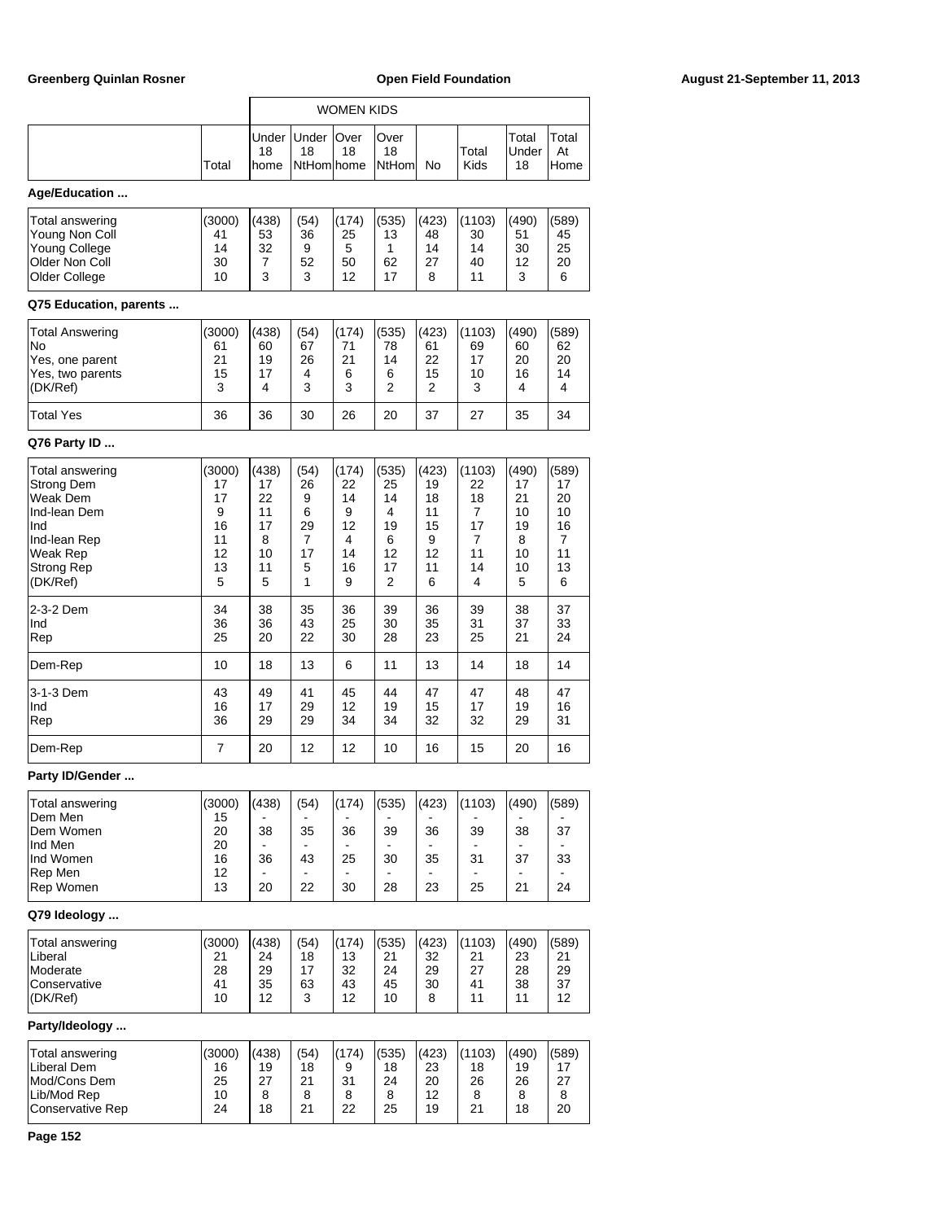| | Total | WOMEN KIDS Under 18 home | Under 18 NtHom | Over 18 home | Over 18 NtHom | No | Total Kids | Total Under 18 | Total At Home |
|---|---|---|---|---|---|---|---|---|---|
| **Age/Education ...** | | | | | | | | | |
| Total answering | (3000) | (438) | (54) | (174) | (535) | (423) | (1103) | (490) | (589) |
| Young Non Coll | 41 | 53 | 36 | 25 | 13 | 48 | 30 | 51 | 45 |
| Young College | 14 | 32 | 9 | 5 | 1 | 14 | 14 | 30 | 25 |
| Older Non Coll | 30 | 7 | 52 | 50 | 62 | 27 | 40 | 12 | 20 |
| Older College | 10 | 3 | 3 | 12 | 17 | 8 | 11 | 3 | 6 |
| **Q75 Education, parents ...** | | | | | | | | | |
| Total Answering | (3000) | (438) | (54) | (174) | (535) | (423) | (1103) | (490) | (589) |
| No | 61 | 60 | 67 | 71 | 78 | 61 | 69 | 60 | 62 |
| Yes, one parent | 21 | 19 | 26 | 21 | 14 | 22 | 17 | 20 | 20 |
| Yes, two parents | 15 | 17 | 4 | 6 | 6 | 15 | 10 | 16 | 14 |
| (DK/Ref) | 3 | 4 | 3 | 3 | 2 | 2 | 3 | 4 | 4 |
| Total Yes | 36 | 36 | 30 | 26 | 20 | 37 | 27 | 35 | 34 |
| **Q76 Party ID ...** | | | | | | | | | |
| Total answering | (3000) | (438) | (54) | (174) | (535) | (423) | (1103) | (490) | (589) |
| Strong Dem | 17 | 17 | 26 | 22 | 25 | 19 | 22 | 17 | 17 |
| Weak Dem | 17 | 22 | 9 | 14 | 14 | 18 | 18 | 21 | 20 |
| Ind-lean Dem | 9 | 11 | 6 | 9 | 4 | 11 | 7 | 10 | 10 |
| Ind | 16 | 17 | 29 | 12 | 19 | 15 | 17 | 19 | 16 |
| Ind-lean Rep | 11 | 8 | 7 | 4 | 6 | 9 | 7 | 8 | 7 |
| Weak Rep | 12 | 10 | 17 | 14 | 12 | 12 | 11 | 10 | 11 |
| Strong Rep | 13 | 11 | 5 | 16 | 17 | 11 | 14 | 10 | 13 |
| (DK/Ref) | 5 | 5 | 1 | 9 | 2 | 6 | 4 | 5 | 6 |
| 2-3-2 Dem | 34 | 38 | 35 | 36 | 39 | 36 | 39 | 38 | 37 |
| Ind | 36 | 36 | 43 | 25 | 30 | 35 | 31 | 37 | 33 |
| Rep | 25 | 20 | 22 | 30 | 28 | 23 | 25 | 21 | 24 |
| Dem-Rep | 10 | 18 | 13 | 6 | 11 | 13 | 14 | 18 | 14 |
| 3-1-3 Dem | 43 | 49 | 41 | 45 | 44 | 47 | 47 | 48 | 47 |
| Ind | 16 | 17 | 29 | 12 | 19 | 15 | 17 | 19 | 16 |
| Rep | 36 | 29 | 29 | 34 | 34 | 32 | 32 | 29 | 31 |
| Dem-Rep | 7 | 20 | 12 | 12 | 10 | 16 | 15 | 20 | 16 |
| **Party ID/Gender ...** | | | | | | | | | |
| Total answering | (3000) | (438) | (54) | (174) | (535) | (423) | (1103) | (490) | (589) |
| Dem Men | 15 | - | - | - | - | - | - | - | - |
| Dem Women | 20 | 38 | 35 | 36 | 39 | 36 | 39 | 38 | 37 |
| Ind Men | 20 | - | - | - | - | - | - | - | - |
| Ind Women | 16 | 36 | 43 | 25 | 30 | 35 | 31 | 37 | 33 |
| Rep Men | 12 | - | - | - | - | - | - | - | - |
| Rep Women | 13 | 20 | 22 | 30 | 28 | 23 | 25 | 21 | 24 |
| **Q79 Ideology ...** | | | | | | | | | |
| Total answering | (3000) | (438) | (54) | (174) | (535) | (423) | (1103) | (490) | (589) |
| Liberal | 21 | 24 | 18 | 13 | 21 | 32 | 21 | 23 | 21 |
| Moderate | 28 | 29 | 17 | 32 | 24 | 29 | 27 | 28 | 29 |
| Conservative | 41 | 35 | 63 | 43 | 45 | 30 | 41 | 38 | 37 |
| (DK/Ref) | 10 | 12 | 3 | 12 | 10 | 8 | 11 | 11 | 12 |
| **Party/Ideology ...** | | | | | | | | | |
| Total answering | (3000) | (438) | (54) | (174) | (535) | (423) | (1103) | (490) | (589) |
| Liberal Dem | 16 | 19 | 18 | 9 | 18 | 23 | 18 | 19 | 17 |
| Mod/Cons Dem | 25 | 27 | 21 | 31 | 24 | 20 | 26 | 26 | 27 |
| Lib/Mod Rep | 10 | 8 | 8 | 8 | 8 | 12 | 8 | 8 | 8 |
| Conservative Rep | 24 | 18 | 21 | 22 | 25 | 19 | 21 | 18 | 20 |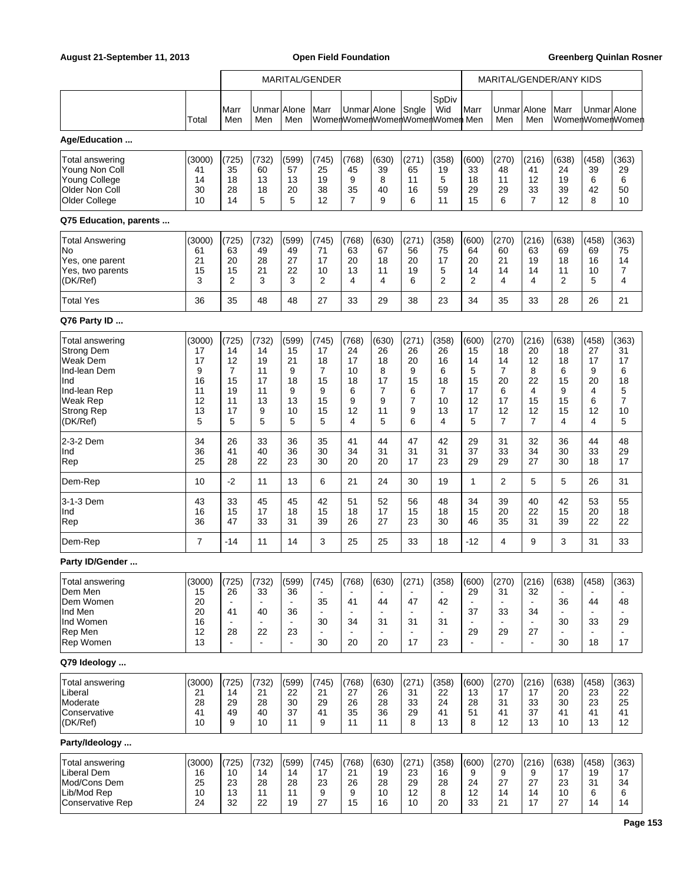| | | MARITAL/GENDER | | | | | | | | MARITAL/GENDER/ANY KIDS | | | | | |
|---|---|---|---|---|---|---|---|---|---|---|---|---|---|---|---|
| | Total | Marr Men | Unmar Men | Alone Men | Marr Women | Unmar Women | Alone Women | Sngle Women | SpDiv Wid Women | Marr Men | Unmar Men | Alone Men | Marr Women | Unmar Women | Alone Women |
| **Age/Education ...** | | | | | | | | | | | | | | | |
| Total answering | (3000) | (725) | (732) | (599) | (745) | (768) | (630) | (271) | (358) | (600) | (270) | (216) | (638) | (458) | (363) |
| Young Non Coll | 41 | 35 | 60 | 57 | 25 | 45 | 39 | 65 | 19 | 33 | 48 | 41 | 24 | 39 | 29 |
| Young College | 14 | 18 | 13 | 13 | 19 | 9 | 8 | 11 | 5 | 18 | 11 | 12 | 19 | 6 | 6 |
| Older Non Coll | 30 | 28 | 18 | 20 | 38 | 35 | 40 | 16 | 59 | 29 | 29 | 33 | 39 | 42 | 50 |
| Older College | 10 | 14 | 5 | 5 | 12 | 7 | 9 | 6 | 11 | 15 | 6 | 7 | 12 | 8 | 10 |
| **Q75 Education, parents ...** | | | | | | | | | | | | | | | |
| Total Answering | (3000) | (725) | (732) | (599) | (745) | (768) | (630) | (271) | (358) | (600) | (270) | (216) | (638) | (458) | (363) |
| No | 61 | 63 | 49 | 49 | 71 | 63 | 67 | 56 | 75 | 64 | 60 | 63 | 69 | 69 | 75 |
| Yes, one parent | 21 | 20 | 28 | 27 | 17 | 20 | 18 | 20 | 17 | 20 | 21 | 19 | 18 | 16 | 14 |
| Yes, two parents | 15 | 15 | 21 | 22 | 10 | 13 | 11 | 19 | 5 | 14 | 14 | 14 | 11 | 10 | 7 |
| (DK/Ref) | 3 | 2 | 3 | 3 | 2 | 4 | 4 | 6 | 2 | 2 | 4 | 4 | 2 | 5 | 4 |
| Total Yes | 36 | 35 | 48 | 48 | 27 | 33 | 29 | 38 | 23 | 34 | 35 | 33 | 28 | 26 | 21 |
| **Q76 Party ID ...** | | | | | | | | | | | | | | | |
| Total answering | (3000) | (725) | (732) | (599) | (745) | (768) | (630) | (271) | (358) | (600) | (270) | (216) | (638) | (458) | (363) |
| Strong Dem | 17 | 14 | 14 | 15 | 17 | 24 | 26 | 26 | 26 | 15 | 18 | 20 | 18 | 27 | 31 |
| Weak Dem | 17 | 12 | 19 | 21 | 18 | 17 | 18 | 20 | 16 | 14 | 14 | 12 | 18 | 17 | 17 |
| Ind-lean Dem | 9 | 7 | 11 | 9 | 7 | 10 | 8 | 9 | 6 | 5 | 7 | 8 | 6 | 9 | 6 |
| Ind | 16 | 15 | 17 | 18 | 15 | 18 | 17 | 15 | 18 | 15 | 20 | 22 | 15 | 20 | 18 |
| Ind-lean Rep | 11 | 19 | 11 | 9 | 9 | 6 | 7 | 6 | 7 | 17 | 6 | 4 | 9 | 4 | 5 |
| Weak Rep | 12 | 11 | 13 | 13 | 15 | 9 | 9 | 7 | 10 | 12 | 17 | 15 | 15 | 6 | 7 |
| Strong Rep | 13 | 17 | 9 | 10 | 15 | 12 | 11 | 9 | 13 | 17 | 12 | 12 | 15 | 12 | 10 |
| (DK/Ref) | 5 | 5 | 5 | 5 | 5 | 4 | 5 | 6 | 4 | 5 | 7 | 7 | 4 | 4 | 5 |
| 2-3-2 Dem | 34 | 26 | 33 | 36 | 35 | 41 | 44 | 47 | 42 | 29 | 31 | 32 | 36 | 44 | 48 |
| Ind | 36 | 41 | 40 | 36 | 30 | 34 | 31 | 31 | 31 | 37 | 33 | 34 | 30 | 33 | 29 |
| Rep | 25 | 28 | 22 | 23 | 30 | 20 | 20 | 17 | 23 | 29 | 29 | 27 | 30 | 18 | 17 |
| Dem-Rep | 10 | -2 | 11 | 13 | 6 | 21 | 24 | 30 | 19 | 1 | 2 | 5 | 5 | 26 | 31 |
| 3-1-3 Dem | 43 | 33 | 45 | 45 | 42 | 51 | 52 | 56 | 48 | 34 | 39 | 40 | 42 | 53 | 55 |
| Ind | 16 | 15 | 17 | 18 | 15 | 18 | 17 | 15 | 18 | 15 | 20 | 22 | 15 | 20 | 18 |
| Rep | 36 | 47 | 33 | 31 | 39 | 26 | 27 | 23 | 30 | 46 | 35 | 31 | 39 | 22 | 22 |
| Dem-Rep | 7 | -14 | 11 | 14 | 3 | 25 | 25 | 33 | 18 | -12 | 4 | 9 | 3 | 31 | 33 |
| **Party ID/Gender ...** | | | | | | | | | | | | | | | |
| Total answering | (3000) | (725) | (732) | (599) | (745) | (768) | (630) | (271) | (358) | (600) | (270) | (216) | (638) | (458) | (363) |
| Dem Men | 15 | 26 | 33 | 36 | - | - | - | - | - | 29 | 31 | 32 | - | - | - |
| Dem Women | 20 | - | - | - | 35 | 41 | 44 | 47 | 42 | - | - | - | 36 | 44 | 48 |
| Ind Men | 20 | 41 | 40 | 36 | - | - | - | - | - | 37 | 33 | 34 | - | - | - |
| Ind Women | 16 | - | - | - | 30 | 34 | 31 | 31 | 31 | - | - | - | 30 | 33 | 29 |
| Rep Men | 12 | 28 | 22 | 23 | - | - | - | - | - | 29 | 29 | 27 | - | - | - |
| Rep Women | 13 | - | - | - | 30 | 20 | 20 | 17 | 23 | - | - | - | 30 | 18 | 17 |
| **Q79 Ideology ...** | | | | | | | | | | | | | | | |
| Total answering | (3000) | (725) | (732) | (599) | (745) | (768) | (630) | (271) | (358) | (600) | (270) | (216) | (638) | (458) | (363) |
| Liberal | 21 | 14 | 21 | 22 | 21 | 27 | 26 | 31 | 22 | 13 | 17 | 17 | 20 | 23 | 22 |
| Moderate | 28 | 29 | 28 | 30 | 29 | 26 | 28 | 33 | 24 | 28 | 31 | 33 | 30 | 23 | 25 |
| Conservative | 41 | 49 | 40 | 37 | 41 | 35 | 36 | 29 | 41 | 51 | 41 | 37 | 41 | 41 | 41 |
| (DK/Ref) | 10 | 9 | 10 | 11 | 9 | 11 | 11 | 8 | 13 | 8 | 12 | 13 | 10 | 13 | 12 |
| **Party/Ideology ...** | | | | | | | | | | | | | | | |
| Total answering | (3000) | (725) | (732) | (599) | (745) | (768) | (630) | (271) | (358) | (600) | (270) | (216) | (638) | (458) | (363) |
| Liberal Dem | 16 | 10 | 14 | 14 | 17 | 21 | 19 | 23 | 16 | 9 | 9 | 9 | 17 | 19 | 17 |
| Mod/Cons Dem | 25 | 23 | 28 | 28 | 23 | 26 | 28 | 29 | 28 | 24 | 27 | 27 | 23 | 31 | 34 |
| Lib/Mod Rep | 10 | 13 | 11 | 11 | 9 | 9 | 10 | 12 | 8 | 12 | 14 | 14 | 10 | 6 | 6 |
| Conservative Rep | 24 | 32 | 22 | 19 | 27 | 15 | 16 | 10 | 20 | 33 | 21 | 17 | 27 | 14 | 14 |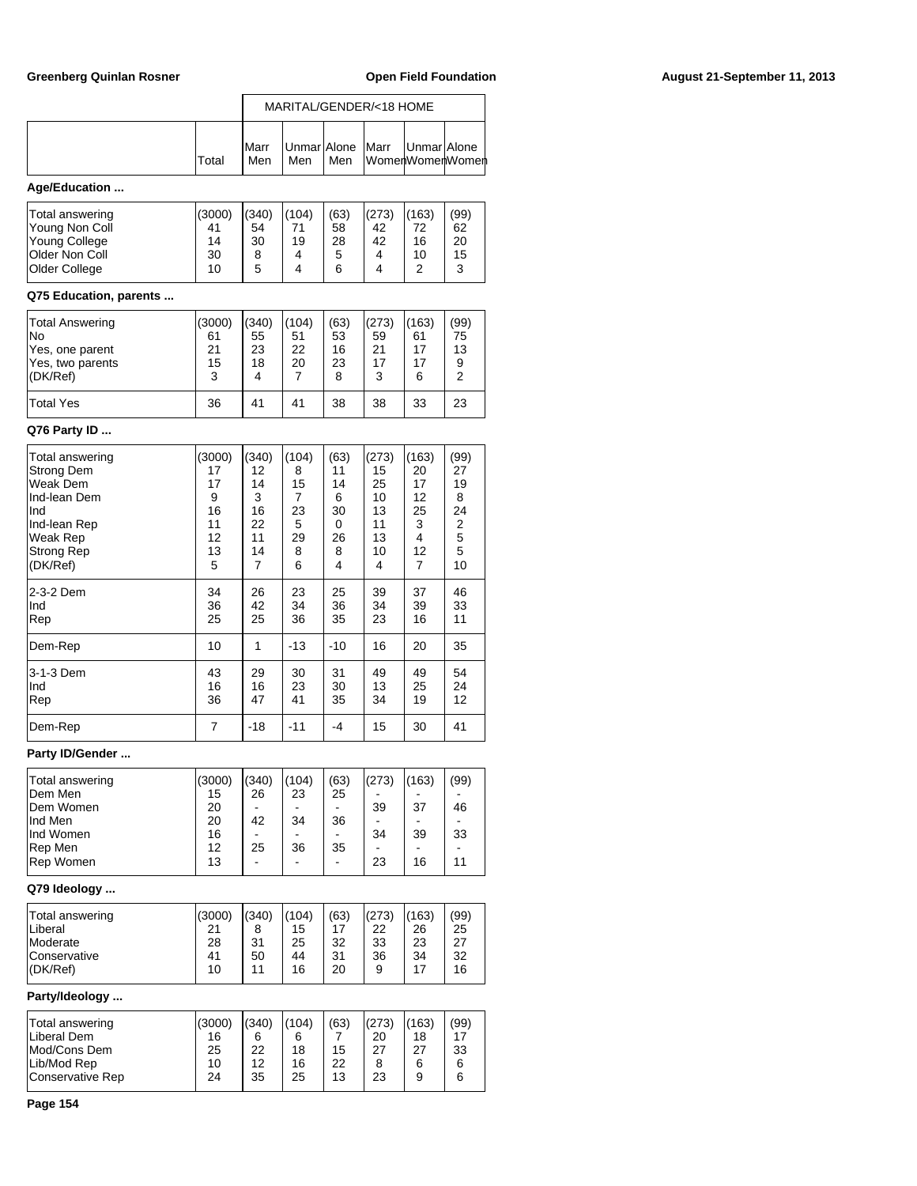| | Total | MARITAL/GENDER/<18 HOME | | | | | |
|---|---|---|---|---|---|---|---|
| | | Marr Men | Unmar Men | Alone Men | Marr Women | Unmar Women | Alone Women |

**Age/Education ...**

| | Total | Marr Men | Unmar Men | Alone Men | Marr Women | Unmar Women | Alone Women |
|---|---|---|---|---|---|---|---|
| Total answering | (3000) | (340) | (104) | (63) | (273) | (163) | (99) |
| Young Non Coll | 41 | 54 | 71 | 58 | 42 | 72 | 62 |
| Young College | 14 | 30 | 19 | 28 | 42 | 16 | 20 |
| Older Non Coll | 30 | 8 | 4 | 5 | 4 | 10 | 15 |
| Older College | 10 | 5 | 4 | 6 | 4 | 2 | 3 |

**Q75 Education, parents ...**

| | Total | Marr Men | Unmar Men | Alone Men | Marr Women | Unmar Women | Alone Women |
|---|---|---|---|---|---|---|---|
| Total Answering | (3000) | (340) | (104) | (63) | (273) | (163) | (99) |
| No | 61 | 55 | 51 | 53 | 59 | 61 | 75 |
| Yes, one parent | 21 | 23 | 22 | 16 | 21 | 17 | 13 |
| Yes, two parents | 15 | 18 | 20 | 23 | 17 | 17 | 9 |
| (DK/Ref) | 3 | 4 | 7 | 8 | 3 | 6 | 2 |
| Total Yes | 36 | 41 | 41 | 38 | 38 | 33 | 23 |

**Q76 Party ID ...**

| | Total | Marr Men | Unmar Men | Alone Men | Marr Women | Unmar Women | Alone Women |
|---|---|---|---|---|---|---|---|
| Total answering | (3000) | (340) | (104) | (63) | (273) | (163) | (99) |
| Strong Dem | 17 | 12 | 8 | 11 | 15 | 20 | 27 |
| Weak Dem | 17 | 14 | 15 | 14 | 25 | 17 | 19 |
| Ind-lean Dem | 9 | 3 | 7 | 6 | 10 | 12 | 8 |
| Ind | 16 | 16 | 23 | 30 | 13 | 25 | 24 |
| Ind-lean Rep | 11 | 22 | 5 | 0 | 11 | 3 | 2 |
| Weak Rep | 12 | 11 | 29 | 26 | 13 | 4 | 5 |
| Strong Rep | 13 | 14 | 8 | 8 | 10 | 12 | 5 |
| (DK/Ref) | 5 | 7 | 6 | 4 | 4 | 7 | 10 |
| 2-3-2 Dem | 34 | 26 | 23 | 25 | 39 | 37 | 46 |
| Ind | 36 | 42 | 34 | 36 | 34 | 39 | 33 |
| Rep | 25 | 25 | 36 | 35 | 23 | 16 | 11 |
| Dem-Rep | 10 | 1 | -13 | -10 | 16 | 20 | 35 |
| 3-1-3 Dem | 43 | 29 | 30 | 31 | 49 | 49 | 54 |
| Ind | 16 | 16 | 23 | 30 | 13 | 25 | 24 |
| Rep | 36 | 47 | 41 | 35 | 34 | 19 | 12 |
| Dem-Rep | 7 | -18 | -11 | -4 | 15 | 30 | 41 |

**Party ID/Gender ...**

| | Total | Marr Men | Unmar Men | Alone Men | Marr Women | Unmar Women | Alone Women |
|---|---|---|---|---|---|---|---|
| Total answering | (3000) | (340) | (104) | (63) | (273) | (163) | (99) |
| Dem Men | 15 | 26 | 23 | 25 | - | - | - |
| Dem Women | 20 | - | - | - | 39 | 37 | 46 |
| Ind Men | 20 | 42 | 34 | 36 | - | - | - |
| Ind Women | 16 | - | - | - | 34 | 39 | 33 |
| Rep Men | 12 | 25 | 36 | 35 | - | - | - |
| Rep Women | 13 | - | - | - | 23 | 16 | 11 |

**Q79 Ideology ...**

| | Total | Marr Men | Unmar Men | Alone Men | Marr Women | Unmar Women | Alone Women |
|---|---|---|---|---|---|---|---|
| Total answering | (3000) | (340) | (104) | (63) | (273) | (163) | (99) |
| Liberal | 21 | 8 | 15 | 17 | 22 | 26 | 25 |
| Moderate | 28 | 31 | 25 | 32 | 33 | 23 | 27 |
| Conservative | 41 | 50 | 44 | 31 | 36 | 34 | 32 |
| (DK/Ref) | 10 | 11 | 16 | 20 | 9 | 17 | 16 |

**Party/Ideology ...**

| | Total | Marr Men | Unmar Men | Alone Men | Marr Women | Unmar Women | Alone Women |
|---|---|---|---|---|---|---|---|
| Total answering | (3000) | (340) | (104) | (63) | (273) | (163) | (99) |
| Liberal Dem | 16 | 6 | 6 | 7 | 20 | 18 | 17 |
| Mod/Cons Dem | 25 | 22 | 18 | 15 | 27 | 27 | 33 |
| Lib/Mod Rep | 10 | 12 | 16 | 22 | 8 | 6 | 6 |
| Conservative Rep | 24 | 35 | 25 | 13 | 23 | 9 | 6 |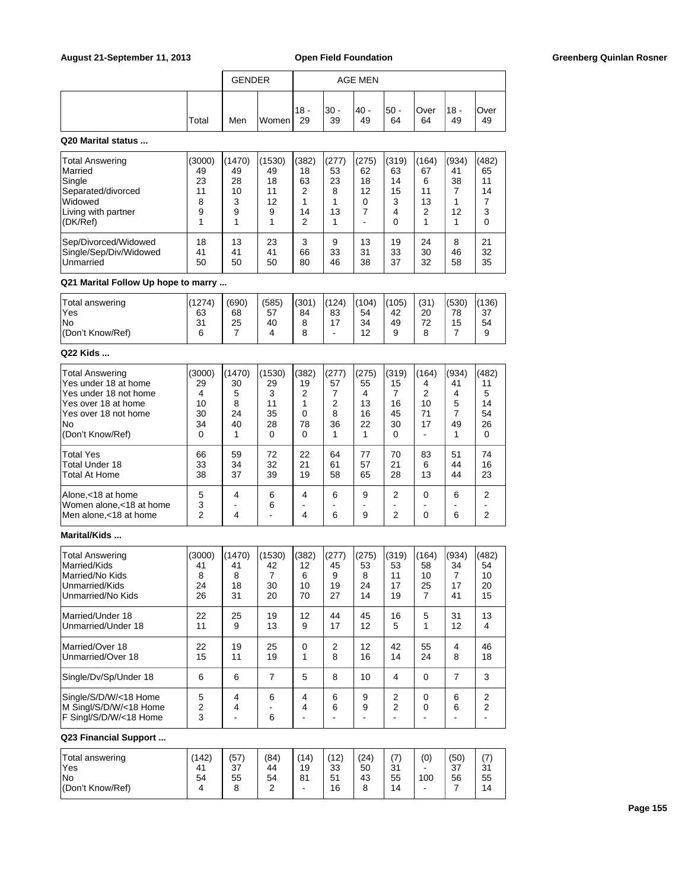| | | GENDER | | AGE MEN | | | | | | |
|---|---|---|---|---|---|---|---|---|---|---|
| | Total | Men | Women | 18 - 29 | 30 - 39 | 40 - 49 | 50 - 64 | Over 64 | 18 - 49 | Over 49 |

**Q20 Marital status ...**

| | Total | Men | Women | 18 - 29 | 30 - 39 | 40 - 49 | 50 - 64 | Over 64 | 18 - 49 | Over 49 |
|---|---|---|---|---|---|---|---|---|---|---|
| Total Answering | (3000) | (1470) | (1530) | (382) | (277) | (275) | (319) | (164) | (934) | (482) |
| Married | 49 | 49 | 49 | 18 | 53 | 62 | 63 | 67 | 41 | 65 |
| Single | 23 | 28 | 18 | 63 | 23 | 18 | 14 | 6 | 38 | 11 |
| Separated/divorced | 11 | 10 | 11 | 2 | 8 | 12 | 15 | 11 | 7 | 14 |
| Widowed | 8 | 3 | 12 | 1 | 1 | 0 | 3 | 13 | 1 | 7 |
| Living with partner | 9 | 9 | 9 | 14 | 13 | 7 | 4 | 2 | 12 | 3 |
| (DK/Ref) | 1 | 1 | 1 | 2 | 1 | - | 0 | 1 | 1 | 0 |
| Sep/Divorced/Widowed | 18 | 13 | 23 | 3 | 9 | 13 | 19 | 24 | 8 | 21 |
| Single/Sep/Div/Widowed | 41 | 41 | 41 | 66 | 33 | 31 | 33 | 30 | 46 | 32 |
| Unmarried | 50 | 50 | 50 | 80 | 46 | 38 | 37 | 32 | 58 | 35 |

**Q21 Marital Follow Up hope to marry ...**

| | Total | Men | Women | 18 - 29 | 30 - 39 | 40 - 49 | 50 - 64 | Over 64 | 18 - 49 | Over 49 |
|---|---|---|---|---|---|---|---|---|---|---|
| Total answering | (1274) | (690) | (585) | (301) | (124) | (104) | (105) | (31) | (530) | (136) |
| Yes | 63 | 68 | 57 | 84 | 83 | 54 | 42 | 20 | 78 | 37 |
| No | 31 | 25 | 40 | 8 | 17 | 34 | 49 | 72 | 15 | 54 |
| (Don't Know/Ref) | 6 | 7 | 4 | 8 | - | 12 | 9 | 8 | 7 | 9 |

**Q22 Kids ...**

| | Total | Men | Women | 18 - 29 | 30 - 39 | 40 - 49 | 50 - 64 | Over 64 | 18 - 49 | Over 49 |
|---|---|---|---|---|---|---|---|---|---|---|
| Total Answering | (3000) | (1470) | (1530) | (382) | (277) | (275) | (319) | (164) | (934) | (482) |
| Yes under 18 at home | 29 | 30 | 29 | 19 | 57 | 55 | 15 | 4 | 41 | 11 |
| Yes under 18 not home | 4 | 5 | 3 | 2 | 7 | 4 | 7 | 2 | 4 | 5 |
| Yes over 18 at home | 10 | 8 | 11 | 1 | 2 | 13 | 16 | 10 | 5 | 14 |
| Yes over 18 not home | 30 | 24 | 35 | 0 | 8 | 16 | 45 | 71 | 7 | 54 |
| No | 34 | 40 | 28 | 78 | 36 | 22 | 30 | 17 | 49 | 26 |
| (Don't Know/Ref) | 0 | 1 | 0 | 0 | 1 | 1 | 0 | - | 1 | 0 |
| Total Yes | 66 | 59 | 72 | 22 | 64 | 77 | 70 | 83 | 51 | 74 |
| Total Under 18 | 33 | 34 | 32 | 21 | 61 | 57 | 21 | 6 | 44 | 16 |
| Total At Home | 38 | 37 | 39 | 19 | 58 | 65 | 28 | 13 | 44 | 23 |
| Alone,<18 at home | 5 | 4 | 6 | 4 | 6 | 9 | 2 | 0 | 6 | 2 |
| Women alone,<18 at home | 3 | - | 6 | - | - | - | - | - | - | - |
| Men alone,<18 at home | 2 | 4 | - | 4 | 6 | 9 | 2 | 0 | 6 | 2 |

**Marital/Kids ...**

| | Total | Men | Women | 18 - 29 | 30 - 39 | 40 - 49 | 50 - 64 | Over 64 | 18 - 49 | Over 49 |
|---|---|---|---|---|---|---|---|---|---|---|
| Total Answering | (3000) | (1470) | (1530) | (382) | (277) | (275) | (319) | (164) | (934) | (482) |
| Married/Kids | 41 | 41 | 42 | 12 | 45 | 53 | 53 | 58 | 34 | 54 |
| Married/No Kids | 8 | 8 | 7 | 6 | 9 | 8 | 11 | 10 | 7 | 10 |
| Unmarried/Kids | 24 | 18 | 30 | 10 | 19 | 24 | 17 | 25 | 17 | 20 |
| Unmarried/No Kids | 26 | 31 | 20 | 70 | 27 | 14 | 19 | 7 | 41 | 15 |
| Married/Under 18 | 22 | 25 | 19 | 12 | 44 | 45 | 16 | 5 | 31 | 13 |
| Unmarried/Under 18 | 11 | 9 | 13 | 9 | 17 | 12 | 5 | 1 | 12 | 4 |
| Married/Over 18 | 22 | 19 | 25 | 0 | 2 | 12 | 42 | 55 | 4 | 46 |
| Unmarried/Over 18 | 15 | 11 | 19 | 1 | 8 | 16 | 14 | 24 | 8 | 18 |
| Single/Dv/Sp/Under 18 | 6 | 6 | 7 | 5 | 8 | 10 | 4 | 0 | 7 | 3 |
| Single/S/D/W/<18 Home | 5 | 4 | 6 | 4 | 6 | 9 | 2 | 0 | 6 | 2 |
| M Singl/S/D/W/<18 Home | 2 | 4 | - | 4 | 6 | 9 | 2 | 0 | 6 | 2 |
| F Singl/S/D/W/<18 Home | 3 | - | 6 | - | - | - | - | - | - | - |

**Q23 Financial Support ...**

| | Total | Men | Women | 18 - 29 | 30 - 39 | 40 - 49 | 50 - 64 | Over 64 | 18 - 49 | Over 49 |
|---|---|---|---|---|---|---|---|---|---|---|
| Total answering | (142) | (57) | (84) | (14) | (12) | (24) | (7) | (0) | (50) | (7) |
| Yes | 41 | 37 | 44 | 19 | 33 | 50 | 31 | - | 37 | 31 |
| No | 54 | 55 | 54 | 81 | 51 | 43 | 55 | 100 | 56 | 55 |
| (Don't Know/Ref) | 4 | 8 | 2 | - | 16 | 8 | 14 | - | 7 | 14 |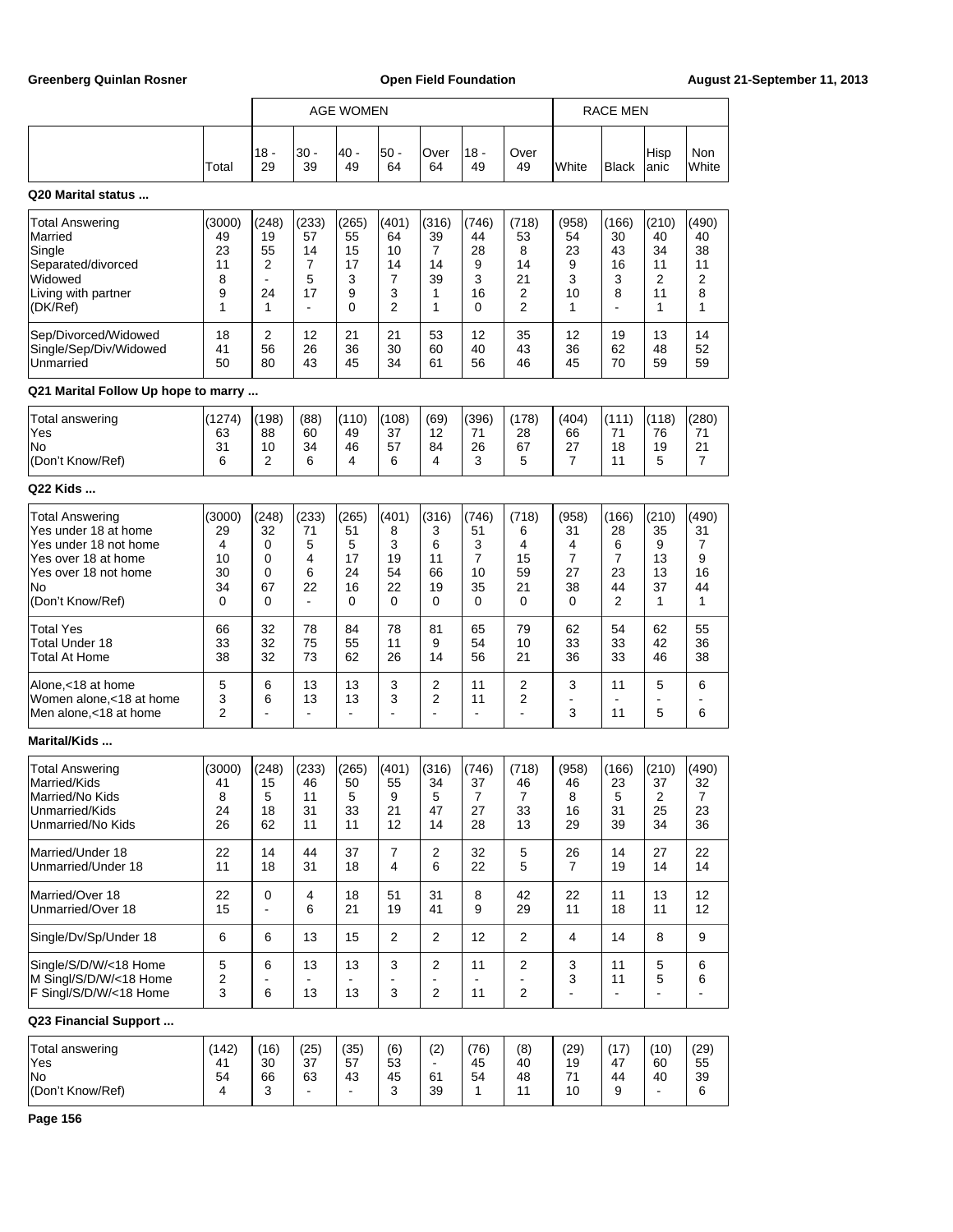| | Total | AGE WOMEN | | | | | | | RACE MEN | | | |
|---|---|---|---|---|---|---|---|---|---|---|---|---|
| | | 18 - 29 | 30 - 39 | 40 - 49 | 50 - 64 | Over 64 | 18 - 49 | Over 49 | White | Black | Hispanic | Non White |

**Q20 Marital status ...**

| | Total | 18 - 29 | 30 - 39 | 40 - 49 | 50 - 64 | Over 64 | 18 - 49 | Over 49 | White | Black | Hispanic | Non White |
|---|---|---|---|---|---|---|---|---|---|---|---|---|
| Total Answering | (3000) | (248) | (233) | (265) | (401) | (316) | (746) | (718) | (958) | (166) | (210) | (490) |
| Married | 49 | 19 | 57 | 55 | 64 | 39 | 44 | 53 | 54 | 30 | 40 | 40 |
| Single | 23 | 55 | 14 | 15 | 10 | 7 | 28 | 8 | 23 | 43 | 34 | 38 |
| Separated/divorced | 11 | 2 | 7 | 17 | 14 | 14 | 9 | 14 | 9 | 16 | 11 | 11 |
| Widowed | 8 | - | 5 | 3 | 7 | 39 | 3 | 21 | 3 | 3 | 2 | 2 |
| Living with partner | 9 | 24 | 17 | 9 | 3 | 1 | 16 | 2 | 10 | 8 | 11 | 8 |
| (DK/Ref) | 1 | 1 | - | 0 | 2 | 1 | 0 | 2 | 1 | - | 1 | 1 |
| Sep/Divorced/Widowed | 18 | 2 | 12 | 21 | 21 | 53 | 12 | 35 | 12 | 19 | 13 | 14 |
| Single/Sep/Div/Widowed | 41 | 56 | 26 | 36 | 30 | 60 | 40 | 43 | 36 | 62 | 48 | 52 |
| Unmarried | 50 | 80 | 43 | 45 | 34 | 61 | 56 | 46 | 45 | 70 | 59 | 59 |

**Q21 Marital Follow Up hope to marry ...**

| | Total | 18 - 29 | 30 - 39 | 40 - 49 | 50 - 64 | Over 64 | 18 - 49 | Over 49 | White | Black | Hispanic | Non White |
|---|---|---|---|---|---|---|---|---|---|---|---|---|
| Total answering | (1274) | (198) | (88) | (110) | (108) | (69) | (396) | (178) | (404) | (111) | (118) | (280) |
| Yes | 63 | 88 | 60 | 49 | 37 | 12 | 71 | 28 | 66 | 71 | 76 | 71 |
| No | 31 | 10 | 34 | 46 | 57 | 84 | 26 | 67 | 27 | 18 | 19 | 21 |
| (Don't Know/Ref) | 6 | 2 | 6 | 4 | 6 | 4 | 3 | 5 | 7 | 11 | 5 | 7 |

**Q22 Kids ...**

| | Total | 18 - 29 | 30 - 39 | 40 - 49 | 50 - 64 | Over 64 | 18 - 49 | Over 49 | White | Black | Hispanic | Non White |
|---|---|---|---|---|---|---|---|---|---|---|---|---|
| Total Answering | (3000) | (248) | (233) | (265) | (401) | (316) | (746) | (718) | (958) | (166) | (210) | (490) |
| Yes under 18 at home | 29 | 32 | 71 | 51 | 8 | 3 | 51 | 6 | 31 | 28 | 35 | 31 |
| Yes under 18 not home | 4 | 0 | 5 | 5 | 3 | 6 | 3 | 4 | 4 | 6 | 9 | 7 |
| Yes over 18 at home | 10 | 0 | 4 | 17 | 19 | 11 | 7 | 15 | 7 | 7 | 13 | 9 |
| Yes over 18 not home | 30 | 0 | 6 | 24 | 54 | 66 | 10 | 59 | 27 | 23 | 13 | 16 |
| No | 34 | 67 | 22 | 16 | 22 | 19 | 35 | 21 | 38 | 44 | 37 | 44 |
| (Don't Know/Ref) | 0 | 0 | - | 0 | 0 | 0 | 0 | 0 | 0 | 2 | 1 | 1 |
| Total Yes | 66 | 32 | 78 | 84 | 78 | 81 | 65 | 79 | 62 | 54 | 62 | 55 |
| Total Under 18 | 33 | 32 | 75 | 55 | 11 | 9 | 54 | 10 | 33 | 33 | 42 | 36 |
| Total At Home | 38 | 32 | 73 | 62 | 26 | 14 | 56 | 21 | 36 | 33 | 46 | 38 |
| Alone,<18 at home | 5 | 6 | 13 | 13 | 3 | 2 | 11 | 2 | 3 | 11 | 5 | 6 |
| Women alone,<18 at home | 3 | 6 | 13 | 13 | 3 | 2 | 11 | 2 | - | - | - | - |
| Men alone,<18 at home | 2 | - | - | - | - | - | - | - | 3 | 11 | 5 | 6 |

**Marital/Kids ...**

| | Total | 18 - 29 | 30 - 39 | 40 - 49 | 50 - 64 | Over 64 | 18 - 49 | Over 49 | White | Black | Hispanic | Non White |
|---|---|---|---|---|---|---|---|---|---|---|---|---|
| Total Answering | (3000) | (248) | (233) | (265) | (401) | (316) | (746) | (718) | (958) | (166) | (210) | (490) |
| Married/Kids | 41 | 15 | 46 | 50 | 55 | 34 | 37 | 46 | 46 | 23 | 37 | 32 |
| Married/No Kids | 8 | 5 | 11 | 5 | 9 | 5 | 7 | 7 | 8 | 5 | 2 | 7 |
| Unmarried/Kids | 24 | 18 | 31 | 33 | 21 | 47 | 27 | 33 | 16 | 31 | 25 | 23 |
| Unmarried/No Kids | 26 | 62 | 11 | 11 | 12 | 14 | 28 | 13 | 29 | 39 | 34 | 36 |
| Married/Under 18 | 22 | 14 | 44 | 37 | 7 | 2 | 32 | 5 | 26 | 14 | 27 | 22 |
| Unmarried/Under 18 | 11 | 18 | 31 | 18 | 4 | 6 | 22 | 5 | 7 | 19 | 14 | 14 |
| Married/Over 18 | 22 | 0 | 4 | 18 | 51 | 31 | 8 | 42 | 22 | 11 | 13 | 12 |
| Unmarried/Over 18 | 15 | - | 6 | 21 | 19 | 41 | 9 | 29 | 11 | 18 | 11 | 12 |
| Single/Dv/Sp/Under 18 | 6 | 6 | 13 | 15 | 2 | 2 | 12 | 2 | 4 | 14 | 8 | 9 |
| Single/S/D/W/<18 Home | 5 | 6 | 13 | 13 | 3 | 2 | 11 | 2 | 3 | 11 | 5 | 6 |
| M Singl/S/D/W/<18 Home | 2 | - | - | - | - | - | - | - | 3 | 11 | 5 | 6 |
| F Singl/S/D/W/<18 Home | 3 | 6 | 13 | 13 | 3 | 2 | 11 | 2 | - | - | - | - |

**Q23 Financial Support ...**

| | Total | 18 - 29 | 30 - 39 | 40 - 49 | 50 - 64 | Over 64 | 18 - 49 | Over 49 | White | Black | Hispanic | Non White |
|---|---|---|---|---|---|---|---|---|---|---|---|---|
| Total answering | (142) | (16) | (25) | (35) | (6) | (2) | (76) | (8) | (29) | (17) | (10) | (29) |
| Yes | 41 | 30 | 37 | 57 | 53 | - | 45 | 40 | 19 | 47 | 60 | 55 |
| No | 54 | 66 | 63 | 43 | 45 | 61 | 54 | 48 | 71 | 44 | 40 | 39 |
| (Don't Know/Ref) | 4 | 3 | - | - | 3 | 39 | 1 | 11 | 10 | 9 | - | 6 |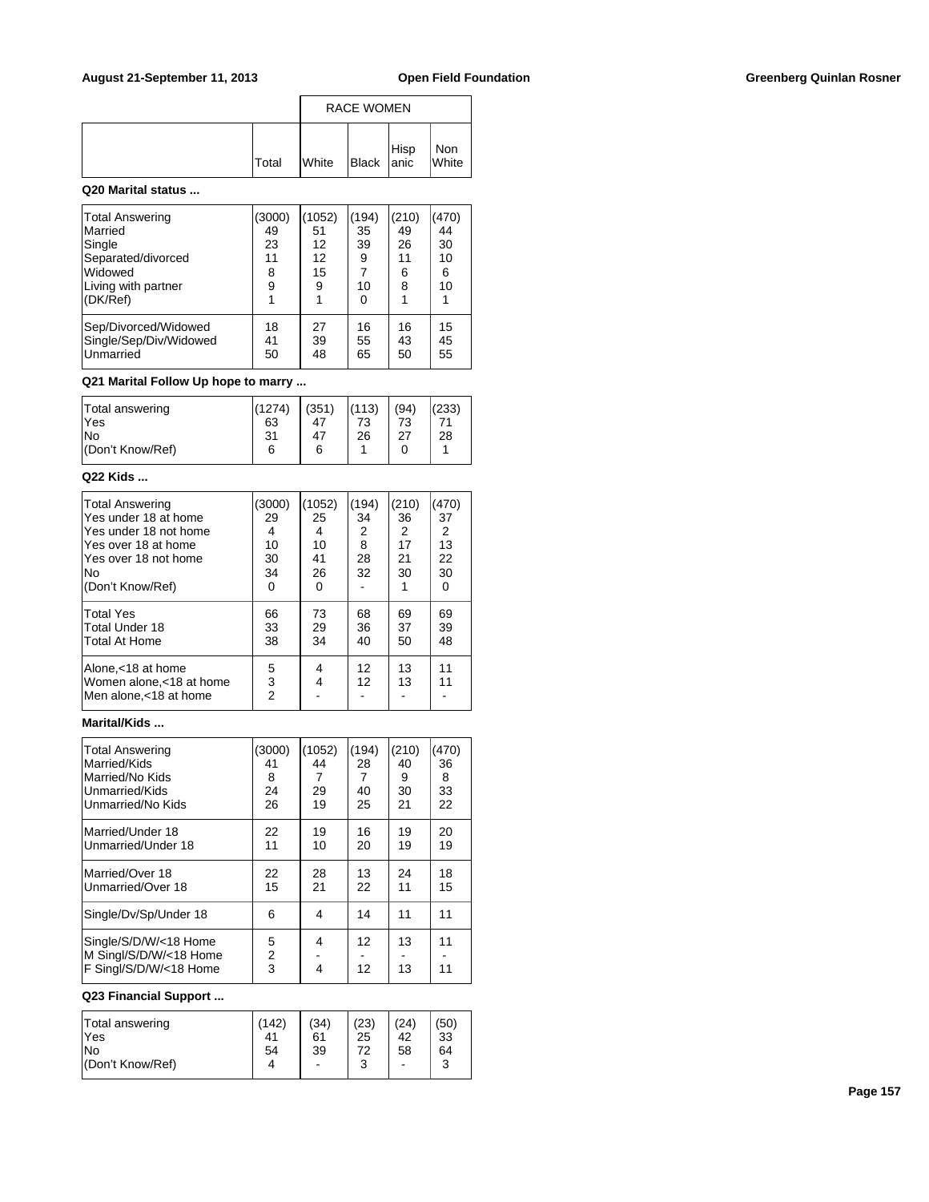| | Total | RACE WOMEN White | Black | Hispanic | Non White |
|---|---|---|---|---|---|

**Q20 Marital status ...**

| | Total | White | Black | Hispanic | Non White |
|---|---|---|---|---|---|
| Total Answering | (3000) | (1052) | (194) | (210) | (470) |
| Married | 49 | 51 | 35 | 49 | 44 |
| Single | 23 | 12 | 39 | 26 | 30 |
| Separated/divorced | 11 | 12 | 9 | 11 | 10 |
| Widowed | 8 | 15 | 7 | 6 | 6 |
| Living with partner | 9 | 9 | 10 | 8 | 10 |
| (DK/Ref) | 1 | 1 | 0 | 1 | 1 |
| Sep/Divorced/Widowed | 18 | 27 | 16 | 16 | 15 |
| Single/Sep/Div/Widowed | 41 | 39 | 55 | 43 | 45 |
| Unmarried | 50 | 48 | 65 | 50 | 55 |

**Q21 Marital Follow Up hope to marry ...**

| | Total | White | Black | Hispanic | Non White |
|---|---|---|---|---|---|
| Total answering | (1274) | (351) | (113) | (94) | (233) |
| Yes | 63 | 47 | 73 | 73 | 71 |
| No | 31 | 47 | 26 | 27 | 28 |
| (Don't Know/Ref) | 6 | 6 | 1 | 0 | 1 |

**Q22 Kids ...**

| | Total | White | Black | Hispanic | Non White |
|---|---|---|---|---|---|
| Total Answering | (3000) | (1052) | (194) | (210) | (470) |
| Yes under 18 at home | 29 | 25 | 34 | 36 | 37 |
| Yes under 18 not home | 4 | 4 | 2 | 2 | 2 |
| Yes over 18 at home | 10 | 10 | 8 | 17 | 13 |
| Yes over 18 not home | 30 | 41 | 28 | 21 | 22 |
| No | 34 | 26 | 32 | 30 | 30 |
| (Don't Know/Ref) | 0 | 0 | - | 1 | 0 |
| Total Yes | 66 | 73 | 68 | 69 | 69 |
| Total Under 18 | 33 | 29 | 36 | 37 | 39 |
| Total At Home | 38 | 34 | 40 | 50 | 48 |
| Alone,<18 at home | 5 | 4 | 12 | 13 | 11 |
| Women alone,<18 at home | 3 | 4 | 12 | 13 | 11 |
| Men alone,<18 at home | 2 | - | - | - | - |

**Marital/Kids ...**

| | Total | White | Black | Hispanic | Non White |
|---|---|---|---|---|---|
| Total Answering | (3000) | (1052) | (194) | (210) | (470) |
| Married/Kids | 41 | 44 | 28 | 40 | 36 |
| Married/No Kids | 8 | 7 | 7 | 9 | 8 |
| Unmarried/Kids | 24 | 29 | 40 | 30 | 33 |
| Unmarried/No Kids | 26 | 19 | 25 | 21 | 22 |
| Married/Under 18 | 22 | 19 | 16 | 19 | 20 |
| Unmarried/Under 18 | 11 | 10 | 20 | 19 | 19 |
| Married/Over 18 | 22 | 28 | 13 | 24 | 18 |
| Unmarried/Over 18 | 15 | 21 | 22 | 11 | 15 |
| Single/Dv/Sp/Under 18 | 6 | 4 | 14 | 11 | 11 |
| Single/S/D/W/<18 Home | 5 | 4 | 12 | 13 | 11 |
| M Singl/S/D/W/<18 Home | 2 | - | - | - | - |
| F Singl/S/D/W/<18 Home | 3 | 4 | 12 | 13 | 11 |

**Q23 Financial Support ...**

| | Total | White | Black | Hispanic | Non White |
|---|---|---|---|---|---|
| Total answering | (142) | (34) | (23) | (24) | (50) |
| Yes | 41 | 61 | 25 | 42 | 33 |
| No | 54 | 39 | 72 | 58 | 64 |
| (Don't Know/Ref) | 4 | - | 3 | - | 3 |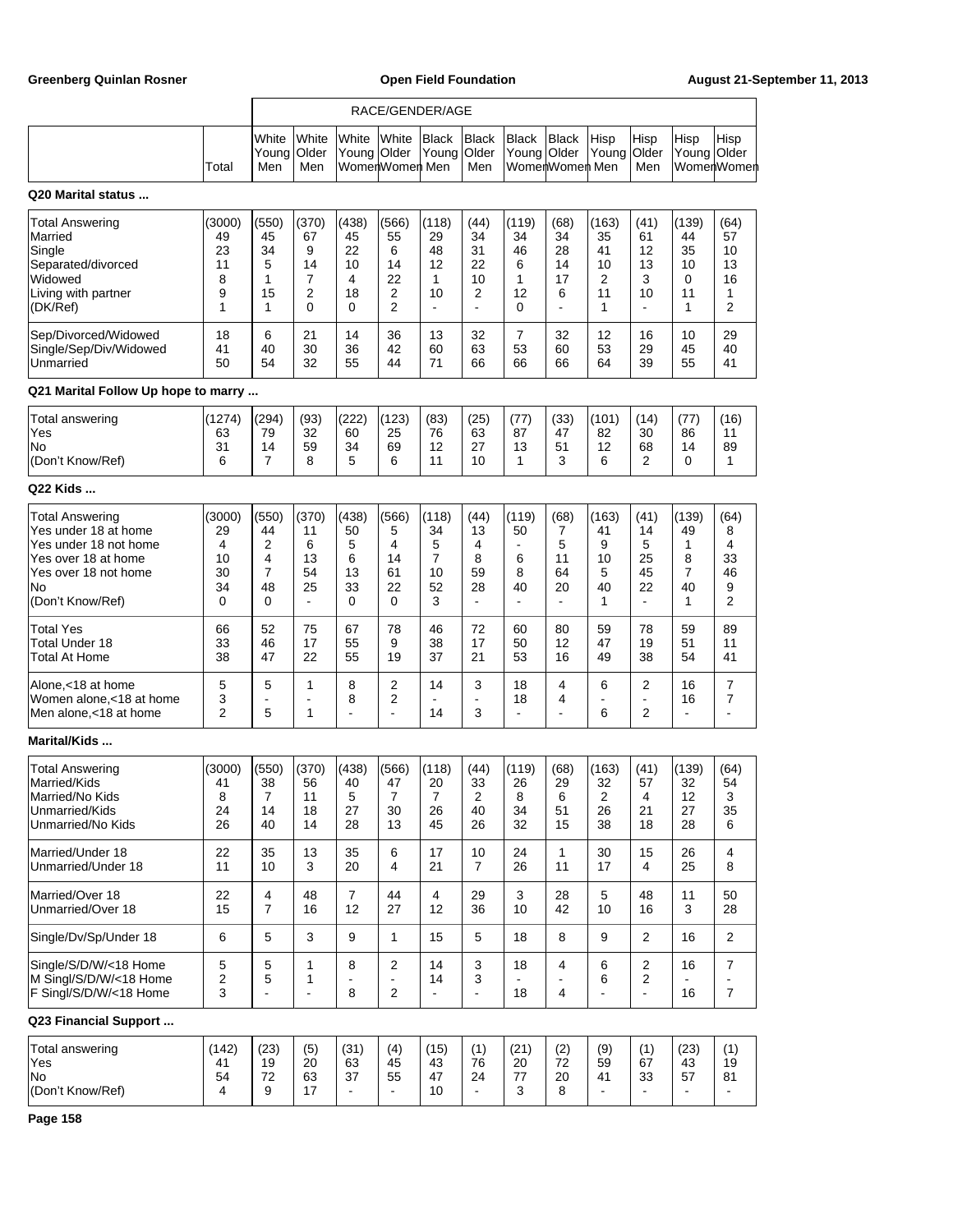| | Total | White Young Men | White Older Men | White Young Women | White Older Women | Black Young Men | Black Older Men | Black Young Women | Black Older Women | Hisp Young Men | Hisp Older Men | Hisp Young Women | Hisp Older Women |
|---|---|---|---|---|---|---|---|---|---|---|---|---|---|
| | | RACE/GENDER/AGE | | | | | | | | | | | |

**Q20 Marital status ...**

| | Total | White Young Men | White Older Men | White Young Women | White Older Women | Black Young Men | Black Older Men | Black Young Women | Black Older Women | Hisp Young Men | Hisp Older Men | Hisp Young Women | Hisp Older Women |
|---|---|---|---|---|---|---|---|---|---|---|---|---|---|
| Total Answering | (3000) | (550) | (370) | (438) | (566) | (118) | (44) | (119) | (68) | (163) | (41) | (139) | (64) |
| Married | 49 | 45 | 67 | 45 | 55 | 29 | 34 | 34 | 34 | 35 | 61 | 44 | 57 |
| Single | 23 | 34 | 9 | 22 | 6 | 48 | 31 | 46 | 28 | 41 | 12 | 35 | 10 |
| Separated/divorced | 11 | 5 | 14 | 10 | 14 | 12 | 22 | 6 | 14 | 10 | 13 | 10 | 13 |
| Widowed | 8 | 1 | 7 | 4 | 22 | 1 | 10 | 1 | 17 | 2 | 3 | 0 | 16 |
| Living with partner | 9 | 15 | 2 | 18 | 2 | 10 | 2 | 12 | 6 | 11 | 10 | 11 | 1 |
| (DK/Ref) | 1 | 1 | 0 | 0 | 2 | - | - | 0 | - | 1 | - | 1 | 2 |
| Sep/Divorced/Widowed | 18 | 6 | 21 | 14 | 36 | 13 | 32 | 7 | 32 | 12 | 16 | 10 | 29 |
| Single/Sep/Div/Widowed | 41 | 40 | 30 | 36 | 42 | 60 | 63 | 53 | 60 | 53 | 29 | 45 | 40 |
| Unmarried | 50 | 54 | 32 | 55 | 44 | 71 | 66 | 66 | 66 | 64 | 39 | 55 | 41 |

**Q21 Marital Follow Up hope to marry ...**

| | Total | White Young Men | White Older Men | White Young Women | White Older Women | Black Young Men | Black Older Men | Black Young Women | Black Older Women | Hisp Young Men | Hisp Older Men | Hisp Young Women | Hisp Older Women |
|---|---|---|---|---|---|---|---|---|---|---|---|---|---|
| Total answering | (1274) | (294) | (93) | (222) | (123) | (83) | (25) | (77) | (33) | (101) | (14) | (77) | (16) |
| Yes | 63 | 79 | 32 | 60 | 25 | 76 | 63 | 87 | 47 | 82 | 30 | 86 | 11 |
| No | 31 | 14 | 59 | 34 | 69 | 12 | 27 | 13 | 51 | 12 | 68 | 14 | 89 |
| (Don't Know/Ref) | 6 | 7 | 8 | 5 | 6 | 11 | 10 | 1 | 3 | 6 | 2 | 0 | 1 |

**Q22 Kids ...**

| | Total | White Young Men | White Older Men | White Young Women | White Older Women | Black Young Men | Black Older Men | Black Young Women | Black Older Women | Hisp Young Men | Hisp Older Men | Hisp Young Women | Hisp Older Women |
|---|---|---|---|---|---|---|---|---|---|---|---|---|---|
| Total Answering | (3000) | (550) | (370) | (438) | (566) | (118) | (44) | (119) | (68) | (163) | (41) | (139) | (64) |
| Yes under 18 at home | 29 | 44 | 11 | 50 | 5 | 34 | 13 | 50 | 7 | 41 | 14 | 49 | 8 |
| Yes under 18 not home | 4 | 2 | 6 | 5 | 4 | 5 | 4 | - | 5 | 9 | 5 | 1 | 4 |
| Yes over 18 at home | 10 | 4 | 13 | 6 | 14 | 7 | 8 | 6 | 11 | 10 | 25 | 8 | 33 |
| Yes over 18 not home | 30 | 7 | 54 | 13 | 61 | 10 | 59 | 8 | 64 | 5 | 45 | 7 | 46 |
| No | 34 | 48 | 25 | 33 | 22 | 52 | 28 | 40 | 20 | 40 | 22 | 40 | 9 |
| (Don't Know/Ref) | 0 | 0 | - | 0 | 0 | 3 | - | - | - | 1 | - | 1 | 2 |
| Total Yes | 66 | 52 | 75 | 67 | 78 | 46 | 72 | 60 | 80 | 59 | 78 | 59 | 89 |
| Total Under 18 | 33 | 46 | 17 | 55 | 9 | 38 | 17 | 50 | 12 | 47 | 19 | 51 | 11 |
| Total At Home | 38 | 47 | 22 | 55 | 19 | 37 | 21 | 53 | 16 | 49 | 38 | 54 | 41 |
| Alone,<18 at home | 5 | 5 | 1 | 8 | 2 | 14 | 3 | 18 | 4 | 6 | 2 | 16 | 7 |
| Women alone,<18 at home | 3 | - | - | 8 | 2 | - | - | 18 | 4 | - | - | 16 | 7 |
| Men alone,<18 at home | 2 | 5 | 1 | - | - | 14 | 3 | - | - | 6 | 2 | - | - |

**Marital/Kids ...**

| | Total | White Young Men | White Older Men | White Young Women | White Older Women | Black Young Men | Black Older Men | Black Young Women | Black Older Women | Hisp Young Men | Hisp Older Men | Hisp Young Women | Hisp Older Women |
|---|---|---|---|---|---|---|---|---|---|---|---|---|---|
| Total Answering | (3000) | (550) | (370) | (438) | (566) | (118) | (44) | (119) | (68) | (163) | (41) | (139) | (64) |
| Married/Kids | 41 | 38 | 56 | 40 | 47 | 20 | 33 | 26 | 29 | 32 | 57 | 32 | 54 |
| Married/No Kids | 8 | 7 | 11 | 5 | 7 | 7 | 2 | 8 | 6 | 2 | 4 | 12 | 3 |
| Unmarried/Kids | 24 | 14 | 18 | 27 | 30 | 26 | 40 | 34 | 51 | 26 | 21 | 27 | 35 |
| Unmarried/No Kids | 26 | 40 | 14 | 28 | 13 | 45 | 26 | 32 | 15 | 38 | 18 | 28 | 6 |
| Married/Under 18 | 22 | 35 | 13 | 35 | 6 | 17 | 10 | 24 | 1 | 30 | 15 | 26 | 4 |
| Unmarried/Under 18 | 11 | 10 | 3 | 20 | 4 | 21 | 7 | 26 | 11 | 17 | 4 | 25 | 8 |
| Married/Over 18 | 22 | 4 | 48 | 7 | 44 | 4 | 29 | 3 | 28 | 5 | 48 | 11 | 50 |
| Unmarried/Over 18 | 15 | 7 | 16 | 12 | 27 | 12 | 36 | 10 | 42 | 10 | 16 | 3 | 28 |
| Single/Dv/Sp/Under 18 | 6 | 5 | 3 | 9 | 1 | 15 | 5 | 18 | 8 | 9 | 2 | 16 | 2 |
| Single/S/D/W/<18 Home | 5 | 5 | 1 | 8 | 2 | 14 | 3 | 18 | 4 | 6 | 2 | 16 | 7 |
| M Singl/S/D/W/<18 Home | 2 | 5 | 1 | - | - | 14 | 3 | - | - | 6 | 2 | - | - |
| F Singl/S/D/W/<18 Home | 3 | - | - | 8 | 2 | - | - | 18 | 4 | - | - | 16 | 7 |

**Q23 Financial Support ...**

| | Total | White Young Men | White Older Men | White Young Women | White Older Women | Black Young Men | Black Older Men | Black Young Women | Black Older Women | Hisp Young Men | Hisp Older Men | Hisp Young Women | Hisp Older Women |
|---|---|---|---|---|---|---|---|---|---|---|---|---|---|
| Total answering | (142) | (23) | (5) | (31) | (4) | (15) | (1) | (21) | (2) | (9) | (1) | (23) | (1) |
| Yes | 41 | 19 | 20 | 63 | 45 | 43 | 76 | 20 | 72 | 59 | 67 | 43 | 19 |
| No | 54 | 72 | 63 | 37 | 55 | 47 | 24 | 77 | 20 | 41 | 33 | 57 | 81 |
| (Don't Know/Ref) | 4 | 9 | 17 | - | - | 10 | - | 3 | 8 | - | - | - | - |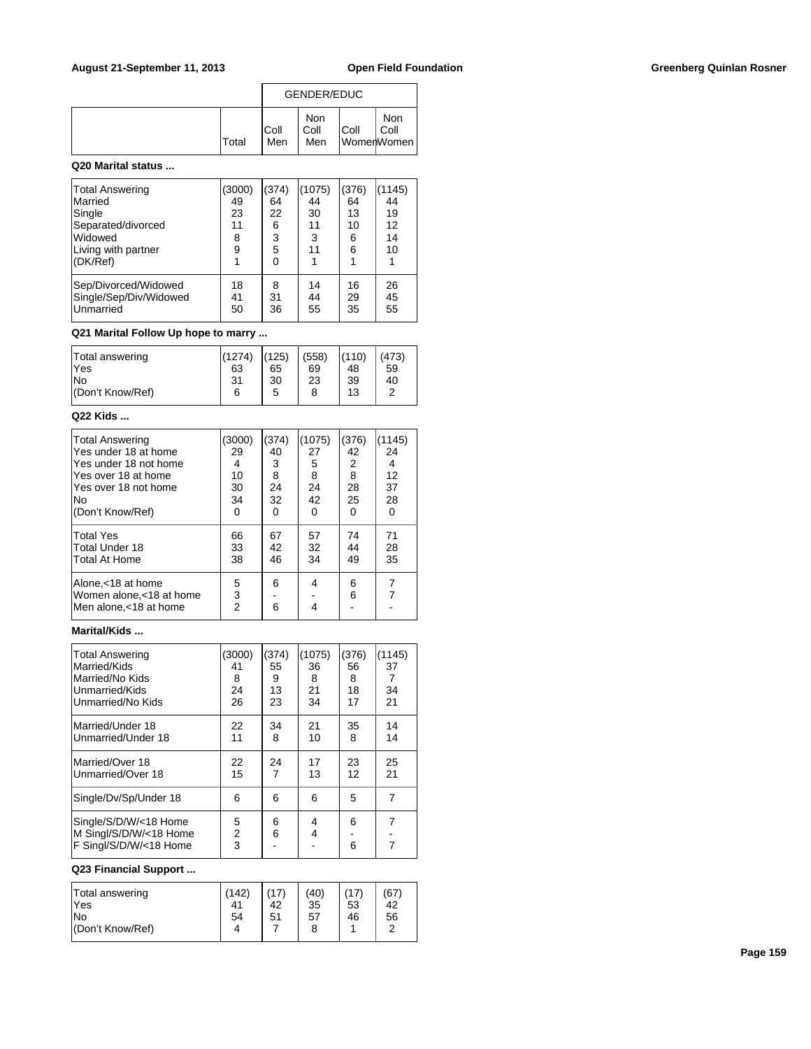| | Total | GENDER/EDUC Coll Men | Non Coll Men | Coll Women | Non Coll Women |
|---|---|---|---|---|---|

**Q20 Marital status ...**

| | Total | Coll Men | Non Coll Men | Coll Women | Non Coll Women |
|---|---|---|---|---|---|
| Total Answering | (3000) | (374) | (1075) | (376) | (1145) |
| Married | 49 | 64 | 44 | 64 | 44 |
| Single | 23 | 22 | 30 | 13 | 19 |
| Separated/divorced | 11 | 6 | 11 | 10 | 12 |
| Widowed | 8 | 3 | 3 | 6 | 14 |
| Living with partner | 9 | 5 | 11 | 6 | 10 |
| (DK/Ref) | 1 | 0 | 1 | 1 | 1 |
| Sep/Divorced/Widowed | 18 | 8 | 14 | 16 | 26 |
| Single/Sep/Div/Widowed | 41 | 31 | 44 | 29 | 45 |
| Unmarried | 50 | 36 | 55 | 35 | 55 |

**Q21 Marital Follow Up hope to marry ...**

| | Total | Coll Men | Non Coll Men | Coll Women | Non Coll Women |
|---|---|---|---|---|---|
| Total answering | (1274) | (125) | (558) | (110) | (473) |
| Yes | 63 | 65 | 69 | 48 | 59 |
| No | 31 | 30 | 23 | 39 | 40 |
| (Don't Know/Ref) | 6 | 5 | 8 | 13 | 2 |

**Q22 Kids ...**

| | Total | Coll Men | Non Coll Men | Coll Women | Non Coll Women |
|---|---|---|---|---|---|
| Total Answering | (3000) | (374) | (1075) | (376) | (1145) |
| Yes under 18 at home | 29 | 40 | 27 | 42 | 24 |
| Yes under 18 not home | 4 | 3 | 5 | 2 | 4 |
| Yes over 18 at home | 10 | 8 | 8 | 8 | 12 |
| Yes over 18 not home | 30 | 24 | 24 | 28 | 37 |
| No | 34 | 32 | 42 | 25 | 28 |
| (Don't Know/Ref) | 0 | 0 | 0 | 0 | 0 |
| Total Yes | 66 | 67 | 57 | 74 | 71 |
| Total Under 18 | 33 | 42 | 32 | 44 | 28 |
| Total At Home | 38 | 46 | 34 | 49 | 35 |
| Alone,<18 at home | 5 | 6 | 4 | 6 | 7 |
| Women alone,<18 at home | 3 | - | - | 6 | 7 |
| Men alone,<18 at home | 2 | 6 | 4 | - | - |

**Marital/Kids ...**

| | Total | Coll Men | Non Coll Men | Coll Women | Non Coll Women |
|---|---|---|---|---|---|
| Total Answering | (3000) | (374) | (1075) | (376) | (1145) |
| Married/Kids | 41 | 55 | 36 | 56 | 37 |
| Married/No Kids | 8 | 9 | 8 | 8 | 7 |
| Unmarried/Kids | 24 | 13 | 21 | 18 | 34 |
| Unmarried/No Kids | 26 | 23 | 34 | 17 | 21 |
| Married/Under 18 | 22 | 34 | 21 | 35 | 14 |
| Unmarried/Under 18 | 11 | 8 | 10 | 8 | 14 |
| Married/Over 18 | 22 | 24 | 17 | 23 | 25 |
| Unmarried/Over 18 | 15 | 7 | 13 | 12 | 21 |
| Single/Dv/Sp/Under 18 | 6 | 6 | 6 | 5 | 7 |
| Single/S/D/W/<18 Home | 5 | 6 | 4 | 6 | 7 |
| M Singl/S/D/W/<18 Home | 2 | 6 | 4 | - | - |
| F Singl/S/D/W/<18 Home | 3 | - | - | 6 | 7 |

**Q23 Financial Support ...**

| | Total | Coll Men | Non Coll Men | Coll Women | Non Coll Women |
|---|---|---|---|---|---|
| Total answering | (142) | (17) | (40) | (17) | (67) |
| Yes | 41 | 42 | 35 | 53 | 42 |
| No | 54 | 51 | 57 | 46 | 56 |
| (Don't Know/Ref) | 4 | 7 | 8 | 1 | 2 |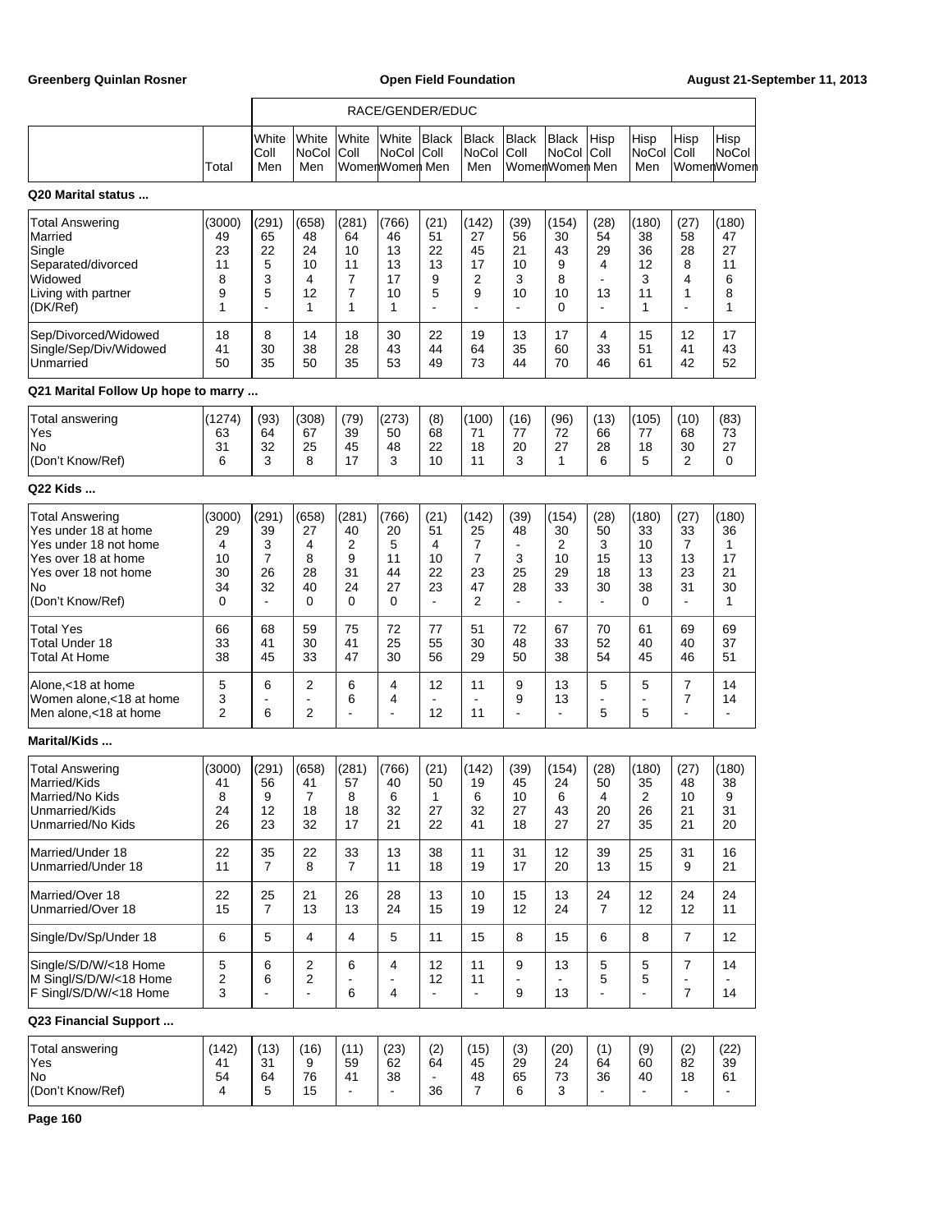| | Total | White Coll Men | White NoCol Men | White Coll Women | White NoCol Women | Black Coll Men | Black NoCol Men | Black Coll Women | Black NoCol Women | Hisp Coll Men | Hisp NoCol Men | Hisp Coll Women | Hisp NoCol Women |
|---|---|---|---|---|---|---|---|---|---|---|---|---|---|
| | | RACE/GENDER/EDUC | | | | | | | | | | | |

**Q20 Marital status ...**

| | Total | White Coll Men | White NoCol Men | White Coll Women | White NoCol Women | Black Coll Men | Black NoCol Men | Black Coll Women | Black NoCol Women | Hisp Coll Men | Hisp NoCol Men | Hisp Coll Women | Hisp NoCol Women |
|---|---|---|---|---|---|---|---|---|---|---|---|---|---|
| Total Answering | (3000) | (291) | (658) | (281) | (766) | (21) | (142) | (39) | (154) | (28) | (180) | (27) | (180) |
| Married | 49 | 65 | 48 | 64 | 46 | 51 | 27 | 56 | 30 | 54 | 38 | 58 | 47 |
| Single | 23 | 22 | 24 | 10 | 13 | 22 | 45 | 21 | 43 | 29 | 36 | 28 | 27 |
| Separated/divorced | 11 | 5 | 10 | 11 | 13 | 13 | 17 | 10 | 9 | 4 | 12 | 8 | 11 |
| Widowed | 8 | 3 | 4 | 7 | 17 | 9 | 2 | 3 | 8 | - | 3 | 4 | 6 |
| Living with partner | 9 | 5 | 12 | 7 | 10 | 5 | 9 | 10 | 10 | 13 | 11 | 1 | 8 |
| (DK/Ref) | 1 | - | 1 | 1 | 1 | - | - | - | 0 | - | 1 | - | 1 |
| Sep/Divorced/Widowed | 18 | 8 | 14 | 18 | 30 | 22 | 19 | 13 | 17 | 4 | 15 | 12 | 17 |
| Single/Sep/Div/Widowed | 41 | 30 | 38 | 28 | 43 | 44 | 64 | 35 | 60 | 33 | 51 | 41 | 43 |
| Unmarried | 50 | 35 | 50 | 35 | 53 | 49 | 73 | 44 | 70 | 46 | 61 | 42 | 52 |

**Q21 Marital Follow Up hope to marry ...**

| | Total | White Coll Men | White NoCol Men | White Coll Women | White NoCol Women | Black Coll Men | Black NoCol Men | Black Coll Women | Black NoCol Women | Hisp Coll Men | Hisp NoCol Men | Hisp Coll Women | Hisp NoCol Women |
|---|---|---|---|---|---|---|---|---|---|---|---|---|---|
| Total answering | (1274) | (93) | (308) | (79) | (273) | (8) | (100) | (16) | (96) | (13) | (105) | (10) | (83) |
| Yes | 63 | 64 | 67 | 39 | 50 | 68 | 71 | 77 | 72 | 66 | 77 | 68 | 73 |
| No | 31 | 32 | 25 | 45 | 48 | 22 | 18 | 20 | 27 | 28 | 18 | 30 | 27 |
| (Don't Know/Ref) | 6 | 3 | 8 | 17 | 3 | 10 | 11 | 3 | 1 | 6 | 5 | 2 | 0 |

**Q22 Kids ...**

| | Total | White Coll Men | White NoCol Men | White Coll Women | White NoCol Women | Black Coll Men | Black NoCol Men | Black Coll Women | Black NoCol Women | Hisp Coll Men | Hisp NoCol Men | Hisp Coll Women | Hisp NoCol Women |
|---|---|---|---|---|---|---|---|---|---|---|---|---|---|
| Total Answering | (3000) | (291) | (658) | (281) | (766) | (21) | (142) | (39) | (154) | (28) | (180) | (27) | (180) |
| Yes under 18 at home | 29 | 39 | 27 | 40 | 20 | 51 | 25 | 48 | 30 | 50 | 33 | 33 | 36 |
| Yes under 18 not home | 4 | 3 | 4 | 2 | 5 | 4 | 7 | - | 2 | 3 | 10 | 7 | 1 |
| Yes over 18 at home | 10 | 7 | 8 | 9 | 11 | 10 | 7 | 3 | 10 | 15 | 13 | 13 | 17 |
| Yes over 18 not home | 30 | 26 | 28 | 31 | 44 | 22 | 23 | 25 | 29 | 18 | 13 | 23 | 21 |
| No | 34 | 32 | 40 | 24 | 27 | 23 | 47 | 28 | 33 | 30 | 38 | 31 | 30 |
| (Don't Know/Ref) | 0 | - | 0 | 0 | 0 | - | 2 | - | - | - | 0 | - | 1 |
| Total Yes | 66 | 68 | 59 | 75 | 72 | 77 | 51 | 72 | 67 | 70 | 61 | 69 | 69 |
| Total Under 18 | 33 | 41 | 30 | 41 | 25 | 55 | 30 | 48 | 33 | 52 | 40 | 40 | 37 |
| Total At Home | 38 | 45 | 33 | 47 | 30 | 56 | 29 | 50 | 38 | 54 | 45 | 46 | 51 |
| Alone,<18 at home | 5 | 6 | 2 | 6 | 4 | 12 | 11 | 9 | 13 | 5 | 5 | 7 | 14 |
| Women alone,<18 at home | 3 | - | - | 6 | 4 | - | - | 9 | 13 | - | - | 7 | 14 |
| Men alone,<18 at home | 2 | 6 | 2 | - | - | 12 | 11 | - | - | 5 | 5 | - | - |

**Marital/Kids ...**

| | Total | White Coll Men | White NoCol Men | White Coll Women | White NoCol Women | Black Coll Men | Black NoCol Men | Black Coll Women | Black NoCol Women | Hisp Coll Men | Hisp NoCol Men | Hisp Coll Women | Hisp NoCol Women |
|---|---|---|---|---|---|---|---|---|---|---|---|---|---|
| Total Answering | (3000) | (291) | (658) | (281) | (766) | (21) | (142) | (39) | (154) | (28) | (180) | (27) | (180) |
| Married/Kids | 41 | 56 | 41 | 57 | 40 | 50 | 19 | 45 | 24 | 50 | 35 | 48 | 38 |
| Married/No Kids | 8 | 9 | 7 | 8 | 6 | 1 | 6 | 10 | 6 | 4 | 2 | 10 | 9 |
| Unmarried/Kids | 24 | 12 | 18 | 18 | 32 | 27 | 32 | 27 | 43 | 20 | 26 | 21 | 31 |
| Unmarried/No Kids | 26 | 23 | 32 | 17 | 21 | 22 | 41 | 18 | 27 | 27 | 35 | 21 | 20 |
| Married/Under 18 | 22 | 35 | 22 | 33 | 13 | 38 | 11 | 31 | 12 | 39 | 25 | 31 | 16 |
| Unmarried/Under 18 | 11 | 7 | 8 | 7 | 11 | 18 | 19 | 17 | 20 | 13 | 15 | 9 | 21 |
| Married/Over 18 | 22 | 25 | 21 | 26 | 28 | 13 | 10 | 15 | 13 | 24 | 12 | 24 | 24 |
| Unmarried/Over 18 | 15 | 7 | 13 | 13 | 24 | 15 | 19 | 12 | 24 | 7 | 12 | 12 | 11 |
| Single/Dv/Sp/Under 18 | 6 | 5 | 4 | 4 | 5 | 11 | 15 | 8 | 15 | 6 | 8 | 7 | 12 |
| Single/S/D/W/<18 Home | 5 | 6 | 2 | 6 | 4 | 12 | 11 | 9 | 13 | 5 | 5 | 7 | 14 |
| M Singl/S/D/W/<18 Home | 2 | 6 | 2 | - | - | 12 | 11 | - | - | 5 | 5 | - | - |
| F Singl/S/D/W/<18 Home | 3 | - | - | 6 | 4 | - | - | 9 | 13 | - | - | 7 | 14 |

**Q23 Financial Support ...**

| | Total | White Coll Men | White NoCol Men | White Coll Women | White NoCol Women | Black Coll Men | Black NoCol Men | Black Coll Women | Black NoCol Women | Hisp Coll Men | Hisp NoCol Men | Hisp Coll Women | Hisp NoCol Women |
|---|---|---|---|---|---|---|---|---|---|---|---|---|---|
| Total answering | (142) | (13) | (16) | (11) | (23) | (2) | (15) | (3) | (20) | (1) | (9) | (2) | (22) |
| Yes | 41 | 31 | 9 | 59 | 62 | 64 | 45 | 29 | 24 | 64 | 60 | 82 | 39 |
| No | 54 | 64 | 76 | 41 | 38 | - | 48 | 65 | 73 | 36 | 40 | 18 | 61 |
| (Don't Know/Ref) | 4 | 5 | 15 | - | - | 36 | 7 | 6 | 3 | - | - | - | - |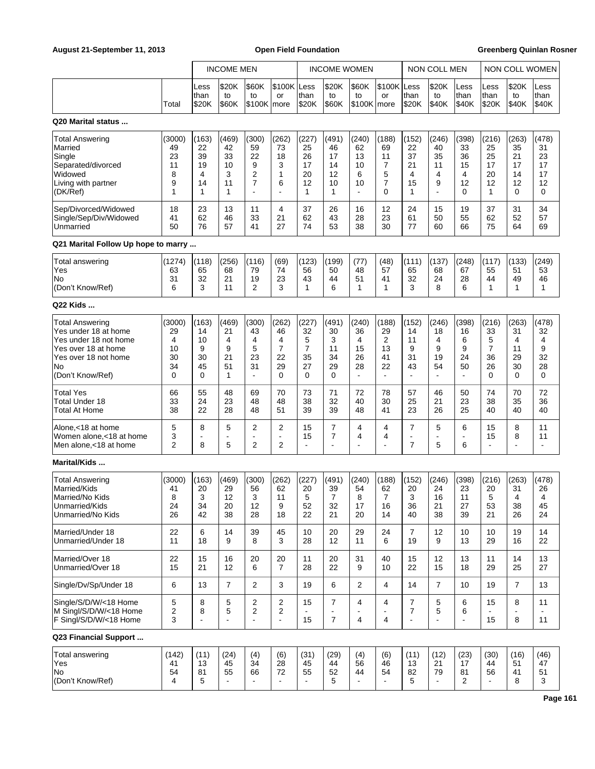| | | INCOME MEN | | | | INCOME WOMEN | | | | NON COLL MEN | | | NON COLL WOMEN | | |
|---|---|---|---|---|---|---|---|---|---|---|---|---|---|---|---|
| | Total | Less than $20K | $20K to $60K | $60K to $100K | $100K or more | Less than $20K | $20K to $60K | $60K to $100K | $100K or more | Less than $20K | $20K to $40K | Less than $40K | Less than $20K | $20K to $40K | Less than $40K |
| **Q20 Marital status ...** | | | | | | | | | | | | | | | |
| Total Answering | (3000) | (163) | (469) | (300) | (262) | (227) | (491) | (240) | (188) | (152) | (246) | (398) | (216) | (263) | (478) |
| Married | 49 | 22 | 42 | 59 | 73 | 25 | 46 | 62 | 69 | 22 | 40 | 33 | 25 | 35 | 31 |
| Single | 23 | 39 | 33 | 22 | 18 | 26 | 17 | 13 | 11 | 37 | 35 | 36 | 25 | 21 | 23 |
| Separated/divorced | 11 | 19 | 10 | 9 | 3 | 17 | 14 | 10 | 7 | 21 | 11 | 15 | 17 | 17 | 17 |
| Widowed | 8 | 4 | 3 | 2 | 1 | 20 | 12 | 6 | 5 | 4 | 4 | 4 | 20 | 14 | 17 |
| Living with partner | 9 | 14 | 11 | 7 | 6 | 12 | 10 | 10 | 7 | 15 | 9 | 12 | 12 | 12 | 12 |
| (DK/Ref) | 1 | 1 | 1 | - | - | 1 | 1 | - | 0 | 1 | - | 0 | 1 | 0 | 0 |
| Sep/Divorced/Widowed | 18 | 23 | 13 | 11 | 4 | 37 | 26 | 16 | 12 | 24 | 15 | 19 | 37 | 31 | 34 |
| Single/Sep/Div/Widowed | 41 | 62 | 46 | 33 | 21 | 62 | 43 | 28 | 23 | 61 | 50 | 55 | 62 | 52 | 57 |
| Unmarried | 50 | 76 | 57 | 41 | 27 | 74 | 53 | 38 | 30 | 77 | 60 | 66 | 75 | 64 | 69 |
| **Q21 Marital Follow Up hope to marry ...** | | | | | | | | | | | | | | | |
| Total answering | (1274) | (118) | (256) | (116) | (69) | (123) | (199) | (77) | (48) | (111) | (137) | (248) | (117) | (133) | (249) |
| Yes | 63 | 65 | 68 | 79 | 74 | 56 | 50 | 48 | 57 | 65 | 68 | 67 | 55 | 51 | 53 |
| No | 31 | 32 | 21 | 19 | 23 | 43 | 44 | 51 | 41 | 32 | 24 | 28 | 44 | 49 | 46 |
| (Don't Know/Ref) | 6 | 3 | 11 | 2 | 3 | 1 | 6 | 1 | 1 | 3 | 8 | 6 | 1 | 1 | 1 |
| **Q22 Kids ...** | | | | | | | | | | | | | | | |
| Total Answering | (3000) | (163) | (469) | (300) | (262) | (227) | (491) | (240) | (188) | (152) | (246) | (398) | (216) | (263) | (478) |
| Yes under 18 at home | 29 | 14 | 21 | 43 | 46 | 32 | 30 | 36 | 29 | 14 | 18 | 16 | 33 | 31 | 32 |
| Yes under 18 not home | 4 | 10 | 4 | 4 | 4 | 5 | 3 | 4 | 2 | 11 | 4 | 6 | 5 | 4 | 4 |
| Yes over 18 at home | 10 | 9 | 9 | 5 | 7 | 7 | 11 | 15 | 13 | 9 | 9 | 9 | 7 | 11 | 9 |
| Yes over 18 not home | 30 | 30 | 21 | 23 | 22 | 35 | 34 | 26 | 41 | 31 | 19 | 24 | 36 | 29 | 32 |
| No | 34 | 45 | 51 | 31 | 29 | 27 | 29 | 28 | 22 | 43 | 54 | 50 | 26 | 30 | 28 |
| (Don't Know/Ref) | 0 | 0 | 1 | - | 0 | 0 | 0 | - | - | - | - | - | 0 | 0 | 0 |
| Total Yes | 66 | 55 | 48 | 69 | 70 | 73 | 71 | 72 | 78 | 57 | 46 | 50 | 74 | 70 | 72 |
| Total Under 18 | 33 | 24 | 23 | 48 | 48 | 38 | 32 | 40 | 30 | 25 | 21 | 23 | 38 | 35 | 36 |
| Total At Home | 38 | 22 | 28 | 48 | 51 | 39 | 39 | 48 | 41 | 23 | 26 | 25 | 40 | 40 | 40 |
| Alone,<18 at home | 5 | 8 | 5 | 2 | 2 | 15 | 7 | 4 | 4 | 7 | 5 | 6 | 15 | 8 | 11 |
| Women alone,<18 at home | 3 | - | - | - | - | 15 | 7 | 4 | 4 | - | - | - | 15 | 8 | 11 |
| Men alone,<18 at home | 2 | 8 | 5 | 2 | 2 | - | - | - | - | 7 | 5 | 6 | - | - | - |
| **Marital/Kids ...** | | | | | | | | | | | | | | | |
| Total Answering | (3000) | (163) | (469) | (300) | (262) | (227) | (491) | (240) | (188) | (152) | (246) | (398) | (216) | (263) | (478) |
| Married/Kids | 41 | 20 | 29 | 56 | 62 | 20 | 39 | 54 | 62 | 20 | 24 | 23 | 20 | 31 | 26 |
| Married/No Kids | 8 | 3 | 12 | 3 | 11 | 5 | 7 | 8 | 7 | 3 | 16 | 11 | 5 | 4 | 4 |
| Unmarried/Kids | 24 | 34 | 20 | 12 | 9 | 52 | 32 | 17 | 16 | 36 | 21 | 27 | 53 | 38 | 45 |
| Unmarried/No Kids | 26 | 42 | 38 | 28 | 18 | 22 | 21 | 20 | 14 | 40 | 38 | 39 | 21 | 26 | 24 |
| Married/Under 18 | 22 | 6 | 14 | 39 | 45 | 10 | 20 | 29 | 24 | 7 | 12 | 10 | 10 | 19 | 14 |
| Unmarried/Under 18 | 11 | 18 | 9 | 8 | 3 | 28 | 12 | 11 | 6 | 19 | 9 | 13 | 29 | 16 | 22 |
| Married/Over 18 | 22 | 15 | 16 | 20 | 20 | 11 | 20 | 31 | 40 | 15 | 12 | 13 | 11 | 14 | 13 |
| Unmarried/Over 18 | 15 | 21 | 12 | 6 | 7 | 28 | 22 | 9 | 10 | 22 | 15 | 18 | 29 | 25 | 27 |
| Single/Dv/Sp/Under 18 | 6 | 13 | 7 | 2 | 3 | 19 | 6 | 2 | 4 | 14 | 7 | 10 | 19 | 7 | 13 |
| Single/S/D/W/<18 Home | 5 | 8 | 5 | 2 | 2 | 15 | 7 | 4 | 4 | 7 | 5 | 6 | 15 | 8 | 11 |
| M Singl/S/D/W/<18 Home | 2 | 8 | 5 | 2 | 2 | - | - | - | - | 7 | 5 | 6 | - | - | - |
| F Singl/S/D/W/<18 Home | 3 | - | - | - | - | 15 | 7 | 4 | 4 | - | - | - | 15 | 8 | 11 |
| **Q23 Financial Support ...** | | | | | | | | | | | | | | | |
| Total answering | (142) | (11) | (24) | (4) | (6) | (31) | (29) | (4) | (6) | (11) | (12) | (23) | (30) | (16) | (46) |
| Yes | 41 | 13 | 45 | 34 | 28 | 45 | 44 | 56 | 46 | 13 | 21 | 17 | 44 | 51 | 47 |
| No | 54 | 81 | 55 | 66 | 72 | 55 | 52 | 44 | 54 | 82 | 79 | 81 | 56 | 41 | 51 |
| (Don't Know/Ref) | 4 | 5 | - | - | - | - | 5 | - | - | 5 | - | 2 | - | 8 | 3 |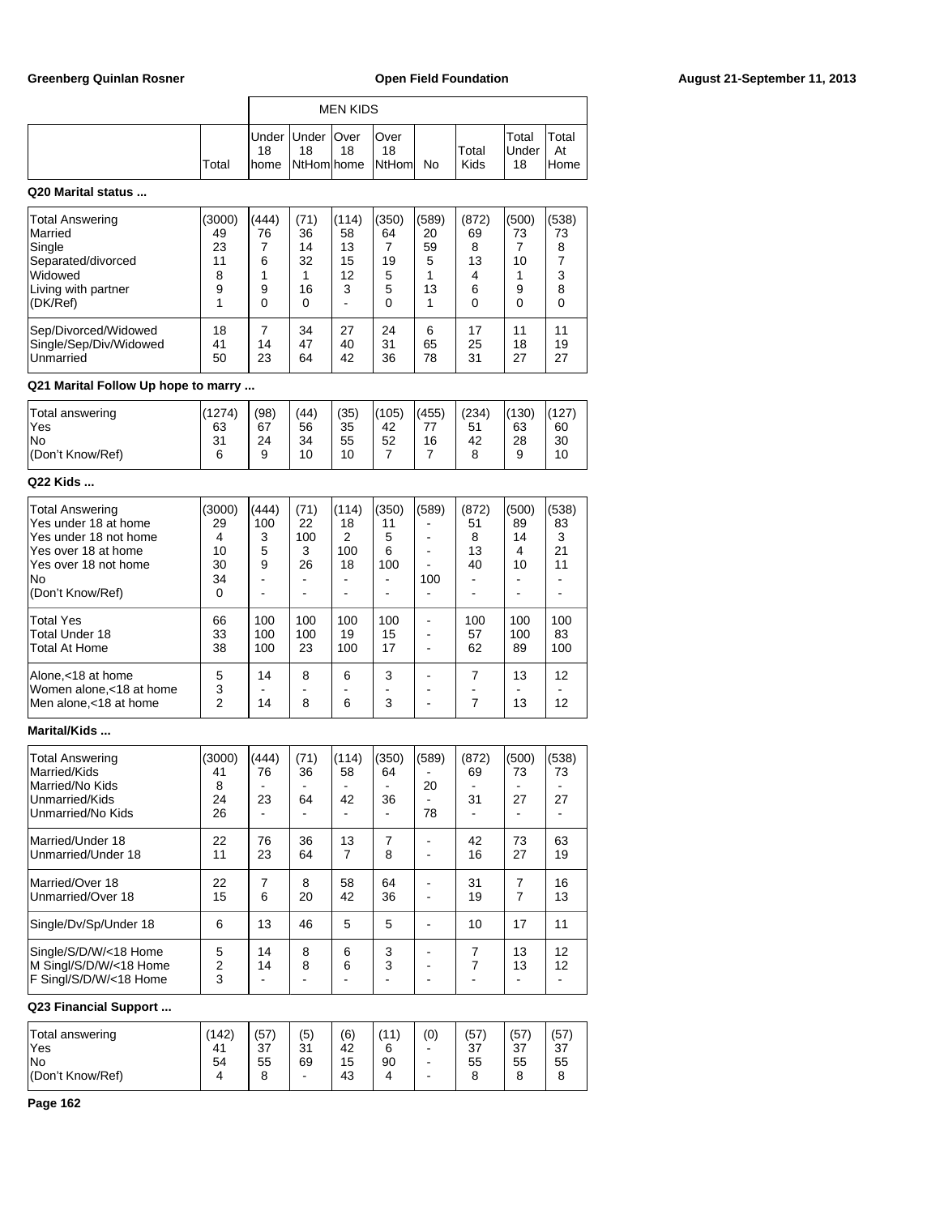| | Total | MEN KIDS Under 18 home | Under 18 NtHom | Over 18 home | Over 18 NtHom | No | Total Kids | Total Under 18 | Total At Home |
|---|---|---|---|---|---|---|---|---|---|

**Q20 Marital status ...**

| | Total | Under 18 home | Under 18 NtHom | Over 18 home | Over 18 NtHom | No | Total Kids | Total Under 18 | Total At Home |
|---|---|---|---|---|---|---|---|---|---|
| Total Answering | (3000) | (444) | (71) | (114) | (350) | (589) | (872) | (500) | (538) |
| Married | 49 | 76 | 36 | 58 | 64 | 20 | 69 | 73 | 73 |
| Single | 23 | 7 | 14 | 13 | 7 | 59 | 8 | 7 | 8 |
| Separated/divorced | 11 | 6 | 32 | 15 | 19 | 5 | 13 | 10 | 7 |
| Widowed | 8 | 1 | 1 | 12 | 5 | 1 | 4 | 1 | 3 |
| Living with partner | 9 | 9 | 16 | 3 | 5 | 13 | 6 | 9 | 8 |
| (DK/Ref) | 1 | 0 | 0 | - | 0 | 1 | 0 | 0 | 0 |
| Sep/Divorced/Widowed | 18 | 7 | 34 | 27 | 24 | 6 | 17 | 11 | 11 |
| Single/Sep/Div/Widowed | 41 | 14 | 47 | 40 | 31 | 65 | 25 | 18 | 19 |
| Unmarried | 50 | 23 | 64 | 42 | 36 | 78 | 31 | 27 | 27 |

**Q21 Marital Follow Up hope to marry ...**

| | Total | Under 18 home | Under 18 NtHom | Over 18 home | Over 18 NtHom | No | Total Kids | Total Under 18 | Total At Home |
|---|---|---|---|---|---|---|---|---|---|
| Total answering | (1274) | (98) | (44) | (35) | (105) | (455) | (234) | (130) | (127) |
| Yes | 63 | 67 | 56 | 35 | 42 | 77 | 51 | 63 | 60 |
| No | 31 | 24 | 34 | 55 | 52 | 16 | 42 | 28 | 30 |
| (Don't Know/Ref) | 6 | 9 | 10 | 10 | 7 | 7 | 8 | 9 | 10 |

**Q22 Kids ...**

| | Total | Under 18 home | Under 18 NtHom | Over 18 home | Over 18 NtHom | No | Total Kids | Total Under 18 | Total At Home |
|---|---|---|---|---|---|---|---|---|---|
| Total Answering | (3000) | (444) | (71) | (114) | (350) | (589) | (872) | (500) | (538) |
| Yes under 18 at home | 29 | 100 | 22 | 18 | 11 | - | 51 | 89 | 83 |
| Yes under 18 not home | 4 | 3 | 100 | 2 | 5 | - | 8 | 14 | 3 |
| Yes over 18 at home | 10 | 5 | 3 | 100 | 6 | - | 13 | 4 | 21 |
| Yes over 18 not home | 30 | 9 | 26 | 18 | 100 | - | 40 | 10 | 11 |
| No | 34 | - | - | - | - | 100 | - | - | - |
| (Don't Know/Ref) | 0 | - | - | - | - | - | - | - | - |
| Total Yes | 66 | 100 | 100 | 100 | 100 | - | 100 | 100 | 100 |
| Total Under 18 | 33 | 100 | 100 | 19 | 15 | - | 57 | 100 | 83 |
| Total At Home | 38 | 100 | 23 | 100 | 17 | - | 62 | 89 | 100 |
| Alone,<18 at home | 5 | 14 | 8 | 6 | 3 | - | 7 | 13 | 12 |
| Women alone,<18 at home | 3 | - | - | - | - | - | - | - | - |
| Men alone,<18 at home | 2 | 14 | 8 | 6 | 3 | - | 7 | 13 | 12 |

**Marital/Kids ...**

| | Total | Under 18 home | Under 18 NtHom | Over 18 home | Over 18 NtHom | No | Total Kids | Total Under 18 | Total At Home |
|---|---|---|---|---|---|---|---|---|---|
| Total Answering | (3000) | (444) | (71) | (114) | (350) | (589) | (872) | (500) | (538) |
| Married/Kids | 41 | 76 | 36 | 58 | 64 | - | 69 | 73 | 73 |
| Married/No Kids | 8 | - | - | - | - | 20 | - | - | - |
| Unmarried/Kids | 24 | 23 | 64 | 42 | 36 | - | 31 | 27 | 27 |
| Unmarried/No Kids | 26 | - | - | - | - | 78 | - | - | - |
| Married/Under 18 | 22 | 76 | 36 | 13 | 7 | - | 42 | 73 | 63 |
| Unmarried/Under 18 | 11 | 23 | 64 | 7 | 8 | - | 16 | 27 | 19 |
| Married/Over 18 | 22 | 7 | 8 | 58 | 64 | - | 31 | 7 | 16 |
| Unmarried/Over 18 | 15 | 6 | 20 | 42 | 36 | - | 19 | 7 | 13 |
| Single/Dv/Sp/Under 18 | 6 | 13 | 46 | 5 | 5 | - | 10 | 17 | 11 |
| Single/S/D/W/<18 Home | 5 | 14 | 8 | 6 | 3 | - | 7 | 13 | 12 |
| M Singl/S/D/W/<18 Home | 2 | 14 | 8 | 6 | 3 | - | 7 | 13 | 12 |
| F Singl/S/D/W/<18 Home | 3 | - | - | - | - | - | - | - | - |

**Q23 Financial Support ...**

| | Total | Under 18 home | Under 18 NtHom | Over 18 home | Over 18 NtHom | No | Total Kids | Total Under 18 | Total At Home |
|---|---|---|---|---|---|---|---|---|---|
| Total answering | (142) | (57) | (5) | (6) | (11) | (0) | (57) | (57) | (57) |
| Yes | 41 | 37 | 31 | 42 | 6 | - | 37 | 37 | 37 |
| No | 54 | 55 | 69 | 15 | 90 | - | 55 | 55 | 55 |
| (Don't Know/Ref) | 4 | 8 | - | 43 | 4 | - | 8 | 8 | 8 |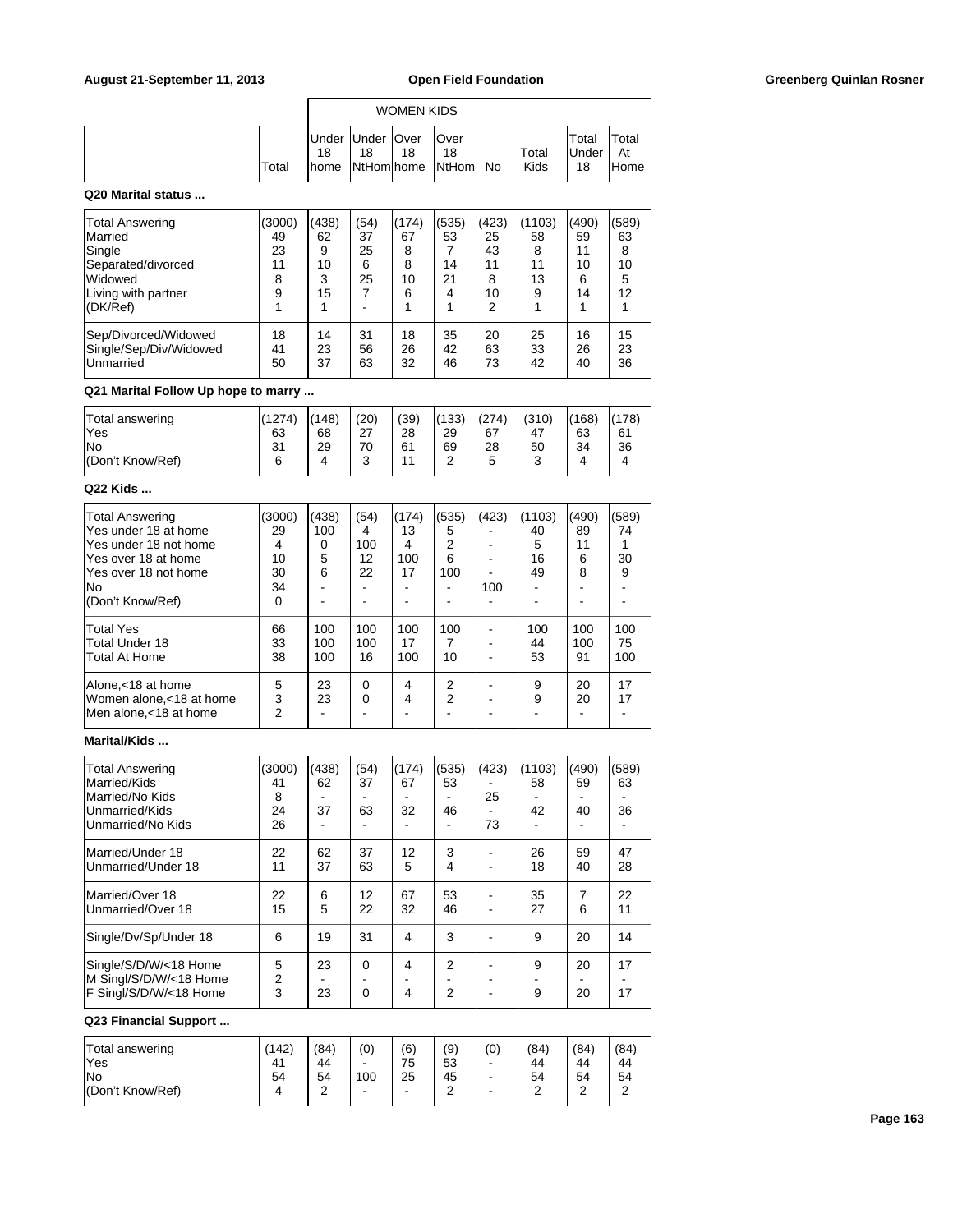| | Total | WOMEN KIDS Under 18 home | Under 18 NtHom | Over 18 home | Over 18 NtHom | No | Total Kids | Total Under 18 | Total At Home |
|---|---|---|---|---|---|---|---|---|---|

**Q20 Marital status ...**

| | Total | Under 18 home | Under 18 NtHom | Over 18 home | Over 18 NtHom | No | Total Kids | Total Under 18 | Total At Home |
|---|---|---|---|---|---|---|---|---|---|
| Total Answering | (3000) | (438) | (54) | (174) | (535) | (423) | (1103) | (490) | (589) |
| Married | 49 | 62 | 37 | 67 | 53 | 25 | 58 | 59 | 63 |
| Single | 23 | 9 | 25 | 8 | 7 | 43 | 8 | 11 | 8 |
| Separated/divorced | 11 | 10 | 6 | 8 | 14 | 11 | 11 | 10 | 10 |
| Widowed | 8 | 3 | 25 | 10 | 21 | 8 | 13 | 6 | 5 |
| Living with partner | 9 | 15 | 7 | 6 | 4 | 10 | 9 | 14 | 12 |
| (DK/Ref) | 1 | 1 | - | 1 | 1 | 2 | 1 | 1 | 1 |
| Sep/Divorced/Widowed | 18 | 14 | 31 | 18 | 35 | 20 | 25 | 16 | 15 |
| Single/Sep/Div/Widowed | 41 | 23 | 56 | 26 | 42 | 63 | 33 | 26 | 23 |
| Unmarried | 50 | 37 | 63 | 32 | 46 | 73 | 42 | 40 | 36 |

**Q21 Marital Follow Up hope to marry ...**

| | Total | Under 18 home | Under 18 NtHom | Over 18 home | Over 18 NtHom | No | Total Kids | Total Under 18 | Total At Home |
|---|---|---|---|---|---|---|---|---|---|
| Total answering | (1274) | (148) | (20) | (39) | (133) | (274) | (310) | (168) | (178) |
| Yes | 63 | 68 | 27 | 28 | 29 | 67 | 47 | 63 | 61 |
| No | 31 | 29 | 70 | 61 | 69 | 28 | 50 | 34 | 36 |
| (Don't Know/Ref) | 6 | 4 | 3 | 11 | 2 | 5 | 3 | 4 | 4 |

**Q22 Kids ...**

| | Total | Under 18 home | Under 18 NtHom | Over 18 home | Over 18 NtHom | No | Total Kids | Total Under 18 | Total At Home |
|---|---|---|---|---|---|---|---|---|---|
| Total Answering | (3000) | (438) | (54) | (174) | (535) | (423) | (1103) | (490) | (589) |
| Yes under 18 at home | 29 | 100 | 4 | 13 | 5 | - | 40 | 89 | 74 |
| Yes under 18 not home | 4 | 0 | 100 | 4 | 2 | - | 5 | 11 | 1 |
| Yes over 18 at home | 10 | 5 | 12 | 100 | 6 | - | 16 | 6 | 30 |
| Yes over 18 not home | 30 | 6 | 22 | 17 | 100 | - | 49 | 8 | 9 |
| No | 34 | - | - | - | - | 100 | - | - | - |
| (Don't Know/Ref) | 0 | - | - | - | - | - | - | - | - |
| Total Yes | 66 | 100 | 100 | 100 | 100 | - | 100 | 100 | 100 |
| Total Under 18 | 33 | 100 | 100 | 17 | 7 | - | 44 | 100 | 75 |
| Total At Home | 38 | 100 | 16 | 100 | 10 | - | 53 | 91 | 100 |
| Alone,<18 at home | 5 | 23 | 0 | 4 | 2 | - | 9 | 20 | 17 |
| Women alone,<18 at home | 3 | 23 | 0 | 4 | 2 | - | 9 | 20 | 17 |
| Men alone,<18 at home | 2 | - | - | - | - | - | - | - | - |

**Marital/Kids ...**

| | Total | Under 18 home | Under 18 NtHom | Over 18 home | Over 18 NtHom | No | Total Kids | Total Under 18 | Total At Home |
|---|---|---|---|---|---|---|---|---|---|
| Total Answering | (3000) | (438) | (54) | (174) | (535) | (423) | (1103) | (490) | (589) |
| Married/Kids | 41 | 62 | 37 | 67 | 53 | - | 58 | 59 | 63 |
| Married/No Kids | 8 | - | - | - | - | 25 | - | - | - |
| Unmarried/Kids | 24 | 37 | 63 | 32 | 46 | - | 42 | 40 | 36 |
| Unmarried/No Kids | 26 | - | - | - | - | 73 | - | - | - |
| Married/Under 18 | 22 | 62 | 37 | 12 | 3 | - | 26 | 59 | 47 |
| Unmarried/Under 18 | 11 | 37 | 63 | 5 | 4 | - | 18 | 40 | 28 |
| Married/Over 18 | 22 | 6 | 12 | 67 | 53 | - | 35 | 7 | 22 |
| Unmarried/Over 18 | 15 | 5 | 22 | 32 | 46 | - | 27 | 6 | 11 |
| Single/Dv/Sp/Under 18 | 6 | 19 | 31 | 4 | 3 | - | 9 | 20 | 14 |
| Single/S/D/W/<18 Home | 5 | 23 | 0 | 4 | 2 | - | 9 | 20 | 17 |
| M Singl/S/D/W/<18 Home | 2 | - | - | - | - | - | - | - | - |
| F Singl/S/D/W/<18 Home | 3 | 23 | 0 | 4 | 2 | - | 9 | 20 | 17 |

**Q23 Financial Support ...**

| | Total | Under 18 home | Under 18 NtHom | Over 18 home | Over 18 NtHom | No | Total Kids | Total Under 18 | Total At Home |
|---|---|---|---|---|---|---|---|---|---|
| Total answering | (142) | (84) | (0) | (6) | (9) | (0) | (84) | (84) | (84) |
| Yes | 41 | 44 | - | 75 | 53 | - | 44 | 44 | 44 |
| No | 54 | 54 | 100 | 25 | 45 | - | 54 | 54 | 54 |
| (Don't Know/Ref) | 4 | 2 | - | - | 2 | - | 2 | 2 | 2 |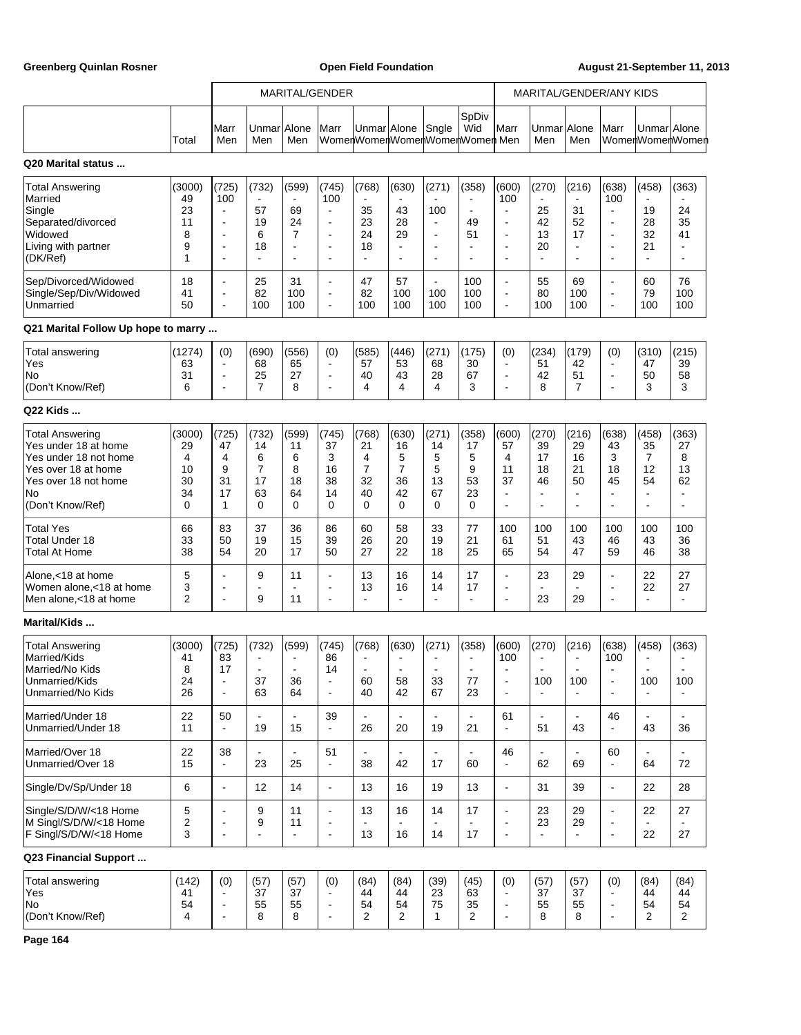| | Total | MARITAL/GENDER | | | | | | | | MARITAL/GENDER/ANY KIDS | | | | | |
|---|---|---|---|---|---|---|---|---|---|---|---|---|---|---|---|
| | | Marr Men | Unmar Men | Alone Men | Marr Women | Unmar Women | Alone Women | Sngle Women | SpDiv Wid Women | Marr Men | Unmar Men | Alone Men | Marr Women | Unmar Women | Alone Women |

**Q20 Marital status ...**

| | Total | Marr Men | Unmar Men | Alone Men | Marr Women | Unmar Women | Alone Women | Sngle Women | SpDiv Wid Women | Marr Men | Unmar Men | Alone Men | Marr Women | Unmar Women | Alone Women |
|---|---|---|---|---|---|---|---|---|---|---|---|---|---|---|---|
| Total Answering | (3000) | (725) | (732) | (599) | (745) | (768) | (630) | (271) | (358) | (600) | (270) | (216) | (638) | (458) | (363) |
| Married | 49 | 100 | - | - | 100 | - | - | - | - | 100 | - | - | 100 | - | - |
| Single | 23 | - | 57 | 69 | - | 35 | 43 | 100 | - | - | 25 | 31 | - | 19 | 24 |
| Separated/divorced | 11 | - | 19 | 24 | - | 23 | 28 | - | 49 | - | 42 | 52 | - | 28 | 35 |
| Widowed | 8 | - | 6 | 7 | - | 24 | 29 | - | 51 | - | 13 | 17 | - | 32 | 41 |
| Living with partner | 9 | - | 18 | - | - | 18 | - | - | - | - | 20 | - | - | 21 | - |
| (DK/Ref) | 1 | - | - | - | - | - | - | - | - | - | - | - | - | - | - |
| Sep/Divorced/Widowed | 18 | - | 25 | 31 | - | 47 | 57 | - | 100 | - | 55 | 69 | - | 60 | 76 |
| Single/Sep/Div/Widowed | 41 | - | 82 | 100 | - | 82 | 100 | 100 | 100 | - | 80 | 100 | - | 79 | 100 |
| Unmarried | 50 | - | 100 | 100 | - | 100 | 100 | 100 | 100 | - | 100 | 100 | - | 100 | 100 |

**Q21 Marital Follow Up hope to marry ...**

| | Total | Marr Men | Unmar Men | Alone Men | Marr Women | Unmar Women | Alone Women | Sngle Women | SpDiv Wid Women | Marr Men | Unmar Men | Alone Men | Marr Women | Unmar Women | Alone Women |
|---|---|---|---|---|---|---|---|---|---|---|---|---|---|---|---|
| Total answering | (1274) | (0) | (690) | (556) | (0) | (585) | (446) | (271) | (175) | (0) | (234) | (179) | (0) | (310) | (215) |
| Yes | 63 | - | 68 | 65 | - | 57 | 53 | 68 | 30 | - | 51 | 42 | - | 47 | 39 |
| No | 31 | - | 25 | 27 | - | 40 | 43 | 28 | 67 | - | 42 | 51 | - | 50 | 58 |
| (Don't Know/Ref) | 6 | - | 7 | 8 | - | 4 | 4 | 4 | 3 | - | 8 | 7 | - | 3 | 3 |

**Q22 Kids ...**

| | Total | Marr Men | Unmar Men | Alone Men | Marr Women | Unmar Women | Alone Women | Sngle Women | SpDiv Wid Women | Marr Men | Unmar Men | Alone Men | Marr Women | Unmar Women | Alone Women |
|---|---|---|---|---|---|---|---|---|---|---|---|---|---|---|---|
| Total Answering | (3000) | (725) | (732) | (599) | (745) | (768) | (630) | (271) | (358) | (600) | (270) | (216) | (638) | (458) | (363) |
| Yes under 18 at home | 29 | 47 | 14 | 11 | 37 | 21 | 16 | 14 | 17 | 57 | 39 | 29 | 43 | 35 | 27 |
| Yes under 18 not home | 4 | 4 | 6 | 6 | 3 | 4 | 5 | 5 | 5 | 4 | 17 | 16 | 3 | 7 | 8 |
| Yes over 18 at home | 10 | 9 | 7 | 8 | 16 | 7 | 7 | 5 | 9 | 11 | 18 | 21 | 18 | 12 | 13 |
| Yes over 18 not home | 30 | 31 | 17 | 18 | 38 | 32 | 36 | 13 | 53 | 37 | 46 | 50 | 45 | 54 | 62 |
| No | 34 | 17 | 63 | 64 | 14 | 40 | 42 | 67 | 23 | - | - | - | - | - | - |
| (Don't Know/Ref) | 0 | 1 | 0 | 0 | 0 | 0 | 0 | 0 | 0 | - | - | - | - | - | - |
| Total Yes | 66 | 83 | 37 | 36 | 86 | 60 | 58 | 33 | 77 | 100 | 100 | 100 | 100 | 100 | 100 |
| Total Under 18 | 33 | 50 | 19 | 15 | 39 | 26 | 20 | 19 | 21 | 61 | 51 | 43 | 46 | 43 | 36 |
| Total At Home | 38 | 54 | 20 | 17 | 50 | 27 | 22 | 18 | 25 | 65 | 54 | 47 | 59 | 46 | 38 |
| Alone,<18 at home | 5 | - | 9 | 11 | - | 13 | 16 | 14 | 17 | - | 23 | 29 | - | 22 | 27 |
| Women alone,<18 at home | 3 | - | - | - | - | 13 | 16 | 14 | 17 | - | - | - | - | 22 | 27 |
| Men alone,<18 at home | 2 | - | 9 | 11 | - | - | - | - | - | - | 23 | 29 | - | - | - |

**Marital/Kids ...**

| | Total | Marr Men | Unmar Men | Alone Men | Marr Women | Unmar Women | Alone Women | Sngle Women | SpDiv Wid Women | Marr Men | Unmar Men | Alone Men | Marr Women | Unmar Women | Alone Women |
|---|---|---|---|---|---|---|---|---|---|---|---|---|---|---|---|
| Total Answering | (3000) | (725) | (732) | (599) | (745) | (768) | (630) | (271) | (358) | (600) | (270) | (216) | (638) | (458) | (363) |
| Married/Kids | 41 | 83 | - | - | 86 | - | - | - | - | 100 | - | - | 100 | - | - |
| Married/No Kids | 8 | 17 | - | - | 14 | - | - | - | - | - | - | - | - | - | - |
| Unmarried/Kids | 24 | - | 37 | 36 | - | 60 | 58 | 33 | 77 | - | 100 | 100 | - | 100 | 100 |
| Unmarried/No Kids | 26 | - | 63 | 64 | - | 40 | 42 | 67 | 23 | - | - | - | - | - | - |
| Married/Under 18 | 22 | 50 | - | - | 39 | - | - | - | - | 61 | - | - | 46 | - | - |
| Unmarried/Under 18 | 11 | - | 19 | 15 | - | 26 | 20 | 19 | 21 | - | 51 | 43 | - | 43 | 36 |
| Married/Over 18 | 22 | 38 | - | - | 51 | - | - | - | - | 46 | - | - | 60 | - | - |
| Unmarried/Over 18 | 15 | - | 23 | 25 | - | 38 | 42 | 17 | 60 | - | 62 | 69 | - | 64 | 72 |
| Single/Dv/Sp/Under 18 | 6 | - | 12 | 14 | - | 13 | 16 | 19 | 13 | - | 31 | 39 | - | 22 | 28 |
| Single/S/D/W/<18 Home | 5 | - | 9 | 11 | - | 13 | 16 | 14 | 17 | - | 23 | 29 | - | 22 | 27 |
| M Singl/S/D/W/<18 Home | 2 | - | 9 | 11 | - | - | - | - | - | - | 23 | 29 | - | - | - |
| F Singl/S/D/W/<18 Home | 3 | - | - | - | - | 13 | 16 | 14 | 17 | - | - | - | - | 22 | 27 |

**Q23 Financial Support ...**

| | Total | Marr Men | Unmar Men | Alone Men | Marr Women | Unmar Women | Alone Women | Sngle Women | SpDiv Wid Women | Marr Men | Unmar Men | Alone Men | Marr Women | Unmar Women | Alone Women |
|---|---|---|---|---|---|---|---|---|---|---|---|---|---|---|---|
| Total answering | (142) | (0) | (57) | (57) | (0) | (84) | (84) | (39) | (45) | (0) | (57) | (57) | (0) | (84) | (84) |
| Yes | 41 | - | 37 | 37 | - | 44 | 44 | 23 | 63 | - | 37 | 37 | - | 44 | 44 |
| No | 54 | - | 55 | 55 | - | 54 | 54 | 75 | 35 | - | 55 | 55 | - | 54 | 54 |
| (Don't Know/Ref) | 4 | - | 8 | 8 | - | 2 | 2 | 1 | 2 | - | 8 | 8 | - | 2 | 2 |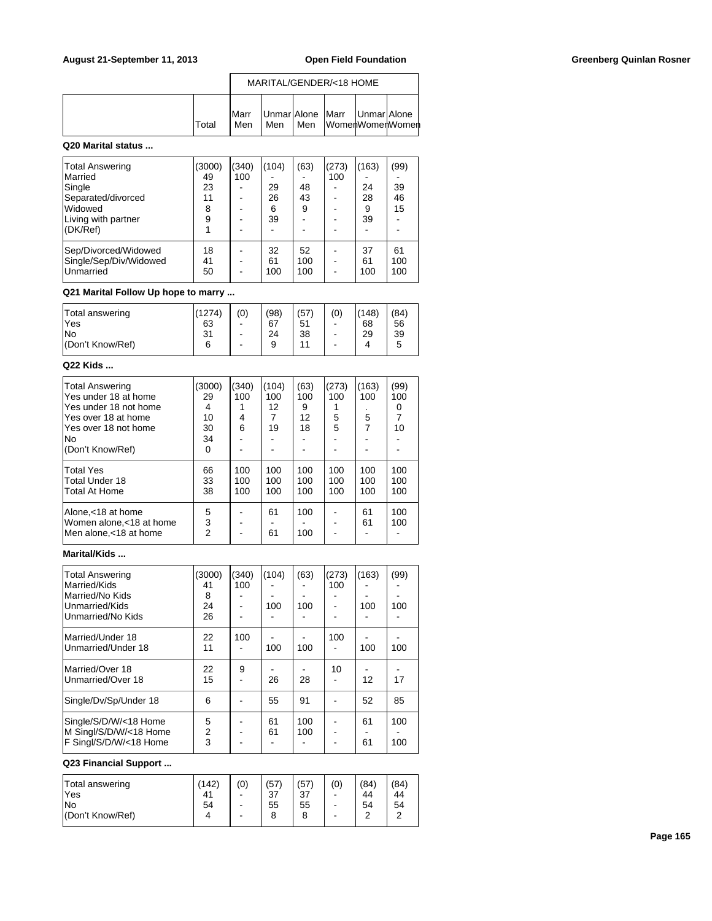| | Total | Marr Men | Unmar Men | Alone Men | Marr Women | Unmar Women | Alone Women |
|---|---|---|---|---|---|---|---|
| | | MARITAL/GENDER/<18 HOME | | | | | |

**Q20 Marital status ...**

| | Total | Marr Men | Unmar Men | Alone Men | Marr Women | Unmar Women | Alone Women |
|---|---|---|---|---|---|---|---|
| Total Answering | (3000) | (340) | (104) | (63) | (273) | (163) | (99) |
| Married | 49 | 100 | - | - | 100 | - | - |
| Single | 23 | - | 29 | 48 | - | 24 | 39 |
| Separated/divorced | 11 | - | 26 | 43 | - | 28 | 46 |
| Widowed | 8 | - | 6 | 9 | - | 9 | 15 |
| Living with partner | 9 | - | 39 | - | - | 39 | - |
| (DK/Ref) | 1 | - | - | - | - | - | - |
| Sep/Divorced/Widowed | 18 | - | 32 | 52 | - | 37 | 61 |
| Single/Sep/Div/Widowed | 41 | - | 61 | 100 | - | 61 | 100 |
| Unmarried | 50 | - | 100 | 100 | - | 100 | 100 |

**Q21 Marital Follow Up hope to marry ...**

| | Total | Marr Men | Unmar Men | Alone Men | Marr Women | Unmar Women | Alone Women |
|---|---|---|---|---|---|---|---|
| Total answering | (1274) | (0) | (98) | (57) | (0) | (148) | (84) |
| Yes | 63 | - | 67 | 51 | - | 68 | 56 |
| No | 31 | - | 24 | 38 | - | 29 | 39 |
| (Don't Know/Ref) | 6 | - | 9 | 11 | - | 4 | 5 |

**Q22 Kids ...**

| | Total | Marr Men | Unmar Men | Alone Men | Marr Women | Unmar Women | Alone Women |
|---|---|---|---|---|---|---|---|
| Total Answering | (3000) | (340) | (104) | (63) | (273) | (163) | (99) |
| Yes under 18 at home | 29 | 100 | 100 | 100 | 100 | 100 | 100 |
| Yes under 18 not home | 4 | 1 | 12 | 9 | 1 | . | 0 |
| Yes over 18 at home | 10 | 4 | 7 | 12 | 5 | 5 | 7 |
| Yes over 18 not home | 30 | 6 | 19 | 18 | 5 | 7 | 10 |
| No | 34 | - | - | - | - | - | - |
| (Don't Know/Ref) | 0 | - | - | - | - | - | - |
| Total Yes | 66 | 100 | 100 | 100 | 100 | 100 | 100 |
| Total Under 18 | 33 | 100 | 100 | 100 | 100 | 100 | 100 |
| Total At Home | 38 | 100 | 100 | 100 | 100 | 100 | 100 |
| Alone,<18 at home | 5 | - | 61 | 100 | - | 61 | 100 |
| Women alone,<18 at home | 3 | - | - | - | - | 61 | 100 |
| Men alone,<18 at home | 2 | - | 61 | 100 | - | - | - |

**Marital/Kids ...**

| | Total | Marr Men | Unmar Men | Alone Men | Marr Women | Unmar Women | Alone Women |
|---|---|---|---|---|---|---|---|
| Total Answering | (3000) | (340) | (104) | (63) | (273) | (163) | (99) |
| Married/Kids | 41 | 100 | - | - | 100 | - | - |
| Married/No Kids | 8 | - | - | - | - | - | - |
| Unmarried/Kids | 24 | - | 100 | 100 | - | 100 | 100 |
| Unmarried/No Kids | 26 | - | - | - | - | - | - |
| Married/Under 18 | 22 | 100 | - | - | 100 | - | - |
| Unmarried/Under 18 | 11 | - | 100 | 100 | - | 100 | 100 |
| Married/Over 18 | 22 | 9 | - | - | 10 | - | - |
| Unmarried/Over 18 | 15 | - | 26 | 28 | - | 12 | 17 |
| Single/Dv/Sp/Under 18 | 6 | - | 55 | 91 | - | 52 | 85 |
| Single/S/D/W/<18 Home | 5 | - | 61 | 100 | - | 61 | 100 |
| M Singl/S/D/W/<18 Home | 2 | - | 61 | 100 | - | - | - |
| F Singl/S/D/W/<18 Home | 3 | - | - | - | - | 61 | 100 |

**Q23 Financial Support ...**

| | Total | Marr Men | Unmar Men | Alone Men | Marr Women | Unmar Women | Alone Women |
|---|---|---|---|---|---|---|---|
| Total answering | (142) | (0) | (57) | (57) | (0) | (84) | (84) |
| Yes | 41 | - | 37 | 37 | - | 44 | 44 |
| No | 54 | - | 55 | 55 | - | 54 | 54 |
| (Don't Know/Ref) | 4 | - | 8 | 8 | - | 2 | 2 |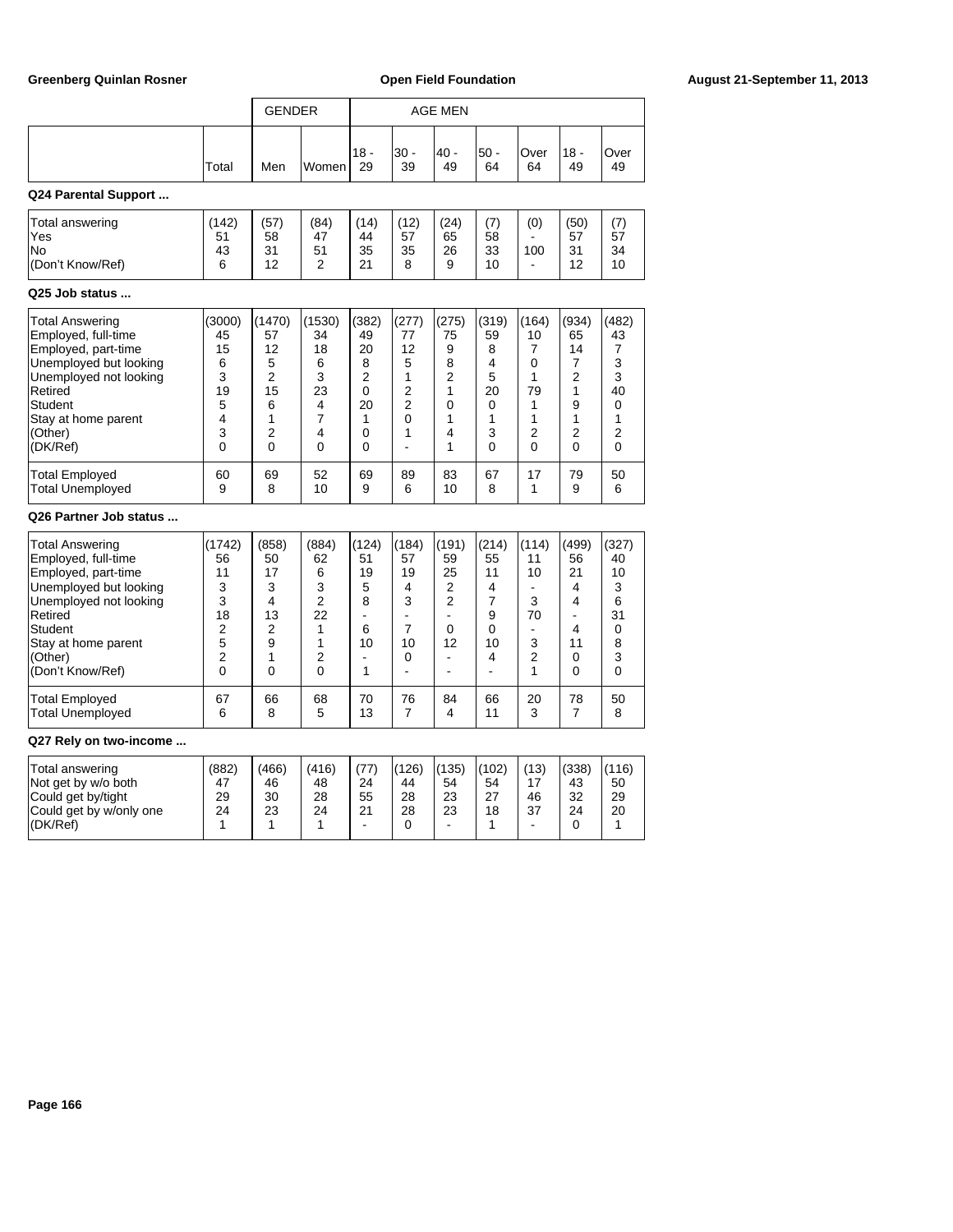| | Total | GENDER | | AGE MEN | | | | | | |
|---|---|---|---|---|---|---|---|---|---|---|
| | | Men | Women | 18 - 29 | 30 - 39 | 40 - 49 | 50 - 64 | Over 64 | 18 - 49 | Over 49 |

**Q24 Parental Support ...**

| | Total | Men | Women | 18 - 29 | 30 - 39 | 40 - 49 | 50 - 64 | Over 64 | 18 - 49 | Over 49 |
|---|---|---|---|---|---|---|---|---|---|---|
| Total answering | (142) | (57) | (84) | (14) | (12) | (24) | (7) | (0) | (50) | (7) |
| Yes | 51 | 58 | 47 | 44 | 57 | 65 | 58 | - | 57 | 57 |
| No | 43 | 31 | 51 | 35 | 35 | 26 | 33 | 100 | 31 | 34 |
| (Don't Know/Ref) | 6 | 12 | 2 | 21 | 8 | 9 | 10 | - | 12 | 10 |

**Q25 Job status ...**

| | Total | Men | Women | 18 - 29 | 30 - 39 | 40 - 49 | 50 - 64 | Over 64 | 18 - 49 | Over 49 |
|---|---|---|---|---|---|---|---|---|---|---|
| Total Answering | (3000) | (1470) | (1530) | (382) | (277) | (275) | (319) | (164) | (934) | (482) |
| Employed, full-time | 45 | 57 | 34 | 49 | 77 | 75 | 59 | 10 | 65 | 43 |
| Employed, part-time | 15 | 12 | 18 | 20 | 12 | 9 | 8 | 7 | 14 | 7 |
| Unemployed but looking | 6 | 5 | 6 | 8 | 5 | 8 | 4 | 0 | 7 | 3 |
| Unemployed not looking | 3 | 2 | 3 | 2 | 1 | 2 | 5 | 1 | 2 | 3 |
| Retired | 19 | 15 | 23 | 0 | 2 | 1 | 20 | 79 | 1 | 40 |
| Student | 5 | 6 | 4 | 20 | 2 | 0 | 0 | 1 | 9 | 0 |
| Stay at home parent | 4 | 1 | 7 | 1 | 0 | 1 | 1 | 1 | 1 | 1 |
| (Other) | 3 | 2 | 4 | 0 | 1 | 4 | 3 | 2 | 2 | 2 |
| (DK/Ref) | 0 | 0 | 0 | 0 | - | 1 | 0 | 0 | 0 | 0 |
| Total Employed | 60 | 69 | 52 | 69 | 89 | 83 | 67 | 17 | 79 | 50 |
| Total Unemployed | 9 | 8 | 10 | 9 | 6 | 10 | 8 | 1 | 9 | 6 |

**Q26 Partner Job status ...**

| | Total | Men | Women | 18 - 29 | 30 - 39 | 40 - 49 | 50 - 64 | Over 64 | 18 - 49 | Over 49 |
|---|---|---|---|---|---|---|---|---|---|---|
| Total Answering | (1742) | (858) | (884) | (124) | (184) | (191) | (214) | (114) | (499) | (327) |
| Employed, full-time | 56 | 50 | 62 | 51 | 57 | 59 | 55 | 11 | 56 | 40 |
| Employed, part-time | 11 | 17 | 6 | 19 | 19 | 25 | 11 | 10 | 21 | 10 |
| Unemployed but looking | 3 | 3 | 3 | 5 | 4 | 2 | 4 | - | 4 | 3 |
| Unemployed not looking | 3 | 4 | 2 | 8 | 3 | 2 | 7 | 3 | 4 | 6 |
| Retired | 18 | 13 | 22 | - | - | - | 9 | 70 | - | 31 |
| Student | 2 | 2 | 1 | 6 | 7 | 0 | 0 | - | 4 | 0 |
| Stay at home parent | 5 | 9 | 1 | 10 | 10 | 12 | 10 | 3 | 11 | 8 |
| (Other) | 2 | 1 | 2 | - | 0 | - | 4 | 2 | 0 | 3 |
| (Don't Know/Ref) | 0 | 0 | 0 | 1 | - | - | - | 1 | 0 | 0 |
| Total Employed | 67 | 66 | 68 | 70 | 76 | 84 | 66 | 20 | 78 | 50 |
| Total Unemployed | 6 | 8 | 5 | 13 | 7 | 4 | 11 | 3 | 7 | 8 |

**Q27 Rely on two-income ...**

| | Total | Men | Women | 18 - 29 | 30 - 39 | 40 - 49 | 50 - 64 | Over 64 | 18 - 49 | Over 49 |
|---|---|---|---|---|---|---|---|---|---|---|
| Total answering | (882) | (466) | (416) | (77) | (126) | (135) | (102) | (13) | (338) | (116) |
| Not get by w/o both | 47 | 46 | 48 | 24 | 44 | 54 | 54 | 17 | 43 | 50 |
| Could get by/tight | 29 | 30 | 28 | 55 | 28 | 23 | 27 | 46 | 32 | 29 |
| Could get by w/only one | 24 | 23 | 24 | 21 | 28 | 23 | 18 | 37 | 24 | 20 |
| (DK/Ref) | 1 | 1 | 1 | - | 0 | - | 1 | - | 0 | 1 |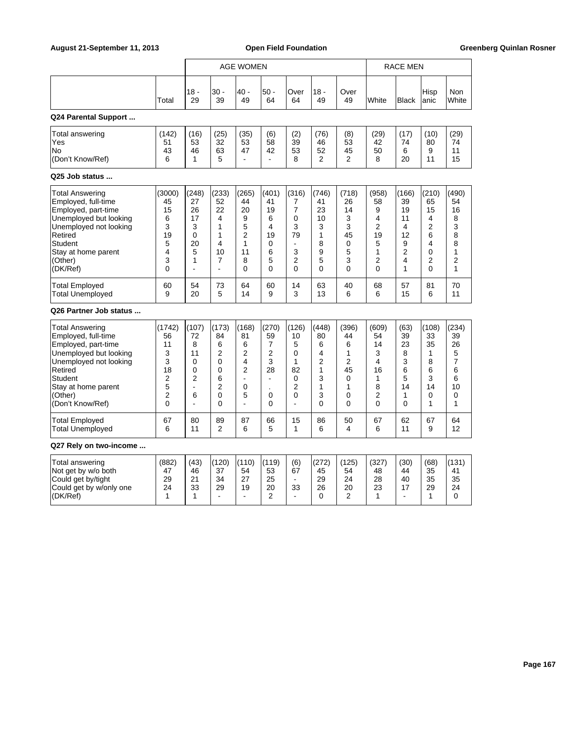| | Total | AGE WOMEN 18 - 29 | 30 - 39 | 40 - 49 | 50 - 64 | Over 64 | 18 - 49 | Over 49 | RACE MEN White | Black | Hispanic | Non White |
|---|---|---|---|---|---|---|---|---|---|---|---|---|
| **Q24 Parental Support ...** | | | | | | | | | | | | |
| Total answering | (142) | (16) | (25) | (35) | (6) | (2) | (76) | (8) | (29) | (17) | (10) | (29) |
| Yes | 51 | 53 | 32 | 53 | 58 | 39 | 46 | 53 | 42 | 74 | 80 | 74 |
| No | 43 | 46 | 63 | 47 | 42 | 53 | 52 | 45 | 50 | 6 | 9 | 11 |
| (Don't Know/Ref) | 6 | 1 | 5 | - | - | 8 | 2 | 2 | 8 | 20 | 11 | 15 |
| **Q25 Job status ...** | | | | | | | | | | | | |
| Total Answering | (3000) | (248) | (233) | (265) | (401) | (316) | (746) | (718) | (958) | (166) | (210) | (490) |
| Employed, full-time | 45 | 27 | 52 | 44 | 41 | 7 | 41 | 26 | 58 | 39 | 65 | 54 |
| Employed, part-time | 15 | 26 | 22 | 20 | 19 | 7 | 23 | 14 | 9 | 19 | 15 | 16 |
| Unemployed but looking | 6 | 17 | 4 | 9 | 6 | 0 | 10 | 3 | 4 | 11 | 4 | 8 |
| Unemployed not looking | 3 | 3 | 1 | 5 | 4 | 3 | 3 | 3 | 2 | 4 | 2 | 3 |
| Retired | 19 | 0 | 1 | 2 | 19 | 79 | 1 | 45 | 19 | 12 | 6 | 8 |
| Student | 5 | 20 | 4 | 1 | 0 | - | 8 | 0 | 5 | 9 | 4 | 8 |
| Stay at home parent | 4 | 5 | 10 | 11 | 6 | 3 | 9 | 5 | 1 | 2 | 0 | 1 |
| (Other) | 3 | 1 | 7 | 8 | 5 | 2 | 5 | 3 | 2 | 4 | 2 | 2 |
| (DK/Ref) | 0 | - | - | 0 | 0 | 0 | 0 | 0 | 0 | 1 | 0 | 1 |
| Total Employed | 60 | 54 | 73 | 64 | 60 | 14 | 63 | 40 | 68 | 57 | 81 | 70 |
| Total Unemployed | 9 | 20 | 5 | 14 | 9 | 3 | 13 | 6 | 6 | 15 | 6 | 11 |
| **Q26 Partner Job status ...** | | | | | | | | | | | | |
| Total Answering | (1742) | (107) | (173) | (168) | (270) | (126) | (448) | (396) | (609) | (63) | (108) | (234) |
| Employed, full-time | 56 | 72 | 84 | 81 | 59 | 10 | 80 | 44 | 54 | 39 | 33 | 39 |
| Employed, part-time | 11 | 8 | 6 | 6 | 7 | 5 | 6 | 6 | 14 | 23 | 35 | 26 |
| Unemployed but looking | 3 | 11 | 2 | 2 | 2 | 0 | 4 | 1 | 3 | 8 | 1 | 5 |
| Unemployed not looking | 3 | 0 | 0 | 4 | 3 | 1 | 2 | 2 | 4 | 3 | 8 | 7 |
| Retired | 18 | 0 | 0 | 2 | 28 | 82 | 1 | 45 | 16 | 6 | 6 | 6 |
| Student | 2 | 2 | 6 | - | - | 0 | 3 | 0 | 1 | 5 | 3 | 6 |
| Stay at home parent | 5 | - | 2 | 0 | . | 2 | 1 | 1 | 8 | 14 | 14 | 10 |
| (Other) | 2 | 6 | 0 | 5 | 0 | 0 | 3 | 0 | 2 | 1 | 0 | 0 |
| (Don't Know/Ref) | 0 | - | 0 | - | 0 | - | 0 | 0 | 0 | 0 | 1 | 1 |
| Total Employed | 67 | 80 | 89 | 87 | 66 | 15 | 86 | 50 | 67 | 62 | 67 | 64 |
| Total Unemployed | 6 | 11 | 2 | 6 | 5 | 1 | 6 | 4 | 6 | 11 | 9 | 12 |
| **Q27 Rely on two-income ...** | | | | | | | | | | | | |
| Total answering | (882) | (43) | (120) | (110) | (119) | (6) | (272) | (125) | (327) | (30) | (68) | (131) |
| Not get by w/o both | 47 | 46 | 37 | 54 | 53 | 67 | 45 | 54 | 48 | 44 | 35 | 41 |
| Could get by/tight | 29 | 21 | 34 | 27 | 25 | - | 29 | 24 | 28 | 40 | 35 | 35 |
| Could get by w/only one | 24 | 33 | 29 | 19 | 20 | 33 | 26 | 20 | 23 | 17 | 29 | 24 |
| (DK/Ref) | 1 | 1 | - | - | 2 | - | 0 | 2 | 1 | - | 1 | 0 |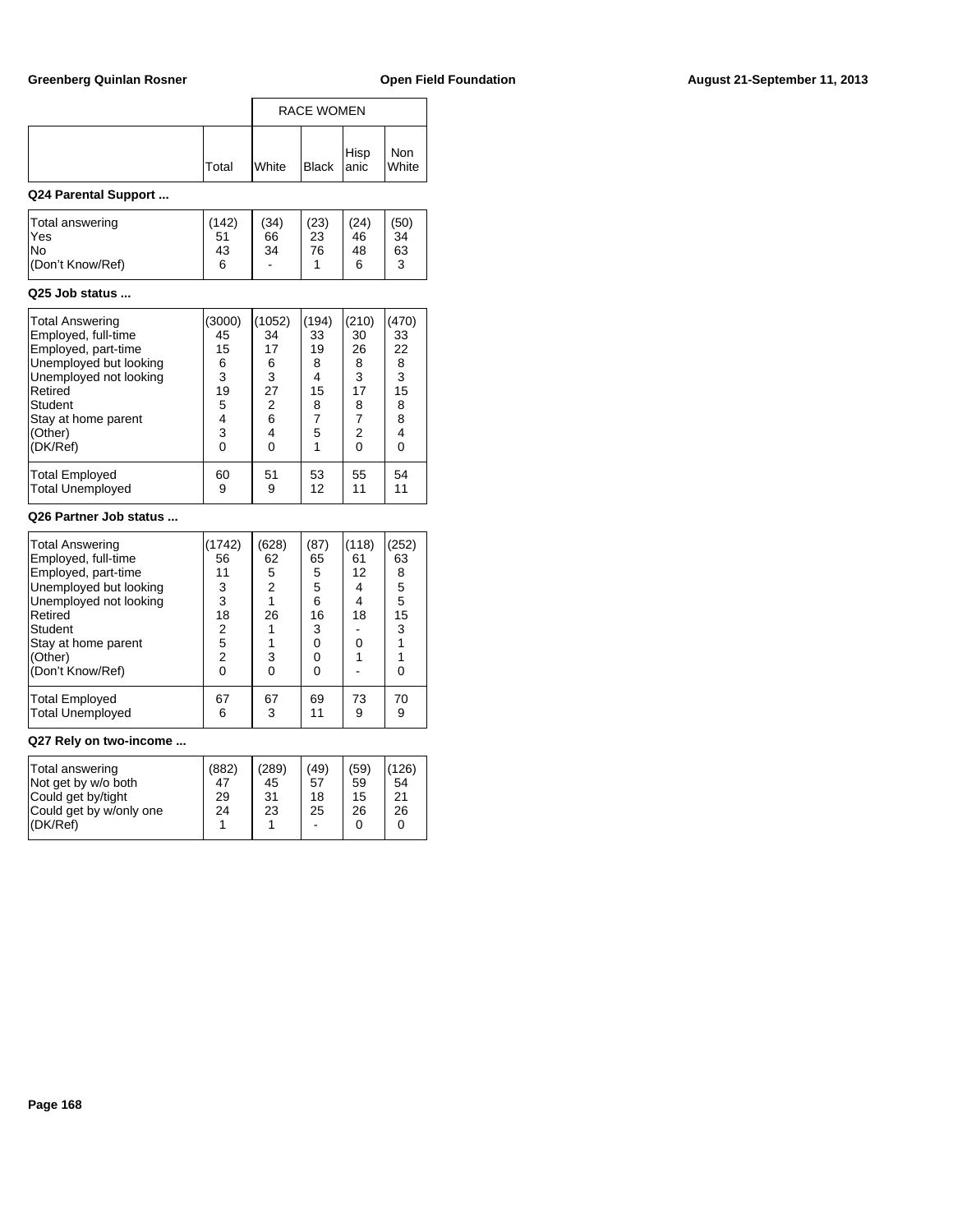| | | RACE WOMEN | | | |
|---|---|---|---|---|---|
| | Total | White | Black | Hispanic | Non White |

**Q24 Parental Support ...**

| | Total | White | Black | Hispanic | Non White |
|---|---|---|---|---|---|
| Total answering | (142) | (34) | (23) | (24) | (50) |
| Yes | 51 | 66 | 23 | 46 | 34 |
| No | 43 | 34 | 76 | 48 | 63 |
| (Don't Know/Ref) | 6 | - | 1 | 6 | 3 |

**Q25 Job status ...**

| | Total | White | Black | Hispanic | Non White |
|---|---|---|---|---|---|
| Total Answering | (3000) | (1052) | (194) | (210) | (470) |
| Employed, full-time | 45 | 34 | 33 | 30 | 33 |
| Employed, part-time | 15 | 17 | 19 | 26 | 22 |
| Unemployed but looking | 6 | 6 | 8 | 8 | 8 |
| Unemployed not looking | 3 | 3 | 4 | 3 | 3 |
| Retired | 19 | 27 | 15 | 17 | 15 |
| Student | 5 | 2 | 8 | 8 | 8 |
| Stay at home parent | 4 | 6 | 7 | 7 | 8 |
| (Other) | 3 | 4 | 5 | 2 | 4 |
| (DK/Ref) | 0 | 0 | 1 | 0 | 0 |
| Total Employed | 60 | 51 | 53 | 55 | 54 |
| Total Unemployed | 9 | 9 | 12 | 11 | 11 |

**Q26 Partner Job status ...**

| | Total | White | Black | Hispanic | Non White |
|---|---|---|---|---|---|
| Total Answering | (1742) | (628) | (87) | (118) | (252) |
| Employed, full-time | 56 | 62 | 65 | 61 | 63 |
| Employed, part-time | 11 | 5 | 5 | 12 | 8 |
| Unemployed but looking | 3 | 2 | 5 | 4 | 5 |
| Unemployed not looking | 3 | 1 | 6 | 4 | 5 |
| Retired | 18 | 26 | 16 | 18 | 15 |
| Student | 2 | 1 | 3 | - | 3 |
| Stay at home parent | 5 | 1 | 0 | 0 | 1 |
| (Other) | 2 | 3 | 0 | 1 | 1 |
| (Don't Know/Ref) | 0 | 0 | 0 | - | 0 |
| Total Employed | 67 | 67 | 69 | 73 | 70 |
| Total Unemployed | 6 | 3 | 11 | 9 | 9 |

**Q27 Rely on two-income ...**

| | Total | White | Black | Hispanic | Non White |
|---|---|---|---|---|---|
| Total answering | (882) | (289) | (49) | (59) | (126) |
| Not get by w/o both | 47 | 45 | 57 | 59 | 54 |
| Could get by/tight | 29 | 31 | 18 | 15 | 21 |
| Could get by w/only one | 24 | 23 | 25 | 26 | 26 |
| (DK/Ref) | 1 | 1 | - | 0 | 0 |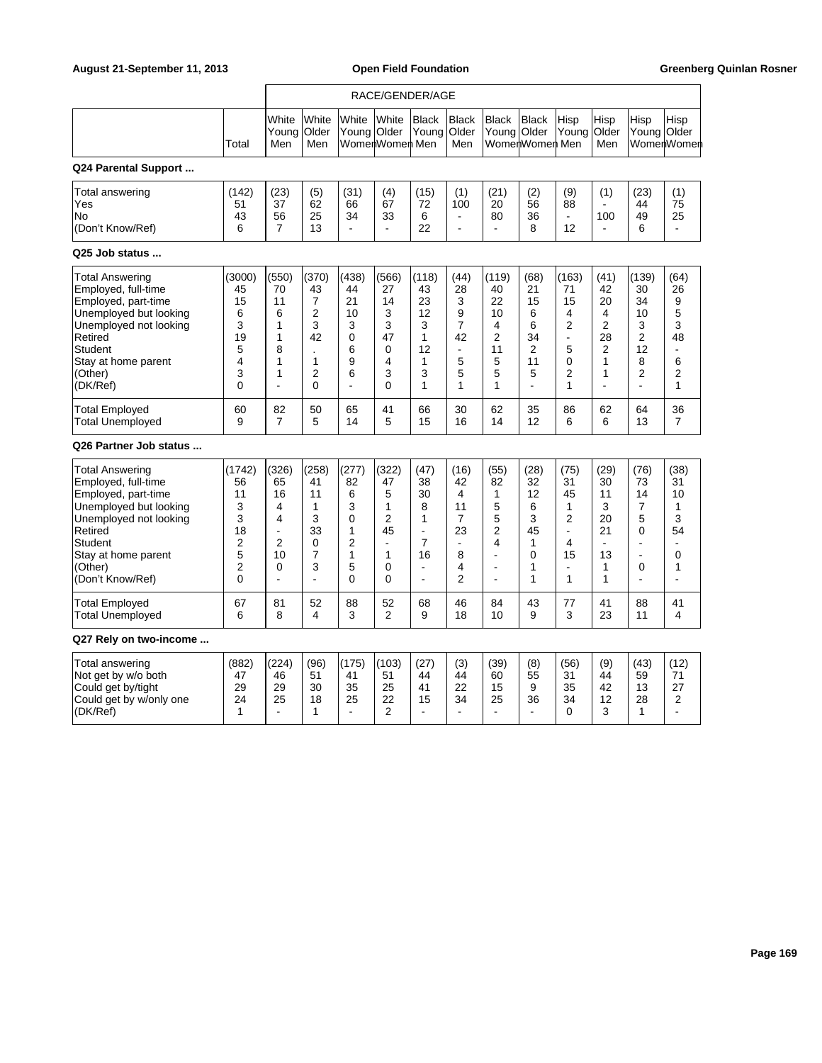| | Total | White Young Men | White Older Men | White Young Women | White Older Women | Black Young Men | Black Older Men | Black Young Women | Black Older Women | Hisp Young Men | Hisp Older Men | Hisp Young Women | Hisp Older Women |
|---|---|---|---|---|---|---|---|---|---|---|---|---|---|
| | | RACE/GENDER/AGE | | | | | | | | | | | |

**Q24 Parental Support ...**

| | Total | White Young Men | White Older Men | White Young Women | White Older Women | Black Young Men | Black Older Men | Black Young Women | Black Older Women | Hisp Young Men | Hisp Older Men | Hisp Young Women | Hisp Older Women |
|---|---|---|---|---|---|---|---|---|---|---|---|---|---|
| Total answering | (142) | (23) | (5) | (31) | (4) | (15) | (1) | (21) | (2) | (9) | (1) | (23) | (1) |
| Yes | 51 | 37 | 62 | 66 | 67 | 72 | 100 | 20 | 56 | 88 | - | 44 | 75 |
| No | 43 | 56 | 25 | 34 | 33 | 6 | - | 80 | 36 | - | 100 | 49 | 25 |
| (Don't Know/Ref) | 6 | 7 | 13 | - | - | 22 | - | - | 8 | 12 | - | 6 | - |

**Q25 Job status ...**

| | Total | White Young Men | White Older Men | White Young Women | White Older Women | Black Young Men | Black Older Men | Black Young Women | Black Older Women | Hisp Young Men | Hisp Older Men | Hisp Young Women | Hisp Older Women |
|---|---|---|---|---|---|---|---|---|---|---|---|---|---|
| Total Answering | (3000) | (550) | (370) | (438) | (566) | (118) | (44) | (119) | (68) | (163) | (41) | (139) | (64) |
| Employed, full-time | 45 | 70 | 43 | 44 | 27 | 43 | 28 | 40 | 21 | 71 | 42 | 30 | 26 |
| Employed, part-time | 15 | 11 | 7 | 21 | 14 | 23 | 3 | 22 | 15 | 15 | 20 | 34 | 9 |
| Unemployed but looking | 6 | 6 | 2 | 10 | 3 | 12 | 9 | 10 | 6 | 4 | 4 | 10 | 5 |
| Unemployed not looking | 3 | 1 | 3 | 3 | 3 | 3 | 7 | 4 | 6 | 2 | 2 | 3 | 3 |
| Retired | 19 | 1 | 42 | 0 | 47 | 1 | 42 | 2 | 34 | - | 28 | 2 | 48 |
| Student | 5 | 8 | . | 6 | 0 | 12 | - | 11 | 2 | 5 | 2 | 12 | - |
| Stay at home parent | 4 | 1 | 1 | 9 | 4 | 1 | 5 | 5 | 11 | 0 | 1 | 8 | 6 |
| (Other) | 3 | 1 | 2 | 6 | 3 | 3 | 5 | 5 | 5 | 2 | 1 | 2 | 2 |
| (DK/Ref) | 0 | - | 0 | - | 0 | 1 | 1 | 1 | - | 1 | - | - | 1 |
| Total Employed | 60 | 82 | 50 | 65 | 41 | 66 | 30 | 62 | 35 | 86 | 62 | 64 | 36 |
| Total Unemployed | 9 | 7 | 5 | 14 | 5 | 15 | 16 | 14 | 12 | 6 | 6 | 13 | 7 |

**Q26 Partner Job status ...**

| | Total | White Young Men | White Older Men | White Young Women | White Older Women | Black Young Men | Black Older Men | Black Young Women | Black Older Women | Hisp Young Men | Hisp Older Men | Hisp Young Women | Hisp Older Women |
|---|---|---|---|---|---|---|---|---|---|---|---|---|---|
| Total Answering | (1742) | (326) | (258) | (277) | (322) | (47) | (16) | (55) | (28) | (75) | (29) | (76) | (38) |
| Employed, full-time | 56 | 65 | 41 | 82 | 47 | 38 | 42 | 82 | 32 | 31 | 30 | 73 | 31 |
| Employed, part-time | 11 | 16 | 11 | 6 | 5 | 30 | 4 | 1 | 12 | 45 | 11 | 14 | 10 |
| Unemployed but looking | 3 | 4 | 1 | 3 | 1 | 8 | 11 | 5 | 6 | 1 | 3 | 7 | 1 |
| Unemployed not looking | 3 | 4 | 3 | 0 | 2 | 1 | 7 | 5 | 3 | 2 | 20 | 5 | 3 |
| Retired | 18 | - | 33 | 1 | 45 | - | 23 | 2 | 45 | - | 21 | 0 | 54 |
| Student | 2 | 2 | 0 | 2 | - | 7 | - | 4 | 1 | 4 | - | - | - |
| Stay at home parent | 5 | 10 | 7 | 1 | 1 | 16 | 8 | - | 0 | 15 | 13 | - | 0 |
| (Other) | 2 | 0 | 3 | 5 | 0 | - | 4 | - | 1 | - | 1 | 0 | 1 |
| (Don't Know/Ref) | 0 | - | - | 0 | 0 | - | 2 | - | 1 | 1 | 1 | - | - |
| Total Employed | 67 | 81 | 52 | 88 | 52 | 68 | 46 | 84 | 43 | 77 | 41 | 88 | 41 |
| Total Unemployed | 6 | 8 | 4 | 3 | 2 | 9 | 18 | 10 | 9 | 3 | 23 | 11 | 4 |

**Q27 Rely on two-income ...**

| | Total | White Young Men | White Older Men | White Young Women | White Older Women | Black Young Men | Black Older Men | Black Young Women | Black Older Women | Hisp Young Men | Hisp Older Men | Hisp Young Women | Hisp Older Women |
|---|---|---|---|---|---|---|---|---|---|---|---|---|---|
| Total answering | (882) | (224) | (96) | (175) | (103) | (27) | (3) | (39) | (8) | (56) | (9) | (43) | (12) |
| Not get by w/o both | 47 | 46 | 51 | 41 | 51 | 44 | 44 | 60 | 55 | 31 | 44 | 59 | 71 |
| Could get by/tight | 29 | 29 | 30 | 35 | 25 | 41 | 22 | 15 | 9 | 35 | 42 | 13 | 27 |
| Could get by w/only one | 24 | 25 | 18 | 25 | 22 | 15 | 34 | 25 | 36 | 34 | 12 | 28 | 2 |
| (DK/Ref) | 1 | - | 1 | - | 2 | - | - | - | - | 0 | 3 | 1 | - |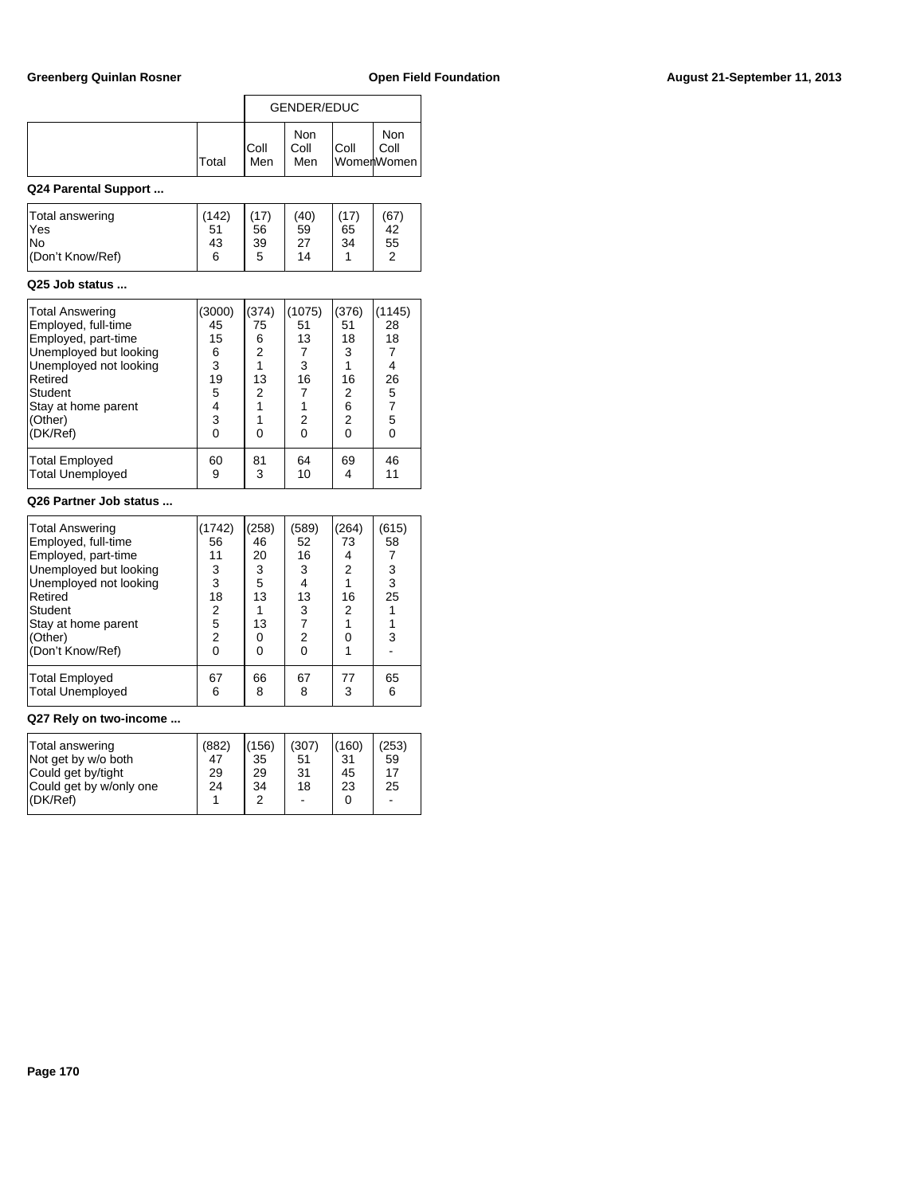| | | GENDER/EDUC | | | |
|---|---|---|---|---|---|
| | Total | Coll Men | Non Coll Men | Coll Women | Non Coll Women |

**Q24 Parental Support ...**

| | Total | Coll Men | Non Coll Men | Coll Women | Non Coll Women |
|---|---|---|---|---|---|
| Total answering | (142) | (17) | (40) | (17) | (67) |
| Yes | 51 | 56 | 59 | 65 | 42 |
| No | 43 | 39 | 27 | 34 | 55 |
| (Don't Know/Ref) | 6 | 5 | 14 | 1 | 2 |

**Q25 Job status ...**

| | Total | Coll Men | Non Coll Men | Coll Women | Non Coll Women |
|---|---|---|---|---|---|
| Total Answering | (3000) | (374) | (1075) | (376) | (1145) |
| Employed, full-time | 45 | 75 | 51 | 51 | 28 |
| Employed, part-time | 15 | 6 | 13 | 18 | 18 |
| Unemployed but looking | 6 | 2 | 7 | 3 | 7 |
| Unemployed not looking | 3 | 1 | 3 | 1 | 4 |
| Retired | 19 | 13 | 16 | 16 | 26 |
| Student | 5 | 2 | 7 | 2 | 5 |
| Stay at home parent | 4 | 1 | 1 | 6 | 7 |
| (Other) | 3 | 1 | 2 | 2 | 5 |
| (DK/Ref) | 0 | 0 | 0 | 0 | 0 |
| Total Employed | 60 | 81 | 64 | 69 | 46 |
| Total Unemployed | 9 | 3 | 10 | 4 | 11 |

**Q26 Partner Job status ...**

| | Total | Coll Men | Non Coll Men | Coll Women | Non Coll Women |
|---|---|---|---|---|---|
| Total Answering | (1742) | (258) | (589) | (264) | (615) |
| Employed, full-time | 56 | 46 | 52 | 73 | 58 |
| Employed, part-time | 11 | 20 | 16 | 4 | 7 |
| Unemployed but looking | 3 | 3 | 3 | 2 | 3 |
| Unemployed not looking | 3 | 5 | 4 | 1 | 3 |
| Retired | 18 | 13 | 13 | 16 | 25 |
| Student | 2 | 1 | 3 | 2 | 1 |
| Stay at home parent | 5 | 13 | 7 | 1 | 1 |
| (Other) | 2 | 0 | 2 | 0 | 3 |
| (Don't Know/Ref) | 0 | 0 | 0 | 1 | - |
| Total Employed | 67 | 66 | 67 | 77 | 65 |
| Total Unemployed | 6 | 8 | 8 | 3 | 6 |

**Q27 Rely on two-income ...**

| | Total | Coll Men | Non Coll Men | Coll Women | Non Coll Women |
|---|---|---|---|---|---|
| Total answering | (882) | (156) | (307) | (160) | (253) |
| Not get by w/o both | 47 | 35 | 51 | 31 | 59 |
| Could get by/tight | 29 | 29 | 31 | 45 | 17 |
| Could get by w/only one | 24 | 34 | 18 | 23 | 25 |
| (DK/Ref) | 1 | 2 | - | 0 | - |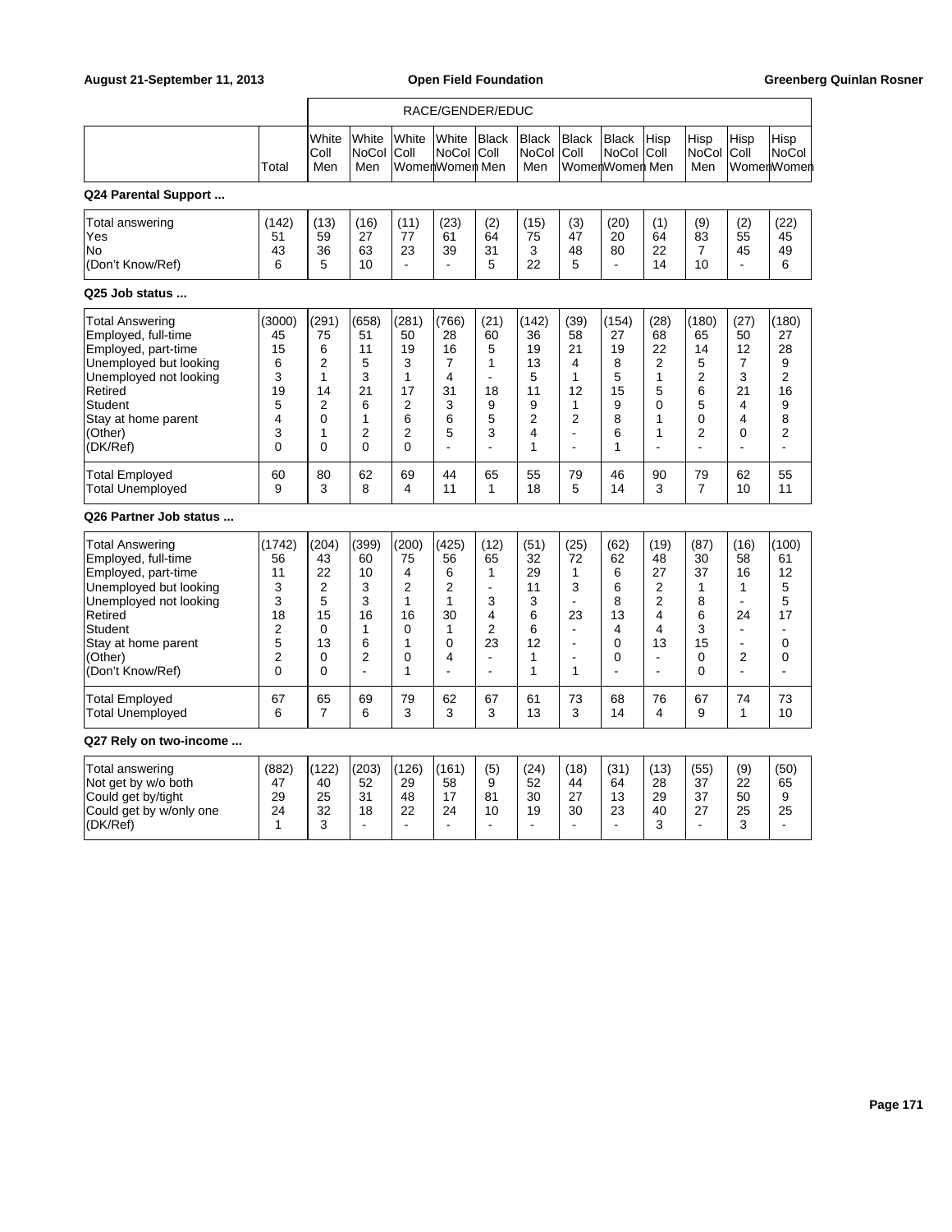| | Total | White Coll Men | White NoCol Men | White Coll Women | White NoCol Women | Black Coll Men | Black NoCol Men | Black Coll Women | Black NoCol Women | Hisp Coll Men | Hisp NoCol Men | Hisp Coll Women | Hisp NoCol Women |
|---|---|---|---|---|---|---|---|---|---|---|---|---|---|
| | | RACE/GENDER/EDUC | | | | | | | | | | | |
| **Q24 Parental Support ...** | | | | | | | | | | | | | |
| Total answering | (142) | (13) | (16) | (11) | (23) | (2) | (15) | (3) | (20) | (1) | (9) | (2) | (22) |
| Yes | 51 | 59 | 27 | 77 | 61 | 64 | 75 | 47 | 20 | 64 | 83 | 55 | 45 |
| No | 43 | 36 | 63 | 23 | 39 | 31 | 3 | 48 | 80 | 22 | 7 | 45 | 49 |
| (Don't Know/Ref) | 6 | 5 | 10 | - | - | 5 | 22 | 5 | - | 14 | 10 | - | 6 |
| **Q25 Job status ...** | | | | | | | | | | | | | |
| Total Answering | (3000) | (291) | (658) | (281) | (766) | (21) | (142) | (39) | (154) | (28) | (180) | (27) | (180) |
| Employed, full-time | 45 | 75 | 51 | 50 | 28 | 60 | 36 | 58 | 27 | 68 | 65 | 50 | 27 |
| Employed, part-time | 15 | 6 | 11 | 19 | 16 | 5 | 19 | 21 | 19 | 22 | 14 | 12 | 28 |
| Unemployed but looking | 6 | 2 | 5 | 3 | 7 | 1 | 13 | 4 | 8 | 2 | 5 | 7 | 9 |
| Unemployed not looking | 3 | 1 | 3 | 1 | 4 | - | 5 | 1 | 5 | 1 | 2 | 3 | 2 |
| Retired | 19 | 14 | 21 | 17 | 31 | 18 | 11 | 12 | 15 | 5 | 6 | 21 | 16 |
| Student | 5 | 2 | 6 | 2 | 3 | 9 | 9 | 1 | 9 | 0 | 5 | 4 | 9 |
| Stay at home parent | 4 | 0 | 1 | 6 | 6 | 5 | 2 | 2 | 8 | 1 | 0 | 4 | 8 |
| (Other) | 3 | 1 | 2 | 2 | 5 | 3 | 4 | - | 6 | 1 | 2 | 0 | 2 |
| (DK/Ref) | 0 | 0 | 0 | 0 | - | - | 1 | - | 1 | - | - | - | - |
| Total Employed | 60 | 80 | 62 | 69 | 44 | 65 | 55 | 79 | 46 | 90 | 79 | 62 | 55 |
| Total Unemployed | 9 | 3 | 8 | 4 | 11 | 1 | 18 | 5 | 14 | 3 | 7 | 10 | 11 |
| **Q26 Partner Job status ...** | | | | | | | | | | | | | |
| Total Answering | (1742) | (204) | (399) | (200) | (425) | (12) | (51) | (25) | (62) | (19) | (87) | (16) | (100) |
| Employed, full-time | 56 | 43 | 60 | 75 | 56 | 65 | 32 | 72 | 62 | 48 | 30 | 58 | 61 |
| Employed, part-time | 11 | 22 | 10 | 4 | 6 | 1 | 29 | 1 | 6 | 27 | 37 | 16 | 12 |
| Unemployed but looking | 3 | 2 | 3 | 2 | 2 | - | 11 | 3 | 6 | 2 | 1 | 1 | 5 |
| Unemployed not looking | 3 | 5 | 3 | 1 | 1 | 3 | 3 | - | 8 | 2 | 8 | - | 5 |
| Retired | 18 | 15 | 16 | 16 | 30 | 4 | 6 | 23 | 13 | 4 | 6 | 24 | 17 |
| Student | 2 | 0 | 1 | 0 | 1 | 2 | 6 | - | 4 | 4 | 3 | - | - |
| Stay at home parent | 5 | 13 | 6 | 1 | 0 | 23 | 12 | - | 0 | 13 | 15 | - | 0 |
| (Other) | 2 | 0 | 2 | 0 | 4 | - | 1 | - | 0 | - | 0 | 2 | 0 |
| (Don't Know/Ref) | 0 | 0 | - | 1 | - | - | 1 | 1 | - | - | 0 | - | - |
| Total Employed | 67 | 65 | 69 | 79 | 62 | 67 | 61 | 73 | 68 | 76 | 67 | 74 | 73 |
| Total Unemployed | 6 | 7 | 6 | 3 | 3 | 3 | 13 | 3 | 14 | 4 | 9 | 1 | 10 |
| **Q27 Rely on two-income ...** | | | | | | | | | | | | | |
| Total answering | (882) | (122) | (203) | (126) | (161) | (5) | (24) | (18) | (31) | (13) | (55) | (9) | (50) |
| Not get by w/o both | 47 | 40 | 52 | 29 | 58 | 9 | 52 | 44 | 64 | 28 | 37 | 22 | 65 |
| Could get by/tight | 29 | 25 | 31 | 48 | 17 | 81 | 30 | 27 | 13 | 29 | 37 | 50 | 9 |
| Could get by w/only one | 24 | 32 | 18 | 22 | 24 | 10 | 19 | 30 | 23 | 40 | 27 | 25 | 25 |
| (DK/Ref) | 1 | 3 | - | - | - | - | - | - | - | 3 | - | 3 | - |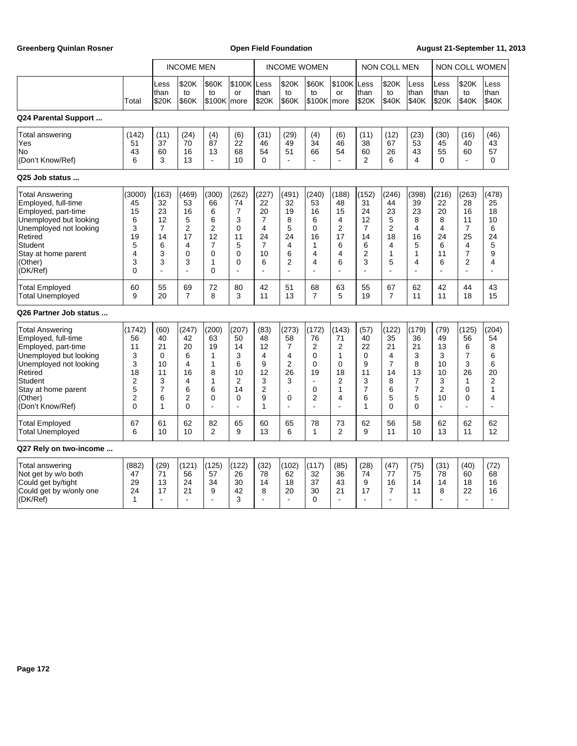| | | INCOME MEN | | | | INCOME WOMEN | | | | NON COLL MEN | | | NON COLL WOMEN | | |
|---|---|---|---|---|---|---|---|---|---|---|---|---|---|---|---|
| | Total | Less than $20K | $20K to $60K | $60K to $100K | $100K or more | Less than $20K | $20K to $60K | $60K to $100K | $100K or more | Less than $20K | $20K to $40K | Less than $40K | Less than $20K | $20K to $40K | Less than $40K |

**Q24 Parental Support ...**

| | Total | Men <$20K | Men $20K-$60K | Men $60K-$100K | Men $100K+ | Women <$20K | Women $20K-$60K | Women $60K-$100K | Women $100K+ | NC Men <$20K | NC Men $20K-$40K | NC Men <$40K | NC Women <$20K | NC Women $20K-$40K | NC Women <$40K |
|---|---|---|---|---|---|---|---|---|---|---|---|---|---|---|---|
| Total answering | (142) | (11) | (24) | (4) | (6) | (31) | (29) | (4) | (6) | (11) | (12) | (23) | (30) | (16) | (46) |
| Yes | 51 | 37 | 70 | 87 | 22 | 46 | 49 | 34 | 46 | 38 | 67 | 53 | 45 | 40 | 43 |
| No | 43 | 60 | 16 | 13 | 68 | 54 | 51 | 66 | 54 | 60 | 26 | 43 | 55 | 60 | 57 |
| (Don't Know/Ref) | 6 | 3 | 13 | - | 10 | 0 | - | - | - | 2 | 6 | 4 | 0 | - | 0 |

**Q25 Job status ...**

| | Total | Men <$20K | Men $20K-$60K | Men $60K-$100K | Men $100K+ | Women <$20K | Women $20K-$60K | Women $60K-$100K | Women $100K+ | NC Men <$20K | NC Men $20K-$40K | NC Men <$40K | NC Women <$20K | NC Women $20K-$40K | NC Women <$40K |
|---|---|---|---|---|---|---|---|---|---|---|---|---|---|---|---|
| Total Answering | (3000) | (163) | (469) | (300) | (262) | (227) | (491) | (240) | (188) | (152) | (246) | (398) | (216) | (263) | (478) |
| Employed, full-time | 45 | 32 | 53 | 66 | 74 | 22 | 32 | 53 | 48 | 31 | 44 | 39 | 22 | 28 | 25 |
| Employed, part-time | 15 | 23 | 16 | 6 | 7 | 20 | 19 | 16 | 15 | 24 | 23 | 23 | 20 | 16 | 18 |
| Unemployed but looking | 6 | 12 | 5 | 6 | 3 | 7 | 8 | 6 | 4 | 12 | 5 | 8 | 8 | 11 | 10 |
| Unemployed not looking | 3 | 7 | 2 | 2 | 0 | 4 | 5 | 0 | 2 | 7 | 2 | 4 | 4 | 7 | 6 |
| Retired | 19 | 14 | 17 | 12 | 11 | 24 | 24 | 16 | 17 | 14 | 18 | 16 | 24 | 25 | 24 |
| Student | 5 | 6 | 4 | 7 | 5 | 7 | 4 | 1 | 6 | 6 | 4 | 5 | 6 | 4 | 5 |
| Stay at home parent | 4 | 3 | 0 | 0 | 0 | 10 | 6 | 4 | 4 | 2 | 1 | 1 | 11 | 7 | 9 |
| (Other) | 3 | 3 | 3 | 1 | 0 | 6 | 2 | 4 | 6 | 3 | 5 | 4 | 6 | 2 | 4 |
| (DK/Ref) | 0 | - | - | 0 | - | - | - | - | - | - | - | - | - | - | - |
| Total Employed | 60 | 55 | 69 | 72 | 80 | 42 | 51 | 68 | 63 | 55 | 67 | 62 | 42 | 44 | 43 |
| Total Unemployed | 9 | 20 | 7 | 8 | 3 | 11 | 13 | 7 | 5 | 19 | 7 | 11 | 11 | 18 | 15 |

**Q26 Partner Job status ...**

| | Total | Men <$20K | Men $20K-$60K | Men $60K-$100K | Men $100K+ | Women <$20K | Women $20K-$60K | Women $60K-$100K | Women $100K+ | NC Men <$20K | NC Men $20K-$40K | NC Men <$40K | NC Women <$20K | NC Women $20K-$40K | NC Women <$40K |
|---|---|---|---|---|---|---|---|---|---|---|---|---|---|---|---|
| Total Answering | (1742) | (60) | (247) | (200) | (207) | (83) | (273) | (172) | (143) | (57) | (122) | (179) | (79) | (125) | (204) |
| Employed, full-time | 56 | 40 | 42 | 63 | 50 | 48 | 58 | 76 | 71 | 40 | 35 | 36 | 49 | 56 | 54 |
| Employed, part-time | 11 | 21 | 20 | 19 | 14 | 12 | 7 | 2 | 2 | 22 | 21 | 21 | 13 | 6 | 8 |
| Unemployed but looking | 3 | 0 | 6 | 1 | 3 | 4 | 4 | 0 | 1 | 0 | 4 | 3 | 3 | 7 | 6 |
| Unemployed not looking | 3 | 10 | 4 | 1 | 6 | 9 | 2 | 0 | 0 | 9 | 7 | 8 | 10 | 3 | 6 |
| Retired | 18 | 11 | 16 | 8 | 10 | 12 | 26 | 19 | 18 | 11 | 14 | 13 | 10 | 26 | 20 |
| Student | 2 | 3 | 4 | 1 | 2 | 3 | 3 | - | 2 | 3 | 8 | 7 | 3 | 1 | 2 |
| Stay at home parent | 5 | 7 | 6 | 6 | 14 | 2 | . | 0 | 1 | 7 | 6 | 7 | 2 | 0 | 1 |
| (Other) | 2 | 6 | 2 | 0 | 0 | 9 | 0 | 2 | 4 | 6 | 5 | 5 | 10 | 0 | 4 |
| (Don't Know/Ref) | 0 | 1 | 0 | - | - | 1 | - | - | - | 1 | 0 | 0 | - | - | - |
| Total Employed | 67 | 61 | 62 | 82 | 65 | 60 | 65 | 78 | 73 | 62 | 56 | 58 | 62 | 62 | 62 |
| Total Unemployed | 6 | 10 | 10 | 2 | 9 | 13 | 6 | 1 | 2 | 9 | 11 | 10 | 13 | 11 | 12 |

**Q27 Rely on two-income ...**

| | Total | Men <$20K | Men $20K-$60K | Men $60K-$100K | Men $100K+ | Women <$20K | Women $20K-$60K | Women $60K-$100K | Women $100K+ | NC Men <$20K | NC Men $20K-$40K | NC Men <$40K | NC Women <$20K | NC Women $20K-$40K | NC Women <$40K |
|---|---|---|---|---|---|---|---|---|---|---|---|---|---|---|---|
| Total answering | (882) | (29) | (121) | (125) | (122) | (32) | (102) | (117) | (85) | (28) | (47) | (75) | (31) | (40) | (72) |
| Not get by w/o both | 47 | 71 | 56 | 57 | 26 | 78 | 62 | 32 | 36 | 74 | 77 | 75 | 78 | 60 | 68 |
| Could get by/tight | 29 | 13 | 24 | 34 | 30 | 14 | 18 | 37 | 43 | 9 | 16 | 14 | 14 | 18 | 16 |
| Could get by w/only one | 24 | 17 | 21 | 9 | 42 | 8 | 20 | 30 | 21 | 17 | 7 | 11 | 8 | 22 | 16 |
| (DK/Ref) | 1 | - | - | - | 3 | - | - | 0 | - | - | - | - | - | - | - |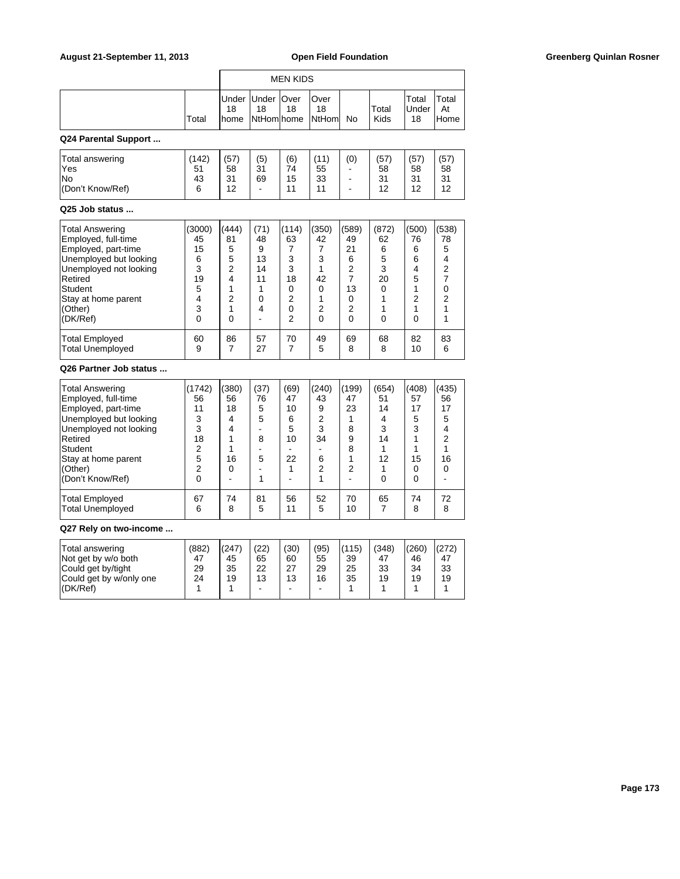| | Total | MEN KIDS Under 18 home | Under 18 NtHom | Over 18 home | Over 18 NtHom | No | Total Kids | Total Under 18 | Total At Home |
|---|---|---|---|---|---|---|---|---|---|

**Q24 Parental Support ...**

| | Total | Under 18 home | Under 18 NtHom | Over 18 home | Over 18 NtHom | No | Total Kids | Total Under 18 | Total At Home |
|---|---|---|---|---|---|---|---|---|---|
| Total answering | (142) | (57) | (5) | (6) | (11) | (0) | (57) | (57) | (57) |
| Yes | 51 | 58 | 31 | 74 | 55 | - | 58 | 58 | 58 |
| No | 43 | 31 | 69 | 15 | 33 | - | 31 | 31 | 31 |
| (Don't Know/Ref) | 6 | 12 | - | 11 | 11 | - | 12 | 12 | 12 |

**Q25 Job status ...**

| | Total | Under 18 home | Under 18 NtHom | Over 18 home | Over 18 NtHom | No | Total Kids | Total Under 18 | Total At Home |
|---|---|---|---|---|---|---|---|---|---|
| Total Answering | (3000) | (444) | (71) | (114) | (350) | (589) | (872) | (500) | (538) |
| Employed, full-time | 45 | 81 | 48 | 63 | 42 | 49 | 62 | 76 | 78 |
| Employed, part-time | 15 | 5 | 9 | 7 | 7 | 21 | 6 | 6 | 5 |
| Unemployed but looking | 6 | 5 | 13 | 3 | 3 | 6 | 5 | 6 | 4 |
| Unemployed not looking | 3 | 2 | 14 | 3 | 1 | 2 | 3 | 4 | 2 |
| Retired | 19 | 4 | 11 | 18 | 42 | 7 | 20 | 5 | 7 |
| Student | 5 | 1 | 1 | 0 | 0 | 13 | 0 | 1 | 0 |
| Stay at home parent | 4 | 2 | 0 | 2 | 1 | 0 | 1 | 2 | 2 |
| (Other) | 3 | 1 | 4 | 0 | 2 | 2 | 1 | 1 | 1 |
| (DK/Ref) | 0 | 0 | - | 2 | 0 | 0 | 0 | 0 | 1 |
| Total Employed | 60 | 86 | 57 | 70 | 49 | 69 | 68 | 82 | 83 |
| Total Unemployed | 9 | 7 | 27 | 7 | 5 | 8 | 8 | 10 | 6 |

**Q26 Partner Job status ...**

| | Total | Under 18 home | Under 18 NtHom | Over 18 home | Over 18 NtHom | No | Total Kids | Total Under 18 | Total At Home |
|---|---|---|---|---|---|---|---|---|---|
| Total Answering | (1742) | (380) | (37) | (69) | (240) | (199) | (654) | (408) | (435) |
| Employed, full-time | 56 | 56 | 76 | 47 | 43 | 47 | 51 | 57 | 56 |
| Employed, part-time | 11 | 18 | 5 | 10 | 9 | 23 | 14 | 17 | 17 |
| Unemployed but looking | 3 | 4 | 5 | 6 | 2 | 1 | 4 | 5 | 5 |
| Unemployed not looking | 3 | 4 | - | 5 | 3 | 8 | 3 | 3 | 4 |
| Retired | 18 | 1 | 8 | 10 | 34 | 9 | 14 | 1 | 2 |
| Student | 2 | 1 | - | - | - | 8 | 1 | 1 | 1 |
| Stay at home parent | 5 | 16 | 5 | 22 | 6 | 1 | 12 | 15 | 16 |
| (Other) | 2 | 0 | - | 1 | 2 | 2 | 1 | 0 | 0 |
| (Don't Know/Ref) | 0 | - | 1 | - | 1 | - | 0 | 0 | - |
| Total Employed | 67 | 74 | 81 | 56 | 52 | 70 | 65 | 74 | 72 |
| Total Unemployed | 6 | 8 | 5 | 11 | 5 | 10 | 7 | 8 | 8 |

**Q27 Rely on two-income ...**

| | Total | Under 18 home | Under 18 NtHom | Over 18 home | Over 18 NtHom | No | Total Kids | Total Under 18 | Total At Home |
|---|---|---|---|---|---|---|---|---|---|
| Total answering | (882) | (247) | (22) | (30) | (95) | (115) | (348) | (260) | (272) |
| Not get by w/o both | 47 | 45 | 65 | 60 | 55 | 39 | 47 | 46 | 47 |
| Could get by/tight | 29 | 35 | 22 | 27 | 29 | 25 | 33 | 34 | 33 |
| Could get by w/only one | 24 | 19 | 13 | 13 | 16 | 35 | 19 | 19 | 19 |
| (DK/Ref) | 1 | 1 | - | - | - | 1 | 1 | 1 | 1 |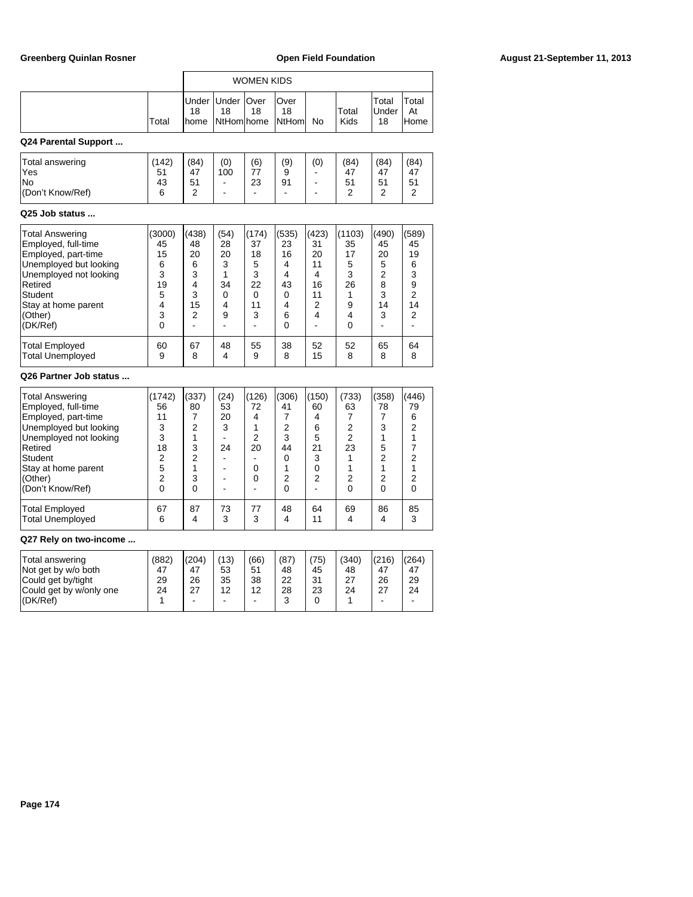| | | WOMEN KIDS | | | | | | | |
|---|---|---|---|---|---|---|---|---|---|
| | Total | Under 18 home | Under 18 NtHom | Over 18 home | Over 18 NtHom | No | Total Kids | Total Under 18 | Total At Home |

**Q24 Parental Support ...**

| | Total | Under 18 home | Under 18 NtHom | Over 18 home | Over 18 NtHom | No | Total Kids | Total Under 18 | Total At Home |
|---|---|---|---|---|---|---|---|---|---|
| Total answering | (142) | (84) | (0) | (6) | (9) | (0) | (84) | (84) | (84) |
| Yes | 51 | 47 | 100 | 77 | 9 | - | 47 | 47 | 47 |
| No | 43 | 51 | - | 23 | 91 | - | 51 | 51 | 51 |
| (Don't Know/Ref) | 6 | 2 | - | - | - | - | 2 | 2 | 2 |

**Q25 Job status ...**

| | Total | Under 18 home | Under 18 NtHom | Over 18 home | Over 18 NtHom | No | Total Kids | Total Under 18 | Total At Home |
|---|---|---|---|---|---|---|---|---|---|
| Total Answering | (3000) | (438) | (54) | (174) | (535) | (423) | (1103) | (490) | (589) |
| Employed, full-time | 45 | 48 | 28 | 37 | 23 | 31 | 35 | 45 | 45 |
| Employed, part-time | 15 | 20 | 20 | 18 | 16 | 20 | 17 | 20 | 19 |
| Unemployed but looking | 6 | 6 | 3 | 5 | 4 | 11 | 5 | 5 | 6 |
| Unemployed not looking | 3 | 3 | 1 | 3 | 4 | 4 | 3 | 2 | 3 |
| Retired | 19 | 4 | 34 | 22 | 43 | 16 | 26 | 8 | 9 |
| Student | 5 | 3 | 0 | 0 | 0 | 11 | 1 | 3 | 2 |
| Stay at home parent | 4 | 15 | 4 | 11 | 4 | 2 | 9 | 14 | 14 |
| (Other) | 3 | 2 | 9 | 3 | 6 | 4 | 4 | 3 | 2 |
| (DK/Ref) | 0 | - | - | - | 0 | - | 0 | - | - |
| Total Employed | 60 | 67 | 48 | 55 | 38 | 52 | 52 | 65 | 64 |
| Total Unemployed | 9 | 8 | 4 | 9 | 8 | 15 | 8 | 8 | 8 |

**Q26 Partner Job status ...**

| | Total | Under 18 home | Under 18 NtHom | Over 18 home | Over 18 NtHom | No | Total Kids | Total Under 18 | Total At Home |
|---|---|---|---|---|---|---|---|---|---|
| Total Answering | (1742) | (337) | (24) | (126) | (306) | (150) | (733) | (358) | (446) |
| Employed, full-time | 56 | 80 | 53 | 72 | 41 | 60 | 63 | 78 | 79 |
| Employed, part-time | 11 | 7 | 20 | 4 | 7 | 4 | 7 | 7 | 6 |
| Unemployed but looking | 3 | 2 | 3 | 1 | 2 | 6 | 2 | 3 | 2 |
| Unemployed not looking | 3 | 1 | - | 2 | 3 | 5 | 2 | 1 | 1 |
| Retired | 18 | 3 | 24 | 20 | 44 | 21 | 23 | 5 | 7 |
| Student | 2 | 2 | - | - | 0 | 3 | 1 | 2 | 2 |
| Stay at home parent | 5 | 1 | - | 0 | 1 | 0 | 1 | 1 | 1 |
| (Other) | 2 | 3 | - | 0 | 2 | 2 | 2 | 2 | 2 |
| (Don't Know/Ref) | 0 | 0 | - | - | 0 | - | 0 | 0 | 0 |
| Total Employed | 67 | 87 | 73 | 77 | 48 | 64 | 69 | 86 | 85 |
| Total Unemployed | 6 | 4 | 3 | 3 | 4 | 11 | 4 | 4 | 3 |

**Q27 Rely on two-income ...**

| | Total | Under 18 home | Under 18 NtHom | Over 18 home | Over 18 NtHom | No | Total Kids | Total Under 18 | Total At Home |
|---|---|---|---|---|---|---|---|---|---|
| Total answering | (882) | (204) | (13) | (66) | (87) | (75) | (340) | (216) | (264) |
| Not get by w/o both | 47 | 47 | 53 | 51 | 48 | 45 | 48 | 47 | 47 |
| Could get by/tight | 29 | 26 | 35 | 38 | 22 | 31 | 27 | 26 | 29 |
| Could get by w/only one | 24 | 27 | 12 | 12 | 28 | 23 | 24 | 27 | 24 |
| (DK/Ref) | 1 | - | - | - | 3 | 0 | 1 | - | - |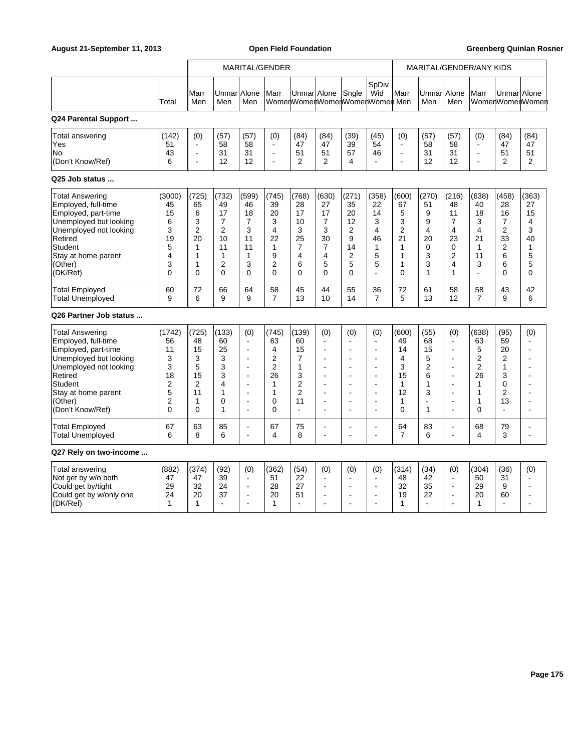| | Total | MARITAL/GENDER | | | | | | | | MARITAL/GENDER/ANY KIDS | | | | | |
|---|---|---|---|---|---|---|---|---|---|---|---|---|---|---|---|
| | | Marr Men | Unmar Men | Alone Men | Marr Women | Unmar Women | Alone Women | Sngle Women | SpDiv Wid Women | Marr Men | Unmar Men | Alone Men | Marr Women | Unmar Women | Alone Women |

**Q24 Parental Support ...**

| | Total | Marr Men | Unmar Men | Alone Men | Marr Women | Unmar Women | Alone Women | Sngle Women | SpDiv Wid Women | Marr Men | Unmar Men | Alone Men | Marr Women | Unmar Women | Alone Women |
|---|---|---|---|---|---|---|---|---|---|---|---|---|---|---|---|
| Total answering | (142) | (0) | (57) | (57) | (0) | (84) | (84) | (39) | (45) | (0) | (57) | (57) | (0) | (84) | (84) |
| Yes | 51 | - | 58 | 58 | - | 47 | 47 | 39 | 54 | - | 58 | 58 | - | 47 | 47 |
| No | 43 | - | 31 | 31 | - | 51 | 51 | 57 | 46 | - | 31 | 31 | - | 51 | 51 |
| (Don't Know/Ref) | 6 | - | 12 | 12 | - | 2 | 2 | 4 | - | - | 12 | 12 | - | 2 | 2 |

**Q25 Job status ...**

| | Total | Marr Men | Unmar Men | Alone Men | Marr Women | Unmar Women | Alone Women | Sngle Women | SpDiv Wid Women | Marr Men | Unmar Men | Alone Men | Marr Women | Unmar Women | Alone Women |
|---|---|---|---|---|---|---|---|---|---|---|---|---|---|---|---|
| Total Answering | (3000) | (725) | (732) | (599) | (745) | (768) | (630) | (271) | (358) | (600) | (270) | (216) | (638) | (458) | (363) |
| Employed, full-time | 45 | 65 | 49 | 46 | 39 | 28 | 27 | 35 | 22 | 67 | 51 | 48 | 40 | 28 | 27 |
| Employed, part-time | 15 | 6 | 17 | 18 | 20 | 17 | 17 | 20 | 14 | 5 | 9 | 11 | 18 | 16 | 15 |
| Unemployed but looking | 6 | 3 | 7 | 7 | 3 | 10 | 7 | 12 | 3 | 3 | 9 | 7 | 3 | 7 | 4 |
| Unemployed not looking | 3 | 2 | 2 | 3 | 4 | 3 | 3 | 2 | 4 | 2 | 4 | 4 | 4 | 2 | 3 |
| Retired | 19 | 20 | 10 | 11 | 22 | 25 | 30 | 9 | 46 | 21 | 20 | 23 | 21 | 33 | 40 |
| Student | 5 | 1 | 11 | 11 | 1 | 7 | 7 | 14 | 1 | 1 | 0 | 0 | 1 | 2 | 1 |
| Stay at home parent | 4 | 1 | 1 | 1 | 9 | 4 | 4 | 2 | 5 | 1 | 3 | 2 | 11 | 6 | 5 |
| (Other) | 3 | 1 | 2 | 3 | 2 | 6 | 5 | 5 | 5 | 1 | 3 | 4 | 3 | 6 | 5 |
| (DK/Ref) | 0 | 0 | 0 | 0 | 0 | 0 | 0 | 0 | - | 0 | 1 | 1 | - | 0 | 0 |
| Total Employed | 60 | 72 | 66 | 64 | 58 | 45 | 44 | 55 | 36 | 72 | 61 | 58 | 58 | 43 | 42 |
| Total Unemployed | 9 | 6 | 9 | 9 | 7 | 13 | 10 | 14 | 7 | 5 | 13 | 12 | 7 | 9 | 6 |

**Q26 Partner Job status ...**

| | Total | Marr Men | Unmar Men | Alone Men | Marr Women | Unmar Women | Alone Women | Sngle Women | SpDiv Wid Women | Marr Men | Unmar Men | Alone Men | Marr Women | Unmar Women | Alone Women |
|---|---|---|---|---|---|---|---|---|---|---|---|---|---|---|---|
| Total Answering | (1742) | (725) | (133) | (0) | (745) | (139) | (0) | (0) | (0) | (600) | (55) | (0) | (638) | (95) | (0) |
| Employed, full-time | 56 | 48 | 60 | - | 63 | 60 | - | - | - | 49 | 68 | - | 63 | 59 | - |
| Employed, part-time | 11 | 15 | 25 | - | 4 | 15 | - | - | - | 14 | 15 | - | 5 | 20 | - |
| Unemployed but looking | 3 | 3 | 3 | - | 2 | 7 | - | - | - | 4 | 5 | - | 2 | 2 | - |
| Unemployed not looking | 3 | 5 | 3 | - | 2 | 1 | - | - | - | 3 | 2 | - | 2 | 1 | - |
| Retired | 18 | 15 | 3 | - | 26 | 3 | - | - | - | 15 | 6 | - | 26 | 3 | - |
| Student | 2 | 2 | 4 | - | 1 | 2 | - | - | - | 1 | 1 | - | 1 | 0 | - |
| Stay at home parent | 5 | 11 | 1 | - | 1 | 2 | - | - | - | 12 | 3 | - | 1 | 2 | - |
| (Other) | 2 | 1 | 0 | - | 0 | 11 | - | - | - | 1 | - | - | 1 | 13 | - |
| (Don't Know/Ref) | 0 | 0 | 1 | - | 0 | - | - | - | - | 0 | 1 | - | 0 | - | - |
| Total Employed | 67 | 63 | 85 | - | 67 | 75 | - | - | - | 64 | 83 | - | 68 | 79 | - |
| Total Unemployed | 6 | 8 | 6 | - | 4 | 8 | - | - | - | 7 | 6 | - | 4 | 3 | - |

**Q27 Rely on two-income ...**

| | Total | Marr Men | Unmar Men | Alone Men | Marr Women | Unmar Women | Alone Women | Sngle Women | SpDiv Wid Women | Marr Men | Unmar Men | Alone Men | Marr Women | Unmar Women | Alone Women |
|---|---|---|---|---|---|---|---|---|---|---|---|---|---|---|---|
| Total answering | (882) | (374) | (92) | (0) | (362) | (54) | (0) | (0) | (0) | (314) | (34) | (0) | (304) | (36) | (0) |
| Not get by w/o both | 47 | 47 | 39 | - | 51 | 22 | - | - | - | 48 | 42 | - | 50 | 31 | - |
| Could get by/tight | 29 | 32 | 24 | - | 28 | 27 | - | - | - | 32 | 35 | - | 29 | 9 | - |
| Could get by w/only one | 24 | 20 | 37 | - | 20 | 51 | - | - | - | 19 | 22 | - | 20 | 60 | - |
| (DK/Ref) | 1 | 1 | - | - | 1 | - | - | - | - | 1 | - | - | 1 | - | - |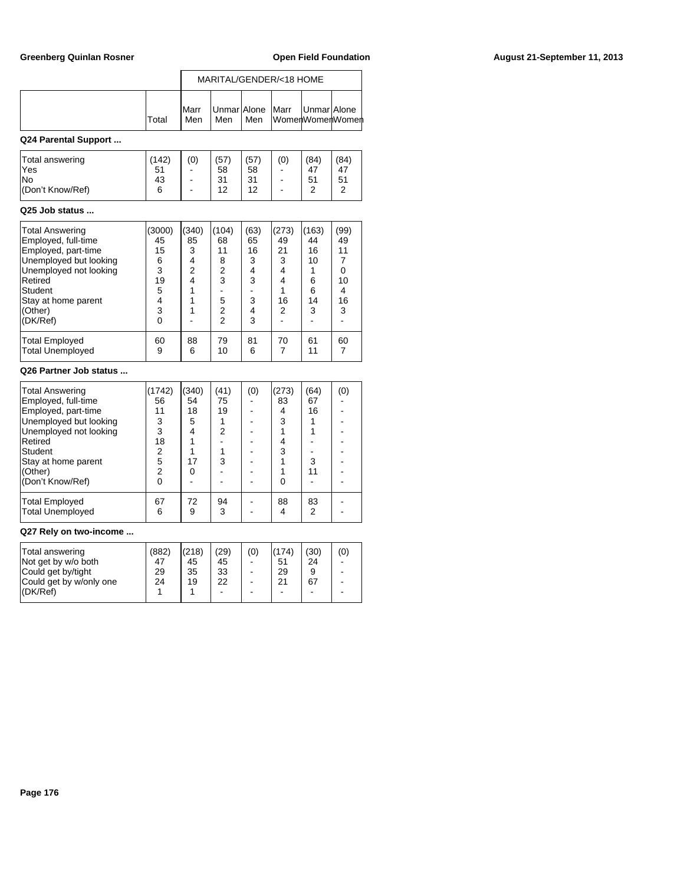| | Total | Marr Men | Unmar Men | Alone Men | Marr Women | Unmar Women | Alone Women |
|---|---|---|---|---|---|---|---|
| | | MARITAL/GENDER/<18 HOME | | | | | |

**Q24 Parental Support ...**

| | Total | Marr Men | Unmar Men | Alone Men | Marr Women | Unmar Women | Alone Women |
|---|---|---|---|---|---|---|---|
| Total answering | (142) | (0) | (57) | (57) | (0) | (84) | (84) |
| Yes | 51 | - | 58 | 58 | - | 47 | 47 |
| No | 43 | - | 31 | 31 | - | 51 | 51 |
| (Don't Know/Ref) | 6 | - | 12 | 12 | - | 2 | 2 |

**Q25 Job status ...**

| | Total | Marr Men | Unmar Men | Alone Men | Marr Women | Unmar Women | Alone Women |
|---|---|---|---|---|---|---|---|
| Total Answering | (3000) | (340) | (104) | (63) | (273) | (163) | (99) |
| Employed, full-time | 45 | 85 | 68 | 65 | 49 | 44 | 49 |
| Employed, part-time | 15 | 3 | 11 | 16 | 21 | 16 | 11 |
| Unemployed but looking | 6 | 4 | 8 | 3 | 3 | 10 | 7 |
| Unemployed not looking | 3 | 2 | 2 | 4 | 4 | 1 | 0 |
| Retired | 19 | 4 | 3 | 3 | 4 | 6 | 10 |
| Student | 5 | 1 | - | - | 1 | 6 | 4 |
| Stay at home parent | 4 | 1 | 5 | 3 | 16 | 14 | 16 |
| (Other) | 3 | 1 | 2 | 4 | 2 | 3 | 3 |
| (DK/Ref) | 0 | - | 2 | 3 | - | - | - |
| Total Employed | 60 | 88 | 79 | 81 | 70 | 61 | 60 |
| Total Unemployed | 9 | 6 | 10 | 6 | 7 | 11 | 7 |

**Q26 Partner Job status ...**

| | Total | Marr Men | Unmar Men | Alone Men | Marr Women | Unmar Women | Alone Women |
|---|---|---|---|---|---|---|---|
| Total Answering | (1742) | (340) | (41) | (0) | (273) | (64) | (0) |
| Employed, full-time | 56 | 54 | 75 | - | 83 | 67 | - |
| Employed, part-time | 11 | 18 | 19 | - | 4 | 16 | - |
| Unemployed but looking | 3 | 5 | 1 | - | 3 | 1 | - |
| Unemployed not looking | 3 | 4 | 2 | - | 1 | 1 | - |
| Retired | 18 | 1 | - | - | 4 | - | - |
| Student | 2 | 1 | 1 | - | 3 | - | - |
| Stay at home parent | 5 | 17 | 3 | - | 1 | 3 | - |
| (Other) | 2 | 0 | - | - | 1 | 11 | - |
| (Don't Know/Ref) | 0 | - | - | - | 0 | - | - |
| Total Employed | 67 | 72 | 94 | - | 88 | 83 | - |
| Total Unemployed | 6 | 9 | 3 | - | 4 | 2 | - |

**Q27 Rely on two-income ...**

| | Total | Marr Men | Unmar Men | Alone Men | Marr Women | Unmar Women | Alone Women |
|---|---|---|---|---|---|---|---|
| Total answering | (882) | (218) | (29) | (0) | (174) | (30) | (0) |
| Not get by w/o both | 47 | 45 | 45 | - | 51 | 24 | - |
| Could get by/tight | 29 | 35 | 33 | - | 29 | 9 | - |
| Could get by w/only one | 24 | 19 | 22 | - | 21 | 67 | - |
| (DK/Ref) | 1 | 1 | - | - | - | - | - |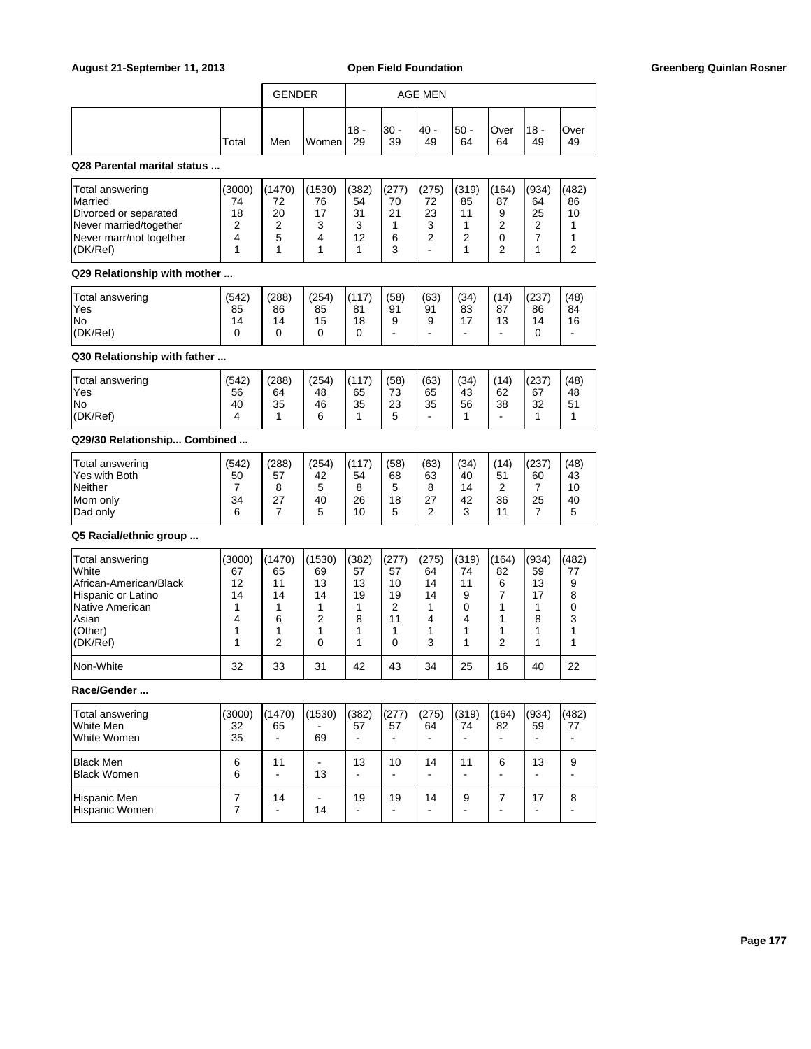| | Total | GENDER | | AGE MEN | | | | | | |
|---|---|---|---|---|---|---|---|---|---|---|
| | | Men | Women | 18 - 29 | 30 - 39 | 40 - 49 | 50 - 64 | Over 64 | 18 - 49 | Over 49 |

**Q28 Parental marital status ...**

| | Total | Men | Women | 18 - 29 | 30 - 39 | 40 - 49 | 50 - 64 | Over 64 | 18 - 49 | Over 49 |
|---|---|---|---|---|---|---|---|---|---|---|
| Total answering | (3000) | (1470) | (1530) | (382) | (277) | (275) | (319) | (164) | (934) | (482) |
| Married | 74 | 72 | 76 | 54 | 70 | 72 | 85 | 87 | 64 | 86 |
| Divorced or separated | 18 | 20 | 17 | 31 | 21 | 23 | 11 | 9 | 25 | 10 |
| Never married/together | 2 | 2 | 3 | 3 | 1 | 3 | 1 | 2 | 2 | 1 |
| Never marr/not together | 4 | 5 | 4 | 12 | 6 | 2 | 2 | 0 | 7 | 1 |
| (DK/Ref) | 1 | 1 | 1 | 1 | 3 | - | 1 | 2 | 1 | 2 |

**Q29 Relationship with mother ...**

| | Total | Men | Women | 18 - 29 | 30 - 39 | 40 - 49 | 50 - 64 | Over 64 | 18 - 49 | Over 49 |
|---|---|---|---|---|---|---|---|---|---|---|
| Total answering | (542) | (288) | (254) | (117) | (58) | (63) | (34) | (14) | (237) | (48) |
| Yes | 85 | 86 | 85 | 81 | 91 | 91 | 83 | 87 | 86 | 84 |
| No | 14 | 14 | 15 | 18 | 9 | 9 | 17 | 13 | 14 | 16 |
| (DK/Ref) | 0 | 0 | 0 | 0 | - | - | - | - | 0 | - |

**Q30 Relationship with father ...**

| | Total | Men | Women | 18 - 29 | 30 - 39 | 40 - 49 | 50 - 64 | Over 64 | 18 - 49 | Over 49 |
|---|---|---|---|---|---|---|---|---|---|---|
| Total answering | (542) | (288) | (254) | (117) | (58) | (63) | (34) | (14) | (237) | (48) |
| Yes | 56 | 64 | 48 | 65 | 73 | 65 | 43 | 62 | 67 | 48 |
| No | 40 | 35 | 46 | 35 | 23 | 35 | 56 | 38 | 32 | 51 |
| (DK/Ref) | 4 | 1 | 6 | 1 | 5 | - | 1 | - | 1 | 1 |

**Q29/30 Relationship... Combined ...**

| | Total | Men | Women | 18 - 29 | 30 - 39 | 40 - 49 | 50 - 64 | Over 64 | 18 - 49 | Over 49 |
|---|---|---|---|---|---|---|---|---|---|---|
| Total answering | (542) | (288) | (254) | (117) | (58) | (63) | (34) | (14) | (237) | (48) |
| Yes with Both | 50 | 57 | 42 | 54 | 68 | 63 | 40 | 51 | 60 | 43 |
| Neither | 7 | 8 | 5 | 8 | 5 | 8 | 14 | 2 | 7 | 10 |
| Mom only | 34 | 27 | 40 | 26 | 18 | 27 | 42 | 36 | 25 | 40 |
| Dad only | 6 | 7 | 5 | 10 | 5 | 2 | 3 | 11 | 7 | 5 |

**Q5 Racial/ethnic group ...**

| | Total | Men | Women | 18 - 29 | 30 - 39 | 40 - 49 | 50 - 64 | Over 64 | 18 - 49 | Over 49 |
|---|---|---|---|---|---|---|---|---|---|---|
| Total answering | (3000) | (1470) | (1530) | (382) | (277) | (275) | (319) | (164) | (934) | (482) |
| White | 67 | 65 | 69 | 57 | 57 | 64 | 74 | 82 | 59 | 77 |
| African-American/Black | 12 | 11 | 13 | 13 | 10 | 14 | 11 | 6 | 13 | 9 |
| Hispanic or Latino | 14 | 14 | 14 | 19 | 19 | 14 | 9 | 7 | 17 | 8 |
| Native American | 1 | 1 | 1 | 1 | 2 | 1 | 0 | 1 | 1 | 0 |
| Asian | 4 | 6 | 2 | 8 | 11 | 4 | 4 | 1 | 8 | 3 |
| (Other) | 1 | 1 | 1 | 1 | 1 | 1 | 1 | 1 | 1 | 1 |
| (DK/Ref) | 1 | 2 | 0 | 1 | 0 | 3 | 1 | 2 | 1 | 1 |
| Non-White | 32 | 33 | 31 | 42 | 43 | 34 | 25 | 16 | 40 | 22 |

**Race/Gender ...**

| | Total | Men | Women | 18 - 29 | 30 - 39 | 40 - 49 | 50 - 64 | Over 64 | 18 - 49 | Over 49 |
|---|---|---|---|---|---|---|---|---|---|---|
| Total answering | (3000) | (1470) | (1530) | (382) | (277) | (275) | (319) | (164) | (934) | (482) |
| White Men | 32 | 65 | - | 57 | 57 | 64 | 74 | 82 | 59 | 77 |
| White Women | 35 | - | 69 | - | - | - | - | - | - | - |
| Black Men | 6 | 11 | - | 13 | 10 | 14 | 11 | 6 | 13 | 9 |
| Black Women | 6 | - | 13 | - | - | - | - | - | - | - |
| Hispanic Men | 7 | 14 | - | 19 | 19 | 14 | 9 | 7 | 17 | 8 |
| Hispanic Women | 7 | - | 14 | - | - | - | - | - | - | - |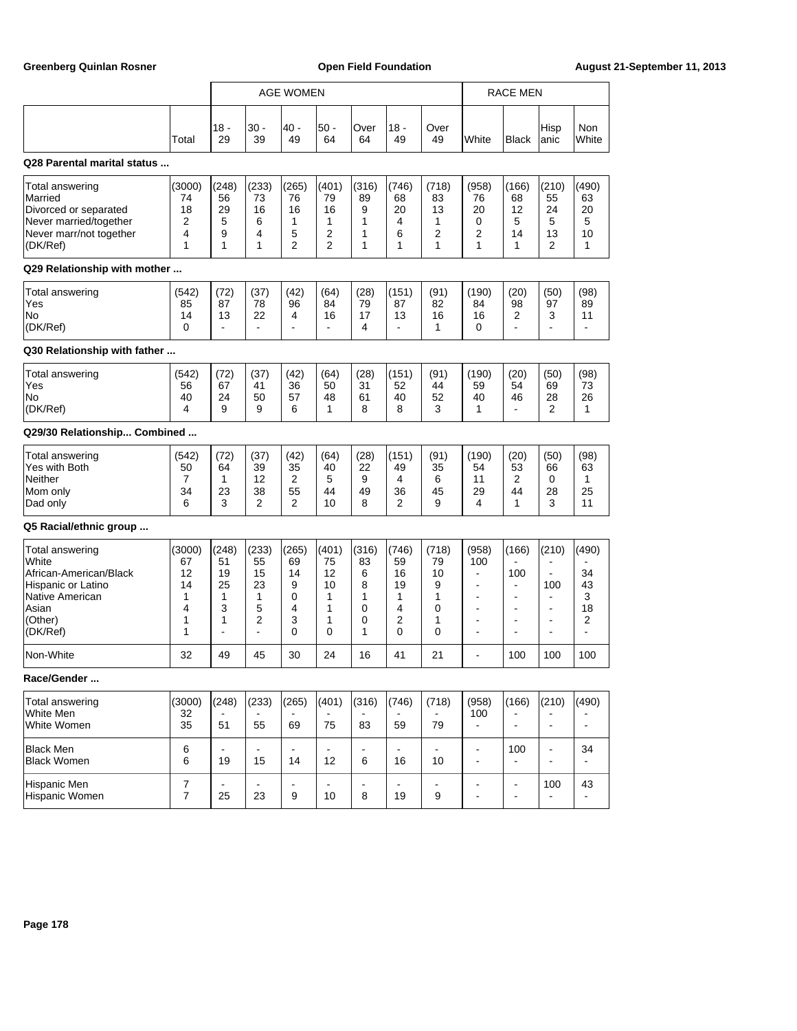| | Total | AGE WOMEN 18 - 29 | 30 - 39 | 40 - 49 | 50 - 64 | Over 64 | 18 - 49 | Over 49 | RACE MEN White | Black | Hispanic | Non White |
|---|---|---|---|---|---|---|---|---|---|---|---|---|
| **Q28 Parental marital status ...** | | | | | | | | | | | | |
| Total answering | (3000) | (248) | (233) | (265) | (401) | (316) | (746) | (718) | (958) | (166) | (210) | (490) |
| Married | 74 | 56 | 73 | 76 | 79 | 89 | 68 | 83 | 76 | 68 | 55 | 63 |
| Divorced or separated | 18 | 29 | 16 | 16 | 16 | 9 | 20 | 13 | 20 | 12 | 24 | 20 |
| Never married/together | 2 | 5 | 6 | 1 | 1 | 1 | 4 | 1 | 0 | 5 | 5 | 5 |
| Never marr/not together | 4 | 9 | 4 | 5 | 2 | 1 | 6 | 2 | 2 | 14 | 13 | 10 |
| (DK/Ref) | 1 | 1 | 1 | 2 | 2 | 1 | 1 | 1 | 1 | 1 | 2 | 1 |
| **Q29 Relationship with mother ...** | | | | | | | | | | | | |
| Total answering | (542) | (72) | (37) | (42) | (64) | (28) | (151) | (91) | (190) | (20) | (50) | (98) |
| Yes | 85 | 87 | 78 | 96 | 84 | 79 | 87 | 82 | 84 | 98 | 97 | 89 |
| No | 14 | 13 | 22 | 4 | 16 | 17 | 13 | 16 | 16 | 2 | 3 | 11 |
| (DK/Ref) | 0 | - | - | - | - | 4 | - | 1 | 0 | - | - | - |
| **Q30 Relationship with father ...** | | | | | | | | | | | | |
| Total answering | (542) | (72) | (37) | (42) | (64) | (28) | (151) | (91) | (190) | (20) | (50) | (98) |
| Yes | 56 | 67 | 41 | 36 | 50 | 31 | 52 | 44 | 59 | 54 | 69 | 73 |
| No | 40 | 24 | 50 | 57 | 48 | 61 | 40 | 52 | 40 | 46 | 28 | 26 |
| (DK/Ref) | 4 | 9 | 9 | 6 | 1 | 8 | 8 | 3 | 1 | - | 2 | 1 |
| **Q29/30 Relationship... Combined ...** | | | | | | | | | | | | |
| Total answering | (542) | (72) | (37) | (42) | (64) | (28) | (151) | (91) | (190) | (20) | (50) | (98) |
| Yes with Both | 50 | 64 | 39 | 35 | 40 | 22 | 49 | 35 | 54 | 53 | 66 | 63 |
| Neither | 7 | 1 | 12 | 2 | 5 | 9 | 4 | 6 | 11 | 2 | 0 | 1 |
| Mom only | 34 | 23 | 38 | 55 | 44 | 49 | 36 | 45 | 29 | 44 | 28 | 25 |
| Dad only | 6 | 3 | 2 | 2 | 10 | 8 | 2 | 9 | 4 | 1 | 3 | 11 |
| **Q5 Racial/ethnic group ...** | | | | | | | | | | | | |
| Total answering | (3000) | (248) | (233) | (265) | (401) | (316) | (746) | (718) | (958) | (166) | (210) | (490) |
| White | 67 | 51 | 55 | 69 | 75 | 83 | 59 | 79 | 100 | - | - | - |
| African-American/Black | 12 | 19 | 15 | 14 | 12 | 6 | 16 | 10 | - | 100 | - | 34 |
| Hispanic or Latino | 14 | 25 | 23 | 9 | 10 | 8 | 19 | 9 | - | - | 100 | 43 |
| Native American | 1 | 1 | 1 | 0 | 1 | 1 | 1 | 1 | - | - | - | 3 |
| Asian | 4 | 3 | 5 | 4 | 1 | 0 | 4 | 0 | - | - | - | 18 |
| (Other) | 1 | 1 | 2 | 3 | 1 | 0 | 2 | 1 | - | - | - | 2 |
| (DK/Ref) | 1 | - | - | 0 | 0 | 1 | 0 | 0 | - | - | - | - |
| Non-White | 32 | 49 | 45 | 30 | 24 | 16 | 41 | 21 | - | 100 | 100 | 100 |
| **Race/Gender ...** | | | | | | | | | | | | |
| Total answering | (3000) | (248) | (233) | (265) | (401) | (316) | (746) | (718) | (958) | (166) | (210) | (490) |
| White Men | 32 | - | - | - | - | - | - | - | 100 | - | - | - |
| White Women | 35 | 51 | 55 | 69 | 75 | 83 | 59 | 79 | - | - | - | - |
| Black Men | 6 | - | - | - | - | - | - | - | - | 100 | - | 34 |
| Black Women | 6 | 19 | 15 | 14 | 12 | 6 | 16 | 10 | - | - | - | - |
| Hispanic Men | 7 | - | - | - | - | - | - | - | - | - | 100 | 43 |
| Hispanic Women | 7 | 25 | 23 | 9 | 10 | 8 | 19 | 9 | - | - | - | - |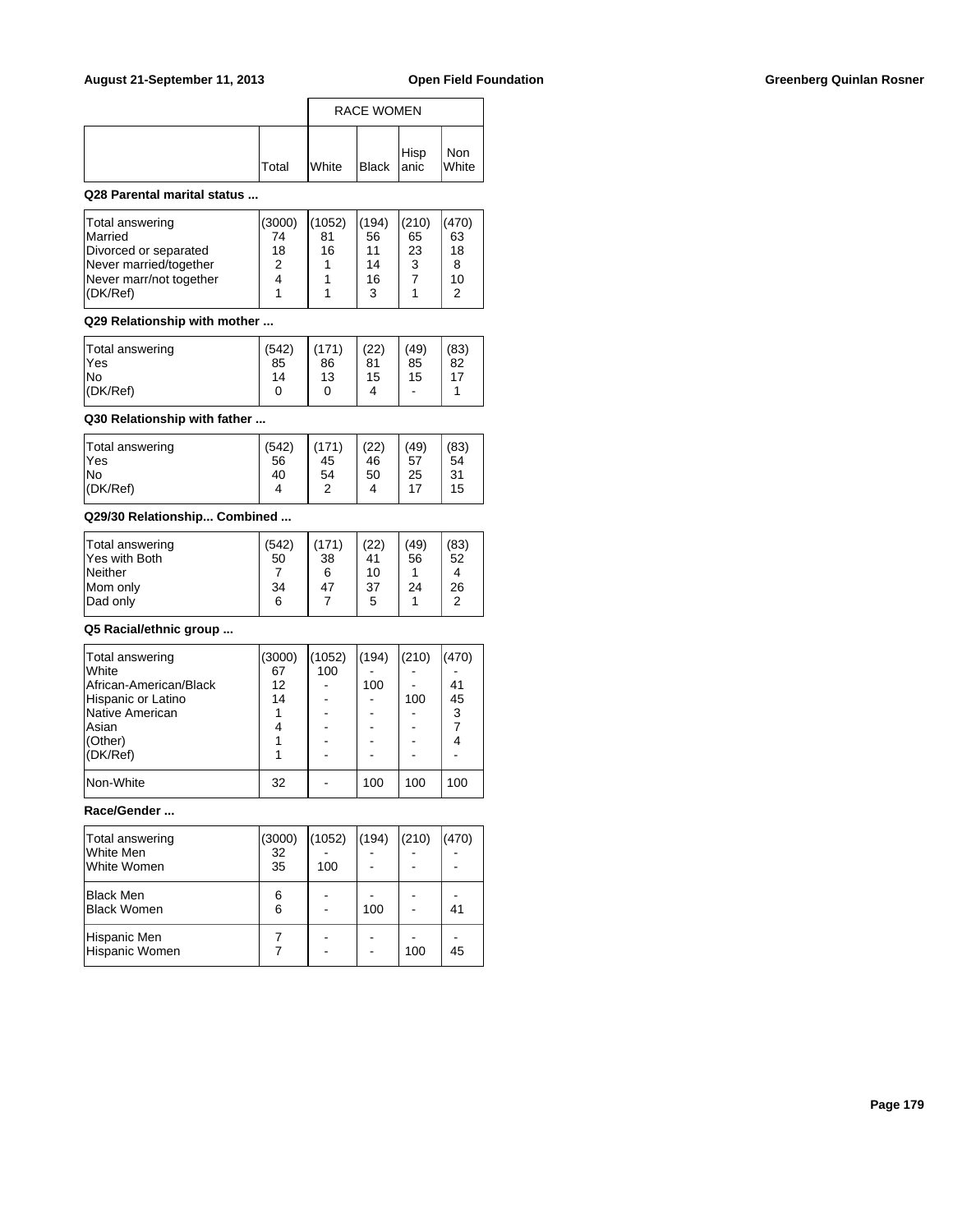| | Total | RACE WOMEN | | | |
|---|---|---|---|---|---|
| | | White | Black | Hispanic | Non White |

**Q28 Parental marital status ...**

| | Total | White | Black | Hispanic | Non White |
|---|---|---|---|---|---|
| Total answering | (3000) | (1052) | (194) | (210) | (470) |
| Married | 74 | 81 | 56 | 65 | 63 |
| Divorced or separated | 18 | 16 | 11 | 23 | 18 |
| Never married/together | 2 | 1 | 14 | 3 | 8 |
| Never marr/not together | 4 | 1 | 16 | 7 | 10 |
| (DK/Ref) | 1 | 1 | 3 | 1 | 2 |

**Q29 Relationship with mother ...**

| | Total | White | Black | Hispanic | Non White |
|---|---|---|---|---|---|
| Total answering | (542) | (171) | (22) | (49) | (83) |
| Yes | 85 | 86 | 81 | 85 | 82 |
| No | 14 | 13 | 15 | 15 | 17 |
| (DK/Ref) | 0 | 0 | 4 | - | 1 |

**Q30 Relationship with father ...**

| | Total | White | Black | Hispanic | Non White |
|---|---|---|---|---|---|
| Total answering | (542) | (171) | (22) | (49) | (83) |
| Yes | 56 | 45 | 46 | 57 | 54 |
| No | 40 | 54 | 50 | 25 | 31 |
| (DK/Ref) | 4 | 2 | 4 | 17 | 15 |

**Q29/30 Relationship... Combined ...**

| | Total | White | Black | Hispanic | Non White |
|---|---|---|---|---|---|
| Total answering | (542) | (171) | (22) | (49) | (83) |
| Yes with Both | 50 | 38 | 41 | 56 | 52 |
| Neither | 7 | 6 | 10 | 1 | 4 |
| Mom only | 34 | 47 | 37 | 24 | 26 |
| Dad only | 6 | 7 | 5 | 1 | 2 |

**Q5 Racial/ethnic group ...**

| | Total | White | Black | Hispanic | Non White |
|---|---|---|---|---|---|
| Total answering | (3000) | (1052) | (194) | (210) | (470) |
| White | 67 | 100 | - | - | - |
| African-American/Black | 12 | - | 100 | - | 41 |
| Hispanic or Latino | 14 | - | - | 100 | 45 |
| Native American | 1 | - | - | - | 3 |
| Asian | 4 | - | - | - | 7 |
| (Other) | 1 | - | - | - | 4 |
| (DK/Ref) | 1 | - | - | - | - |
| Non-White | 32 | - | 100 | 100 | 100 |

**Race/Gender ...**

| | Total | White | Black | Hispanic | Non White |
|---|---|---|---|---|---|
| Total answering | (3000) | (1052) | (194) | (210) | (470) |
| White Men | 32 | - | - | - | - |
| White Women | 35 | 100 | - | - | - |
| Black Men | 6 | - | - | - | - |
| Black Women | 6 | - | 100 | - | 41 |
| Hispanic Men | 7 | - | - | - | - |
| Hispanic Women | 7 | - | - | 100 | 45 |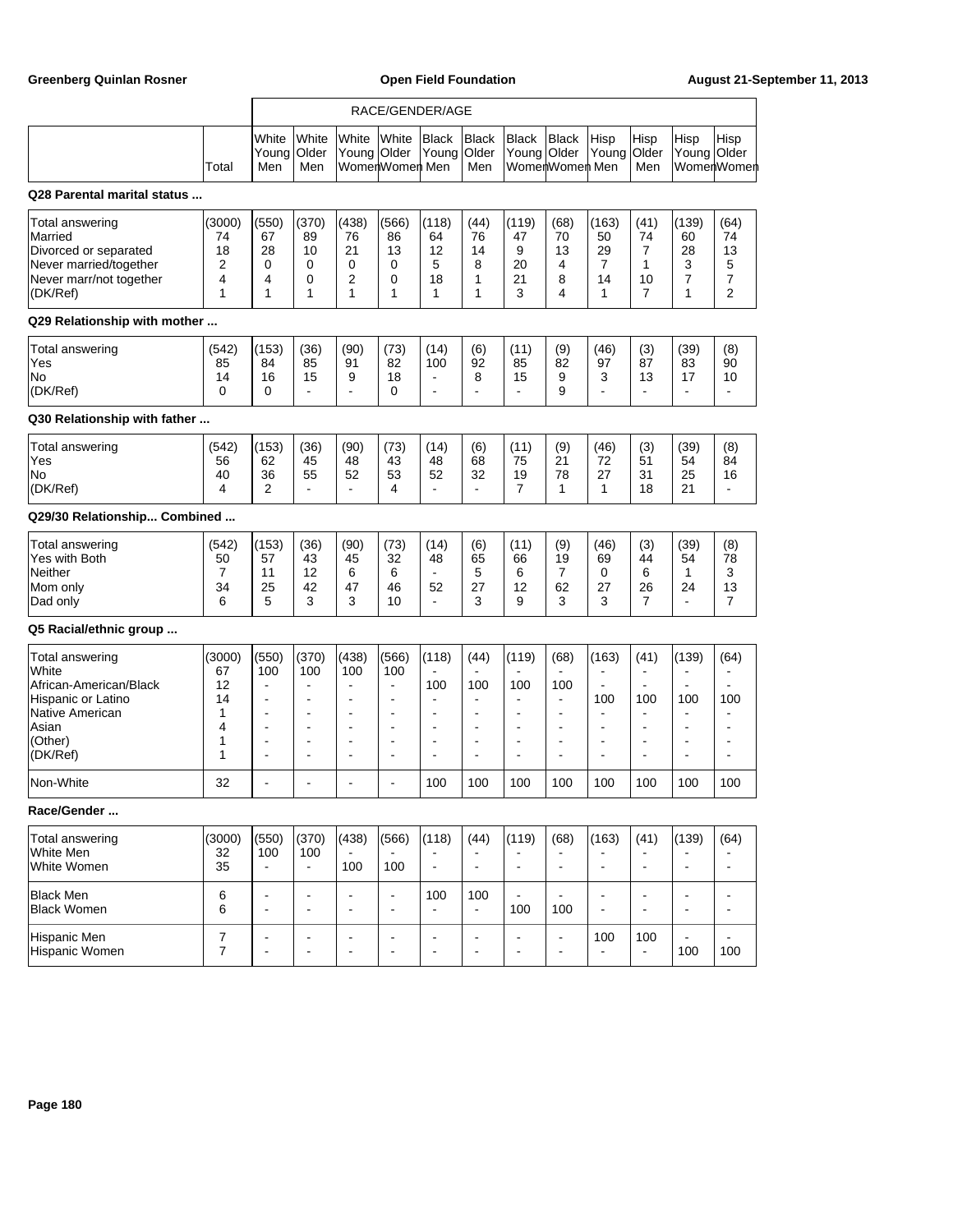| | Total | White Young Men | White Older Men | White Young Women | White Older Women | Black Young Men | Black Older Men | Black Young Women | Black Older Women | Hisp Young Men | Hisp Older Men | Hisp Young Women | Hisp Older Women |
|---|---|---|---|---|---|---|---|---|---|---|---|---|---|
| | | RACE/GENDER/AGE | | | | | | | | | | | |

**Q28 Parental marital status ...**

| | Total | White Young Men | White Older Men | White Young Women | White Older Women | Black Young Men | Black Older Men | Black Young Women | Black Older Women | Hisp Young Men | Hisp Older Men | Hisp Young Women | Hisp Older Women |
|---|---|---|---|---|---|---|---|---|---|---|---|---|---|
| Total answering | (3000) | (550) | (370) | (438) | (566) | (118) | (44) | (119) | (68) | (163) | (41) | (139) | (64) |
| Married | 74 | 67 | 89 | 76 | 86 | 64 | 76 | 47 | 70 | 50 | 74 | 60 | 74 |
| Divorced or separated | 18 | 28 | 10 | 21 | 13 | 12 | 14 | 9 | 13 | 29 | 7 | 28 | 13 |
| Never married/together | 2 | 0 | 0 | 0 | 0 | 5 | 8 | 20 | 4 | 7 | 1 | 3 | 5 |
| Never marr/not together | 4 | 4 | 0 | 2 | 0 | 18 | 1 | 21 | 8 | 14 | 10 | 7 | 7 |
| (DK/Ref) | 1 | 1 | 1 | 1 | 1 | 1 | 1 | 3 | 4 | 1 | 7 | 1 | 2 |

**Q29 Relationship with mother ...**

| | Total | White Young Men | White Older Men | White Young Women | White Older Women | Black Young Men | Black Older Men | Black Young Women | Black Older Women | Hisp Young Men | Hisp Older Men | Hisp Young Women | Hisp Older Women |
|---|---|---|---|---|---|---|---|---|---|---|---|---|---|
| Total answering | (542) | (153) | (36) | (90) | (73) | (14) | (6) | (11) | (9) | (46) | (3) | (39) | (8) |
| Yes | 85 | 84 | 85 | 91 | 82 | 100 | 92 | 85 | 82 | 97 | 87 | 83 | 90 |
| No | 14 | 16 | 15 | 9 | 18 | - | 8 | 15 | 9 | 3 | 13 | 17 | 10 |
| (DK/Ref) | 0 | 0 | - | - | 0 | - | - | - | 9 | - | - | - | - |

**Q30 Relationship with father ...**

| | Total | White Young Men | White Older Men | White Young Women | White Older Women | Black Young Men | Black Older Men | Black Young Women | Black Older Women | Hisp Young Men | Hisp Older Men | Hisp Young Women | Hisp Older Women |
|---|---|---|---|---|---|---|---|---|---|---|---|---|---|
| Total answering | (542) | (153) | (36) | (90) | (73) | (14) | (6) | (11) | (9) | (46) | (3) | (39) | (8) |
| Yes | 56 | 62 | 45 | 48 | 43 | 48 | 68 | 75 | 21 | 72 | 51 | 54 | 84 |
| No | 40 | 36 | 55 | 52 | 53 | 52 | 32 | 19 | 78 | 27 | 31 | 25 | 16 |
| (DK/Ref) | 4 | 2 | - | - | 4 | - | - | 7 | 1 | 1 | 18 | 21 | - |

**Q29/30 Relationship... Combined ...**

| | Total | White Young Men | White Older Men | White Young Women | White Older Women | Black Young Men | Black Older Men | Black Young Women | Black Older Women | Hisp Young Men | Hisp Older Men | Hisp Young Women | Hisp Older Women |
|---|---|---|---|---|---|---|---|---|---|---|---|---|---|
| Total answering | (542) | (153) | (36) | (90) | (73) | (14) | (6) | (11) | (9) | (46) | (3) | (39) | (8) |
| Yes with Both | 50 | 57 | 43 | 45 | 32 | 48 | 65 | 66 | 19 | 69 | 44 | 54 | 78 |
| Neither | 7 | 11 | 12 | 6 | 6 | - | 5 | 6 | 7 | 0 | 6 | 1 | 3 |
| Mom only | 34 | 25 | 42 | 47 | 46 | 52 | 27 | 12 | 62 | 27 | 26 | 24 | 13 |
| Dad only | 6 | 5 | 3 | 3 | 10 | - | 3 | 9 | 3 | 3 | 7 | - | 7 |

**Q5 Racial/ethnic group ...**

| | Total | White Young Men | White Older Men | White Young Women | White Older Women | Black Young Men | Black Older Men | Black Young Women | Black Older Women | Hisp Young Men | Hisp Older Men | Hisp Young Women | Hisp Older Women |
|---|---|---|---|---|---|---|---|---|---|---|---|---|---|
| Total answering | (3000) | (550) | (370) | (438) | (566) | (118) | (44) | (119) | (68) | (163) | (41) | (139) | (64) |
| White | 67 | 100 | 100 | 100 | 100 | - | - | - | - | - | - | - | - |
| African-American/Black | 12 | - | - | - | - | 100 | 100 | 100 | 100 | - | - | - | - |
| Hispanic or Latino | 14 | - | - | - | - | - | - | - | - | 100 | 100 | 100 | 100 |
| Native American | 1 | - | - | - | - | - | - | - | - | - | - | - | - |
| Asian | 4 | - | - | - | - | - | - | - | - | - | - | - | - |
| (Other) | 1 | - | - | - | - | - | - | - | - | - | - | - | - |
| (DK/Ref) | 1 | - | - | - | - | - | - | - | - | - | - | - | - |
| Non-White | 32 | - | - | - | - | 100 | 100 | 100 | 100 | 100 | 100 | 100 | 100 |

**Race/Gender ...**

| | Total | White Young Men | White Older Men | White Young Women | White Older Women | Black Young Men | Black Older Men | Black Young Women | Black Older Women | Hisp Young Men | Hisp Older Men | Hisp Young Women | Hisp Older Women |
|---|---|---|---|---|---|---|---|---|---|---|---|---|---|
| Total answering | (3000) | (550) | (370) | (438) | (566) | (118) | (44) | (119) | (68) | (163) | (41) | (139) | (64) |
| White Men | 32 | 100 | 100 | - | - | - | - | - | - | - | - | - | - |
| White Women | 35 | - | - | 100 | 100 | - | - | - | - | - | - | - | - |
| Black Men | 6 | - | - | - | - | 100 | 100 | - | - | - | - | - | - |
| Black Women | 6 | - | - | - | - | - | - | 100 | 100 | - | - | - | - |
| Hispanic Men | 7 | - | - | - | - | - | - | - | - | 100 | 100 | - | - |
| Hispanic Women | 7 | - | - | - | - | - | - | - | - | - | - | 100 | 100 |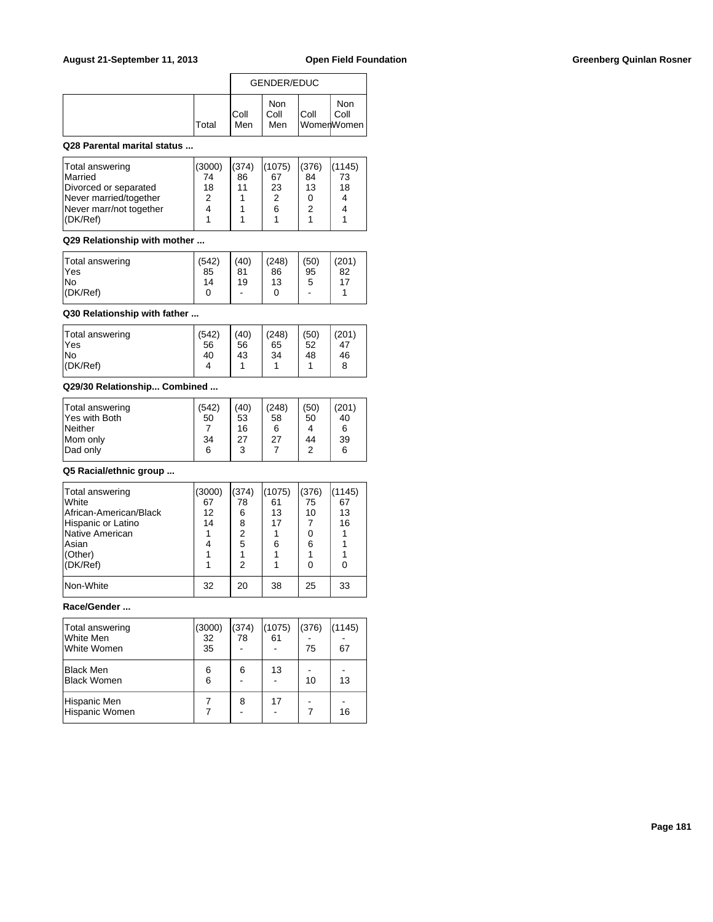| | Total | GENDER/EDUC Coll Men | Non Coll Men | Coll Women | Non Coll Women |
|---|---|---|---|---|---|

### Q28 Parental marital status ...

| | Total | Coll Men | Non Coll Men | Coll Women | Non Coll Women |
|---|---|---|---|---|---|
| Total answering | (3000) | (374) | (1075) | (376) | (1145) |
| Married | 74 | 86 | 67 | 84 | 73 |
| Divorced or separated | 18 | 11 | 23 | 13 | 18 |
| Never married/together | 2 | 1 | 2 | 0 | 4 |
| Never marr/not together | 4 | 1 | 6 | 2 | 4 |
| (DK/Ref) | 1 | 1 | 1 | 1 | 1 |

### Q29 Relationship with mother ...

| | Total | Coll Men | Non Coll Men | Coll Women | Non Coll Women |
|---|---|---|---|---|---|
| Total answering | (542) | (40) | (248) | (50) | (201) |
| Yes | 85 | 81 | 86 | 95 | 82 |
| No | 14 | 19 | 13 | 5 | 17 |
| (DK/Ref) | 0 | - | 0 | - | 1 |

### Q30 Relationship with father ...

| | Total | Coll Men | Non Coll Men | Coll Women | Non Coll Women |
|---|---|---|---|---|---|
| Total answering | (542) | (40) | (248) | (50) | (201) |
| Yes | 56 | 56 | 65 | 52 | 47 |
| No | 40 | 43 | 34 | 48 | 46 |
| (DK/Ref) | 4 | 1 | 1 | 1 | 8 |

### Q29/30 Relationship... Combined ...

| | Total | Coll Men | Non Coll Men | Coll Women | Non Coll Women |
|---|---|---|---|---|---|
| Total answering | (542) | (40) | (248) | (50) | (201) |
| Yes with Both | 50 | 53 | 58 | 50 | 40 |
| Neither | 7 | 16 | 6 | 4 | 6 |
| Mom only | 34 | 27 | 27 | 44 | 39 |
| Dad only | 6 | 3 | 7 | 2 | 6 |

### Q5 Racial/ethnic group ...

| | Total | Coll Men | Non Coll Men | Coll Women | Non Coll Women |
|---|---|---|---|---|---|
| Total answering | (3000) | (374) | (1075) | (376) | (1145) |
| White | 67 | 78 | 61 | 75 | 67 |
| African-American/Black | 12 | 6 | 13 | 10 | 13 |
| Hispanic or Latino | 14 | 8 | 17 | 7 | 16 |
| Native American | 1 | 2 | 1 | 0 | 1 |
| Asian | 4 | 5 | 6 | 6 | 1 |
| (Other) | 1 | 1 | 1 | 1 | 1 |
| (DK/Ref) | 1 | 2 | 1 | 0 | 0 |
| Non-White | 32 | 20 | 38 | 25 | 33 |

### Race/Gender ...

| | Total | Coll Men | Non Coll Men | Coll Women | Non Coll Women |
|---|---|---|---|---|---|
| Total answering | (3000) | (374) | (1075) | (376) | (1145) |
| White Men | 32 | 78 | 61 | - | - |
| White Women | 35 | - | - | 75 | 67 |
| Black Men | 6 | 6 | 13 | - | - |
| Black Women | 6 | - | - | 10 | 13 |
| Hispanic Men | 7 | 8 | 17 | - | - |
| Hispanic Women | 7 | - | - | 7 | 16 |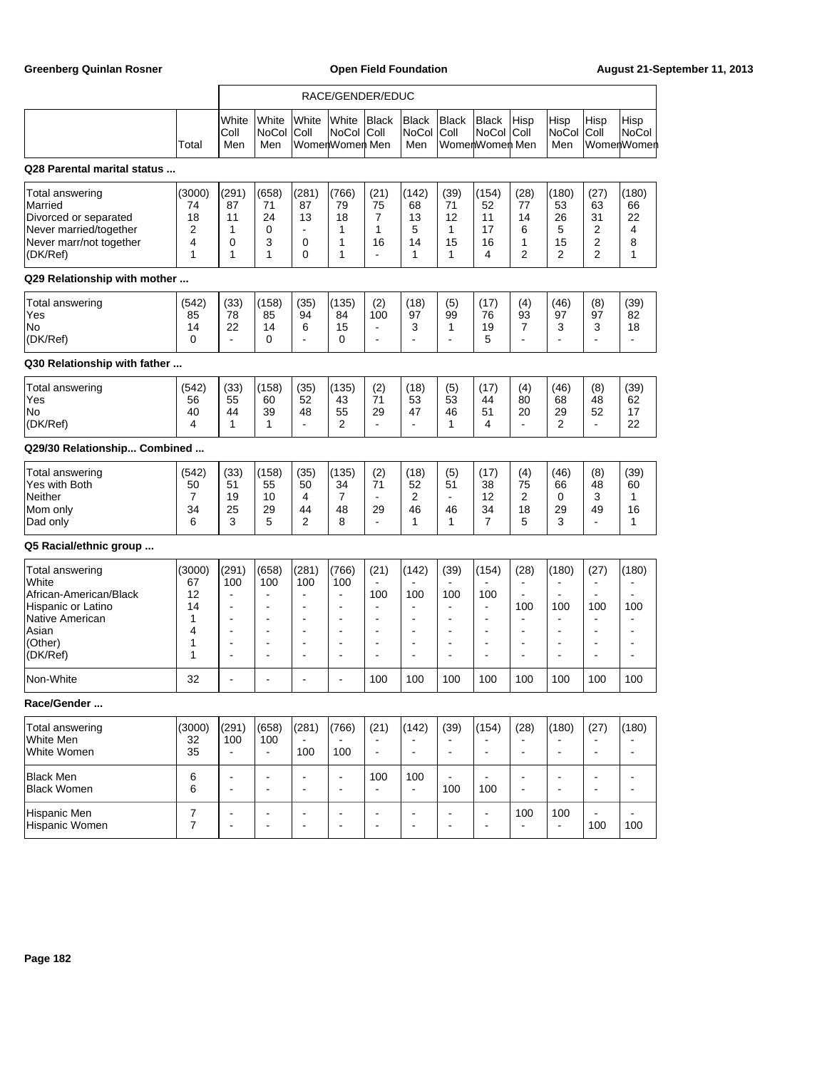| | | RACE/GENDER/EDUC | | | | | | | | | | | |
|---|---|---|---|---|---|---|---|---|---|---|---|---|---|
| | Total | White Coll Men | White NoCol Men | White Coll Women | White NoCol Women | Black Coll Men | Black NoCol Men | Black Coll Women | Black NoCol Women | Hisp Coll Men | Hisp NoCol Men | Hisp Coll Women | Hisp NoCol Women |
| **Q28 Parental marital status ...** | | | | | | | | | | | | | |
| Total answering | (3000) | (291) | (658) | (281) | (766) | (21) | (142) | (39) | (154) | (28) | (180) | (27) | (180) |
| Married | 74 | 87 | 71 | 87 | 79 | 75 | 68 | 71 | 52 | 77 | 53 | 63 | 66 |
| Divorced or separated | 18 | 11 | 24 | 13 | 18 | 7 | 13 | 12 | 11 | 14 | 26 | 31 | 22 |
| Never married/together | 2 | 1 | 0 | - | 1 | 1 | 5 | 1 | 17 | 6 | 5 | 2 | 4 |
| Never marr/not together | 4 | 0 | 3 | 0 | 1 | 16 | 14 | 15 | 16 | 1 | 15 | 2 | 8 |
| (DK/Ref) | 1 | 1 | 1 | 0 | 1 | - | 1 | 1 | 4 | 2 | 2 | 2 | 1 |
| **Q29 Relationship with mother ...** | | | | | | | | | | | | | |
| Total answering | (542) | (33) | (158) | (35) | (135) | (2) | (18) | (5) | (17) | (4) | (46) | (8) | (39) |
| Yes | 85 | 78 | 85 | 94 | 84 | 100 | 97 | 99 | 76 | 93 | 97 | 97 | 82 |
| No | 14 | 22 | 14 | 6 | 15 | - | 3 | 1 | 19 | 7 | 3 | 3 | 18 |
| (DK/Ref) | 0 | - | 0 | - | 0 | - | - | - | 5 | - | - | - | - |
| **Q30 Relationship with father ...** | | | | | | | | | | | | | |
| Total answering | (542) | (33) | (158) | (35) | (135) | (2) | (18) | (5) | (17) | (4) | (46) | (8) | (39) |
| Yes | 56 | 55 | 60 | 52 | 43 | 71 | 53 | 53 | 44 | 80 | 68 | 48 | 62 |
| No | 40 | 44 | 39 | 48 | 55 | 29 | 47 | 46 | 51 | 20 | 29 | 52 | 17 |
| (DK/Ref) | 4 | 1 | 1 | - | 2 | - | - | 1 | 4 | - | 2 | - | 22 |
| **Q29/30 Relationship... Combined ...** | | | | | | | | | | | | | |
| Total answering | (542) | (33) | (158) | (35) | (135) | (2) | (18) | (5) | (17) | (4) | (46) | (8) | (39) |
| Yes with Both | 50 | 51 | 55 | 50 | 34 | 71 | 52 | 51 | 38 | 75 | 66 | 48 | 60 |
| Neither | 7 | 19 | 10 | 4 | 7 | - | 2 | - | 12 | 2 | 0 | 3 | 1 |
| Mom only | 34 | 25 | 29 | 44 | 48 | 29 | 46 | 46 | 34 | 18 | 29 | 49 | 16 |
| Dad only | 6 | 3 | 5 | 2 | 8 | - | 1 | 1 | 7 | 5 | 3 | - | 1 |
| **Q5 Racial/ethnic group ...** | | | | | | | | | | | | | |
| Total answering | (3000) | (291) | (658) | (281) | (766) | (21) | (142) | (39) | (154) | (28) | (180) | (27) | (180) |
| White | 67 | 100 | 100 | 100 | 100 | - | - | - | - | - | - | - | - |
| African-American/Black | 12 | - | - | - | - | 100 | 100 | 100 | 100 | - | - | - | - |
| Hispanic or Latino | 14 | - | - | - | - | - | - | - | - | 100 | 100 | 100 | 100 |
| Native American | 1 | - | - | - | - | - | - | - | - | - | - | - | - |
| Asian | 4 | - | - | - | - | - | - | - | - | - | - | - | - |
| (Other) | 1 | - | - | - | - | - | - | - | - | - | - | - | - |
| (DK/Ref) | 1 | - | - | - | - | - | - | - | - | - | - | - | - |
| Non-White | 32 | - | - | - | - | 100 | 100 | 100 | 100 | 100 | 100 | 100 | 100 |
| **Race/Gender ...** | | | | | | | | | | | | | |
| Total answering | (3000) | (291) | (658) | (281) | (766) | (21) | (142) | (39) | (154) | (28) | (180) | (27) | (180) |
| White Men | 32 | 100 | 100 | - | - | - | - | - | - | - | - | - | - |
| White Women | 35 | - | - | 100 | 100 | - | - | - | - | - | - | - | - |
| Black Men | 6 | - | - | - | - | 100 | 100 | - | - | - | - | - | - |
| Black Women | 6 | - | - | - | - | - | - | 100 | 100 | - | - | - | - |
| Hispanic Men | 7 | - | - | - | - | - | - | - | - | 100 | 100 | - | - |
| Hispanic Women | 7 | - | - | - | - | - | - | - | - | - | - | 100 | 100 |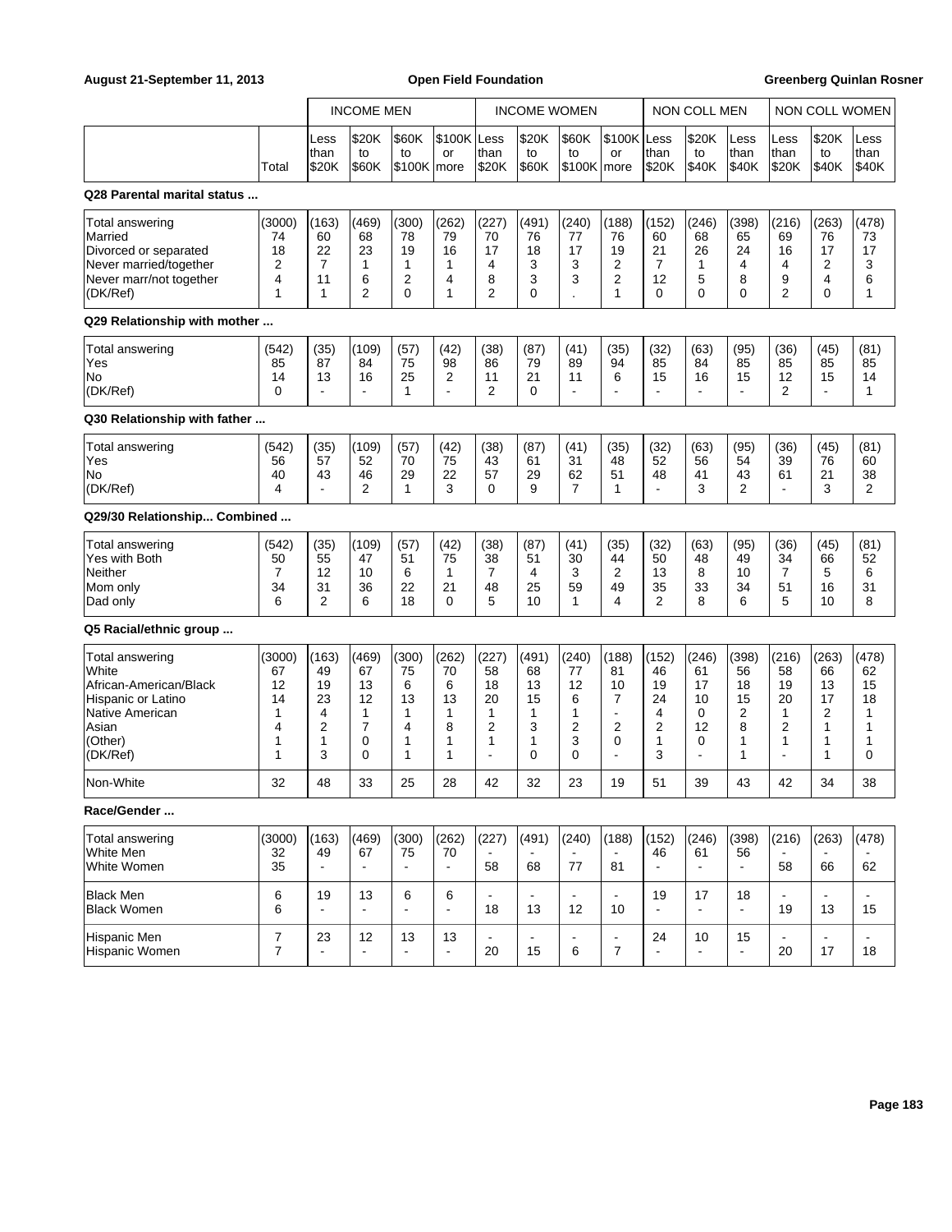| | Total | INCOME MEN Less than $20K | INCOME MEN $20K to $60K | INCOME MEN $60K to $100K | INCOME MEN $100K or more | INCOME WOMEN Less than $20K | INCOME WOMEN $20K to $60K | INCOME WOMEN $60K to $100K | INCOME WOMEN $100K or more | NON COLL MEN Less than $20K | NON COLL MEN $20K to $40K | NON COLL MEN Less than $40K | NON COLL WOMEN Less than $20K | NON COLL WOMEN $20K to $40K | NON COLL WOMEN Less than $40K |
|---|---|---|---|---|---|---|---|---|---|---|---|---|---|---|---|
| **Q28 Parental marital status ...** | | | | | | | | | | | | | | | |
| Total answering | (3000) | (163) | (469) | (300) | (262) | (227) | (491) | (240) | (188) | (152) | (246) | (398) | (216) | (263) | (478) |
| Married | 74 | 60 | 68 | 78 | 79 | 70 | 76 | 77 | 76 | 60 | 68 | 65 | 69 | 76 | 73 |
| Divorced or separated | 18 | 22 | 23 | 19 | 16 | 17 | 18 | 17 | 19 | 21 | 26 | 24 | 16 | 17 | 17 |
| Never married/together | 2 | 7 | 1 | 1 | 1 | 4 | 3 | 3 | 2 | 7 | 1 | 4 | 4 | 2 | 3 |
| Never marr/not together | 4 | 11 | 6 | 2 | 4 | 8 | 3 | 3 | 2 | 12 | 5 | 8 | 9 | 4 | 6 |
| (DK/Ref) | 1 | 1 | 2 | 0 | 1 | 2 | 0 | . | 1 | 0 | 0 | 0 | 2 | 0 | 1 |
| **Q29 Relationship with mother ...** | | | | | | | | | | | | | | | |
| Total answering | (542) | (35) | (109) | (57) | (42) | (38) | (87) | (41) | (35) | (32) | (63) | (95) | (36) | (45) | (81) |
| Yes | 85 | 87 | 84 | 75 | 98 | 86 | 79 | 89 | 94 | 85 | 84 | 85 | 85 | 85 | 85 |
| No | 14 | 13 | 16 | 25 | 2 | 11 | 21 | 11 | 6 | 15 | 16 | 15 | 12 | 15 | 14 |
| (DK/Ref) | 0 | - | - | 1 | - | 2 | 0 | - | - | - | - | - | 2 | - | 1 |
| **Q30 Relationship with father ...** | | | | | | | | | | | | | | | |
| Total answering | (542) | (35) | (109) | (57) | (42) | (38) | (87) | (41) | (35) | (32) | (63) | (95) | (36) | (45) | (81) |
| Yes | 56 | 57 | 52 | 70 | 75 | 43 | 61 | 31 | 48 | 52 | 56 | 54 | 39 | 76 | 60 |
| No | 40 | 43 | 46 | 29 | 22 | 57 | 29 | 62 | 51 | 48 | 41 | 43 | 61 | 21 | 38 |
| (DK/Ref) | 4 | - | 2 | 1 | 3 | 0 | 9 | 7 | 1 | - | 3 | 2 | - | 3 | 2 |
| **Q29/30 Relationship... Combined ...** | | | | | | | | | | | | | | | |
| Total answering | (542) | (35) | (109) | (57) | (42) | (38) | (87) | (41) | (35) | (32) | (63) | (95) | (36) | (45) | (81) |
| Yes with Both | 50 | 55 | 47 | 51 | 75 | 38 | 51 | 30 | 44 | 50 | 48 | 49 | 34 | 66 | 52 |
| Neither | 7 | 12 | 10 | 6 | 1 | 7 | 4 | 3 | 2 | 13 | 8 | 10 | 7 | 5 | 6 |
| Mom only | 34 | 31 | 36 | 22 | 21 | 48 | 25 | 59 | 49 | 35 | 33 | 34 | 51 | 16 | 31 |
| Dad only | 6 | 2 | 6 | 18 | 0 | 5 | 10 | 1 | 4 | 2 | 8 | 6 | 5 | 10 | 8 |
| **Q5 Racial/ethnic group ...** | | | | | | | | | | | | | | | |
| Total answering | (3000) | (163) | (469) | (300) | (262) | (227) | (491) | (240) | (188) | (152) | (246) | (398) | (216) | (263) | (478) |
| White | 67 | 49 | 67 | 75 | 70 | 58 | 68 | 77 | 81 | 46 | 61 | 56 | 58 | 66 | 62 |
| African-American/Black | 12 | 19 | 13 | 6 | 6 | 18 | 13 | 12 | 10 | 19 | 17 | 18 | 19 | 13 | 15 |
| Hispanic or Latino | 14 | 23 | 12 | 13 | 13 | 20 | 15 | 6 | 7 | 24 | 10 | 15 | 20 | 17 | 18 |
| Native American | 1 | 4 | 1 | 1 | 1 | 1 | 1 | 1 | - | 4 | 0 | 2 | 1 | 2 | 1 |
| Asian | 4 | 2 | 7 | 4 | 8 | 2 | 3 | 2 | 2 | 2 | 12 | 8 | 2 | 1 | 1 |
| (Other) | 1 | 1 | 0 | 1 | 1 | 1 | 1 | 3 | 0 | 1 | 0 | 1 | 1 | 1 | 1 |
| (DK/Ref) | 1 | 3 | 0 | 1 | 1 | - | 0 | 0 | - | 3 | - | 1 | - | 1 | 0 |
| Non-White | 32 | 48 | 33 | 25 | 28 | 42 | 32 | 23 | 19 | 51 | 39 | 43 | 42 | 34 | 38 |
| **Race/Gender ...** | | | | | | | | | | | | | | | |
| Total answering | (3000) | (163) | (469) | (300) | (262) | (227) | (491) | (240) | (188) | (152) | (246) | (398) | (216) | (263) | (478) |
| White Men | 32 | 49 | 67 | 75 | 70 | - | - | - | - | 46 | 61 | 56 | - | - | - |
| White Women | 35 | - | - | - | - | 58 | 68 | 77 | 81 | - | - | - | 58 | 66 | 62 |
| Black Men | 6 | 19 | 13 | 6 | 6 | - | - | - | - | 19 | 17 | 18 | - | - | - |
| Black Women | 6 | - | - | - | - | 18 | 13 | 12 | 10 | - | - | - | 19 | 13 | 15 |
| Hispanic Men | 7 | 23 | 12 | 13 | 13 | - | - | - | - | 24 | 10 | 15 | - | - | - |
| Hispanic Women | 7 | - | - | - | - | 20 | 15 | 6 | 7 | - | - | - | 20 | 17 | 18 |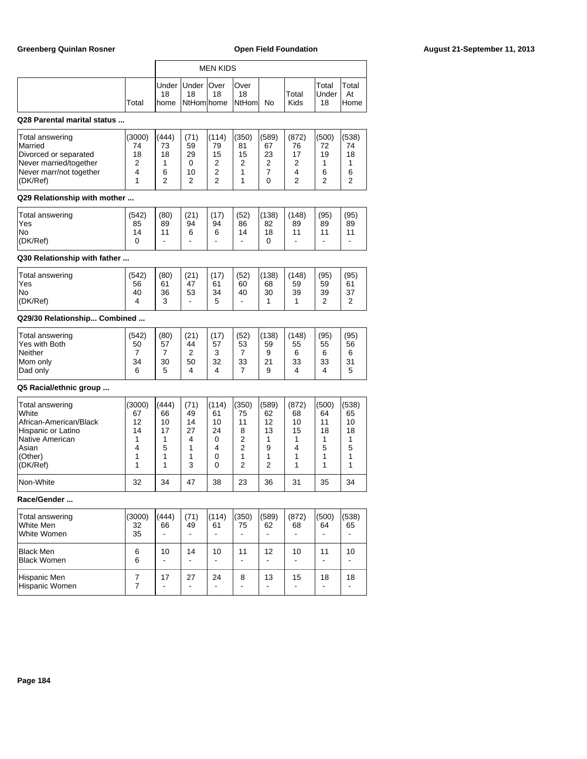| | Total | MEN KIDS Under 18 home | Under 18 NtHom | Over 18 home | Over 18 NtHom | No | Total Kids | Total Under 18 | Total At Home |
|---|---|---|---|---|---|---|---|---|---|

**Q28 Parental marital status ...**

| | Total | Under 18 home | Under 18 NtHom | Over 18 home | Over 18 NtHom | No | Total Kids | Total Under 18 | Total At Home |
|---|---|---|---|---|---|---|---|---|---|
| Total answering | (3000) | (444) | (71) | (114) | (350) | (589) | (872) | (500) | (538) |
| Married | 74 | 73 | 59 | 79 | 81 | 67 | 76 | 72 | 74 |
| Divorced or separated | 18 | 18 | 29 | 15 | 15 | 23 | 17 | 19 | 18 |
| Never married/together | 2 | 1 | 0 | 2 | 2 | 2 | 2 | 1 | 1 |
| Never marr/not together | 4 | 6 | 10 | 2 | 1 | 7 | 4 | 6 | 6 |
| (DK/Ref) | 1 | 2 | 2 | 2 | 1 | 0 | 2 | 2 | 2 |

**Q29 Relationship with mother ...**

| | Total | Under 18 home | Under 18 NtHom | Over 18 home | Over 18 NtHom | No | Total Kids | Total Under 18 | Total At Home |
|---|---|---|---|---|---|---|---|---|---|
| Total answering | (542) | (80) | (21) | (17) | (52) | (138) | (148) | (95) | (95) |
| Yes | 85 | 89 | 94 | 94 | 86 | 82 | 89 | 89 | 89 |
| No | 14 | 11 | 6 | 6 | 14 | 18 | 11 | 11 | 11 |
| (DK/Ref) | 0 | - | - | - | - | 0 | - | - | - |

**Q30 Relationship with father ...**

| | Total | Under 18 home | Under 18 NtHom | Over 18 home | Over 18 NtHom | No | Total Kids | Total Under 18 | Total At Home |
|---|---|---|---|---|---|---|---|---|---|
| Total answering | (542) | (80) | (21) | (17) | (52) | (138) | (148) | (95) | (95) |
| Yes | 56 | 61 | 47 | 61 | 60 | 68 | 59 | 59 | 61 |
| No | 40 | 36 | 53 | 34 | 40 | 30 | 39 | 39 | 37 |
| (DK/Ref) | 4 | 3 | - | 5 | - | 1 | 1 | 2 | 2 |

**Q29/30 Relationship... Combined ...**

| | Total | Under 18 home | Under 18 NtHom | Over 18 home | Over 18 NtHom | No | Total Kids | Total Under 18 | Total At Home |
|---|---|---|---|---|---|---|---|---|---|
| Total answering | (542) | (80) | (21) | (17) | (52) | (138) | (148) | (95) | (95) |
| Yes with Both | 50 | 57 | 44 | 57 | 53 | 59 | 55 | 55 | 56 |
| Neither | 7 | 7 | 2 | 3 | 7 | 9 | 6 | 6 | 6 |
| Mom only | 34 | 30 | 50 | 32 | 33 | 21 | 33 | 33 | 31 |
| Dad only | 6 | 5 | 4 | 4 | 7 | 9 | 4 | 4 | 5 |

**Q5 Racial/ethnic group ...**

| | Total | Under 18 home | Under 18 NtHom | Over 18 home | Over 18 NtHom | No | Total Kids | Total Under 18 | Total At Home |
|---|---|---|---|---|---|---|---|---|---|
| Total answering | (3000) | (444) | (71) | (114) | (350) | (589) | (872) | (500) | (538) |
| White | 67 | 66 | 49 | 61 | 75 | 62 | 68 | 64 | 65 |
| African-American/Black | 12 | 10 | 14 | 10 | 11 | 12 | 10 | 11 | 10 |
| Hispanic or Latino | 14 | 17 | 27 | 24 | 8 | 13 | 15 | 18 | 18 |
| Native American | 1 | 1 | 4 | 0 | 2 | 1 | 1 | 1 | 1 |
| Asian | 4 | 5 | 1 | 4 | 2 | 9 | 4 | 5 | 5 |
| (Other) | 1 | 1 | 1 | 0 | 1 | 1 | 1 | 1 | 1 |
| (DK/Ref) | 1 | 1 | 3 | 0 | 2 | 2 | 1 | 1 | 1 |
| Non-White | 32 | 34 | 47 | 38 | 23 | 36 | 31 | 35 | 34 |

**Race/Gender ...**

| | Total | Under 18 home | Under 18 NtHom | Over 18 home | Over 18 NtHom | No | Total Kids | Total Under 18 | Total At Home |
|---|---|---|---|---|---|---|---|---|---|
| Total answering | (3000) | (444) | (71) | (114) | (350) | (589) | (872) | (500) | (538) |
| White Men | 32 | 66 | 49 | 61 | 75 | 62 | 68 | 64 | 65 |
| White Women | 35 | - | - | - | - | - | - | - | - |
| Black Men | 6 | 10 | 14 | 10 | 11 | 12 | 10 | 11 | 10 |
| Black Women | 6 | - | - | - | - | - | - | - | - |
| Hispanic Men | 7 | 17 | 27 | 24 | 8 | 13 | 15 | 18 | 18 |
| Hispanic Women | 7 | - | - | - | - | - | - | - | - |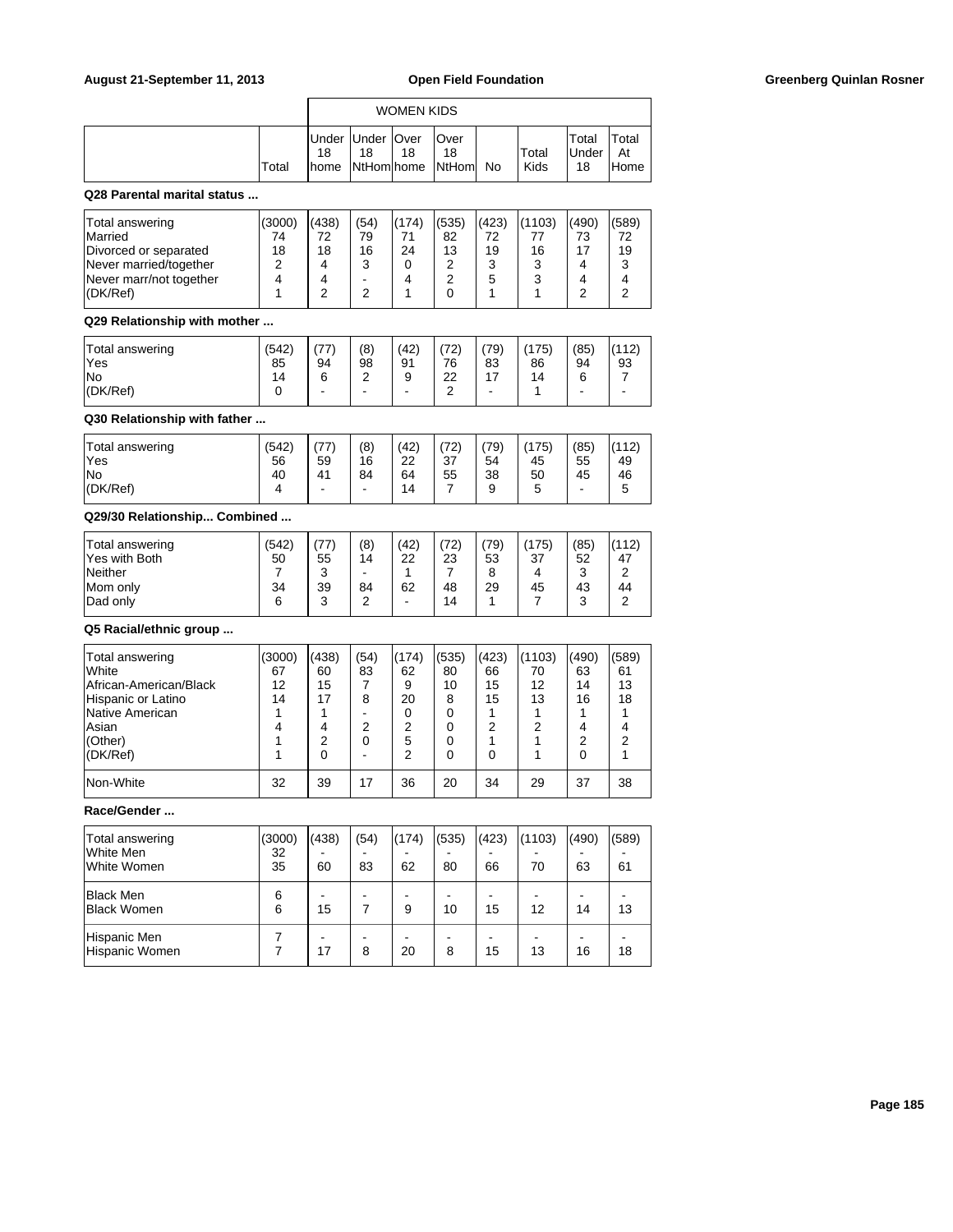| | | WOMEN KIDS | | | | | | | |
|---|---|---|---|---|---|---|---|---|---|
| | Total | Under 18 home | Under 18 NtHom | Over 18 home | Over 18 NtHom | No | Total Kids | Total Under 18 | Total At Home |

**Q28 Parental marital status ...**

| | Total | Under 18 home | Under 18 NtHom | Over 18 home | Over 18 NtHom | No | Total Kids | Total Under 18 | Total At Home |
|---|---|---|---|---|---|---|---|---|---|
| Total answering | (3000) | (438) | (54) | (174) | (535) | (423) | (1103) | (490) | (589) |
| Married | 74 | 72 | 79 | 71 | 82 | 72 | 77 | 73 | 72 |
| Divorced or separated | 18 | 18 | 16 | 24 | 13 | 19 | 16 | 17 | 19 |
| Never married/together | 2 | 4 | 3 | 0 | 2 | 3 | 3 | 4 | 3 |
| Never marr/not together | 4 | 4 | - | 4 | 2 | 5 | 3 | 4 | 4 |
| (DK/Ref) | 1 | 2 | 2 | 1 | 0 | 1 | 1 | 2 | 2 |

**Q29 Relationship with mother ...**

| | Total | Under 18 home | Under 18 NtHom | Over 18 home | Over 18 NtHom | No | Total Kids | Total Under 18 | Total At Home |
|---|---|---|---|---|---|---|---|---|---|
| Total answering | (542) | (77) | (8) | (42) | (72) | (79) | (175) | (85) | (112) |
| Yes | 85 | 94 | 98 | 91 | 76 | 83 | 86 | 94 | 93 |
| No | 14 | 6 | 2 | 9 | 22 | 17 | 14 | 6 | 7 |
| (DK/Ref) | 0 | - | - | - | 2 | - | 1 | - | - |

**Q30 Relationship with father ...**

| | Total | Under 18 home | Under 18 NtHom | Over 18 home | Over 18 NtHom | No | Total Kids | Total Under 18 | Total At Home |
|---|---|---|---|---|---|---|---|---|---|
| Total answering | (542) | (77) | (8) | (42) | (72) | (79) | (175) | (85) | (112) |
| Yes | 56 | 59 | 16 | 22 | 37 | 54 | 45 | 55 | 49 |
| No | 40 | 41 | 84 | 64 | 55 | 38 | 50 | 45 | 46 |
| (DK/Ref) | 4 | - | - | 14 | 7 | 9 | 5 | - | 5 |

**Q29/30 Relationship... Combined ...**

| | Total | Under 18 home | Under 18 NtHom | Over 18 home | Over 18 NtHom | No | Total Kids | Total Under 18 | Total At Home |
|---|---|---|---|---|---|---|---|---|---|
| Total answering | (542) | (77) | (8) | (42) | (72) | (79) | (175) | (85) | (112) |
| Yes with Both | 50 | 55 | 14 | 22 | 23 | 53 | 37 | 52 | 47 |
| Neither | 7 | 3 | - | 1 | 7 | 8 | 4 | 3 | 2 |
| Mom only | 34 | 39 | 84 | 62 | 48 | 29 | 45 | 43 | 44 |
| Dad only | 6 | 3 | 2 | - | 14 | 1 | 7 | 3 | 2 |

**Q5 Racial/ethnic group ...**

| | Total | Under 18 home | Under 18 NtHom | Over 18 home | Over 18 NtHom | No | Total Kids | Total Under 18 | Total At Home |
|---|---|---|---|---|---|---|---|---|---|
| Total answering | (3000) | (438) | (54) | (174) | (535) | (423) | (1103) | (490) | (589) |
| White | 67 | 60 | 83 | 62 | 80 | 66 | 70 | 63 | 61 |
| African-American/Black | 12 | 15 | 7 | 9 | 10 | 15 | 12 | 14 | 13 |
| Hispanic or Latino | 14 | 17 | 8 | 20 | 8 | 15 | 13 | 16 | 18 |
| Native American | 1 | 1 | - | 0 | 0 | 1 | 1 | 1 | 1 |
| Asian | 4 | 4 | 2 | 2 | 0 | 2 | 2 | 4 | 4 |
| (Other) | 1 | 2 | 0 | 5 | 0 | 1 | 1 | 2 | 2 |
| (DK/Ref) | 1 | 0 | - | 2 | 0 | 0 | 1 | 0 | 1 |
| Non-White | 32 | 39 | 17 | 36 | 20 | 34 | 29 | 37 | 38 |

**Race/Gender ...**

| | Total | Under 18 home | Under 18 NtHom | Over 18 home | Over 18 NtHom | No | Total Kids | Total Under 18 | Total At Home |
|---|---|---|---|---|---|---|---|---|---|
| Total answering | (3000) | (438) | (54) | (174) | (535) | (423) | (1103) | (490) | (589) |
| White Men | 32 | - | - | - | - | - | - | - | - |
| White Women | 35 | 60 | 83 | 62 | 80 | 66 | 70 | 63 | 61 |
| Black Men | 6 | - | - | - | - | - | - | - | - |
| Black Women | 6 | 15 | 7 | 9 | 10 | 15 | 12 | 14 | 13 |
| Hispanic Men | 7 | - | - | - | - | - | - | - | - |
| Hispanic Women | 7 | 17 | 8 | 20 | 8 | 15 | 13 | 16 | 18 |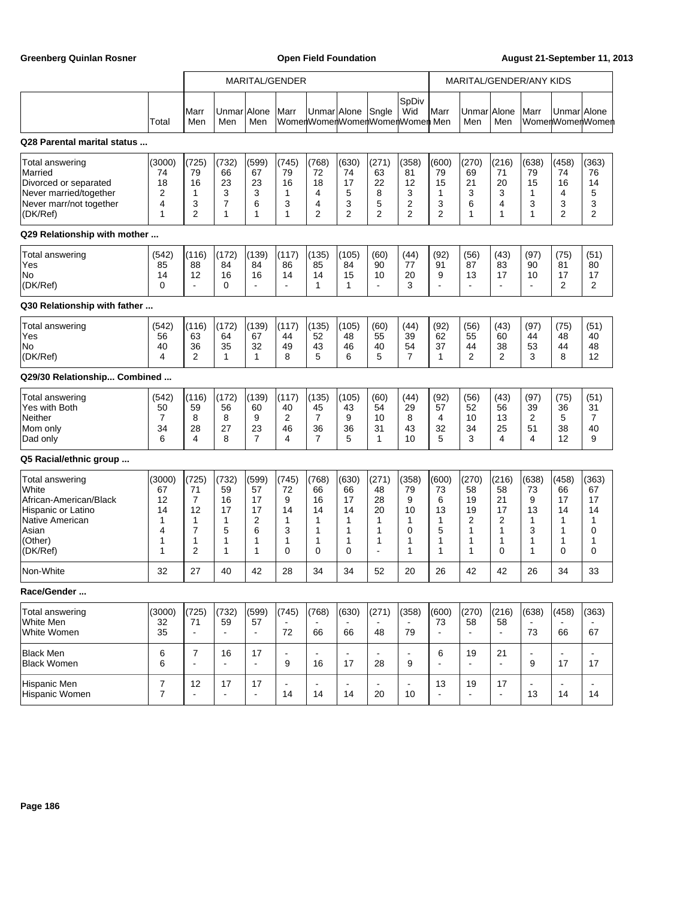| | Total | MARITAL/GENDER | | | | | | | | MARITAL/GENDER/ANY KIDS | | | | | |
|---|---|---|---|---|---|---|---|---|---|---|---|---|---|---|---|
| | | Marr Men | Unmar Men | Alone Men | Marr Women | Unmar Women | Alone Women | Sngle Women | SpDiv Wid Women | Marr Men | Unmar Men | Alone Men | Marr Women | Unmar Women | Alone Women |
| **Q28 Parental marital status ...** | | | | | | | | | | | | | | | |
| Total answering | (3000) | (725) | (732) | (599) | (745) | (768) | (630) | (271) | (358) | (600) | (270) | (216) | (638) | (458) | (363) |
| Married | 74 | 79 | 66 | 67 | 79 | 72 | 74 | 63 | 81 | 79 | 69 | 71 | 79 | 74 | 76 |
| Divorced or separated | 18 | 16 | 23 | 23 | 16 | 18 | 17 | 22 | 12 | 15 | 21 | 20 | 15 | 16 | 14 |
| Never married/together | 2 | 1 | 3 | 3 | 1 | 4 | 5 | 8 | 3 | 1 | 3 | 3 | 1 | 4 | 5 |
| Never marr/not together | 4 | 3 | 7 | 6 | 3 | 4 | 3 | 5 | 2 | 3 | 6 | 4 | 3 | 3 | 3 |
| (DK/Ref) | 1 | 2 | 1 | 1 | 1 | 2 | 2 | 2 | 2 | 2 | 1 | 1 | 1 | 2 | 2 |
| **Q29 Relationship with mother ...** | | | | | | | | | | | | | | | |
| Total answering | (542) | (116) | (172) | (139) | (117) | (135) | (105) | (60) | (44) | (92) | (56) | (43) | (97) | (75) | (51) |
| Yes | 85 | 88 | 84 | 84 | 86 | 85 | 84 | 90 | 77 | 91 | 87 | 83 | 90 | 81 | 80 |
| No | 14 | 12 | 16 | 16 | 14 | 14 | 15 | 10 | 20 | 9 | 13 | 17 | 10 | 17 | 17 |
| (DK/Ref) | 0 | - | 0 | - | - | 1 | 1 | - | 3 | - | - | - | - | 2 | 2 |
| **Q30 Relationship with father ...** | | | | | | | | | | | | | | | |
| Total answering | (542) | (116) | (172) | (139) | (117) | (135) | (105) | (60) | (44) | (92) | (56) | (43) | (97) | (75) | (51) |
| Yes | 56 | 63 | 64 | 67 | 44 | 52 | 48 | 55 | 39 | 62 | 55 | 60 | 44 | 48 | 40 |
| No | 40 | 36 | 35 | 32 | 49 | 43 | 46 | 40 | 54 | 37 | 44 | 38 | 53 | 44 | 48 |
| (DK/Ref) | 4 | 2 | 1 | 1 | 8 | 5 | 6 | 5 | 7 | 1 | 2 | 2 | 3 | 8 | 12 |
| **Q29/30 Relationship... Combined ...** | | | | | | | | | | | | | | | |
| Total answering | (542) | (116) | (172) | (139) | (117) | (135) | (105) | (60) | (44) | (92) | (56) | (43) | (97) | (75) | (51) |
| Yes with Both | 50 | 59 | 56 | 60 | 40 | 45 | 43 | 54 | 29 | 57 | 52 | 56 | 39 | 36 | 31 |
| Neither | 7 | 8 | 8 | 9 | 2 | 7 | 9 | 10 | 8 | 4 | 10 | 13 | 2 | 5 | 7 |
| Mom only | 34 | 28 | 27 | 23 | 46 | 36 | 36 | 31 | 43 | 32 | 34 | 25 | 51 | 38 | 40 |
| Dad only | 6 | 4 | 8 | 7 | 4 | 7 | 5 | 1 | 10 | 5 | 3 | 4 | 4 | 12 | 9 |
| **Q5 Racial/ethnic group ...** | | | | | | | | | | | | | | | |
| Total answering | (3000) | (725) | (732) | (599) | (745) | (768) | (630) | (271) | (358) | (600) | (270) | (216) | (638) | (458) | (363) |
| White | 67 | 71 | 59 | 57 | 72 | 66 | 66 | 48 | 79 | 73 | 58 | 58 | 73 | 66 | 67 |
| African-American/Black | 12 | 7 | 16 | 17 | 9 | 16 | 17 | 28 | 9 | 6 | 19 | 21 | 9 | 17 | 17 |
| Hispanic or Latino | 14 | 12 | 17 | 17 | 14 | 14 | 14 | 20 | 10 | 13 | 19 | 17 | 13 | 14 | 14 |
| Native American | 1 | 1 | 1 | 2 | 1 | 1 | 1 | 1 | 1 | 1 | 2 | 2 | 1 | 1 | 1 |
| Asian | 4 | 7 | 5 | 6 | 3 | 1 | 1 | 1 | 0 | 5 | 1 | 1 | 3 | 1 | 0 |
| (Other) | 1 | 1 | 1 | 1 | 1 | 1 | 1 | 1 | 1 | 1 | 1 | 1 | 1 | 1 | 1 |
| (DK/Ref) | 1 | 2 | 1 | 1 | 0 | 0 | 0 | - | 1 | 1 | 1 | 0 | 1 | 0 | 0 |
| Non-White | 32 | 27 | 40 | 42 | 28 | 34 | 34 | 52 | 20 | 26 | 42 | 42 | 26 | 34 | 33 |
| **Race/Gender ...** | | | | | | | | | | | | | | | |
| Total answering | (3000) | (725) | (732) | (599) | (745) | (768) | (630) | (271) | (358) | (600) | (270) | (216) | (638) | (458) | (363) |
| White Men | 32 | 71 | 59 | 57 | - | - | - | - | - | 73 | 58 | 58 | - | - | - |
| White Women | 35 | - | - | - | 72 | 66 | 66 | 48 | 79 | - | - | - | 73 | 66 | 67 |
| Black Men | 6 | 7 | 16 | 17 | - | - | - | - | - | 6 | 19 | 21 | - | - | - |
| Black Women | 6 | - | - | - | 9 | 16 | 17 | 28 | 9 | - | - | - | 9 | 17 | 17 |
| Hispanic Men | 7 | 12 | 17 | 17 | - | - | - | - | - | 13 | 19 | 17 | - | - | - |
| Hispanic Women | 7 | - | - | - | 14 | 14 | 14 | 20 | 10 | - | - | - | 13 | 14 | 14 |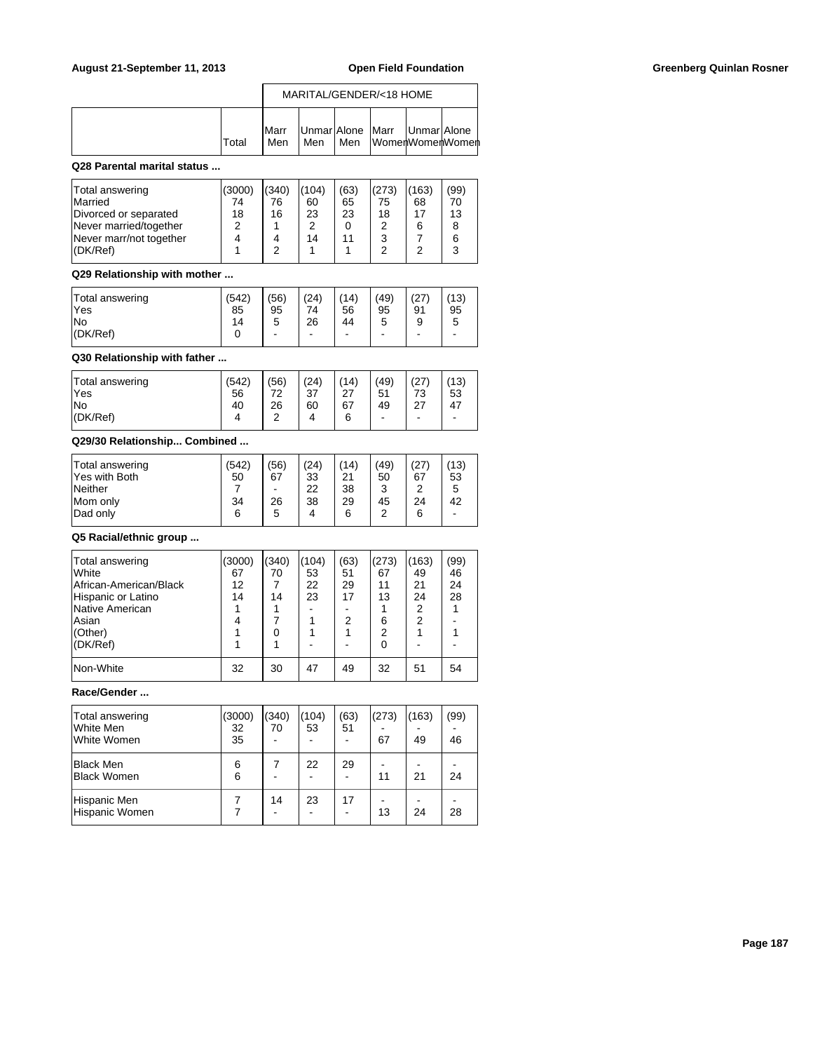| | Total | MARITAL/GENDER/<18 HOME Marr Men | Unmar Men | Alone Men | Marr Women | Unmar Women | Alone Women |
|---|---|---|---|---|---|---|---|

**Q28 Parental marital status ...**

| | Total | Marr Men | Unmar Men | Alone Men | Marr Women | Unmar Women | Alone Women |
|---|---|---|---|---|---|---|---|
| Total answering | (3000) | (340) | (104) | (63) | (273) | (163) | (99) |
| Married | 74 | 76 | 60 | 65 | 75 | 68 | 70 |
| Divorced or separated | 18 | 16 | 23 | 23 | 18 | 17 | 13 |
| Never married/together | 2 | 1 | 2 | 0 | 2 | 6 | 8 |
| Never marr/not together | 4 | 4 | 14 | 11 | 3 | 7 | 6 |
| (DK/Ref) | 1 | 2 | 1 | 1 | 2 | 2 | 3 |

**Q29 Relationship with mother ...**

| | Total | Marr Men | Unmar Men | Alone Men | Marr Women | Unmar Women | Alone Women |
|---|---|---|---|---|---|---|---|
| Total answering | (542) | (56) | (24) | (14) | (49) | (27) | (13) |
| Yes | 85 | 95 | 74 | 56 | 95 | 91 | 95 |
| No | 14 | 5 | 26 | 44 | 5 | 9 | 5 |
| (DK/Ref) | 0 | - | - | - | - | - | - |

**Q30 Relationship with father ...**

| | Total | Marr Men | Unmar Men | Alone Men | Marr Women | Unmar Women | Alone Women |
|---|---|---|---|---|---|---|---|
| Total answering | (542) | (56) | (24) | (14) | (49) | (27) | (13) |
| Yes | 56 | 72 | 37 | 27 | 51 | 73 | 53 |
| No | 40 | 26 | 60 | 67 | 49 | 27 | 47 |
| (DK/Ref) | 4 | 2 | 4 | 6 | - | - | - |

**Q29/30 Relationship... Combined ...**

| | Total | Marr Men | Unmar Men | Alone Men | Marr Women | Unmar Women | Alone Women |
|---|---|---|---|---|---|---|---|
| Total answering | (542) | (56) | (24) | (14) | (49) | (27) | (13) |
| Yes with Both | 50 | 67 | 33 | 21 | 50 | 67 | 53 |
| Neither | 7 | - | 22 | 38 | 3 | 2 | 5 |
| Mom only | 34 | 26 | 38 | 29 | 45 | 24 | 42 |
| Dad only | 6 | 5 | 4 | 6 | 2 | 6 | - |

**Q5 Racial/ethnic group ...**

| | Total | Marr Men | Unmar Men | Alone Men | Marr Women | Unmar Women | Alone Women |
|---|---|---|---|---|---|---|---|
| Total answering | (3000) | (340) | (104) | (63) | (273) | (163) | (99) |
| White | 67 | 70 | 53 | 51 | 67 | 49 | 46 |
| African-American/Black | 12 | 7 | 22 | 29 | 11 | 21 | 24 |
| Hispanic or Latino | 14 | 14 | 23 | 17 | 13 | 24 | 28 |
| Native American | 1 | 1 | - | - | 1 | 2 | 1 |
| Asian | 4 | 7 | 1 | 2 | 6 | 2 | - |
| (Other) | 1 | 0 | 1 | 1 | 2 | 1 | 1 |
| (DK/Ref) | 1 | 1 | - | - | 0 | - | - |
| Non-White | 32 | 30 | 47 | 49 | 32 | 51 | 54 |

**Race/Gender ...**

| | Total | Marr Men | Unmar Men | Alone Men | Marr Women | Unmar Women | Alone Women |
|---|---|---|---|---|---|---|---|
| Total answering | (3000) | (340) | (104) | (63) | (273) | (163) | (99) |
| White Men | 32 | 70 | 53 | 51 | - | - | - |
| White Women | 35 | - | - | - | 67 | 49 | 46 |
| Black Men | 6 | 7 | 22 | 29 | - | - | - |
| Black Women | 6 | - | - | - | 11 | 21 | 24 |
| Hispanic Men | 7 | 14 | 23 | 17 | - | - | - |
| Hispanic Women | 7 | - | - | - | 13 | 24 | 28 |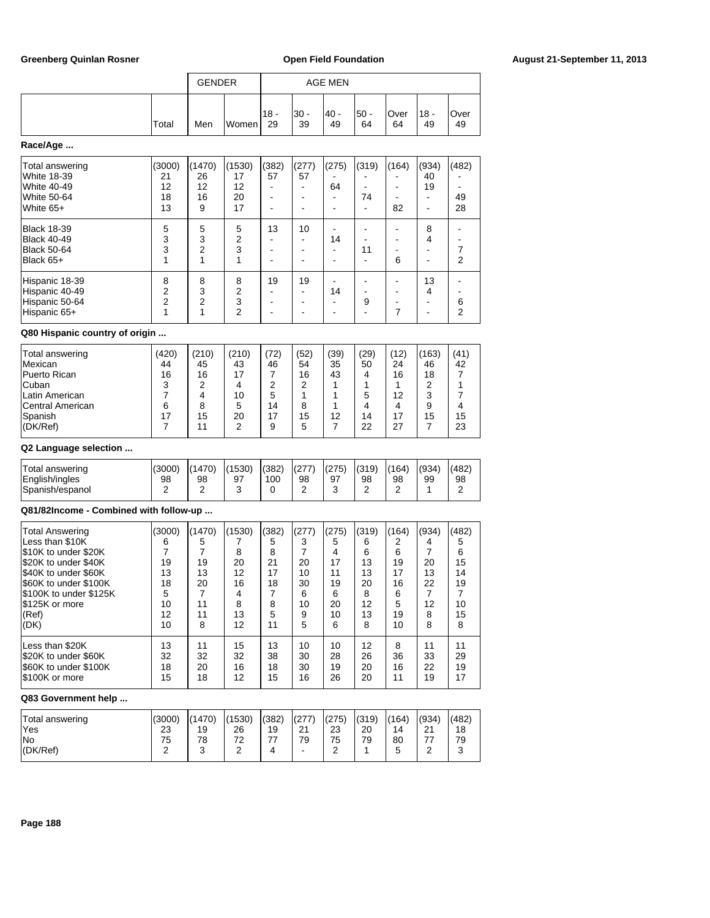| | | GENDER | | AGE MEN | | | | | | |
|---|---|---|---|---|---|---|---|---|---|---|
| | Total | Men | Women | 18 - 29 | 30 - 39 | 40 - 49 | 50 - 64 | Over 64 | 18 - 49 | Over 49 |

**Race/Age ...**

| | Total | Men | Women | 18 - 29 | 30 - 39 | 40 - 49 | 50 - 64 | Over 64 | 18 - 49 | Over 49 |
|---|---|---|---|---|---|---|---|---|---|---|
| Total answering | (3000) | (1470) | (1530) | (382) | (277) | (275) | (319) | (164) | (934) | (482) |
| White 18-39 | 21 | 26 | 17 | 57 | 57 | - | - | - | 40 | - |
| White 40-49 | 12 | 12 | 12 | - | - | 64 | - | - | 19 | - |
| White 50-64 | 18 | 16 | 20 | - | - | - | 74 | - | - | 49 |
| White 65+ | 13 | 9 | 17 | - | - | - | - | 82 | - | 28 |
| Black 18-39 | 5 | 5 | 5 | 13 | 10 | - | - | - | 8 | - |
| Black 40-49 | 3 | 3 | 2 | - | - | 14 | - | - | 4 | - |
| Black 50-64 | 3 | 2 | 3 | - | - | - | 11 | - | - | 7 |
| Black 65+ | 1 | 1 | 1 | - | - | - | - | 6 | - | 2 |
| Hispanic 18-39 | 8 | 8 | 8 | 19 | 19 | - | - | - | 13 | - |
| Hispanic 40-49 | 2 | 3 | 2 | - | - | 14 | - | - | 4 | - |
| Hispanic 50-64 | 2 | 2 | 3 | - | - | - | 9 | - | - | 6 |
| Hispanic 65+ | 1 | 1 | 2 | - | - | - | - | 7 | - | 2 |

**Q80 Hispanic country of origin ...**

| | Total | Men | Women | 18 - 29 | 30 - 39 | 40 - 49 | 50 - 64 | Over 64 | 18 - 49 | Over 49 |
|---|---|---|---|---|---|---|---|---|---|---|
| Total answering | (420) | (210) | (210) | (72) | (52) | (39) | (29) | (12) | (163) | (41) |
| Mexican | 44 | 45 | 43 | 46 | 54 | 35 | 50 | 24 | 46 | 42 |
| Puerto Rican | 16 | 16 | 17 | 7 | 16 | 43 | 4 | 16 | 18 | 7 |
| Cuban | 3 | 2 | 4 | 2 | 2 | 1 | 1 | 1 | 2 | 1 |
| Latin American | 7 | 4 | 10 | 5 | 1 | 1 | 5 | 12 | 3 | 7 |
| Central American | 6 | 8 | 5 | 14 | 8 | 1 | 4 | 4 | 9 | 4 |
| Spanish | 17 | 15 | 20 | 17 | 15 | 12 | 14 | 17 | 15 | 15 |
| (DK/Ref) | 7 | 11 | 2 | 9 | 5 | 7 | 22 | 27 | 7 | 23 |

**Q2 Language selection ...**

| | Total | Men | Women | 18 - 29 | 30 - 39 | 40 - 49 | 50 - 64 | Over 64 | 18 - 49 | Over 49 |
|---|---|---|---|---|---|---|---|---|---|---|
| Total answering | (3000) | (1470) | (1530) | (382) | (277) | (275) | (319) | (164) | (934) | (482) |
| English/ingles | 98 | 98 | 97 | 100 | 98 | 97 | 98 | 98 | 99 | 98 |
| Spanish/espanol | 2 | 2 | 3 | 0 | 2 | 3 | 2 | 2 | 1 | 2 |

**Q81/82Income - Combined with follow-up ...**

| | Total | Men | Women | 18 - 29 | 30 - 39 | 40 - 49 | 50 - 64 | Over 64 | 18 - 49 | Over 49 |
|---|---|---|---|---|---|---|---|---|---|---|
| Total Answering | (3000) | (1470) | (1530) | (382) | (277) | (275) | (319) | (164) | (934) | (482) |
| Less than $10K | 6 | 5 | 7 | 5 | 3 | 5 | 6 | 2 | 4 | 5 |
| $10K to under $20K | 7 | 7 | 8 | 8 | 7 | 4 | 6 | 6 | 7 | 6 |
| $20K to under $40K | 19 | 19 | 20 | 21 | 20 | 17 | 13 | 19 | 20 | 15 |
| $40K to under $60K | 13 | 13 | 12 | 17 | 10 | 11 | 13 | 17 | 13 | 14 |
| $60K to under $100K | 18 | 20 | 16 | 18 | 30 | 19 | 20 | 16 | 22 | 19 |
| $100K to under $125K | 5 | 7 | 4 | 7 | 6 | 6 | 8 | 6 | 7 | 7 |
| $125K or more | 10 | 11 | 8 | 8 | 10 | 20 | 12 | 5 | 12 | 10 |
| (Ref) | 12 | 11 | 13 | 5 | 9 | 10 | 13 | 19 | 8 | 15 |
| (DK) | 10 | 8 | 12 | 11 | 5 | 6 | 8 | 10 | 8 | 8 |
| Less than $20K | 13 | 11 | 15 | 13 | 10 | 10 | 12 | 8 | 11 | 11 |
| $20K to under $60K | 32 | 32 | 32 | 38 | 30 | 28 | 26 | 36 | 33 | 29 |
| $60K to under $100K | 18 | 20 | 16 | 18 | 30 | 19 | 20 | 16 | 22 | 19 |
| $100K or more | 15 | 18 | 12 | 15 | 16 | 26 | 20 | 11 | 19 | 17 |

**Q83 Government help ...**

| | Total | Men | Women | 18 - 29 | 30 - 39 | 40 - 49 | 50 - 64 | Over 64 | 18 - 49 | Over 49 |
|---|---|---|---|---|---|---|---|---|---|---|
| Total answering | (3000) | (1470) | (1530) | (382) | (277) | (275) | (319) | (164) | (934) | (482) |
| Yes | 23 | 19 | 26 | 19 | 21 | 23 | 20 | 14 | 21 | 18 |
| No | 75 | 78 | 72 | 77 | 79 | 75 | 79 | 80 | 77 | 79 |
| (DK/Ref) | 2 | 3 | 2 | 4 | - | 2 | 1 | 5 | 2 | 3 |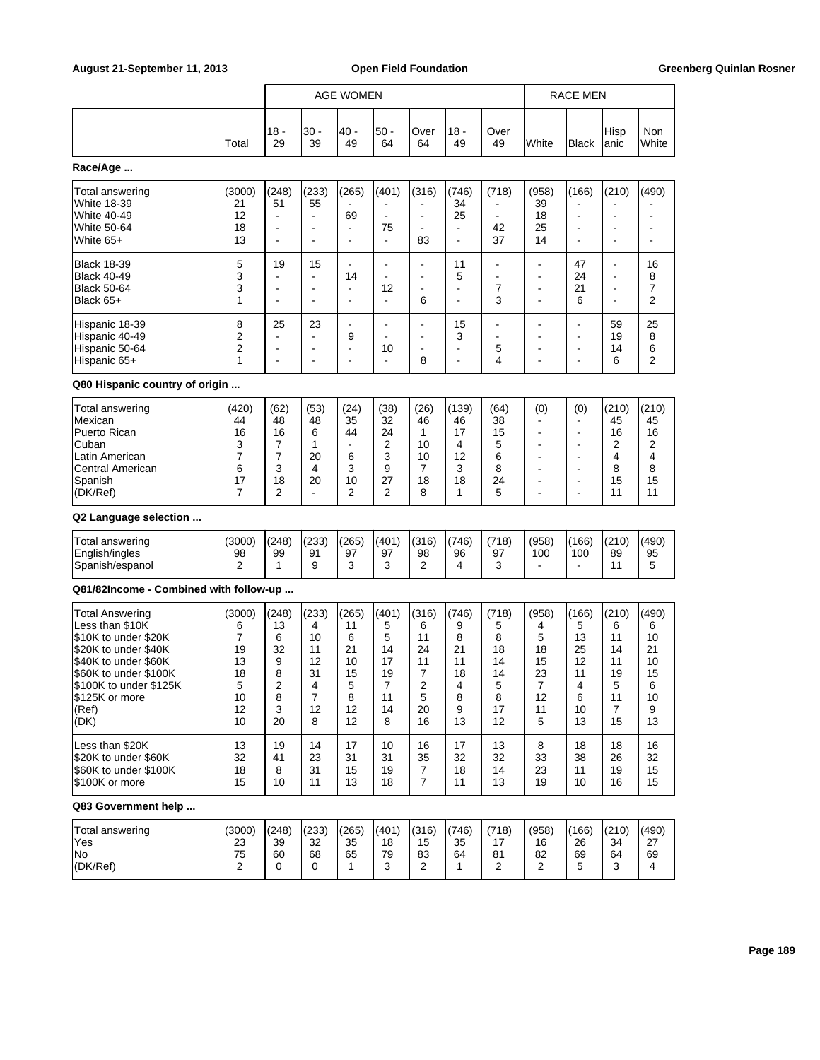| | Total | AGE WOMEN 18 - 29 | 30 - 39 | 40 - 49 | 50 - 64 | Over 64 | 18 - 49 | Over 49 | RACE MEN White | Black | Hispanic | Non White |
|---|---|---|---|---|---|---|---|---|---|---|---|---|

**Race/Age ...**

| | Total | 18 - 29 | 30 - 39 | 40 - 49 | 50 - 64 | Over 64 | 18 - 49 | Over 49 | White | Black | Hispanic | Non White |
|---|---|---|---|---|---|---|---|---|---|---|---|---|
| Total answering | (3000) | (248) | (233) | (265) | (401) | (316) | (746) | (718) | (958) | (166) | (210) | (490) |
| White 18-39 | 21 | 51 | 55 | - | - | - | 34 | - | 39 | - | - | - |
| White 40-49 | 12 | - | - | 69 | - | - | 25 | - | 18 | - | - | - |
| White 50-64 | 18 | - | - | - | 75 | - | - | 42 | 25 | - | - | - |
| White 65+ | 13 | - | - | - | - | 83 | - | 37 | 14 | - | - | - |
| Black 18-39 | 5 | 19 | 15 | - | - | - | 11 | - | - | 47 | - | 16 |
| Black 40-49 | 3 | - | - | 14 | - | - | 5 | - | - | 24 | - | 8 |
| Black 50-64 | 3 | - | - | - | 12 | - | - | 7 | - | 21 | - | 7 |
| Black 65+ | 1 | - | - | - | - | 6 | - | 3 | - | 6 | - | 2 |
| Hispanic 18-39 | 8 | 25 | 23 | - | - | - | 15 | - | - | - | 59 | 25 |
| Hispanic 40-49 | 2 | - | - | 9 | - | - | 3 | - | - | - | 19 | 8 |
| Hispanic 50-64 | 2 | - | - | - | 10 | - | - | 5 | - | - | 14 | 6 |
| Hispanic 65+ | 1 | - | - | - | - | 8 | - | 4 | - | - | 6 | 2 |

**Q80 Hispanic country of origin ...**

| | Total | 18 - 29 | 30 - 39 | 40 - 49 | 50 - 64 | Over 64 | 18 - 49 | Over 49 | White | Black | Hispanic | Non White |
|---|---|---|---|---|---|---|---|---|---|---|---|---|
| Total answering | (420) | (62) | (53) | (24) | (38) | (26) | (139) | (64) | (0) | (0) | (210) | (210) |
| Mexican | 44 | 48 | 48 | 35 | 32 | 46 | 46 | 38 | - | - | 45 | 45 |
| Puerto Rican | 16 | 16 | 6 | 44 | 24 | 1 | 17 | 15 | - | - | 16 | 16 |
| Cuban | 3 | 7 | 1 | - | 2 | 10 | 4 | 5 | - | - | 2 | 2 |
| Latin American | 7 | 7 | 20 | 6 | 3 | 10 | 12 | 6 | - | - | 4 | 4 |
| Central American | 6 | 3 | 4 | 3 | 9 | 7 | 3 | 8 | - | - | 8 | 8 |
| Spanish | 17 | 18 | 20 | 10 | 27 | 18 | 18 | 24 | - | - | 15 | 15 |
| (DK/Ref) | 7 | 2 | - | 2 | 2 | 8 | 1 | 5 | - | - | 11 | 11 |

**Q2 Language selection ...**

| | Total | 18 - 29 | 30 - 39 | 40 - 49 | 50 - 64 | Over 64 | 18 - 49 | Over 49 | White | Black | Hispanic | Non White |
|---|---|---|---|---|---|---|---|---|---|---|---|---|
| Total answering | (3000) | (248) | (233) | (265) | (401) | (316) | (746) | (718) | (958) | (166) | (210) | (490) |
| English/ingles | 98 | 99 | 91 | 97 | 97 | 98 | 96 | 97 | 100 | 100 | 89 | 95 |
| Spanish/espanol | 2 | 1 | 9 | 3 | 3 | 2 | 4 | 3 | - | - | 11 | 5 |

**Q81/82Income - Combined with follow-up ...**

| | Total | 18 - 29 | 30 - 39 | 40 - 49 | 50 - 64 | Over 64 | 18 - 49 | Over 49 | White | Black | Hispanic | Non White |
|---|---|---|---|---|---|---|---|---|---|---|---|---|
| Total Answering | (3000) | (248) | (233) | (265) | (401) | (316) | (746) | (718) | (958) | (166) | (210) | (490) |
| Less than $10K | 6 | 13 | 4 | 11 | 5 | 6 | 9 | 5 | 4 | 5 | 6 | 6 |
| $10K to under $20K | 7 | 6 | 10 | 6 | 5 | 11 | 8 | 8 | 5 | 13 | 11 | 10 |
| $20K to under $40K | 19 | 32 | 11 | 21 | 14 | 24 | 21 | 18 | 18 | 25 | 14 | 21 |
| $40K to under $60K | 13 | 9 | 12 | 10 | 17 | 11 | 11 | 14 | 15 | 12 | 11 | 10 |
| $60K to under $100K | 18 | 8 | 31 | 15 | 19 | 7 | 18 | 14 | 23 | 11 | 19 | 15 |
| $100K to under $125K | 5 | 2 | 4 | 5 | 7 | 2 | 4 | 5 | 7 | 4 | 5 | 6 |
| $125K or more | 10 | 8 | 7 | 8 | 11 | 5 | 8 | 8 | 12 | 6 | 11 | 10 |
| (Ref) | 12 | 3 | 12 | 12 | 14 | 20 | 9 | 17 | 11 | 10 | 7 | 9 |
| (DK) | 10 | 20 | 8 | 12 | 8 | 16 | 13 | 12 | 5 | 13 | 15 | 13 |
| Less than $20K | 13 | 19 | 14 | 17 | 10 | 16 | 17 | 13 | 8 | 18 | 18 | 16 |
| $20K to under $60K | 32 | 41 | 23 | 31 | 31 | 35 | 32 | 32 | 33 | 38 | 26 | 32 |
| $60K to under $100K | 18 | 8 | 31 | 15 | 19 | 7 | 18 | 14 | 23 | 11 | 19 | 15 |
| $100K or more | 15 | 10 | 11 | 13 | 18 | 7 | 11 | 13 | 19 | 10 | 16 | 15 |

**Q83 Government help ...**

| | Total | 18 - 29 | 30 - 39 | 40 - 49 | 50 - 64 | Over 64 | 18 - 49 | Over 49 | White | Black | Hispanic | Non White |
|---|---|---|---|---|---|---|---|---|---|---|---|---|
| Total answering | (3000) | (248) | (233) | (265) | (401) | (316) | (746) | (718) | (958) | (166) | (210) | (490) |
| Yes | 23 | 39 | 32 | 35 | 18 | 15 | 35 | 17 | 16 | 26 | 34 | 27 |
| No | 75 | 60 | 68 | 65 | 79 | 83 | 64 | 81 | 82 | 69 | 64 | 69 |
| (DK/Ref) | 2 | 0 | 0 | 1 | 3 | 2 | 1 | 2 | 2 | 5 | 3 | 4 |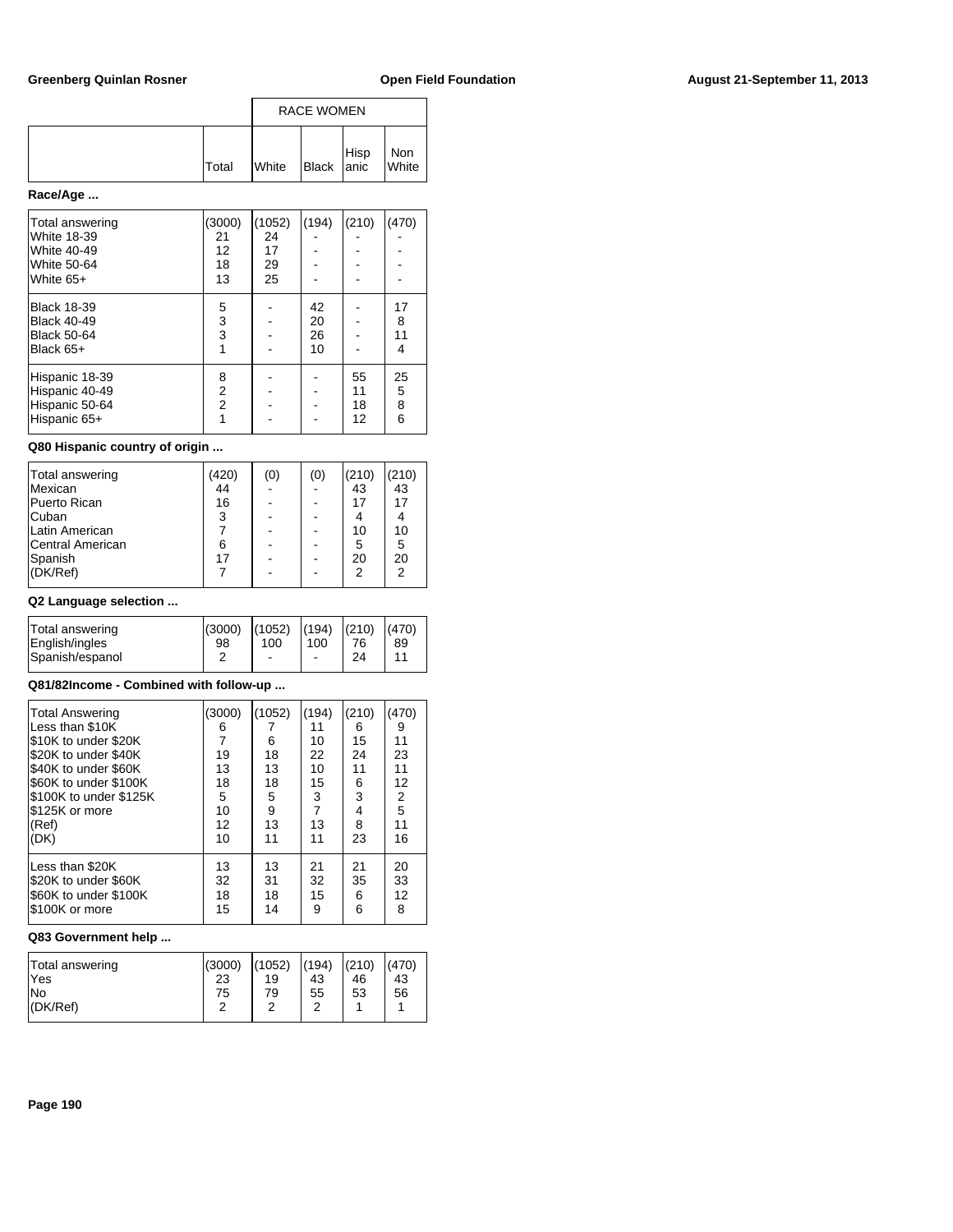| | Total | RACE WOMEN | | | |
|---|---|---|---|---|---|
| | | White | Black | Hispanic | Non White |

**Race/Age ...**

| | Total | White | Black | Hispanic | Non White |
|---|---|---|---|---|---|
| Total answering | (3000) | (1052) | (194) | (210) | (470) |
| White 18-39 | 21 | 24 | - | - | - |
| White 40-49 | 12 | 17 | - | - | - |
| White 50-64 | 18 | 29 | - | - | - |
| White 65+ | 13 | 25 | - | - | - |
| Black 18-39 | 5 | - | 42 | - | 17 |
| Black 40-49 | 3 | - | 20 | - | 8 |
| Black 50-64 | 3 | - | 26 | - | 11 |
| Black 65+ | 1 | - | 10 | - | 4 |
| Hispanic 18-39 | 8 | - | - | 55 | 25 |
| Hispanic 40-49 | 2 | - | - | 11 | 5 |
| Hispanic 50-64 | 2 | - | - | 18 | 8 |
| Hispanic 65+ | 1 | - | - | 12 | 6 |

**Q80 Hispanic country of origin ...**

| | Total | White | Black | Hispanic | Non White |
|---|---|---|---|---|---|
| Total answering | (420) | (0) | (0) | (210) | (210) |
| Mexican | 44 | - | - | 43 | 43 |
| Puerto Rican | 16 | - | - | 17 | 17 |
| Cuban | 3 | - | - | 4 | 4 |
| Latin American | 7 | - | - | 10 | 10 |
| Central American | 6 | - | - | 5 | 5 |
| Spanish | 17 | - | - | 20 | 20 |
| (DK/Ref) | 7 | - | - | 2 | 2 |

**Q2 Language selection ...**

| | Total | White | Black | Hispanic | Non White |
|---|---|---|---|---|---|
| Total answering | (3000) | (1052) | (194) | (210) | (470) |
| English/ingles | 98 | 100 | 100 | 76 | 89 |
| Spanish/espanol | 2 | - | - | 24 | 11 |

**Q81/82Income - Combined with follow-up ...**

| | Total | White | Black | Hispanic | Non White |
|---|---|---|---|---|---|
| Total Answering | (3000) | (1052) | (194) | (210) | (470) |
| Less than $10K | 6 | 7 | 11 | 6 | 9 |
| $10K to under $20K | 7 | 6 | 10 | 15 | 11 |
| $20K to under $40K | 19 | 18 | 22 | 24 | 23 |
| $40K to under $60K | 13 | 13 | 10 | 11 | 11 |
| $60K to under $100K | 18 | 18 | 15 | 6 | 12 |
| $100K to under $125K | 5 | 5 | 3 | 3 | 2 |
| $125K or more | 10 | 9 | 7 | 4 | 5 |
| (Ref) | 12 | 13 | 13 | 8 | 11 |
| (DK) | 10 | 11 | 11 | 23 | 16 |
| Less than $20K | 13 | 13 | 21 | 21 | 20 |
| $20K to under $60K | 32 | 31 | 32 | 35 | 33 |
| $60K to under $100K | 18 | 18 | 15 | 6 | 12 |
| $100K or more | 15 | 14 | 9 | 6 | 8 |

**Q83 Government help ...**

| | Total | White | Black | Hispanic | Non White |
|---|---|---|---|---|---|
| Total answering | (3000) | (1052) | (194) | (210) | (470) |
| Yes | 23 | 19 | 43 | 46 | 43 |
| No | 75 | 79 | 55 | 53 | 56 |
| (DK/Ref) | 2 | 2 | 2 | 1 | 1 |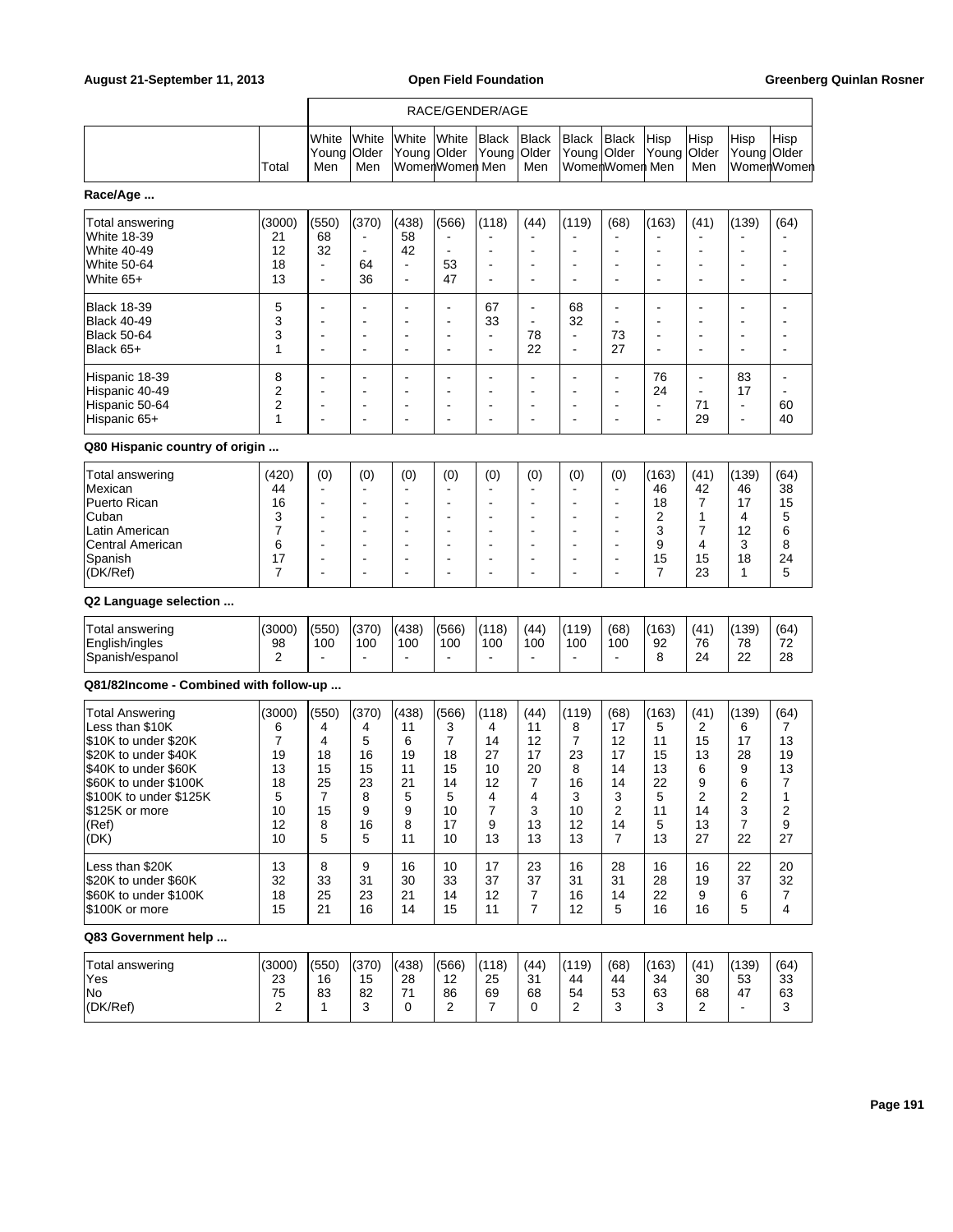| | Total | RACE/GENDER/AGE | | | | | | | | | | | |
|---|---|---|---|---|---|---|---|---|---|---|---|---|---|
| | | White Young Men | White Older Men | White Young Women | White Older Women | Black Young Men | Black Older Men | Black Young Women | Black Older Women | Hisp Young Men | Hisp Older Men | Hisp Young Women | Hisp Older Women |

**Race/Age ...**

| | Total | White Young Men | White Older Men | White Young Women | White Older Women | Black Young Men | Black Older Men | Black Young Women | Black Older Women | Hisp Young Men | Hisp Older Men | Hisp Young Women | Hisp Older Women |
|---|---|---|---|---|---|---|---|---|---|---|---|---|---|
| Total answering | (3000) | (550) | (370) | (438) | (566) | (118) | (44) | (119) | (68) | (163) | (41) | (139) | (64) |
| White 18-39 | 21 | 68 | - | 58 | - | - | - | - | - | - | - | - | - |
| White 40-49 | 12 | 32 | - | 42 | - | - | - | - | - | - | - | - | - |
| White 50-64 | 18 | - | 64 | - | 53 | - | - | - | - | - | - | - | - |
| White 65+ | 13 | - | 36 | - | 47 | - | - | - | - | - | - | - | - |
| Black 18-39 | 5 | - | - | - | - | 67 | - | 68 | - | - | - | - | - |
| Black 40-49 | 3 | - | - | - | - | 33 | - | 32 | - | - | - | - | - |
| Black 50-64 | 3 | - | - | - | - | - | 78 | - | 73 | - | - | - | - |
| Black 65+ | 1 | - | - | - | - | - | 22 | - | 27 | - | - | - | - |
| Hispanic 18-39 | 8 | - | - | - | - | - | - | - | - | 76 | - | 83 | - |
| Hispanic 40-49 | 2 | - | - | - | - | - | - | - | - | 24 | - | 17 | - |
| Hispanic 50-64 | 2 | - | - | - | - | - | - | - | - | - | 71 | - | 60 |
| Hispanic 65+ | 1 | - | - | - | - | - | - | - | - | - | 29 | - | 40 |

**Q80 Hispanic country of origin ...**

| | Total | White Young Men | White Older Men | White Young Women | White Older Women | Black Young Men | Black Older Men | Black Young Women | Black Older Women | Hisp Young Men | Hisp Older Men | Hisp Young Women | Hisp Older Women |
|---|---|---|---|---|---|---|---|---|---|---|---|---|---|
| Total answering | (420) | (0) | (0) | (0) | (0) | (0) | (0) | (0) | (0) | (163) | (41) | (139) | (64) |
| Mexican | 44 | - | - | - | - | - | - | - | - | 46 | 42 | 46 | 38 |
| Puerto Rican | 16 | - | - | - | - | - | - | - | - | 18 | 7 | 17 | 15 |
| Cuban | 3 | - | - | - | - | - | - | - | - | 2 | 1 | 4 | 5 |
| Latin American | 7 | - | - | - | - | - | - | - | - | 3 | 7 | 12 | 6 |
| Central American | 6 | - | - | - | - | - | - | - | - | 9 | 4 | 3 | 8 |
| Spanish | 17 | - | - | - | - | - | - | - | - | 15 | 15 | 18 | 24 |
| (DK/Ref) | 7 | - | - | - | - | - | - | - | - | 7 | 23 | 1 | 5 |

**Q2 Language selection ...**

| | Total | White Young Men | White Older Men | White Young Women | White Older Women | Black Young Men | Black Older Men | Black Young Women | Black Older Women | Hisp Young Men | Hisp Older Men | Hisp Young Women | Hisp Older Women |
|---|---|---|---|---|---|---|---|---|---|---|---|---|---|
| Total answering | (3000) | (550) | (370) | (438) | (566) | (118) | (44) | (119) | (68) | (163) | (41) | (139) | (64) |
| English/ingles | 98 | 100 | 100 | 100 | 100 | 100 | 100 | 100 | 100 | 92 | 76 | 78 | 72 |
| Spanish/espanol | 2 | - | - | - | - | - | - | - | - | 8 | 24 | 22 | 28 |

**Q81/82Income - Combined with follow-up ...**

| | Total | White Young Men | White Older Men | White Young Women | White Older Women | Black Young Men | Black Older Men | Black Young Women | Black Older Women | Hisp Young Men | Hisp Older Men | Hisp Young Women | Hisp Older Women |
|---|---|---|---|---|---|---|---|---|---|---|---|---|---|
| Total Answering | (3000) | (550) | (370) | (438) | (566) | (118) | (44) | (119) | (68) | (163) | (41) | (139) | (64) |
| Less than $10K | 6 | 4 | 4 | 11 | 3 | 4 | 11 | 8 | 17 | 5 | 2 | 6 | 7 |
| $10K to under $20K | 7 | 4 | 5 | 6 | 7 | 14 | 12 | 7 | 12 | 11 | 15 | 17 | 13 |
| $20K to under $40K | 19 | 18 | 16 | 19 | 18 | 27 | 17 | 23 | 17 | 15 | 13 | 28 | 19 |
| $40K to under $60K | 13 | 15 | 15 | 11 | 15 | 10 | 20 | 8 | 14 | 13 | 6 | 9 | 13 |
| $60K to under $100K | 18 | 25 | 23 | 21 | 14 | 12 | 7 | 16 | 14 | 22 | 9 | 6 | 7 |
| $100K to under $125K | 5 | 7 | 8 | 5 | 5 | 4 | 4 | 3 | 3 | 5 | 2 | 2 | 1 |
| $125K or more | 10 | 15 | 9 | 9 | 10 | 7 | 3 | 10 | 2 | 11 | 14 | 3 | 2 |
| (Ref) | 12 | 8 | 16 | 8 | 17 | 9 | 13 | 12 | 14 | 5 | 13 | 7 | 9 |
| (DK) | 10 | 5 | 5 | 11 | 10 | 13 | 13 | 13 | 7 | 13 | 27 | 22 | 27 |
| Less than $20K | 13 | 8 | 9 | 16 | 10 | 17 | 23 | 16 | 28 | 16 | 16 | 22 | 20 |
| $20K to under $60K | 32 | 33 | 31 | 30 | 33 | 37 | 37 | 31 | 31 | 28 | 19 | 37 | 32 |
| $60K to under $100K | 18 | 25 | 23 | 21 | 14 | 12 | 7 | 16 | 14 | 22 | 9 | 6 | 7 |
| $100K or more | 15 | 21 | 16 | 14 | 15 | 11 | 7 | 12 | 5 | 16 | 16 | 5 | 4 |

**Q83 Government help ...**

| | Total | White Young Men | White Older Men | White Young Women | White Older Women | Black Young Men | Black Older Men | Black Young Women | Black Older Women | Hisp Young Men | Hisp Older Men | Hisp Young Women | Hisp Older Women |
|---|---|---|---|---|---|---|---|---|---|---|---|---|---|
| Total answering | (3000) | (550) | (370) | (438) | (566) | (118) | (44) | (119) | (68) | (163) | (41) | (139) | (64) |
| Yes | 23 | 16 | 15 | 28 | 12 | 25 | 31 | 44 | 44 | 34 | 30 | 53 | 33 |
| No | 75 | 83 | 82 | 71 | 86 | 69 | 68 | 54 | 53 | 63 | 68 | 47 | 63 |
| (DK/Ref) | 2 | 1 | 3 | 0 | 2 | 7 | 0 | 2 | 3 | 3 | 2 | - | 3 |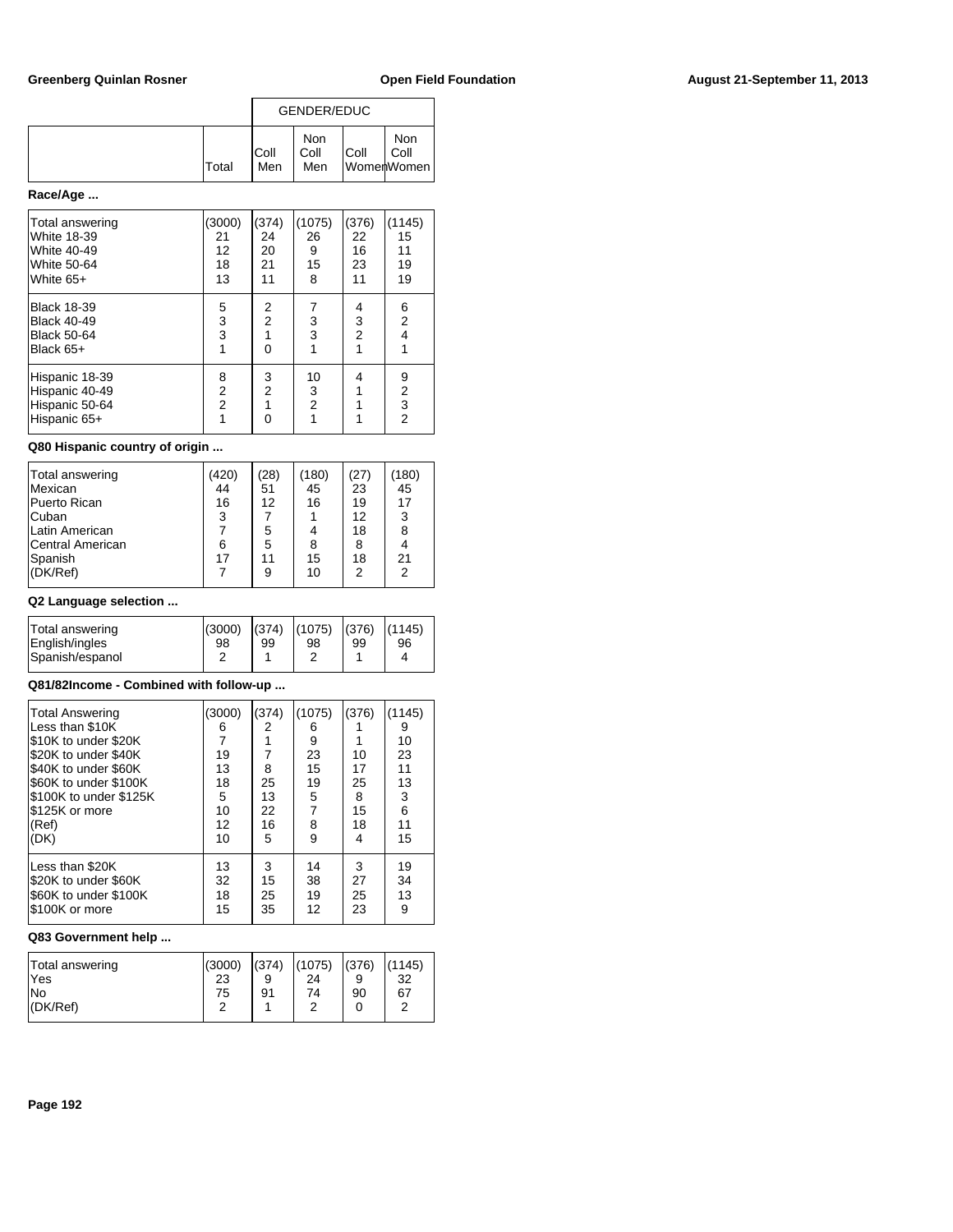| | Total | GENDER/EDUC Coll Men | Non Coll Men | Coll Women | Non Coll Women |
|---|---|---|---|---|---|

**Race/Age ...**

| | Total | Coll Men | Non Coll Men | Coll Women | Non Coll Women |
|---|---|---|---|---|---|
| Total answering | (3000) | (374) | (1075) | (376) | (1145) |
| White 18-39 | 21 | 24 | 26 | 22 | 15 |
| White 40-49 | 12 | 20 | 9 | 16 | 11 |
| White 50-64 | 18 | 21 | 15 | 23 | 19 |
| White 65+ | 13 | 11 | 8 | 11 | 19 |
| Black 18-39 | 5 | 2 | 7 | 4 | 6 |
| Black 40-49 | 3 | 2 | 3 | 3 | 2 |
| Black 50-64 | 3 | 1 | 3 | 2 | 4 |
| Black 65+ | 1 | 0 | 1 | 1 | 1 |
| Hispanic 18-39 | 8 | 3 | 10 | 4 | 9 |
| Hispanic 40-49 | 2 | 2 | 3 | 1 | 2 |
| Hispanic 50-64 | 2 | 1 | 2 | 1 | 3 |
| Hispanic 65+ | 1 | 0 | 1 | 1 | 2 |

**Q80 Hispanic country of origin ...**

| | Total | Coll Men | Non Coll Men | Coll Women | Non Coll Women |
|---|---|---|---|---|---|
| Total answering | (420) | (28) | (180) | (27) | (180) |
| Mexican | 44 | 51 | 45 | 23 | 45 |
| Puerto Rican | 16 | 12 | 16 | 19 | 17 |
| Cuban | 3 | 7 | 1 | 12 | 3 |
| Latin American | 7 | 5 | 4 | 18 | 8 |
| Central American | 6 | 5 | 8 | 8 | 4 |
| Spanish | 17 | 11 | 15 | 18 | 21 |
| (DK/Ref) | 7 | 9 | 10 | 2 | 2 |

**Q2 Language selection ...**

| | Total | Coll Men | Non Coll Men | Coll Women | Non Coll Women |
|---|---|---|---|---|---|
| Total answering | (3000) | (374) | (1075) | (376) | (1145) |
| English/ingles | 98 | 99 | 98 | 99 | 96 |
| Spanish/espanol | 2 | 1 | 2 | 1 | 4 |

**Q81/82Income - Combined with follow-up ...**

| | Total | Coll Men | Non Coll Men | Coll Women | Non Coll Women |
|---|---|---|---|---|---|
| Total Answering | (3000) | (374) | (1075) | (376) | (1145) |
| Less than $10K | 6 | 2 | 6 | 1 | 9 |
| $10K to under $20K | 7 | 1 | 9 | 1 | 10 |
| $20K to under $40K | 19 | 7 | 23 | 10 | 23 |
| $40K to under $60K | 13 | 8 | 15 | 17 | 11 |
| $60K to under $100K | 18 | 25 | 19 | 25 | 13 |
| $100K to under $125K | 5 | 13 | 5 | 8 | 3 |
| $125K or more | 10 | 22 | 7 | 15 | 6 |
| (Ref) | 12 | 16 | 8 | 18 | 11 |
| (DK) | 10 | 5 | 9 | 4 | 15 |
| Less than $20K | 13 | 3 | 14 | 3 | 19 |
| $20K to under $60K | 32 | 15 | 38 | 27 | 34 |
| $60K to under $100K | 18 | 25 | 19 | 25 | 13 |
| $100K or more | 15 | 35 | 12 | 23 | 9 |

**Q83 Government help ...**

| | Total | Coll Men | Non Coll Men | Coll Women | Non Coll Women |
|---|---|---|---|---|---|
| Total answering | (3000) | (374) | (1075) | (376) | (1145) |
| Yes | 23 | 9 | 24 | 9 | 32 |
| No | 75 | 91 | 74 | 90 | 67 |
| (DK/Ref) | 2 | 1 | 2 | 0 | 2 |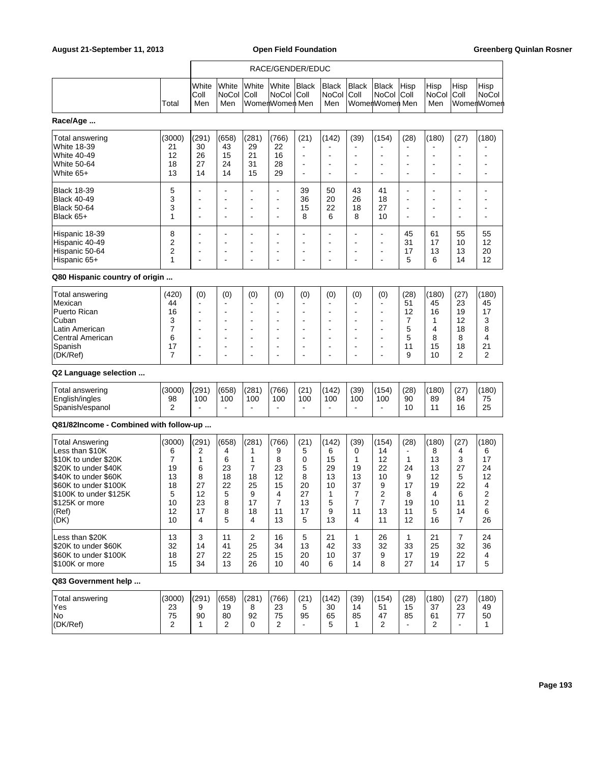| | | RACE/GENDER/EDUC | | | | | | | | | | | |
|---|---|---|---|---|---|---|---|---|---|---|---|---|---|
| | Total | White Coll Men | White NoCol Men | White Coll Women | White NoCol Women | Black Coll Men | Black NoCol Men | Black Coll Women | Black NoCol Women | Hisp Coll Men | Hisp NoCol Men | Hisp Coll Women | Hisp NoCol Women |

**Race/Age ...**

| | Total | White Coll Men | White NoCol Men | White Coll Women | White NoCol Women | Black Coll Men | Black NoCol Men | Black Coll Women | Black NoCol Women | Hisp Coll Men | Hisp NoCol Men | Hisp Coll Women | Hisp NoCol Women |
|---|---|---|---|---|---|---|---|---|---|---|---|---|---|
| Total answering | (3000) | (291) | (658) | (281) | (766) | (21) | (142) | (39) | (154) | (28) | (180) | (27) | (180) |
| White 18-39 | 21 | 30 | 43 | 29 | 22 | - | - | - | - | - | - | - | - |
| White 40-49 | 12 | 26 | 15 | 21 | 16 | - | - | - | - | - | - | - | - |
| White 50-64 | 18 | 27 | 24 | 31 | 28 | - | - | - | - | - | - | - | - |
| White 65+ | 13 | 14 | 14 | 15 | 29 | - | - | - | - | - | - | - | - |
| Black 18-39 | 5 | - | - | - | - | 39 | 50 | 43 | 41 | - | - | - | - |
| Black 40-49 | 3 | - | - | - | - | 36 | 20 | 26 | 18 | - | - | - | - |
| Black 50-64 | 3 | - | - | - | - | 15 | 22 | 18 | 27 | - | - | - | - |
| Black 65+ | 1 | - | - | - | - | 8 | 6 | 8 | 10 | - | - | - | - |
| Hispanic 18-39 | 8 | - | - | - | - | - | - | - | - | 45 | 61 | 55 | 55 |
| Hispanic 40-49 | 2 | - | - | - | - | - | - | - | - | 31 | 17 | 10 | 12 |
| Hispanic 50-64 | 2 | - | - | - | - | - | - | - | - | 17 | 13 | 13 | 20 |
| Hispanic 65+ | 1 | - | - | - | - | - | - | - | - | 5 | 6 | 14 | 12 |

**Q80 Hispanic country of origin ...**

| | Total | White Coll Men | White NoCol Men | White Coll Women | White NoCol Women | Black Coll Men | Black NoCol Men | Black Coll Women | Black NoCol Women | Hisp Coll Men | Hisp NoCol Men | Hisp Coll Women | Hisp NoCol Women |
|---|---|---|---|---|---|---|---|---|---|---|---|---|---|
| Total answering | (420) | (0) | (0) | (0) | (0) | (0) | (0) | (0) | (0) | (28) | (180) | (27) | (180) |
| Mexican | 44 | - | - | - | - | - | - | - | - | 51 | 45 | 23 | 45 |
| Puerto Rican | 16 | - | - | - | - | - | - | - | - | 12 | 16 | 19 | 17 |
| Cuban | 3 | - | - | - | - | - | - | - | - | 7 | 1 | 12 | 3 |
| Latin American | 7 | - | - | - | - | - | - | - | - | 5 | 4 | 18 | 8 |
| Central American | 6 | - | - | - | - | - | - | - | - | 5 | 8 | 8 | 4 |
| Spanish | 17 | - | - | - | - | - | - | - | - | 11 | 15 | 18 | 21 |
| (DK/Ref) | 7 | - | - | - | - | - | - | - | - | 9 | 10 | 2 | 2 |

**Q2 Language selection ...**

| | Total | White Coll Men | White NoCol Men | White Coll Women | White NoCol Women | Black Coll Men | Black NoCol Men | Black Coll Women | Black NoCol Women | Hisp Coll Men | Hisp NoCol Men | Hisp Coll Women | Hisp NoCol Women |
|---|---|---|---|---|---|---|---|---|---|---|---|---|---|
| Total answering | (3000) | (291) | (658) | (281) | (766) | (21) | (142) | (39) | (154) | (28) | (180) | (27) | (180) |
| English/ingles | 98 | 100 | 100 | 100 | 100 | 100 | 100 | 100 | 100 | 90 | 89 | 84 | 75 |
| Spanish/espanol | 2 | - | - | - | - | - | - | - | - | 10 | 11 | 16 | 25 |

**Q81/82Income - Combined with follow-up ...**

| | Total | White Coll Men | White NoCol Men | White Coll Women | White NoCol Women | Black Coll Men | Black NoCol Men | Black Coll Women | Black NoCol Women | Hisp Coll Men | Hisp NoCol Men | Hisp Coll Women | Hisp NoCol Women |
|---|---|---|---|---|---|---|---|---|---|---|---|---|---|
| Total Answering | (3000) | (291) | (658) | (281) | (766) | (21) | (142) | (39) | (154) | (28) | (180) | (27) | (180) |
| Less than $10K | 6 | 2 | 4 | 1 | 9 | 5 | 6 | 0 | 14 | - | 8 | 4 | 6 |
| $10K to under $20K | 7 | 1 | 6 | 1 | 8 | 0 | 15 | 1 | 12 | 1 | 13 | 3 | 17 |
| $20K to under $40K | 19 | 6 | 23 | 7 | 23 | 5 | 29 | 19 | 22 | 24 | 13 | 27 | 24 |
| $40K to under $60K | 13 | 8 | 18 | 18 | 12 | 8 | 13 | 13 | 10 | 9 | 12 | 5 | 12 |
| $60K to under $100K | 18 | 27 | 22 | 25 | 15 | 20 | 10 | 37 | 9 | 17 | 19 | 22 | 4 |
| $100K to under $125K | 5 | 12 | 5 | 9 | 4 | 27 | 1 | 7 | 2 | 8 | 4 | 6 | 2 |
| $125K or more | 10 | 23 | 8 | 17 | 7 | 13 | 5 | 7 | 7 | 19 | 10 | 11 | 2 |
| (Ref) | 12 | 17 | 8 | 18 | 11 | 17 | 9 | 11 | 13 | 11 | 5 | 14 | 6 |
| (DK) | 10 | 4 | 5 | 4 | 13 | 5 | 13 | 4 | 11 | 12 | 16 | 7 | 26 |
| Less than $20K | 13 | 3 | 11 | 2 | 16 | 5 | 21 | 1 | 26 | 1 | 21 | 7 | 24 |
| $20K to under $60K | 32 | 14 | 41 | 25 | 34 | 13 | 42 | 33 | 32 | 33 | 25 | 32 | 36 |
| $60K to under $100K | 18 | 27 | 22 | 25 | 15 | 20 | 10 | 37 | 9 | 17 | 19 | 22 | 4 |
| $100K or more | 15 | 34 | 13 | 26 | 10 | 40 | 6 | 14 | 8 | 27 | 14 | 17 | 5 |

**Q83 Government help ...**

| | Total | White Coll Men | White NoCol Men | White Coll Women | White NoCol Women | Black Coll Men | Black NoCol Men | Black Coll Women | Black NoCol Women | Hisp Coll Men | Hisp NoCol Men | Hisp Coll Women | Hisp NoCol Women |
|---|---|---|---|---|---|---|---|---|---|---|---|---|---|
| Total answering | (3000) | (291) | (658) | (281) | (766) | (21) | (142) | (39) | (154) | (28) | (180) | (27) | (180) |
| Yes | 23 | 9 | 19 | 8 | 23 | 5 | 30 | 14 | 51 | 15 | 37 | 23 | 49 |
| No | 75 | 90 | 80 | 92 | 75 | 95 | 65 | 85 | 47 | 85 | 61 | 77 | 50 |
| (DK/Ref) | 2 | 1 | 2 | 0 | 2 | - | 5 | 1 | 2 | - | 2 | - | 1 |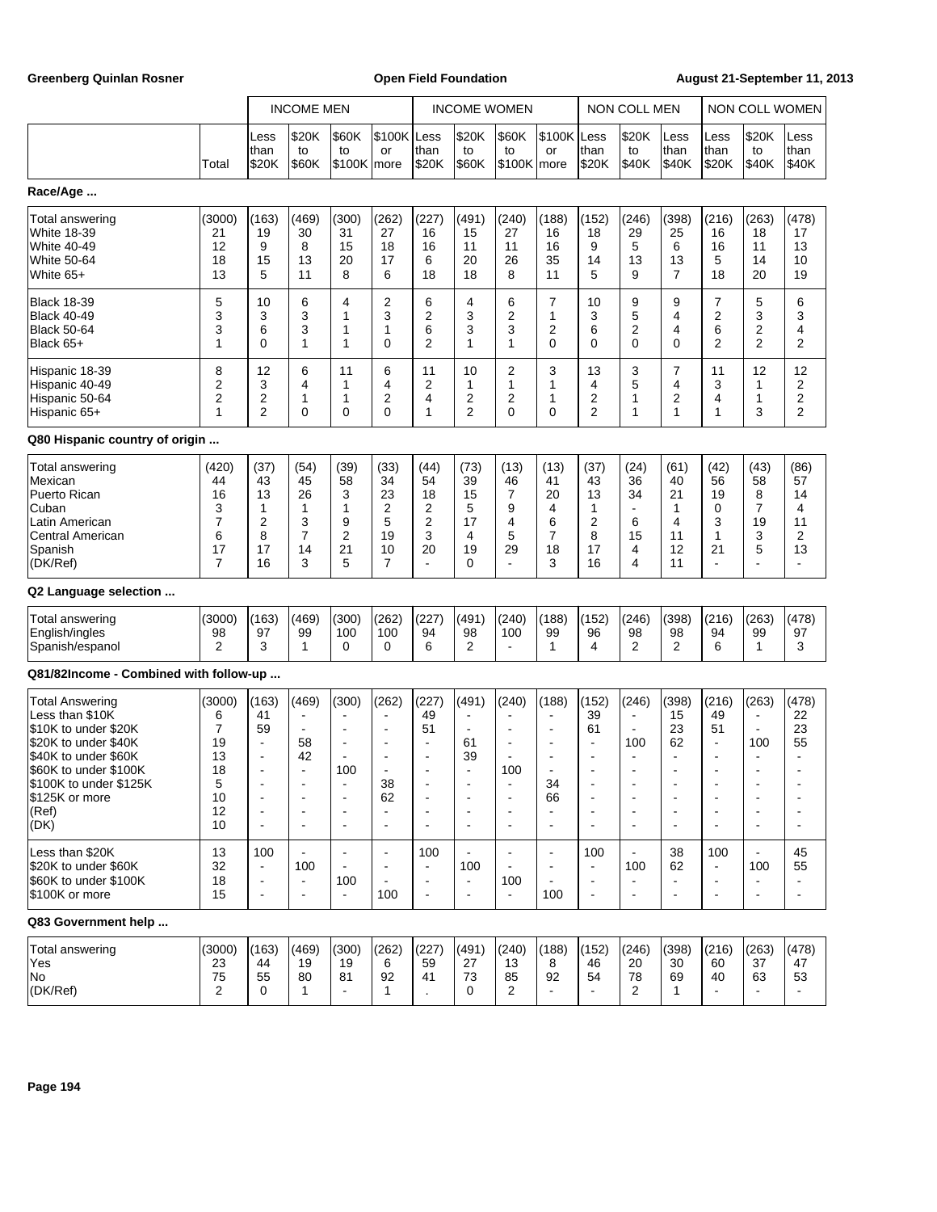| | | INCOME MEN | | | | INCOME WOMEN | | | | NON COLL MEN | | | NON COLL WOMEN | | |
|---|---|---|---|---|---|---|---|---|---|---|---|---|---|---|---|
| | Total | Less than $20K | $20K to $60K | $60K to $100K | $100K or more | Less than $20K | $20K to $60K | $60K to $100K | $100K or more | Less than $20K | $20K to $40K | Less than $40K | Less than $20K | $20K to $40K | Less than $40K |
| **Race/Age ...** | | | | | | | | | | | | | | | |
| Total answering | (3000) | (163) | (469) | (300) | (262) | (227) | (491) | (240) | (188) | (152) | (246) | (398) | (216) | (263) | (478) |
| White 18-39 | 21 | 19 | 30 | 31 | 27 | 16 | 15 | 27 | 16 | 18 | 29 | 25 | 16 | 18 | 17 |
| White 40-49 | 12 | 9 | 8 | 15 | 18 | 16 | 11 | 11 | 16 | 9 | 5 | 6 | 16 | 11 | 13 |
| White 50-64 | 18 | 15 | 13 | 20 | 17 | 6 | 20 | 26 | 35 | 14 | 13 | 13 | 5 | 14 | 10 |
| White 65+ | 13 | 5 | 11 | 8 | 6 | 18 | 18 | 8 | 11 | 5 | 9 | 7 | 18 | 20 | 19 |
| Black 18-39 | 5 | 10 | 6 | 4 | 2 | 6 | 4 | 6 | 7 | 10 | 9 | 9 | 7 | 5 | 6 |
| Black 40-49 | 3 | 3 | 3 | 1 | 3 | 2 | 3 | 2 | 1 | 3 | 5 | 4 | 2 | 3 | 3 |
| Black 50-64 | 3 | 6 | 3 | 1 | 1 | 6 | 3 | 3 | 2 | 6 | 2 | 4 | 6 | 2 | 4 |
| Black 65+ | 1 | 0 | 1 | 1 | 0 | 2 | 1 | 1 | 0 | 0 | 0 | 0 | 2 | 2 | 2 |
| Hispanic 18-39 | 8 | 12 | 6 | 11 | 6 | 11 | 10 | 2 | 3 | 13 | 3 | 7 | 11 | 12 | 12 |
| Hispanic 40-49 | 2 | 3 | 4 | 1 | 4 | 2 | 1 | 1 | 1 | 4 | 5 | 4 | 3 | 1 | 2 |
| Hispanic 50-64 | 2 | 2 | 1 | 1 | 2 | 4 | 2 | 2 | 1 | 2 | 1 | 2 | 4 | 1 | 2 |
| Hispanic 65+ | 1 | 2 | 0 | 0 | 0 | 1 | 2 | 0 | 0 | 2 | 1 | 1 | 1 | 3 | 2 |
| **Q80 Hispanic country of origin ...** | | | | | | | | | | | | | | | |
| Total answering | (420) | (37) | (54) | (39) | (33) | (44) | (73) | (13) | (13) | (37) | (24) | (61) | (42) | (43) | (86) |
| Mexican | 44 | 43 | 45 | 58 | 34 | 54 | 39 | 46 | 41 | 43 | 36 | 40 | 56 | 58 | 57 |
| Puerto Rican | 16 | 13 | 26 | 3 | 23 | 18 | 15 | 7 | 20 | 13 | 34 | 21 | 19 | 8 | 14 |
| Cuban | 3 | 1 | 1 | 1 | 2 | 2 | 5 | 9 | 4 | 1 | - | 1 | 0 | 7 | 4 |
| Latin American | 7 | 2 | 3 | 9 | 5 | 2 | 17 | 4 | 6 | 2 | 6 | 4 | 3 | 19 | 11 |
| Central American | 6 | 8 | 7 | 2 | 19 | 3 | 4 | 5 | 7 | 8 | 15 | 11 | 1 | 3 | 2 |
| Spanish | 17 | 17 | 14 | 21 | 10 | 20 | 19 | 29 | 18 | 17 | 4 | 12 | 21 | 5 | 13 |
| (DK/Ref) | 7 | 16 | 3 | 5 | 7 | - | 0 | - | 3 | 16 | 4 | 11 | - | - | - |
| **Q2 Language selection ...** | | | | | | | | | | | | | | | |
| Total answering | (3000) | (163) | (469) | (300) | (262) | (227) | (491) | (240) | (188) | (152) | (246) | (398) | (216) | (263) | (478) |
| English/ingles | 98 | 97 | 99 | 100 | 100 | 94 | 98 | 100 | 99 | 96 | 98 | 98 | 94 | 99 | 97 |
| Spanish/espanol | 2 | 3 | 1 | 0 | 0 | 6 | 2 | - | 1 | 4 | 2 | 2 | 6 | 1 | 3 |
| **Q81/82Income - Combined with follow-up ...** | | | | | | | | | | | | | | | |
| Total Answering | (3000) | (163) | (469) | (300) | (262) | (227) | (491) | (240) | (188) | (152) | (246) | (398) | (216) | (263) | (478) |
| Less than $10K | 6 | 41 | - | - | - | 49 | - | - | - | 39 | - | 15 | 49 | - | 22 |
| $10K to under $20K | 7 | 59 | - | - | - | 51 | - | - | - | 61 | - | 23 | 51 | - | 23 |
| $20K to under $40K | 19 | - | 58 | - | - | - | 61 | - | - | - | 100 | 62 | - | 100 | 55 |
| $40K to under $60K | 13 | - | 42 | - | - | - | 39 | - | - | - | - | - | - | - | - |
| $60K to under $100K | 18 | - | - | 100 | - | - | - | 100 | - | - | - | - | - | - | - |
| $100K to under $125K | 5 | - | - | - | 38 | - | - | - | 34 | - | - | - | - | - | - |
| $125K or more | 10 | - | - | - | 62 | - | - | - | 66 | - | - | - | - | - | - |
| (Ref) | 12 | - | - | - | - | - | - | - | - | - | - | - | - | - | - |
| (DK) | 10 | - | - | - | - | - | - | - | - | - | - | - | - | - | - |
| Less than $20K | 13 | 100 | - | - | - | 100 | - | - | - | 100 | - | 38 | 100 | - | 45 |
| $20K to under $60K | 32 | - | 100 | - | - | - | 100 | - | - | - | 100 | 62 | - | 100 | 55 |
| $60K to under $100K | 18 | - | - | 100 | - | - | - | 100 | - | - | - | - | - | - | - |
| $100K or more | 15 | - | - | - | 100 | - | - | - | 100 | - | - | - | - | - | - |
| **Q83 Government help ...** | | | | | | | | | | | | | | | |
| Total answering | (3000) | (163) | (469) | (300) | (262) | (227) | (491) | (240) | (188) | (152) | (246) | (398) | (216) | (263) | (478) |
| Yes | 23 | 44 | 19 | 19 | 6 | 59 | 27 | 13 | 8 | 46 | 20 | 30 | 60 | 37 | 47 |
| No | 75 | 55 | 80 | 81 | 92 | 41 | 73 | 85 | 92 | 54 | 78 | 69 | 40 | 63 | 53 |
| (DK/Ref) | 2 | 0 | 1 | - | 1 | . | 0 | 2 | - | - | 2 | 1 | - | - | - |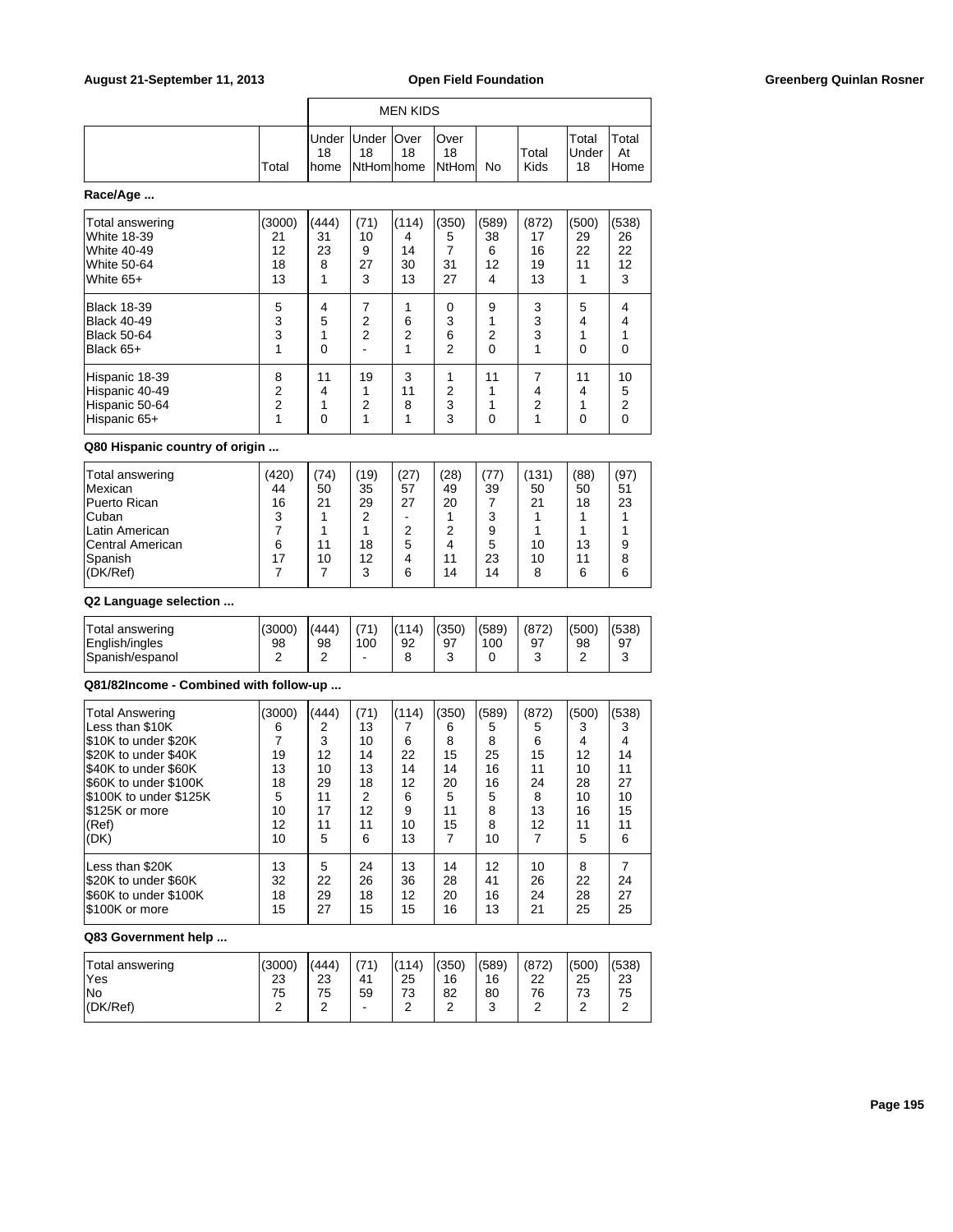| | Total | MEN KIDS Under 18 home | Under 18 NtHom | Over 18 home | Over 18 NtHom | No | Total Kids | Total Under 18 | Total At Home |
|---|---|---|---|---|---|---|---|---|---|

**Race/Age ...**

| | Total | Under 18 home | Under 18 NtHom | Over 18 home | Over 18 NtHom | No | Total Kids | Total Under 18 | Total At Home |
|---|---|---|---|---|---|---|---|---|---|
| Total answering | (3000) | (444) | (71) | (114) | (350) | (589) | (872) | (500) | (538) |
| White 18-39 | 21 | 31 | 10 | 4 | 5 | 38 | 17 | 29 | 26 |
| White 40-49 | 12 | 23 | 9 | 14 | 7 | 6 | 16 | 22 | 22 |
| White 50-64 | 18 | 8 | 27 | 30 | 31 | 12 | 19 | 11 | 12 |
| White 65+ | 13 | 1 | 3 | 13 | 27 | 4 | 13 | 1 | 3 |
| Black 18-39 | 5 | 4 | 7 | 1 | 0 | 9 | 3 | 5 | 4 |
| Black 40-49 | 3 | 5 | 2 | 6 | 3 | 1 | 3 | 4 | 4 |
| Black 50-64 | 3 | 1 | 2 | 2 | 6 | 2 | 3 | 1 | 1 |
| Black 65+ | 1 | 0 | - | 1 | 2 | 0 | 1 | 0 | 0 |
| Hispanic 18-39 | 8 | 11 | 19 | 3 | 1 | 11 | 7 | 11 | 10 |
| Hispanic 40-49 | 2 | 4 | 1 | 11 | 2 | 1 | 4 | 4 | 5 |
| Hispanic 50-64 | 2 | 1 | 2 | 8 | 3 | 1 | 2 | 1 | 2 |
| Hispanic 65+ | 1 | 0 | 1 | 1 | 3 | 0 | 1 | 0 | 0 |

**Q80 Hispanic country of origin ...**

| | Total | Under 18 home | Under 18 NtHom | Over 18 home | Over 18 NtHom | No | Total Kids | Total Under 18 | Total At Home |
|---|---|---|---|---|---|---|---|---|---|
| Total answering | (420) | (74) | (19) | (27) | (28) | (77) | (131) | (88) | (97) |
| Mexican | 44 | 50 | 35 | 57 | 49 | 39 | 50 | 50 | 51 |
| Puerto Rican | 16 | 21 | 29 | 27 | 20 | 7 | 21 | 18 | 23 |
| Cuban | 3 | 1 | 2 | - | 1 | 3 | 1 | 1 | 1 |
| Latin American | 7 | 1 | 1 | 2 | 2 | 9 | 1 | 1 | 1 |
| Central American | 6 | 11 | 18 | 5 | 4 | 5 | 10 | 13 | 9 |
| Spanish | 17 | 10 | 12 | 4 | 11 | 23 | 10 | 11 | 8 |
| (DK/Ref) | 7 | 7 | 3 | 6 | 14 | 14 | 8 | 6 | 6 |

**Q2 Language selection ...**

| | Total | Under 18 home | Under 18 NtHom | Over 18 home | Over 18 NtHom | No | Total Kids | Total Under 18 | Total At Home |
|---|---|---|---|---|---|---|---|---|---|
| Total answering | (3000) | (444) | (71) | (114) | (350) | (589) | (872) | (500) | (538) |
| English/ingles | 98 | 98 | 100 | 92 | 97 | 100 | 97 | 98 | 97 |
| Spanish/espanol | 2 | 2 | - | 8 | 3 | 0 | 3 | 2 | 3 |

**Q81/82Income - Combined with follow-up ...**

| | Total | Under 18 home | Under 18 NtHom | Over 18 home | Over 18 NtHom | No | Total Kids | Total Under 18 | Total At Home |
|---|---|---|---|---|---|---|---|---|---|
| Total Answering | (3000) | (444) | (71) | (114) | (350) | (589) | (872) | (500) | (538) |
| Less than $10K | 6 | 2 | 13 | 7 | 6 | 5 | 5 | 3 | 3 |
| $10K to under $20K | 7 | 3 | 10 | 6 | 8 | 8 | 6 | 4 | 4 |
| $20K to under $40K | 19 | 12 | 14 | 22 | 15 | 25 | 15 | 12 | 14 |
| $40K to under $60K | 13 | 10 | 13 | 14 | 14 | 16 | 11 | 10 | 11 |
| $60K to under $100K | 18 | 29 | 18 | 12 | 20 | 16 | 24 | 28 | 27 |
| $100K to under $125K | 5 | 11 | 2 | 6 | 5 | 5 | 8 | 10 | 10 |
| $125K or more | 10 | 17 | 12 | 9 | 11 | 8 | 13 | 16 | 15 |
| (Ref) | 12 | 11 | 11 | 10 | 15 | 8 | 12 | 11 | 11 |
| (DK) | 10 | 5 | 6 | 13 | 7 | 10 | 7 | 5 | 6 |
| Less than $20K | 13 | 5 | 24 | 13 | 14 | 12 | 10 | 8 | 7 |
| $20K to under $60K | 32 | 22 | 26 | 36 | 28 | 41 | 26 | 22 | 24 |
| $60K to under $100K | 18 | 29 | 18 | 12 | 20 | 16 | 24 | 28 | 27 |
| $100K or more | 15 | 27 | 15 | 15 | 16 | 13 | 21 | 25 | 25 |

**Q83 Government help ...**

| | Total | Under 18 home | Under 18 NtHom | Over 18 home | Over 18 NtHom | No | Total Kids | Total Under 18 | Total At Home |
|---|---|---|---|---|---|---|---|---|---|
| Total answering | (3000) | (444) | (71) | (114) | (350) | (589) | (872) | (500) | (538) |
| Yes | 23 | 23 | 41 | 25 | 16 | 16 | 22 | 25 | 23 |
| No | 75 | 75 | 59 | 73 | 82 | 80 | 76 | 73 | 75 |
| (DK/Ref) | 2 | 2 | - | 2 | 2 | 3 | 2 | 2 | 2 |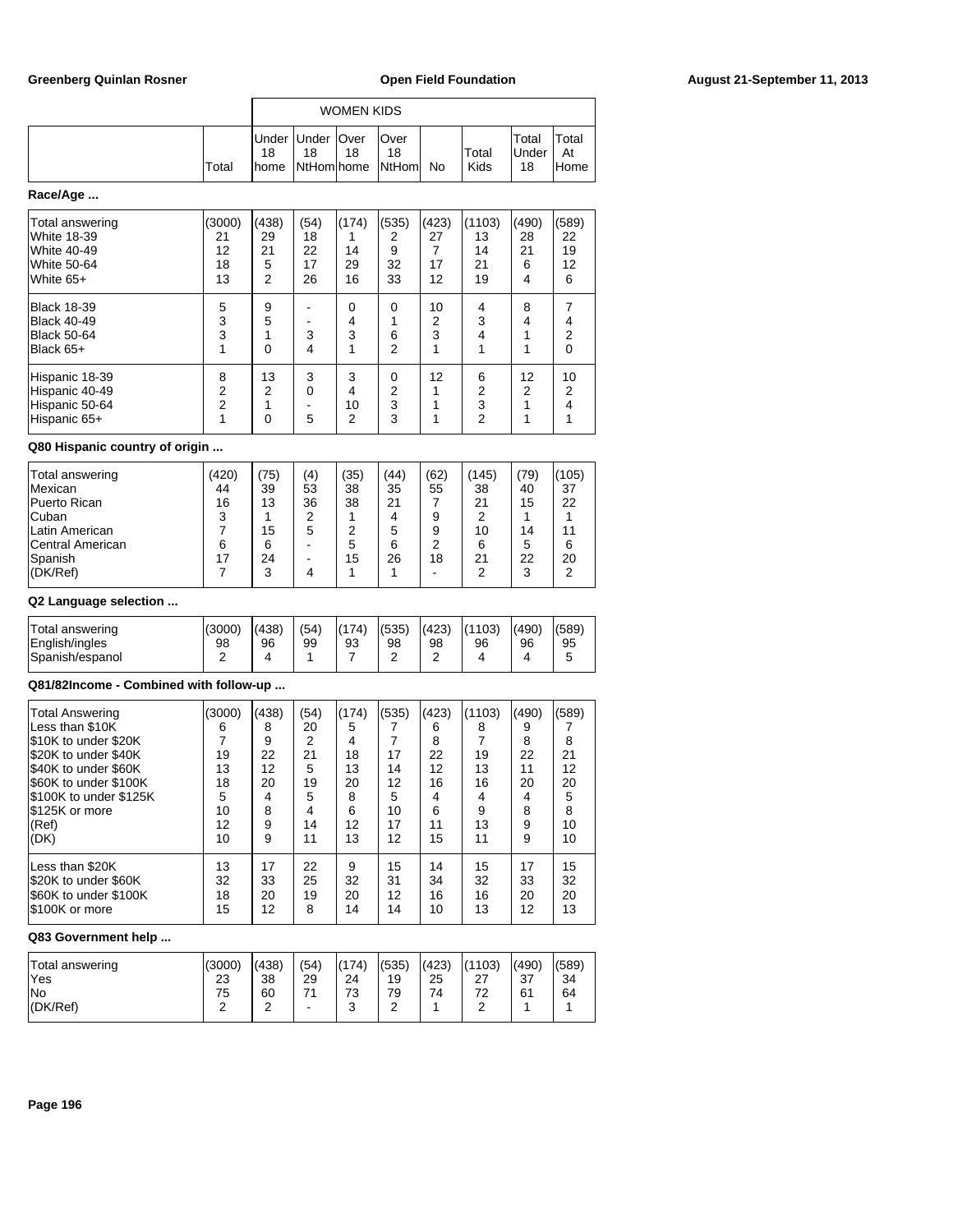| | Total | Under 18 home | Under 18 NtHom | Over 18 home | Over 18 NtHom | No | Total Kids | Total Under 18 | Total At Home |
|---|---|---|---|---|---|---|---|---|---|
| | | WOMEN KIDS | | | | | | | |

**Race/Age ...**

| | Total | Under 18 home | Under 18 NtHom | Over 18 home | Over 18 NtHom | No | Total Kids | Total Under 18 | Total At Home |
|---|---|---|---|---|---|---|---|---|---|
| Total answering | (3000) | (438) | (54) | (174) | (535) | (423) | (1103) | (490) | (589) |
| White 18-39 | 21 | 29 | 18 | 1 | 2 | 27 | 13 | 28 | 22 |
| White 40-49 | 12 | 21 | 22 | 14 | 9 | 7 | 14 | 21 | 19 |
| White 50-64 | 18 | 5 | 17 | 29 | 32 | 17 | 21 | 6 | 12 |
| White 65+ | 13 | 2 | 26 | 16 | 33 | 12 | 19 | 4 | 6 |
| Black 18-39 | 5 | 9 | - | 0 | 0 | 10 | 4 | 8 | 7 |
| Black 40-49 | 3 | 5 | - | 4 | 1 | 2 | 3 | 4 | 4 |
| Black 50-64 | 3 | 1 | 3 | 3 | 6 | 3 | 4 | 1 | 2 |
| Black 65+ | 1 | 0 | 4 | 1 | 2 | 1 | 1 | 1 | 0 |
| Hispanic 18-39 | 8 | 13 | 3 | 3 | 0 | 12 | 6 | 12 | 10 |
| Hispanic 40-49 | 2 | 2 | 0 | 4 | 2 | 1 | 2 | 2 | 2 |
| Hispanic 50-64 | 2 | 1 | - | 10 | 3 | 1 | 3 | 1 | 4 |
| Hispanic 65+ | 1 | 0 | 5 | 2 | 3 | 1 | 2 | 1 | 1 |

**Q80 Hispanic country of origin ...**

| | Total | Under 18 home | Under 18 NtHom | Over 18 home | Over 18 NtHom | No | Total Kids | Total Under 18 | Total At Home |
|---|---|---|---|---|---|---|---|---|---|
| Total answering | (420) | (75) | (4) | (35) | (44) | (62) | (145) | (79) | (105) |
| Mexican | 44 | 39 | 53 | 38 | 35 | 55 | 38 | 40 | 37 |
| Puerto Rican | 16 | 13 | 36 | 38 | 21 | 7 | 21 | 15 | 22 |
| Cuban | 3 | 1 | 2 | 1 | 4 | 9 | 2 | 1 | 1 |
| Latin American | 7 | 15 | 5 | 2 | 5 | 9 | 10 | 14 | 11 |
| Central American | 6 | 6 | - | 5 | 6 | 2 | 6 | 5 | 6 |
| Spanish | 17 | 24 | - | 15 | 26 | 18 | 21 | 22 | 20 |
| (DK/Ref) | 7 | 3 | 4 | 1 | 1 | - | 2 | 3 | 2 |

**Q2 Language selection ...**

| | Total | Under 18 home | Under 18 NtHom | Over 18 home | Over 18 NtHom | No | Total Kids | Total Under 18 | Total At Home |
|---|---|---|---|---|---|---|---|---|---|
| Total answering | (3000) | (438) | (54) | (174) | (535) | (423) | (1103) | (490) | (589) |
| English/ingles | 98 | 96 | 99 | 93 | 98 | 98 | 96 | 96 | 95 |
| Spanish/espanol | 2 | 4 | 1 | 7 | 2 | 2 | 4 | 4 | 5 |

**Q81/82Income - Combined with follow-up ...**

| | Total | Under 18 home | Under 18 NtHom | Over 18 home | Over 18 NtHom | No | Total Kids | Total Under 18 | Total At Home |
|---|---|---|---|---|---|---|---|---|---|
| Total Answering | (3000) | (438) | (54) | (174) | (535) | (423) | (1103) | (490) | (589) |
| Less than $10K | 6 | 8 | 20 | 5 | 7 | 6 | 8 | 9 | 7 |
| $10K to under $20K | 7 | 9 | 2 | 4 | 7 | 8 | 7 | 8 | 8 |
| $20K to under $40K | 19 | 22 | 21 | 18 | 17 | 22 | 19 | 22 | 21 |
| $40K to under $60K | 13 | 12 | 5 | 13 | 14 | 12 | 13 | 11 | 12 |
| $60K to under $100K | 18 | 20 | 19 | 20 | 12 | 16 | 16 | 20 | 20 |
| $100K to under $125K | 5 | 4 | 5 | 8 | 5 | 4 | 4 | 4 | 5 |
| $125K or more | 10 | 8 | 4 | 6 | 10 | 6 | 9 | 8 | 8 |
| (Ref) | 12 | 9 | 14 | 12 | 17 | 11 | 13 | 9 | 10 |
| (DK) | 10 | 9 | 11 | 13 | 12 | 15 | 11 | 9 | 10 |
| Less than $20K | 13 | 17 | 22 | 9 | 15 | 14 | 15 | 17 | 15 |
| $20K to under $60K | 32 | 33 | 25 | 32 | 31 | 34 | 32 | 33 | 32 |
| $60K to under $100K | 18 | 20 | 19 | 20 | 12 | 16 | 16 | 20 | 20 |
| $100K or more | 15 | 12 | 8 | 14 | 14 | 10 | 13 | 12 | 13 |

**Q83 Government help ...**

| | Total | Under 18 home | Under 18 NtHom | Over 18 home | Over 18 NtHom | No | Total Kids | Total Under 18 | Total At Home |
|---|---|---|---|---|---|---|---|---|---|
| Total answering | (3000) | (438) | (54) | (174) | (535) | (423) | (1103) | (490) | (589) |
| Yes | 23 | 38 | 29 | 24 | 19 | 25 | 27 | 37 | 34 |
| No | 75 | 60 | 71 | 73 | 79 | 74 | 72 | 61 | 64 |
| (DK/Ref) | 2 | 2 | - | 3 | 2 | 1 | 2 | 1 | 1 |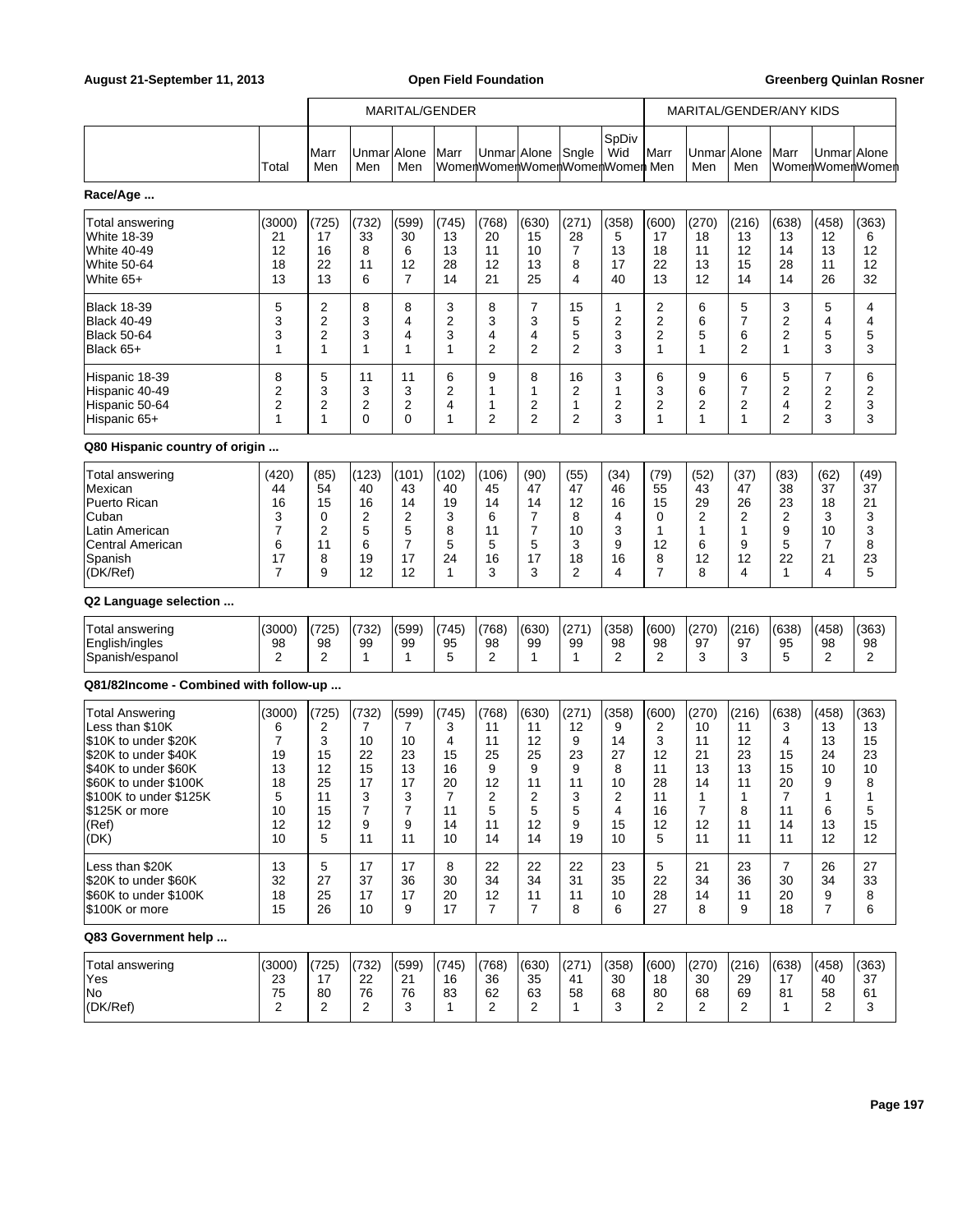| | | MARITAL/GENDER | | | | | | | | MARITAL/GENDER/ANY KIDS | | | | | |
|---|---|---|---|---|---|---|---|---|---|---|---|---|---|---|---|
| | Total | Marr Men | Unmar Men | Alone Men | Marr Women | Unmar Women | Alone Women | Sngle Women | SpDiv Wid Women | Marr Men | Unmar Men | Alone Men | Marr Women | Unmar Women | Alone Women |

**Race/Age ...**

| | Total | Marr Men | Unmar Men | Alone Men | Marr Women | Unmar Women | Alone Women | Sngle Women | SpDiv Wid Women | Marr Men | Unmar Men | Alone Men | Marr Women | Unmar Women | Alone Women |
|---|---|---|---|---|---|---|---|---|---|---|---|---|---|---|---|
| Total answering | (3000) | (725) | (732) | (599) | (745) | (768) | (630) | (271) | (358) | (600) | (270) | (216) | (638) | (458) | (363) |
| White 18-39 | 21 | 17 | 33 | 30 | 13 | 20 | 15 | 28 | 5 | 17 | 18 | 13 | 13 | 12 | 6 |
| White 40-49 | 12 | 16 | 8 | 6 | 13 | 11 | 10 | 7 | 13 | 18 | 11 | 12 | 14 | 13 | 12 |
| White 50-64 | 18 | 22 | 11 | 12 | 28 | 12 | 13 | 8 | 17 | 22 | 13 | 15 | 28 | 11 | 12 |
| White 65+ | 13 | 13 | 6 | 7 | 14 | 21 | 25 | 4 | 40 | 13 | 12 | 14 | 14 | 26 | 32 |
| Black 18-39 | 5 | 2 | 8 | 8 | 3 | 8 | 7 | 15 | 1 | 2 | 6 | 5 | 3 | 5 | 4 |
| Black 40-49 | 3 | 2 | 3 | 4 | 2 | 3 | 3 | 5 | 2 | 2 | 6 | 7 | 2 | 4 | 4 |
| Black 50-64 | 3 | 2 | 3 | 4 | 3 | 4 | 4 | 5 | 3 | 2 | 5 | 6 | 2 | 5 | 5 |
| Black 65+ | 1 | 1 | 1 | 1 | 1 | 2 | 2 | 2 | 3 | 1 | 1 | 2 | 1 | 3 | 3 |
| Hispanic 18-39 | 8 | 5 | 11 | 11 | 6 | 9 | 8 | 16 | 3 | 6 | 9 | 6 | 5 | 7 | 6 |
| Hispanic 40-49 | 2 | 3 | 3 | 3 | 2 | 1 | 1 | 2 | 1 | 3 | 6 | 7 | 2 | 2 | 2 |
| Hispanic 50-64 | 2 | 2 | 2 | 2 | 4 | 1 | 2 | 1 | 2 | 2 | 2 | 2 | 4 | 2 | 3 |
| Hispanic 65+ | 1 | 1 | 0 | 0 | 1 | 2 | 2 | 2 | 3 | 1 | 1 | 1 | 2 | 3 | 3 |

**Q80 Hispanic country of origin ...**

| | Total | Marr Men | Unmar Men | Alone Men | Marr Women | Unmar Women | Alone Women | Sngle Women | SpDiv Wid Women | Marr Men | Unmar Men | Alone Men | Marr Women | Unmar Women | Alone Women |
|---|---|---|---|---|---|---|---|---|---|---|---|---|---|---|---|
| Total answering | (420) | (85) | (123) | (101) | (102) | (106) | (90) | (55) | (34) | (79) | (52) | (37) | (83) | (62) | (49) |
| Mexican | 44 | 54 | 40 | 43 | 40 | 45 | 47 | 47 | 46 | 55 | 43 | 47 | 38 | 37 | 37 |
| Puerto Rican | 16 | 15 | 16 | 14 | 19 | 14 | 14 | 12 | 16 | 15 | 29 | 26 | 23 | 18 | 21 |
| Cuban | 3 | 0 | 2 | 2 | 3 | 6 | 7 | 8 | 4 | 0 | 2 | 2 | 2 | 3 | 3 |
| Latin American | 7 | 2 | 5 | 5 | 8 | 11 | 7 | 10 | 3 | 1 | 1 | 1 | 9 | 10 | 3 |
| Central American | 6 | 11 | 6 | 7 | 5 | 5 | 5 | 3 | 9 | 12 | 6 | 9 | 5 | 7 | 8 |
| Spanish | 17 | 8 | 19 | 17 | 24 | 16 | 17 | 18 | 16 | 8 | 12 | 12 | 22 | 21 | 23 |
| (DK/Ref) | 7 | 9 | 12 | 12 | 1 | 3 | 3 | 2 | 4 | 7 | 8 | 4 | 1 | 4 | 5 |

**Q2 Language selection ...**

| | Total | Marr Men | Unmar Men | Alone Men | Marr Women | Unmar Women | Alone Women | Sngle Women | SpDiv Wid Women | Marr Men | Unmar Men | Alone Men | Marr Women | Unmar Women | Alone Women |
|---|---|---|---|---|---|---|---|---|---|---|---|---|---|---|---|
| Total answering | (3000) | (725) | (732) | (599) | (745) | (768) | (630) | (271) | (358) | (600) | (270) | (216) | (638) | (458) | (363) |
| English/ingles | 98 | 98 | 99 | 99 | 95 | 98 | 99 | 99 | 98 | 98 | 97 | 97 | 95 | 98 | 98 |
| Spanish/espanol | 2 | 2 | 1 | 1 | 5 | 2 | 1 | 1 | 2 | 2 | 3 | 3 | 5 | 2 | 2 |

**Q81/82Income - Combined with follow-up ...**

| | Total | Marr Men | Unmar Men | Alone Men | Marr Women | Unmar Women | Alone Women | Sngle Women | SpDiv Wid Women | Marr Men | Unmar Men | Alone Men | Marr Women | Unmar Women | Alone Women |
|---|---|---|---|---|---|---|---|---|---|---|---|---|---|---|---|
| Total Answering | (3000) | (725) | (732) | (599) | (745) | (768) | (630) | (271) | (358) | (600) | (270) | (216) | (638) | (458) | (363) |
| Less than $10K | 6 | 2 | 7 | 7 | 3 | 11 | 11 | 12 | 9 | 2 | 10 | 11 | 3 | 13 | 13 |
| $10K to under $20K | 7 | 3 | 10 | 10 | 4 | 11 | 12 | 9 | 14 | 3 | 11 | 12 | 4 | 13 | 15 |
| $20K to under $40K | 19 | 15 | 22 | 23 | 15 | 25 | 25 | 23 | 27 | 12 | 21 | 23 | 15 | 24 | 23 |
| $40K to under $60K | 13 | 12 | 15 | 13 | 16 | 9 | 9 | 9 | 8 | 11 | 13 | 13 | 15 | 10 | 10 |
| $60K to under $100K | 18 | 25 | 17 | 17 | 20 | 12 | 11 | 11 | 10 | 28 | 14 | 11 | 20 | 9 | 8 |
| $100K to under $125K | 5 | 11 | 3 | 3 | 7 | 2 | 2 | 3 | 2 | 11 | 1 | 1 | 7 | 1 | 1 |
| $125K or more | 10 | 15 | 7 | 7 | 11 | 5 | 5 | 5 | 4 | 16 | 7 | 8 | 11 | 6 | 5 |
| (Ref) | 12 | 12 | 9 | 9 | 14 | 11 | 12 | 9 | 15 | 12 | 12 | 11 | 14 | 13 | 15 |
| (DK) | 10 | 5 | 11 | 11 | 10 | 14 | 14 | 19 | 10 | 5 | 11 | 11 | 11 | 12 | 12 |
| Less than $20K | 13 | 5 | 17 | 17 | 8 | 22 | 22 | 22 | 23 | 5 | 21 | 23 | 7 | 26 | 27 |
| $20K to under $60K | 32 | 27 | 37 | 36 | 30 | 34 | 34 | 31 | 35 | 22 | 34 | 36 | 30 | 34 | 33 |
| $60K to under $100K | 18 | 25 | 17 | 17 | 20 | 12 | 11 | 11 | 10 | 28 | 14 | 11 | 20 | 9 | 8 |
| $100K or more | 15 | 26 | 10 | 9 | 17 | 7 | 7 | 8 | 6 | 27 | 8 | 9 | 18 | 7 | 6 |

**Q83 Government help ...**

| | Total | Marr Men | Unmar Men | Alone Men | Marr Women | Unmar Women | Alone Women | Sngle Women | SpDiv Wid Women | Marr Men | Unmar Men | Alone Men | Marr Women | Unmar Women | Alone Women |
|---|---|---|---|---|---|---|---|---|---|---|---|---|---|---|---|
| Total answering | (3000) | (725) | (732) | (599) | (745) | (768) | (630) | (271) | (358) | (600) | (270) | (216) | (638) | (458) | (363) |
| Yes | 23 | 17 | 22 | 21 | 16 | 36 | 35 | 41 | 30 | 18 | 30 | 29 | 17 | 40 | 37 |
| No | 75 | 80 | 76 | 76 | 83 | 62 | 63 | 58 | 68 | 80 | 68 | 69 | 81 | 58 | 61 |
| (DK/Ref) | 2 | 2 | 2 | 3 | 1 | 2 | 2 | 1 | 3 | 2 | 2 | 2 | 1 | 2 | 3 |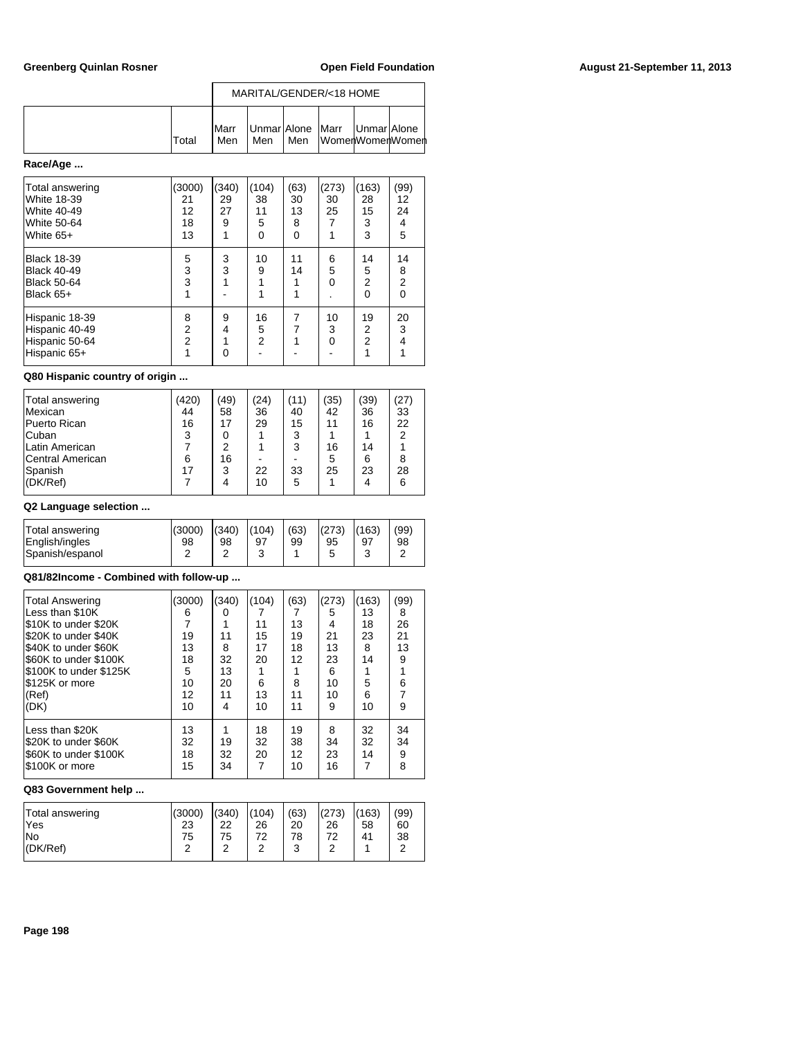| | | MARITAL/GENDER/<18 HOME | | | | | |
|---|---|---|---|---|---|---|---|
| | Total | Marr Men | Unmar Men | Alone Men | Marr Women | Unmar Women | Alone Women |

**Race/Age ...**

| | Total | Marr Men | Unmar Men | Alone Men | Marr Women | Unmar Women | Alone Women |
|---|---|---|---|---|---|---|---|
| Total answering | (3000) | (340) | (104) | (63) | (273) | (163) | (99) |
| White 18-39 | 21 | 29 | 38 | 30 | 30 | 28 | 12 |
| White 40-49 | 12 | 27 | 11 | 13 | 25 | 15 | 24 |
| White 50-64 | 18 | 9 | 5 | 8 | 7 | 3 | 4 |
| White 65+ | 13 | 1 | 0 | 0 | 1 | 3 | 5 |
| Black 18-39 | 5 | 3 | 10 | 11 | 6 | 14 | 14 |
| Black 40-49 | 3 | 3 | 9 | 14 | 5 | 5 | 8 |
| Black 50-64 | 3 | 1 | 1 | 1 | 0 | 2 | 2 |
| Black 65+ | 1 | - | 1 | 1 | . | 0 | 0 |
| Hispanic 18-39 | 8 | 9 | 16 | 7 | 10 | 19 | 20 |
| Hispanic 40-49 | 2 | 4 | 5 | 7 | 3 | 2 | 3 |
| Hispanic 50-64 | 2 | 1 | 2 | 1 | 0 | 2 | 4 |
| Hispanic 65+ | 1 | 0 | - | - | - | 1 | 1 |

**Q80 Hispanic country of origin ...**

| | Total | Marr Men | Unmar Men | Alone Men | Marr Women | Unmar Women | Alone Women |
|---|---|---|---|---|---|---|---|
| Total answering | (420) | (49) | (24) | (11) | (35) | (39) | (27) |
| Mexican | 44 | 58 | 36 | 40 | 42 | 36 | 33 |
| Puerto Rican | 16 | 17 | 29 | 15 | 11 | 16 | 22 |
| Cuban | 3 | 0 | 1 | 3 | 1 | 1 | 2 |
| Latin American | 7 | 2 | 1 | 3 | 16 | 14 | 1 |
| Central American | 6 | 16 | - | - | 5 | 6 | 8 |
| Spanish | 17 | 3 | 22 | 33 | 25 | 23 | 28 |
| (DK/Ref) | 7 | 4 | 10 | 5 | 1 | 4 | 6 |

**Q2 Language selection ...**

| | Total | Marr Men | Unmar Men | Alone Men | Marr Women | Unmar Women | Alone Women |
|---|---|---|---|---|---|---|---|
| Total answering | (3000) | (340) | (104) | (63) | (273) | (163) | (99) |
| English/ingles | 98 | 98 | 97 | 99 | 95 | 97 | 98 |
| Spanish/espanol | 2 | 2 | 3 | 1 | 5 | 3 | 2 |

**Q81/82Income - Combined with follow-up ...**

| | Total | Marr Men | Unmar Men | Alone Men | Marr Women | Unmar Women | Alone Women |
|---|---|---|---|---|---|---|---|
| Total Answering | (3000) | (340) | (104) | (63) | (273) | (163) | (99) |
| Less than $10K | 6 | 0 | 7 | 7 | 5 | 13 | 8 |
| $10K to under $20K | 7 | 1 | 11 | 13 | 4 | 18 | 26 |
| $20K to under $40K | 19 | 11 | 15 | 19 | 21 | 23 | 21 |
| $40K to under $60K | 13 | 8 | 17 | 18 | 13 | 8 | 13 |
| $60K to under $100K | 18 | 32 | 20 | 12 | 23 | 14 | 9 |
| $100K to under $125K | 5 | 13 | 1 | 1 | 6 | 1 | 1 |
| $125K or more | 10 | 20 | 6 | 8 | 10 | 5 | 6 |
| (Ref) | 12 | 11 | 13 | 11 | 10 | 6 | 7 |
| (DK) | 10 | 4 | 10 | 11 | 9 | 10 | 9 |
| Less than $20K | 13 | 1 | 18 | 19 | 8 | 32 | 34 |
| $20K to under $60K | 32 | 19 | 32 | 38 | 34 | 32 | 34 |
| $60K to under $100K | 18 | 32 | 20 | 12 | 23 | 14 | 9 |
| $100K or more | 15 | 34 | 7 | 10 | 16 | 7 | 8 |

**Q83 Government help ...**

| | Total | Marr Men | Unmar Men | Alone Men | Marr Women | Unmar Women | Alone Women |
|---|---|---|---|---|---|---|---|
| Total answering | (3000) | (340) | (104) | (63) | (273) | (163) | (99) |
| Yes | 23 | 22 | 26 | 20 | 26 | 58 | 60 |
| No | 75 | 75 | 72 | 78 | 72 | 41 | 38 |
| (DK/Ref) | 2 | 2 | 2 | 3 | 2 | 1 | 2 |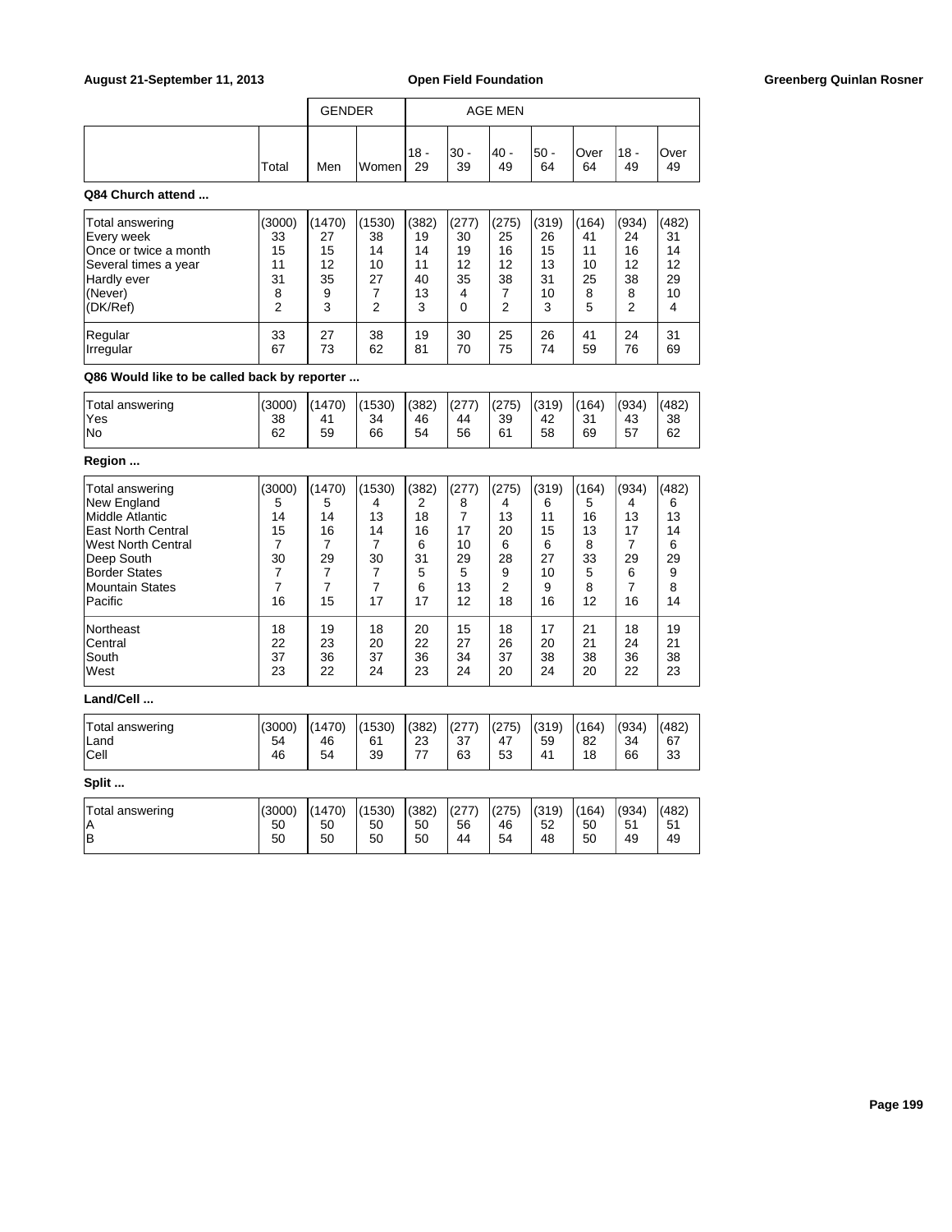| | | GENDER | | AGE MEN | | | | | | |
|---|---|---|---|---|---|---|---|---|---|---|
| | Total | Men | Women | 18 - 29 | 30 - 39 | 40 - 49 | 50 - 64 | Over 64 | 18 - 49 | Over 49 |

**Q84 Church attend ...**

| | Total | Men | Women | 18 - 29 | 30 - 39 | 40 - 49 | 50 - 64 | Over 64 | 18 - 49 | Over 49 |
|---|---|---|---|---|---|---|---|---|---|---|
| Total answering | (3000) | (1470) | (1530) | (382) | (277) | (275) | (319) | (164) | (934) | (482) |
| Every week | 33 | 27 | 38 | 19 | 30 | 25 | 26 | 41 | 24 | 31 |
| Once or twice a month | 15 | 15 | 14 | 14 | 19 | 16 | 15 | 11 | 16 | 14 |
| Several times a year | 11 | 12 | 10 | 11 | 12 | 12 | 13 | 10 | 12 | 12 |
| Hardly ever | 31 | 35 | 27 | 40 | 35 | 38 | 31 | 25 | 38 | 29 |
| (Never) | 8 | 9 | 7 | 13 | 4 | 7 | 10 | 8 | 8 | 10 |
| (DK/Ref) | 2 | 3 | 2 | 3 | 0 | 2 | 3 | 5 | 2 | 4 |
| Regular | 33 | 27 | 38 | 19 | 30 | 25 | 26 | 41 | 24 | 31 |
| Irregular | 67 | 73 | 62 | 81 | 70 | 75 | 74 | 59 | 76 | 69 |

**Q86 Would like to be called back by reporter ...**

| | Total | Men | Women | 18 - 29 | 30 - 39 | 40 - 49 | 50 - 64 | Over 64 | 18 - 49 | Over 49 |
|---|---|---|---|---|---|---|---|---|---|---|
| Total answering | (3000) | (1470) | (1530) | (382) | (277) | (275) | (319) | (164) | (934) | (482) |
| Yes | 38 | 41 | 34 | 46 | 44 | 39 | 42 | 31 | 43 | 38 |
| No | 62 | 59 | 66 | 54 | 56 | 61 | 58 | 69 | 57 | 62 |

**Region ...**

| | Total | Men | Women | 18 - 29 | 30 - 39 | 40 - 49 | 50 - 64 | Over 64 | 18 - 49 | Over 49 |
|---|---|---|---|---|---|---|---|---|---|---|
| Total answering | (3000) | (1470) | (1530) | (382) | (277) | (275) | (319) | (164) | (934) | (482) |
| New England | 5 | 5 | 4 | 2 | 8 | 4 | 6 | 5 | 4 | 6 |
| Middle Atlantic | 14 | 14 | 13 | 18 | 7 | 13 | 11 | 16 | 13 | 13 |
| East North Central | 15 | 16 | 14 | 16 | 17 | 20 | 15 | 13 | 17 | 14 |
| West North Central | 7 | 7 | 7 | 6 | 10 | 6 | 6 | 8 | 7 | 6 |
| Deep South | 30 | 29 | 30 | 31 | 29 | 28 | 27 | 33 | 29 | 29 |
| Border States | 7 | 7 | 7 | 5 | 5 | 9 | 10 | 5 | 6 | 9 |
| Mountain States | 7 | 7 | 7 | 6 | 13 | 2 | 9 | 8 | 7 | 8 |
| Pacific | 16 | 15 | 17 | 17 | 12 | 18 | 16 | 12 | 16 | 14 |
| Northeast | 18 | 19 | 18 | 20 | 15 | 18 | 17 | 21 | 18 | 19 |
| Central | 22 | 23 | 20 | 22 | 27 | 26 | 20 | 21 | 24 | 21 |
| South | 37 | 36 | 37 | 36 | 34 | 37 | 38 | 38 | 36 | 38 |
| West | 23 | 22 | 24 | 23 | 24 | 20 | 24 | 20 | 22 | 23 |

**Land/Cell ...**

| | Total | Men | Women | 18 - 29 | 30 - 39 | 40 - 49 | 50 - 64 | Over 64 | 18 - 49 | Over 49 |
|---|---|---|---|---|---|---|---|---|---|---|
| Total answering | (3000) | (1470) | (1530) | (382) | (277) | (275) | (319) | (164) | (934) | (482) |
| Land | 54 | 46 | 61 | 23 | 37 | 47 | 59 | 82 | 34 | 67 |
| Cell | 46 | 54 | 39 | 77 | 63 | 53 | 41 | 18 | 66 | 33 |

**Split ...**

| | Total | Men | Women | 18 - 29 | 30 - 39 | 40 - 49 | 50 - 64 | Over 64 | 18 - 49 | Over 49 |
|---|---|---|---|---|---|---|---|---|---|---|
| Total answering | (3000) | (1470) | (1530) | (382) | (277) | (275) | (319) | (164) | (934) | (482) |
| A | 50 | 50 | 50 | 50 | 56 | 46 | 52 | 50 | 51 | 51 |
| B | 50 | 50 | 50 | 50 | 44 | 54 | 48 | 50 | 49 | 49 |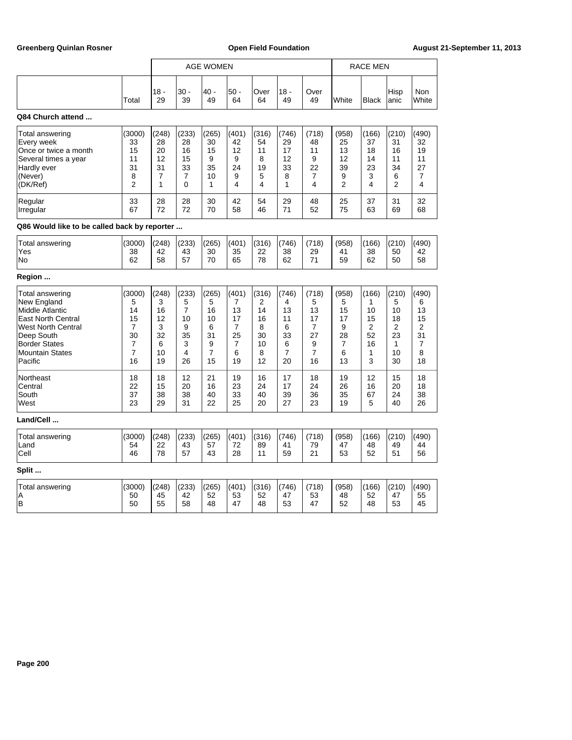| | | AGE WOMEN | | | | | | | RACE MEN | | | |
|---|---|---|---|---|---|---|---|---|---|---|---|---|
| | Total | 18 - 29 | 30 - 39 | 40 - 49 | 50 - 64 | Over 64 | 18 - 49 | Over 49 | White | Black | Hispanic | Non White |

**Q84 Church attend ...**

| | Total | 18 - 29 | 30 - 39 | 40 - 49 | 50 - 64 | Over 64 | 18 - 49 | Over 49 | White | Black | Hispanic | Non White |
|---|---|---|---|---|---|---|---|---|---|---|---|---|
| Total answering | (3000) | (248) | (233) | (265) | (401) | (316) | (746) | (718) | (958) | (166) | (210) | (490) |
| Every week | 33 | 28 | 28 | 30 | 42 | 54 | 29 | 48 | 25 | 37 | 31 | 32 |
| Once or twice a month | 15 | 20 | 16 | 15 | 12 | 11 | 17 | 11 | 13 | 18 | 16 | 19 |
| Several times a year | 11 | 12 | 15 | 9 | 9 | 8 | 12 | 9 | 12 | 14 | 11 | 11 |
| Hardly ever | 31 | 31 | 33 | 35 | 24 | 19 | 33 | 22 | 39 | 23 | 34 | 27 |
| (Never) | 8 | 7 | 7 | 10 | 9 | 5 | 8 | 7 | 9 | 3 | 6 | 7 |
| (DK/Ref) | 2 | 1 | 0 | 1 | 4 | 4 | 1 | 4 | 2 | 4 | 2 | 4 |
| Regular | 33 | 28 | 28 | 30 | 42 | 54 | 29 | 48 | 25 | 37 | 31 | 32 |
| Irregular | 67 | 72 | 72 | 70 | 58 | 46 | 71 | 52 | 75 | 63 | 69 | 68 |

**Q86 Would like to be called back by reporter ...**

| | Total | 18 - 29 | 30 - 39 | 40 - 49 | 50 - 64 | Over 64 | 18 - 49 | Over 49 | White | Black | Hispanic | Non White |
|---|---|---|---|---|---|---|---|---|---|---|---|---|
| Total answering | (3000) | (248) | (233) | (265) | (401) | (316) | (746) | (718) | (958) | (166) | (210) | (490) |
| Yes | 38 | 42 | 43 | 30 | 35 | 22 | 38 | 29 | 41 | 38 | 50 | 42 |
| No | 62 | 58 | 57 | 70 | 65 | 78 | 62 | 71 | 59 | 62 | 50 | 58 |

**Region ...**

| | Total | 18 - 29 | 30 - 39 | 40 - 49 | 50 - 64 | Over 64 | 18 - 49 | Over 49 | White | Black | Hispanic | Non White |
|---|---|---|---|---|---|---|---|---|---|---|---|---|
| Total answering | (3000) | (248) | (233) | (265) | (401) | (316) | (746) | (718) | (958) | (166) | (210) | (490) |
| New England | 5 | 3 | 5 | 5 | 7 | 2 | 4 | 5 | 5 | 1 | 5 | 6 |
| Middle Atlantic | 14 | 16 | 7 | 16 | 13 | 14 | 13 | 13 | 15 | 10 | 10 | 13 |
| East North Central | 15 | 12 | 10 | 10 | 17 | 16 | 11 | 17 | 17 | 15 | 18 | 15 |
| West North Central | 7 | 3 | 9 | 6 | 7 | 8 | 6 | 7 | 9 | 2 | 2 | 2 |
| Deep South | 30 | 32 | 35 | 31 | 25 | 30 | 33 | 27 | 28 | 52 | 23 | 31 |
| Border States | 7 | 6 | 3 | 9 | 7 | 10 | 6 | 9 | 7 | 16 | 1 | 7 |
| Mountain States | 7 | 10 | 4 | 7 | 6 | 8 | 7 | 7 | 6 | 1 | 10 | 8 |
| Pacific | 16 | 19 | 26 | 15 | 19 | 12 | 20 | 16 | 13 | 3 | 30 | 18 |
| Northeast | 18 | 18 | 12 | 21 | 19 | 16 | 17 | 18 | 19 | 12 | 15 | 18 |
| Central | 22 | 15 | 20 | 16 | 23 | 24 | 17 | 24 | 26 | 16 | 20 | 18 |
| South | 37 | 38 | 38 | 40 | 33 | 40 | 39 | 36 | 35 | 67 | 24 | 38 |
| West | 23 | 29 | 31 | 22 | 25 | 20 | 27 | 23 | 19 | 5 | 40 | 26 |

**Land/Cell ...**

| | Total | 18 - 29 | 30 - 39 | 40 - 49 | 50 - 64 | Over 64 | 18 - 49 | Over 49 | White | Black | Hispanic | Non White |
|---|---|---|---|---|---|---|---|---|---|---|---|---|
| Total answering | (3000) | (248) | (233) | (265) | (401) | (316) | (746) | (718) | (958) | (166) | (210) | (490) |
| Land | 54 | 22 | 43 | 57 | 72 | 89 | 41 | 79 | 47 | 48 | 49 | 44 |
| Cell | 46 | 78 | 57 | 43 | 28 | 11 | 59 | 21 | 53 | 52 | 51 | 56 |

**Split ...**

| | Total | 18 - 29 | 30 - 39 | 40 - 49 | 50 - 64 | Over 64 | 18 - 49 | Over 49 | White | Black | Hispanic | Non White |
|---|---|---|---|---|---|---|---|---|---|---|---|---|
| Total answering | (3000) | (248) | (233) | (265) | (401) | (316) | (746) | (718) | (958) | (166) | (210) | (490) |
| A | 50 | 45 | 42 | 52 | 53 | 52 | 47 | 53 | 48 | 52 | 47 | 55 |
| B | 50 | 55 | 58 | 48 | 47 | 48 | 53 | 47 | 52 | 48 | 53 | 45 |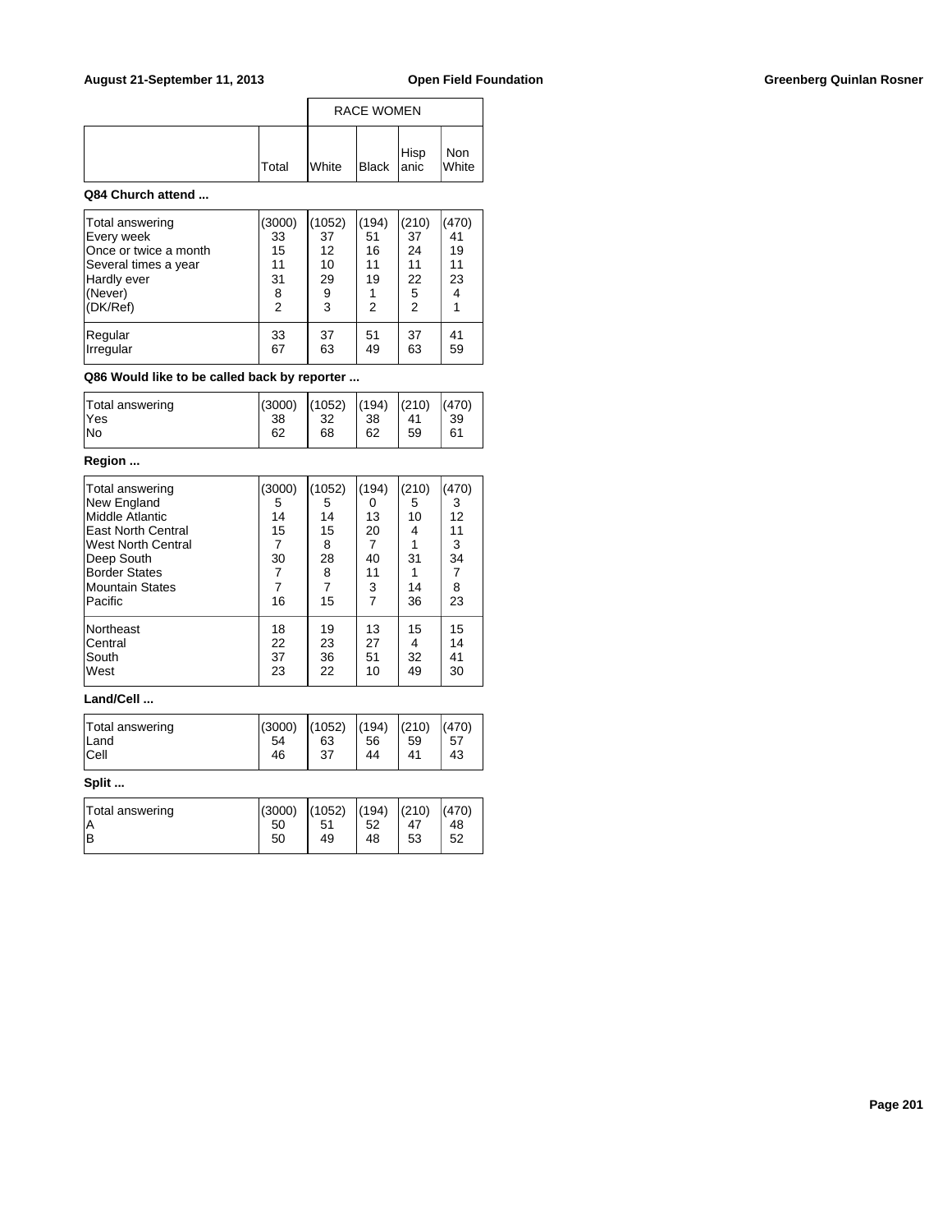| | Total | RACE WOMEN White | Black | Hispanic | Non White |
|---|---|---|---|---|---|

**Q84 Church attend ...**

| | Total | White | Black | Hispanic | Non White |
|---|---|---|---|---|---|
| Total answering | (3000) | (1052) | (194) | (210) | (470) |
| Every week | 33 | 37 | 51 | 37 | 41 |
| Once or twice a month | 15 | 12 | 16 | 24 | 19 |
| Several times a year | 11 | 10 | 11 | 11 | 11 |
| Hardly ever | 31 | 29 | 19 | 22 | 23 |
| (Never) | 8 | 9 | 1 | 5 | 4 |
| (DK/Ref) | 2 | 3 | 2 | 2 | 1 |
| Regular | 33 | 37 | 51 | 37 | 41 |
| Irregular | 67 | 63 | 49 | 63 | 59 |

**Q86 Would like to be called back by reporter ...**

| | Total | White | Black | Hispanic | Non White |
|---|---|---|---|---|---|
| Total answering | (3000) | (1052) | (194) | (210) | (470) |
| Yes | 38 | 32 | 38 | 41 | 39 |
| No | 62 | 68 | 62 | 59 | 61 |

**Region ...**

| | Total | White | Black | Hispanic | Non White |
|---|---|---|---|---|---|
| Total answering | (3000) | (1052) | (194) | (210) | (470) |
| New England | 5 | 5 | 0 | 5 | 3 |
| Middle Atlantic | 14 | 14 | 13 | 10 | 12 |
| East North Central | 15 | 15 | 20 | 4 | 11 |
| West North Central | 7 | 8 | 7 | 1 | 3 |
| Deep South | 30 | 28 | 40 | 31 | 34 |
| Border States | 7 | 8 | 11 | 1 | 7 |
| Mountain States | 7 | 7 | 3 | 14 | 8 |
| Pacific | 16 | 15 | 7 | 36 | 23 |
| Northeast | 18 | 19 | 13 | 15 | 15 |
| Central | 22 | 23 | 27 | 4 | 14 |
| South | 37 | 36 | 51 | 32 | 41 |
| West | 23 | 22 | 10 | 49 | 30 |

**Land/Cell ...**

| | Total | White | Black | Hispanic | Non White |
|---|---|---|---|---|---|
| Total answering | (3000) | (1052) | (194) | (210) | (470) |
| Land | 54 | 63 | 56 | 59 | 57 |
| Cell | 46 | 37 | 44 | 41 | 43 |

**Split ...**

| | Total | White | Black | Hispanic | Non White |
|---|---|---|---|---|---|
| Total answering | (3000) | (1052) | (194) | (210) | (470) |
| A | 50 | 51 | 52 | 47 | 48 |
| B | 50 | 49 | 48 | 53 | 52 |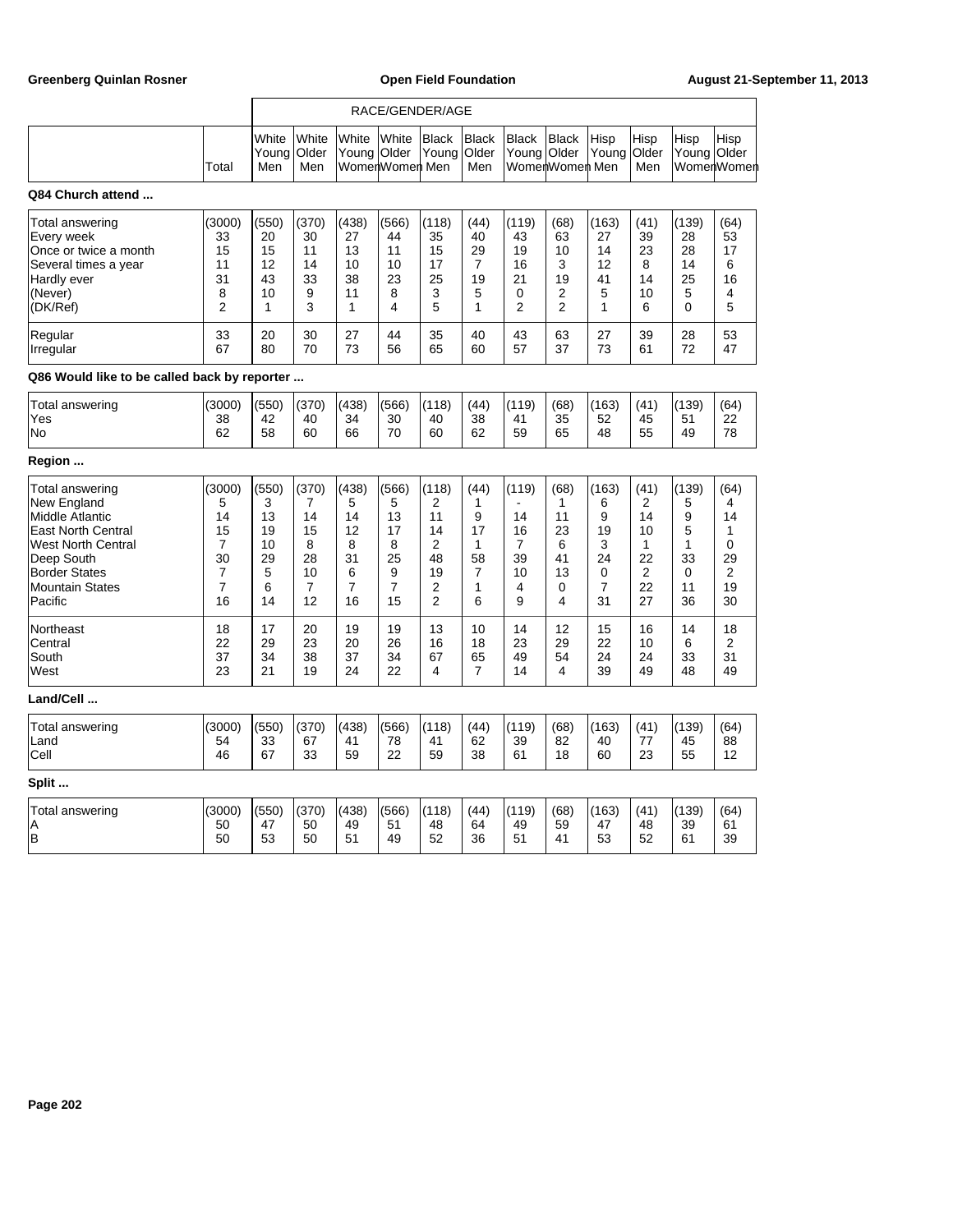| | Total | White Young Men | White Older Men | White Young Women | White Older Women | Black Young Men | Black Older Men | Black Young Women | Black Older Women | Hisp Young Men | Hisp Older Men | Hisp Young Women | Hisp Older Women |
|---|---|---|---|---|---|---|---|---|---|---|---|---|---|
| | | RACE/GENDER/AGE | | | | | | | | | | | |

**Q84 Church attend ...**

| | Total | White Young Men | White Older Men | White Young Women | White Older Women | Black Young Men | Black Older Men | Black Young Women | Black Older Women | Hisp Young Men | Hisp Older Men | Hisp Young Women | Hisp Older Women |
|---|---|---|---|---|---|---|---|---|---|---|---|---|---|
| Total answering | (3000) | (550) | (370) | (438) | (566) | (118) | (44) | (119) | (68) | (163) | (41) | (139) | (64) |
| Every week | 33 | 20 | 30 | 27 | 44 | 35 | 40 | 43 | 63 | 27 | 39 | 28 | 53 |
| Once or twice a month | 15 | 15 | 11 | 13 | 11 | 15 | 29 | 19 | 10 | 14 | 23 | 28 | 17 |
| Several times a year | 11 | 12 | 14 | 10 | 10 | 17 | 7 | 16 | 3 | 12 | 8 | 14 | 6 |
| Hardly ever | 31 | 43 | 33 | 38 | 23 | 25 | 19 | 21 | 19 | 41 | 14 | 25 | 16 |
| (Never) | 8 | 10 | 9 | 11 | 8 | 3 | 5 | 0 | 2 | 5 | 10 | 5 | 4 |
| (DK/Ref) | 2 | 1 | 3 | 1 | 4 | 5 | 1 | 2 | 2 | 1 | 6 | 0 | 5 |
| Regular | 33 | 20 | 30 | 27 | 44 | 35 | 40 | 43 | 63 | 27 | 39 | 28 | 53 |
| Irregular | 67 | 80 | 70 | 73 | 56 | 65 | 60 | 57 | 37 | 73 | 61 | 72 | 47 |

**Q86 Would like to be called back by reporter ...**

| | Total | White Young Men | White Older Men | White Young Women | White Older Women | Black Young Men | Black Older Men | Black Young Women | Black Older Women | Hisp Young Men | Hisp Older Men | Hisp Young Women | Hisp Older Women |
|---|---|---|---|---|---|---|---|---|---|---|---|---|---|
| Total answering | (3000) | (550) | (370) | (438) | (566) | (118) | (44) | (119) | (68) | (163) | (41) | (139) | (64) |
| Yes | 38 | 42 | 40 | 34 | 30 | 40 | 38 | 41 | 35 | 52 | 45 | 51 | 22 |
| No | 62 | 58 | 60 | 66 | 70 | 60 | 62 | 59 | 65 | 48 | 55 | 49 | 78 |

**Region ...**

| | Total | White Young Men | White Older Men | White Young Women | White Older Women | Black Young Men | Black Older Men | Black Young Women | Black Older Women | Hisp Young Men | Hisp Older Men | Hisp Young Women | Hisp Older Women |
|---|---|---|---|---|---|---|---|---|---|---|---|---|---|
| Total answering | (3000) | (550) | (370) | (438) | (566) | (118) | (44) | (119) | (68) | (163) | (41) | (139) | (64) |
| New England | 5 | 3 | 7 | 5 | 5 | 2 | 1 | - | 1 | 6 | 2 | 5 | 4 |
| Middle Atlantic | 14 | 13 | 14 | 14 | 13 | 11 | 9 | 14 | 11 | 9 | 14 | 9 | 14 |
| East North Central | 15 | 19 | 15 | 12 | 17 | 14 | 17 | 16 | 23 | 19 | 10 | 5 | 1 |
| West North Central | 7 | 10 | 8 | 8 | 8 | 2 | 1 | 7 | 6 | 3 | 1 | 1 | 0 |
| Deep South | 30 | 29 | 28 | 31 | 25 | 48 | 58 | 39 | 41 | 24 | 22 | 33 | 29 |
| Border States | 7 | 5 | 10 | 6 | 9 | 19 | 7 | 10 | 13 | 0 | 2 | 0 | 2 |
| Mountain States | 7 | 6 | 7 | 7 | 7 | 2 | 1 | 4 | 0 | 7 | 22 | 11 | 19 |
| Pacific | 16 | 14 | 12 | 16 | 15 | 2 | 6 | 9 | 4 | 31 | 27 | 36 | 30 |
| Northeast | 18 | 17 | 20 | 19 | 19 | 13 | 10 | 14 | 12 | 15 | 16 | 14 | 18 |
| Central | 22 | 29 | 23 | 20 | 26 | 16 | 18 | 23 | 29 | 22 | 10 | 6 | 2 |
| South | 37 | 34 | 38 | 37 | 34 | 67 | 65 | 49 | 54 | 24 | 24 | 33 | 31 |
| West | 23 | 21 | 19 | 24 | 22 | 4 | 7 | 14 | 4 | 39 | 49 | 48 | 49 |

**Land/Cell ...**

| | Total | White Young Men | White Older Men | White Young Women | White Older Women | Black Young Men | Black Older Men | Black Young Women | Black Older Women | Hisp Young Men | Hisp Older Men | Hisp Young Women | Hisp Older Women |
|---|---|---|---|---|---|---|---|---|---|---|---|---|---|
| Total answering | (3000) | (550) | (370) | (438) | (566) | (118) | (44) | (119) | (68) | (163) | (41) | (139) | (64) |
| Land | 54 | 33 | 67 | 41 | 78 | 41 | 62 | 39 | 82 | 40 | 77 | 45 | 88 |
| Cell | 46 | 67 | 33 | 59 | 22 | 59 | 38 | 61 | 18 | 60 | 23 | 55 | 12 |

**Split ...**

| | Total | White Young Men | White Older Men | White Young Women | White Older Women | Black Young Men | Black Older Men | Black Young Women | Black Older Women | Hisp Young Men | Hisp Older Men | Hisp Young Women | Hisp Older Women |
|---|---|---|---|---|---|---|---|---|---|---|---|---|---|
| Total answering | (3000) | (550) | (370) | (438) | (566) | (118) | (44) | (119) | (68) | (163) | (41) | (139) | (64) |
| A | 50 | 47 | 50 | 49 | 51 | 48 | 64 | 49 | 59 | 47 | 48 | 39 | 61 |
| B | 50 | 53 | 50 | 51 | 49 | 52 | 36 | 51 | 41 | 53 | 52 | 61 | 39 |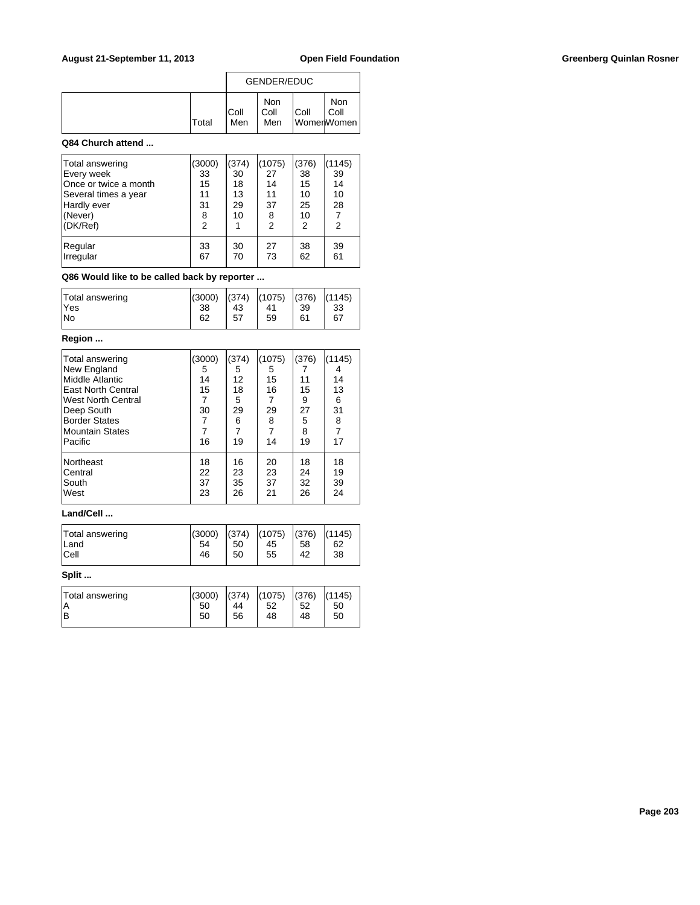| | Total | GENDER/EDUC Coll Men | Non Coll Men | Coll Women | Non Coll Women |
|---|---|---|---|---|---|

**Q84 Church attend ...**

| | Total | Coll Men | Non Coll Men | Coll Women | Non Coll Women |
|---|---|---|---|---|---|
| Total answering | (3000) | (374) | (1075) | (376) | (1145) |
| Every week | 33 | 30 | 27 | 38 | 39 |
| Once or twice a month | 15 | 18 | 14 | 15 | 14 |
| Several times a year | 11 | 13 | 11 | 10 | 10 |
| Hardly ever | 31 | 29 | 37 | 25 | 28 |
| (Never) | 8 | 10 | 8 | 10 | 7 |
| (DK/Ref) | 2 | 1 | 2 | 2 | 2 |
| Regular | 33 | 30 | 27 | 38 | 39 |
| Irregular | 67 | 70 | 73 | 62 | 61 |

**Q86 Would like to be called back by reporter ...**

| | Total | Coll Men | Non Coll Men | Coll Women | Non Coll Women |
|---|---|---|---|---|---|
| Total answering | (3000) | (374) | (1075) | (376) | (1145) |
| Yes | 38 | 43 | 41 | 39 | 33 |
| No | 62 | 57 | 59 | 61 | 67 |

**Region ...**

| | Total | Coll Men | Non Coll Men | Coll Women | Non Coll Women |
|---|---|---|---|---|---|
| Total answering | (3000) | (374) | (1075) | (376) | (1145) |
| New England | 5 | 5 | 5 | 7 | 4 |
| Middle Atlantic | 14 | 12 | 15 | 11 | 14 |
| East North Central | 15 | 18 | 16 | 15 | 13 |
| West North Central | 7 | 5 | 7 | 9 | 6 |
| Deep South | 30 | 29 | 29 | 27 | 31 |
| Border States | 7 | 6 | 8 | 5 | 8 |
| Mountain States | 7 | 7 | 7 | 8 | 7 |
| Pacific | 16 | 19 | 14 | 19 | 17 |
| Northeast | 18 | 16 | 20 | 18 | 18 |
| Central | 22 | 23 | 23 | 24 | 19 |
| South | 37 | 35 | 37 | 32 | 39 |
| West | 23 | 26 | 21 | 26 | 24 |

**Land/Cell ...**

| | Total | Coll Men | Non Coll Men | Coll Women | Non Coll Women |
|---|---|---|---|---|---|
| Total answering | (3000) | (374) | (1075) | (376) | (1145) |
| Land | 54 | 50 | 45 | 58 | 62 |
| Cell | 46 | 50 | 55 | 42 | 38 |

**Split ...**

| | Total | Coll Men | Non Coll Men | Coll Women | Non Coll Women |
|---|---|---|---|---|---|
| Total answering | (3000) | (374) | (1075) | (376) | (1145) |
| A | 50 | 44 | 52 | 52 | 50 |
| B | 50 | 56 | 48 | 48 | 50 |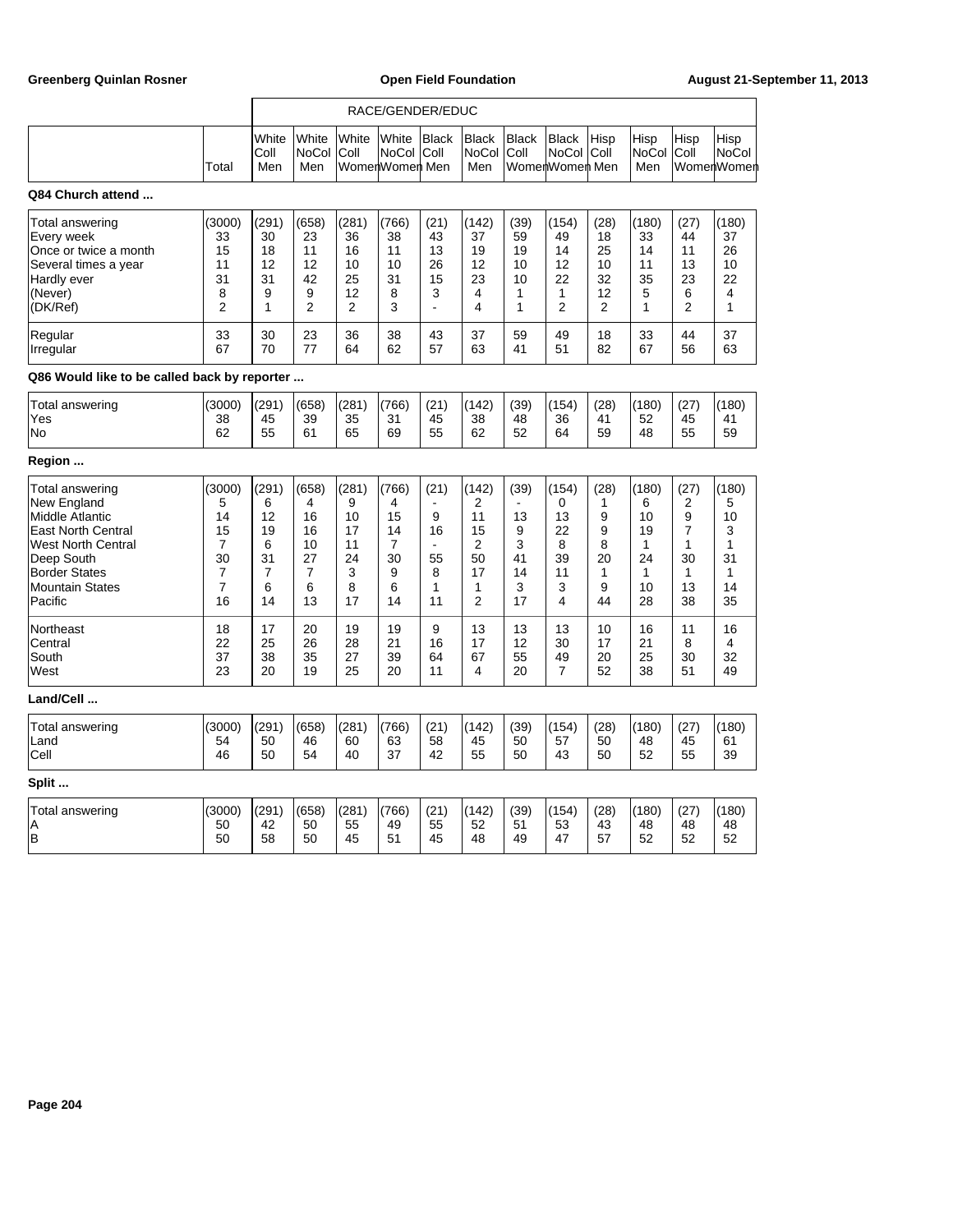| | | RACE/GENDER/EDUC | | | | | | | | | | | |
|---|---|---|---|---|---|---|---|---|---|---|---|---|---|
| | Total | White Coll Men | White NoCol Men | White Coll Women | White NoCol Women | Black Coll Men | Black NoCol Men | Black Coll Women | Black NoCol Women | Hisp Coll Men | Hisp NoCol Men | Hisp Coll Women | Hisp NoCol Women |

**Q84 Church attend ...**

| | Total | White Coll Men | White NoCol Men | White Coll Women | White NoCol Women | Black Coll Men | Black NoCol Men | Black Coll Women | Black NoCol Women | Hisp Coll Men | Hisp NoCol Men | Hisp Coll Women | Hisp NoCol Women |
|---|---|---|---|---|---|---|---|---|---|---|---|---|---|
| Total answering | (3000) | (291) | (658) | (281) | (766) | (21) | (142) | (39) | (154) | (28) | (180) | (27) | (180) |
| Every week | 33 | 30 | 23 | 36 | 38 | 43 | 37 | 59 | 49 | 18 | 33 | 44 | 37 |
| Once or twice a month | 15 | 18 | 11 | 16 | 11 | 13 | 19 | 19 | 14 | 25 | 14 | 11 | 26 |
| Several times a year | 11 | 12 | 12 | 10 | 10 | 26 | 12 | 10 | 12 | 10 | 11 | 13 | 10 |
| Hardly ever | 31 | 31 | 42 | 25 | 31 | 15 | 23 | 10 | 22 | 32 | 35 | 23 | 22 |
| (Never) | 8 | 9 | 9 | 12 | 8 | 3 | 4 | 1 | 1 | 12 | 5 | 6 | 4 |
| (DK/Ref) | 2 | 1 | 2 | 2 | 3 | - | 4 | 1 | 2 | 2 | 1 | 2 | 1 |
| Regular | 33 | 30 | 23 | 36 | 38 | 43 | 37 | 59 | 49 | 18 | 33 | 44 | 37 |
| Irregular | 67 | 70 | 77 | 64 | 62 | 57 | 63 | 41 | 51 | 82 | 67 | 56 | 63 |

**Q86 Would like to be called back by reporter ...**

| | Total | White Coll Men | White NoCol Men | White Coll Women | White NoCol Women | Black Coll Men | Black NoCol Men | Black Coll Women | Black NoCol Women | Hisp Coll Men | Hisp NoCol Men | Hisp Coll Women | Hisp NoCol Women |
|---|---|---|---|---|---|---|---|---|---|---|---|---|---|
| Total answering | (3000) | (291) | (658) | (281) | (766) | (21) | (142) | (39) | (154) | (28) | (180) | (27) | (180) |
| Yes | 38 | 45 | 39 | 35 | 31 | 45 | 38 | 48 | 36 | 41 | 52 | 45 | 41 |
| No | 62 | 55 | 61 | 65 | 69 | 55 | 62 | 52 | 64 | 59 | 48 | 55 | 59 |

**Region ...**

| | Total | White Coll Men | White NoCol Men | White Coll Women | White NoCol Women | Black Coll Men | Black NoCol Men | Black Coll Women | Black NoCol Women | Hisp Coll Men | Hisp NoCol Men | Hisp Coll Women | Hisp NoCol Women |
|---|---|---|---|---|---|---|---|---|---|---|---|---|---|
| Total answering | (3000) | (291) | (658) | (281) | (766) | (21) | (142) | (39) | (154) | (28) | (180) | (27) | (180) |
| New England | 5 | 6 | 4 | 9 | 4 | - | 2 | - | 0 | 1 | 6 | 2 | 5 |
| Middle Atlantic | 14 | 12 | 16 | 10 | 15 | 9 | 11 | 13 | 13 | 9 | 10 | 9 | 10 |
| East North Central | 15 | 19 | 16 | 17 | 14 | 16 | 15 | 9 | 22 | 9 | 19 | 7 | 3 |
| West North Central | 7 | 6 | 10 | 11 | 7 | - | 2 | 3 | 8 | 8 | 1 | 1 | 1 |
| Deep South | 30 | 31 | 27 | 24 | 30 | 55 | 50 | 41 | 39 | 20 | 24 | 30 | 31 |
| Border States | 7 | 7 | 7 | 3 | 9 | 8 | 17 | 14 | 11 | 1 | 1 | 1 | 1 |
| Mountain States | 7 | 6 | 6 | 8 | 6 | 1 | 1 | 3 | 3 | 9 | 10 | 13 | 14 |
| Pacific | 16 | 14 | 13 | 17 | 14 | 11 | 2 | 17 | 4 | 44 | 28 | 38 | 35 |
| Northeast | 18 | 17 | 20 | 19 | 19 | 9 | 13 | 13 | 13 | 10 | 16 | 11 | 16 |
| Central | 22 | 25 | 26 | 28 | 21 | 16 | 17 | 12 | 30 | 17 | 21 | 8 | 4 |
| South | 37 | 38 | 35 | 27 | 39 | 64 | 67 | 55 | 49 | 20 | 25 | 30 | 32 |
| West | 23 | 20 | 19 | 25 | 20 | 11 | 4 | 20 | 7 | 52 | 38 | 51 | 49 |

**Land/Cell ...**

| | Total | White Coll Men | White NoCol Men | White Coll Women | White NoCol Women | Black Coll Men | Black NoCol Men | Black Coll Women | Black NoCol Women | Hisp Coll Men | Hisp NoCol Men | Hisp Coll Women | Hisp NoCol Women |
|---|---|---|---|---|---|---|---|---|---|---|---|---|---|
| Total answering | (3000) | (291) | (658) | (281) | (766) | (21) | (142) | (39) | (154) | (28) | (180) | (27) | (180) |
| Land | 54 | 50 | 46 | 60 | 63 | 58 | 45 | 50 | 57 | 50 | 48 | 45 | 61 |
| Cell | 46 | 50 | 54 | 40 | 37 | 42 | 55 | 50 | 43 | 50 | 52 | 55 | 39 |

**Split ...**

| | Total | White Coll Men | White NoCol Men | White Coll Women | White NoCol Women | Black Coll Men | Black NoCol Men | Black Coll Women | Black NoCol Women | Hisp Coll Men | Hisp NoCol Men | Hisp Coll Women | Hisp NoCol Women |
|---|---|---|---|---|---|---|---|---|---|---|---|---|---|
| Total answering | (3000) | (291) | (658) | (281) | (766) | (21) | (142) | (39) | (154) | (28) | (180) | (27) | (180) |
| A | 50 | 42 | 50 | 55 | 49 | 55 | 52 | 51 | 53 | 43 | 48 | 48 | 48 |
| B | 50 | 58 | 50 | 45 | 51 | 45 | 48 | 49 | 47 | 57 | 52 | 52 | 52 |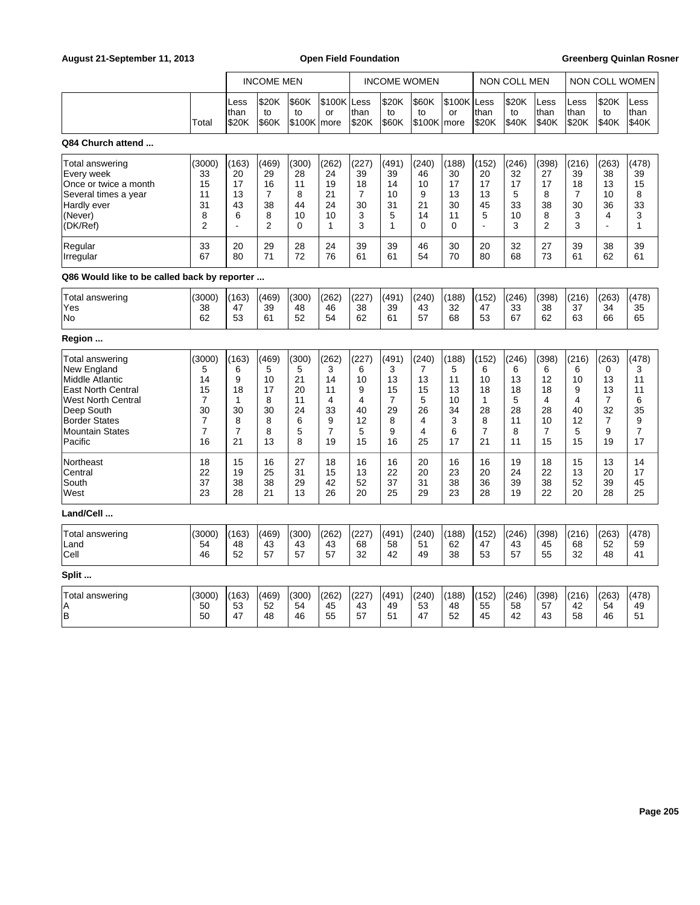August 21-September 11, 2013 — Open Field Foundation — Greenberg Quinlan Rosner

| | Total | INCOME MEN | | | | INCOME WOMEN | | | | NON COLL MEN | | | NON COLL WOMEN | | |
|---|---|---|---|---|---|---|---|---|---|---|---|---|---|---|---|
| | | Less than $20K | $20K to $60K | $60K to $100K | $100K or more | Less than $20K | $20K to $60K | $60K to $100K | $100K or more | Less than $20K | $20K to $40K | Less than $40K | Less than $20K | $20K to $40K | Less than $40K |

**Q84 Church attend ...**

| | Total | Men <$20K | Men $20K-$60K | Men $60K-$100K | Men $100K+ | Women <$20K | Women $20K-$60K | Women $60K-$100K | Women $100K+ | NC Men <$20K | NC Men $20K-$40K | NC Men <$40K | NC Women <$20K | NC Women $20K-$40K | NC Women <$40K |
|---|---|---|---|---|---|---|---|---|---|---|---|---|---|---|---|
| Total answering | (3000) | (163) | (469) | (300) | (262) | (227) | (491) | (240) | (188) | (152) | (246) | (398) | (216) | (263) | (478) |
| Every week | 33 | 20 | 29 | 28 | 24 | 39 | 39 | 46 | 30 | 20 | 32 | 27 | 39 | 38 | 39 |
| Once or twice a month | 15 | 17 | 16 | 11 | 19 | 18 | 14 | 10 | 17 | 17 | 17 | 17 | 18 | 13 | 15 |
| Several times a year | 11 | 13 | 7 | 8 | 21 | 7 | 10 | 9 | 13 | 13 | 5 | 8 | 7 | 10 | 8 |
| Hardly ever | 31 | 43 | 38 | 44 | 24 | 30 | 31 | 21 | 30 | 45 | 33 | 38 | 30 | 36 | 33 |
| (Never) | 8 | 6 | 8 | 10 | 10 | 3 | 5 | 14 | 11 | 5 | 10 | 8 | 3 | 4 | 3 |
| (DK/Ref) | 2 | - | 2 | 0 | 1 | 3 | 1 | 0 | 0 | - | 3 | 2 | 3 | - | 1 |
| Regular | 33 | 20 | 29 | 28 | 24 | 39 | 39 | 46 | 30 | 20 | 32 | 27 | 39 | 38 | 39 |
| Irregular | 67 | 80 | 71 | 72 | 76 | 61 | 61 | 54 | 70 | 80 | 68 | 73 | 61 | 62 | 61 |

**Q86 Would like to be called back by reporter ...**

| | Total | Men <$20K | Men $20K-$60K | Men $60K-$100K | Men $100K+ | Women <$20K | Women $20K-$60K | Women $60K-$100K | Women $100K+ | NC Men <$20K | NC Men $20K-$40K | NC Men <$40K | NC Women <$20K | NC Women $20K-$40K | NC Women <$40K |
|---|---|---|---|---|---|---|---|---|---|---|---|---|---|---|---|
| Total answering | (3000) | (163) | (469) | (300) | (262) | (227) | (491) | (240) | (188) | (152) | (246) | (398) | (216) | (263) | (478) |
| Yes | 38 | 47 | 39 | 48 | 46 | 38 | 39 | 43 | 32 | 47 | 33 | 38 | 37 | 34 | 35 |
| No | 62 | 53 | 61 | 52 | 54 | 62 | 61 | 57 | 68 | 53 | 67 | 62 | 63 | 66 | 65 |

**Region ...**

| | Total | Men <$20K | Men $20K-$60K | Men $60K-$100K | Men $100K+ | Women <$20K | Women $20K-$60K | Women $60K-$100K | Women $100K+ | NC Men <$20K | NC Men $20K-$40K | NC Men <$40K | NC Women <$20K | NC Women $20K-$40K | NC Women <$40K |
|---|---|---|---|---|---|---|---|---|---|---|---|---|---|---|---|
| Total answering | (3000) | (163) | (469) | (300) | (262) | (227) | (491) | (240) | (188) | (152) | (246) | (398) | (216) | (263) | (478) |
| New England | 5 | 6 | 5 | 5 | 3 | 6 | 3 | 7 | 5 | 6 | 6 | 6 | 6 | 0 | 3 |
| Middle Atlantic | 14 | 9 | 10 | 21 | 14 | 10 | 13 | 13 | 11 | 10 | 13 | 12 | 10 | 13 | 11 |
| East North Central | 15 | 18 | 17 | 20 | 11 | 9 | 15 | 15 | 13 | 18 | 18 | 18 | 9 | 13 | 11 |
| West North Central | 7 | 1 | 8 | 11 | 4 | 4 | 7 | 5 | 10 | 1 | 5 | 4 | 4 | 7 | 6 |
| Deep South | 30 | 30 | 30 | 24 | 33 | 40 | 29 | 26 | 34 | 28 | 28 | 28 | 40 | 32 | 35 |
| Border States | 7 | 8 | 8 | 6 | 9 | 12 | 8 | 4 | 3 | 8 | 11 | 10 | 12 | 7 | 9 |
| Mountain States | 7 | 7 | 8 | 5 | 7 | 5 | 9 | 4 | 6 | 7 | 8 | 7 | 5 | 9 | 7 |
| Pacific | 16 | 21 | 13 | 8 | 19 | 15 | 16 | 25 | 17 | 21 | 11 | 15 | 15 | 19 | 17 |
| Northeast | 18 | 15 | 16 | 27 | 18 | 16 | 16 | 20 | 16 | 16 | 19 | 18 | 15 | 13 | 14 |
| Central | 22 | 19 | 25 | 31 | 15 | 13 | 22 | 20 | 23 | 20 | 24 | 22 | 13 | 20 | 17 |
| South | 37 | 38 | 38 | 29 | 42 | 52 | 37 | 31 | 38 | 36 | 39 | 38 | 52 | 39 | 45 |
| West | 23 | 28 | 21 | 13 | 26 | 20 | 25 | 29 | 23 | 28 | 19 | 22 | 20 | 28 | 25 |

**Land/Cell ...**

| | Total | Men <$20K | Men $20K-$60K | Men $60K-$100K | Men $100K+ | Women <$20K | Women $20K-$60K | Women $60K-$100K | Women $100K+ | NC Men <$20K | NC Men $20K-$40K | NC Men <$40K | NC Women <$20K | NC Women $20K-$40K | NC Women <$40K |
|---|---|---|---|---|---|---|---|---|---|---|---|---|---|---|---|
| Total answering | (3000) | (163) | (469) | (300) | (262) | (227) | (491) | (240) | (188) | (152) | (246) | (398) | (216) | (263) | (478) |
| Land | 54 | 48 | 43 | 43 | 43 | 68 | 58 | 51 | 62 | 47 | 43 | 45 | 68 | 52 | 59 |
| Cell | 46 | 52 | 57 | 57 | 57 | 32 | 42 | 49 | 38 | 53 | 57 | 55 | 32 | 48 | 41 |

**Split ...**

| | Total | Men <$20K | Men $20K-$60K | Men $60K-$100K | Men $100K+ | Women <$20K | Women $20K-$60K | Women $60K-$100K | Women $100K+ | NC Men <$20K | NC Men $20K-$40K | NC Men <$40K | NC Women <$20K | NC Women $20K-$40K | NC Women <$40K |
|---|---|---|---|---|---|---|---|---|---|---|---|---|---|---|---|
| Total answering | (3000) | (163) | (469) | (300) | (262) | (227) | (491) | (240) | (188) | (152) | (246) | (398) | (216) | (263) | (478) |
| A | 50 | 53 | 52 | 54 | 45 | 43 | 49 | 53 | 48 | 55 | 58 | 57 | 42 | 54 | 49 |
| B | 50 | 47 | 48 | 46 | 55 | 57 | 51 | 47 | 52 | 45 | 42 | 43 | 58 | 46 | 51 |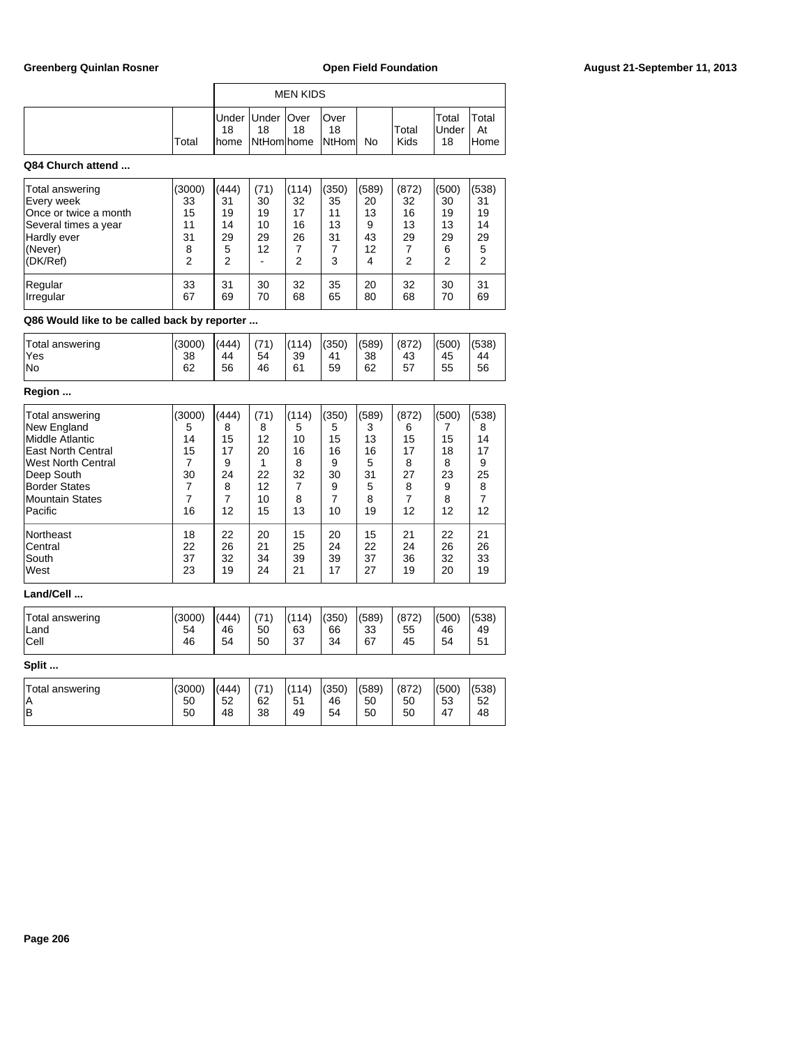| | Total | MEN KIDS Under 18 home | Under 18 NtHom | Over 18 home | Over 18 NtHom | No | Total Kids | Total Under 18 | Total At Home |
|---|---|---|---|---|---|---|---|---|---|

**Q84 Church attend ...**

| | Total | Under 18 home | Under 18 NtHom | Over 18 home | Over 18 NtHom | No | Total Kids | Total Under 18 | Total At Home |
|---|---|---|---|---|---|---|---|---|---|
| Total answering | (3000) | (444) | (71) | (114) | (350) | (589) | (872) | (500) | (538) |
| Every week | 33 | 31 | 30 | 32 | 35 | 20 | 32 | 30 | 31 |
| Once or twice a month | 15 | 19 | 19 | 17 | 11 | 13 | 16 | 19 | 19 |
| Several times a year | 11 | 14 | 10 | 16 | 13 | 9 | 13 | 13 | 14 |
| Hardly ever | 31 | 29 | 29 | 26 | 31 | 43 | 29 | 29 | 29 |
| (Never) | 8 | 5 | 12 | 7 | 7 | 12 | 7 | 6 | 5 |
| (DK/Ref) | 2 | 2 | - | 2 | 3 | 4 | 2 | 2 | 2 |
| Regular | 33 | 31 | 30 | 32 | 35 | 20 | 32 | 30 | 31 |
| Irregular | 67 | 69 | 70 | 68 | 65 | 80 | 68 | 70 | 69 |

**Q86 Would like to be called back by reporter ...**

| | Total | Under 18 home | Under 18 NtHom | Over 18 home | Over 18 NtHom | No | Total Kids | Total Under 18 | Total At Home |
|---|---|---|---|---|---|---|---|---|---|
| Total answering | (3000) | (444) | (71) | (114) | (350) | (589) | (872) | (500) | (538) |
| Yes | 38 | 44 | 54 | 39 | 41 | 38 | 43 | 45 | 44 |
| No | 62 | 56 | 46 | 61 | 59 | 62 | 57 | 55 | 56 |

**Region ...**

| | Total | Under 18 home | Under 18 NtHom | Over 18 home | Over 18 NtHom | No | Total Kids | Total Under 18 | Total At Home |
|---|---|---|---|---|---|---|---|---|---|
| Total answering | (3000) | (444) | (71) | (114) | (350) | (589) | (872) | (500) | (538) |
| New England | 5 | 8 | 8 | 5 | 5 | 3 | 6 | 7 | 8 |
| Middle Atlantic | 14 | 15 | 12 | 10 | 15 | 13 | 15 | 15 | 14 |
| East North Central | 15 | 17 | 20 | 16 | 16 | 16 | 17 | 18 | 17 |
| West North Central | 7 | 9 | 1 | 8 | 9 | 5 | 8 | 8 | 9 |
| Deep South | 30 | 24 | 22 | 32 | 30 | 31 | 27 | 23 | 25 |
| Border States | 7 | 8 | 12 | 7 | 9 | 5 | 8 | 9 | 8 |
| Mountain States | 7 | 7 | 10 | 8 | 7 | 8 | 7 | 8 | 7 |
| Pacific | 16 | 12 | 15 | 13 | 10 | 19 | 12 | 12 | 12 |
| Northeast | 18 | 22 | 20 | 15 | 20 | 15 | 21 | 22 | 21 |
| Central | 22 | 26 | 21 | 25 | 24 | 22 | 24 | 26 | 26 |
| South | 37 | 32 | 34 | 39 | 39 | 37 | 36 | 32 | 33 |
| West | 23 | 19 | 24 | 21 | 17 | 27 | 19 | 20 | 19 |

**Land/Cell ...**

| | Total | Under 18 home | Under 18 NtHom | Over 18 home | Over 18 NtHom | No | Total Kids | Total Under 18 | Total At Home |
|---|---|---|---|---|---|---|---|---|---|
| Total answering | (3000) | (444) | (71) | (114) | (350) | (589) | (872) | (500) | (538) |
| Land | 54 | 46 | 50 | 63 | 66 | 33 | 55 | 46 | 49 |
| Cell | 46 | 54 | 50 | 37 | 34 | 67 | 45 | 54 | 51 |

**Split ...**

| | Total | Under 18 home | Under 18 NtHom | Over 18 home | Over 18 NtHom | No | Total Kids | Total Under 18 | Total At Home |
|---|---|---|---|---|---|---|---|---|---|
| Total answering | (3000) | (444) | (71) | (114) | (350) | (589) | (872) | (500) | (538) |
| A | 50 | 52 | 62 | 51 | 46 | 50 | 50 | 53 | 52 |
| B | 50 | 48 | 38 | 49 | 54 | 50 | 50 | 47 | 48 |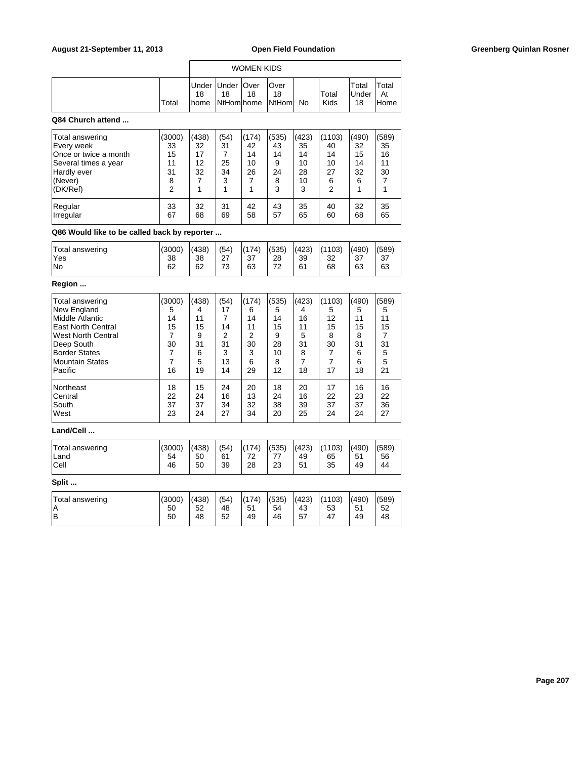| | | WOMEN KIDS | | | | | | | |
|---|---|---|---|---|---|---|---|---|---|
| | Total | Under 18 home | Under 18 NtHom | Over 18 home | Over 18 NtHom | No | Total Kids | Total Under 18 | Total At Home |

**Q84 Church attend ...**

| | Total | Under 18 home | Under 18 NtHom | Over 18 home | Over 18 NtHom | No | Total Kids | Total Under 18 | Total At Home |
|---|---|---|---|---|---|---|---|---|---|
| Total answering | (3000) | (438) | (54) | (174) | (535) | (423) | (1103) | (490) | (589) |
| Every week | 33 | 32 | 31 | 42 | 43 | 35 | 40 | 32 | 35 |
| Once or twice a month | 15 | 17 | 7 | 14 | 14 | 14 | 14 | 15 | 16 |
| Several times a year | 11 | 12 | 25 | 10 | 9 | 10 | 10 | 14 | 11 |
| Hardly ever | 31 | 32 | 34 | 26 | 24 | 28 | 27 | 32 | 30 |
| (Never) | 8 | 7 | 3 | 7 | 8 | 10 | 6 | 6 | 7 |
| (DK/Ref) | 2 | 1 | 1 | 1 | 3 | 3 | 2 | 1 | 1 |
| Regular | 33 | 32 | 31 | 42 | 43 | 35 | 40 | 32 | 35 |
| Irregular | 67 | 68 | 69 | 58 | 57 | 65 | 60 | 68 | 65 |

**Q86 Would like to be called back by reporter ...**

| | Total | Under 18 home | Under 18 NtHom | Over 18 home | Over 18 NtHom | No | Total Kids | Total Under 18 | Total At Home |
|---|---|---|---|---|---|---|---|---|---|
| Total answering | (3000) | (438) | (54) | (174) | (535) | (423) | (1103) | (490) | (589) |
| Yes | 38 | 38 | 27 | 37 | 28 | 39 | 32 | 37 | 37 |
| No | 62 | 62 | 73 | 63 | 72 | 61 | 68 | 63 | 63 |

**Region ...**

| | Total | Under 18 home | Under 18 NtHom | Over 18 home | Over 18 NtHom | No | Total Kids | Total Under 18 | Total At Home |
|---|---|---|---|---|---|---|---|---|---|
| Total answering | (3000) | (438) | (54) | (174) | (535) | (423) | (1103) | (490) | (589) |
| New England | 5 | 4 | 17 | 6 | 5 | 4 | 5 | 5 | 5 |
| Middle Atlantic | 14 | 11 | 7 | 14 | 14 | 16 | 12 | 11 | 11 |
| East North Central | 15 | 15 | 14 | 11 | 15 | 11 | 15 | 15 | 15 |
| West North Central | 7 | 9 | 2 | 2 | 9 | 5 | 8 | 8 | 7 |
| Deep South | 30 | 31 | 31 | 30 | 28 | 31 | 30 | 31 | 31 |
| Border States | 7 | 6 | 3 | 3 | 10 | 8 | 7 | 6 | 5 |
| Mountain States | 7 | 5 | 13 | 6 | 8 | 7 | 7 | 6 | 5 |
| Pacific | 16 | 19 | 14 | 29 | 12 | 18 | 17 | 18 | 21 |
| Northeast | 18 | 15 | 24 | 20 | 18 | 20 | 17 | 16 | 16 |
| Central | 22 | 24 | 16 | 13 | 24 | 16 | 22 | 23 | 22 |
| South | 37 | 37 | 34 | 32 | 38 | 39 | 37 | 37 | 36 |
| West | 23 | 24 | 27 | 34 | 20 | 25 | 24 | 24 | 27 |

**Land/Cell ...**

| | Total | Under 18 home | Under 18 NtHom | Over 18 home | Over 18 NtHom | No | Total Kids | Total Under 18 | Total At Home |
|---|---|---|---|---|---|---|---|---|---|
| Total answering | (3000) | (438) | (54) | (174) | (535) | (423) | (1103) | (490) | (589) |
| Land | 54 | 50 | 61 | 72 | 77 | 49 | 65 | 51 | 56 |
| Cell | 46 | 50 | 39 | 28 | 23 | 51 | 35 | 49 | 44 |

**Split ...**

| | Total | Under 18 home | Under 18 NtHom | Over 18 home | Over 18 NtHom | No | Total Kids | Total Under 18 | Total At Home |
|---|---|---|---|---|---|---|---|---|---|
| Total answering | (3000) | (438) | (54) | (174) | (535) | (423) | (1103) | (490) | (589) |
| A | 50 | 52 | 48 | 51 | 54 | 43 | 53 | 51 | 52 |
| B | 50 | 48 | 52 | 49 | 46 | 57 | 47 | 49 | 48 |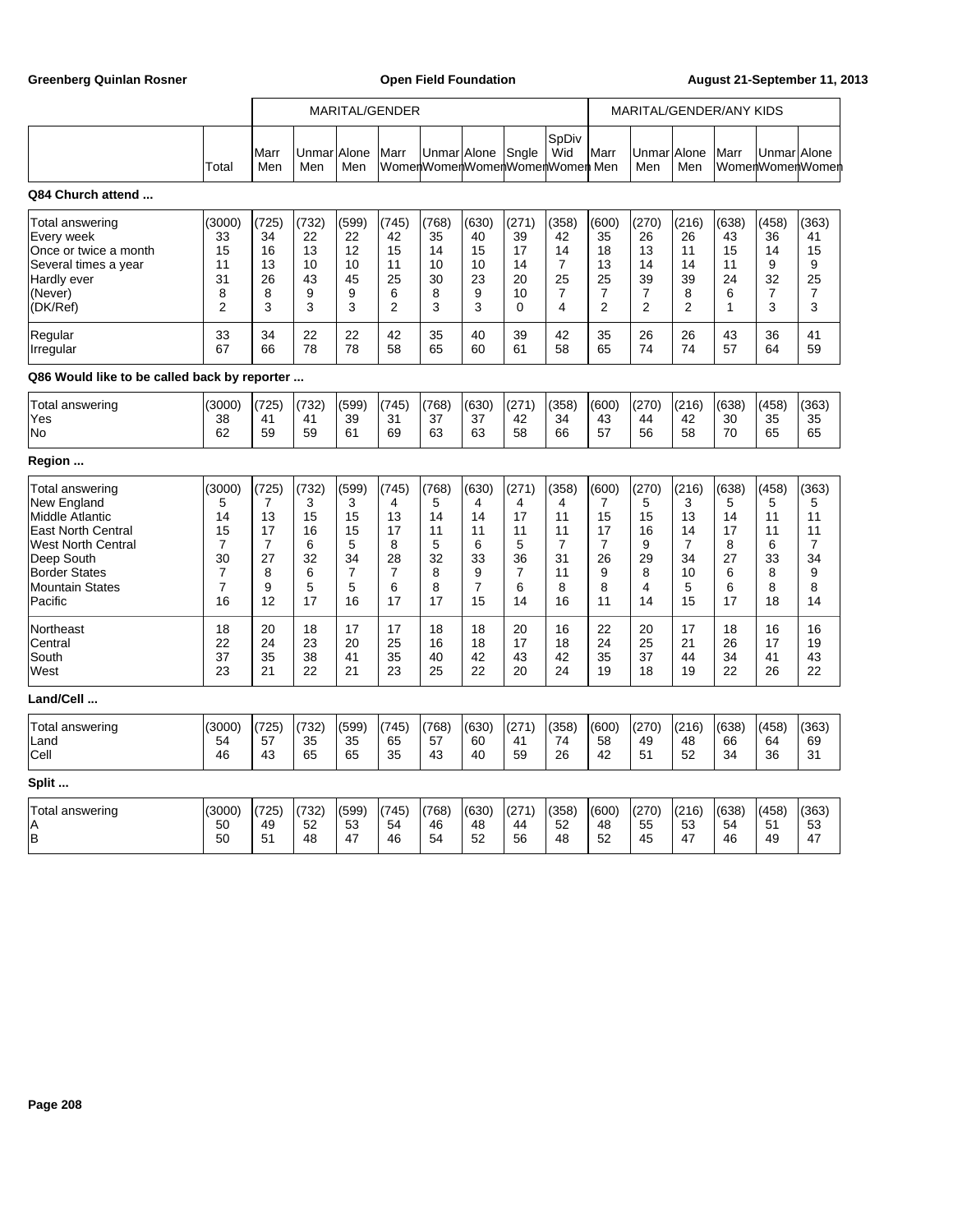| | Total | Marr Men | Unmar Men | Alone Men | Marr Women | Unmar Women | Alone Women | Sngle Women | SpDiv Wid Women | Marr Men | Unmar Men | Alone Men | Marr Women | Unmar Women | Alone Women |
|---|---|---|---|---|---|---|---|---|---|---|---|---|---|---|---|
| | | MARITAL/GENDER | | | | | | | | MARITAL/GENDER/ANY KIDS | | | | | |

**Q84 Church attend ...**

| | Total | Marr Men | Unmar Men | Alone Men | Marr Women | Unmar Women | Alone Women | Sngle Women | SpDiv Wid Women | Marr Men | Unmar Men | Alone Men | Marr Women | Unmar Women | Alone Women |
|---|---|---|---|---|---|---|---|---|---|---|---|---|---|---|---|
| Total answering | (3000) | (725) | (732) | (599) | (745) | (768) | (630) | (271) | (358) | (600) | (270) | (216) | (638) | (458) | (363) |
| Every week | 33 | 34 | 22 | 22 | 42 | 35 | 40 | 39 | 42 | 35 | 26 | 26 | 43 | 36 | 41 |
| Once or twice a month | 15 | 16 | 13 | 12 | 15 | 14 | 15 | 17 | 14 | 18 | 13 | 11 | 15 | 14 | 15 |
| Several times a year | 11 | 13 | 10 | 10 | 11 | 10 | 10 | 14 | 7 | 13 | 14 | 14 | 11 | 9 | 9 |
| Hardly ever | 31 | 26 | 43 | 45 | 25 | 30 | 23 | 20 | 25 | 25 | 39 | 39 | 24 | 32 | 25 |
| (Never) | 8 | 8 | 9 | 9 | 6 | 8 | 9 | 10 | 7 | 7 | 7 | 8 | 6 | 7 | 7 |
| (DK/Ref) | 2 | 3 | 3 | 3 | 2 | 3 | 3 | 0 | 4 | 2 | 2 | 2 | 1 | 3 | 3 |
| Regular | 33 | 34 | 22 | 22 | 42 | 35 | 40 | 39 | 42 | 35 | 26 | 26 | 43 | 36 | 41 |
| Irregular | 67 | 66 | 78 | 78 | 58 | 65 | 60 | 61 | 58 | 65 | 74 | 74 | 57 | 64 | 59 |

**Q86 Would like to be called back by reporter ...**

| | Total | Marr Men | Unmar Men | Alone Men | Marr Women | Unmar Women | Alone Women | Sngle Women | SpDiv Wid Women | Marr Men | Unmar Men | Alone Men | Marr Women | Unmar Women | Alone Women |
|---|---|---|---|---|---|---|---|---|---|---|---|---|---|---|---|
| Total answering | (3000) | (725) | (732) | (599) | (745) | (768) | (630) | (271) | (358) | (600) | (270) | (216) | (638) | (458) | (363) |
| Yes | 38 | 41 | 41 | 39 | 31 | 37 | 37 | 42 | 34 | 43 | 44 | 42 | 30 | 35 | 35 |
| No | 62 | 59 | 59 | 61 | 69 | 63 | 63 | 58 | 66 | 57 | 56 | 58 | 70 | 65 | 65 |

**Region ...**

| | Total | Marr Men | Unmar Men | Alone Men | Marr Women | Unmar Women | Alone Women | Sngle Women | SpDiv Wid Women | Marr Men | Unmar Men | Alone Men | Marr Women | Unmar Women | Alone Women |
|---|---|---|---|---|---|---|---|---|---|---|---|---|---|---|---|
| Total answering | (3000) | (725) | (732) | (599) | (745) | (768) | (630) | (271) | (358) | (600) | (270) | (216) | (638) | (458) | (363) |
| New England | 5 | 7 | 3 | 3 | 4 | 5 | 4 | 4 | 4 | 7 | 5 | 3 | 5 | 5 | 5 |
| Middle Atlantic | 14 | 13 | 15 | 15 | 13 | 14 | 14 | 17 | 11 | 15 | 15 | 13 | 14 | 11 | 11 |
| East North Central | 15 | 17 | 16 | 15 | 17 | 11 | 11 | 11 | 11 | 17 | 16 | 14 | 17 | 11 | 11 |
| West North Central | 7 | 7 | 6 | 5 | 8 | 5 | 6 | 5 | 7 | 7 | 9 | 7 | 8 | 6 | 7 |
| Deep South | 30 | 27 | 32 | 34 | 28 | 32 | 33 | 36 | 31 | 26 | 29 | 34 | 27 | 33 | 34 |
| Border States | 7 | 8 | 6 | 7 | 7 | 8 | 9 | 7 | 11 | 9 | 8 | 10 | 6 | 8 | 9 |
| Mountain States | 7 | 9 | 5 | 5 | 6 | 8 | 7 | 6 | 8 | 8 | 4 | 5 | 6 | 8 | 8 |
| Pacific | 16 | 12 | 17 | 16 | 17 | 17 | 15 | 14 | 16 | 11 | 14 | 15 | 17 | 18 | 14 |
| Northeast | 18 | 20 | 18 | 17 | 17 | 18 | 18 | 20 | 16 | 22 | 20 | 17 | 18 | 16 | 16 |
| Central | 22 | 24 | 23 | 20 | 25 | 16 | 18 | 17 | 18 | 24 | 25 | 21 | 26 | 17 | 19 |
| South | 37 | 35 | 38 | 41 | 35 | 40 | 42 | 43 | 42 | 35 | 37 | 44 | 34 | 41 | 43 |
| West | 23 | 21 | 22 | 21 | 23 | 25 | 22 | 20 | 24 | 19 | 18 | 19 | 22 | 26 | 22 |

**Land/Cell ...**

| | Total | Marr Men | Unmar Men | Alone Men | Marr Women | Unmar Women | Alone Women | Sngle Women | SpDiv Wid Women | Marr Men | Unmar Men | Alone Men | Marr Women | Unmar Women | Alone Women |
|---|---|---|---|---|---|---|---|---|---|---|---|---|---|---|---|
| Total answering | (3000) | (725) | (732) | (599) | (745) | (768) | (630) | (271) | (358) | (600) | (270) | (216) | (638) | (458) | (363) |
| Land | 54 | 57 | 35 | 35 | 65 | 57 | 60 | 41 | 74 | 58 | 49 | 48 | 66 | 64 | 69 |
| Cell | 46 | 43 | 65 | 65 | 35 | 43 | 40 | 59 | 26 | 42 | 51 | 52 | 34 | 36 | 31 |

**Split ...**

| | Total | Marr Men | Unmar Men | Alone Men | Marr Women | Unmar Women | Alone Women | Sngle Women | SpDiv Wid Women | Marr Men | Unmar Men | Alone Men | Marr Women | Unmar Women | Alone Women |
|---|---|---|---|---|---|---|---|---|---|---|---|---|---|---|---|
| Total answering | (3000) | (725) | (732) | (599) | (745) | (768) | (630) | (271) | (358) | (600) | (270) | (216) | (638) | (458) | (363) |
| A | 50 | 49 | 52 | 53 | 54 | 46 | 48 | 44 | 52 | 48 | 55 | 53 | 54 | 51 | 53 |
| B | 50 | 51 | 48 | 47 | 46 | 54 | 52 | 56 | 48 | 52 | 45 | 47 | 46 | 49 | 47 |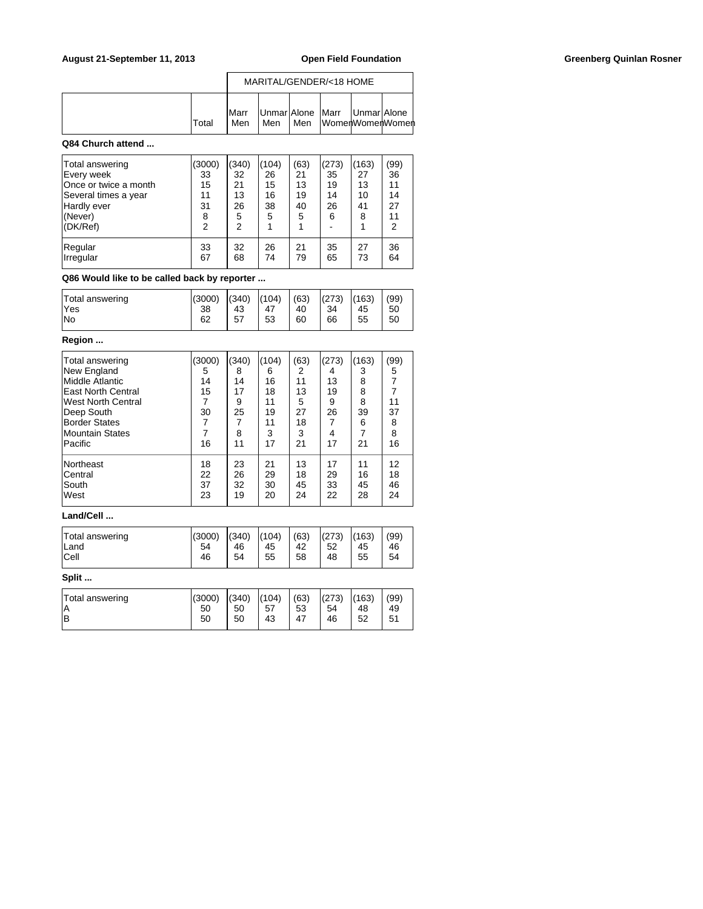| | | MARITAL/GENDER/<18 HOME | | | | | |
|---|---|---|---|---|---|---|---|
| | Total | Marr Men | Unmar Men | Alone Men | Marr Women | Unmar Women | Alone Women |

**Q84 Church attend ...**

| | | | | | | | |
|---|---|---|---|---|---|---|---|
| Total answering | (3000) | (340) | (104) | (63) | (273) | (163) | (99) |
| Every week | 33 | 32 | 26 | 21 | 35 | 27 | 36 |
| Once or twice a month | 15 | 21 | 15 | 13 | 19 | 13 | 11 |
| Several times a year | 11 | 13 | 16 | 19 | 14 | 10 | 14 |
| Hardly ever | 31 | 26 | 38 | 40 | 26 | 41 | 27 |
| (Never) | 8 | 5 | 5 | 5 | 6 | 8 | 11 |
| (DK/Ref) | 2 | 2 | 1 | 1 | - | 1 | 2 |
| Regular | 33 | 32 | 26 | 21 | 35 | 27 | 36 |
| Irregular | 67 | 68 | 74 | 79 | 65 | 73 | 64 |

**Q86 Would like to be called back by reporter ...**

| | | | | | | | |
|---|---|---|---|---|---|---|---|
| Total answering | (3000) | (340) | (104) | (63) | (273) | (163) | (99) |
| Yes | 38 | 43 | 47 | 40 | 34 | 45 | 50 |
| No | 62 | 57 | 53 | 60 | 66 | 55 | 50 |

**Region ...**

| | | | | | | | |
|---|---|---|---|---|---|---|---|
| Total answering | (3000) | (340) | (104) | (63) | (273) | (163) | (99) |
| New England | 5 | 8 | 6 | 2 | 4 | 3 | 5 |
| Middle Atlantic | 14 | 14 | 16 | 11 | 13 | 8 | 7 |
| East North Central | 15 | 17 | 18 | 13 | 19 | 8 | 7 |
| West North Central | 7 | 9 | 11 | 5 | 9 | 8 | 11 |
| Deep South | 30 | 25 | 19 | 27 | 26 | 39 | 37 |
| Border States | 7 | 7 | 11 | 18 | 7 | 6 | 8 |
| Mountain States | 7 | 8 | 3 | 3 | 4 | 7 | 8 |
| Pacific | 16 | 11 | 17 | 21 | 17 | 21 | 16 |
| Northeast | 18 | 23 | 21 | 13 | 17 | 11 | 12 |
| Central | 22 | 26 | 29 | 18 | 29 | 16 | 18 |
| South | 37 | 32 | 30 | 45 | 33 | 45 | 46 |
| West | 23 | 19 | 20 | 24 | 22 | 28 | 24 |

**Land/Cell ...**

| | | | | | | | |
|---|---|---|---|---|---|---|---|
| Total answering | (3000) | (340) | (104) | (63) | (273) | (163) | (99) |
| Land | 54 | 46 | 45 | 42 | 52 | 45 | 46 |
| Cell | 46 | 54 | 55 | 58 | 48 | 55 | 54 |

**Split ...**

| | | | | | | | |
|---|---|---|---|---|---|---|---|
| Total answering | (3000) | (340) | (104) | (63) | (273) | (163) | (99) |
| A | 50 | 50 | 57 | 53 | 54 | 48 | 49 |
| B | 50 | 50 | 43 | 47 | 46 | 52 | 51 |